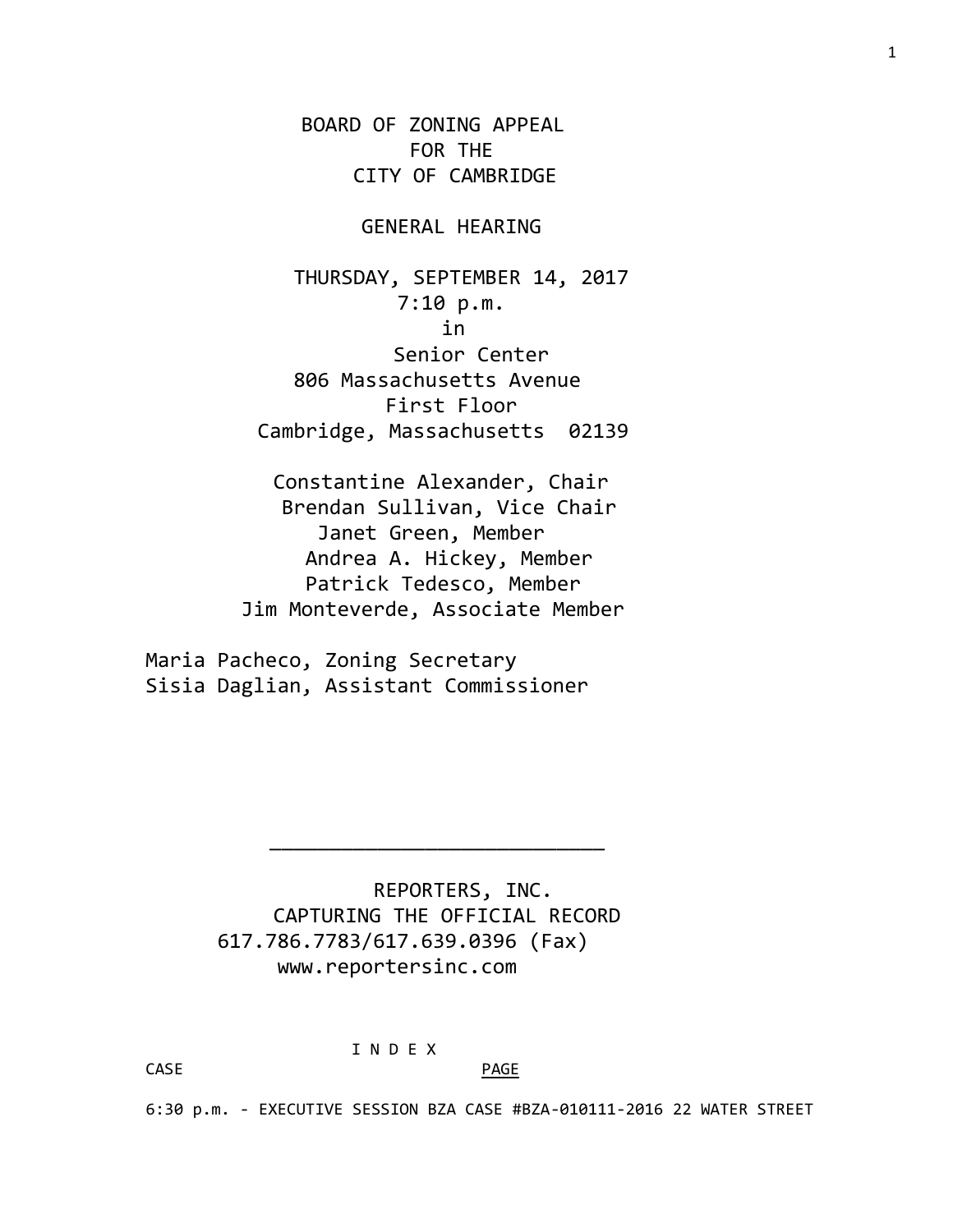# BOARD OF ZONING APPEAL
# FOR THE
# CITY OF CAMBRIDGE

## GENERAL HEARING

THURSDAY, SEPTEMBER 14, 2017
7:10 p.m.
in
Senior Center
806 Massachusetts Avenue
First Floor
Cambridge, Massachusetts 02139

Constantine Alexander, Chair
Brendan Sullivan, Vice Chair
Janet Green, Member
Andrea A. Hickey, Member
Patrick Tedesco, Member
Jim Monteverde, Associate Member

Maria Pacheco, Zoning Secretary
Sisia Daglian, Assistant Commissioner

---

REPORTERS, INC.
CAPTURING THE OFFICIAL RECORD
617.786.7783/617.639.0396 (Fax)
www.reportersinc.com

I N D E X

| CASE | PAGE |
|---|---|
| 6:30 p.m. - EXECUTIVE SESSION BZA CASE #BZA-010111-2016 22 WATER STREET | |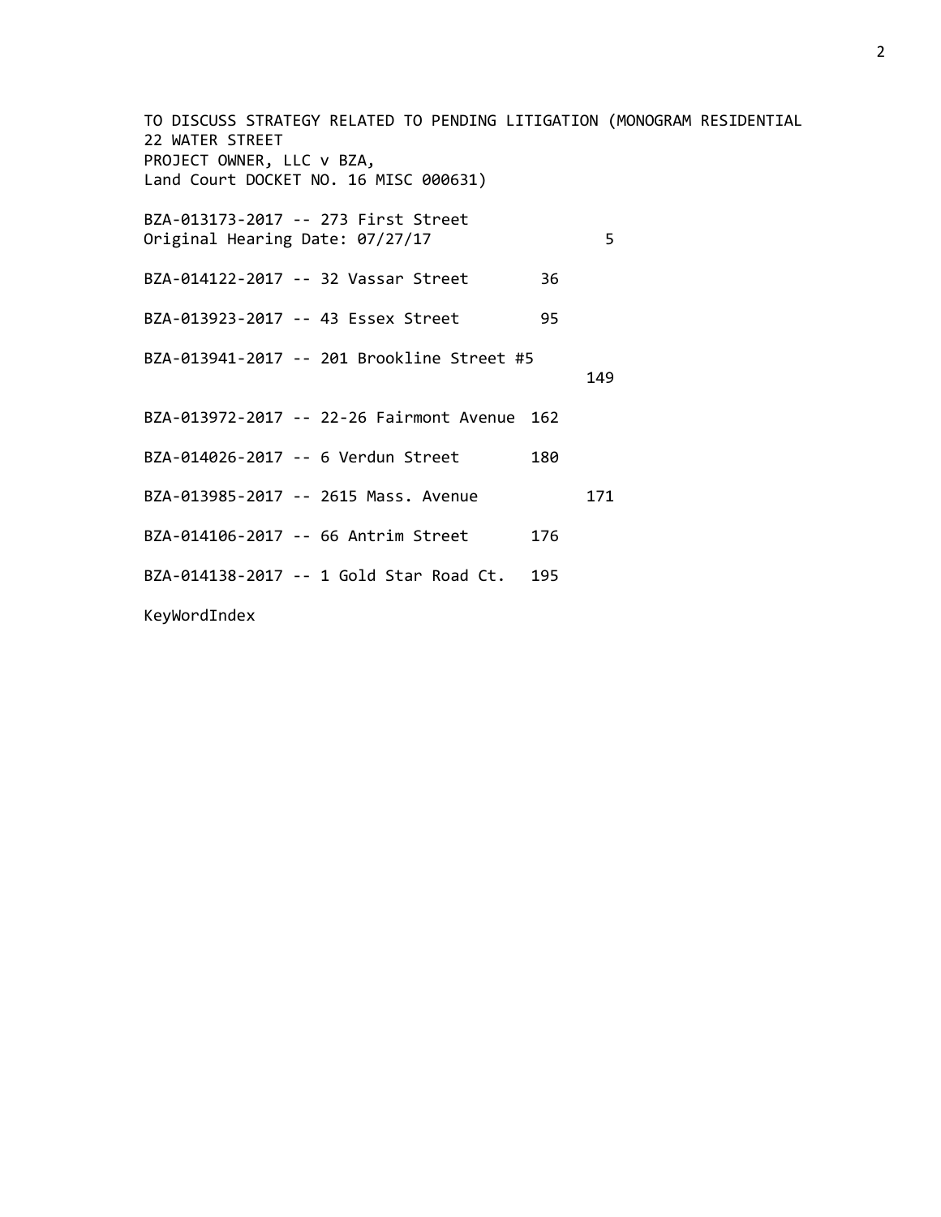TO DISCUSS STRATEGY RELATED TO PENDING LITIGATION (MONOGRAM RESIDENTIAL 22 WATER STREET
PROJECT OWNER, LLC v BZA,
Land Court DOCKET NO. 16 MISC 000631)

BZA-013173-2017 -- 273 First Street
Original Hearing Date: 07/27/17 5

BZA-014122-2017 -- 32 Vassar Street 36

BZA-013923-2017 -- 43 Essex Street 95

BZA-013941-2017 -- 201 Brookline Street #5 149

BZA-013972-2017 -- 22-26 Fairmont Avenue 162

BZA-014026-2017 -- 6 Verdun Street 180

BZA-013985-2017 -- 2615 Mass. Avenue 171

BZA-014106-2017 -- 66 Antrim Street 176

BZA-014138-2017 -- 1 Gold Star Road Ct. 195

KeyWordIndex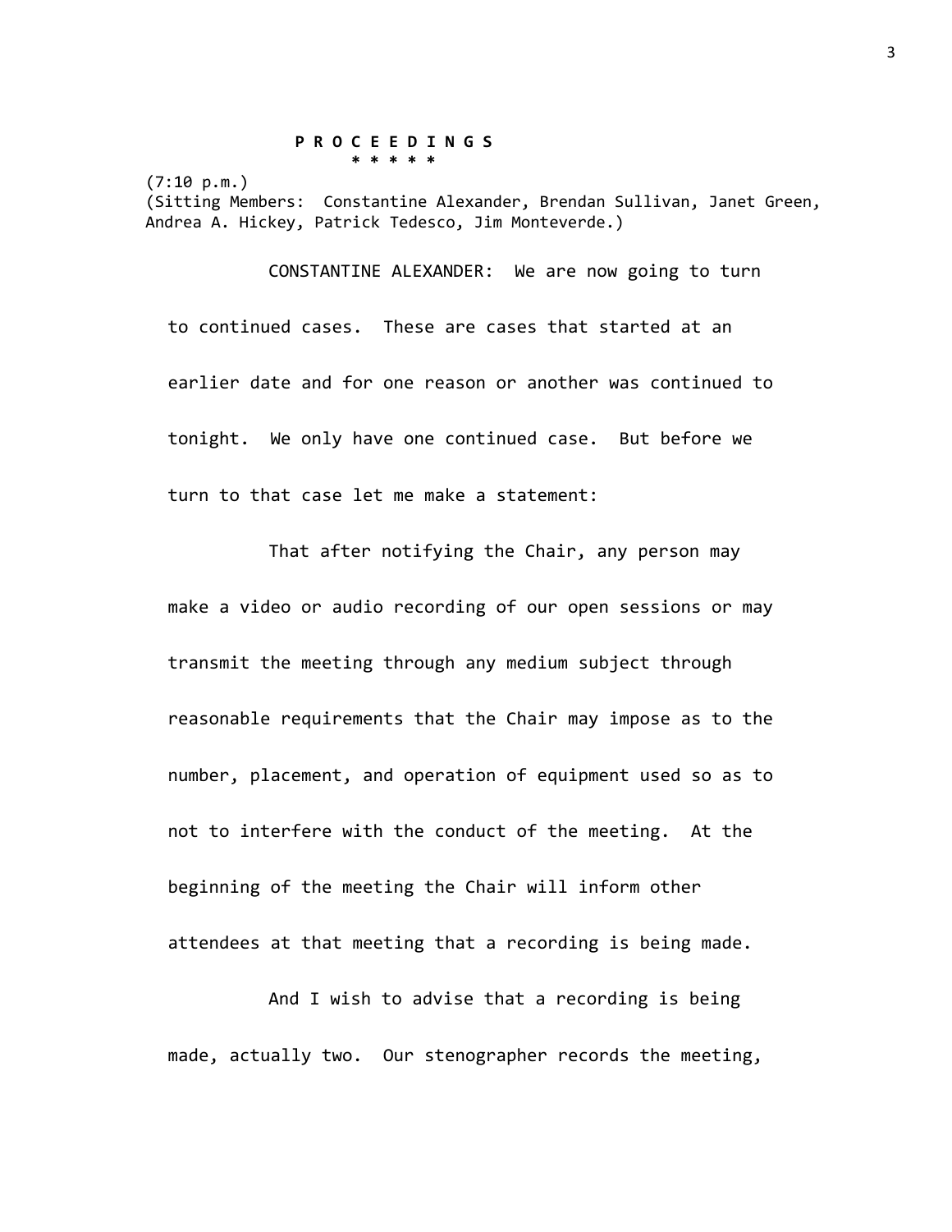**P R O C E E D I N G S**

\* \* \* \* \*

(7:10 p.m.)

(Sitting Members: Constantine Alexander, Brendan Sullivan, Janet Green, Andrea A. Hickey, Patrick Tedesco, Jim Monteverde.)

CONSTANTINE ALEXANDER: We are now going to turn to continued cases. These are cases that started at an earlier date and for one reason or another was continued to tonight. We only have one continued case. But before we turn to that case let me make a statement:

That after notifying the Chair, any person may make a video or audio recording of our open sessions or may transmit the meeting through any medium subject through reasonable requirements that the Chair may impose as to the number, placement, and operation of equipment used so as to not to interfere with the conduct of the meeting. At the beginning of the meeting the Chair will inform other attendees at that meeting that a recording is being made.

And I wish to advise that a recording is being made, actually two. Our stenographer records the meeting,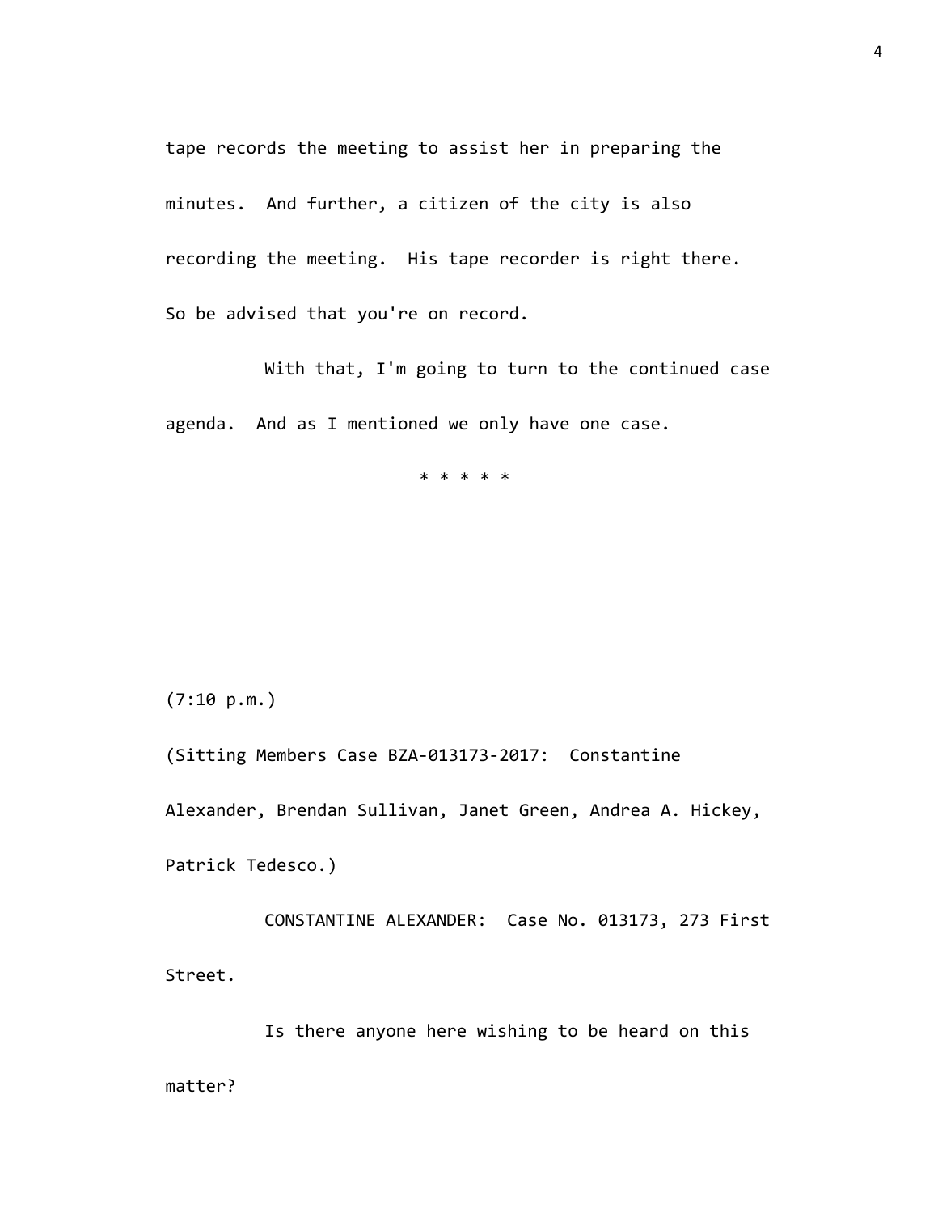tape records the meeting to assist her in preparing the minutes. And further, a citizen of the city is also recording the meeting. His tape recorder is right there. So be advised that you're on record.

With that, I'm going to turn to the continued case agenda. And as I mentioned we only have one case.

* * * * *

(7:10 p.m.)

(Sitting Members Case BZA-013173-2017: Constantine Alexander, Brendan Sullivan, Janet Green, Andrea A. Hickey, Patrick Tedesco.)

CONSTANTINE ALEXANDER: Case No. 013173, 273 First Street.

Is there anyone here wishing to be heard on this matter?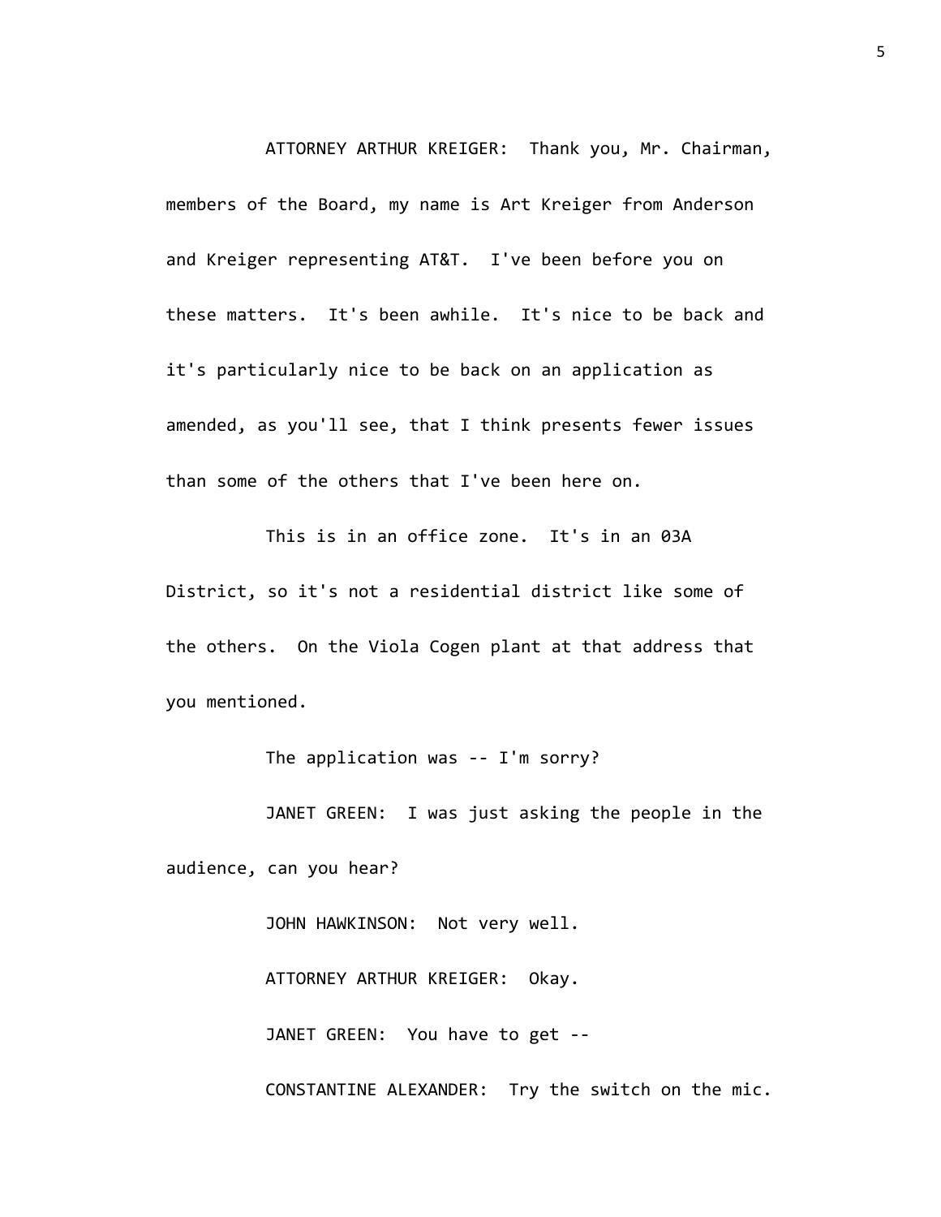ATTORNEY ARTHUR KREIGER: Thank you, Mr. Chairman, members of the Board, my name is Art Kreiger from Anderson and Kreiger representing AT&T. I've been before you on these matters. It's been awhile. It's nice to be back and it's particularly nice to be back on an application as amended, as you'll see, that I think presents fewer issues than some of the others that I've been here on.

This is in an office zone. It's in an 03A District, so it's not a residential district like some of the others. On the Viola Cogen plant at that address that you mentioned.

The application was -- I'm sorry?

JANET GREEN: I was just asking the people in the audience, can you hear?

JOHN HAWKINSON: Not very well.

ATTORNEY ARTHUR KREIGER: Okay.

JANET GREEN: You have to get --

CONSTANTINE ALEXANDER: Try the switch on the mic.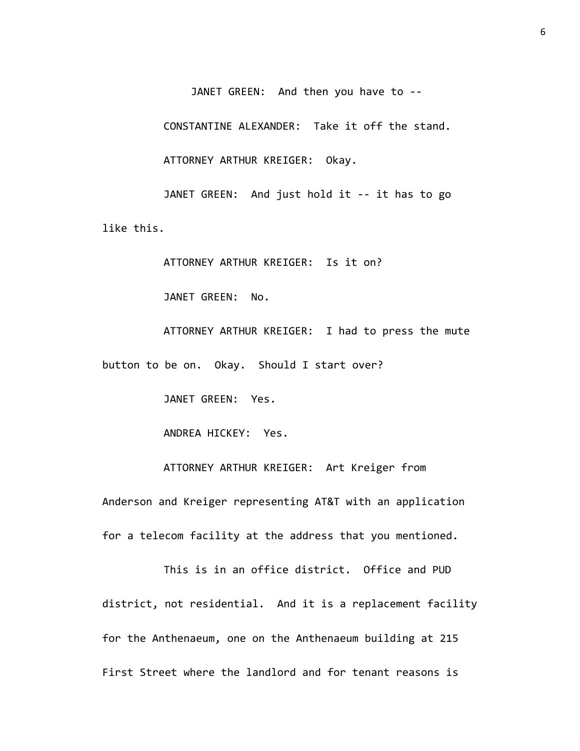JANET GREEN: And then you have to --

CONSTANTINE ALEXANDER: Take it off the stand.

ATTORNEY ARTHUR KREIGER: Okay.

JANET GREEN: And just hold it -- it has to go like this.

ATTORNEY ARTHUR KREIGER: Is it on?

JANET GREEN: No.

ATTORNEY ARTHUR KREIGER: I had to press the mute button to be on. Okay. Should I start over?

JANET GREEN: Yes.

ANDREA HICKEY: Yes.

ATTORNEY ARTHUR KREIGER: Art Kreiger from Anderson and Kreiger representing AT&T with an application for a telecom facility at the address that you mentioned.

This is in an office district. Office and PUD district, not residential. And it is a replacement facility for the Anthenaeum, one on the Anthenaeum building at 215 First Street where the landlord and for tenant reasons is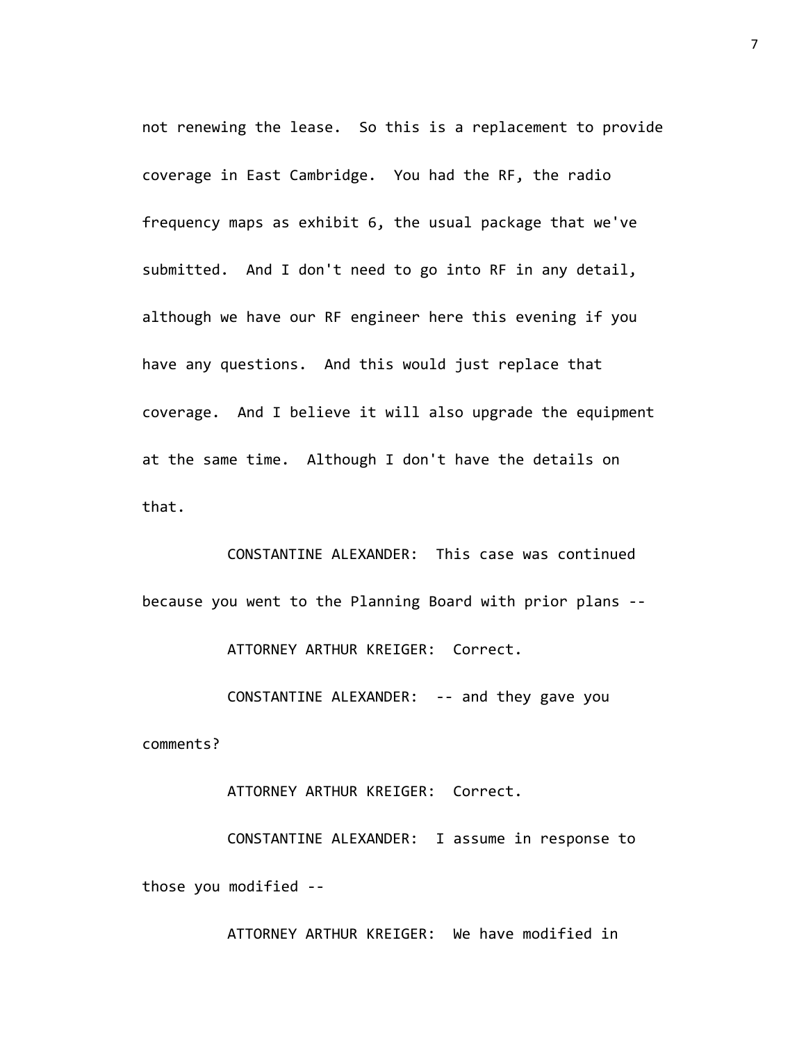not renewing the lease. So this is a replacement to provide coverage in East Cambridge. You had the RF, the radio frequency maps as exhibit 6, the usual package that we've submitted. And I don't need to go into RF in any detail, although we have our RF engineer here this evening if you have any questions. And this would just replace that coverage. And I believe it will also upgrade the equipment at the same time. Although I don't have the details on that.

CONSTANTINE ALEXANDER: This case was continued because you went to the Planning Board with prior plans --

ATTORNEY ARTHUR KREIGER: Correct.

CONSTANTINE ALEXANDER: -- and they gave you comments?

ATTORNEY ARTHUR KREIGER: Correct.

CONSTANTINE ALEXANDER: I assume in response to those you modified --

ATTORNEY ARTHUR KREIGER: We have modified in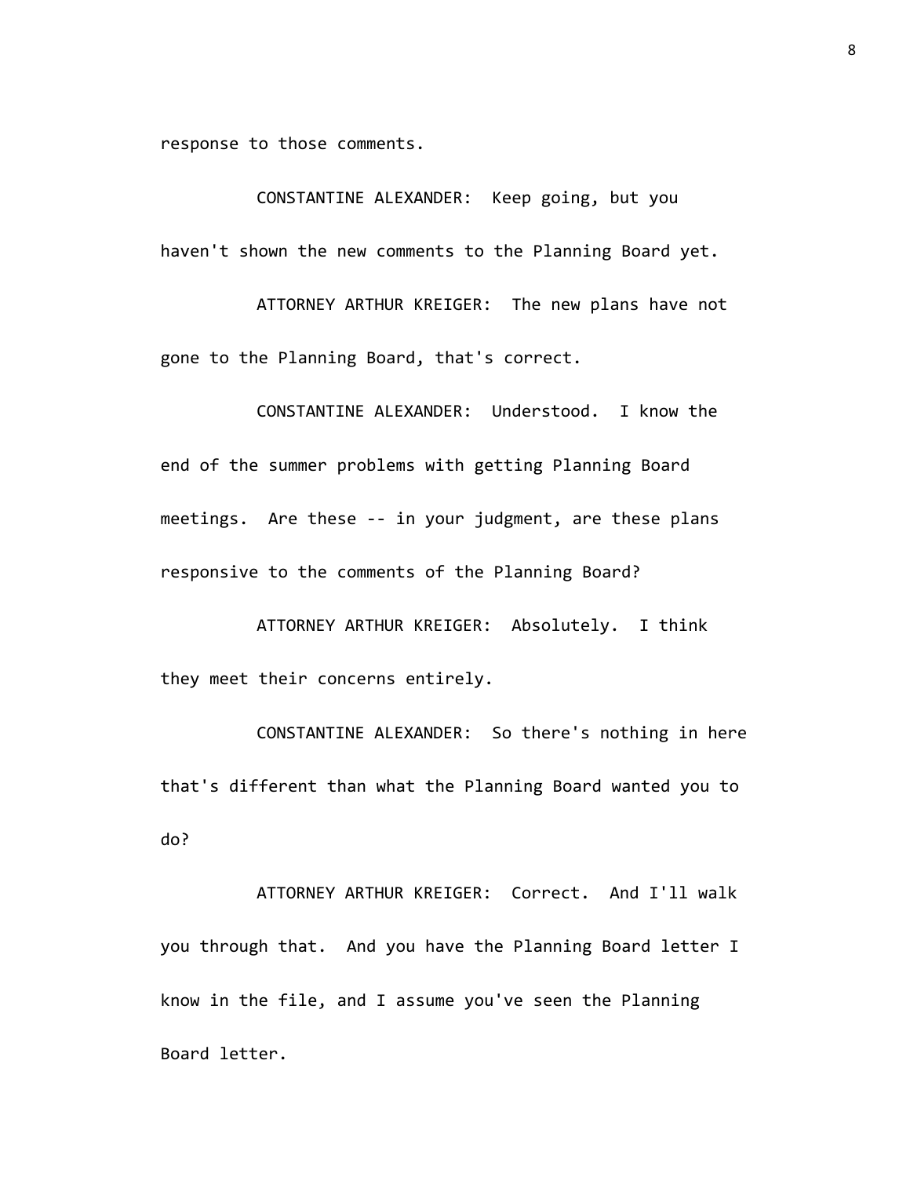response to those comments.

CONSTANTINE ALEXANDER: Keep going, but you haven't shown the new comments to the Planning Board yet.

ATTORNEY ARTHUR KREIGER: The new plans have not gone to the Planning Board, that's correct.

CONSTANTINE ALEXANDER: Understood. I know the end of the summer problems with getting Planning Board meetings. Are these -- in your judgment, are these plans responsive to the comments of the Planning Board?

ATTORNEY ARTHUR KREIGER: Absolutely. I think they meet their concerns entirely.

CONSTANTINE ALEXANDER: So there's nothing in here that's different than what the Planning Board wanted you to do?

ATTORNEY ARTHUR KREIGER: Correct. And I'll walk you through that. And you have the Planning Board letter I know in the file, and I assume you've seen the Planning Board letter.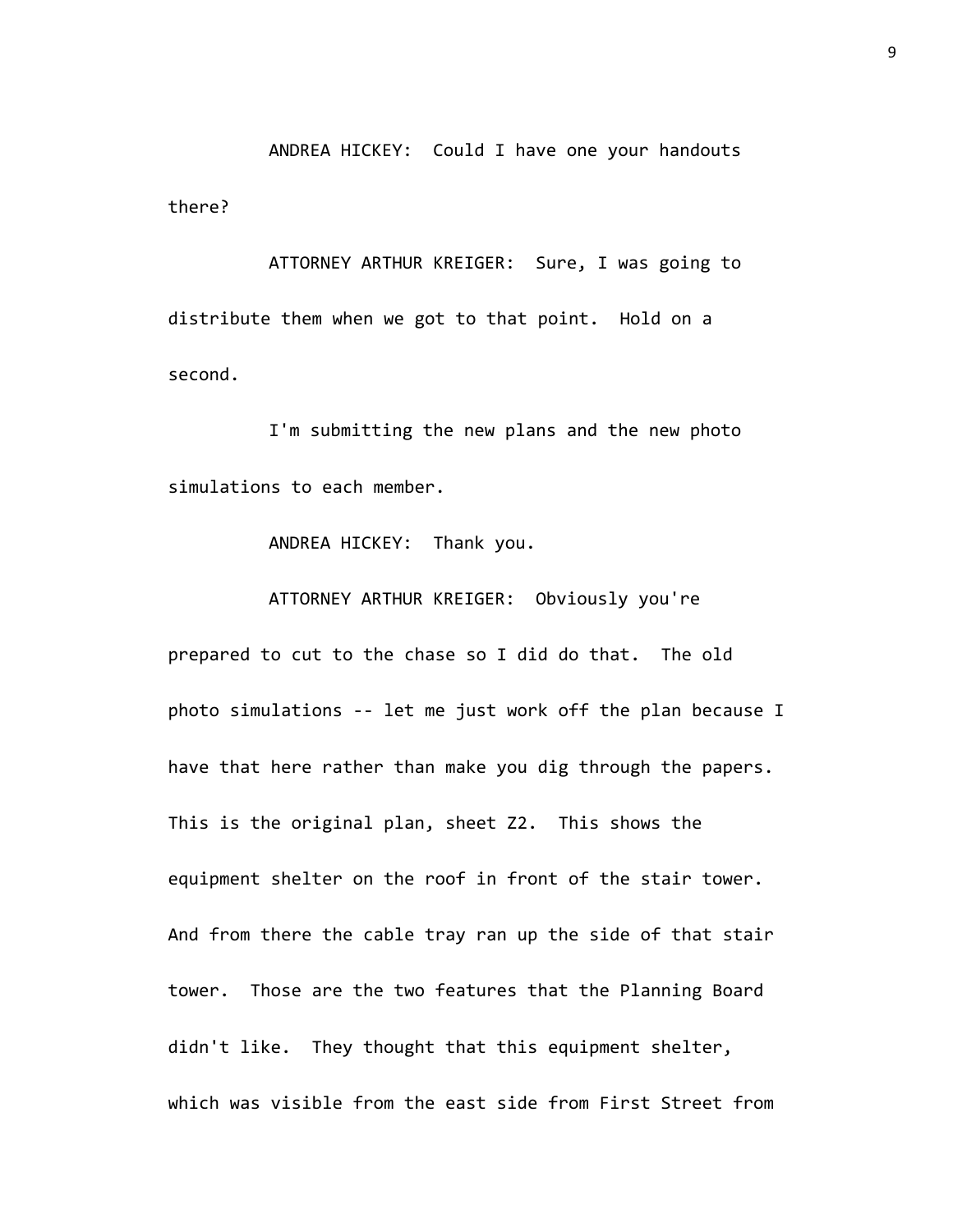ANDREA HICKEY: Could I have one your handouts there?

ATTORNEY ARTHUR KREIGER: Sure, I was going to distribute them when we got to that point. Hold on a second.

I'm submitting the new plans and the new photo simulations to each member.

ANDREA HICKEY: Thank you.

ATTORNEY ARTHUR KREIGER: Obviously you're prepared to cut to the chase so I did do that. The old photo simulations -- let me just work off the plan because I have that here rather than make you dig through the papers. This is the original plan, sheet Z2. This shows the equipment shelter on the roof in front of the stair tower. And from there the cable tray ran up the side of that stair tower. Those are the two features that the Planning Board didn't like. They thought that this equipment shelter, which was visible from the east side from First Street from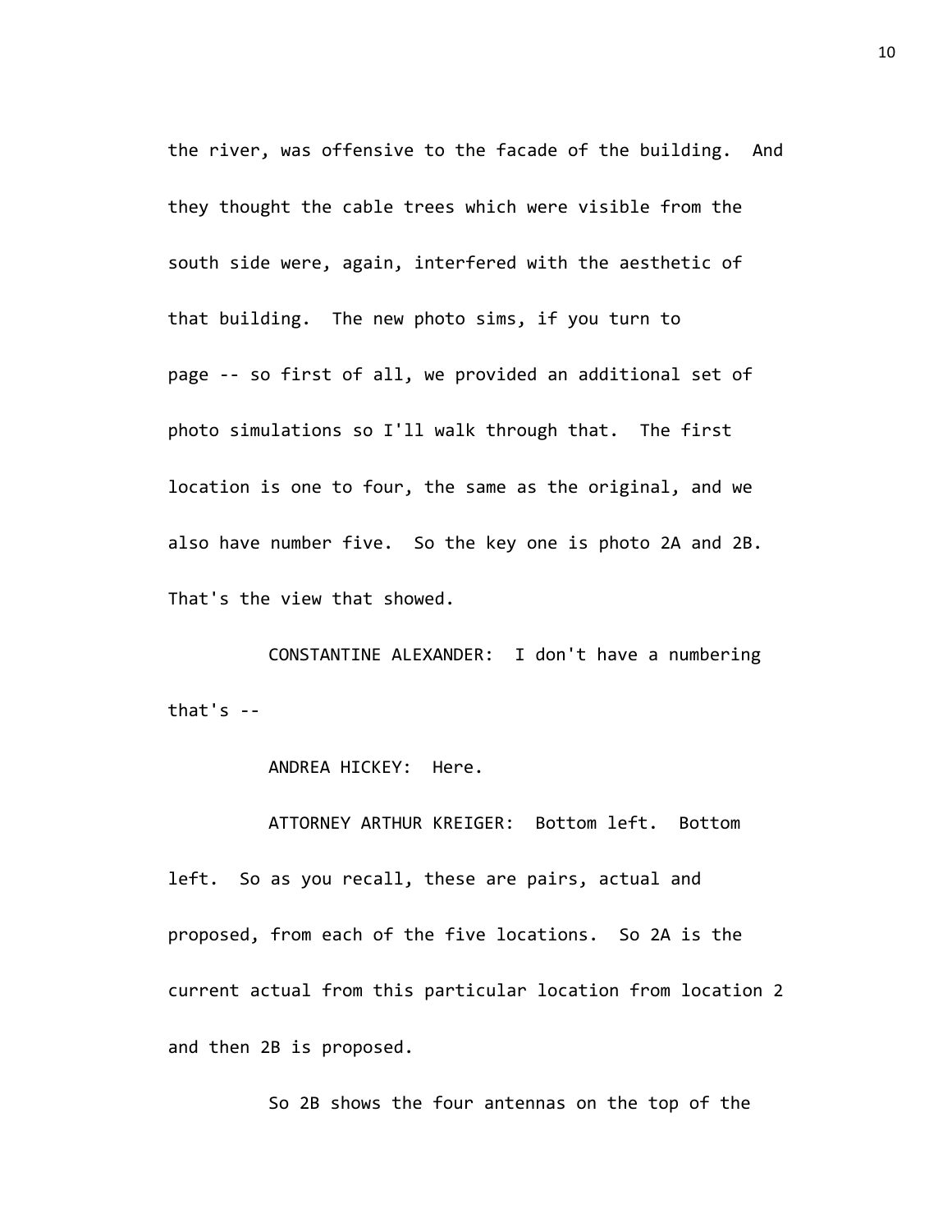the river, was offensive to the facade of the building. And they thought the cable trees which were visible from the south side were, again, interfered with the aesthetic of that building. The new photo sims, if you turn to page -- so first of all, we provided an additional set of photo simulations so I'll walk through that. The first location is one to four, the same as the original, and we also have number five. So the key one is photo 2A and 2B. That's the view that showed.

CONSTANTINE ALEXANDER: I don't have a numbering that's --

ANDREA HICKEY: Here.

ATTORNEY ARTHUR KREIGER: Bottom left. Bottom left. So as you recall, these are pairs, actual and proposed, from each of the five locations. So 2A is the current actual from this particular location from location 2 and then 2B is proposed.

So 2B shows the four antennas on the top of the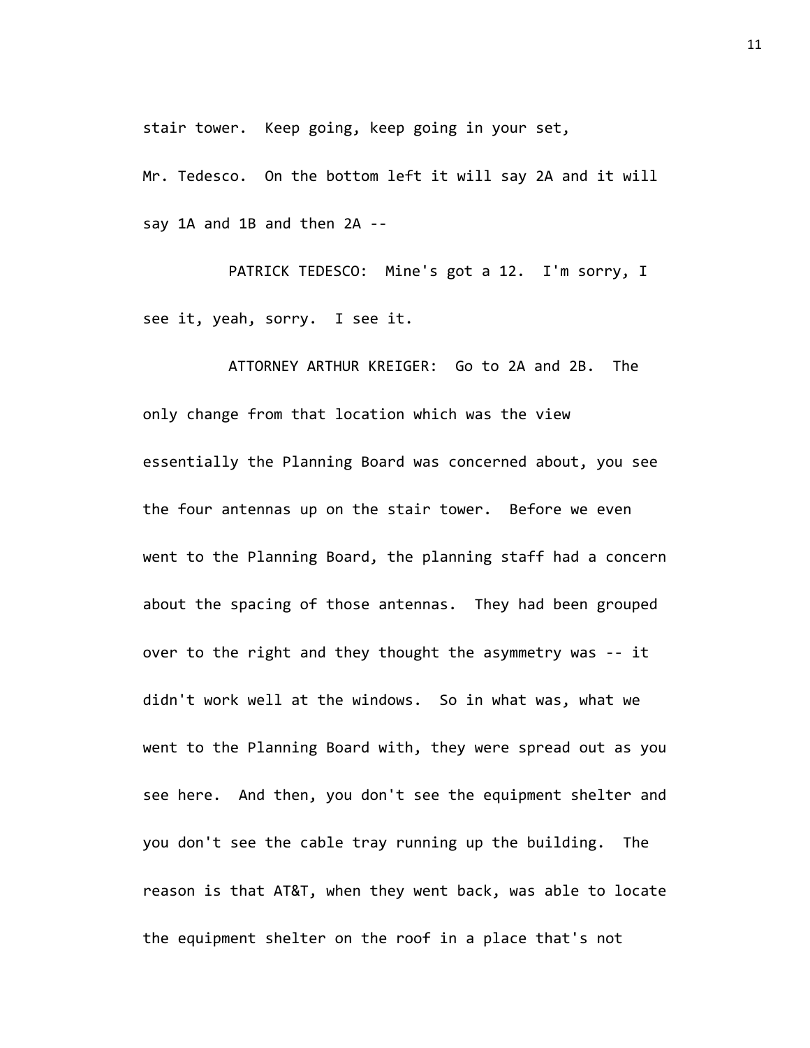stair tower. Keep going, keep going in your set, Mr. Tedesco. On the bottom left it will say 2A and it will say 1A and 1B and then 2A --

PATRICK TEDESCO: Mine's got a 12. I'm sorry, I see it, yeah, sorry. I see it.

ATTORNEY ARTHUR KREIGER: Go to 2A and 2B. The only change from that location which was the view essentially the Planning Board was concerned about, you see the four antennas up on the stair tower. Before we even went to the Planning Board, the planning staff had a concern about the spacing of those antennas. They had been grouped over to the right and they thought the asymmetry was -- it didn't work well at the windows. So in what was, what we went to the Planning Board with, they were spread out as you see here. And then, you don't see the equipment shelter and you don't see the cable tray running up the building. The reason is that AT&T, when they went back, was able to locate the equipment shelter on the roof in a place that's not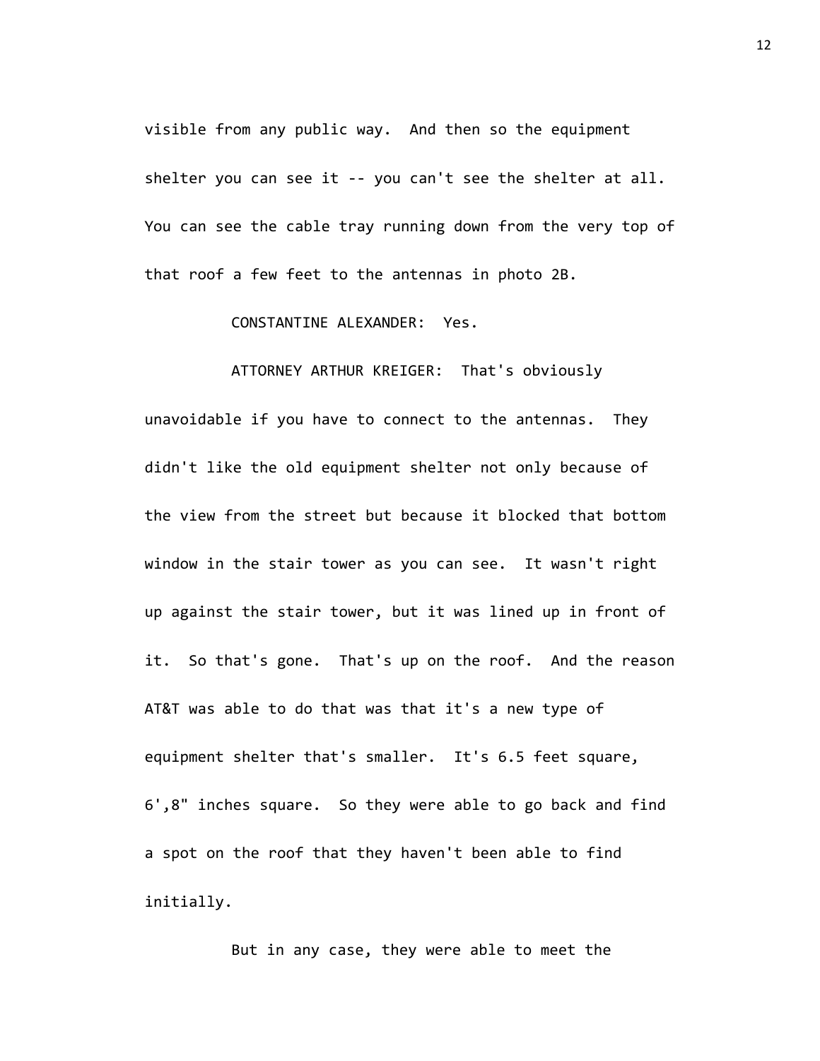visible from any public way. And then so the equipment shelter you can see it -- you can't see the shelter at all. You can see the cable tray running down from the very top of that roof a few feet to the antennas in photo 2B.

CONSTANTINE ALEXANDER: Yes.

ATTORNEY ARTHUR KREIGER: That's obviously unavoidable if you have to connect to the antennas. They didn't like the old equipment shelter not only because of the view from the street but because it blocked that bottom window in the stair tower as you can see. It wasn't right up against the stair tower, but it was lined up in front of it. So that's gone. That's up on the roof. And the reason AT&T was able to do that was that it's a new type of equipment shelter that's smaller. It's 6.5 feet square, 6',8" inches square. So they were able to go back and find a spot on the roof that they haven't been able to find initially.

But in any case, they were able to meet the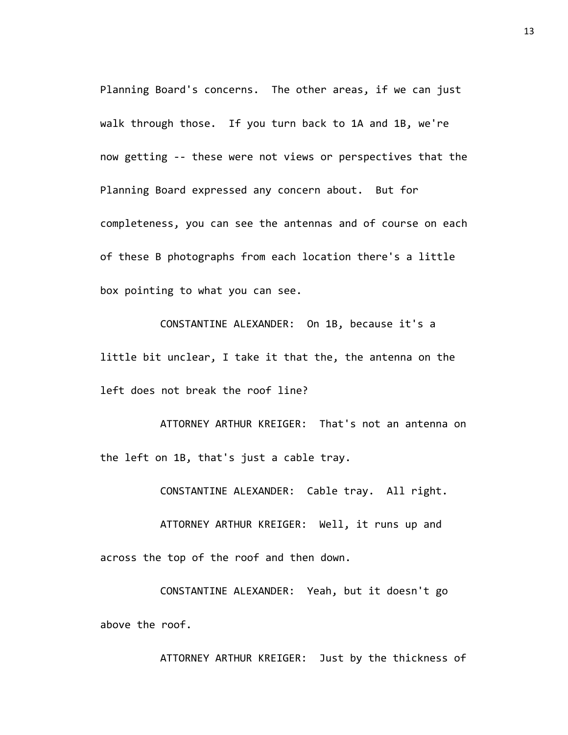Planning Board's concerns. The other areas, if we can just walk through those. If you turn back to 1A and 1B, we're now getting -- these were not views or perspectives that the Planning Board expressed any concern about. But for completeness, you can see the antennas and of course on each of these B photographs from each location there's a little box pointing to what you can see.

CONSTANTINE ALEXANDER: On 1B, because it's a little bit unclear, I take it that the, the antenna on the left does not break the roof line?

ATTORNEY ARTHUR KREIGER: That's not an antenna on the left on 1B, that's just a cable tray.

CONSTANTINE ALEXANDER: Cable tray. All right.

ATTORNEY ARTHUR KREIGER: Well, it runs up and across the top of the roof and then down.

CONSTANTINE ALEXANDER: Yeah, but it doesn't go above the roof.

ATTORNEY ARTHUR KREIGER: Just by the thickness of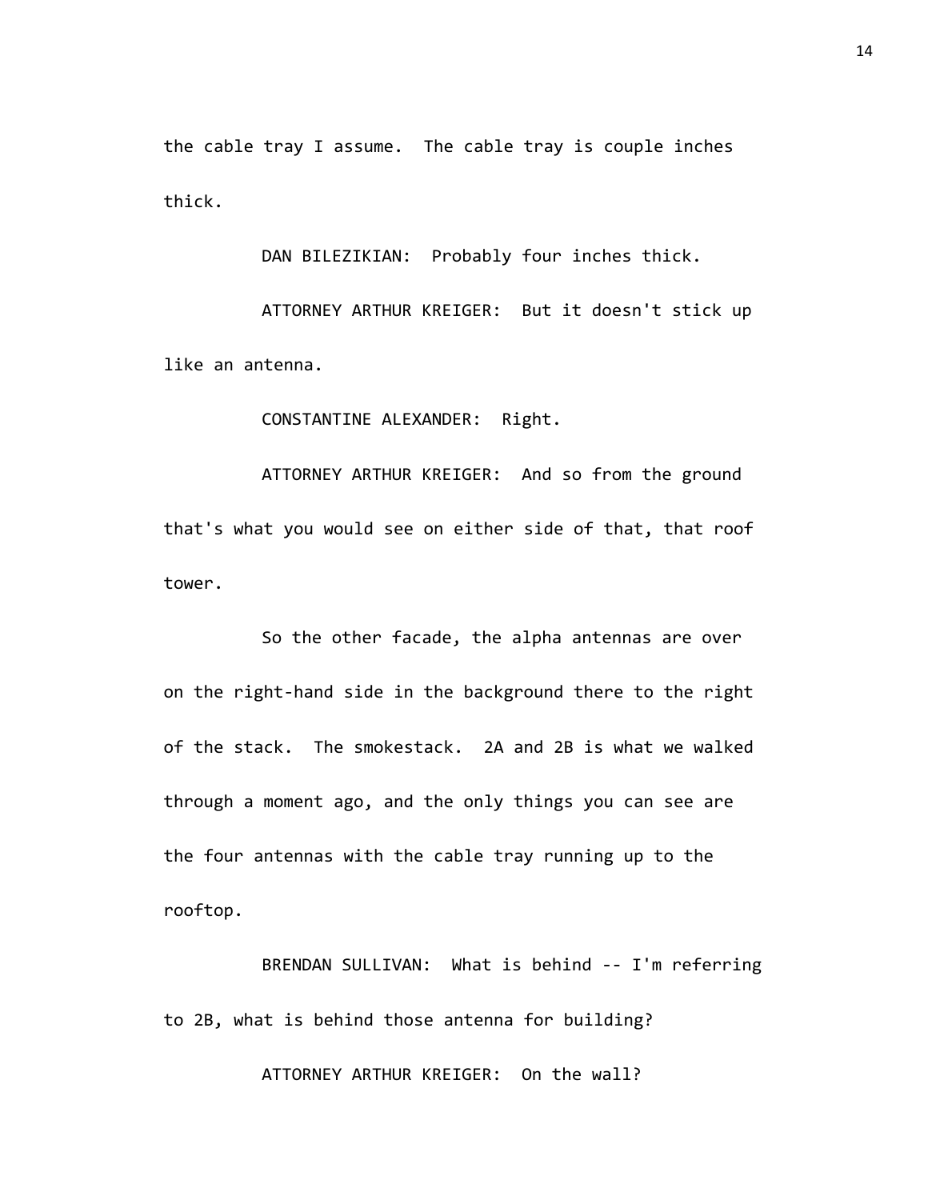the cable tray I assume. The cable tray is couple inches thick.

DAN BILEZIKIAN: Probably four inches thick.

ATTORNEY ARTHUR KREIGER: But it doesn't stick up like an antenna.

CONSTANTINE ALEXANDER: Right.

ATTORNEY ARTHUR KREIGER: And so from the ground that's what you would see on either side of that, that roof tower.

So the other facade, the alpha antennas are over on the right-hand side in the background there to the right of the stack. The smokestack. 2A and 2B is what we walked through a moment ago, and the only things you can see are the four antennas with the cable tray running up to the rooftop.

BRENDAN SULLIVAN: What is behind -- I'm referring to 2B, what is behind those antenna for building?

ATTORNEY ARTHUR KREIGER: On the wall?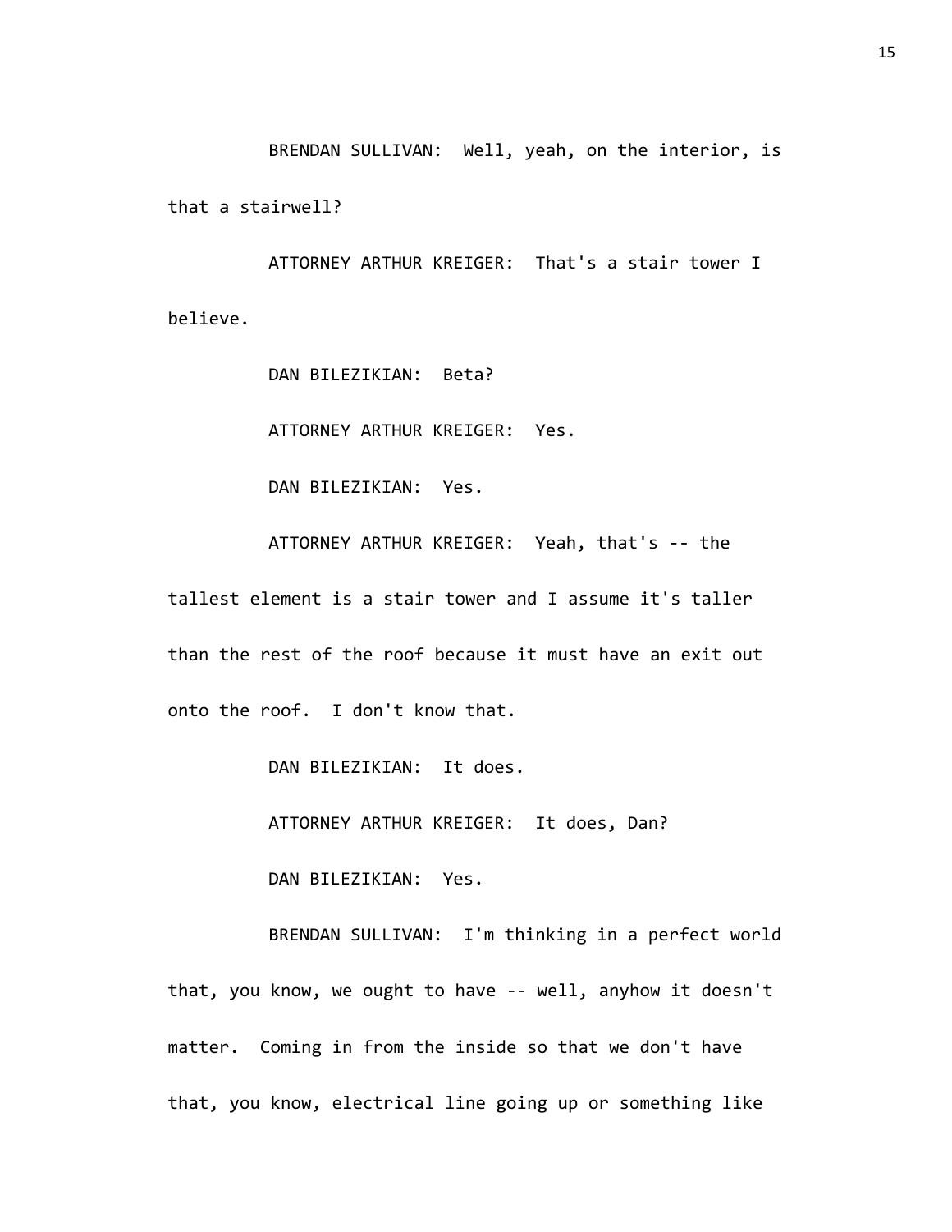BRENDAN SULLIVAN: Well, yeah, on the interior, is that a stairwell?

ATTORNEY ARTHUR KREIGER: That's a stair tower I believe.

DAN BILEZIKIAN: Beta?

ATTORNEY ARTHUR KREIGER: Yes.

DAN BILEZIKIAN: Yes.

ATTORNEY ARTHUR KREIGER: Yeah, that's -- the tallest element is a stair tower and I assume it's taller than the rest of the roof because it must have an exit out onto the roof. I don't know that.

DAN BILEZIKIAN: It does.

ATTORNEY ARTHUR KREIGER: It does, Dan?

DAN BILEZIKIAN: Yes.

BRENDAN SULLIVAN: I'm thinking in a perfect world that, you know, we ought to have -- well, anyhow it doesn't matter. Coming in from the inside so that we don't have that, you know, electrical line going up or something like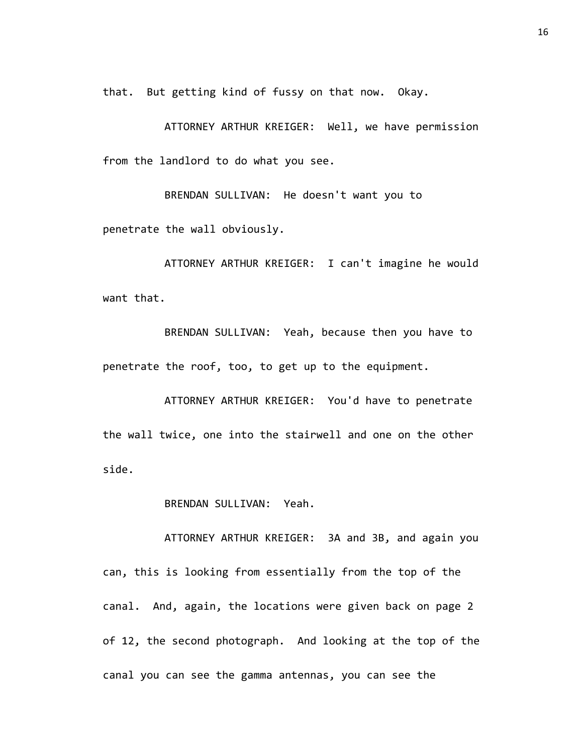that. But getting kind of fussy on that now. Okay.

ATTORNEY ARTHUR KREIGER: Well, we have permission from the landlord to do what you see.

BRENDAN SULLIVAN: He doesn't want you to penetrate the wall obviously.

ATTORNEY ARTHUR KREIGER: I can't imagine he would want that.

BRENDAN SULLIVAN: Yeah, because then you have to penetrate the roof, too, to get up to the equipment.

ATTORNEY ARTHUR KREIGER: You'd have to penetrate the wall twice, one into the stairwell and one on the other side.

BRENDAN SULLIVAN: Yeah.

ATTORNEY ARTHUR KREIGER: 3A and 3B, and again you can, this is looking from essentially from the top of the canal. And, again, the locations were given back on page 2 of 12, the second photograph. And looking at the top of the canal you can see the gamma antennas, you can see the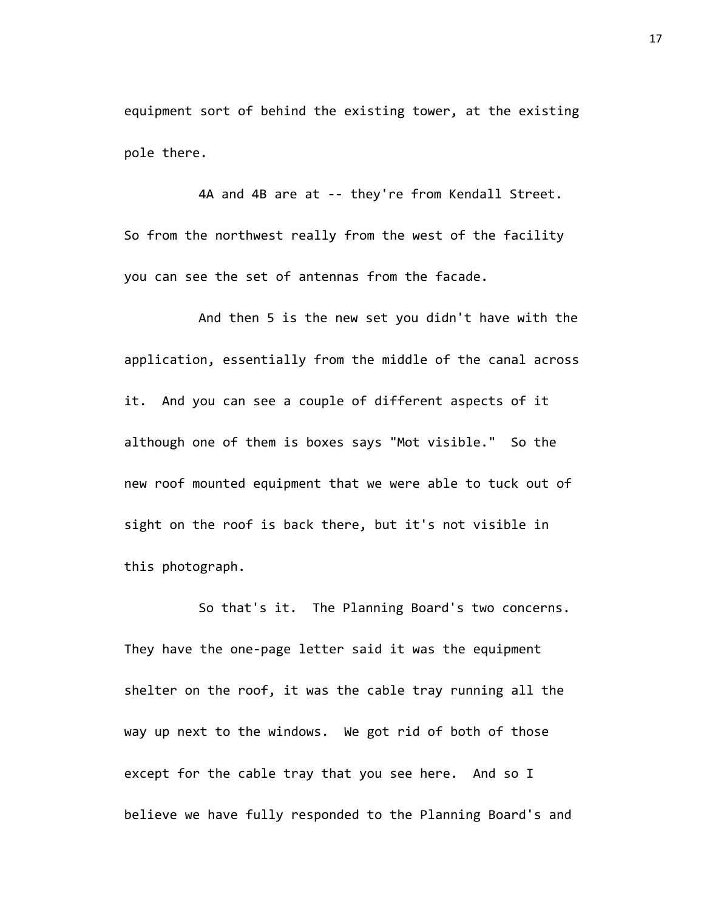equipment sort of behind the existing tower, at the existing pole there.

4A and 4B are at -- they're from Kendall Street. So from the northwest really from the west of the facility you can see the set of antennas from the facade.

And then 5 is the new set you didn't have with the application, essentially from the middle of the canal across it. And you can see a couple of different aspects of it although one of them is boxes says "Mot visible." So the new roof mounted equipment that we were able to tuck out of sight on the roof is back there, but it's not visible in this photograph.

So that's it. The Planning Board's two concerns. They have the one-page letter said it was the equipment shelter on the roof, it was the cable tray running all the way up next to the windows. We got rid of both of those except for the cable tray that you see here. And so I believe we have fully responded to the Planning Board's and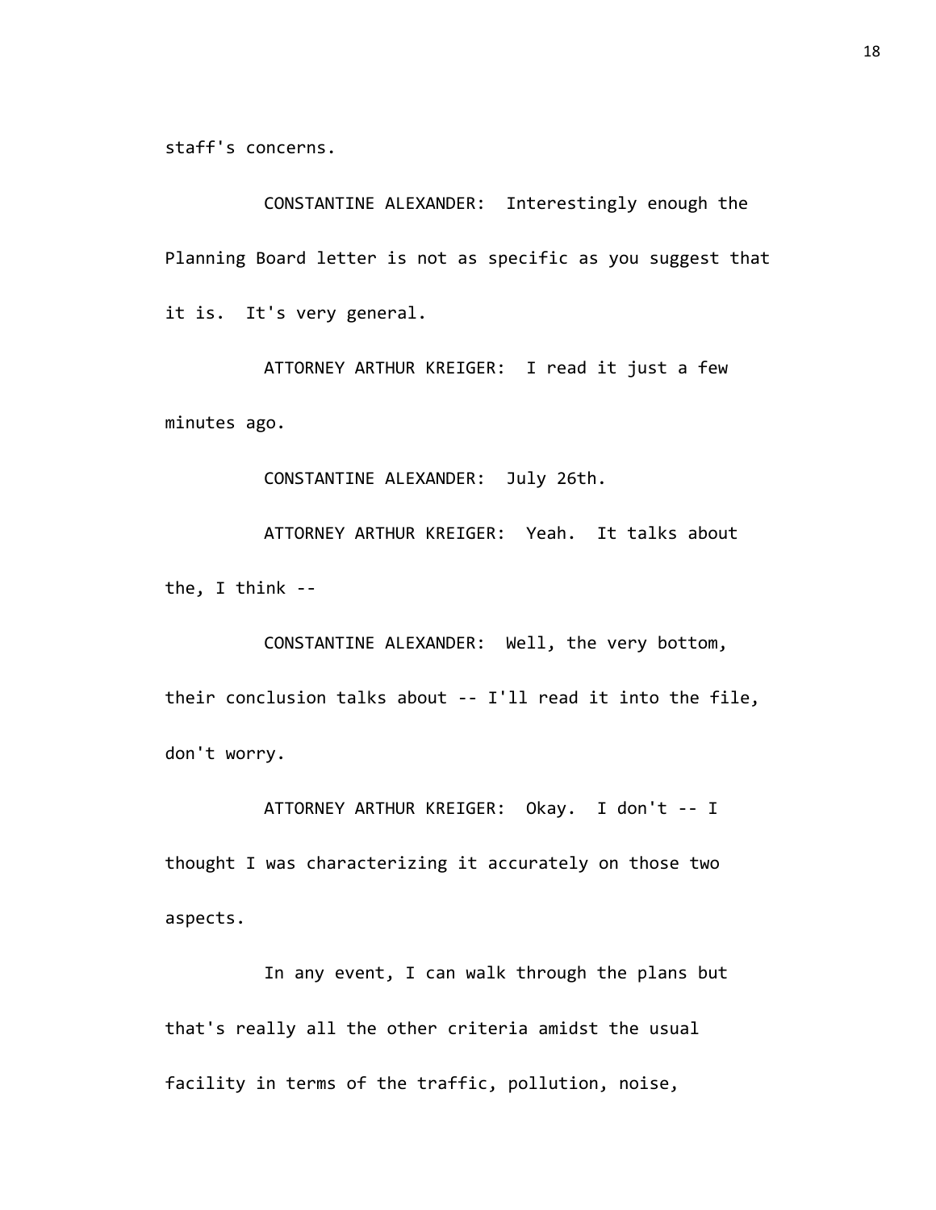staff's concerns.

CONSTANTINE ALEXANDER: Interestingly enough the Planning Board letter is not as specific as you suggest that it is. It's very general.

ATTORNEY ARTHUR KREIGER: I read it just a few minutes ago.

CONSTANTINE ALEXANDER: July 26th.

ATTORNEY ARTHUR KREIGER: Yeah. It talks about the, I think --

CONSTANTINE ALEXANDER: Well, the very bottom, their conclusion talks about -- I'll read it into the file, don't worry.

ATTORNEY ARTHUR KREIGER: Okay. I don't -- I thought I was characterizing it accurately on those two aspects.

In any event, I can walk through the plans but that's really all the other criteria amidst the usual facility in terms of the traffic, pollution, noise,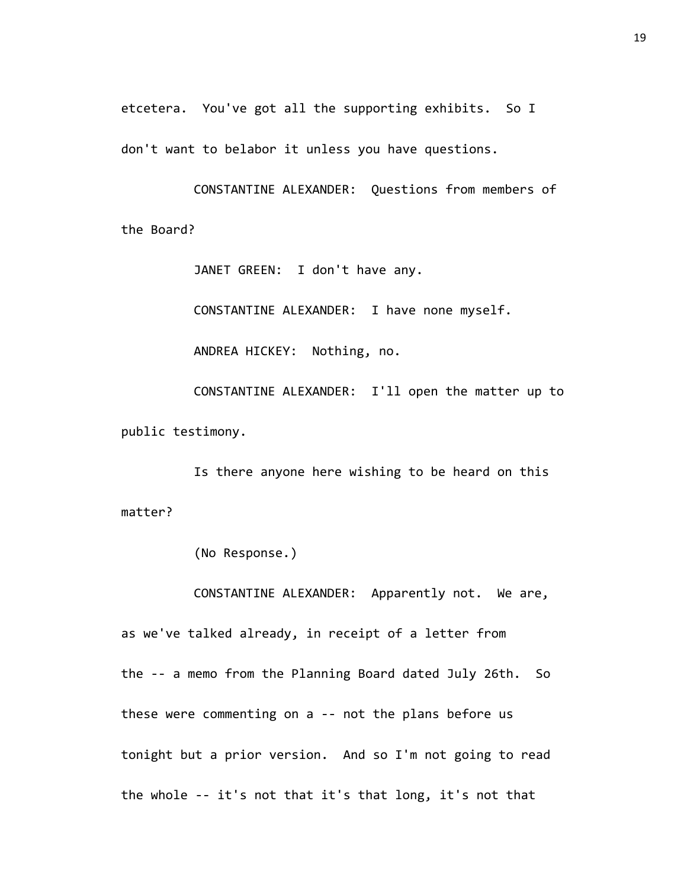etcetera. You've got all the supporting exhibits. So I don't want to belabor it unless you have questions.

CONSTANTINE ALEXANDER: Questions from members of the Board?

JANET GREEN: I don't have any.

CONSTANTINE ALEXANDER: I have none myself.

ANDREA HICKEY: Nothing, no.

CONSTANTINE ALEXANDER: I'll open the matter up to public testimony.

Is there anyone here wishing to be heard on this matter?

(No Response.)

CONSTANTINE ALEXANDER: Apparently not. We are, as we've talked already, in receipt of a letter from the -- a memo from the Planning Board dated July 26th. So these were commenting on a -- not the plans before us tonight but a prior version. And so I'm not going to read the whole -- it's not that it's that long, it's not that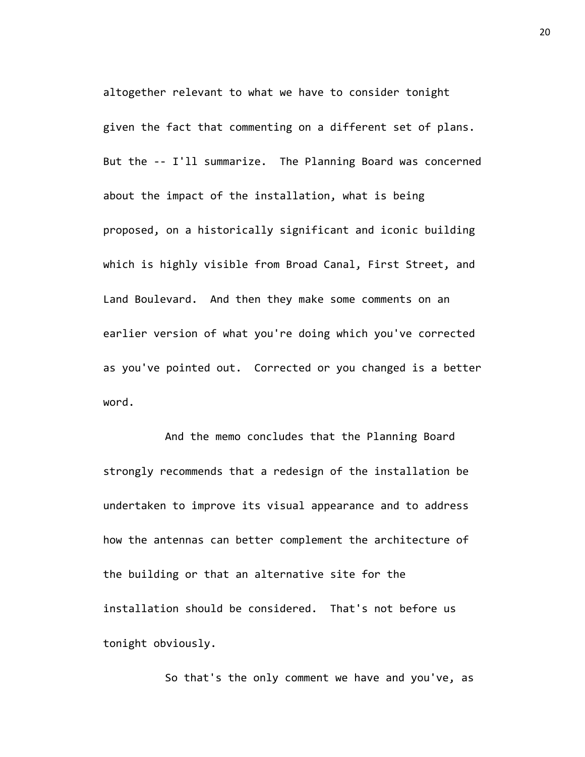altogether relevant to what we have to consider tonight given the fact that commenting on a different set of plans. But the -- I'll summarize. The Planning Board was concerned about the impact of the installation, what is being proposed, on a historically significant and iconic building which is highly visible from Broad Canal, First Street, and Land Boulevard. And then they make some comments on an earlier version of what you're doing which you've corrected as you've pointed out. Corrected or you changed is a better word.

And the memo concludes that the Planning Board strongly recommends that a redesign of the installation be undertaken to improve its visual appearance and to address how the antennas can better complement the architecture of the building or that an alternative site for the installation should be considered. That's not before us tonight obviously.

So that's the only comment we have and you've, as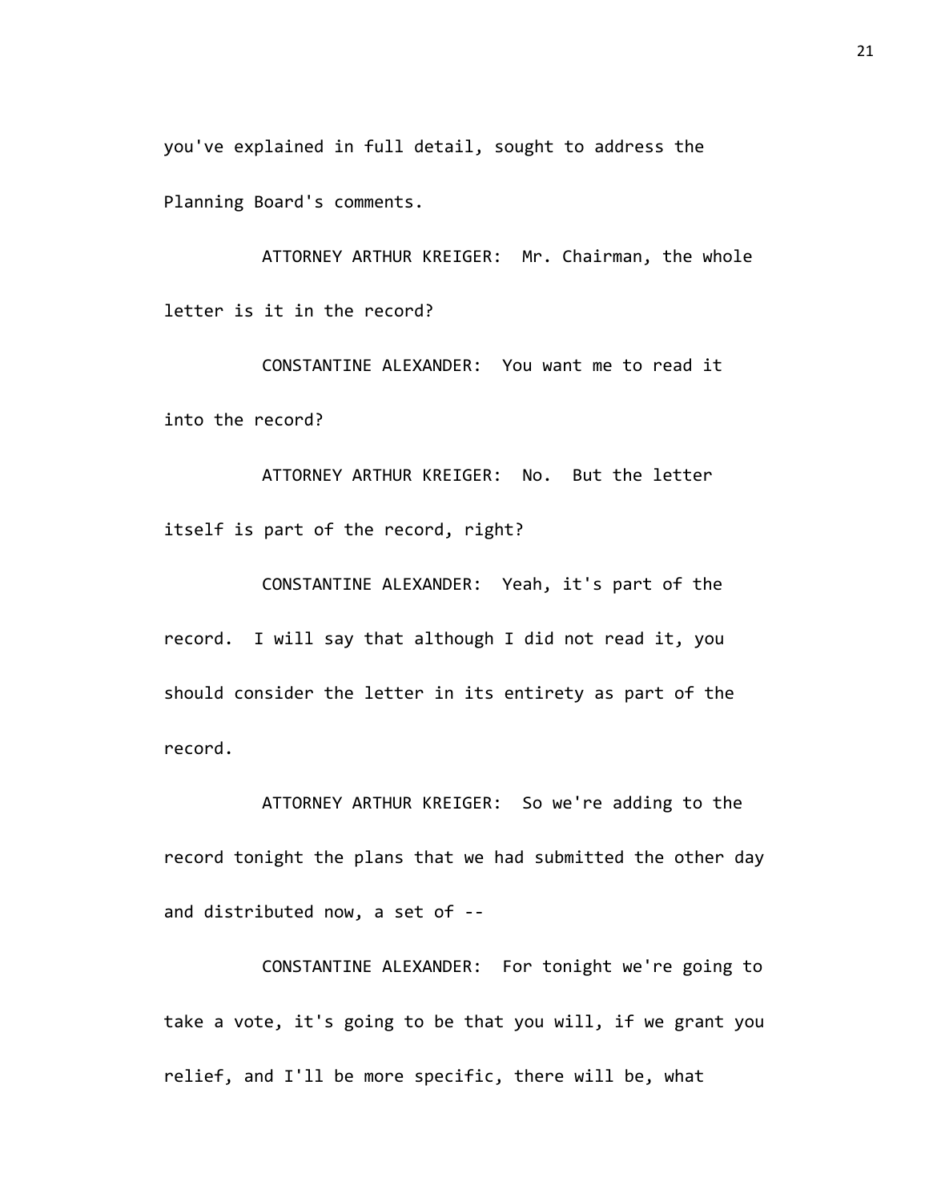you've explained in full detail, sought to address the Planning Board's comments.

ATTORNEY ARTHUR KREIGER: Mr. Chairman, the whole letter is it in the record?

CONSTANTINE ALEXANDER: You want me to read it into the record?

ATTORNEY ARTHUR KREIGER: No. But the letter itself is part of the record, right?

CONSTANTINE ALEXANDER: Yeah, it's part of the record. I will say that although I did not read it, you should consider the letter in its entirety as part of the record.

ATTORNEY ARTHUR KREIGER: So we're adding to the record tonight the plans that we had submitted the other day and distributed now, a set of --

CONSTANTINE ALEXANDER: For tonight we're going to take a vote, it's going to be that you will, if we grant you relief, and I'll be more specific, there will be, what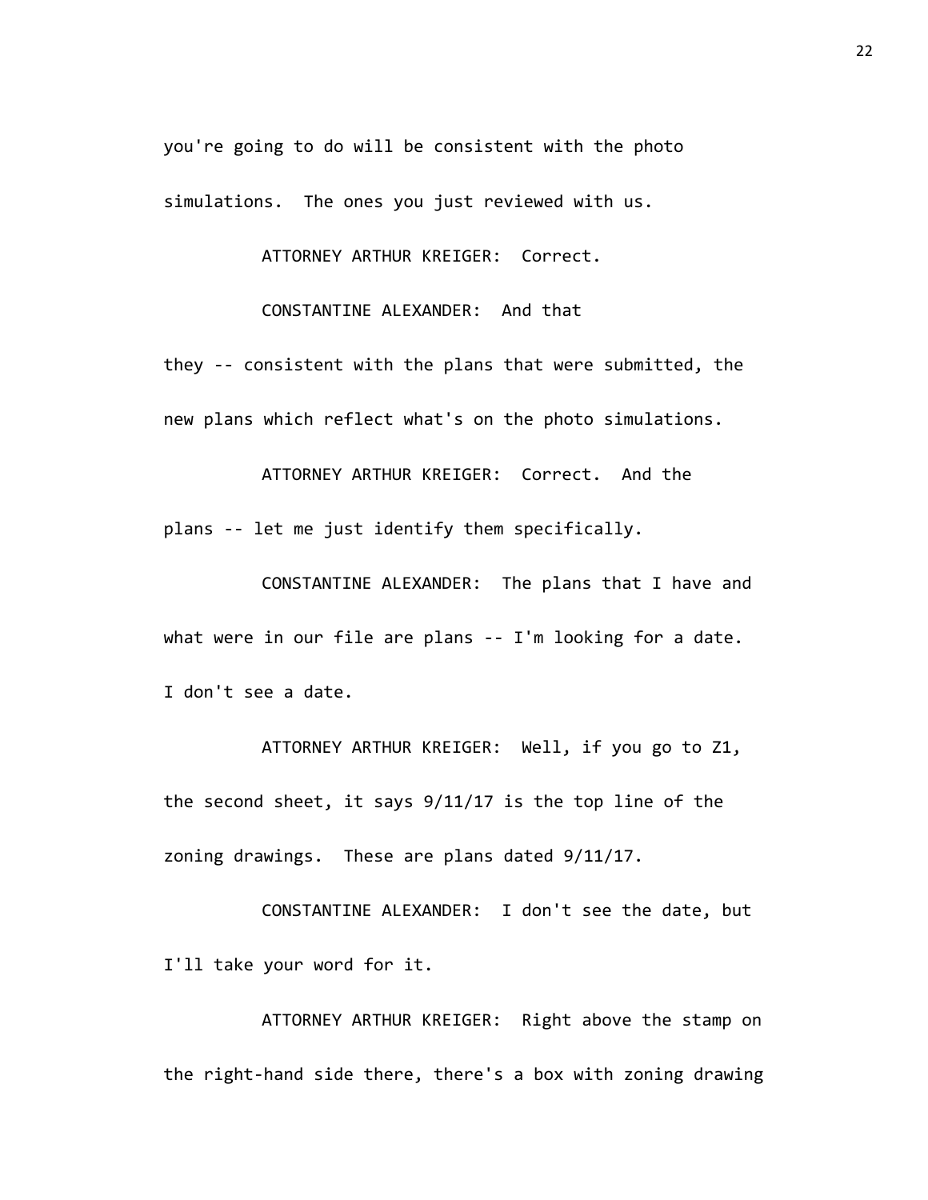you're going to do will be consistent with the photo simulations. The ones you just reviewed with us.

ATTORNEY ARTHUR KREIGER: Correct.

CONSTANTINE ALEXANDER: And that they -- consistent with the plans that were submitted, the new plans which reflect what's on the photo simulations.

ATTORNEY ARTHUR KREIGER: Correct. And the plans -- let me just identify them specifically.

CONSTANTINE ALEXANDER: The plans that I have and what were in our file are plans -- I'm looking for a date. I don't see a date.

ATTORNEY ARTHUR KREIGER: Well, if you go to Z1, the second sheet, it says 9/11/17 is the top line of the zoning drawings. These are plans dated 9/11/17.

CONSTANTINE ALEXANDER: I don't see the date, but I'll take your word for it.

ATTORNEY ARTHUR KREIGER: Right above the stamp on the right-hand side there, there's a box with zoning drawing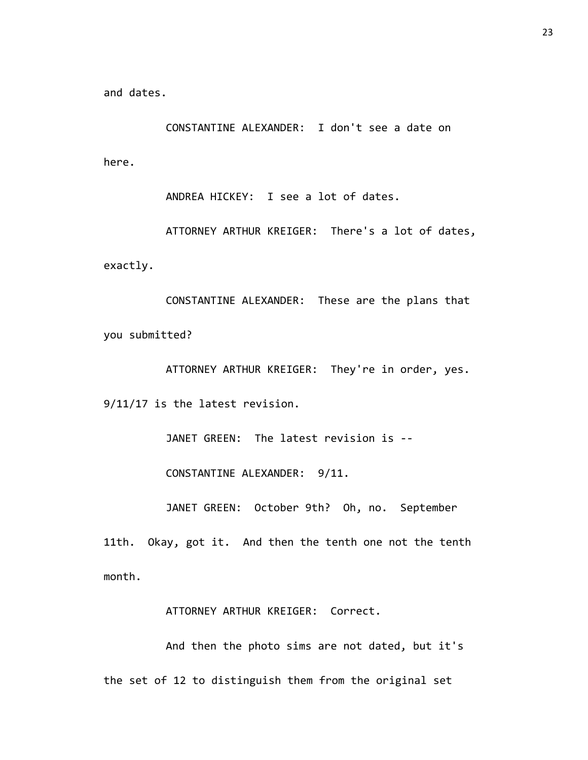and dates.

CONSTANTINE ALEXANDER: I don't see a date on here.

ANDREA HICKEY: I see a lot of dates.

ATTORNEY ARTHUR KREIGER: There's a lot of dates, exactly.

CONSTANTINE ALEXANDER: These are the plans that you submitted?

ATTORNEY ARTHUR KREIGER: They're in order, yes. 9/11/17 is the latest revision.

JANET GREEN: The latest revision is --

CONSTANTINE ALEXANDER: 9/11.

JANET GREEN: October 9th? Oh, no. September 11th. Okay, got it. And then the tenth one not the tenth month.

ATTORNEY ARTHUR KREIGER: Correct.

And then the photo sims are not dated, but it's the set of 12 to distinguish them from the original set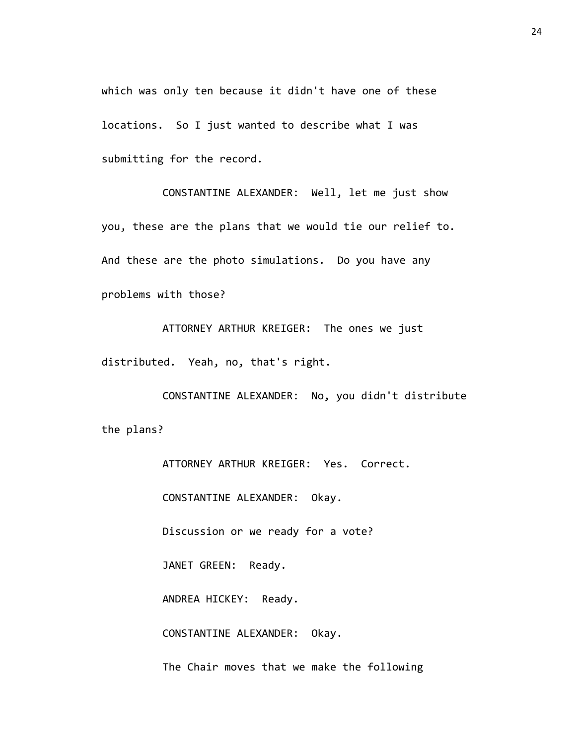which was only ten because it didn't have one of these locations. So I just wanted to describe what I was submitting for the record.

CONSTANTINE ALEXANDER: Well, let me just show you, these are the plans that we would tie our relief to. And these are the photo simulations. Do you have any problems with those?

ATTORNEY ARTHUR KREIGER: The ones we just distributed. Yeah, no, that's right.

CONSTANTINE ALEXANDER: No, you didn't distribute the plans?

ATTORNEY ARTHUR KREIGER: Yes. Correct.

CONSTANTINE ALEXANDER: Okay.

Discussion or we ready for a vote?

JANET GREEN: Ready.

ANDREA HICKEY: Ready.

CONSTANTINE ALEXANDER: Okay.

The Chair moves that we make the following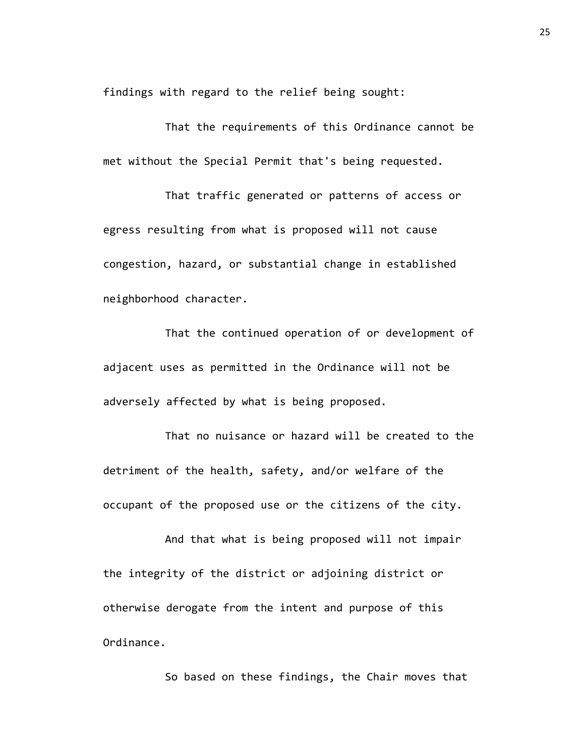findings with regard to the relief being sought:

That the requirements of this Ordinance cannot be met without the Special Permit that's being requested.

That traffic generated or patterns of access or egress resulting from what is proposed will not cause congestion, hazard, or substantial change in established neighborhood character.

That the continued operation of or development of adjacent uses as permitted in the Ordinance will not be adversely affected by what is being proposed.

That no nuisance or hazard will be created to the detriment of the health, safety, and/or welfare of the occupant of the proposed use or the citizens of the city.

And that what is being proposed will not impair the integrity of the district or adjoining district or otherwise derogate from the intent and purpose of this Ordinance.

So based on these findings, the Chair moves that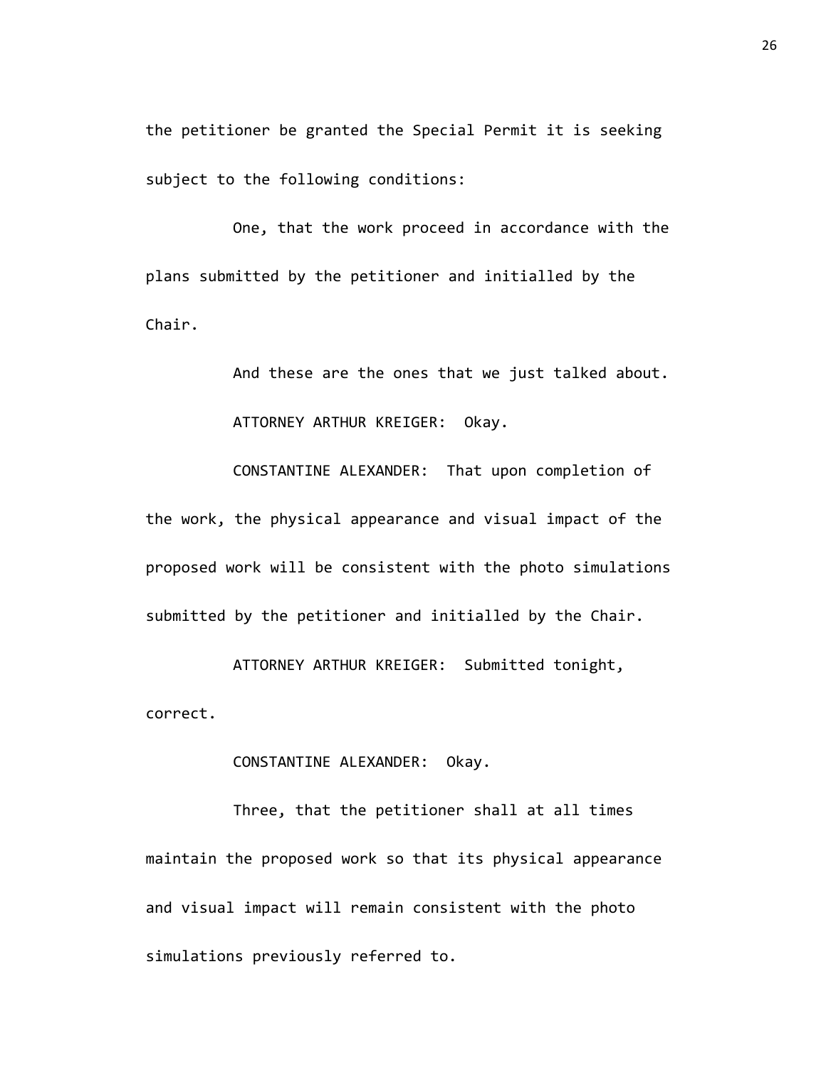the petitioner be granted the Special Permit it is seeking subject to the following conditions:

One, that the work proceed in accordance with the plans submitted by the petitioner and initialled by the Chair.

And these are the ones that we just talked about.

ATTORNEY ARTHUR KREIGER: Okay.

CONSTANTINE ALEXANDER: That upon completion of the work, the physical appearance and visual impact of the proposed work will be consistent with the photo simulations submitted by the petitioner and initialled by the Chair.

ATTORNEY ARTHUR KREIGER: Submitted tonight, correct.

CONSTANTINE ALEXANDER: Okay.

Three, that the petitioner shall at all times maintain the proposed work so that its physical appearance and visual impact will remain consistent with the photo simulations previously referred to.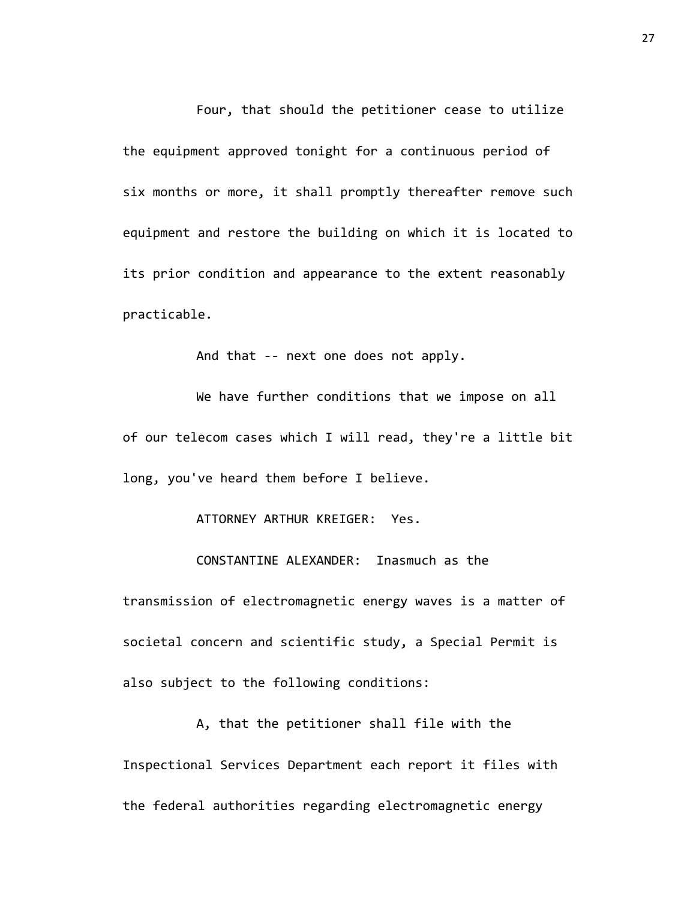Four, that should the petitioner cease to utilize the equipment approved tonight for a continuous period of six months or more, it shall promptly thereafter remove such equipment and restore the building on which it is located to its prior condition and appearance to the extent reasonably practicable.

And that -- next one does not apply.

We have further conditions that we impose on all of our telecom cases which I will read, they're a little bit long, you've heard them before I believe.

ATTORNEY ARTHUR KREIGER: Yes.

CONSTANTINE ALEXANDER: Inasmuch as the transmission of electromagnetic energy waves is a matter of societal concern and scientific study, a Special Permit is also subject to the following conditions:

A, that the petitioner shall file with the Inspectional Services Department each report it files with the federal authorities regarding electromagnetic energy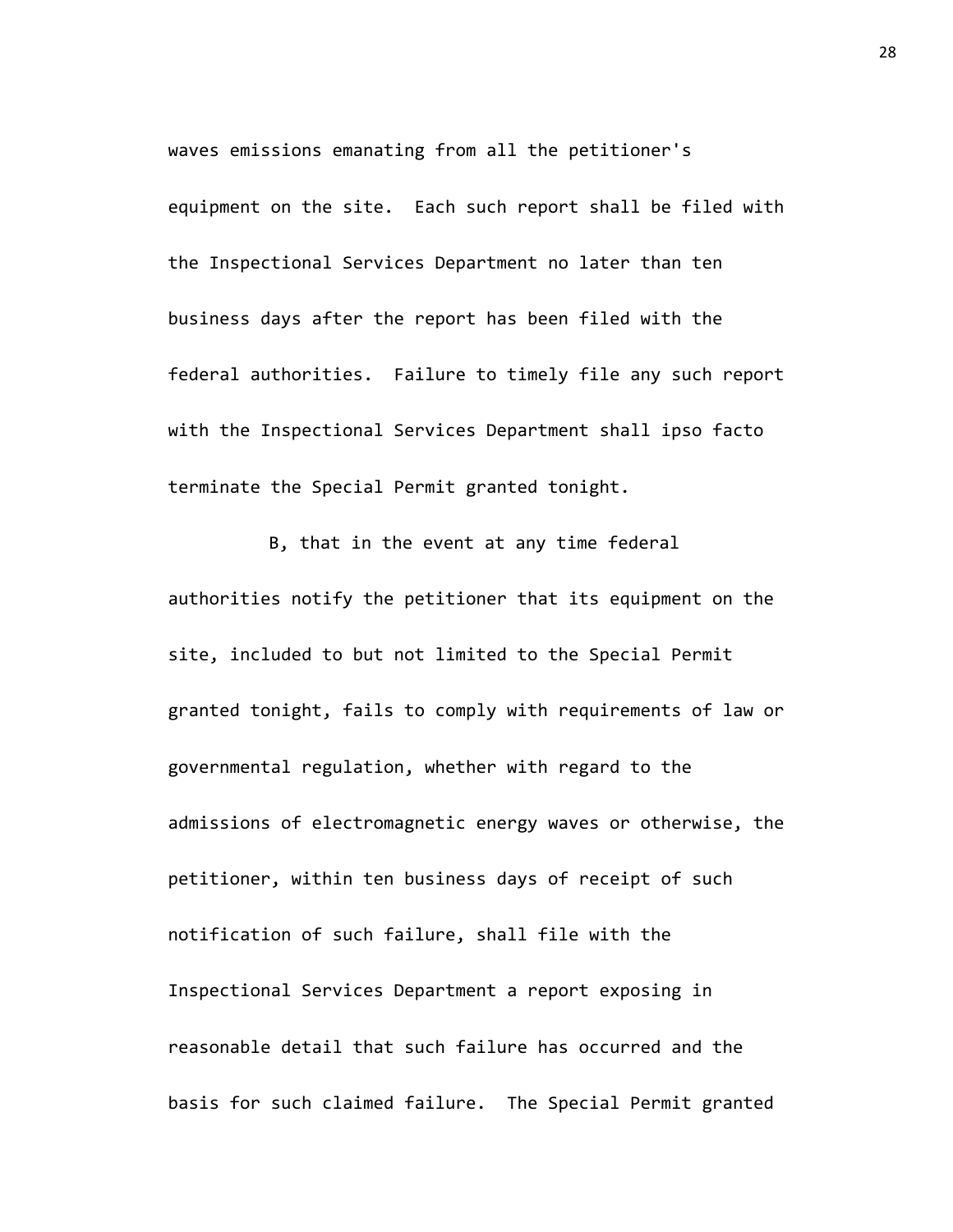waves emissions emanating from all the petitioner's equipment on the site. Each such report shall be filed with the Inspectional Services Department no later than ten business days after the report has been filed with the federal authorities. Failure to timely file any such report with the Inspectional Services Department shall ipso facto terminate the Special Permit granted tonight.

B, that in the event at any time federal authorities notify the petitioner that its equipment on the site, included to but not limited to the Special Permit granted tonight, fails to comply with requirements of law or governmental regulation, whether with regard to the admissions of electromagnetic energy waves or otherwise, the petitioner, within ten business days of receipt of such notification of such failure, shall file with the Inspectional Services Department a report exposing in reasonable detail that such failure has occurred and the basis for such claimed failure. The Special Permit granted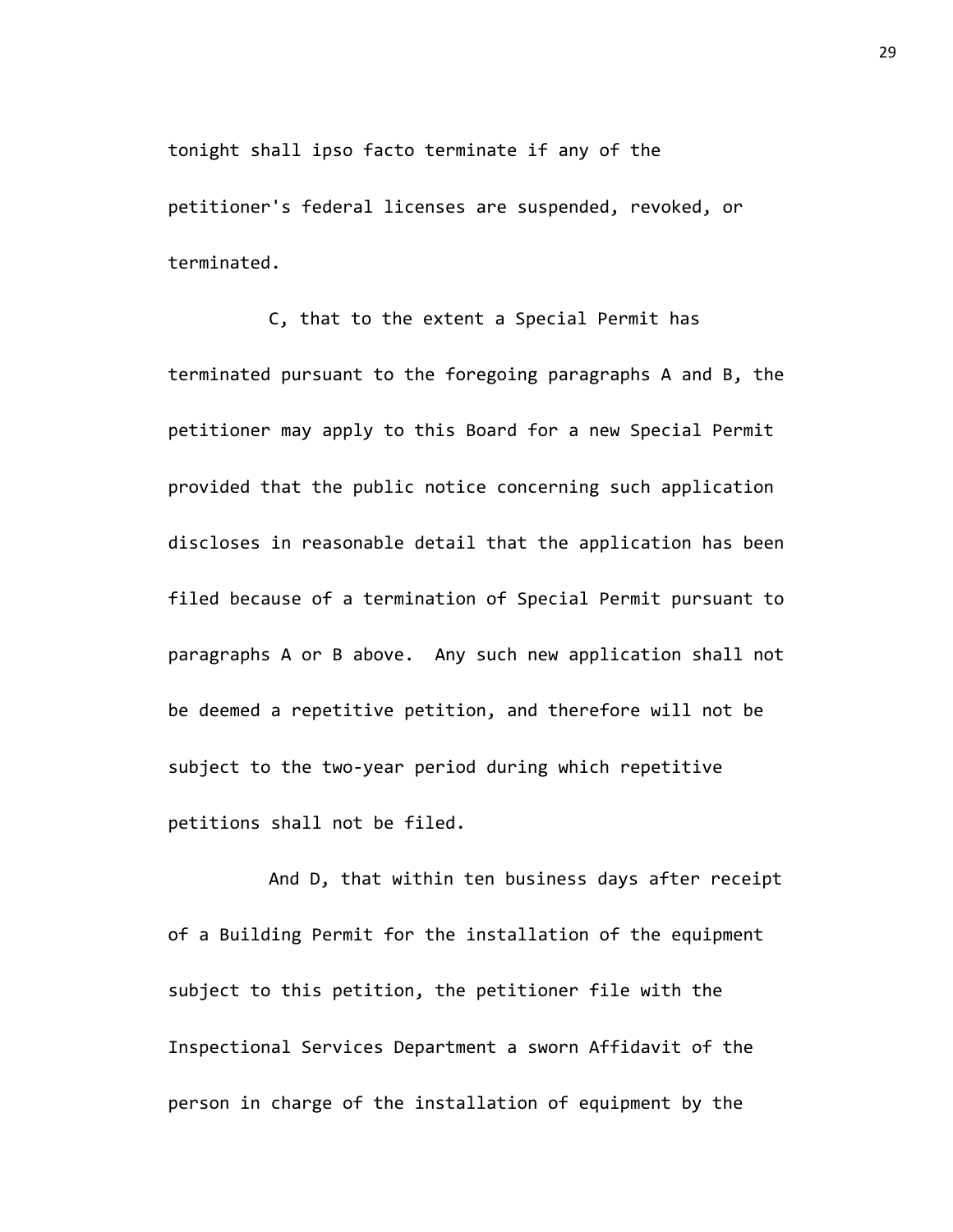tonight shall ipso facto terminate if any of the petitioner's federal licenses are suspended, revoked, or terminated.

C, that to the extent a Special Permit has terminated pursuant to the foregoing paragraphs A and B, the petitioner may apply to this Board for a new Special Permit provided that the public notice concerning such application discloses in reasonable detail that the application has been filed because of a termination of Special Permit pursuant to paragraphs A or B above. Any such new application shall not be deemed a repetitive petition, and therefore will not be subject to the two-year period during which repetitive petitions shall not be filed.

And D, that within ten business days after receipt of a Building Permit for the installation of the equipment subject to this petition, the petitioner file with the Inspectional Services Department a sworn Affidavit of the person in charge of the installation of equipment by the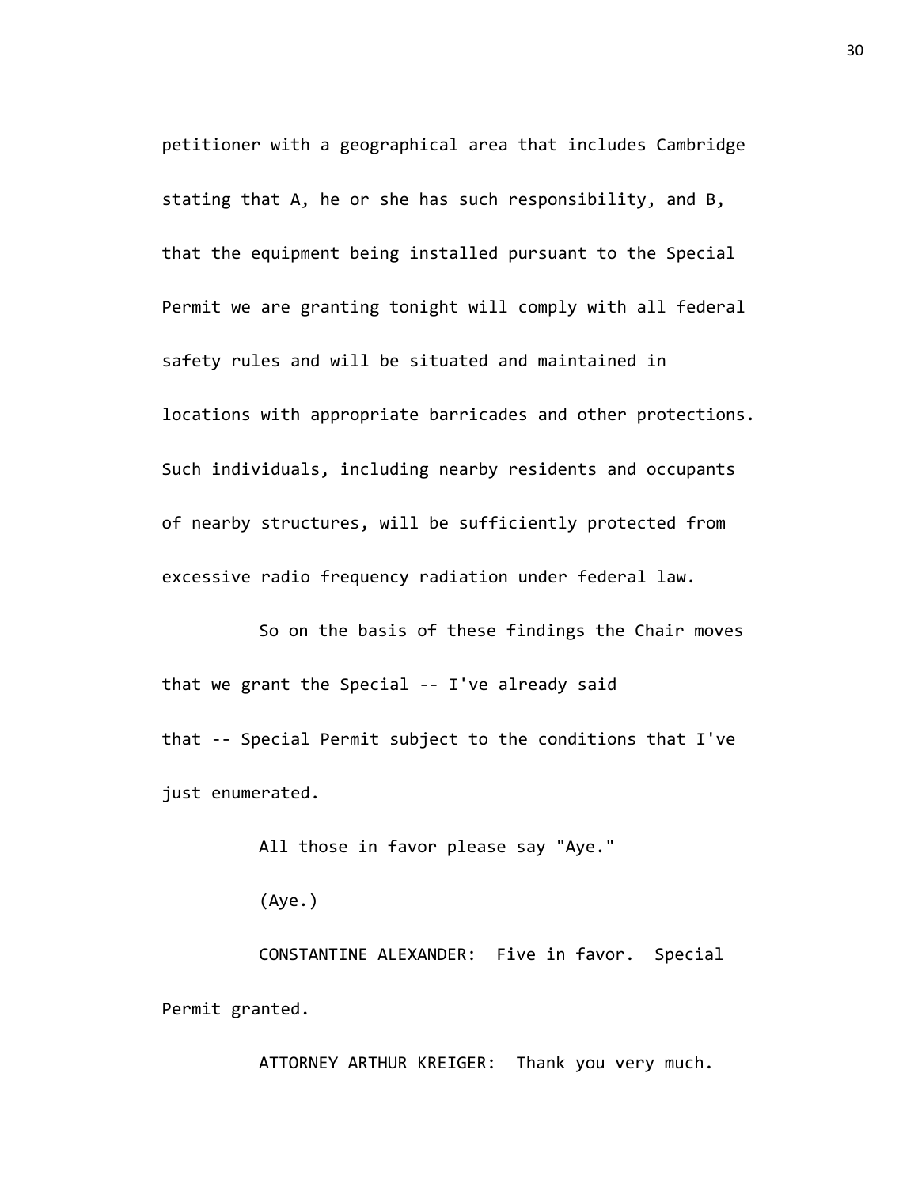petitioner with a geographical area that includes Cambridge stating that A, he or she has such responsibility, and B, that the equipment being installed pursuant to the Special Permit we are granting tonight will comply with all federal safety rules and will be situated and maintained in locations with appropriate barricades and other protections. Such individuals, including nearby residents and occupants of nearby structures, will be sufficiently protected from excessive radio frequency radiation under federal law.

So on the basis of these findings the Chair moves that we grant the Special -- I've already said that -- Special Permit subject to the conditions that I've just enumerated.

All those in favor please say "Aye."

(Aye.)

CONSTANTINE ALEXANDER: Five in favor. Special Permit granted.

ATTORNEY ARTHUR KREIGER: Thank you very much.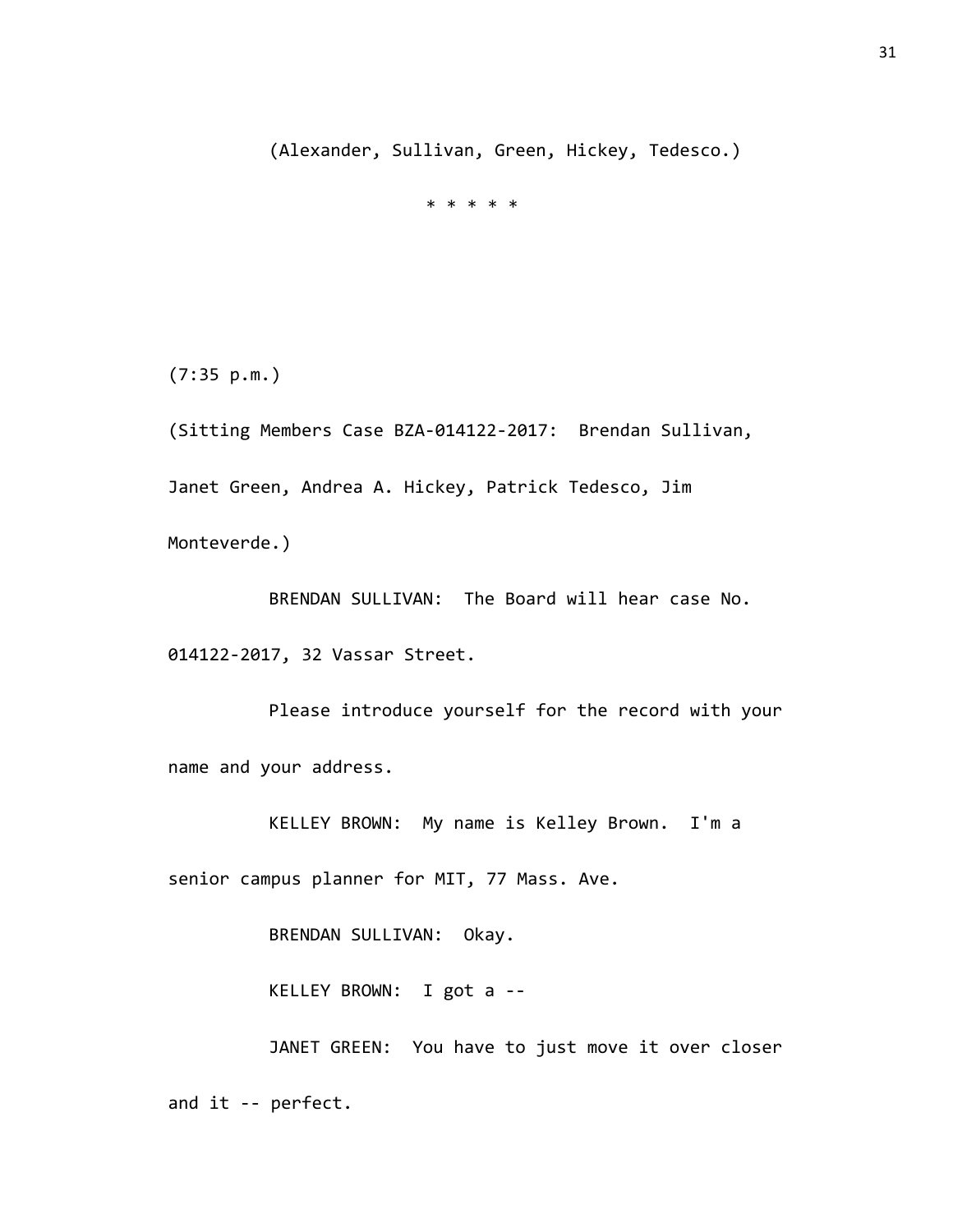(Alexander, Sullivan, Green, Hickey, Tedesco.)

* * * * *

(7:35 p.m.)

(Sitting Members Case BZA-014122-2017: Brendan Sullivan, Janet Green, Andrea A. Hickey, Patrick Tedesco, Jim Monteverde.)

BRENDAN SULLIVAN: The Board will hear case No. 014122-2017, 32 Vassar Street.

Please introduce yourself for the record with your name and your address.

KELLEY BROWN: My name is Kelley Brown. I'm a senior campus planner for MIT, 77 Mass. Ave.

BRENDAN SULLIVAN: Okay.

KELLEY BROWN: I got a --

JANET GREEN: You have to just move it over closer and it -- perfect.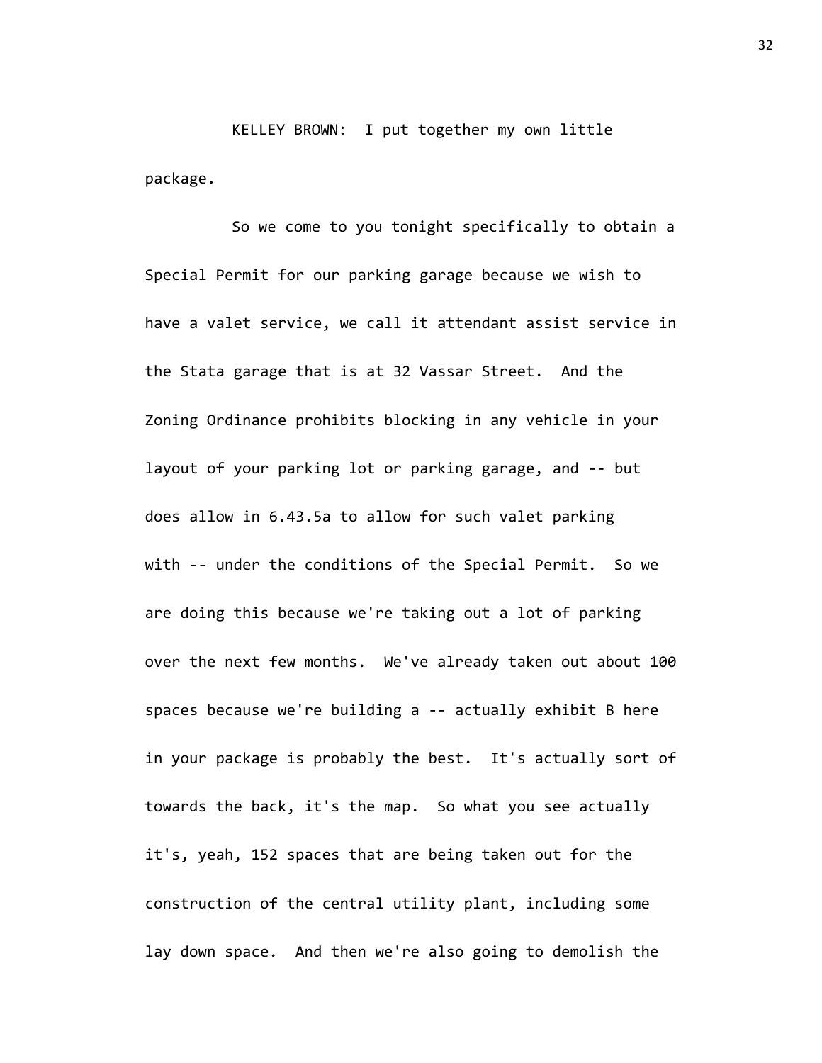KELLEY BROWN: I put together my own little package.

So we come to you tonight specifically to obtain a Special Permit for our parking garage because we wish to have a valet service, we call it attendant assist service in the Stata garage that is at 32 Vassar Street. And the Zoning Ordinance prohibits blocking in any vehicle in your layout of your parking lot or parking garage, and -- but does allow in 6.43.5a to allow for such valet parking with -- under the conditions of the Special Permit. So we are doing this because we're taking out a lot of parking over the next few months. We've already taken out about 100 spaces because we're building a -- actually exhibit B here in your package is probably the best. It's actually sort of towards the back, it's the map. So what you see actually it's, yeah, 152 spaces that are being taken out for the construction of the central utility plant, including some lay down space. And then we're also going to demolish the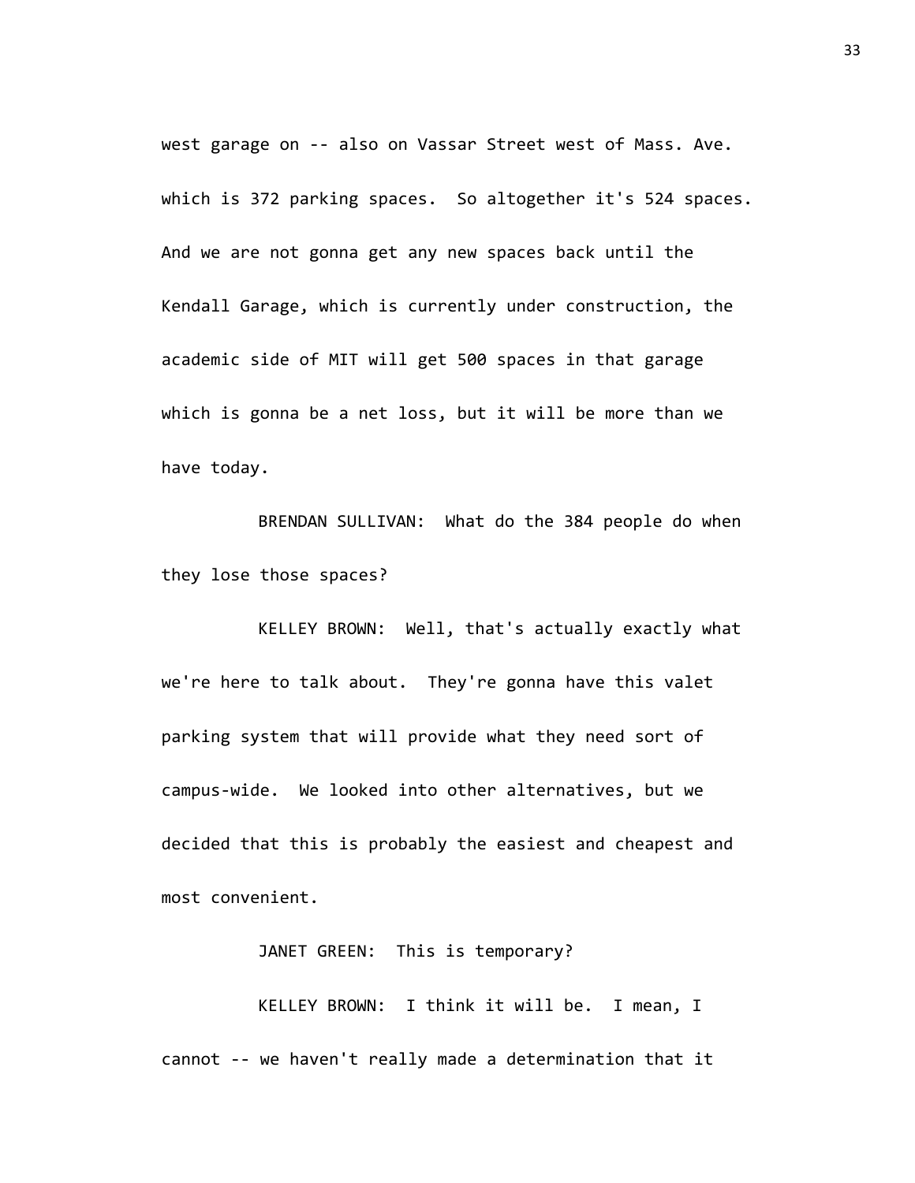west garage on -- also on Vassar Street west of Mass. Ave. which is 372 parking spaces. So altogether it's 524 spaces. And we are not gonna get any new spaces back until the Kendall Garage, which is currently under construction, the academic side of MIT will get 500 spaces in that garage which is gonna be a net loss, but it will be more than we have today.

BRENDAN SULLIVAN: What do the 384 people do when they lose those spaces?

KELLEY BROWN: Well, that's actually exactly what we're here to talk about. They're gonna have this valet parking system that will provide what they need sort of campus-wide. We looked into other alternatives, but we decided that this is probably the easiest and cheapest and most convenient.

JANET GREEN: This is temporary?

KELLEY BROWN: I think it will be. I mean, I cannot -- we haven't really made a determination that it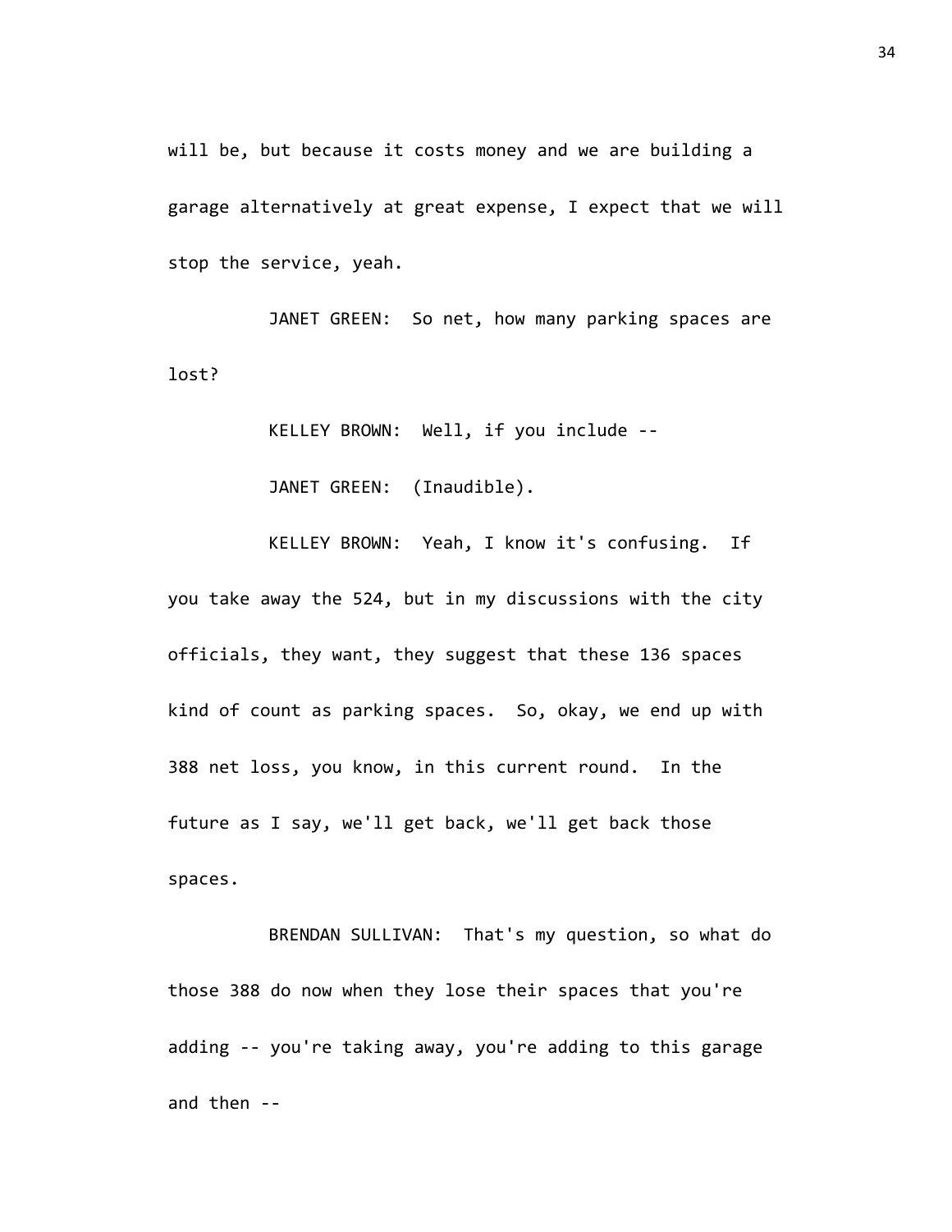will be, but because it costs money and we are building a garage alternatively at great expense, I expect that we will stop the service, yeah.

JANET GREEN: So net, how many parking spaces are lost?

KELLEY BROWN: Well, if you include --

JANET GREEN: (Inaudible).

KELLEY BROWN: Yeah, I know it's confusing. If you take away the 524, but in my discussions with the city officials, they want, they suggest that these 136 spaces kind of count as parking spaces. So, okay, we end up with 388 net loss, you know, in this current round. In the future as I say, we'll get back, we'll get back those spaces.

BRENDAN SULLIVAN: That's my question, so what do those 388 do now when they lose their spaces that you're adding -- you're taking away, you're adding to this garage and then --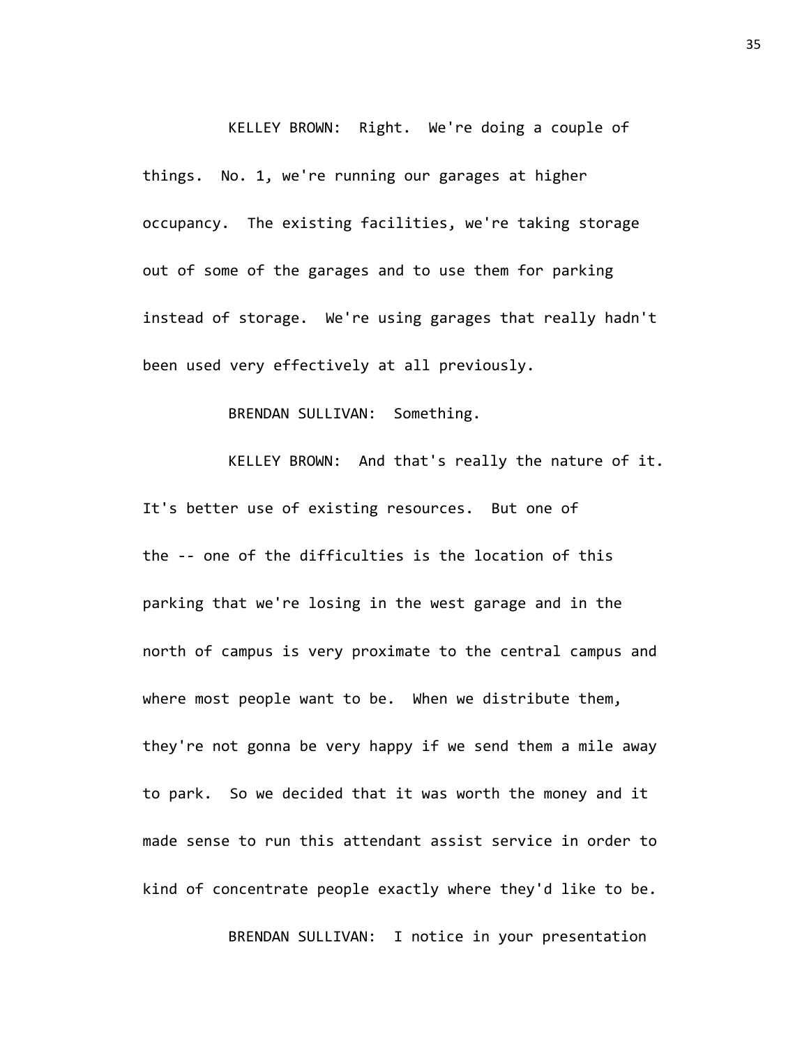KELLEY BROWN: Right. We're doing a couple of things. No. 1, we're running our garages at higher occupancy. The existing facilities, we're taking storage out of some of the garages and to use them for parking instead of storage. We're using garages that really hadn't been used very effectively at all previously.

BRENDAN SULLIVAN: Something.

KELLEY BROWN: And that's really the nature of it. It's better use of existing resources. But one of the -- one of the difficulties is the location of this parking that we're losing in the west garage and in the north of campus is very proximate to the central campus and where most people want to be. When we distribute them, they're not gonna be very happy if we send them a mile away to park. So we decided that it was worth the money and it made sense to run this attendant assist service in order to kind of concentrate people exactly where they'd like to be.

BRENDAN SULLIVAN: I notice in your presentation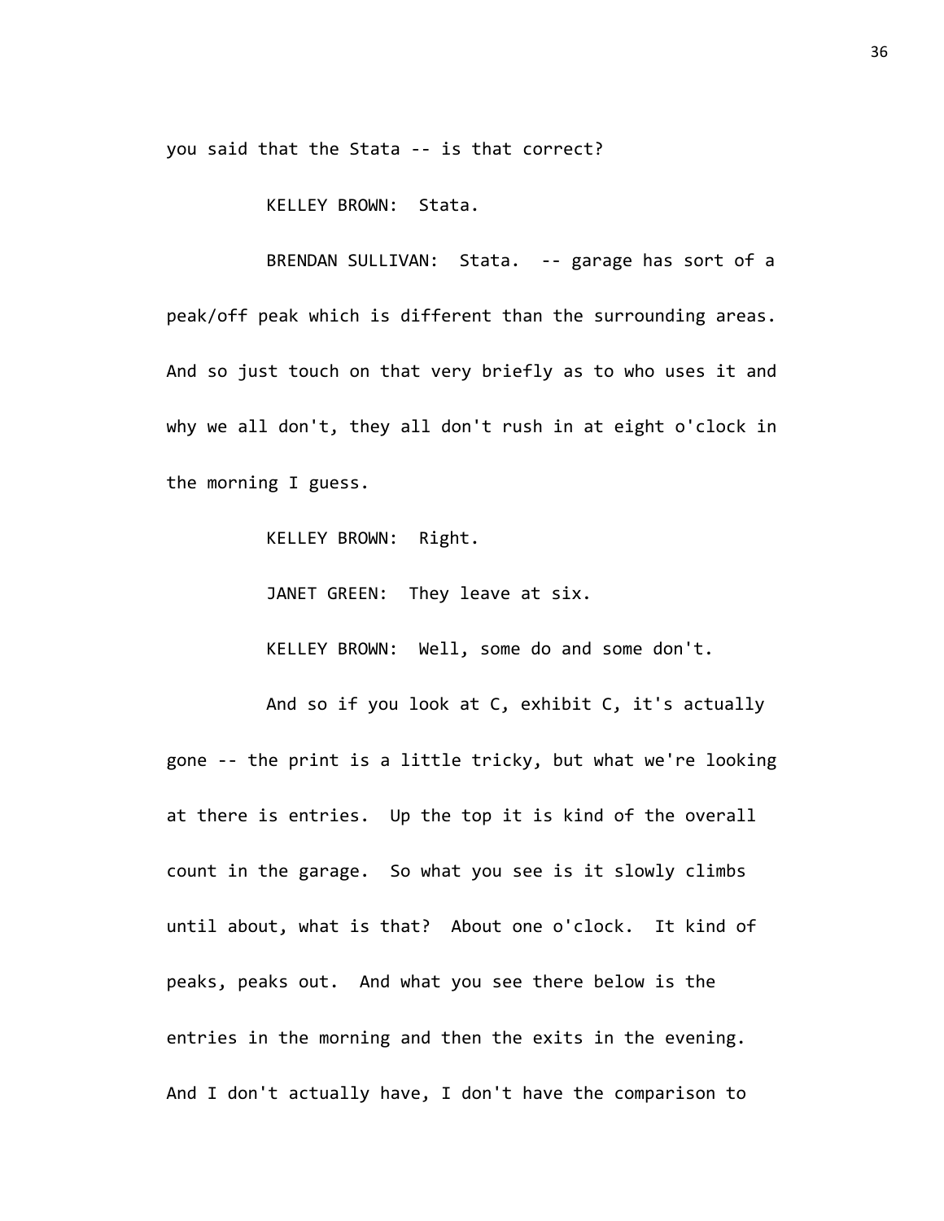you said that the Stata -- is that correct?

KELLEY BROWN: Stata.

BRENDAN SULLIVAN: Stata. -- garage has sort of a peak/off peak which is different than the surrounding areas. And so just touch on that very briefly as to who uses it and why we all don't, they all don't rush in at eight o'clock in the morning I guess.

KELLEY BROWN: Right.

JANET GREEN: They leave at six.

KELLEY BROWN: Well, some do and some don't.

And so if you look at C, exhibit C, it's actually gone -- the print is a little tricky, but what we're looking at there is entries. Up the top it is kind of the overall count in the garage. So what you see is it slowly climbs until about, what is that? About one o'clock. It kind of peaks, peaks out. And what you see there below is the entries in the morning and then the exits in the evening. And I don't actually have, I don't have the comparison to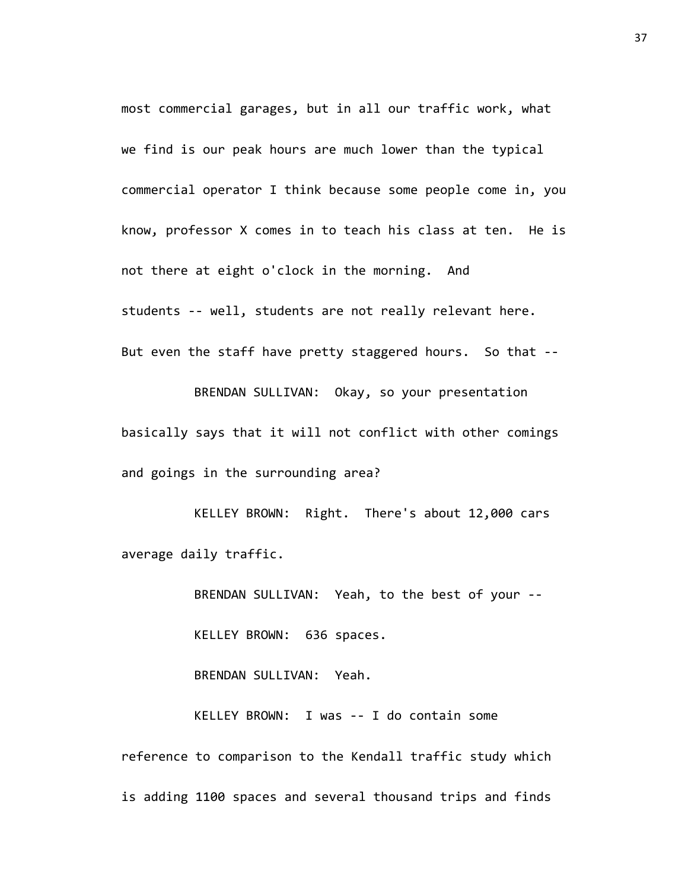most commercial garages, but in all our traffic work, what we find is our peak hours are much lower than the typical commercial operator I think because some people come in, you know, professor X comes in to teach his class at ten. He is not there at eight o'clock in the morning. And students -- well, students are not really relevant here. But even the staff have pretty staggered hours. So that --

BRENDAN SULLIVAN: Okay, so your presentation basically says that it will not conflict with other comings and goings in the surrounding area?

KELLEY BROWN: Right. There's about 12,000 cars average daily traffic.

BRENDAN SULLIVAN: Yeah, to the best of your --

KELLEY BROWN: 636 spaces.

BRENDAN SULLIVAN: Yeah.

KELLEY BROWN: I was -- I do contain some reference to comparison to the Kendall traffic study which is adding 1100 spaces and several thousand trips and finds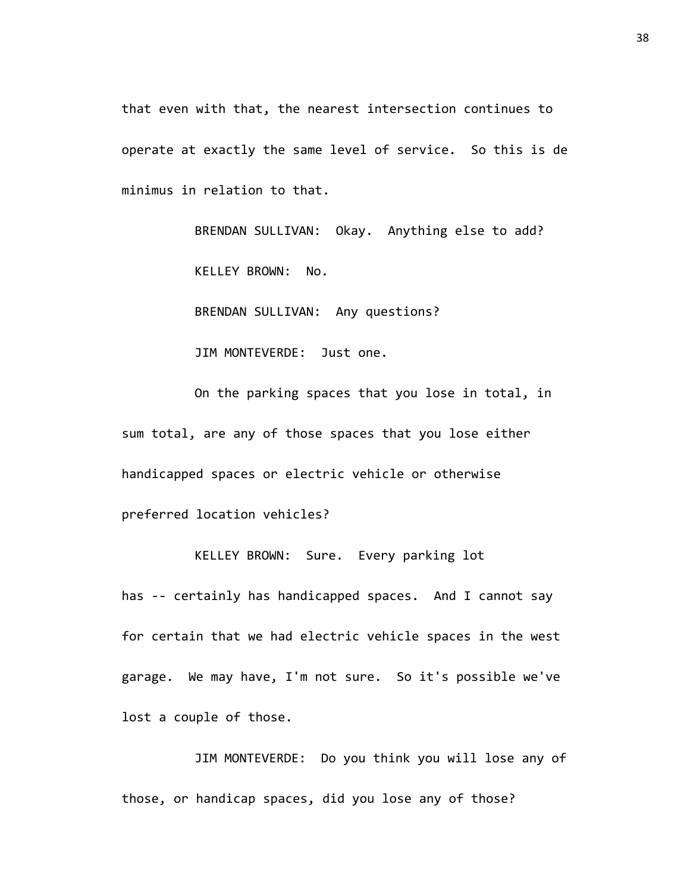that even with that, the nearest intersection continues to operate at exactly the same level of service. So this is de minimus in relation to that.

BRENDAN SULLIVAN: Okay. Anything else to add?

KELLEY BROWN: No.

BRENDAN SULLIVAN: Any questions?

JIM MONTEVERDE: Just one.

On the parking spaces that you lose in total, in sum total, are any of those spaces that you lose either handicapped spaces or electric vehicle or otherwise preferred location vehicles?

KELLEY BROWN: Sure. Every parking lot has -- certainly has handicapped spaces. And I cannot say for certain that we had electric vehicle spaces in the west garage. We may have, I'm not sure. So it's possible we've lost a couple of those.

JIM MONTEVERDE: Do you think you will lose any of those, or handicap spaces, did you lose any of those?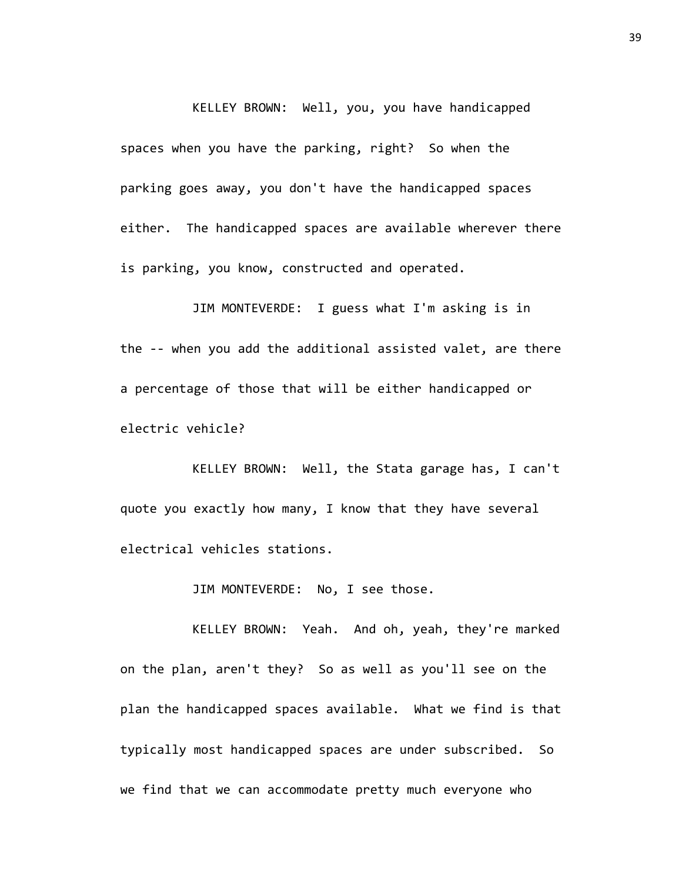KELLEY BROWN: Well, you, you have handicapped spaces when you have the parking, right? So when the parking goes away, you don't have the handicapped spaces either. The handicapped spaces are available wherever there is parking, you know, constructed and operated.

JIM MONTEVERDE: I guess what I'm asking is in the -- when you add the additional assisted valet, are there a percentage of those that will be either handicapped or electric vehicle?

KELLEY BROWN: Well, the Stata garage has, I can't quote you exactly how many, I know that they have several electrical vehicles stations.

JIM MONTEVERDE: No, I see those.

KELLEY BROWN: Yeah. And oh, yeah, they're marked on the plan, aren't they? So as well as you'll see on the plan the handicapped spaces available. What we find is that typically most handicapped spaces are under subscribed. So we find that we can accommodate pretty much everyone who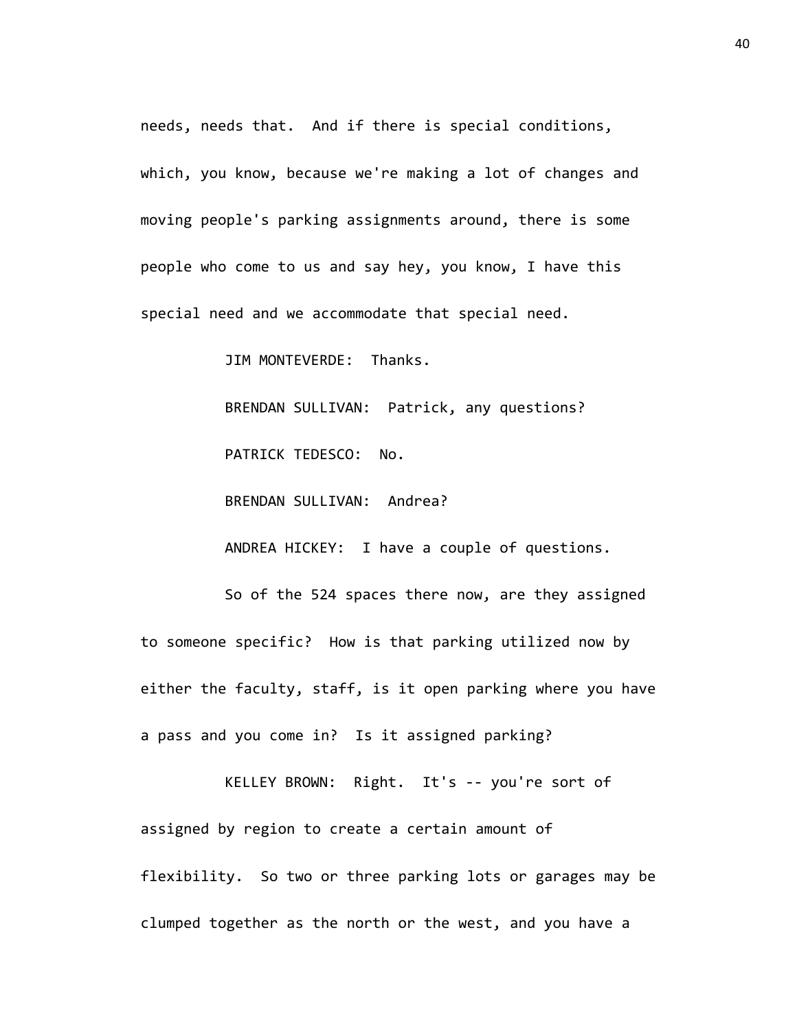needs, needs that. And if there is special conditions, which, you know, because we're making a lot of changes and moving people's parking assignments around, there is some people who come to us and say hey, you know, I have this special need and we accommodate that special need.

JIM MONTEVERDE: Thanks.

BRENDAN SULLIVAN: Patrick, any questions?

PATRICK TEDESCO: No.

BRENDAN SULLIVAN: Andrea?

ANDREA HICKEY: I have a couple of questions.

So of the 524 spaces there now, are they assigned to someone specific? How is that parking utilized now by either the faculty, staff, is it open parking where you have a pass and you come in? Is it assigned parking?

KELLEY BROWN: Right. It's -- you're sort of assigned by region to create a certain amount of flexibility. So two or three parking lots or garages may be clumped together as the north or the west, and you have a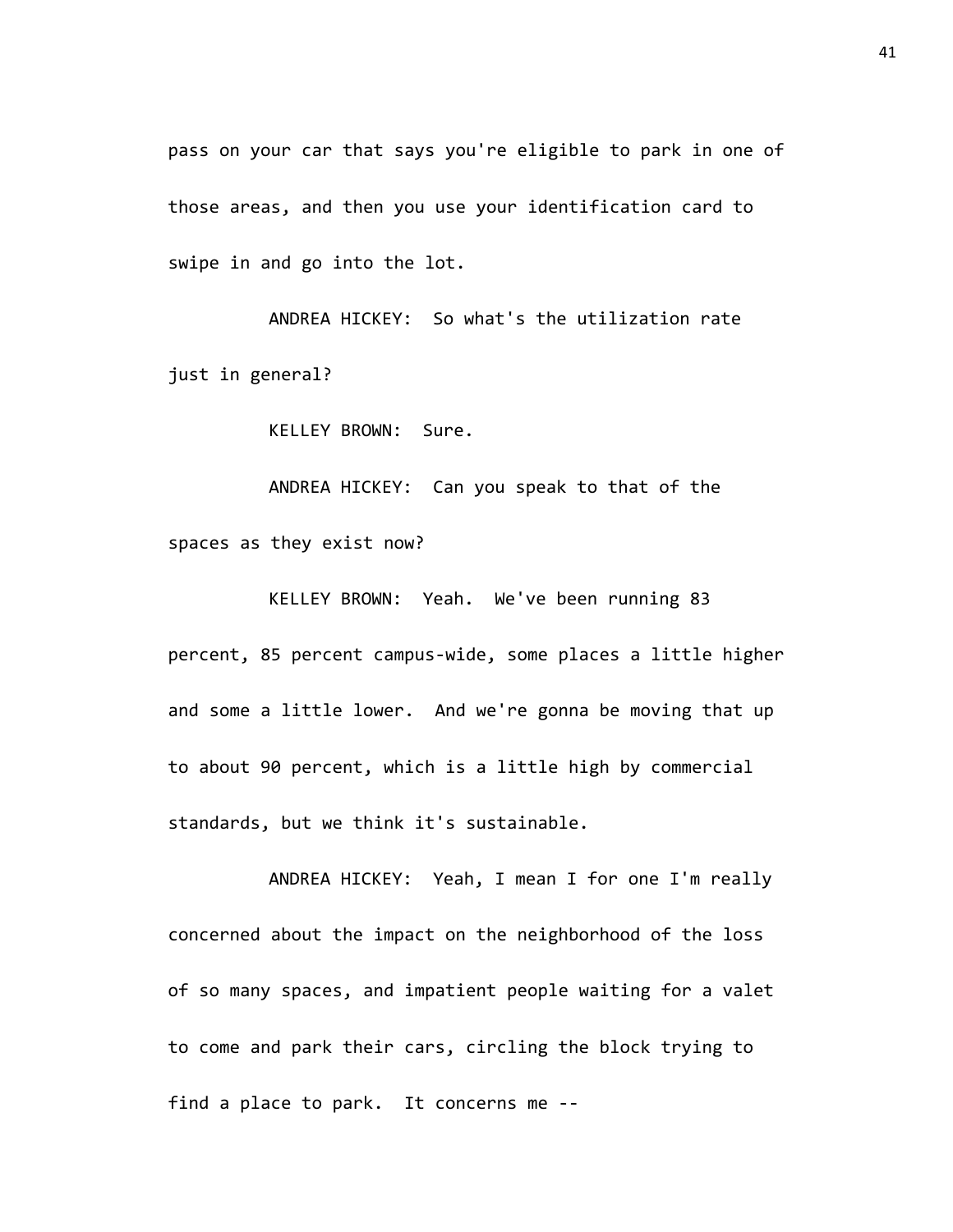pass on your car that says you're eligible to park in one of those areas, and then you use your identification card to swipe in and go into the lot.

ANDREA HICKEY: So what's the utilization rate just in general?

KELLEY BROWN: Sure.

ANDREA HICKEY: Can you speak to that of the spaces as they exist now?

KELLEY BROWN: Yeah. We've been running 83 percent, 85 percent campus-wide, some places a little higher and some a little lower. And we're gonna be moving that up to about 90 percent, which is a little high by commercial standards, but we think it's sustainable.

ANDREA HICKEY: Yeah, I mean I for one I'm really concerned about the impact on the neighborhood of the loss of so many spaces, and impatient people waiting for a valet to come and park their cars, circling the block trying to find a place to park. It concerns me --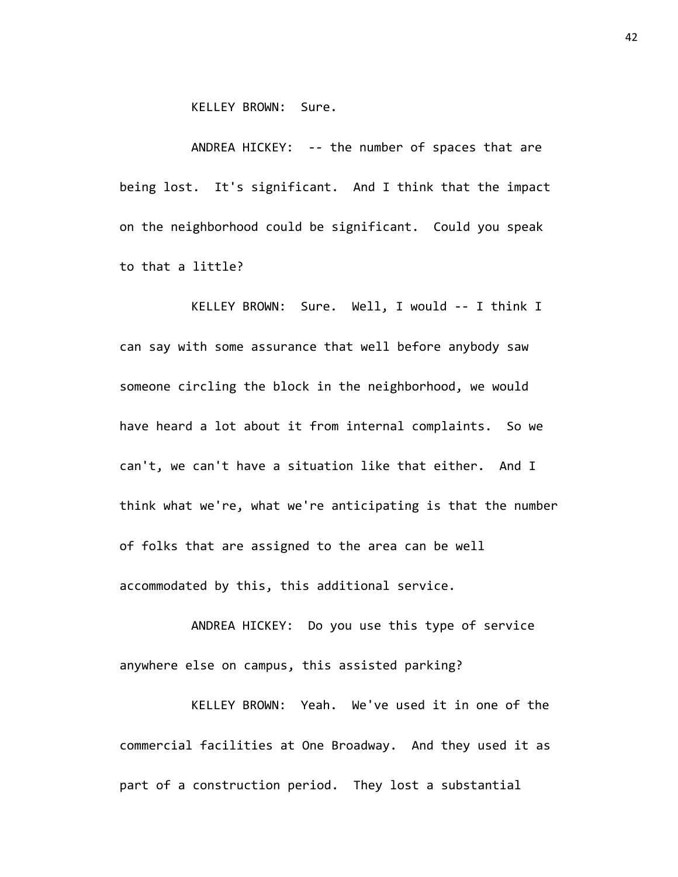KELLEY BROWN: Sure.

ANDREA HICKEY: -- the number of spaces that are being lost. It's significant. And I think that the impact on the neighborhood could be significant. Could you speak to that a little?

KELLEY BROWN: Sure. Well, I would -- I think I can say with some assurance that well before anybody saw someone circling the block in the neighborhood, we would have heard a lot about it from internal complaints. So we can't, we can't have a situation like that either. And I think what we're, what we're anticipating is that the number of folks that are assigned to the area can be well accommodated by this, this additional service.

ANDREA HICKEY: Do you use this type of service anywhere else on campus, this assisted parking?

KELLEY BROWN: Yeah. We've used it in one of the commercial facilities at One Broadway. And they used it as part of a construction period. They lost a substantial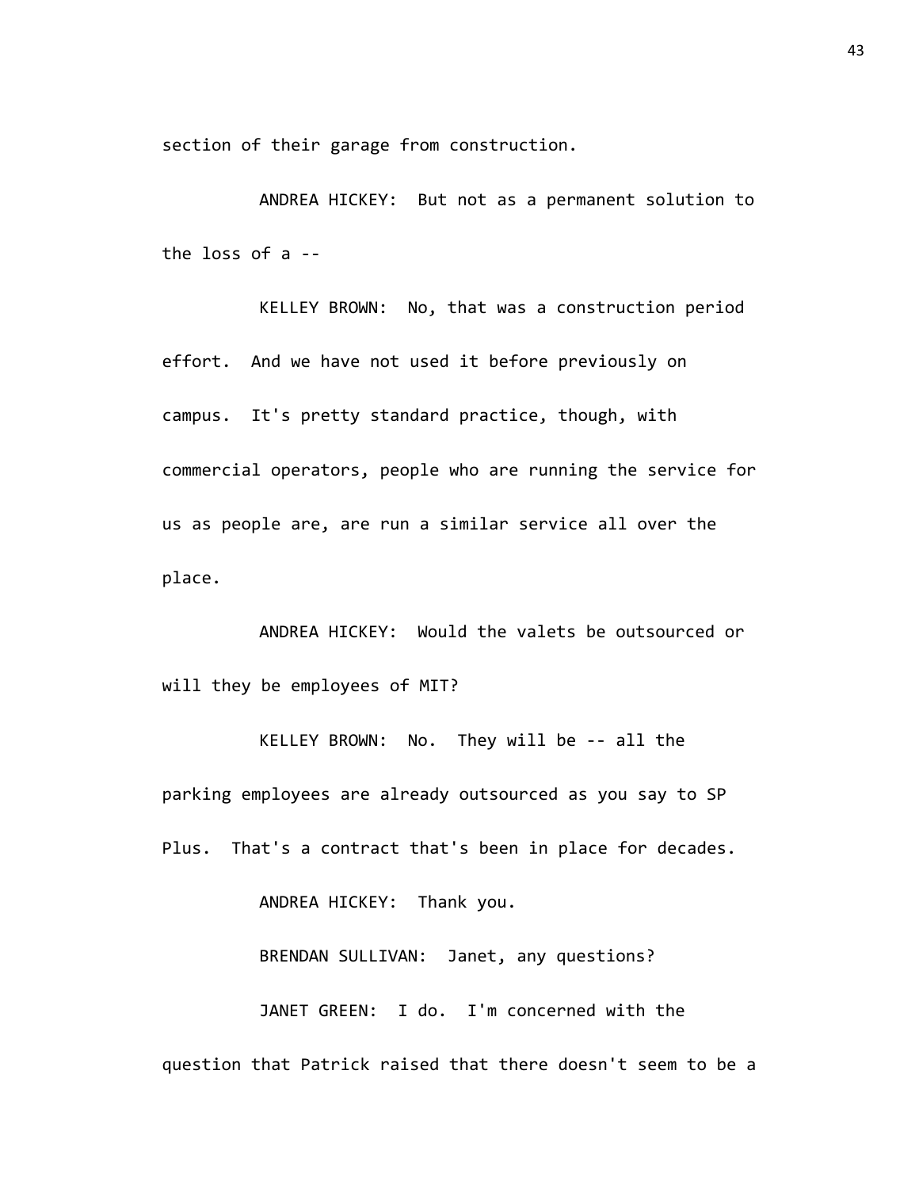section of their garage from construction.

ANDREA HICKEY: But not as a permanent solution to the loss of a --

KELLEY BROWN: No, that was a construction period effort. And we have not used it before previously on campus. It's pretty standard practice, though, with commercial operators, people who are running the service for us as people are, are run a similar service all over the place.

ANDREA HICKEY: Would the valets be outsourced or will they be employees of MIT?

KELLEY BROWN: No. They will be -- all the parking employees are already outsourced as you say to SP Plus. That's a contract that's been in place for decades.

ANDREA HICKEY: Thank you.

BRENDAN SULLIVAN: Janet, any questions?

JANET GREEN: I do. I'm concerned with the question that Patrick raised that there doesn't seem to be a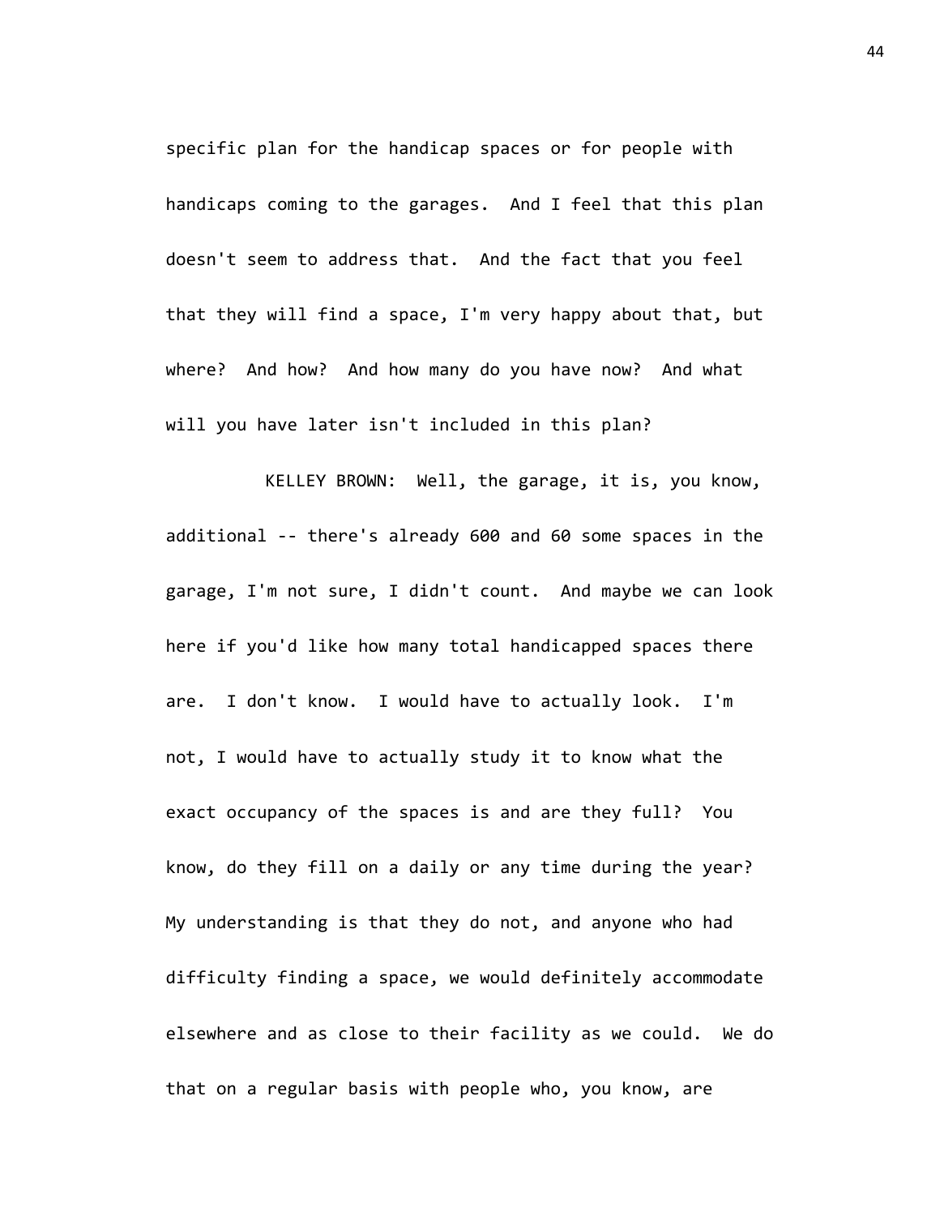specific plan for the handicap spaces or for people with handicaps coming to the garages. And I feel that this plan doesn't seem to address that. And the fact that you feel that they will find a space, I'm very happy about that, but where? And how? And how many do you have now? And what will you have later isn't included in this plan?

KELLEY BROWN: Well, the garage, it is, you know, additional -- there's already 600 and 60 some spaces in the garage, I'm not sure, I didn't count. And maybe we can look here if you'd like how many total handicapped spaces there are. I don't know. I would have to actually look. I'm not, I would have to actually study it to know what the exact occupancy of the spaces is and are they full? You know, do they fill on a daily or any time during the year? My understanding is that they do not, and anyone who had difficulty finding a space, we would definitely accommodate elsewhere and as close to their facility as we could. We do that on a regular basis with people who, you know, are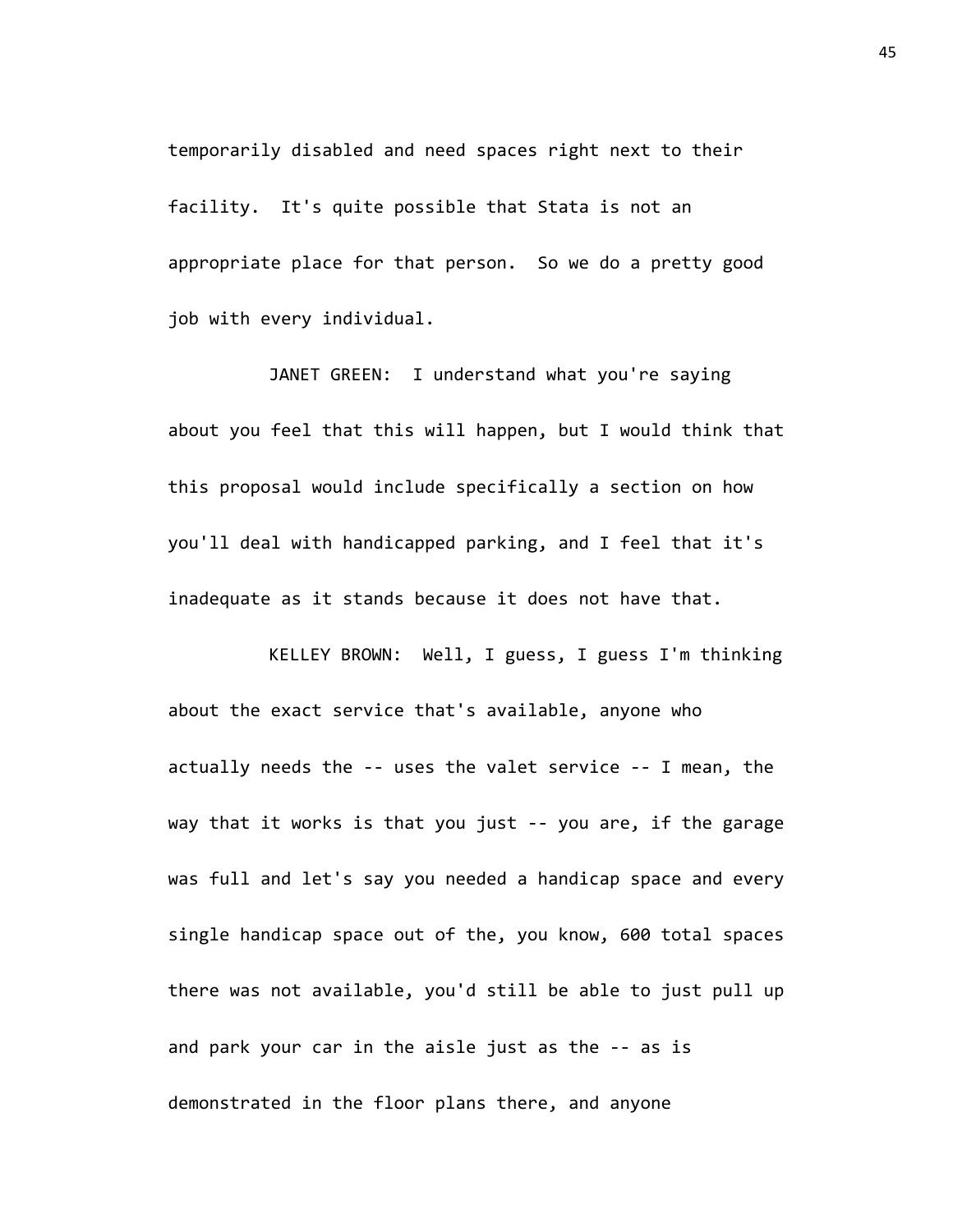temporarily disabled and need spaces right next to their facility. It's quite possible that Stata is not an appropriate place for that person. So we do a pretty good job with every individual.

JANET GREEN: I understand what you're saying about you feel that this will happen, but I would think that this proposal would include specifically a section on how you'll deal with handicapped parking, and I feel that it's inadequate as it stands because it does not have that.

KELLEY BROWN: Well, I guess, I guess I'm thinking about the exact service that's available, anyone who actually needs the -- uses the valet service -- I mean, the way that it works is that you just -- you are, if the garage was full and let's say you needed a handicap space and every single handicap space out of the, you know, 600 total spaces there was not available, you'd still be able to just pull up and park your car in the aisle just as the -- as is demonstrated in the floor plans there, and anyone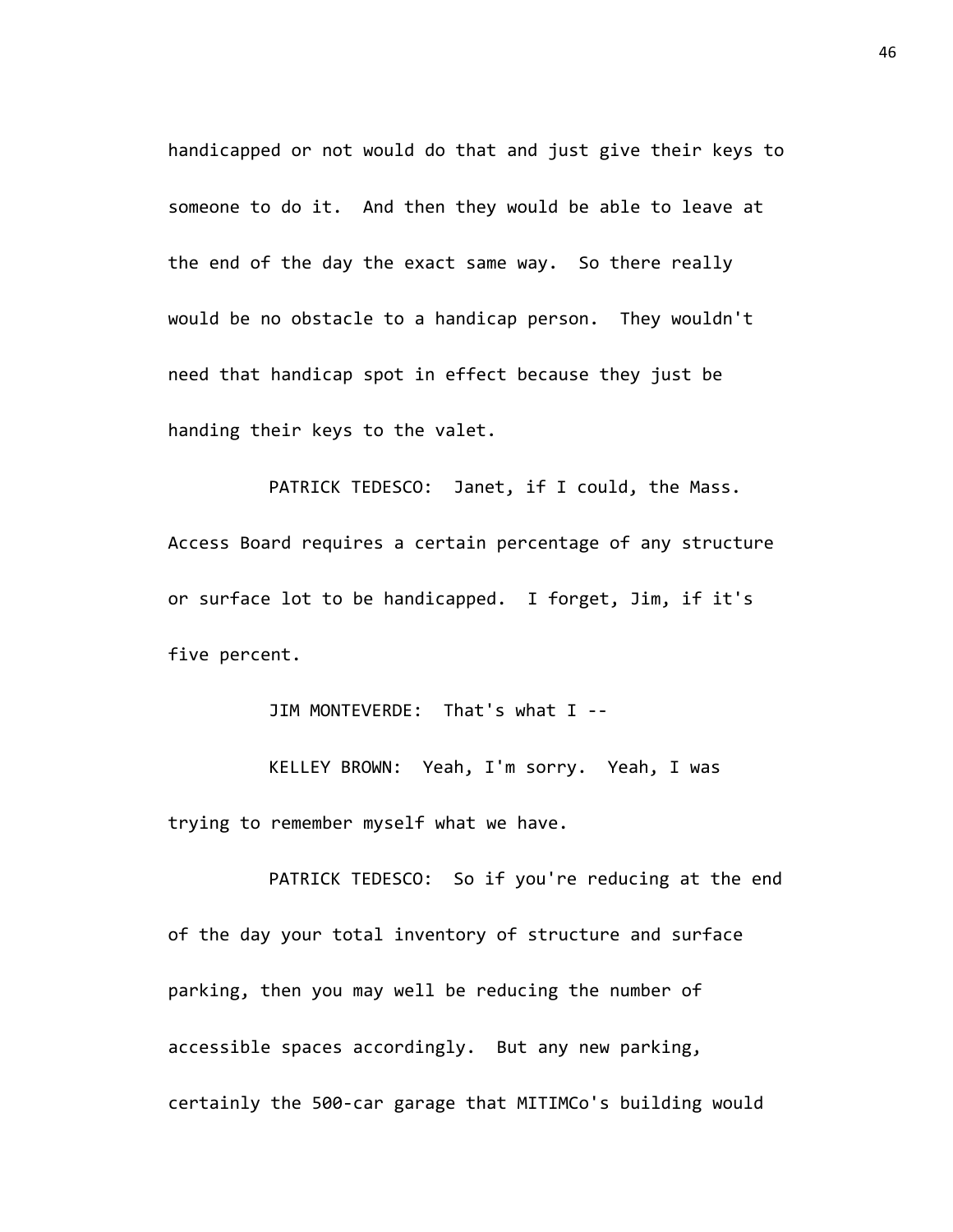handicapped or not would do that and just give their keys to someone to do it. And then they would be able to leave at the end of the day the exact same way. So there really would be no obstacle to a handicap person. They wouldn't need that handicap spot in effect because they just be handing their keys to the valet.

PATRICK TEDESCO: Janet, if I could, the Mass. Access Board requires a certain percentage of any structure or surface lot to be handicapped. I forget, Jim, if it's five percent.

JIM MONTEVERDE: That's what I --

KELLEY BROWN: Yeah, I'm sorry. Yeah, I was trying to remember myself what we have.

PATRICK TEDESCO: So if you're reducing at the end of the day your total inventory of structure and surface parking, then you may well be reducing the number of accessible spaces accordingly. But any new parking, certainly the 500-car garage that MITIMCo's building would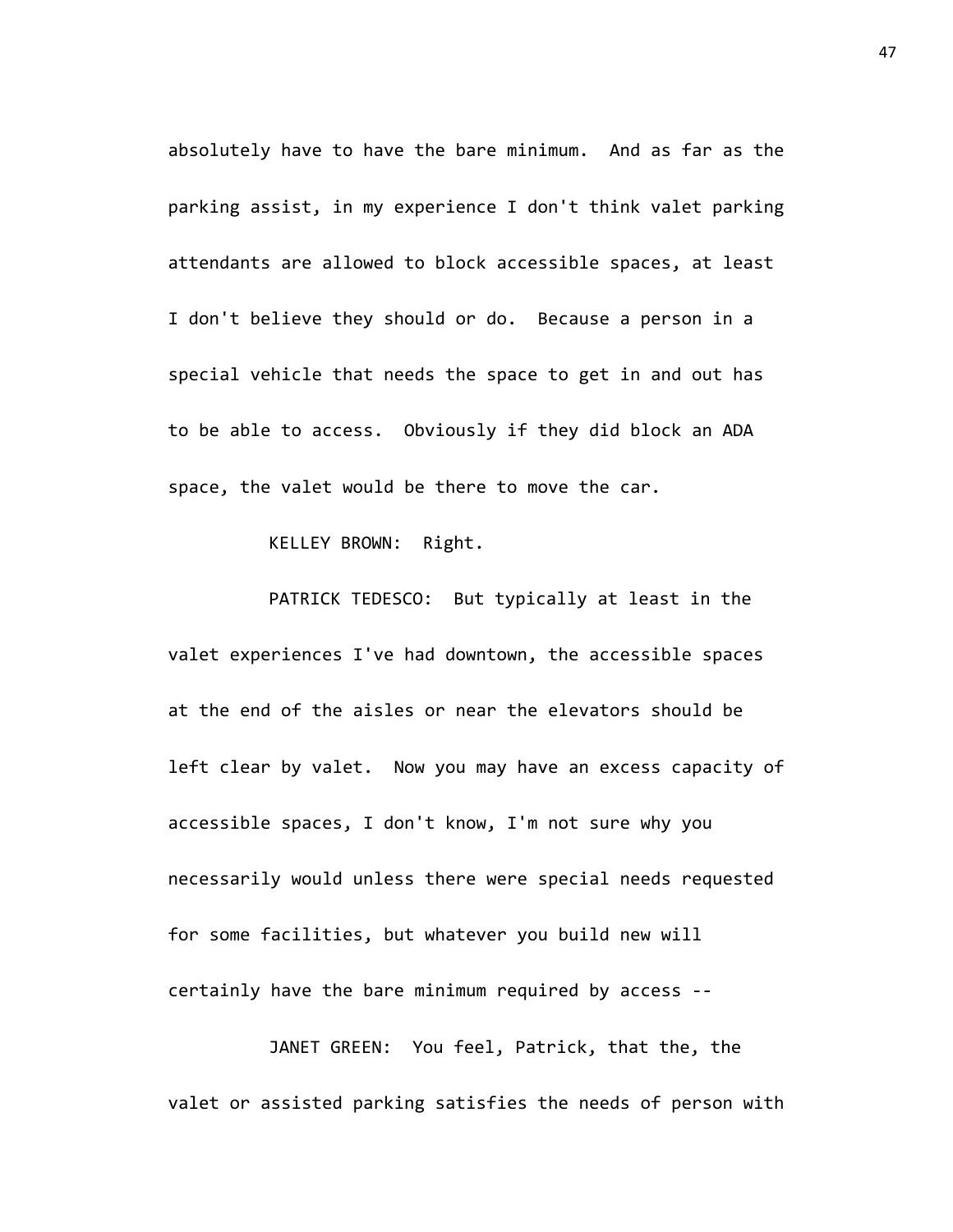absolutely have to have the bare minimum. And as far as the parking assist, in my experience I don't think valet parking attendants are allowed to block accessible spaces, at least I don't believe they should or do. Because a person in a special vehicle that needs the space to get in and out has to be able to access. Obviously if they did block an ADA space, the valet would be there to move the car.

KELLEY BROWN: Right.

PATRICK TEDESCO: But typically at least in the valet experiences I've had downtown, the accessible spaces at the end of the aisles or near the elevators should be left clear by valet. Now you may have an excess capacity of accessible spaces, I don't know, I'm not sure why you necessarily would unless there were special needs requested for some facilities, but whatever you build new will certainly have the bare minimum required by access --

JANET GREEN: You feel, Patrick, that the, the valet or assisted parking satisfies the needs of person with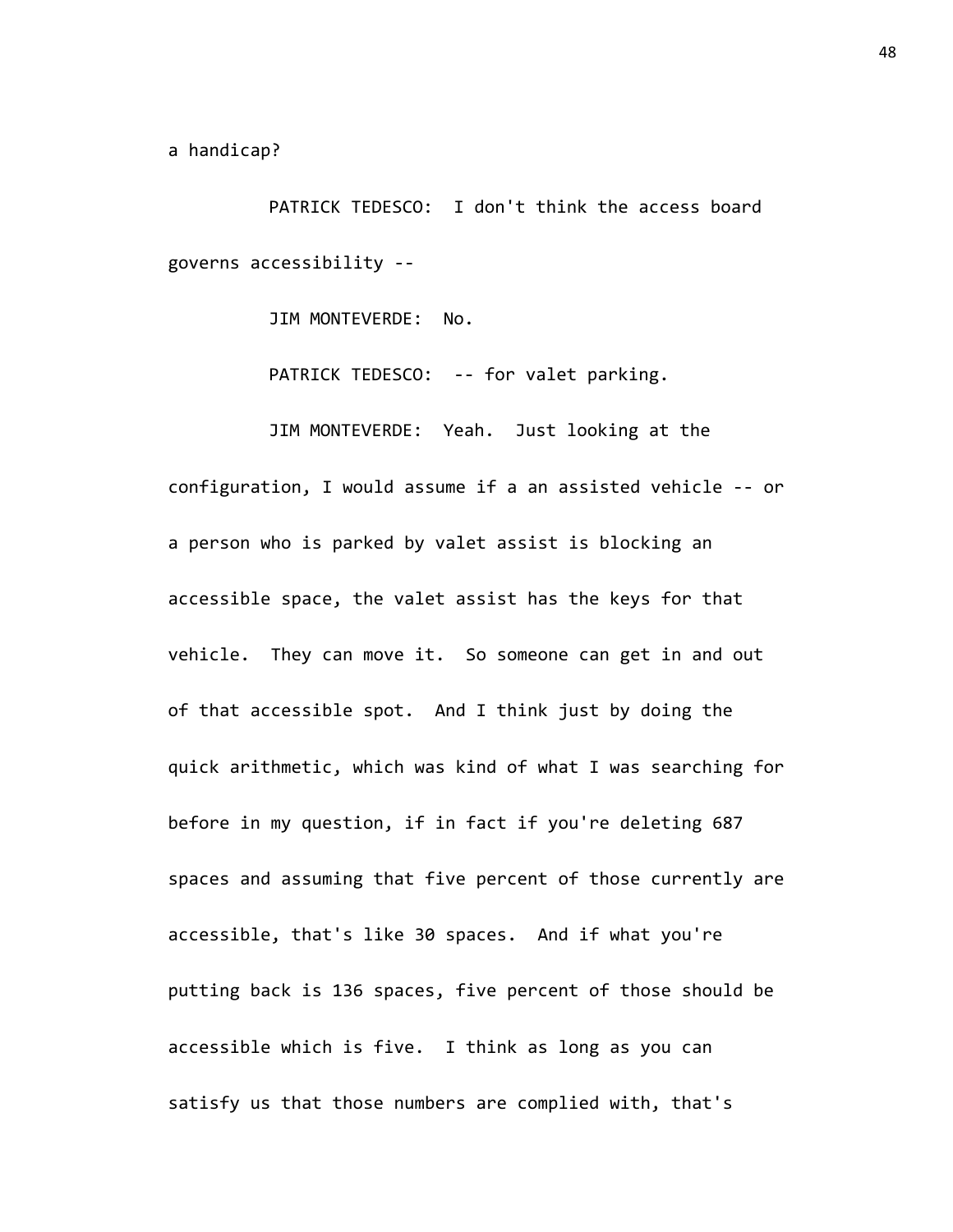a handicap?

PATRICK TEDESCO: I don't think the access board governs accessibility --

JIM MONTEVERDE: No.

PATRICK TEDESCO: -- for valet parking.

JIM MONTEVERDE: Yeah. Just looking at the configuration, I would assume if a an assisted vehicle -- or a person who is parked by valet assist is blocking an accessible space, the valet assist has the keys for that vehicle. They can move it. So someone can get in and out of that accessible spot. And I think just by doing the quick arithmetic, which was kind of what I was searching for before in my question, if in fact if you're deleting 687 spaces and assuming that five percent of those currently are accessible, that's like 30 spaces. And if what you're putting back is 136 spaces, five percent of those should be accessible which is five. I think as long as you can satisfy us that those numbers are complied with, that's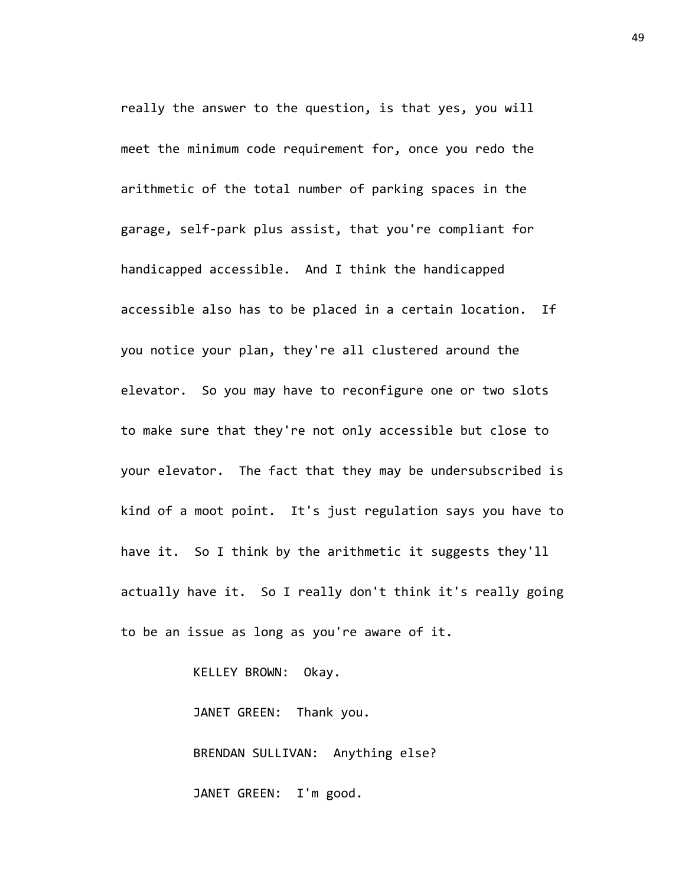really the answer to the question, is that yes, you will meet the minimum code requirement for, once you redo the arithmetic of the total number of parking spaces in the garage, self-park plus assist, that you're compliant for handicapped accessible. And I think the handicapped accessible also has to be placed in a certain location. If you notice your plan, they're all clustered around the elevator. So you may have to reconfigure one or two slots to make sure that they're not only accessible but close to your elevator. The fact that they may be undersubscribed is kind of a moot point. It's just regulation says you have to have it. So I think by the arithmetic it suggests they'll actually have it. So I really don't think it's really going to be an issue as long as you're aware of it.

KELLEY BROWN: Okay.

JANET GREEN: Thank you.

BRENDAN SULLIVAN: Anything else?

JANET GREEN: I'm good.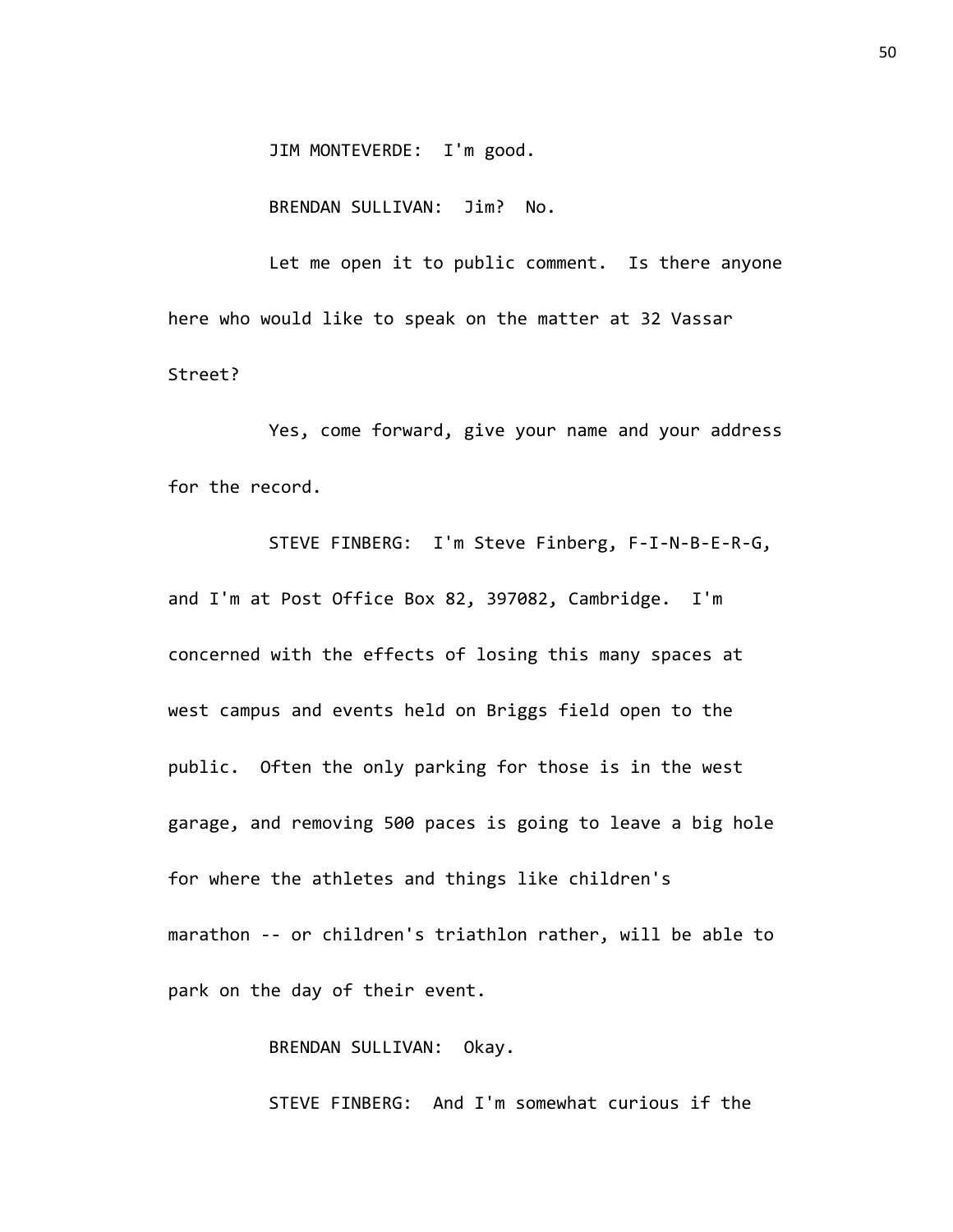JIM MONTEVERDE: I'm good.

BRENDAN SULLIVAN: Jim? No.

Let me open it to public comment. Is there anyone here who would like to speak on the matter at 32 Vassar Street?

Yes, come forward, give your name and your address for the record.

STEVE FINBERG: I'm Steve Finberg, F-I-N-B-E-R-G, and I'm at Post Office Box 82, 397082, Cambridge. I'm concerned with the effects of losing this many spaces at west campus and events held on Briggs field open to the public. Often the only parking for those is in the west garage, and removing 500 paces is going to leave a big hole for where the athletes and things like children's marathon -- or children's triathlon rather, will be able to park on the day of their event.

BRENDAN SULLIVAN: Okay.

STEVE FINBERG: And I'm somewhat curious if the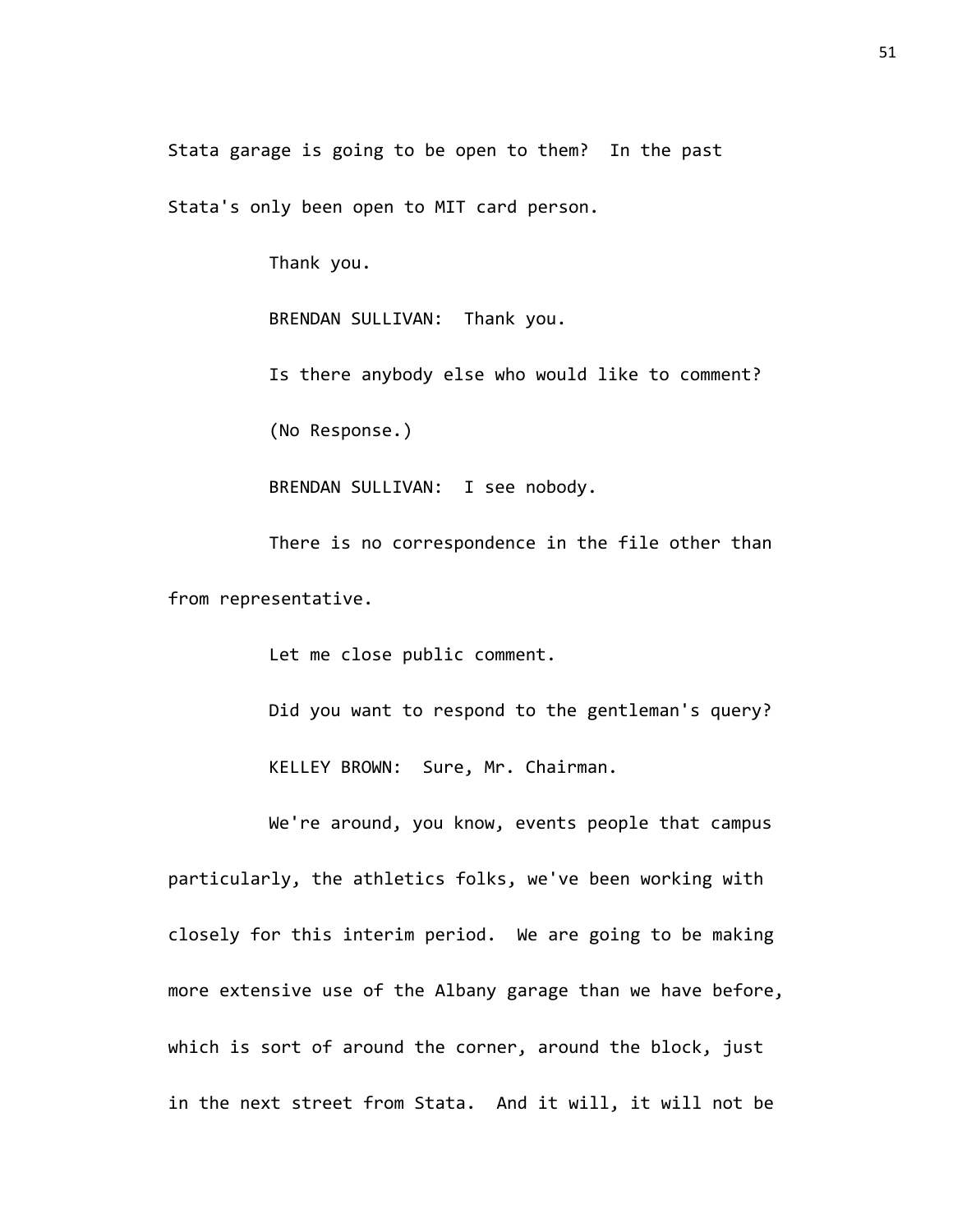Stata garage is going to be open to them? In the past Stata's only been open to MIT card person.

Thank you.

BRENDAN SULLIVAN: Thank you.

Is there anybody else who would like to comment?

(No Response.)

BRENDAN SULLIVAN: I see nobody.

There is no correspondence in the file other than from representative.

Let me close public comment.

Did you want to respond to the gentleman's query?

KELLEY BROWN: Sure, Mr. Chairman.

We're around, you know, events people that campus particularly, the athletics folks, we've been working with closely for this interim period. We are going to be making more extensive use of the Albany garage than we have before, which is sort of around the corner, around the block, just in the next street from Stata. And it will, it will not be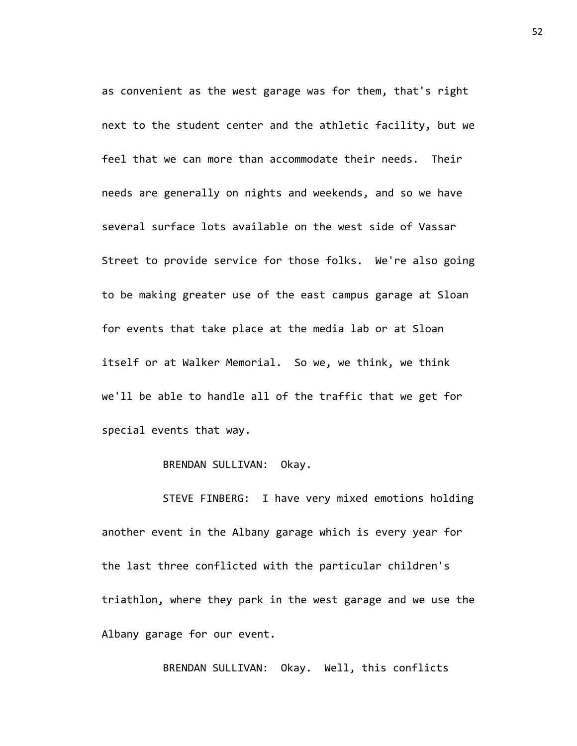as convenient as the west garage was for them, that's right next to the student center and the athletic facility, but we feel that we can more than accommodate their needs. Their needs are generally on nights and weekends, and so we have several surface lots available on the west side of Vassar Street to provide service for those folks. We're also going to be making greater use of the east campus garage at Sloan for events that take place at the media lab or at Sloan itself or at Walker Memorial. So we, we think, we think we'll be able to handle all of the traffic that we get for special events that way.

BRENDAN SULLIVAN: Okay.

STEVE FINBERG: I have very mixed emotions holding another event in the Albany garage which is every year for the last three conflicted with the particular children's triathlon, where they park in the west garage and we use the Albany garage for our event.

BRENDAN SULLIVAN: Okay. Well, this conflicts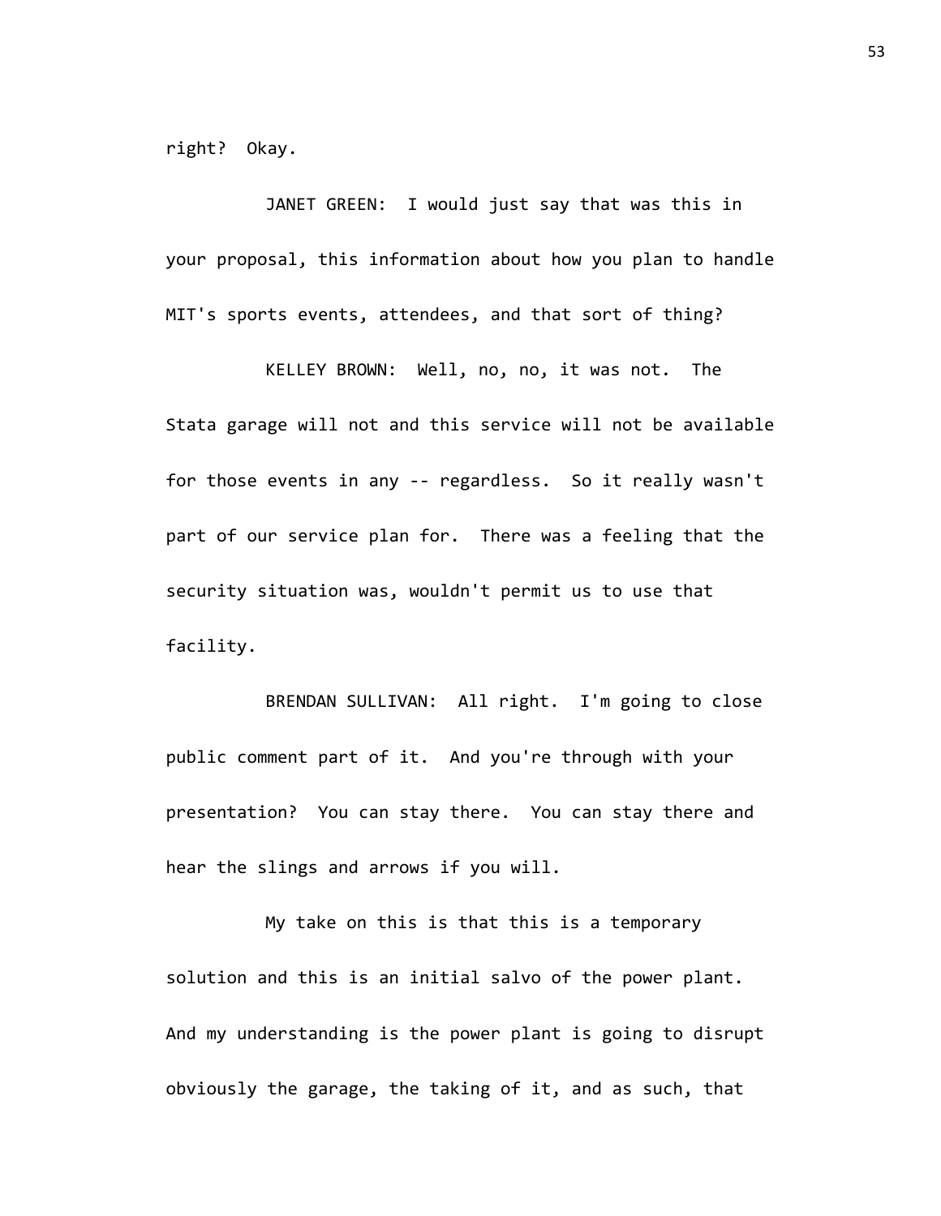right? Okay.

JANET GREEN: I would just say that was this in your proposal, this information about how you plan to handle MIT's sports events, attendees, and that sort of thing?

KELLEY BROWN: Well, no, no, it was not. The Stata garage will not and this service will not be available for those events in any -- regardless. So it really wasn't part of our service plan for. There was a feeling that the security situation was, wouldn't permit us to use that facility.

BRENDAN SULLIVAN: All right. I'm going to close public comment part of it. And you're through with your presentation? You can stay there. You can stay there and hear the slings and arrows if you will.

My take on this is that this is a temporary solution and this is an initial salvo of the power plant. And my understanding is the power plant is going to disrupt obviously the garage, the taking of it, and as such, that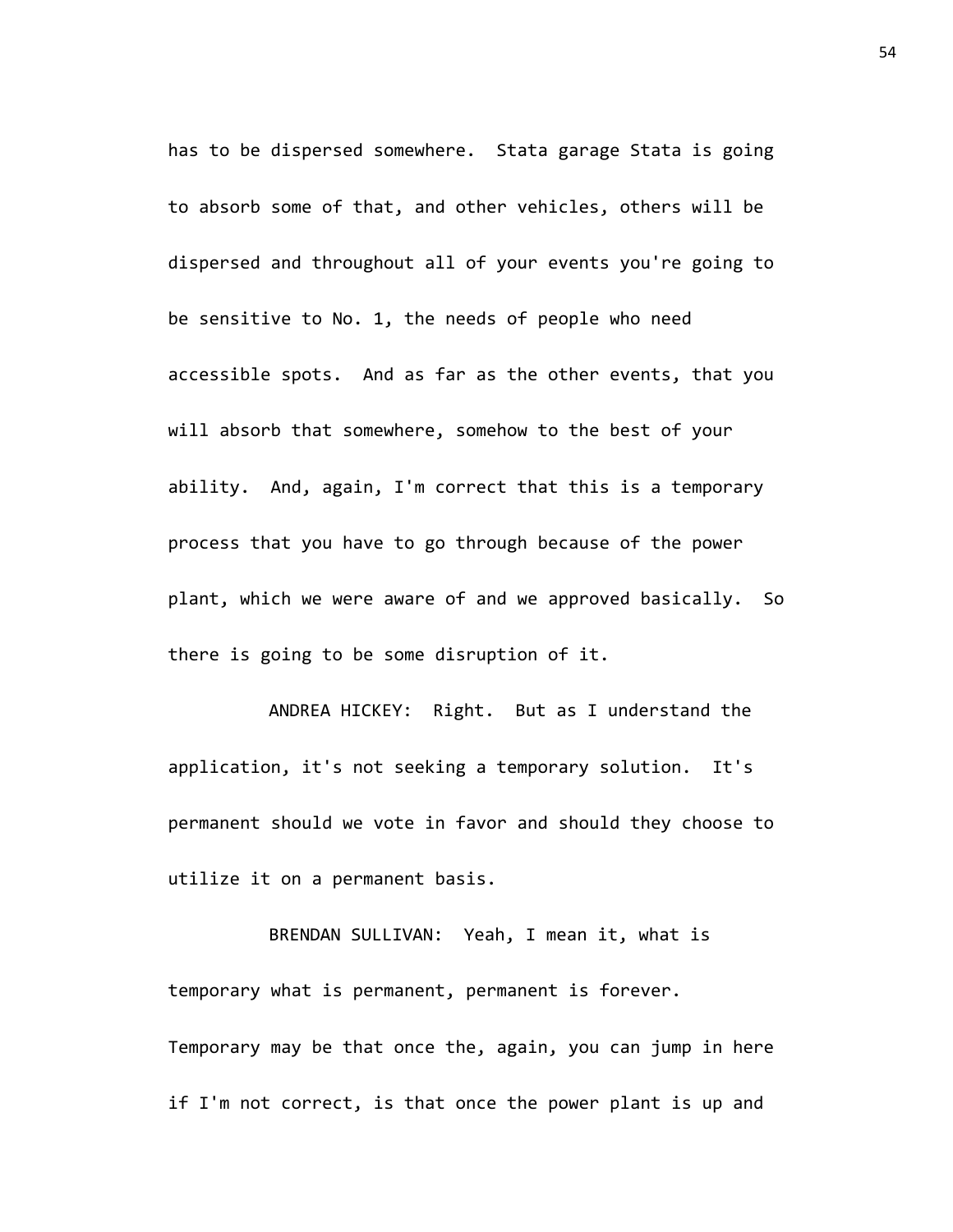has to be dispersed somewhere. Stata garage Stata is going to absorb some of that, and other vehicles, others will be dispersed and throughout all of your events you're going to be sensitive to No. 1, the needs of people who need accessible spots. And as far as the other events, that you will absorb that somewhere, somehow to the best of your ability. And, again, I'm correct that this is a temporary process that you have to go through because of the power plant, which we were aware of and we approved basically. So there is going to be some disruption of it.

ANDREA HICKEY: Right. But as I understand the application, it's not seeking a temporary solution. It's permanent should we vote in favor and should they choose to utilize it on a permanent basis.

BRENDAN SULLIVAN: Yeah, I mean it, what is temporary what is permanent, permanent is forever. Temporary may be that once the, again, you can jump in here if I'm not correct, is that once the power plant is up and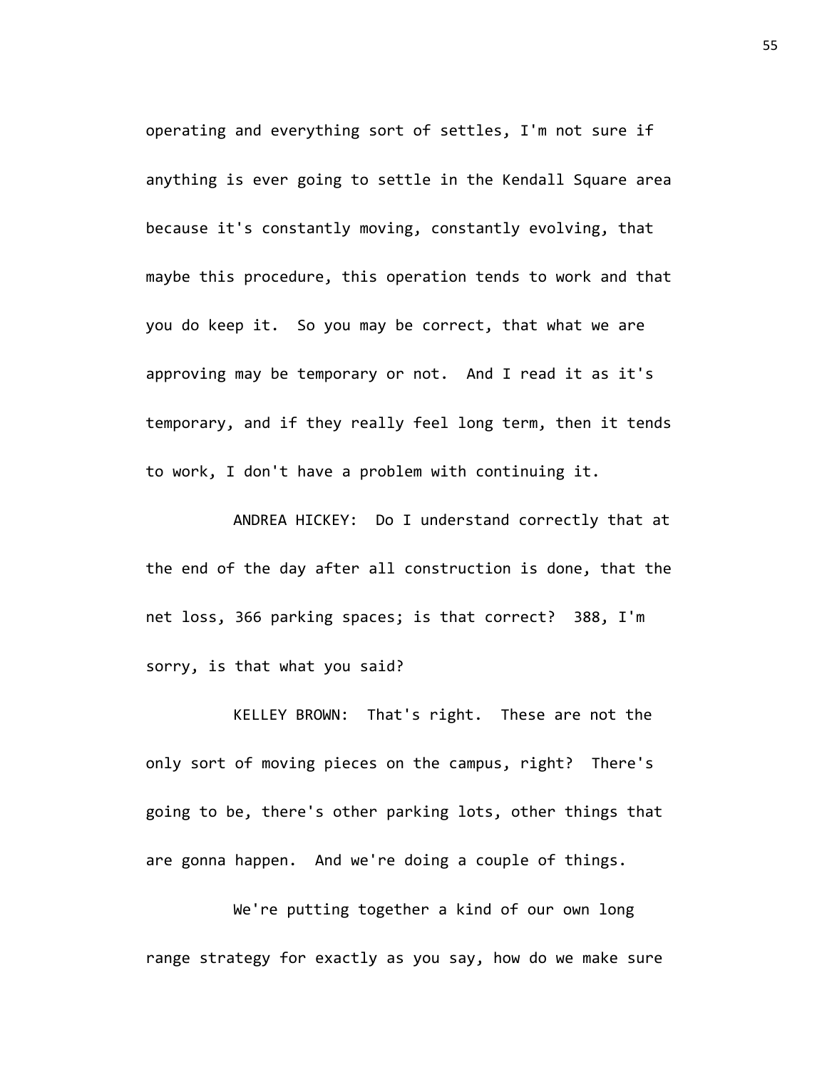operating and everything sort of settles, I'm not sure if anything is ever going to settle in the Kendall Square area because it's constantly moving, constantly evolving, that maybe this procedure, this operation tends to work and that you do keep it. So you may be correct, that what we are approving may be temporary or not. And I read it as it's temporary, and if they really feel long term, then it tends to work, I don't have a problem with continuing it.

ANDREA HICKEY: Do I understand correctly that at the end of the day after all construction is done, that the net loss, 366 parking spaces; is that correct? 388, I'm sorry, is that what you said?

KELLEY BROWN: That's right. These are not the only sort of moving pieces on the campus, right? There's going to be, there's other parking lots, other things that are gonna happen. And we're doing a couple of things.

We're putting together a kind of our own long range strategy for exactly as you say, how do we make sure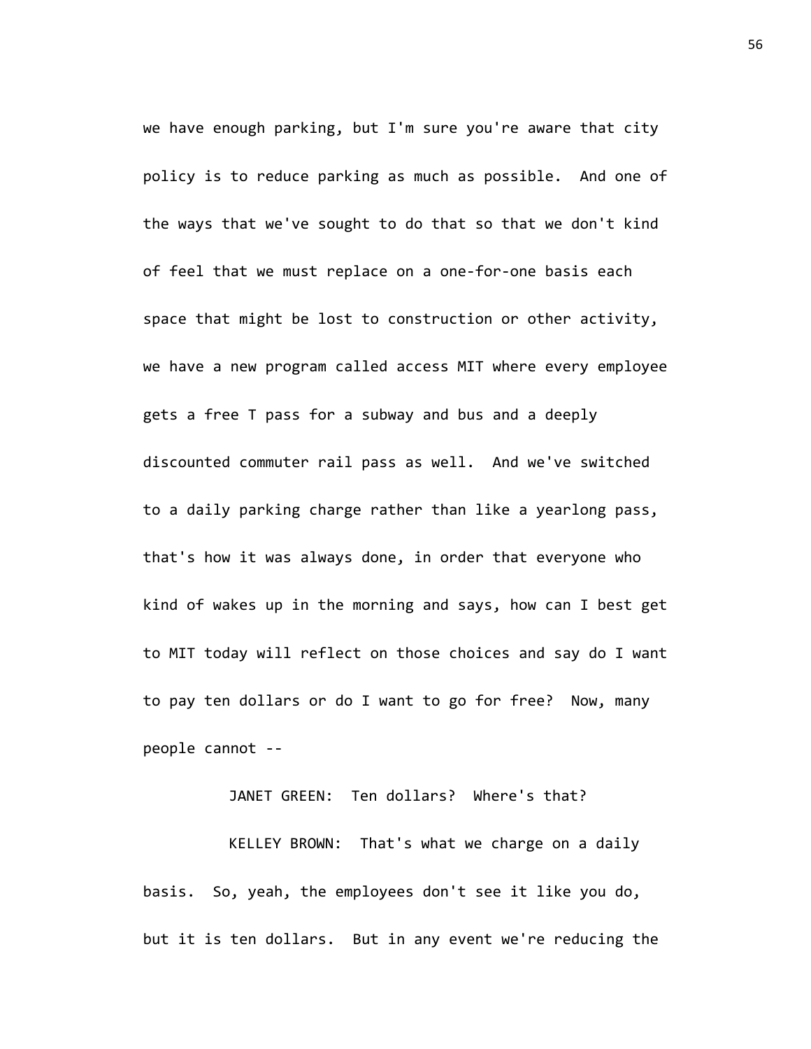we have enough parking, but I'm sure you're aware that city policy is to reduce parking as much as possible. And one of the ways that we've sought to do that so that we don't kind of feel that we must replace on a one-for-one basis each space that might be lost to construction or other activity, we have a new program called access MIT where every employee gets a free T pass for a subway and bus and a deeply discounted commuter rail pass as well. And we've switched to a daily parking charge rather than like a yearlong pass, that's how it was always done, in order that everyone who kind of wakes up in the morning and says, how can I best get to MIT today will reflect on those choices and say do I want to pay ten dollars or do I want to go for free? Now, many people cannot --

JANET GREEN: Ten dollars? Where's that?

KELLEY BROWN: That's what we charge on a daily basis. So, yeah, the employees don't see it like you do, but it is ten dollars. But in any event we're reducing the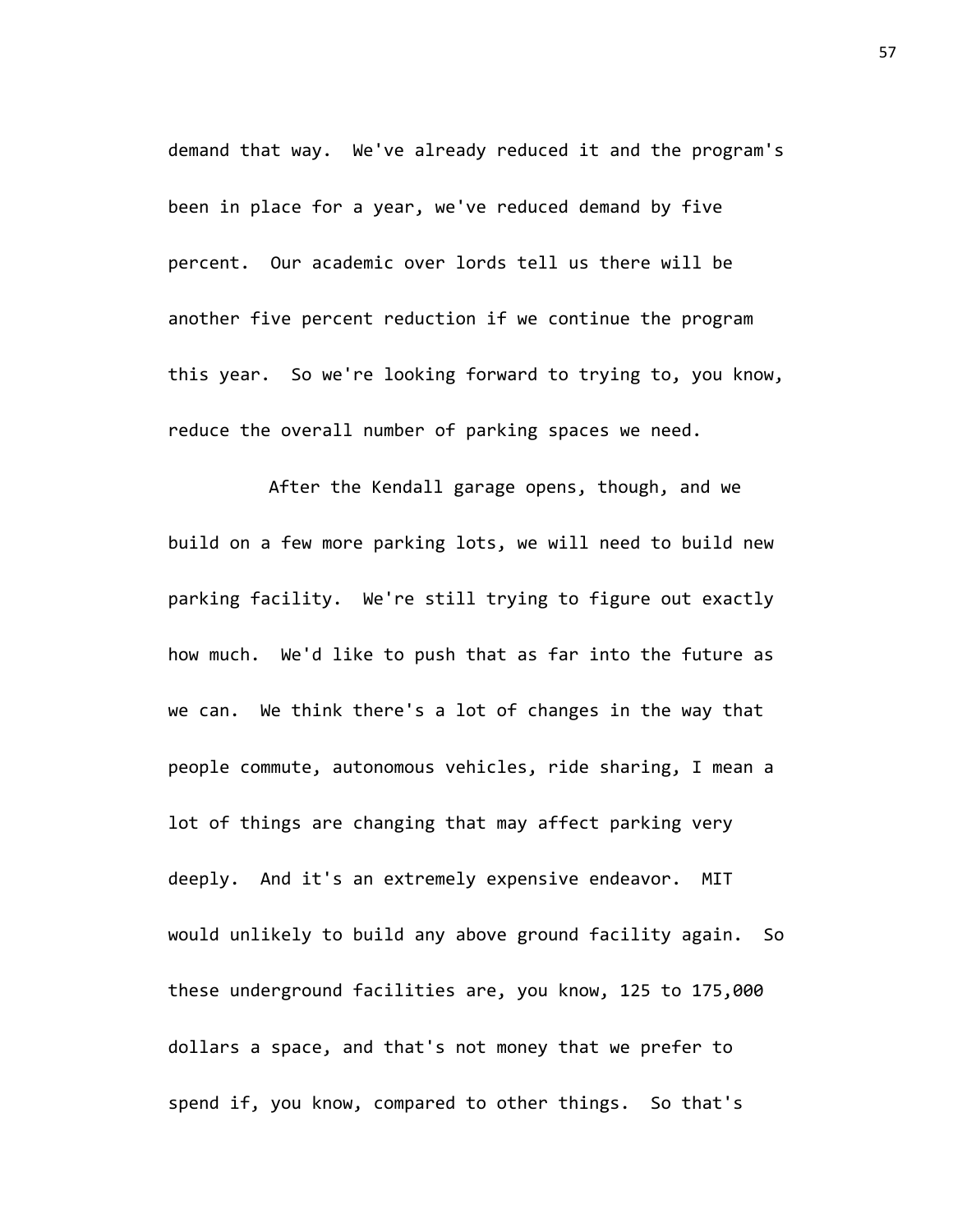demand that way. We've already reduced it and the program's been in place for a year, we've reduced demand by five percent. Our academic over lords tell us there will be another five percent reduction if we continue the program this year. So we're looking forward to trying to, you know, reduce the overall number of parking spaces we need.

After the Kendall garage opens, though, and we build on a few more parking lots, we will need to build new parking facility. We're still trying to figure out exactly how much. We'd like to push that as far into the future as we can. We think there's a lot of changes in the way that people commute, autonomous vehicles, ride sharing, I mean a lot of things are changing that may affect parking very deeply. And it's an extremely expensive endeavor. MIT would unlikely to build any above ground facility again. So these underground facilities are, you know, 125 to 175,000 dollars a space, and that's not money that we prefer to spend if, you know, compared to other things. So that's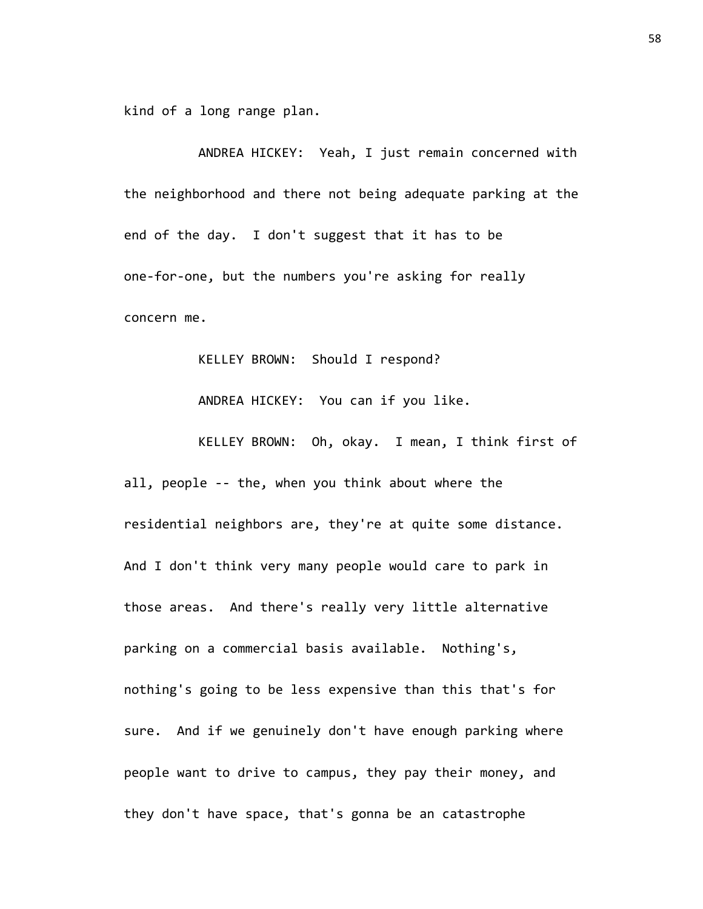kind of a long range plan.

ANDREA HICKEY: Yeah, I just remain concerned with the neighborhood and there not being adequate parking at the end of the day. I don't suggest that it has to be one-for-one, but the numbers you're asking for really concern me.

KELLEY BROWN: Should I respond?

ANDREA HICKEY: You can if you like.

KELLEY BROWN: Oh, okay. I mean, I think first of all, people -- the, when you think about where the residential neighbors are, they're at quite some distance. And I don't think very many people would care to park in those areas. And there's really very little alternative parking on a commercial basis available. Nothing's, nothing's going to be less expensive than this that's for sure. And if we genuinely don't have enough parking where people want to drive to campus, they pay their money, and they don't have space, that's gonna be an catastrophe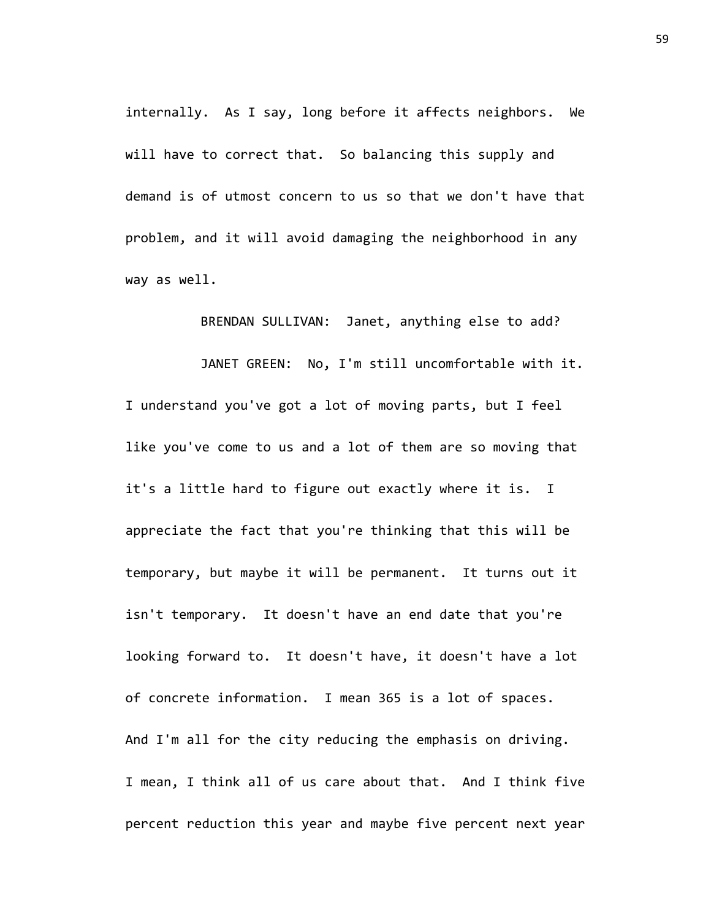internally. As I say, long before it affects neighbors. We will have to correct that. So balancing this supply and demand is of utmost concern to us so that we don't have that problem, and it will avoid damaging the neighborhood in any way as well.

BRENDAN SULLIVAN: Janet, anything else to add?

JANET GREEN: No, I'm still uncomfortable with it. I understand you've got a lot of moving parts, but I feel like you've come to us and a lot of them are so moving that it's a little hard to figure out exactly where it is. I appreciate the fact that you're thinking that this will be temporary, but maybe it will be permanent. It turns out it isn't temporary. It doesn't have an end date that you're looking forward to. It doesn't have, it doesn't have a lot of concrete information. I mean 365 is a lot of spaces. And I'm all for the city reducing the emphasis on driving. I mean, I think all of us care about that. And I think five percent reduction this year and maybe five percent next year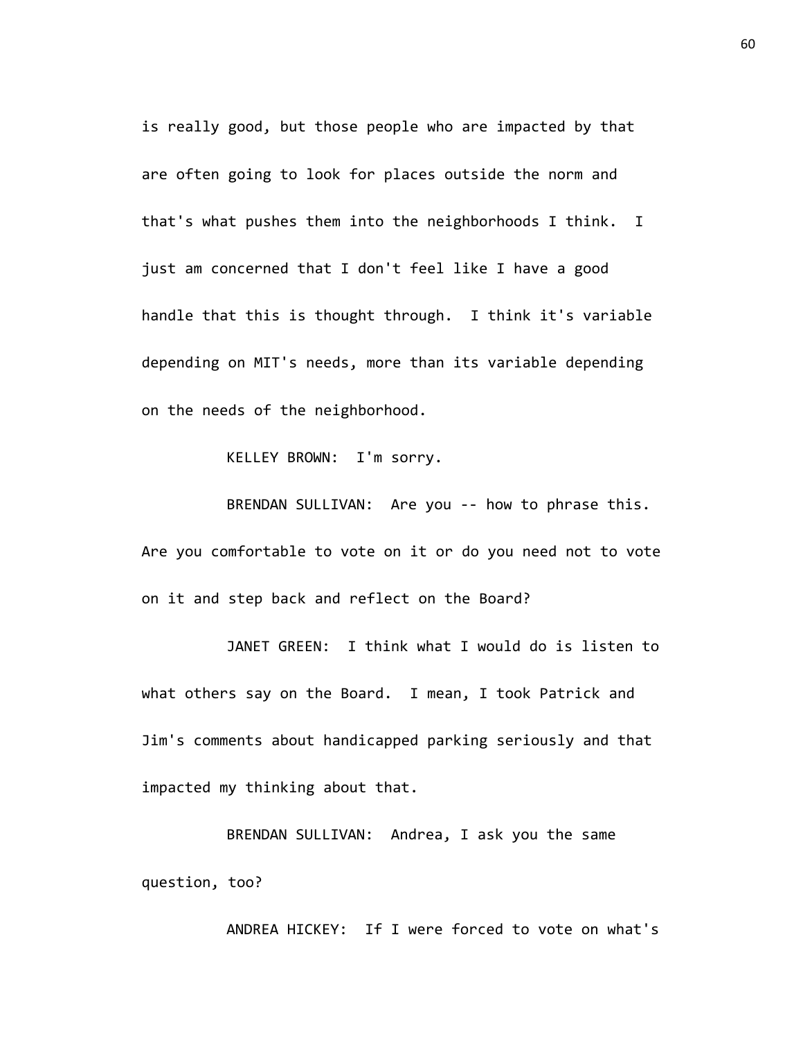is really good, but those people who are impacted by that are often going to look for places outside the norm and that's what pushes them into the neighborhoods I think. I just am concerned that I don't feel like I have a good handle that this is thought through. I think it's variable depending on MIT's needs, more than its variable depending on the needs of the neighborhood.

KELLEY BROWN: I'm sorry.

BRENDAN SULLIVAN: Are you -- how to phrase this. Are you comfortable to vote on it or do you need not to vote on it and step back and reflect on the Board?

JANET GREEN: I think what I would do is listen to what others say on the Board. I mean, I took Patrick and Jim's comments about handicapped parking seriously and that impacted my thinking about that.

BRENDAN SULLIVAN: Andrea, I ask you the same question, too?

ANDREA HICKEY: If I were forced to vote on what's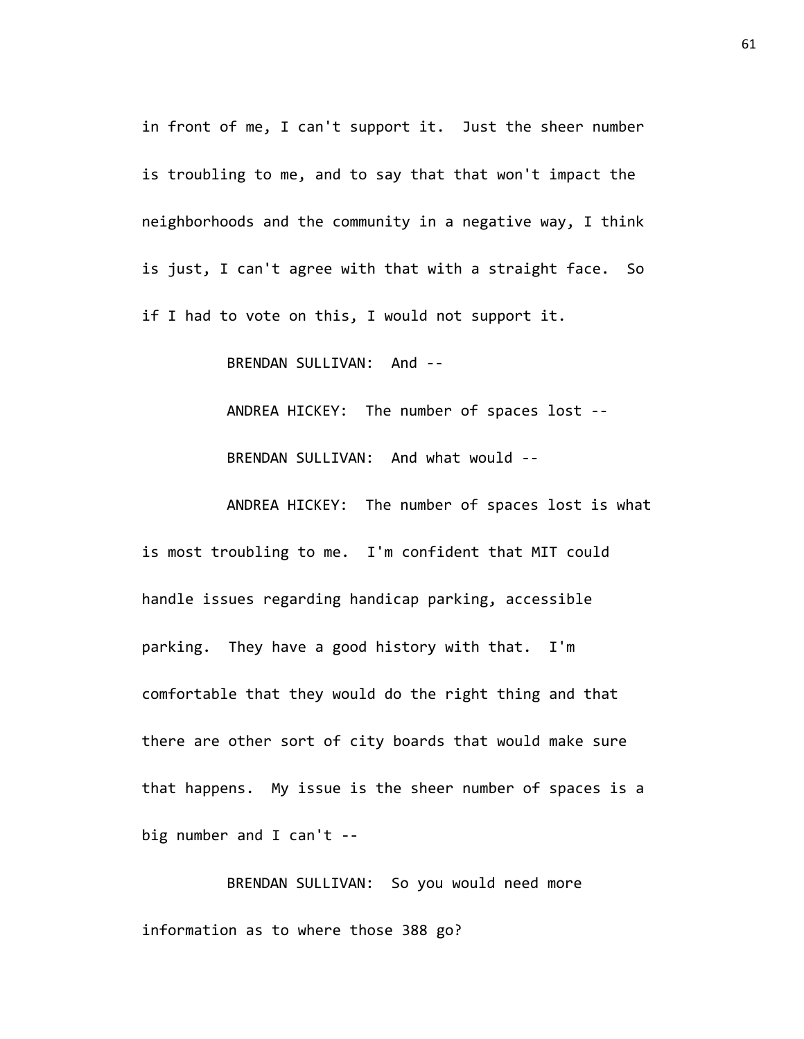in front of me, I can't support it. Just the sheer number is troubling to me, and to say that that won't impact the neighborhoods and the community in a negative way, I think is just, I can't agree with that with a straight face. So if I had to vote on this, I would not support it.

BRENDAN SULLIVAN: And --

ANDREA HICKEY: The number of spaces lost --

BRENDAN SULLIVAN: And what would --

ANDREA HICKEY: The number of spaces lost is what is most troubling to me. I'm confident that MIT could handle issues regarding handicap parking, accessible parking. They have a good history with that. I'm comfortable that they would do the right thing and that there are other sort of city boards that would make sure that happens. My issue is the sheer number of spaces is a big number and I can't --

BRENDAN SULLIVAN: So you would need more information as to where those 388 go?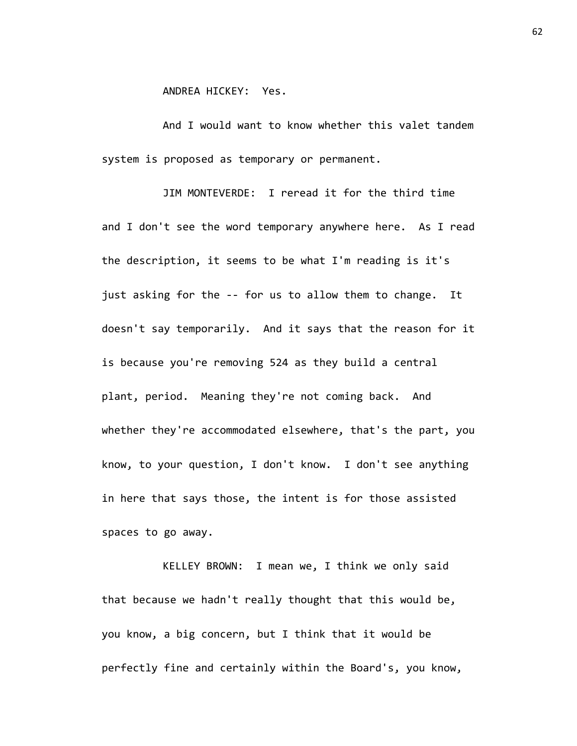ANDREA HICKEY: Yes.

And I would want to know whether this valet tandem system is proposed as temporary or permanent.

JIM MONTEVERDE: I reread it for the third time and I don't see the word temporary anywhere here. As I read the description, it seems to be what I'm reading is it's just asking for the -- for us to allow them to change. It doesn't say temporarily. And it says that the reason for it is because you're removing 524 as they build a central plant, period. Meaning they're not coming back. And whether they're accommodated elsewhere, that's the part, you know, to your question, I don't know. I don't see anything in here that says those, the intent is for those assisted spaces to go away.

KELLEY BROWN: I mean we, I think we only said that because we hadn't really thought that this would be, you know, a big concern, but I think that it would be perfectly fine and certainly within the Board's, you know,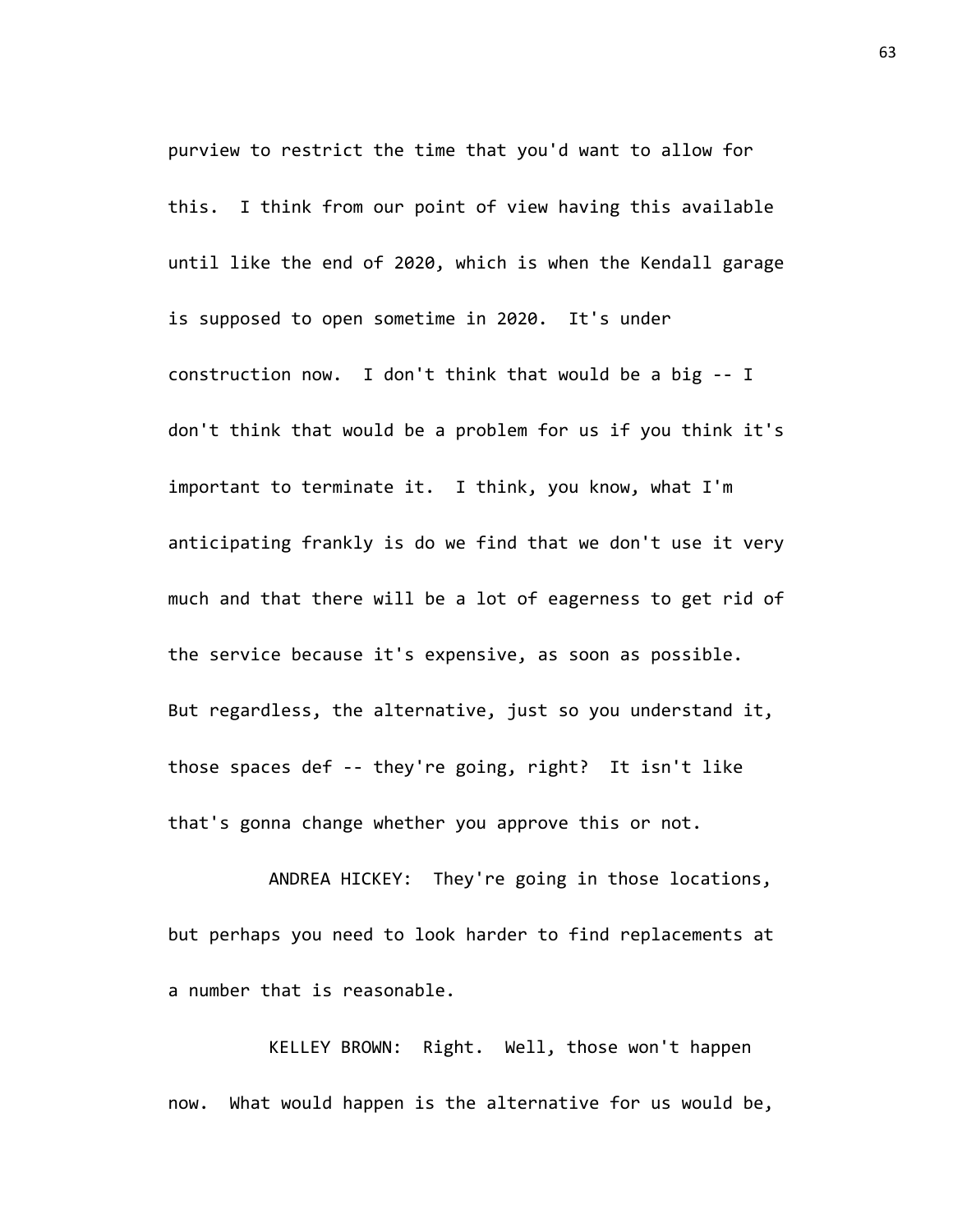purview to restrict the time that you'd want to allow for this. I think from our point of view having this available until like the end of 2020, which is when the Kendall garage is supposed to open sometime in 2020. It's under construction now. I don't think that would be a big -- I don't think that would be a problem for us if you think it's important to terminate it. I think, you know, what I'm anticipating frankly is do we find that we don't use it very much and that there will be a lot of eagerness to get rid of the service because it's expensive, as soon as possible. But regardless, the alternative, just so you understand it, those spaces def -- they're going, right? It isn't like that's gonna change whether you approve this or not.

ANDREA HICKEY: They're going in those locations, but perhaps you need to look harder to find replacements at a number that is reasonable.

KELLEY BROWN: Right. Well, those won't happen now. What would happen is the alternative for us would be,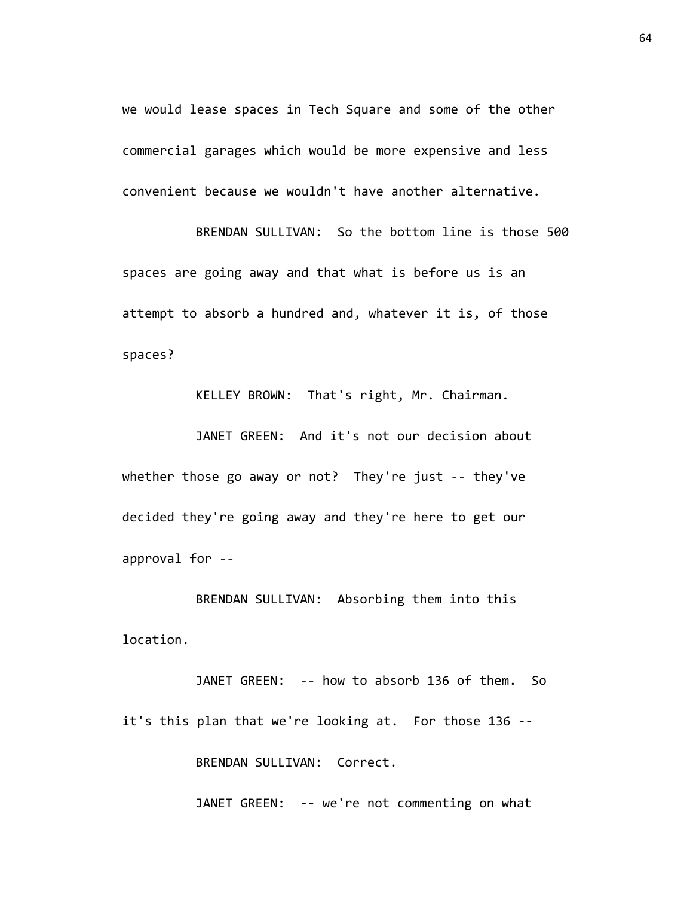we would lease spaces in Tech Square and some of the other commercial garages which would be more expensive and less convenient because we wouldn't have another alternative.

BRENDAN SULLIVAN: So the bottom line is those 500 spaces are going away and that what is before us is an attempt to absorb a hundred and, whatever it is, of those spaces?

KELLEY BROWN: That's right, Mr. Chairman.

JANET GREEN: And it's not our decision about whether those go away or not? They're just -- they've decided they're going away and they're here to get our approval for --

BRENDAN SULLIVAN: Absorbing them into this location.

JANET GREEN: -- how to absorb 136 of them. So it's this plan that we're looking at. For those 136 --

BRENDAN SULLIVAN: Correct.

JANET GREEN: -- we're not commenting on what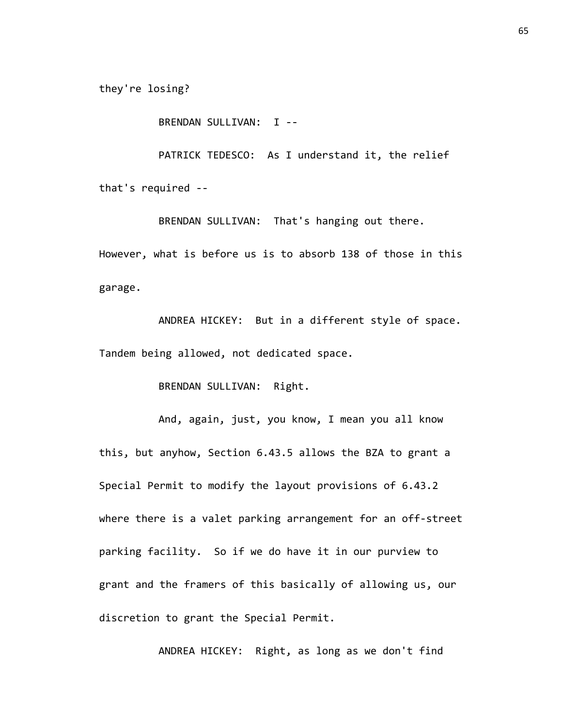they're losing?

BRENDAN SULLIVAN: I --

PATRICK TEDESCO: As I understand it, the relief that's required --

BRENDAN SULLIVAN: That's hanging out there. However, what is before us is to absorb 138 of those in this garage.

ANDREA HICKEY: But in a different style of space. Tandem being allowed, not dedicated space.

BRENDAN SULLIVAN: Right.

And, again, just, you know, I mean you all know this, but anyhow, Section 6.43.5 allows the BZA to grant a Special Permit to modify the layout provisions of 6.43.2 where there is a valet parking arrangement for an off-street parking facility. So if we do have it in our purview to grant and the framers of this basically of allowing us, our discretion to grant the Special Permit.

ANDREA HICKEY: Right, as long as we don't find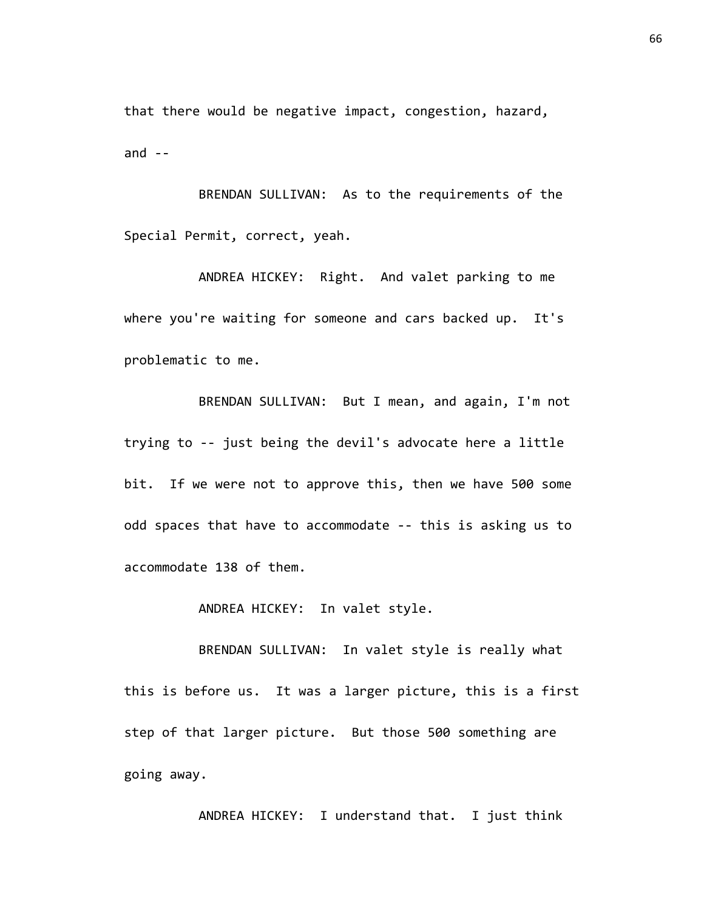that there would be negative impact, congestion, hazard, and --

BRENDAN SULLIVAN: As to the requirements of the Special Permit, correct, yeah.

ANDREA HICKEY: Right. And valet parking to me where you're waiting for someone and cars backed up. It's problematic to me.

BRENDAN SULLIVAN: But I mean, and again, I'm not trying to -- just being the devil's advocate here a little bit. If we were not to approve this, then we have 500 some odd spaces that have to accommodate -- this is asking us to accommodate 138 of them.

ANDREA HICKEY: In valet style.

BRENDAN SULLIVAN: In valet style is really what this is before us. It was a larger picture, this is a first step of that larger picture. But those 500 something are going away.

ANDREA HICKEY: I understand that. I just think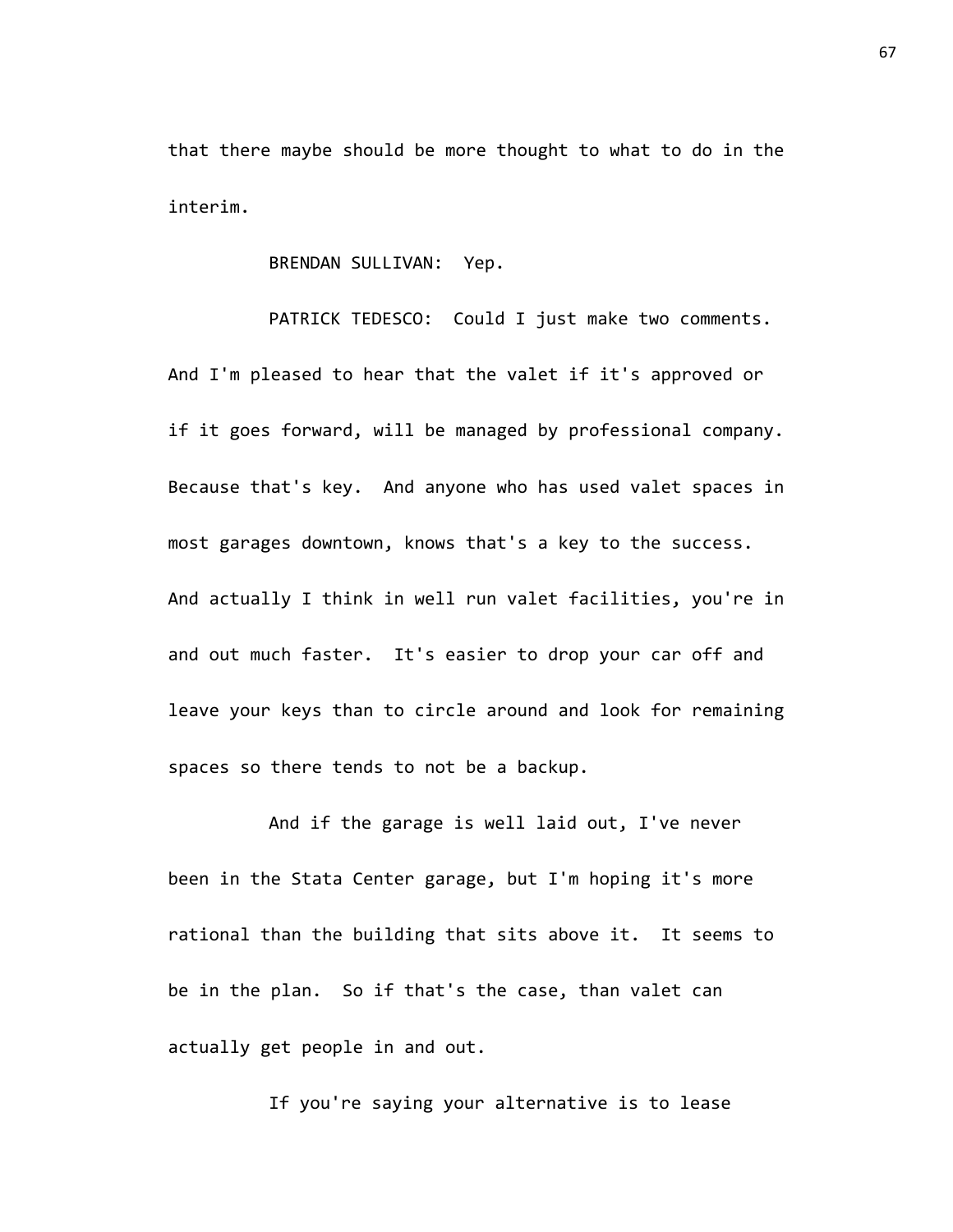that there maybe should be more thought to what to do in the interim.

BRENDAN SULLIVAN: Yep.

PATRICK TEDESCO: Could I just make two comments. And I'm pleased to hear that the valet if it's approved or if it goes forward, will be managed by professional company. Because that's key. And anyone who has used valet spaces in most garages downtown, knows that's a key to the success. And actually I think in well run valet facilities, you're in and out much faster. It's easier to drop your car off and leave your keys than to circle around and look for remaining spaces so there tends to not be a backup.

And if the garage is well laid out, I've never been in the Stata Center garage, but I'm hoping it's more rational than the building that sits above it. It seems to be in the plan. So if that's the case, than valet can actually get people in and out.

If you're saying your alternative is to lease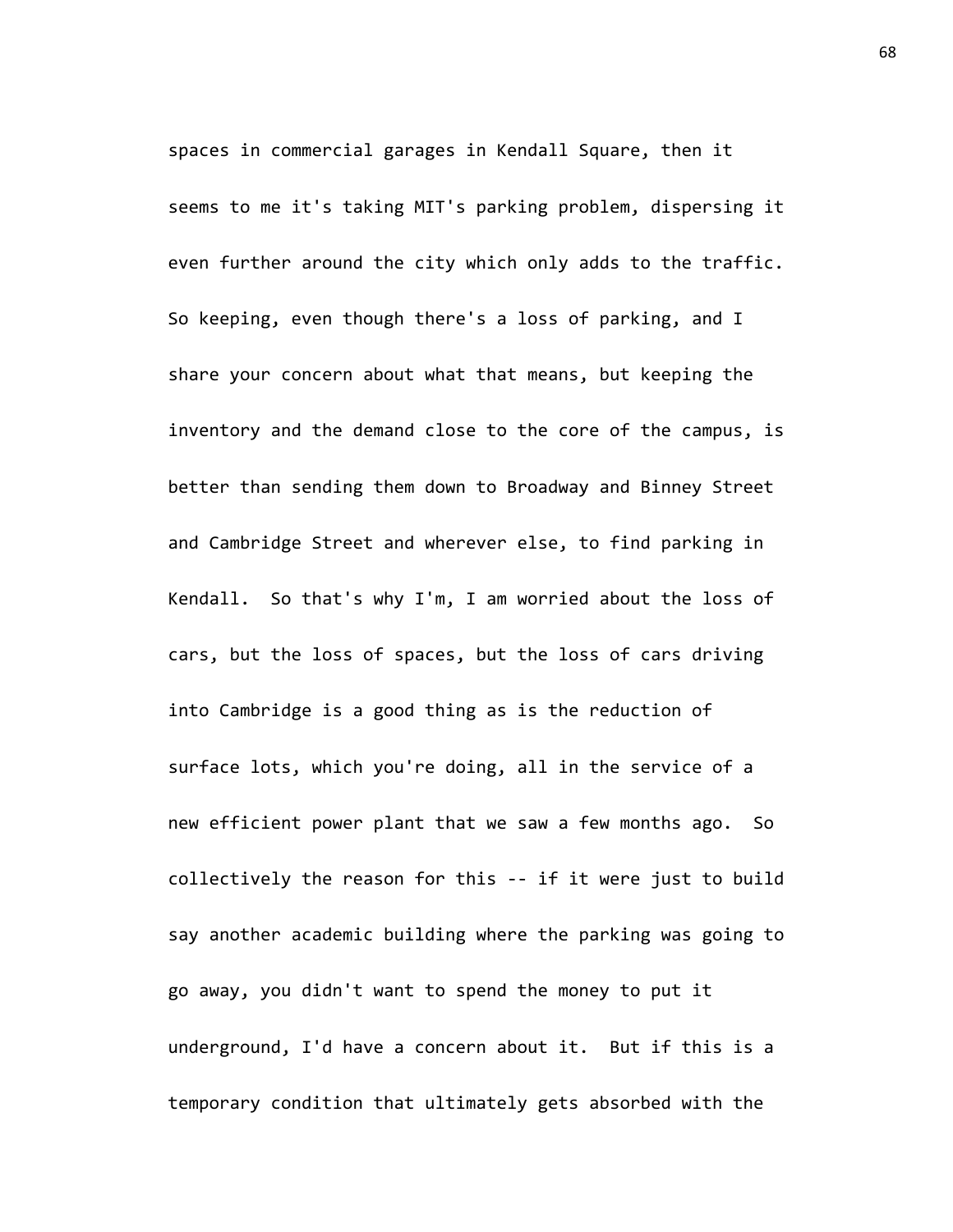spaces in commercial garages in Kendall Square, then it seems to me it's taking MIT's parking problem, dispersing it even further around the city which only adds to the traffic. So keeping, even though there's a loss of parking, and I share your concern about what that means, but keeping the inventory and the demand close to the core of the campus, is better than sending them down to Broadway and Binney Street and Cambridge Street and wherever else, to find parking in Kendall. So that's why I'm, I am worried about the loss of cars, but the loss of spaces, but the loss of cars driving into Cambridge is a good thing as is the reduction of surface lots, which you're doing, all in the service of a new efficient power plant that we saw a few months ago. So collectively the reason for this -- if it were just to build say another academic building where the parking was going to go away, you didn't want to spend the money to put it underground, I'd have a concern about it. But if this is a temporary condition that ultimately gets absorbed with the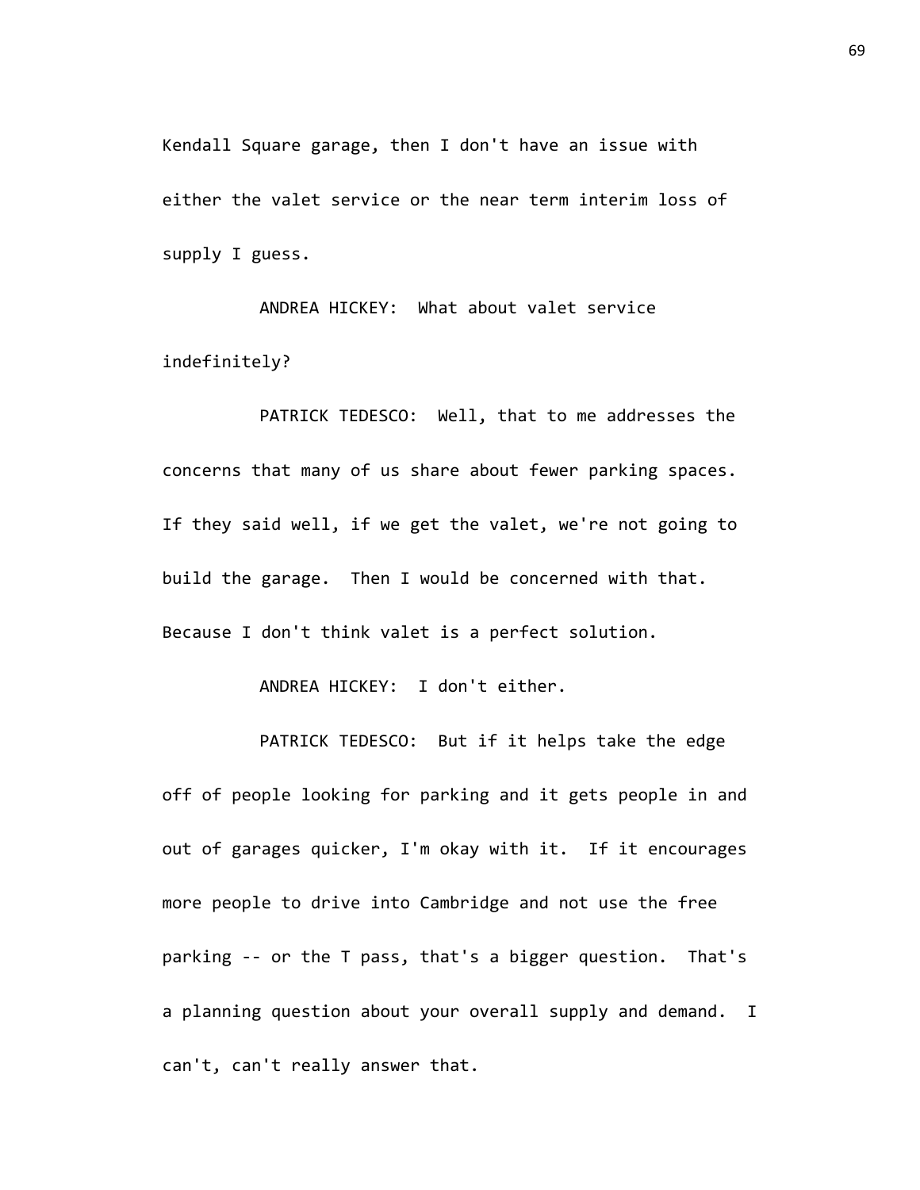Kendall Square garage, then I don't have an issue with either the valet service or the near term interim loss of supply I guess.

ANDREA HICKEY: What about valet service indefinitely?

PATRICK TEDESCO: Well, that to me addresses the concerns that many of us share about fewer parking spaces. If they said well, if we get the valet, we're not going to build the garage. Then I would be concerned with that. Because I don't think valet is a perfect solution.

ANDREA HICKEY: I don't either.

PATRICK TEDESCO: But if it helps take the edge off of people looking for parking and it gets people in and out of garages quicker, I'm okay with it. If it encourages more people to drive into Cambridge and not use the free parking -- or the T pass, that's a bigger question. That's a planning question about your overall supply and demand. I can't, can't really answer that.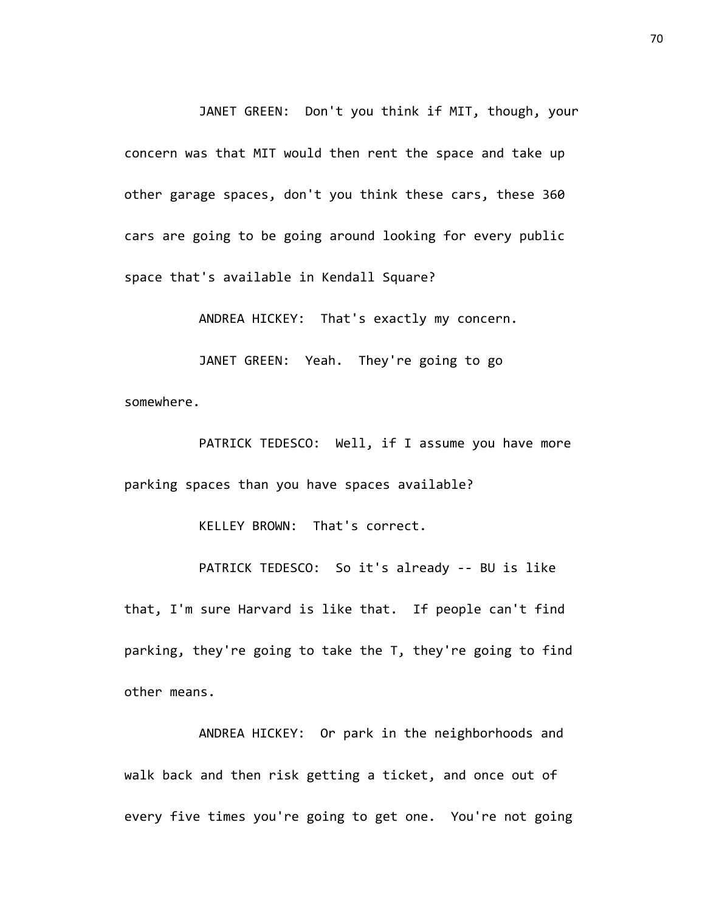JANET GREEN: Don't you think if MIT, though, your concern was that MIT would then rent the space and take up other garage spaces, don't you think these cars, these 360 cars are going to be going around looking for every public space that's available in Kendall Square?

ANDREA HICKEY: That's exactly my concern.

JANET GREEN: Yeah. They're going to go somewhere.

PATRICK TEDESCO: Well, if I assume you have more parking spaces than you have spaces available?

KELLEY BROWN: That's correct.

PATRICK TEDESCO: So it's already -- BU is like that, I'm sure Harvard is like that. If people can't find parking, they're going to take the T, they're going to find other means.

ANDREA HICKEY: Or park in the neighborhoods and walk back and then risk getting a ticket, and once out of every five times you're going to get one. You're not going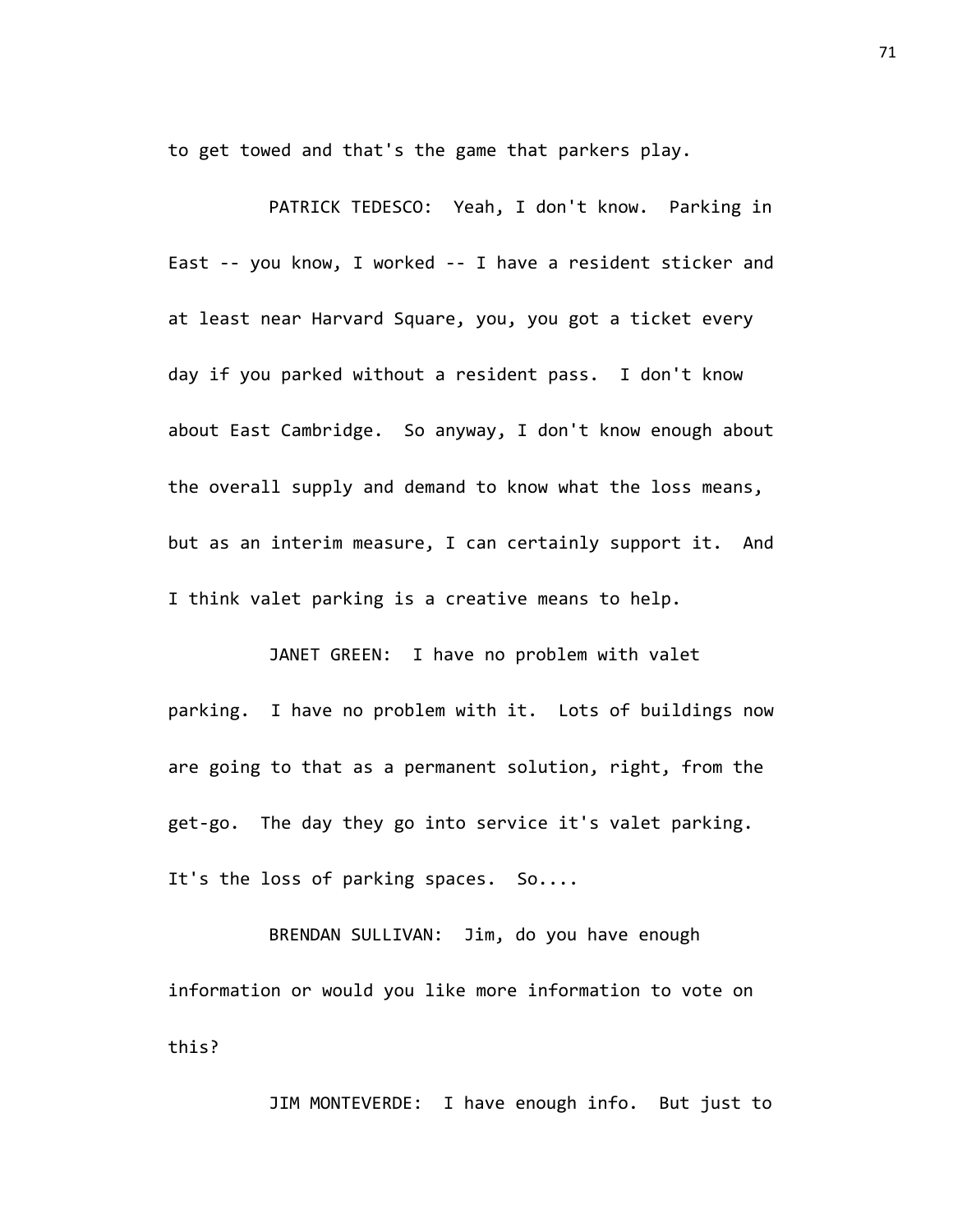to get towed and that's the game that parkers play.

PATRICK TEDESCO: Yeah, I don't know. Parking in East -- you know, I worked -- I have a resident sticker and at least near Harvard Square, you, you got a ticket every day if you parked without a resident pass. I don't know about East Cambridge. So anyway, I don't know enough about the overall supply and demand to know what the loss means, but as an interim measure, I can certainly support it. And I think valet parking is a creative means to help.

JANET GREEN: I have no problem with valet parking. I have no problem with it. Lots of buildings now are going to that as a permanent solution, right, from the get-go. The day they go into service it's valet parking. It's the loss of parking spaces. So....

BRENDAN SULLIVAN: Jim, do you have enough information or would you like more information to vote on this?

JIM MONTEVERDE: I have enough info. But just to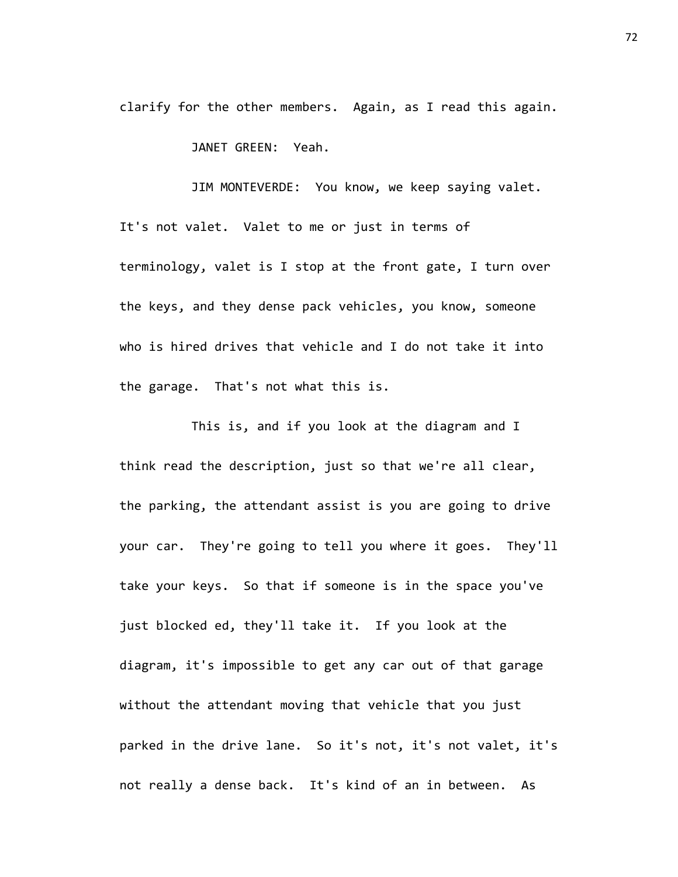clarify for the other members. Again, as I read this again.

JANET GREEN: Yeah.

JIM MONTEVERDE: You know, we keep saying valet. It's not valet. Valet to me or just in terms of terminology, valet is I stop at the front gate, I turn over the keys, and they dense pack vehicles, you know, someone who is hired drives that vehicle and I do not take it into the garage. That's not what this is.

This is, and if you look at the diagram and I think read the description, just so that we're all clear, the parking, the attendant assist is you are going to drive your car. They're going to tell you where it goes. They'll take your keys. So that if someone is in the space you've just blocked ed, they'll take it. If you look at the diagram, it's impossible to get any car out of that garage without the attendant moving that vehicle that you just parked in the drive lane. So it's not, it's not valet, it's not really a dense back. It's kind of an in between. As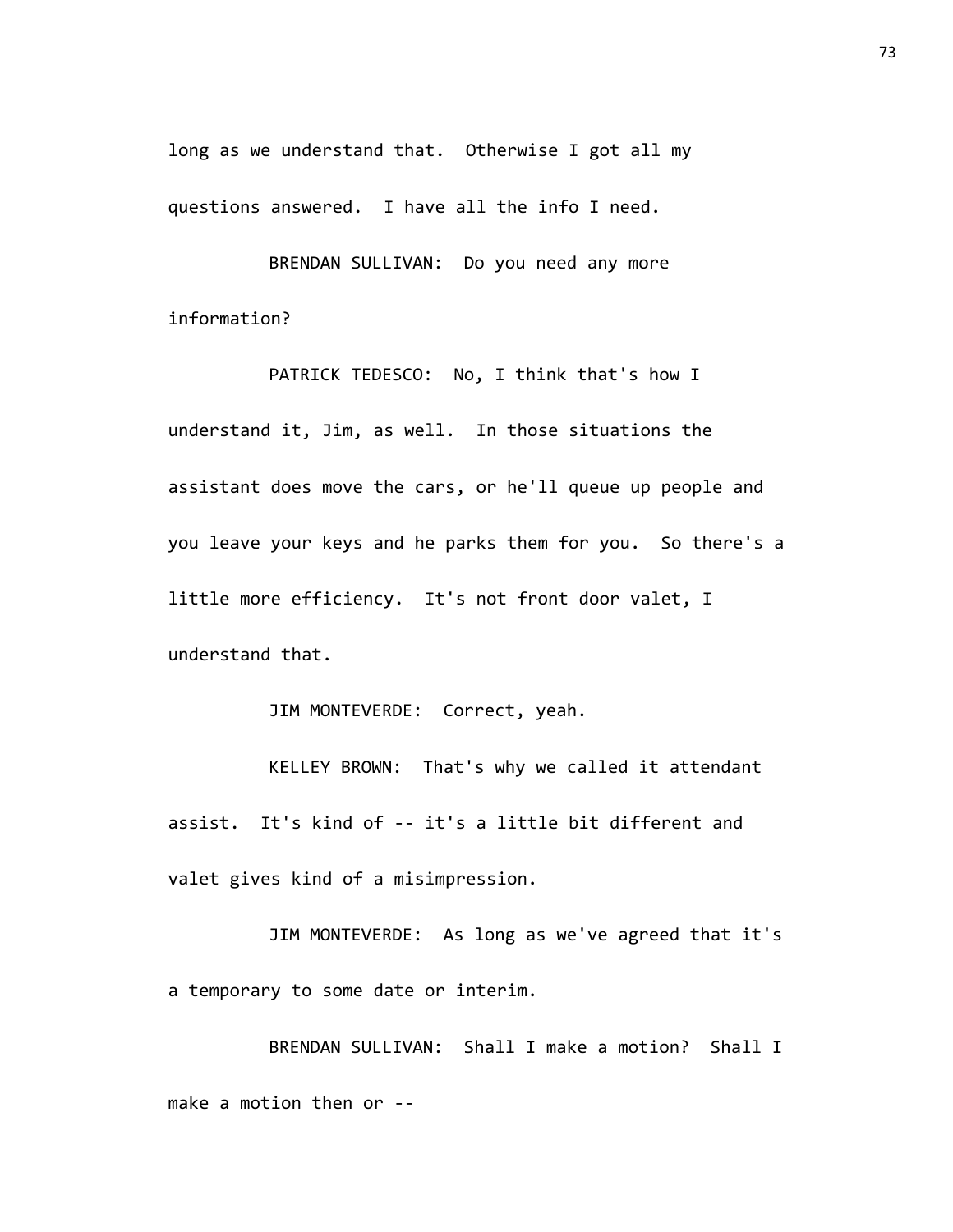long as we understand that. Otherwise I got all my questions answered. I have all the info I need.

BRENDAN SULLIVAN: Do you need any more information?

PATRICK TEDESCO: No, I think that's how I understand it, Jim, as well. In those situations the assistant does move the cars, or he'll queue up people and you leave your keys and he parks them for you. So there's a little more efficiency. It's not front door valet, I understand that.

JIM MONTEVERDE: Correct, yeah.

KELLEY BROWN: That's why we called it attendant assist. It's kind of -- it's a little bit different and valet gives kind of a misimpression.

JIM MONTEVERDE: As long as we've agreed that it's a temporary to some date or interim.

BRENDAN SULLIVAN: Shall I make a motion? Shall I make a motion then or --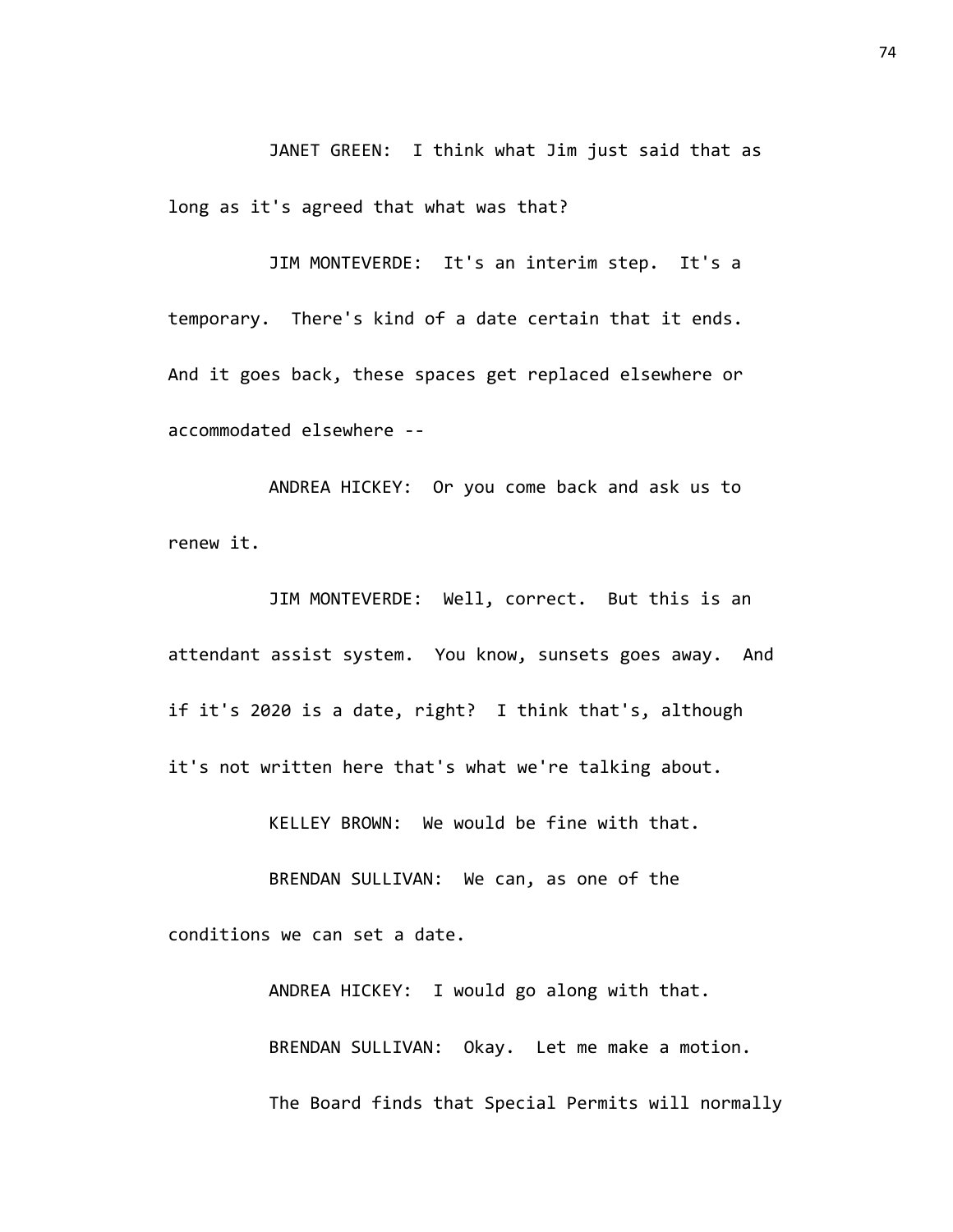JANET GREEN: I think what Jim just said that as long as it's agreed that what was that?

JIM MONTEVERDE: It's an interim step. It's a temporary. There's kind of a date certain that it ends. And it goes back, these spaces get replaced elsewhere or accommodated elsewhere --

ANDREA HICKEY: Or you come back and ask us to renew it.

JIM MONTEVERDE: Well, correct. But this is an attendant assist system. You know, sunsets goes away. And if it's 2020 is a date, right? I think that's, although it's not written here that's what we're talking about.

KELLEY BROWN: We would be fine with that.

BRENDAN SULLIVAN: We can, as one of the conditions we can set a date.

ANDREA HICKEY: I would go along with that.

BRENDAN SULLIVAN: Okay. Let me make a motion. The Board finds that Special Permits will normally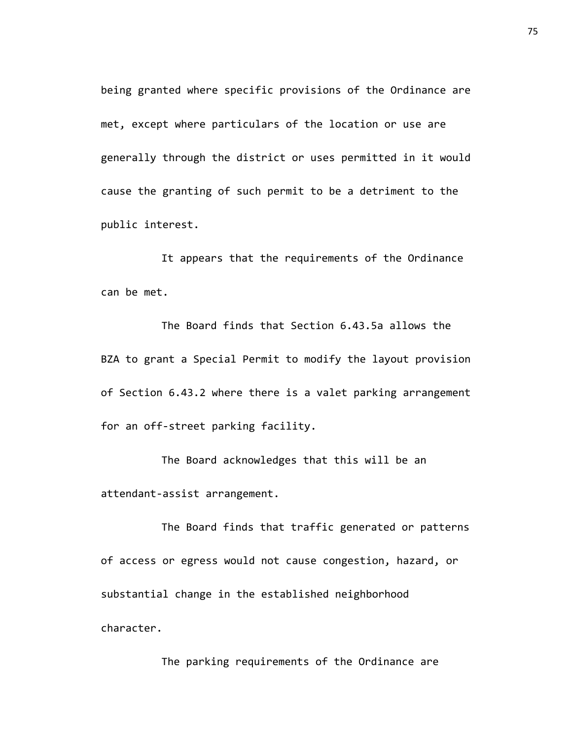being granted where specific provisions of the Ordinance are met, except where particulars of the location or use are generally through the district or uses permitted in it would cause the granting of such permit to be a detriment to the public interest.

It appears that the requirements of the Ordinance can be met.

The Board finds that Section 6.43.5a allows the BZA to grant a Special Permit to modify the layout provision of Section 6.43.2 where there is a valet parking arrangement for an off-street parking facility.

The Board acknowledges that this will be an attendant-assist arrangement.

The Board finds that traffic generated or patterns of access or egress would not cause congestion, hazard, or substantial change in the established neighborhood character.

The parking requirements of the Ordinance are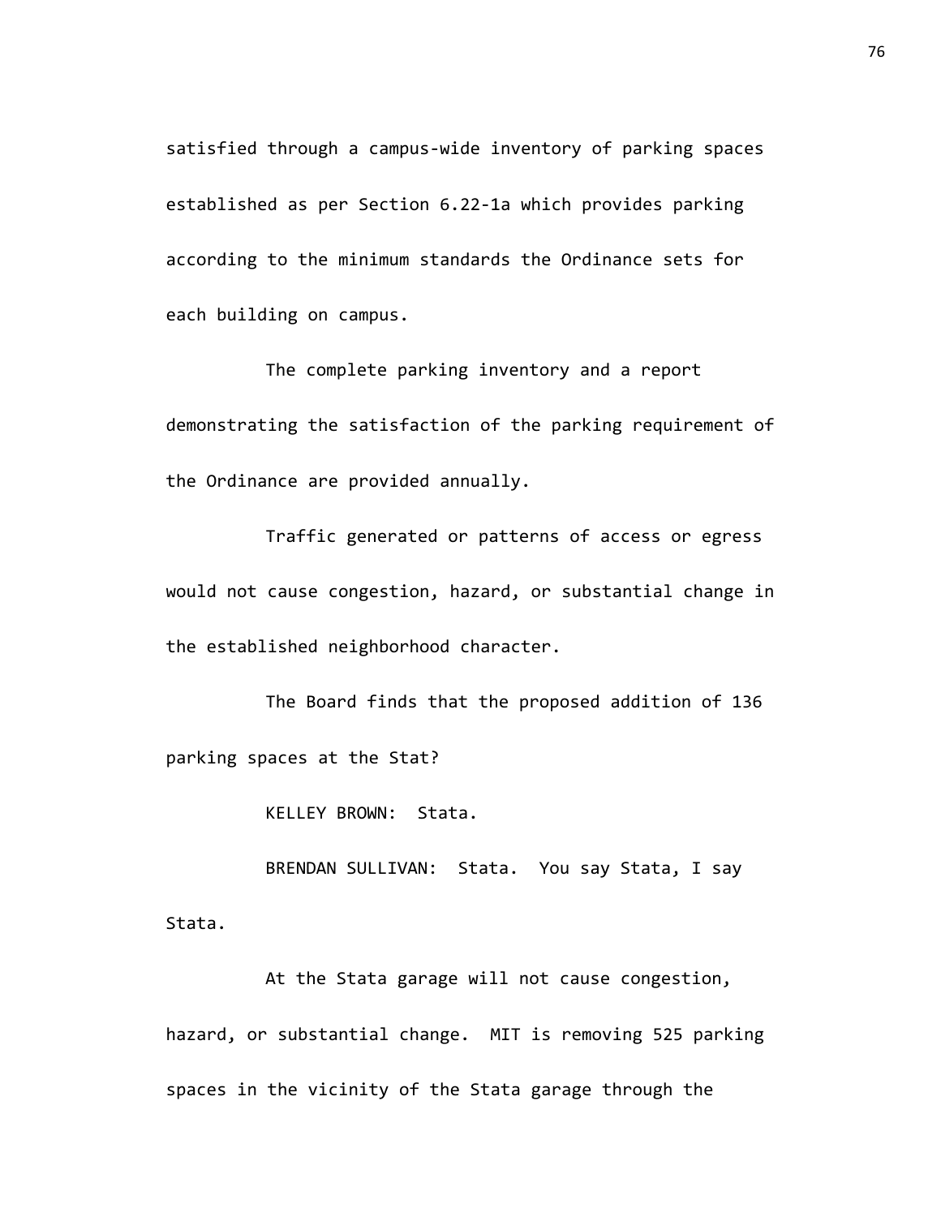satisfied through a campus-wide inventory of parking spaces established as per Section 6.22-1a which provides parking according to the minimum standards the Ordinance sets for each building on campus.

The complete parking inventory and a report demonstrating the satisfaction of the parking requirement of the Ordinance are provided annually.

Traffic generated or patterns of access or egress would not cause congestion, hazard, or substantial change in the established neighborhood character.

The Board finds that the proposed addition of 136 parking spaces at the Stat?

KELLEY BROWN: Stata.

BRENDAN SULLIVAN: Stata. You say Stata, I say Stata.

At the Stata garage will not cause congestion, hazard, or substantial change. MIT is removing 525 parking spaces in the vicinity of the Stata garage through the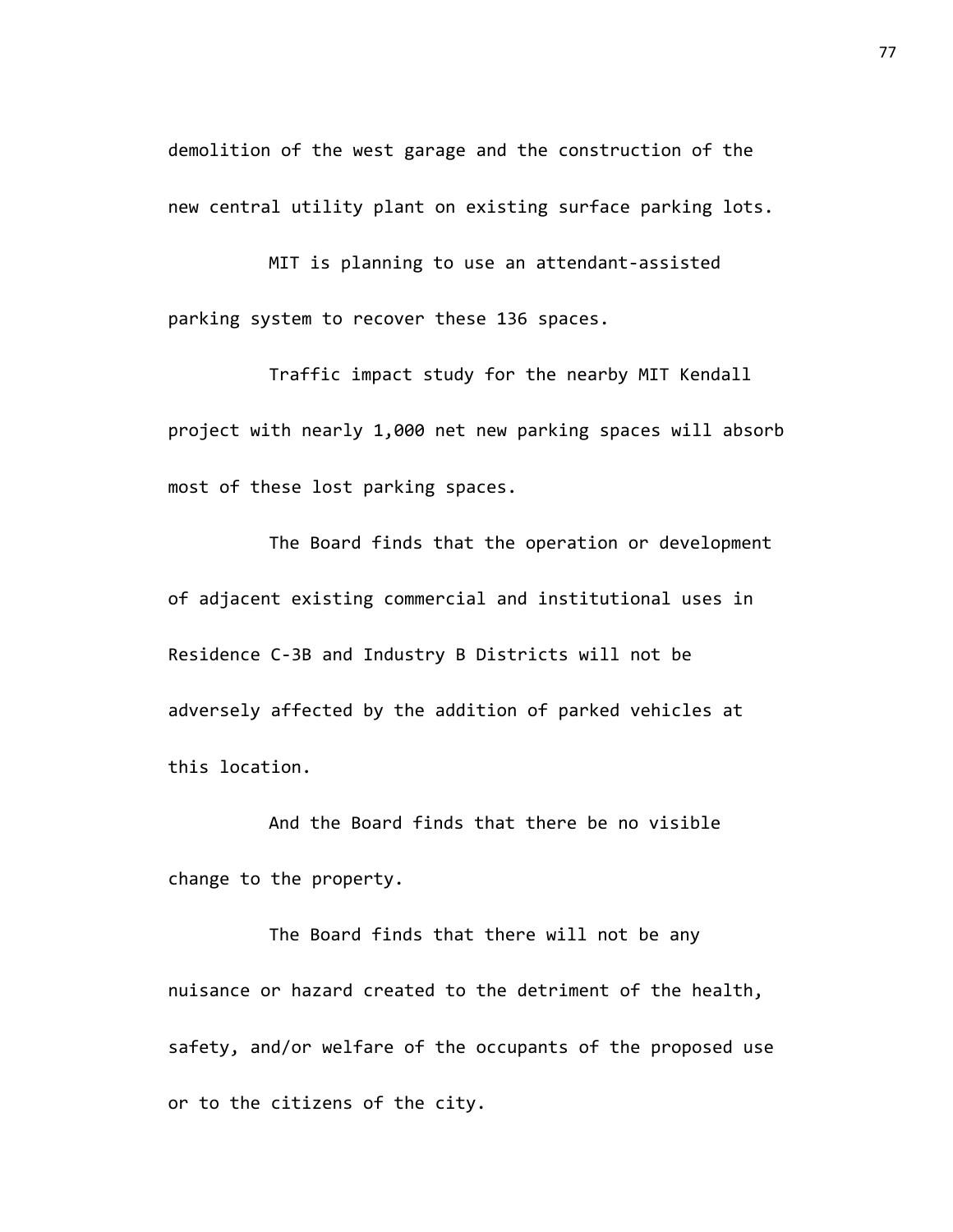demolition of the west garage and the construction of the new central utility plant on existing surface parking lots.

MIT is planning to use an attendant-assisted parking system to recover these 136 spaces.

Traffic impact study for the nearby MIT Kendall project with nearly 1,000 net new parking spaces will absorb most of these lost parking spaces.

The Board finds that the operation or development of adjacent existing commercial and institutional uses in Residence C-3B and Industry B Districts will not be adversely affected by the addition of parked vehicles at this location.

And the Board finds that there be no visible change to the property.

The Board finds that there will not be any nuisance or hazard created to the detriment of the health, safety, and/or welfare of the occupants of the proposed use or to the citizens of the city.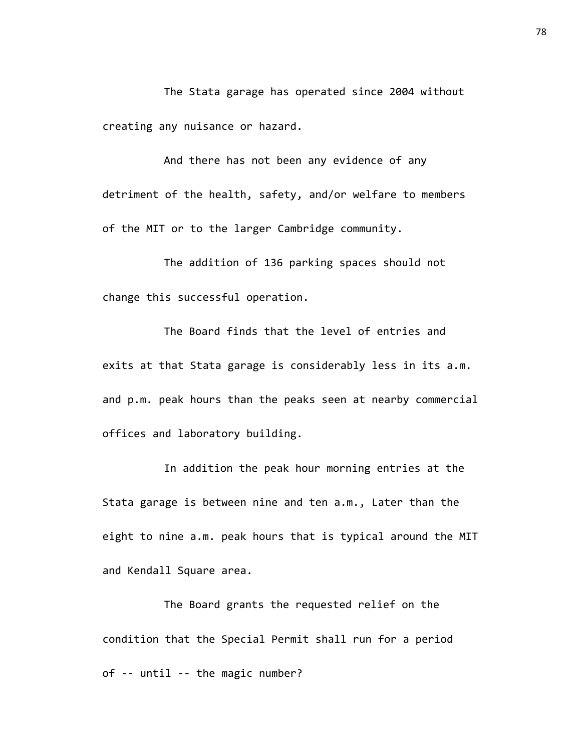The Stata garage has operated since 2004 without creating any nuisance or hazard.

And there has not been any evidence of any detriment of the health, safety, and/or welfare to members of the MIT or to the larger Cambridge community.

The addition of 136 parking spaces should not change this successful operation.

The Board finds that the level of entries and exits at that Stata garage is considerably less in its a.m. and p.m. peak hours than the peaks seen at nearby commercial offices and laboratory building.

In addition the peak hour morning entries at the Stata garage is between nine and ten a.m., Later than the eight to nine a.m. peak hours that is typical around the MIT and Kendall Square area.

The Board grants the requested relief on the condition that the Special Permit shall run for a period of -- until -- the magic number?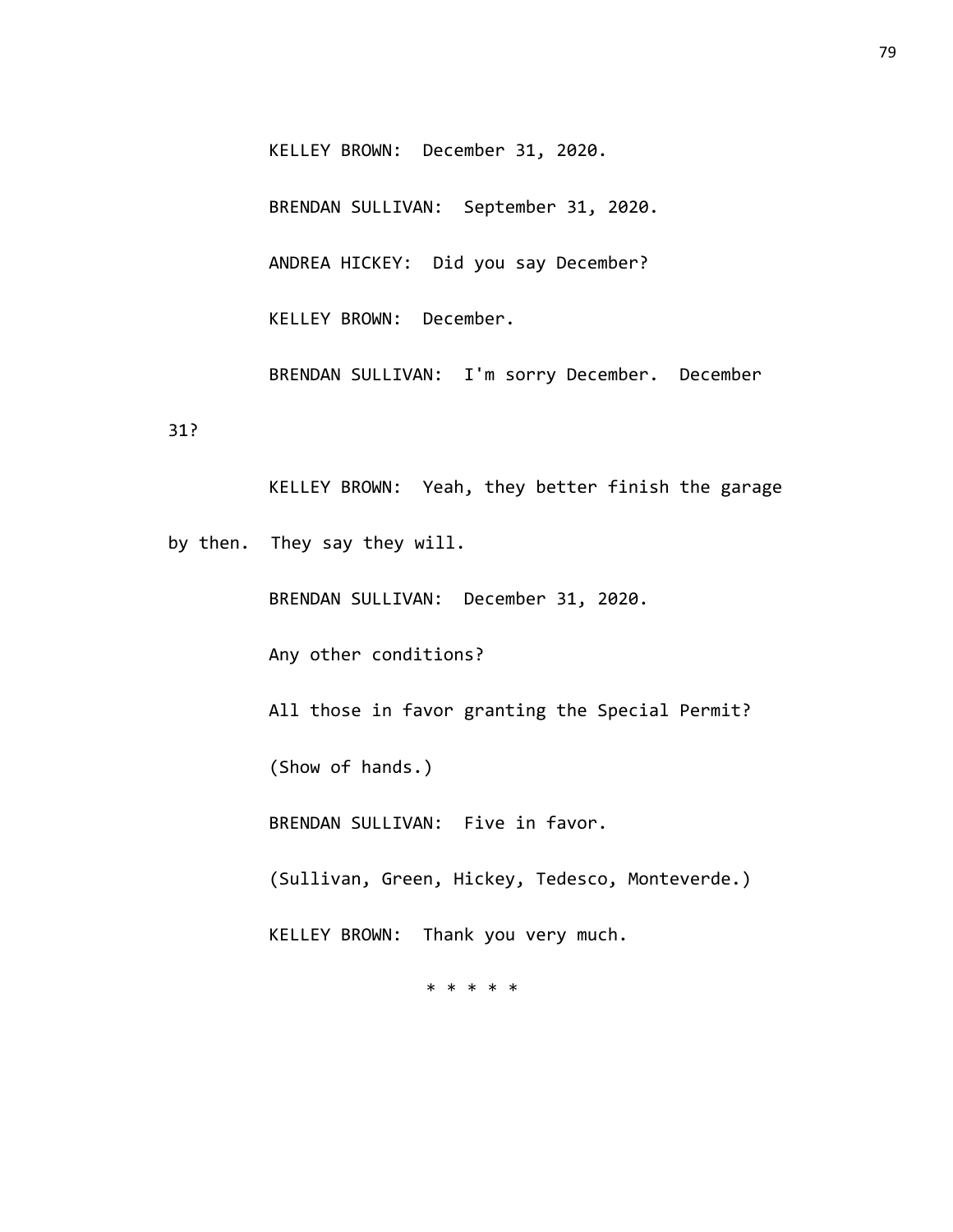KELLEY BROWN: December 31, 2020.

BRENDAN SULLIVAN: September 31, 2020.

ANDREA HICKEY: Did you say December?

KELLEY BROWN: December.

BRENDAN SULLIVAN: I'm sorry December. December 31?

KELLEY BROWN: Yeah, they better finish the garage by then. They say they will.

BRENDAN SULLIVAN: December 31, 2020.

Any other conditions?

All those in favor granting the Special Permit?

(Show of hands.)

BRENDAN SULLIVAN: Five in favor.

(Sullivan, Green, Hickey, Tedesco, Monteverde.)

KELLEY BROWN: Thank you very much.

* * * * *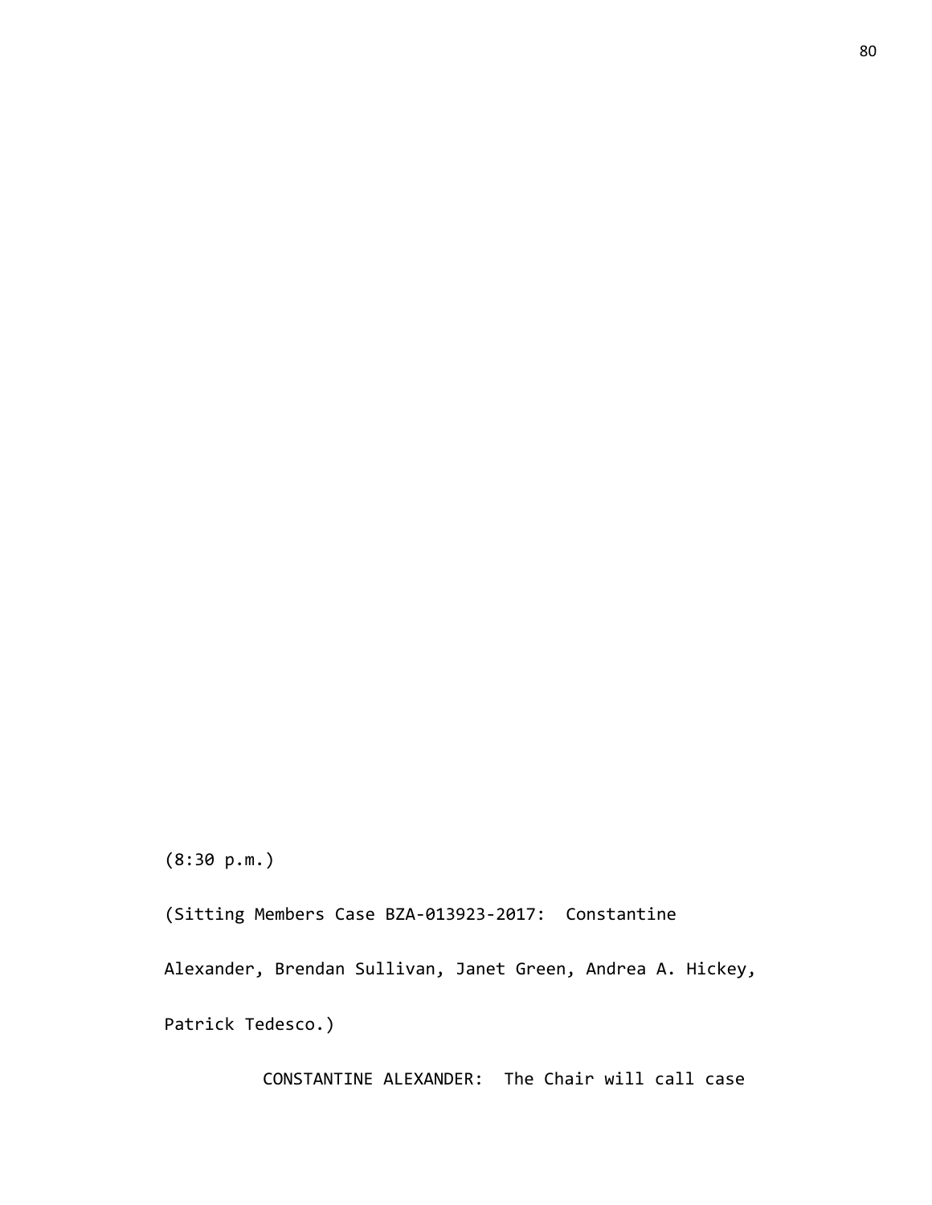(8:30 p.m.)

(Sitting Members Case BZA-013923-2017: Constantine Alexander, Brendan Sullivan, Janet Green, Andrea A. Hickey, Patrick Tedesco.)

CONSTANTINE ALEXANDER: The Chair will call case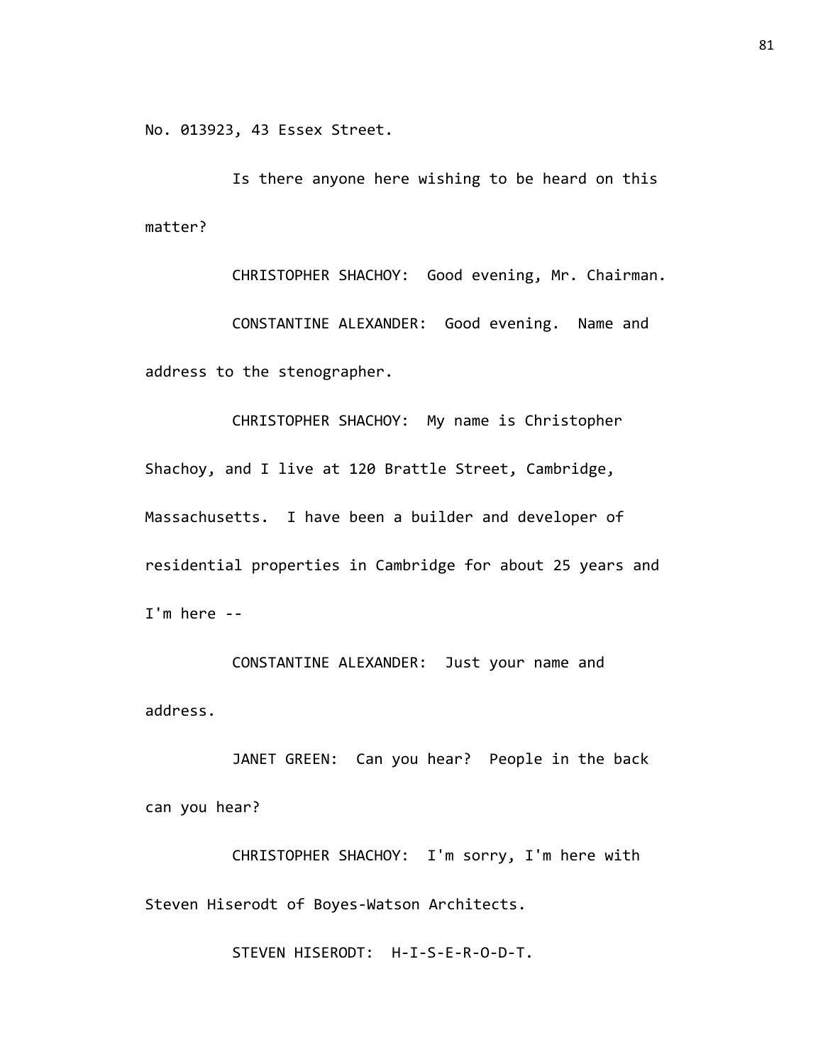No. 013923, 43 Essex Street.

Is there anyone here wishing to be heard on this matter?

CHRISTOPHER SHACHOY: Good evening, Mr. Chairman.

CONSTANTINE ALEXANDER: Good evening. Name and address to the stenographer.

CHRISTOPHER SHACHOY: My name is Christopher Shachoy, and I live at 120 Brattle Street, Cambridge, Massachusetts. I have been a builder and developer of residential properties in Cambridge for about 25 years and I'm here --

CONSTANTINE ALEXANDER: Just your name and address.

JANET GREEN: Can you hear? People in the back can you hear?

CHRISTOPHER SHACHOY: I'm sorry, I'm here with Steven Hiserodt of Boyes-Watson Architects.

STEVEN HISERODT: H-I-S-E-R-O-D-T.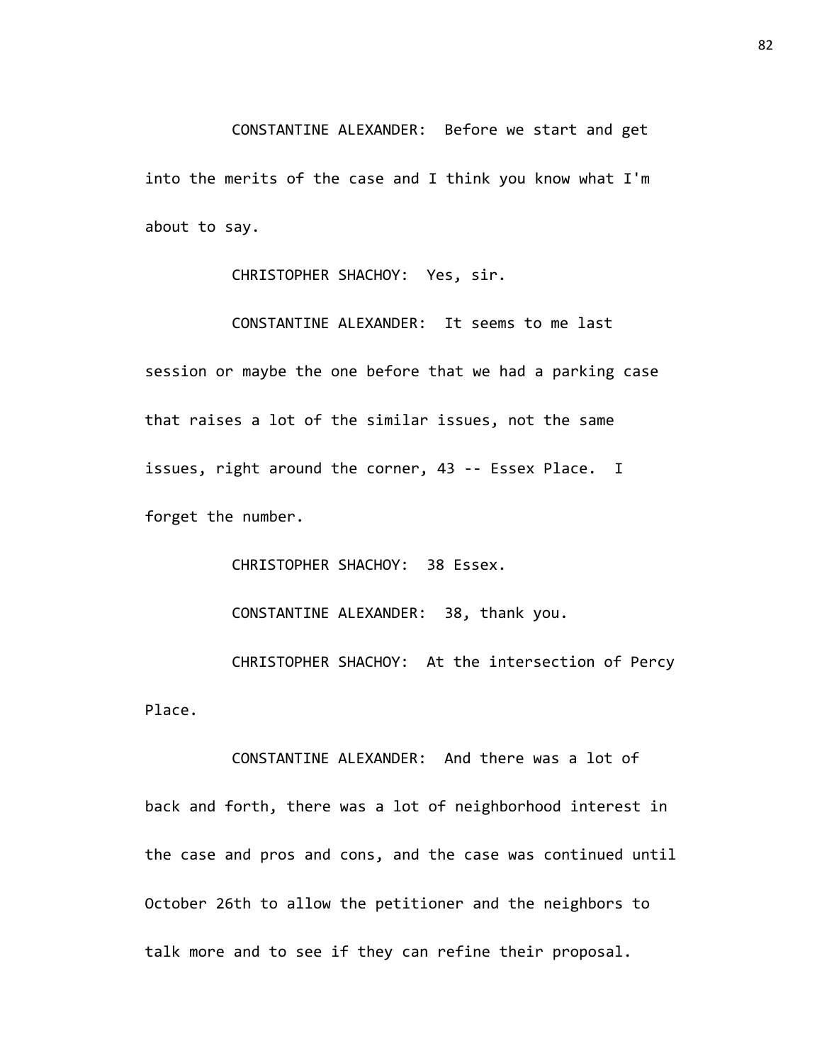CONSTANTINE ALEXANDER: Before we start and get into the merits of the case and I think you know what I'm about to say.

CHRISTOPHER SHACHOY: Yes, sir.

CONSTANTINE ALEXANDER: It seems to me last session or maybe the one before that we had a parking case that raises a lot of the similar issues, not the same issues, right around the corner, 43 -- Essex Place. I forget the number.

CHRISTOPHER SHACHOY: 38 Essex.

CONSTANTINE ALEXANDER: 38, thank you.

CHRISTOPHER SHACHOY: At the intersection of Percy Place.

CONSTANTINE ALEXANDER: And there was a lot of back and forth, there was a lot of neighborhood interest in the case and pros and cons, and the case was continued until October 26th to allow the petitioner and the neighbors to talk more and to see if they can refine their proposal.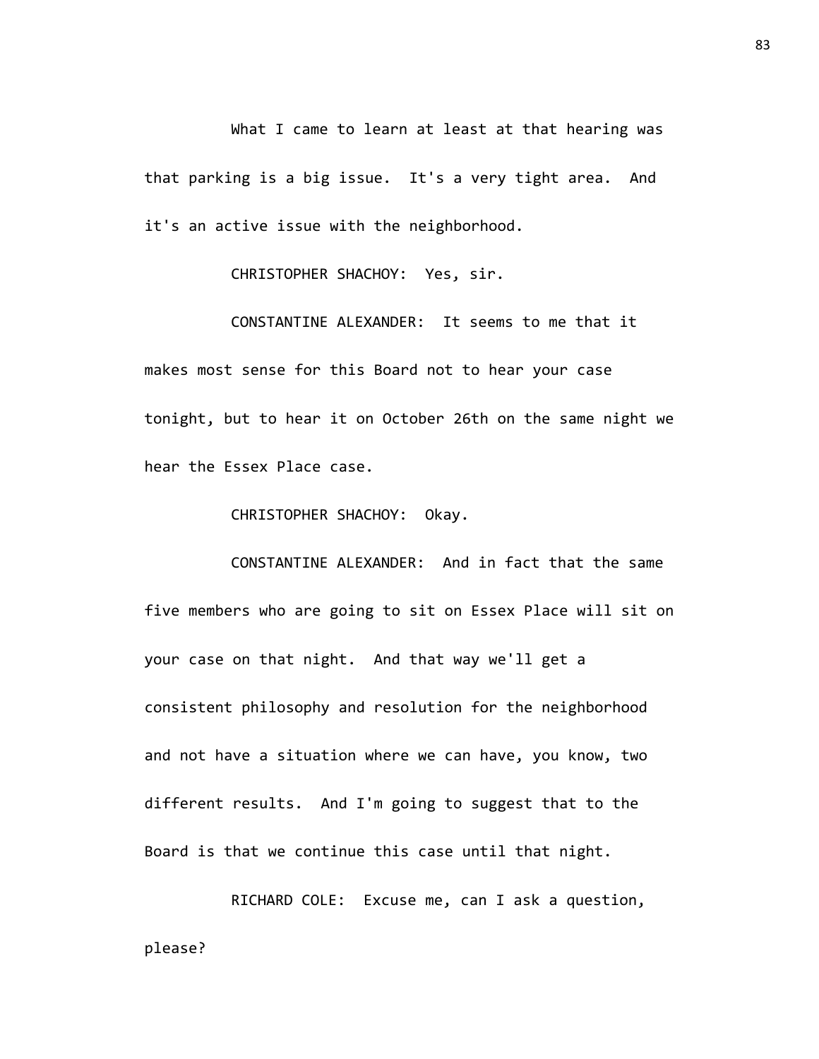What I came to learn at least at that hearing was that parking is a big issue. It's a very tight area. And it's an active issue with the neighborhood.

CHRISTOPHER SHACHOY: Yes, sir.

CONSTANTINE ALEXANDER: It seems to me that it makes most sense for this Board not to hear your case tonight, but to hear it on October 26th on the same night we hear the Essex Place case.

CHRISTOPHER SHACHOY: Okay.

CONSTANTINE ALEXANDER: And in fact that the same five members who are going to sit on Essex Place will sit on your case on that night. And that way we'll get a consistent philosophy and resolution for the neighborhood and not have a situation where we can have, you know, two different results. And I'm going to suggest that to the Board is that we continue this case until that night.

RICHARD COLE: Excuse me, can I ask a question, please?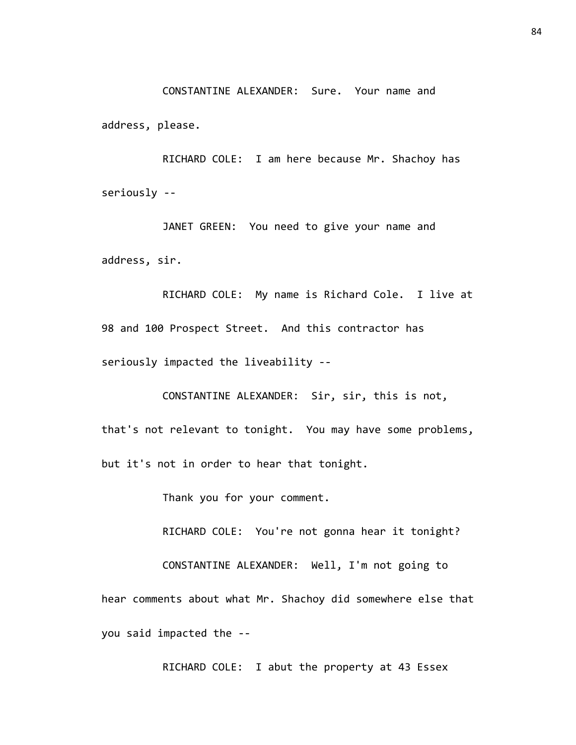CONSTANTINE ALEXANDER: Sure. Your name and address, please.

RICHARD COLE: I am here because Mr. Shachoy has seriously --

JANET GREEN: You need to give your name and address, sir.

RICHARD COLE: My name is Richard Cole. I live at 98 and 100 Prospect Street. And this contractor has seriously impacted the liveability --

CONSTANTINE ALEXANDER: Sir, sir, this is not, that's not relevant to tonight. You may have some problems, but it's not in order to hear that tonight.

Thank you for your comment.

RICHARD COLE: You're not gonna hear it tonight?

CONSTANTINE ALEXANDER: Well, I'm not going to hear comments about what Mr. Shachoy did somewhere else that you said impacted the --

RICHARD COLE: I abut the property at 43 Essex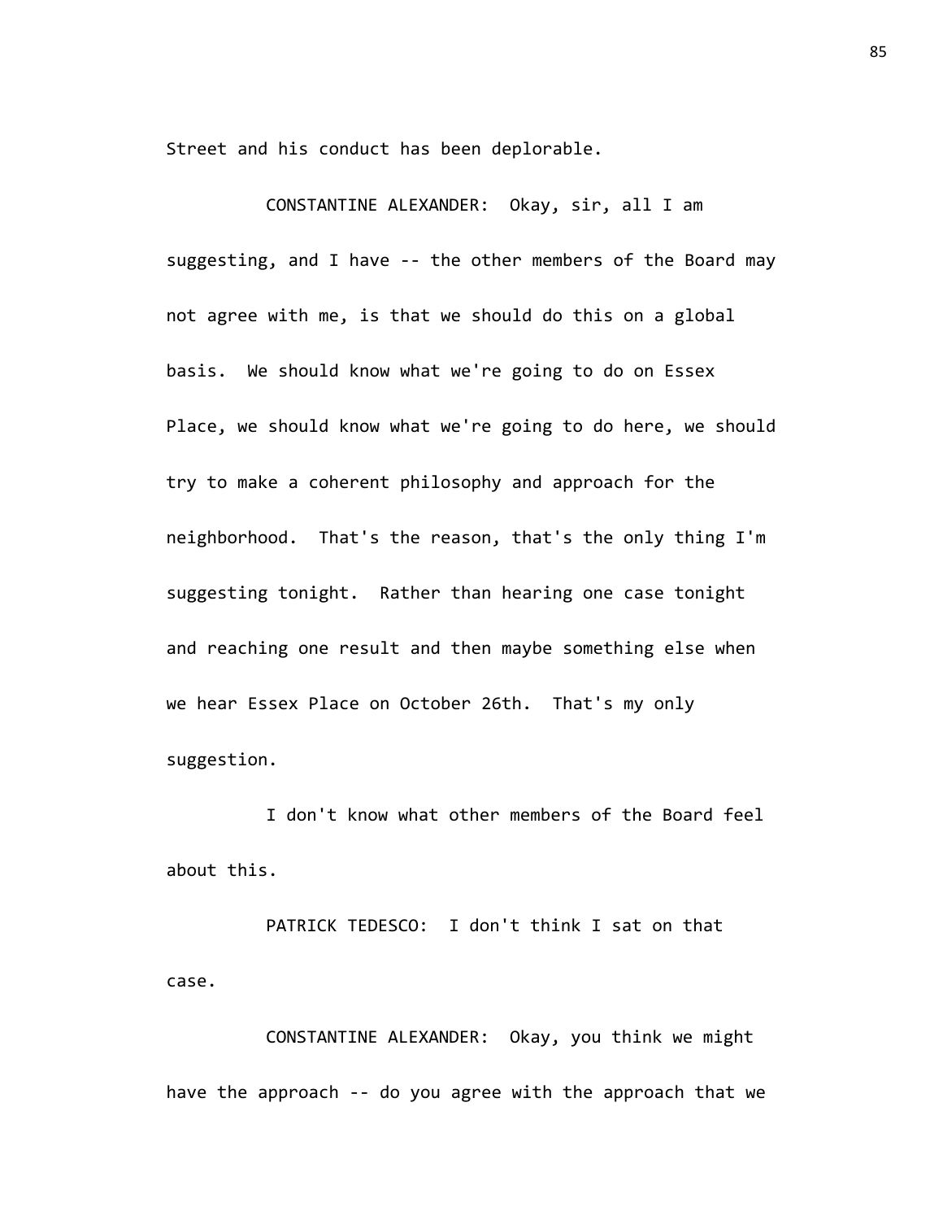Street and his conduct has been deplorable.

CONSTANTINE ALEXANDER: Okay, sir, all I am suggesting, and I have -- the other members of the Board may not agree with me, is that we should do this on a global basis. We should know what we're going to do on Essex Place, we should know what we're going to do here, we should try to make a coherent philosophy and approach for the neighborhood. That's the reason, that's the only thing I'm suggesting tonight. Rather than hearing one case tonight and reaching one result and then maybe something else when we hear Essex Place on October 26th. That's my only suggestion.

I don't know what other members of the Board feel about this.

PATRICK TEDESCO: I don't think I sat on that case.

CONSTANTINE ALEXANDER: Okay, you think we might have the approach -- do you agree with the approach that we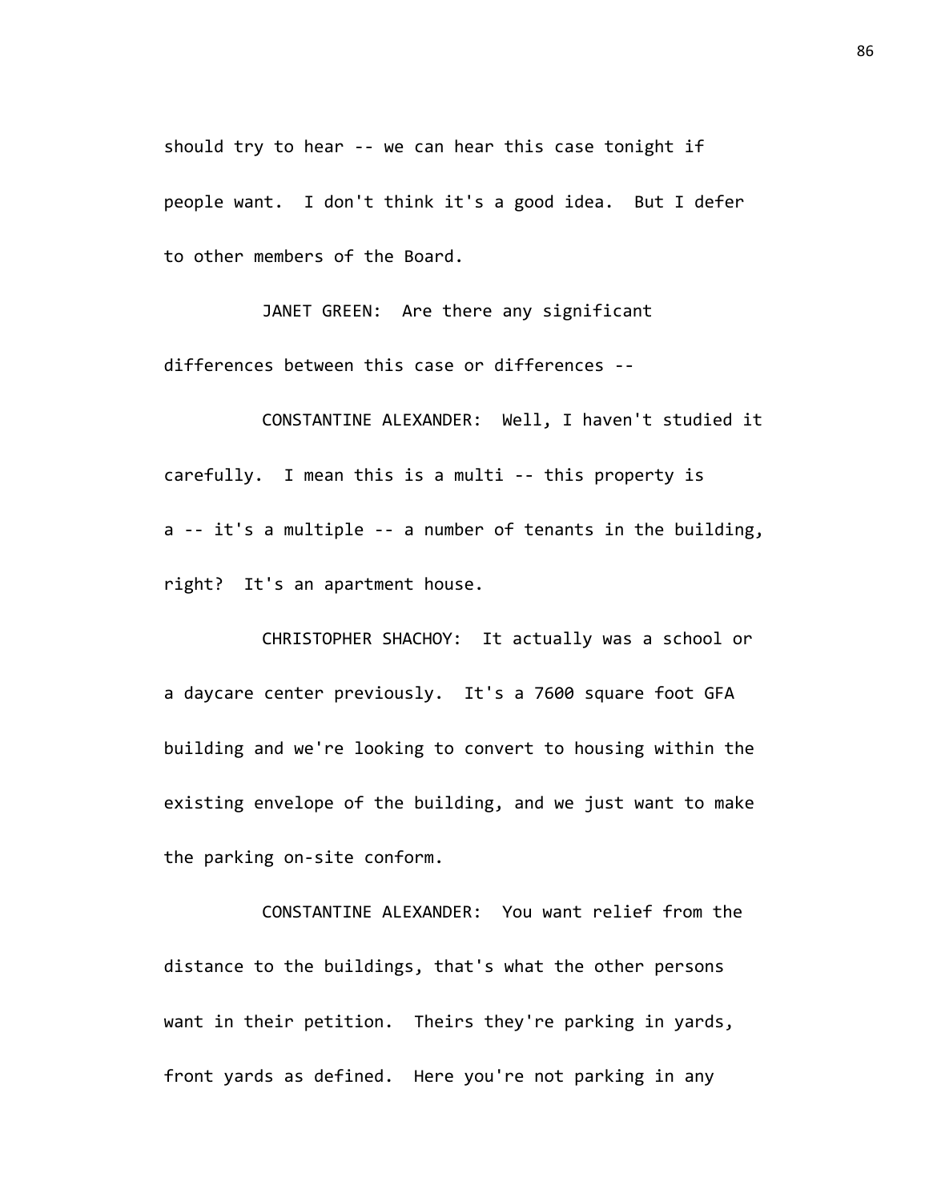should try to hear -- we can hear this case tonight if people want. I don't think it's a good idea. But I defer to other members of the Board.

JANET GREEN: Are there any significant differences between this case or differences --

CONSTANTINE ALEXANDER: Well, I haven't studied it carefully. I mean this is a multi -- this property is a -- it's a multiple -- a number of tenants in the building, right? It's an apartment house.

CHRISTOPHER SHACHOY: It actually was a school or a daycare center previously. It's a 7600 square foot GFA building and we're looking to convert to housing within the existing envelope of the building, and we just want to make the parking on-site conform.

CONSTANTINE ALEXANDER: You want relief from the distance to the buildings, that's what the other persons want in their petition. Theirs they're parking in yards, front yards as defined. Here you're not parking in any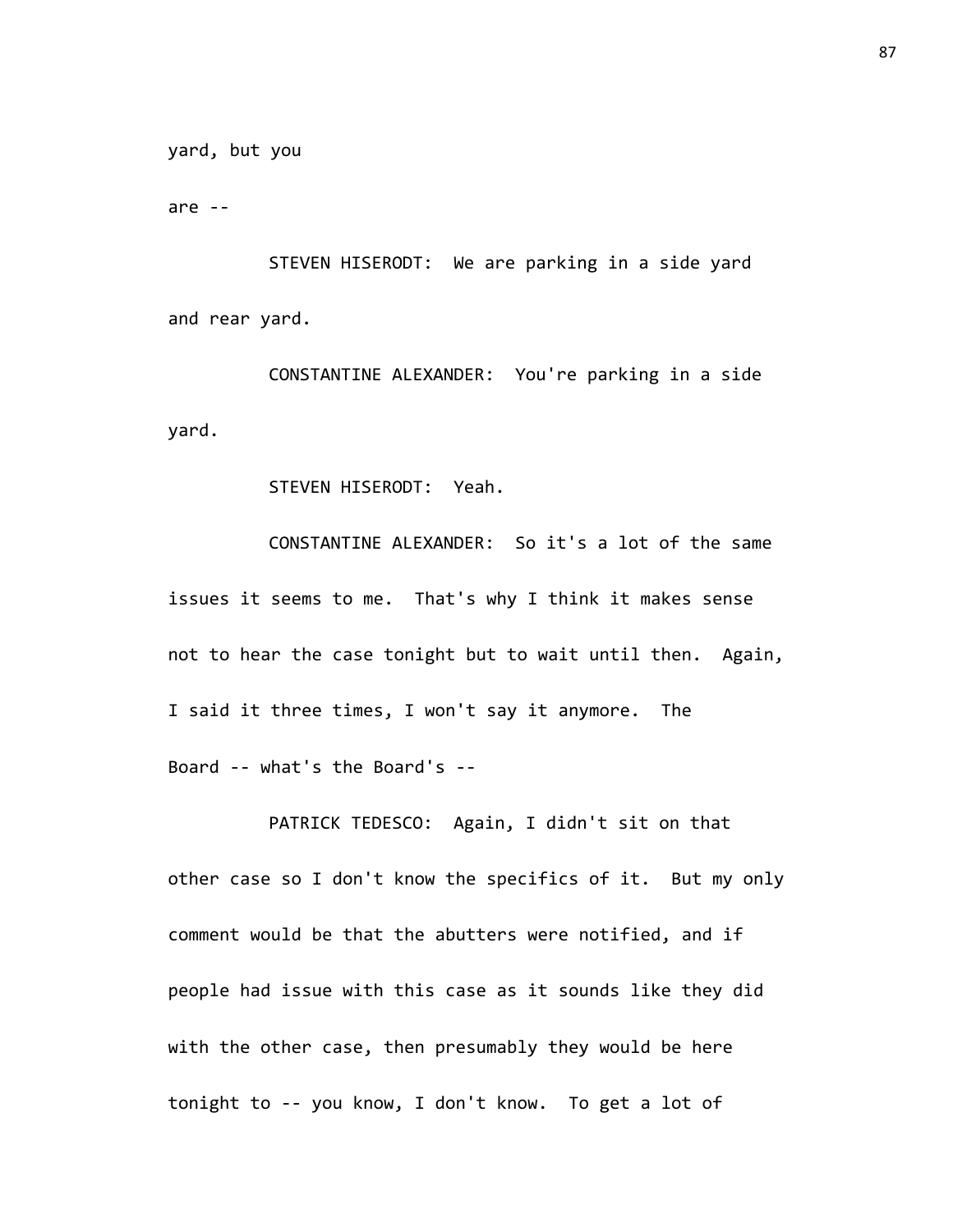yard, but you

are --

STEVEN HISERODT: We are parking in a side yard and rear yard.

CONSTANTINE ALEXANDER: You're parking in a side yard.

STEVEN HISERODT: Yeah.

CONSTANTINE ALEXANDER: So it's a lot of the same issues it seems to me. That's why I think it makes sense not to hear the case tonight but to wait until then. Again, I said it three times, I won't say it anymore. The Board -- what's the Board's --

PATRICK TEDESCO: Again, I didn't sit on that other case so I don't know the specifics of it. But my only comment would be that the abutters were notified, and if people had issue with this case as it sounds like they did with the other case, then presumably they would be here tonight to -- you know, I don't know. To get a lot of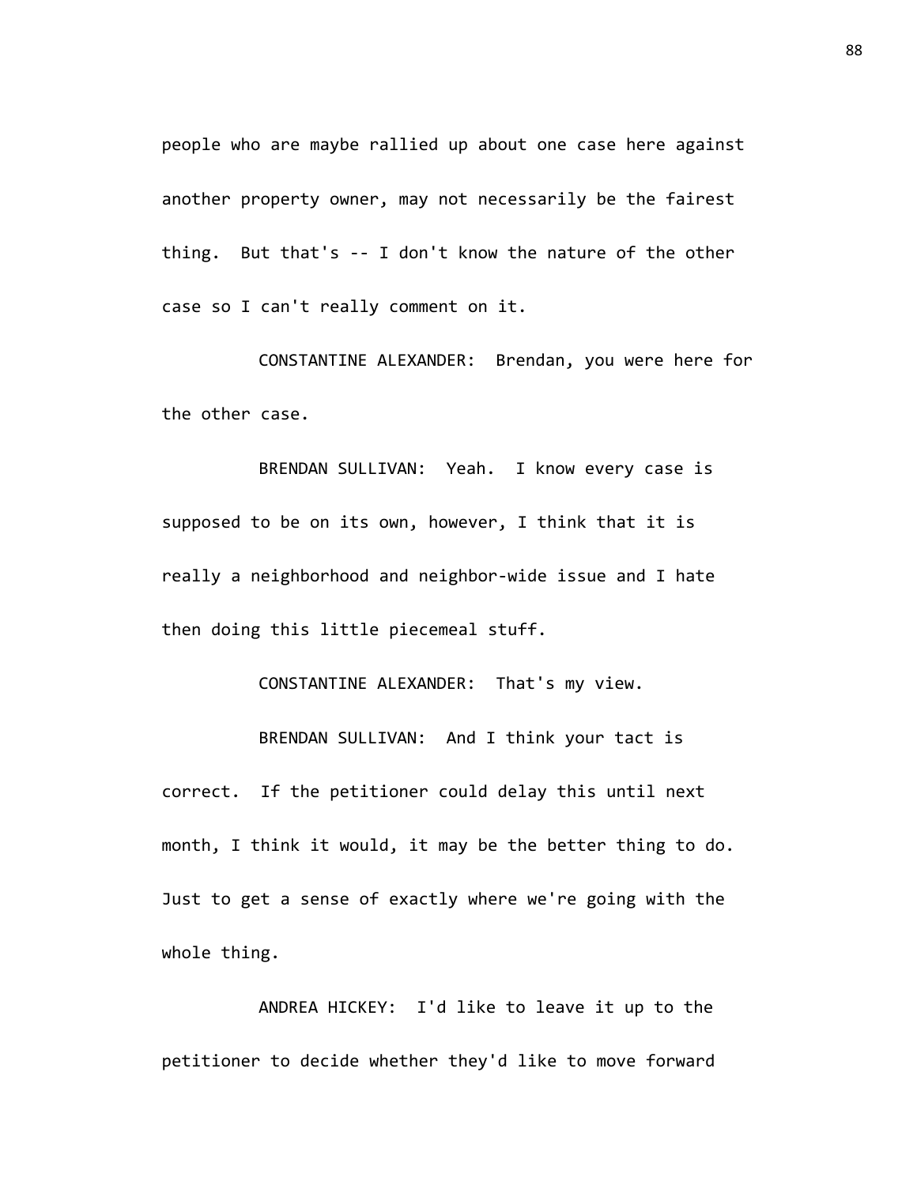people who are maybe rallied up about one case here against another property owner, may not necessarily be the fairest thing. But that's -- I don't know the nature of the other case so I can't really comment on it.

CONSTANTINE ALEXANDER: Brendan, you were here for the other case.

BRENDAN SULLIVAN: Yeah. I know every case is supposed to be on its own, however, I think that it is really a neighborhood and neighbor-wide issue and I hate then doing this little piecemeal stuff.

CONSTANTINE ALEXANDER: That's my view.

BRENDAN SULLIVAN: And I think your tact is correct. If the petitioner could delay this until next month, I think it would, it may be the better thing to do. Just to get a sense of exactly where we're going with the whole thing.

ANDREA HICKEY: I'd like to leave it up to the petitioner to decide whether they'd like to move forward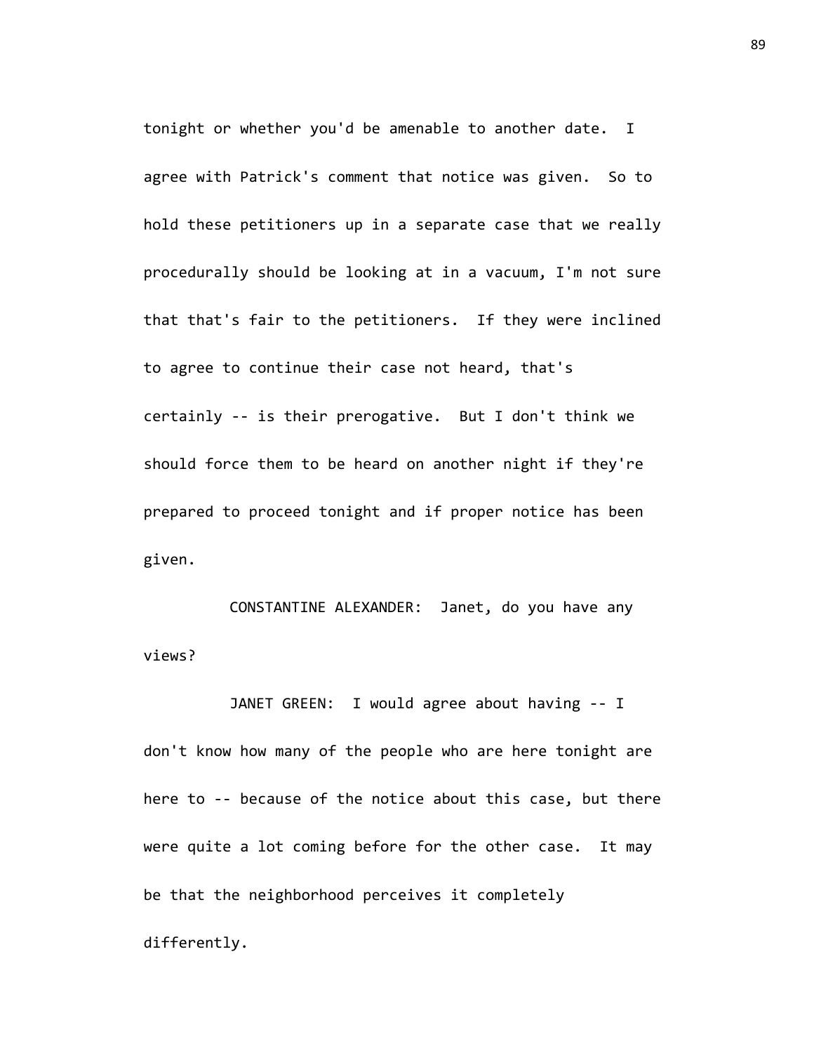tonight or whether you'd be amenable to another date. I agree with Patrick's comment that notice was given. So to hold these petitioners up in a separate case that we really procedurally should be looking at in a vacuum, I'm not sure that that's fair to the petitioners. If they were inclined to agree to continue their case not heard, that's certainly -- is their prerogative. But I don't think we should force them to be heard on another night if they're prepared to proceed tonight and if proper notice has been given.

CONSTANTINE ALEXANDER: Janet, do you have any views?

JANET GREEN: I would agree about having -- I don't know how many of the people who are here tonight are here to -- because of the notice about this case, but there were quite a lot coming before for the other case. It may be that the neighborhood perceives it completely differently.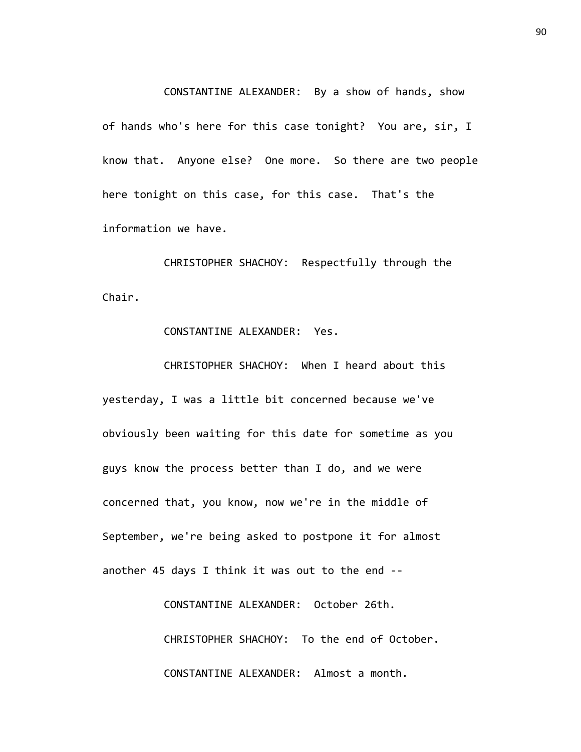CONSTANTINE ALEXANDER: By a show of hands, show of hands who's here for this case tonight? You are, sir, I know that. Anyone else? One more. So there are two people here tonight on this case, for this case. That's the information we have.

CHRISTOPHER SHACHOY: Respectfully through the Chair.

CONSTANTINE ALEXANDER: Yes.

CHRISTOPHER SHACHOY: When I heard about this yesterday, I was a little bit concerned because we've obviously been waiting for this date for sometime as you guys know the process better than I do, and we were concerned that, you know, now we're in the middle of September, we're being asked to postpone it for almost another 45 days I think it was out to the end --

CONSTANTINE ALEXANDER: October 26th.

CHRISTOPHER SHACHOY: To the end of October.

CONSTANTINE ALEXANDER: Almost a month.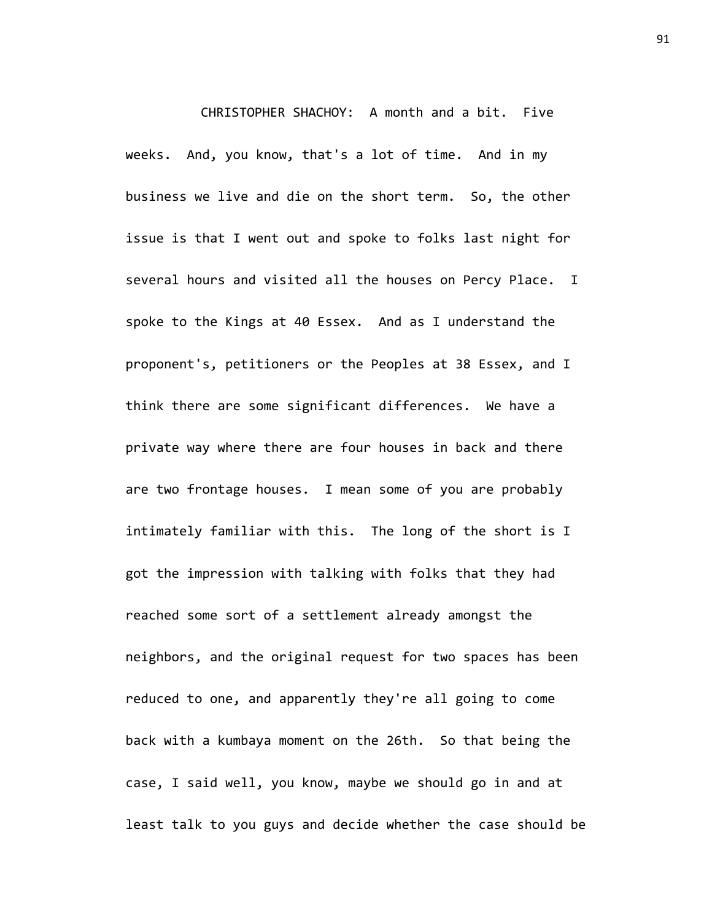CHRISTOPHER SHACHOY: A month and a bit. Five weeks. And, you know, that's a lot of time. And in my business we live and die on the short term. So, the other issue is that I went out and spoke to folks last night for several hours and visited all the houses on Percy Place. I spoke to the Kings at 40 Essex. And as I understand the proponent's, petitioners or the Peoples at 38 Essex, and I think there are some significant differences. We have a private way where there are four houses in back and there are two frontage houses. I mean some of you are probably intimately familiar with this. The long of the short is I got the impression with talking with folks that they had reached some sort of a settlement already amongst the neighbors, and the original request for two spaces has been reduced to one, and apparently they're all going to come back with a kumbaya moment on the 26th. So that being the case, I said well, you know, maybe we should go in and at least talk to you guys and decide whether the case should be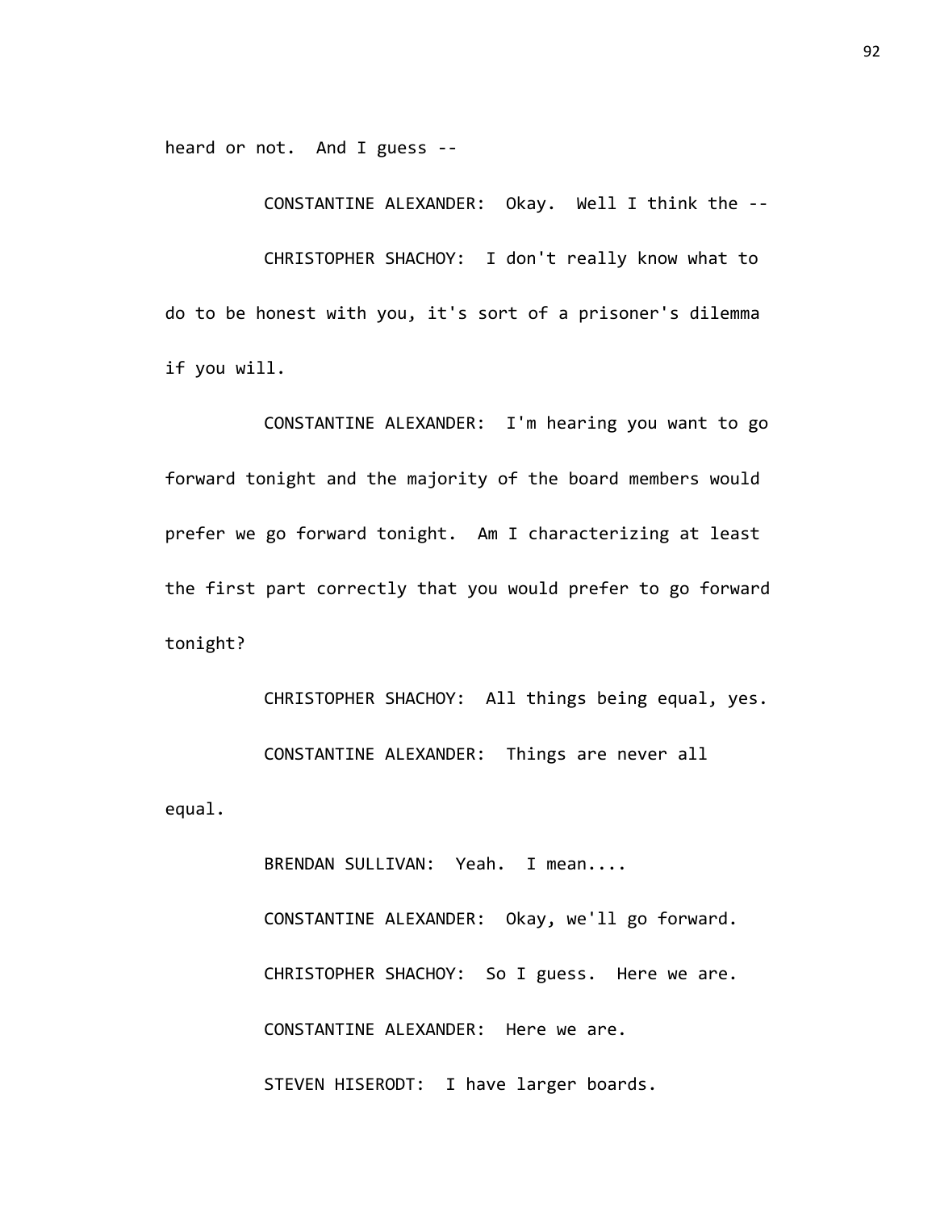heard or not. And I guess --

CONSTANTINE ALEXANDER: Okay. Well I think the --

CHRISTOPHER SHACHOY: I don't really know what to do to be honest with you, it's sort of a prisoner's dilemma if you will.

CONSTANTINE ALEXANDER: I'm hearing you want to go forward tonight and the majority of the board members would prefer we go forward tonight. Am I characterizing at least the first part correctly that you would prefer to go forward tonight?

CHRISTOPHER SHACHOY: All things being equal, yes.

CONSTANTINE ALEXANDER: Things are never all equal.

BRENDAN SULLIVAN: Yeah. I mean....

CONSTANTINE ALEXANDER: Okay, we'll go forward.

CHRISTOPHER SHACHOY: So I guess. Here we are.

CONSTANTINE ALEXANDER: Here we are.

STEVEN HISERODT: I have larger boards.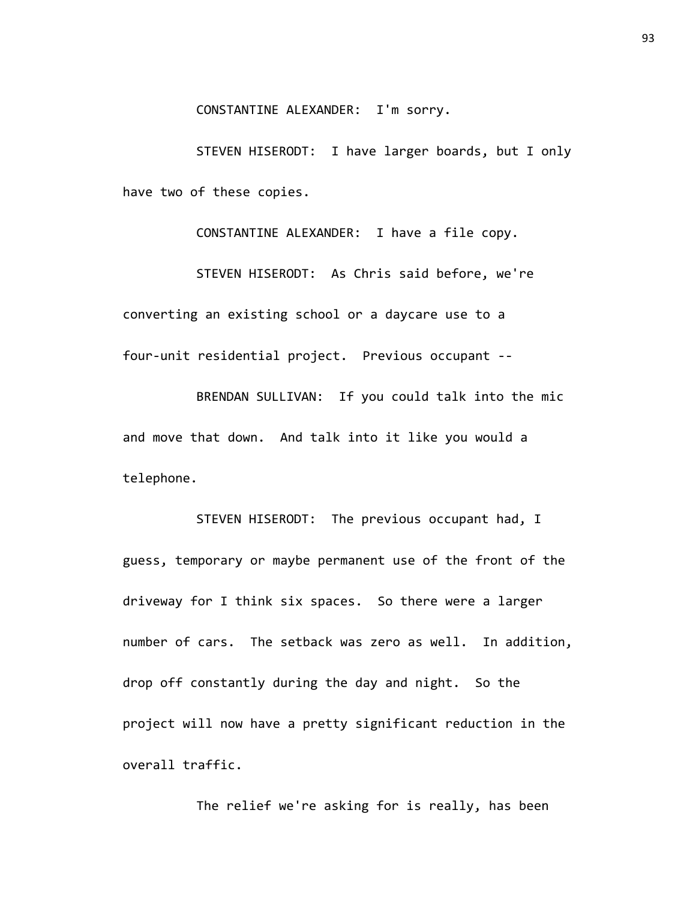CONSTANTINE ALEXANDER: I'm sorry.

STEVEN HISERODT: I have larger boards, but I only have two of these copies.

CONSTANTINE ALEXANDER: I have a file copy.

STEVEN HISERODT: As Chris said before, we're converting an existing school or a daycare use to a four-unit residential project. Previous occupant --

BRENDAN SULLIVAN: If you could talk into the mic and move that down. And talk into it like you would a telephone.

STEVEN HISERODT: The previous occupant had, I guess, temporary or maybe permanent use of the front of the driveway for I think six spaces. So there were a larger number of cars. The setback was zero as well. In addition, drop off constantly during the day and night. So the project will now have a pretty significant reduction in the overall traffic.

The relief we're asking for is really, has been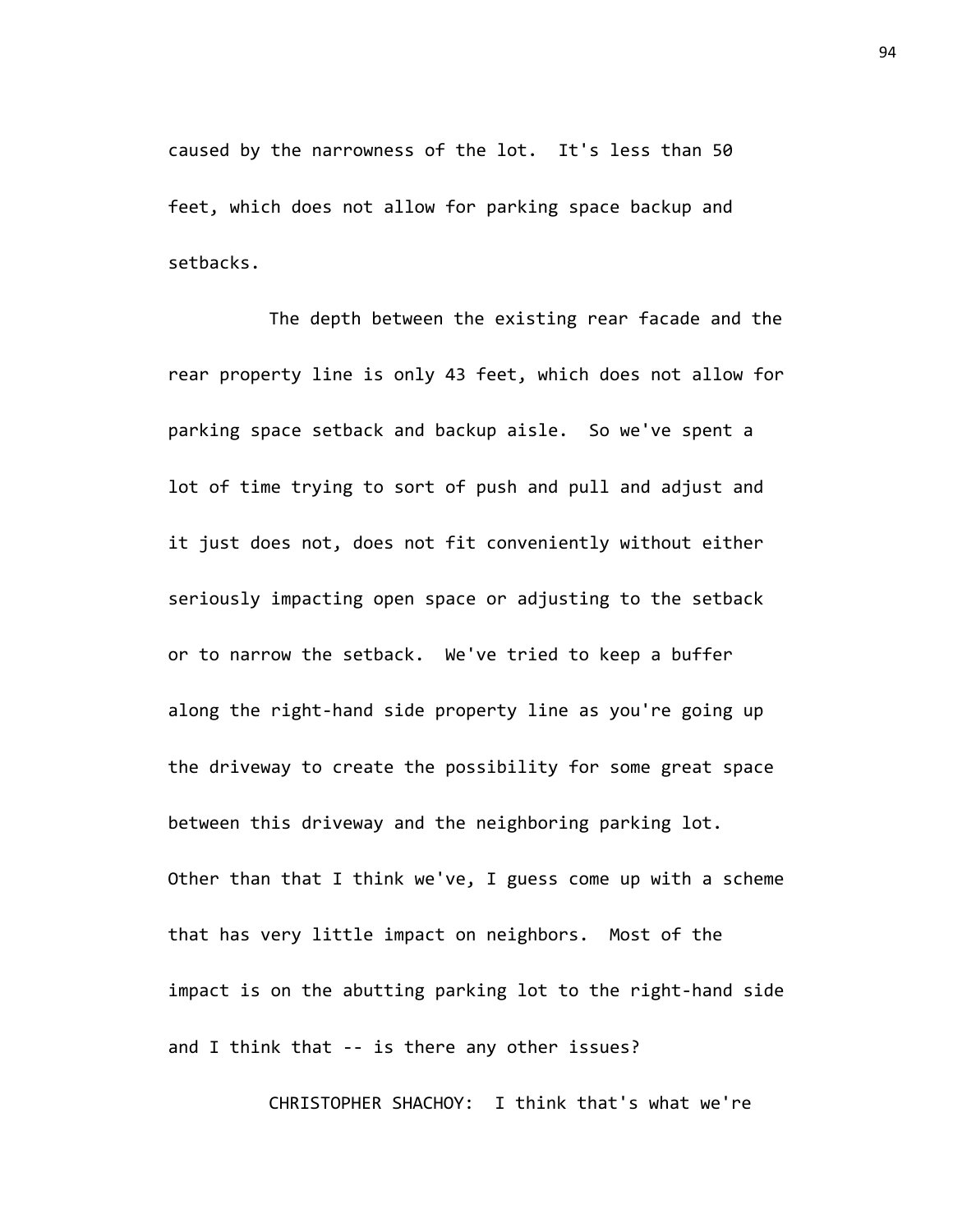caused by the narrowness of the lot. It's less than 50 feet, which does not allow for parking space backup and setbacks.

The depth between the existing rear facade and the rear property line is only 43 feet, which does not allow for parking space setback and backup aisle. So we've spent a lot of time trying to sort of push and pull and adjust and it just does not, does not fit conveniently without either seriously impacting open space or adjusting to the setback or to narrow the setback. We've tried to keep a buffer along the right-hand side property line as you're going up the driveway to create the possibility for some great space between this driveway and the neighboring parking lot. Other than that I think we've, I guess come up with a scheme that has very little impact on neighbors. Most of the impact is on the abutting parking lot to the right-hand side and I think that -- is there any other issues?

CHRISTOPHER SHACHOY: I think that's what we're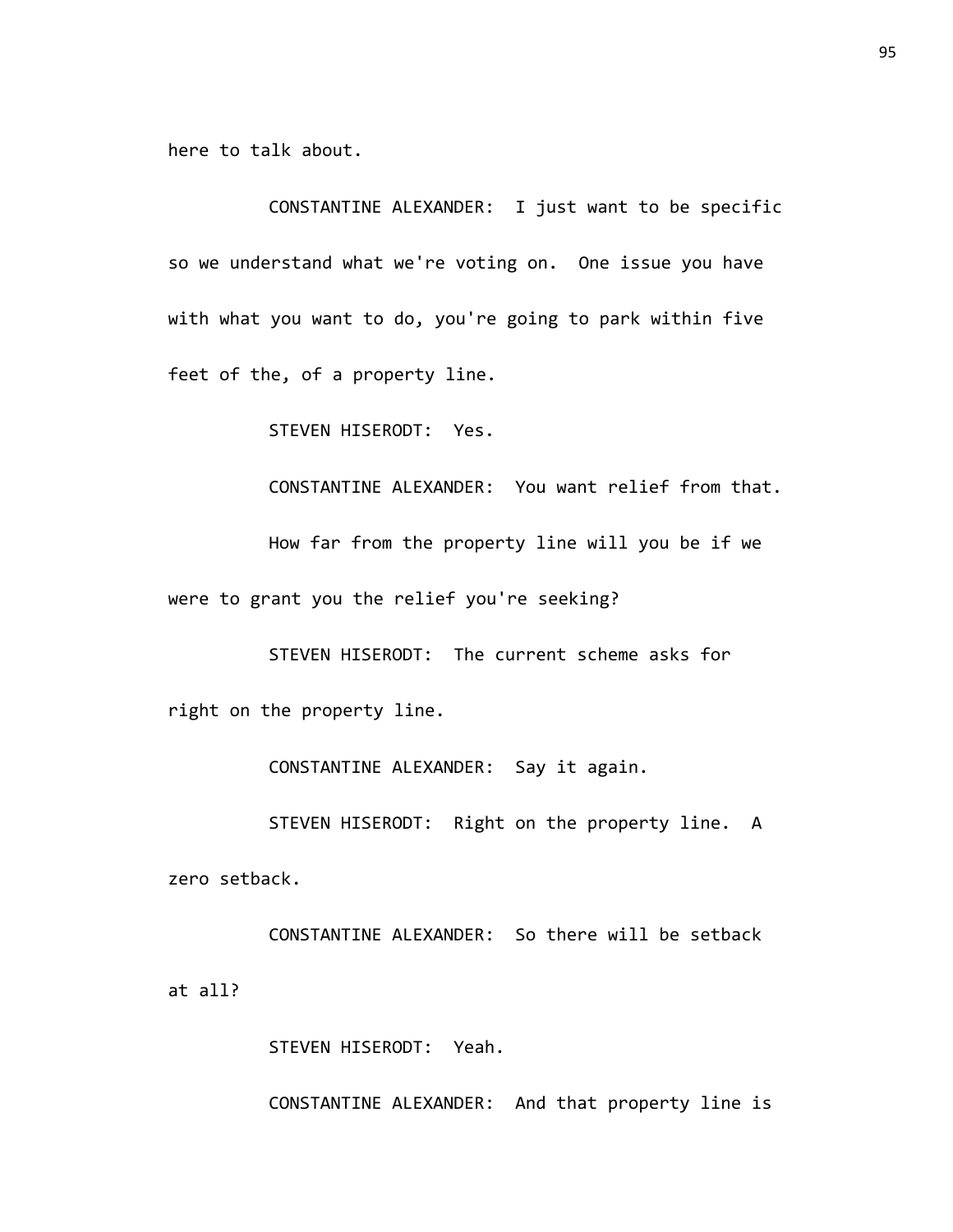here to talk about.

CONSTANTINE ALEXANDER: I just want to be specific so we understand what we're voting on. One issue you have with what you want to do, you're going to park within five feet of the, of a property line.

STEVEN HISERODT: Yes.

CONSTANTINE ALEXANDER: You want relief from that.

How far from the property line will you be if we were to grant you the relief you're seeking?

STEVEN HISERODT: The current scheme asks for right on the property line.

CONSTANTINE ALEXANDER: Say it again.

STEVEN HISERODT: Right on the property line. A zero setback.

CONSTANTINE ALEXANDER: So there will be setback at all?

STEVEN HISERODT: Yeah.

CONSTANTINE ALEXANDER: And that property line is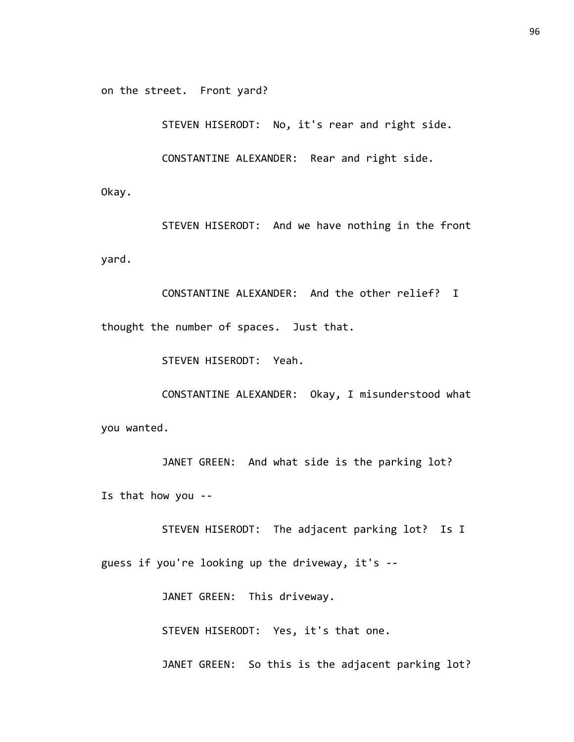on the street. Front yard?

STEVEN HISERODT: No, it's rear and right side.

CONSTANTINE ALEXANDER: Rear and right side. Okay.

STEVEN HISERODT: And we have nothing in the front yard.

CONSTANTINE ALEXANDER: And the other relief? I thought the number of spaces. Just that.

STEVEN HISERODT: Yeah.

CONSTANTINE ALEXANDER: Okay, I misunderstood what you wanted.

JANET GREEN: And what side is the parking lot? Is that how you --

STEVEN HISERODT: The adjacent parking lot? Is I guess if you're looking up the driveway, it's --

JANET GREEN: This driveway.

STEVEN HISERODT: Yes, it's that one.

JANET GREEN: So this is the adjacent parking lot?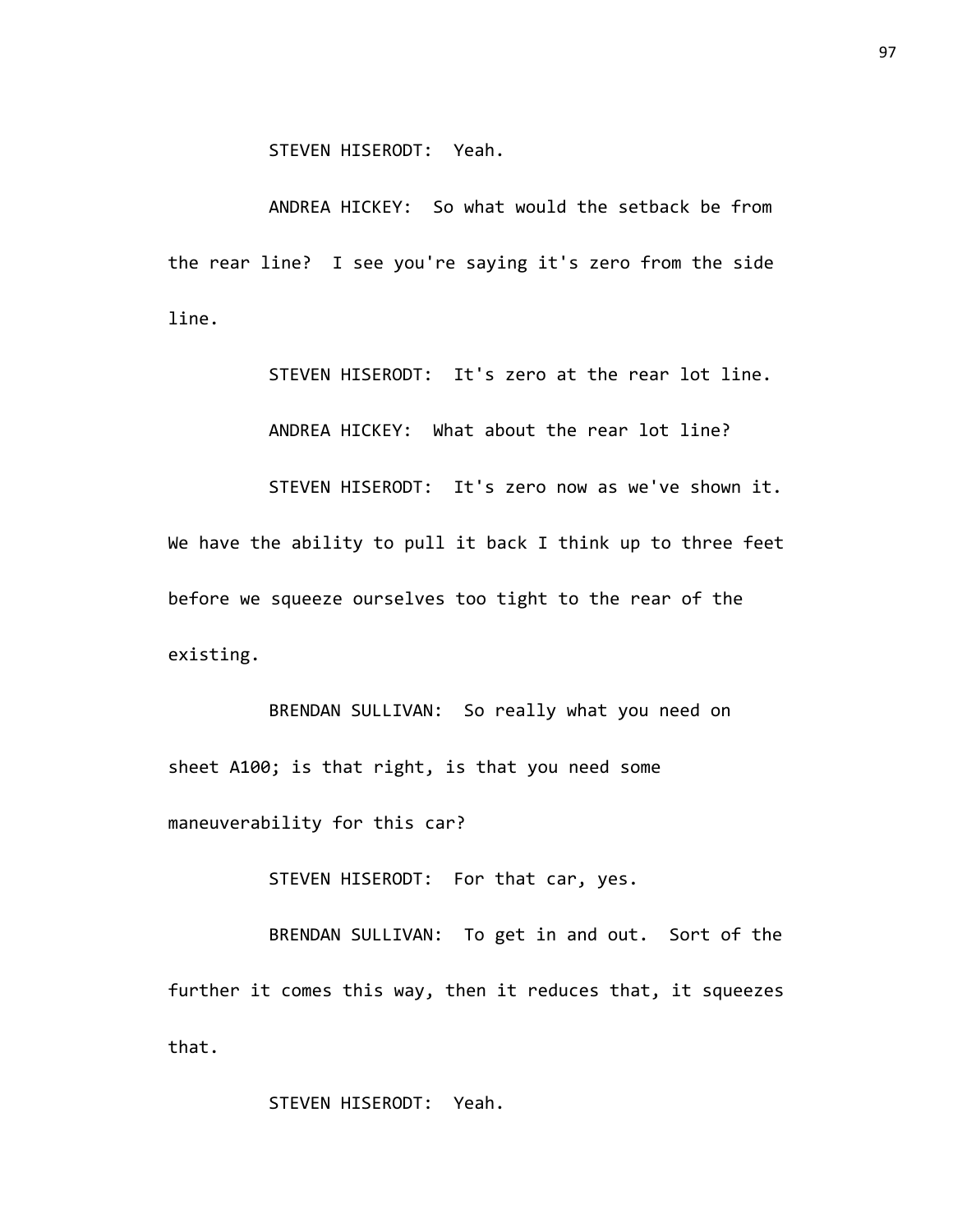STEVEN HISERODT: Yeah.

ANDREA HICKEY: So what would the setback be from the rear line? I see you're saying it's zero from the side line.

STEVEN HISERODT: It's zero at the rear lot line.

ANDREA HICKEY: What about the rear lot line?

STEVEN HISERODT: It's zero now as we've shown it. We have the ability to pull it back I think up to three feet before we squeeze ourselves too tight to the rear of the existing.

BRENDAN SULLIVAN: So really what you need on sheet A100; is that right, is that you need some maneuverability for this car?

STEVEN HISERODT: For that car, yes.

BRENDAN SULLIVAN: To get in and out. Sort of the further it comes this way, then it reduces that, it squeezes that.

STEVEN HISERODT: Yeah.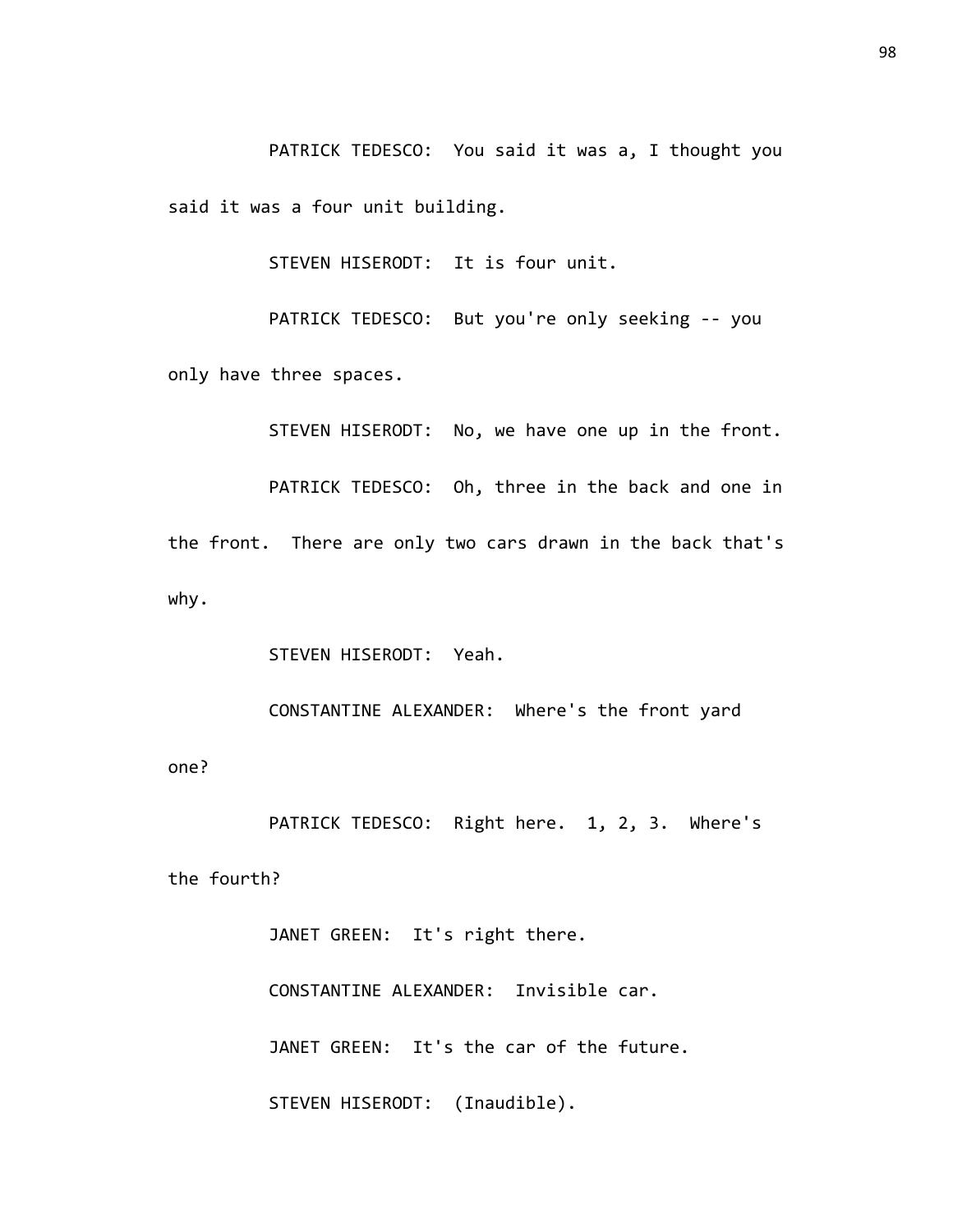PATRICK TEDESCO: You said it was a, I thought you said it was a four unit building.

STEVEN HISERODT: It is four unit.

PATRICK TEDESCO: But you're only seeking -- you only have three spaces.

STEVEN HISERODT: No, we have one up in the front.

PATRICK TEDESCO: Oh, three in the back and one in the front. There are only two cars drawn in the back that's why.

STEVEN HISERODT: Yeah.

CONSTANTINE ALEXANDER: Where's the front yard one?

PATRICK TEDESCO: Right here. 1, 2, 3. Where's the fourth?

JANET GREEN: It's right there.

CONSTANTINE ALEXANDER: Invisible car.

JANET GREEN: It's the car of the future.

STEVEN HISERODT: (Inaudible).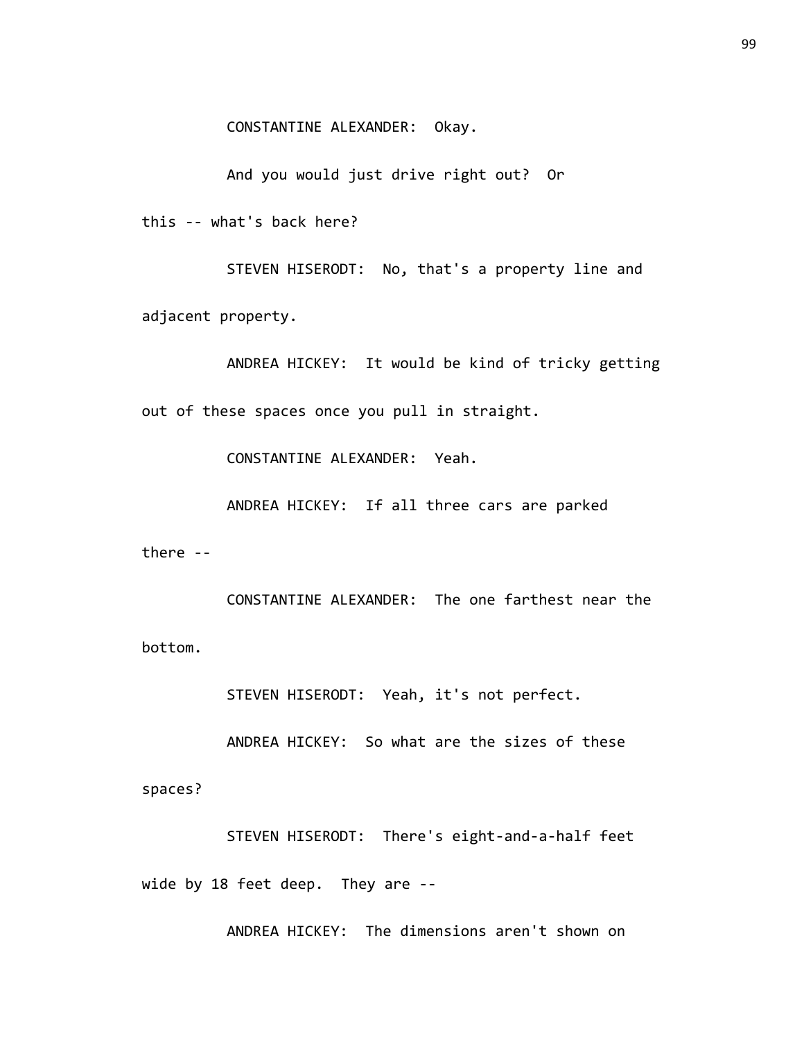CONSTANTINE ALEXANDER: Okay.

And you would just drive right out? Or this -- what's back here?

STEVEN HISERODT: No, that's a property line and adjacent property.

ANDREA HICKEY: It would be kind of tricky getting out of these spaces once you pull in straight.

CONSTANTINE ALEXANDER: Yeah.

ANDREA HICKEY: If all three cars are parked there --

CONSTANTINE ALEXANDER: The one farthest near the bottom.

STEVEN HISERODT: Yeah, it's not perfect.

ANDREA HICKEY: So what are the sizes of these spaces?

STEVEN HISERODT: There's eight-and-a-half feet wide by 18 feet deep. They are --

ANDREA HICKEY: The dimensions aren't shown on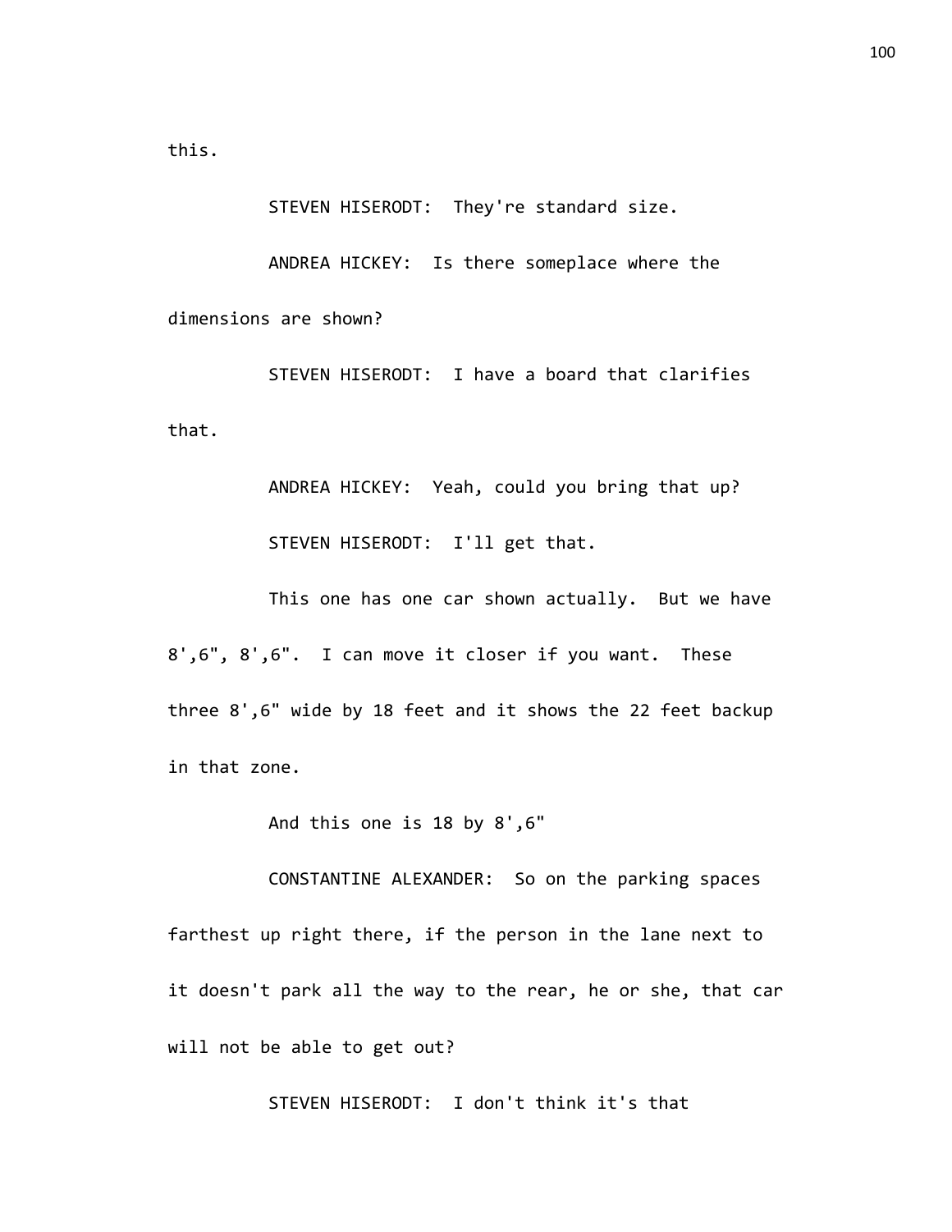this.

STEVEN HISERODT: They're standard size.

ANDREA HICKEY: Is there someplace where the dimensions are shown?

STEVEN HISERODT: I have a board that clarifies that.

ANDREA HICKEY: Yeah, could you bring that up?

STEVEN HISERODT: I'll get that.

This one has one car shown actually. But we have 8',6", 8',6". I can move it closer if you want. These three 8',6" wide by 18 feet and it shows the 22 feet backup in that zone.

And this one is 18 by 8',6"

CONSTANTINE ALEXANDER: So on the parking spaces farthest up right there, if the person in the lane next to it doesn't park all the way to the rear, he or she, that car will not be able to get out?

STEVEN HISERODT: I don't think it's that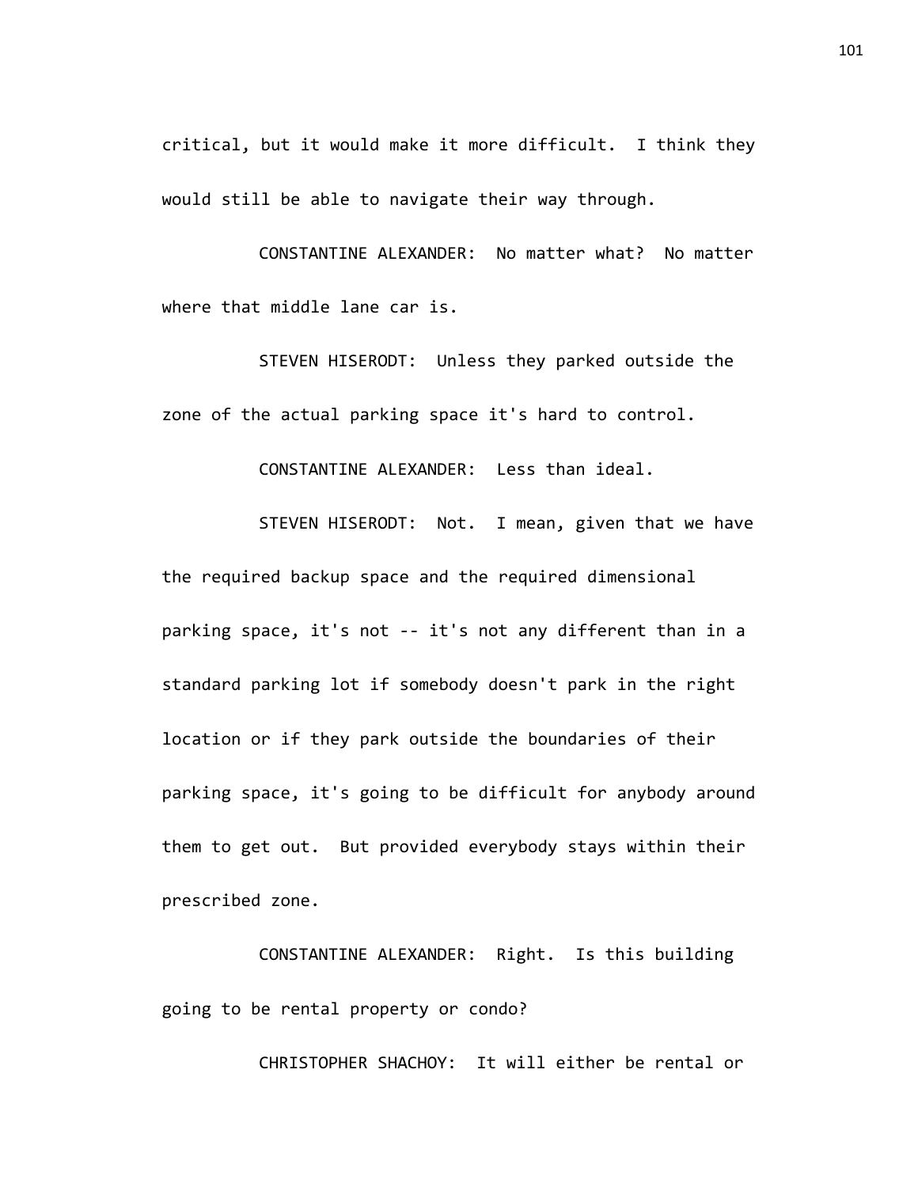critical, but it would make it more difficult. I think they would still be able to navigate their way through.

CONSTANTINE ALEXANDER: No matter what? No matter where that middle lane car is.

STEVEN HISERODT: Unless they parked outside the zone of the actual parking space it's hard to control.

CONSTANTINE ALEXANDER: Less than ideal.

STEVEN HISERODT: Not. I mean, given that we have the required backup space and the required dimensional parking space, it's not -- it's not any different than in a standard parking lot if somebody doesn't park in the right location or if they park outside the boundaries of their parking space, it's going to be difficult for anybody around them to get out. But provided everybody stays within their prescribed zone.

CONSTANTINE ALEXANDER: Right. Is this building going to be rental property or condo?

CHRISTOPHER SHACHOY: It will either be rental or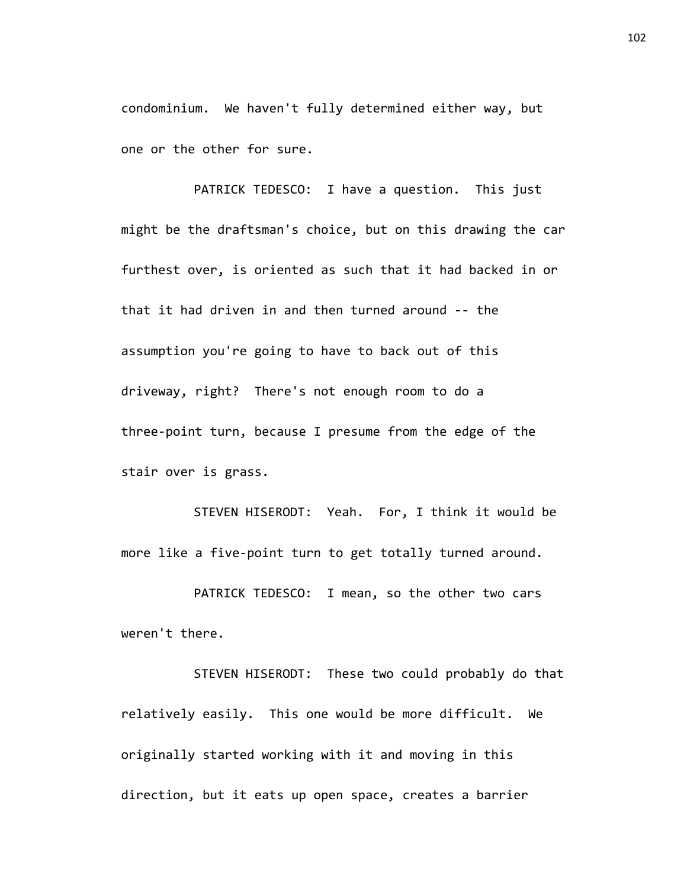condominium. We haven't fully determined either way, but one or the other for sure.

PATRICK TEDESCO: I have a question. This just might be the draftsman's choice, but on this drawing the car furthest over, is oriented as such that it had backed in or that it had driven in and then turned around -- the assumption you're going to have to back out of this driveway, right? There's not enough room to do a three-point turn, because I presume from the edge of the stair over is grass.

STEVEN HISERODT: Yeah. For, I think it would be more like a five-point turn to get totally turned around.

PATRICK TEDESCO: I mean, so the other two cars weren't there.

STEVEN HISERODT: These two could probably do that relatively easily. This one would be more difficult. We originally started working with it and moving in this direction, but it eats up open space, creates a barrier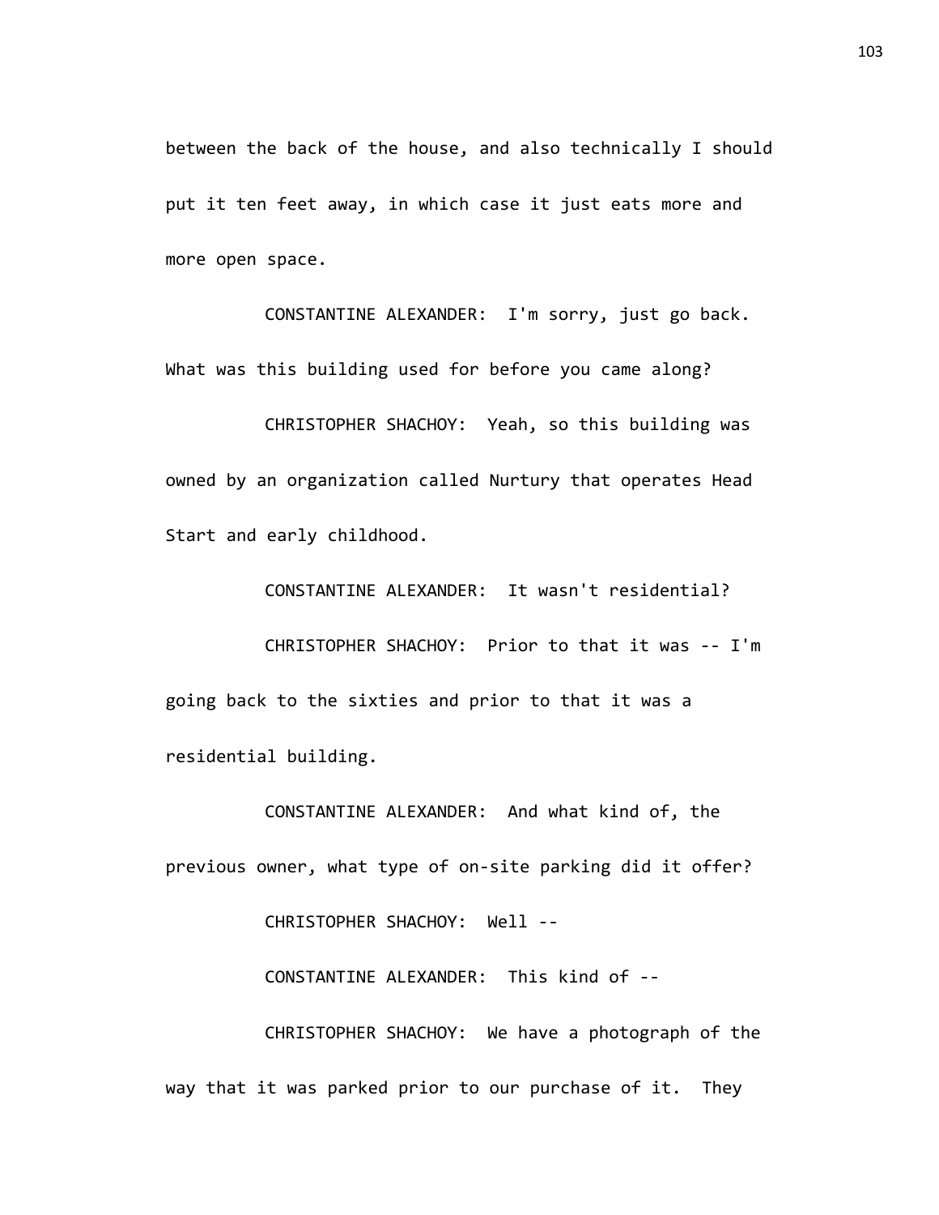between the back of the house, and also technically I should put it ten feet away, in which case it just eats more and more open space.

CONSTANTINE ALEXANDER: I'm sorry, just go back. What was this building used for before you came along?

CHRISTOPHER SHACHOY: Yeah, so this building was owned by an organization called Nurtury that operates Head Start and early childhood.

CONSTANTINE ALEXANDER: It wasn't residential?

CHRISTOPHER SHACHOY: Prior to that it was -- I'm going back to the sixties and prior to that it was a residential building.

CONSTANTINE ALEXANDER: And what kind of, the previous owner, what type of on-site parking did it offer?

CHRISTOPHER SHACHOY: Well --

CONSTANTINE ALEXANDER: This kind of --

CHRISTOPHER SHACHOY: We have a photograph of the way that it was parked prior to our purchase of it. They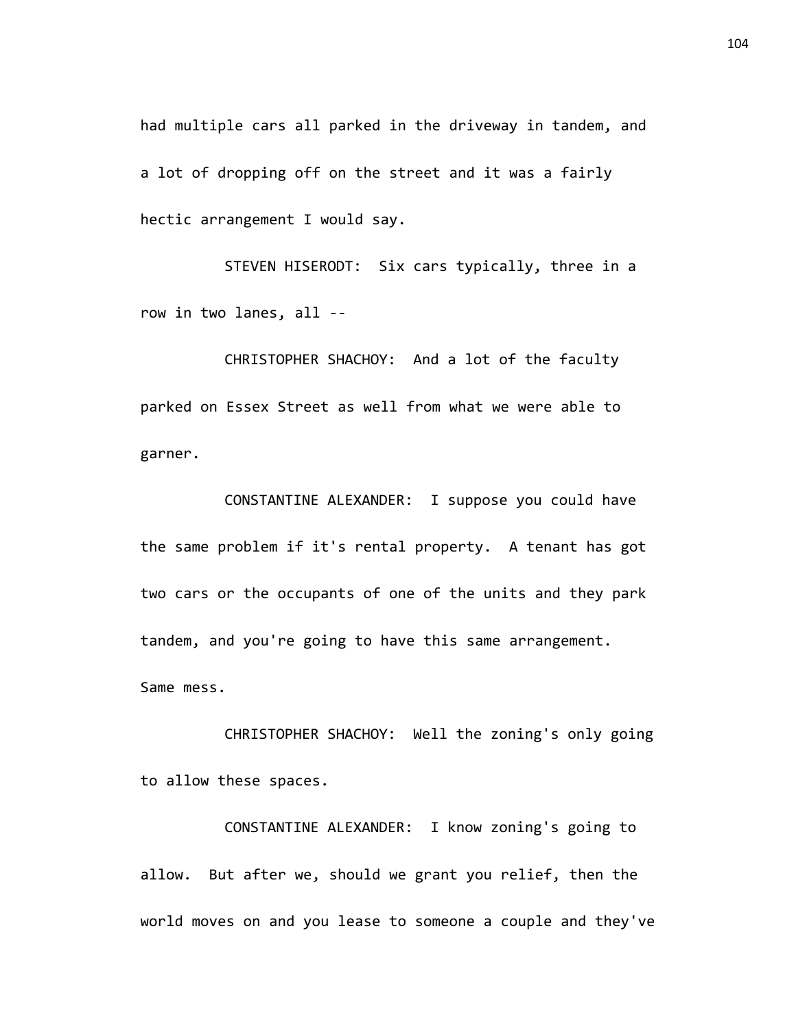had multiple cars all parked in the driveway in tandem, and a lot of dropping off on the street and it was a fairly hectic arrangement I would say.

STEVEN HISERODT: Six cars typically, three in a row in two lanes, all --

CHRISTOPHER SHACHOY: And a lot of the faculty parked on Essex Street as well from what we were able to garner.

CONSTANTINE ALEXANDER: I suppose you could have the same problem if it's rental property. A tenant has got two cars or the occupants of one of the units and they park tandem, and you're going to have this same arrangement. Same mess.

CHRISTOPHER SHACHOY: Well the zoning's only going to allow these spaces.

CONSTANTINE ALEXANDER: I know zoning's going to allow. But after we, should we grant you relief, then the world moves on and you lease to someone a couple and they've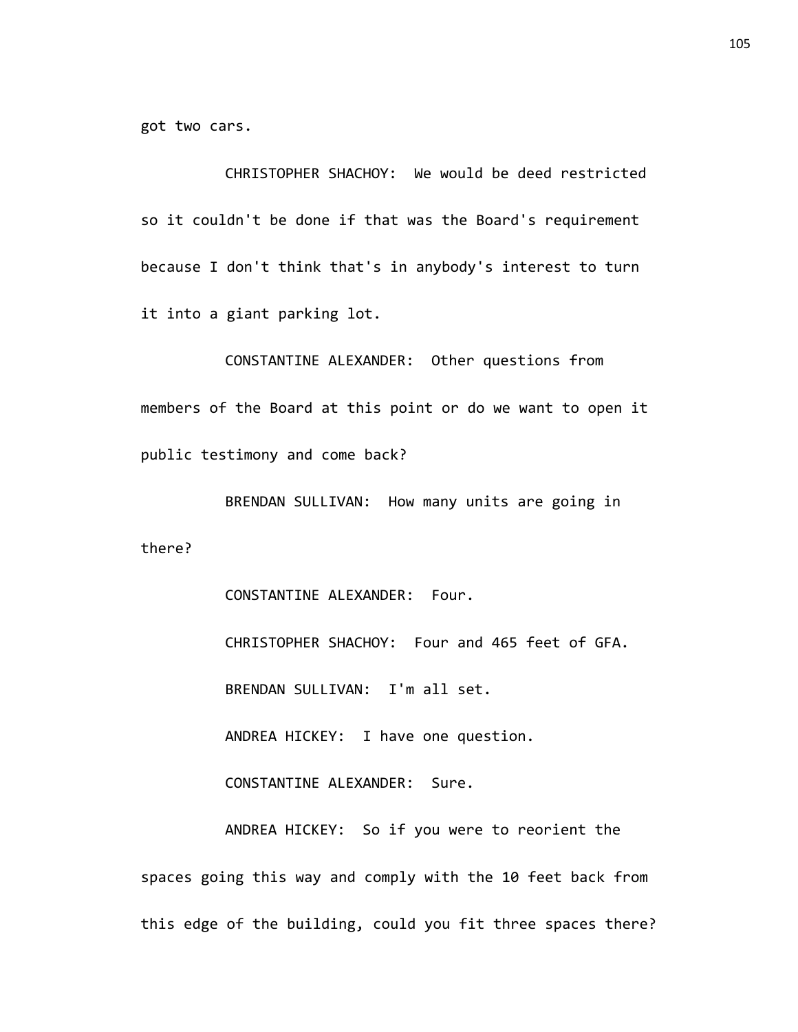got two cars.

CHRISTOPHER SHACHOY: We would be deed restricted so it couldn't be done if that was the Board's requirement because I don't think that's in anybody's interest to turn it into a giant parking lot.

CONSTANTINE ALEXANDER: Other questions from members of the Board at this point or do we want to open it public testimony and come back?

BRENDAN SULLIVAN: How many units are going in there?

CONSTANTINE ALEXANDER: Four.

CHRISTOPHER SHACHOY: Four and 465 feet of GFA.

BRENDAN SULLIVAN: I'm all set.

ANDREA HICKEY: I have one question.

CONSTANTINE ALEXANDER: Sure.

ANDREA HICKEY: So if you were to reorient the spaces going this way and comply with the 10 feet back from this edge of the building, could you fit three spaces there?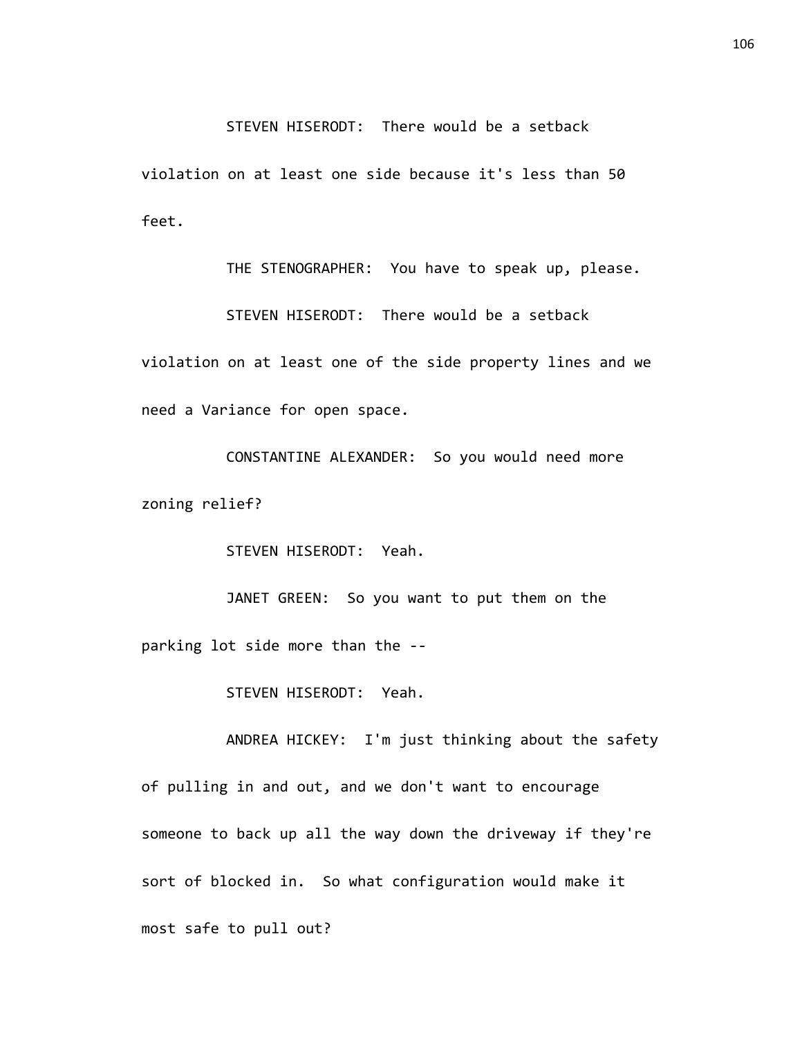STEVEN HISERODT: There would be a setback violation on at least one side because it's less than 50 feet.

THE STENOGRAPHER: You have to speak up, please.

STEVEN HISERODT: There would be a setback violation on at least one of the side property lines and we need a Variance for open space.

CONSTANTINE ALEXANDER: So you would need more zoning relief?

STEVEN HISERODT: Yeah.

JANET GREEN: So you want to put them on the parking lot side more than the --

STEVEN HISERODT: Yeah.

ANDREA HICKEY: I'm just thinking about the safety of pulling in and out, and we don't want to encourage someone to back up all the way down the driveway if they're sort of blocked in. So what configuration would make it most safe to pull out?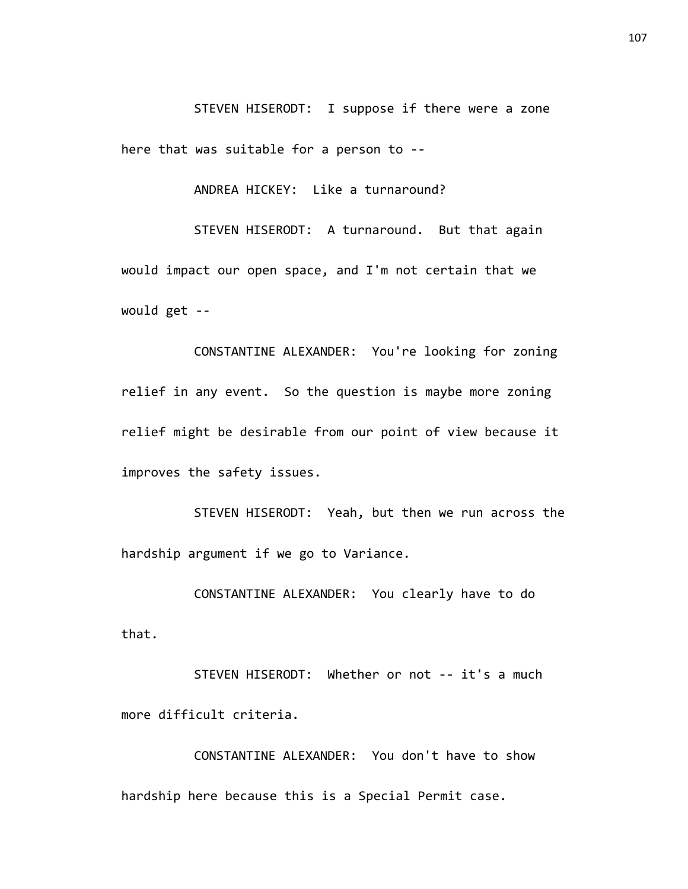STEVEN HISERODT: I suppose if there were a zone here that was suitable for a person to --

ANDREA HICKEY: Like a turnaround?

STEVEN HISERODT: A turnaround. But that again would impact our open space, and I'm not certain that we would get --

CONSTANTINE ALEXANDER: You're looking for zoning relief in any event. So the question is maybe more zoning relief might be desirable from our point of view because it improves the safety issues.

STEVEN HISERODT: Yeah, but then we run across the hardship argument if we go to Variance.

CONSTANTINE ALEXANDER: You clearly have to do that.

STEVEN HISERODT: Whether or not -- it's a much more difficult criteria.

CONSTANTINE ALEXANDER: You don't have to show hardship here because this is a Special Permit case.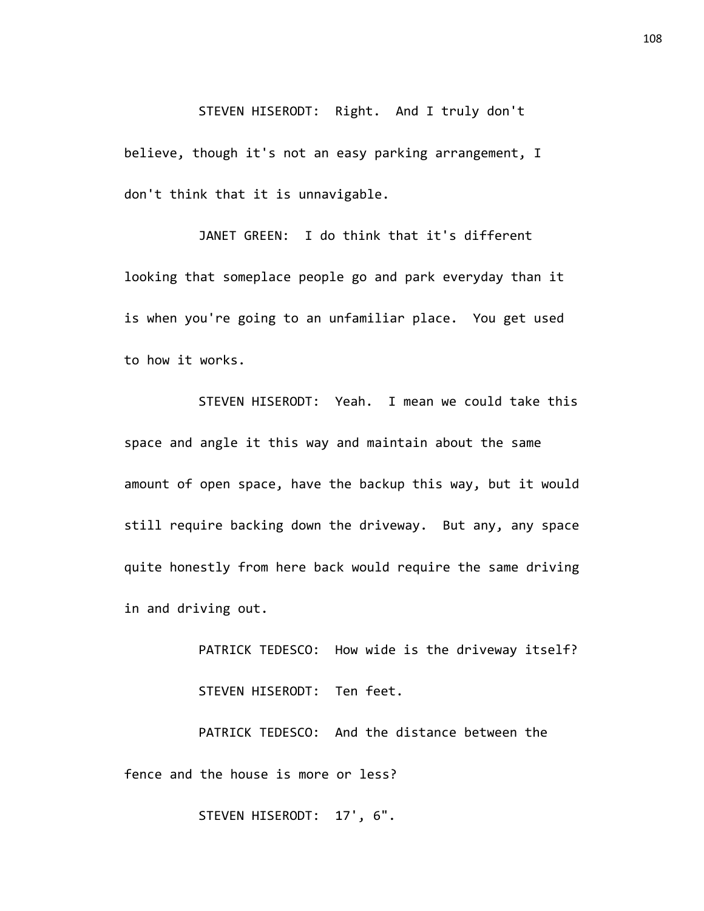STEVEN HISERODT: Right. And I truly don't believe, though it's not an easy parking arrangement, I don't think that it is unnavigable.

JANET GREEN: I do think that it's different looking that someplace people go and park everyday than it is when you're going to an unfamiliar place. You get used to how it works.

STEVEN HISERODT: Yeah. I mean we could take this space and angle it this way and maintain about the same amount of open space, have the backup this way, but it would still require backing down the driveway. But any, any space quite honestly from here back would require the same driving in and driving out.

PATRICK TEDESCO: How wide is the driveway itself?

STEVEN HISERODT: Ten feet.

PATRICK TEDESCO: And the distance between the fence and the house is more or less?

STEVEN HISERODT: 17', 6".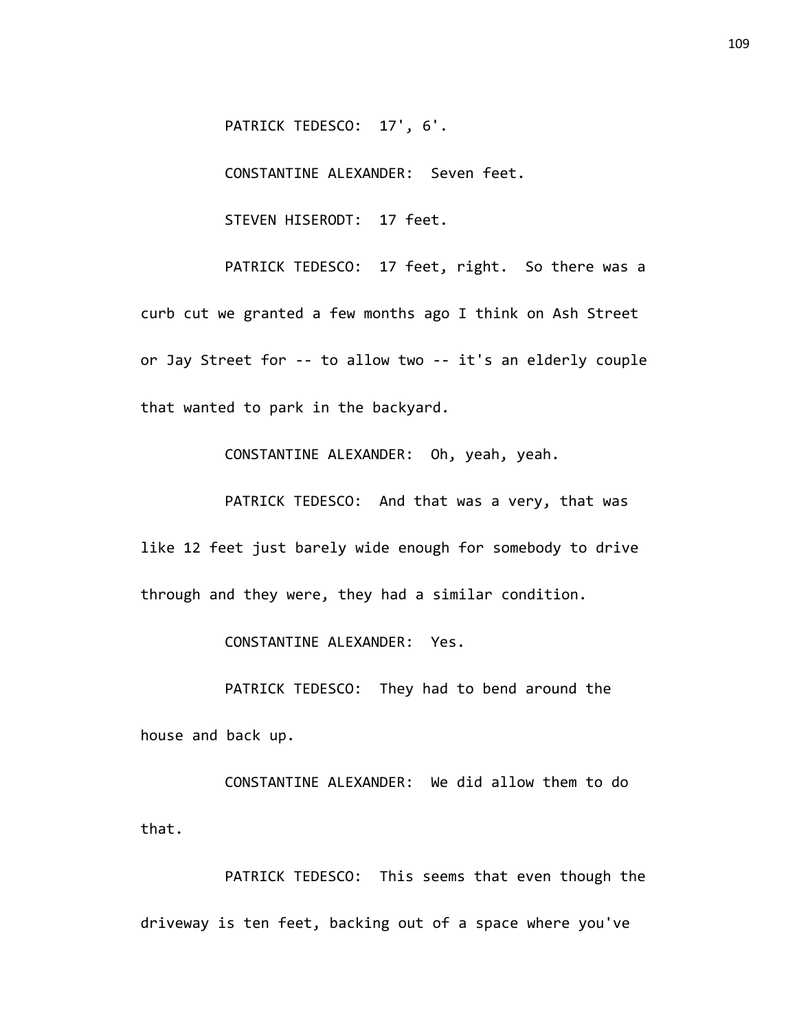PATRICK TEDESCO: 17', 6'.

CONSTANTINE ALEXANDER: Seven feet.

STEVEN HISERODT: 17 feet.

PATRICK TEDESCO: 17 feet, right. So there was a curb cut we granted a few months ago I think on Ash Street or Jay Street for -- to allow two -- it's an elderly couple that wanted to park in the backyard.

CONSTANTINE ALEXANDER: Oh, yeah, yeah.

PATRICK TEDESCO: And that was a very, that was like 12 feet just barely wide enough for somebody to drive through and they were, they had a similar condition.

CONSTANTINE ALEXANDER: Yes.

PATRICK TEDESCO: They had to bend around the house and back up.

CONSTANTINE ALEXANDER: We did allow them to do that.

PATRICK TEDESCO: This seems that even though the driveway is ten feet, backing out of a space where you've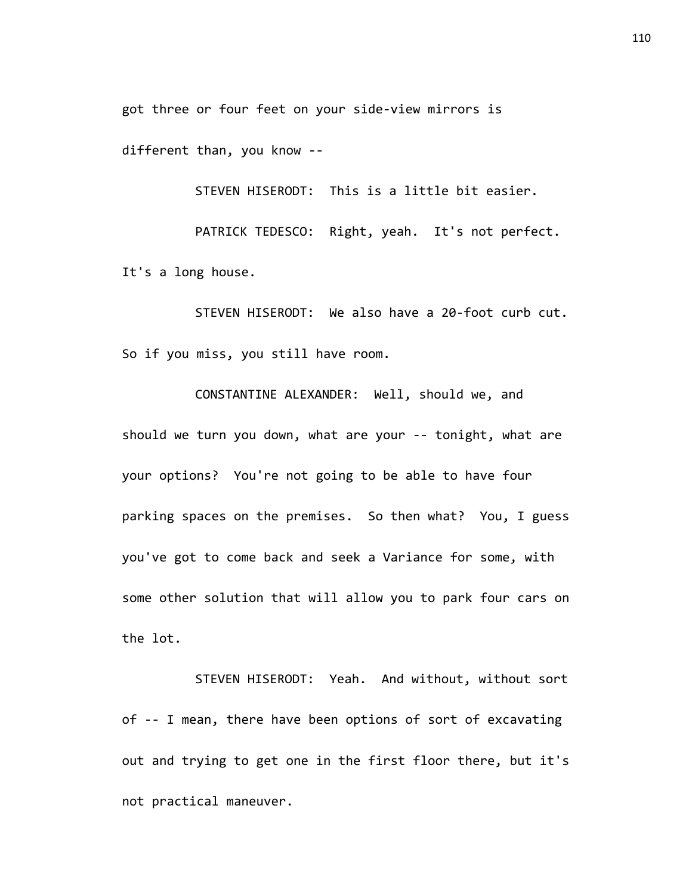got three or four feet on your side-view mirrors is different than, you know --

STEVEN HISERODT: This is a little bit easier.

PATRICK TEDESCO: Right, yeah. It's not perfect. It's a long house.

STEVEN HISERODT: We also have a 20-foot curb cut. So if you miss, you still have room.

CONSTANTINE ALEXANDER: Well, should we, and should we turn you down, what are your -- tonight, what are your options? You're not going to be able to have four parking spaces on the premises. So then what? You, I guess you've got to come back and seek a Variance for some, with some other solution that will allow you to park four cars on the lot.

STEVEN HISERODT: Yeah. And without, without sort of -- I mean, there have been options of sort of excavating out and trying to get one in the first floor there, but it's not practical maneuver.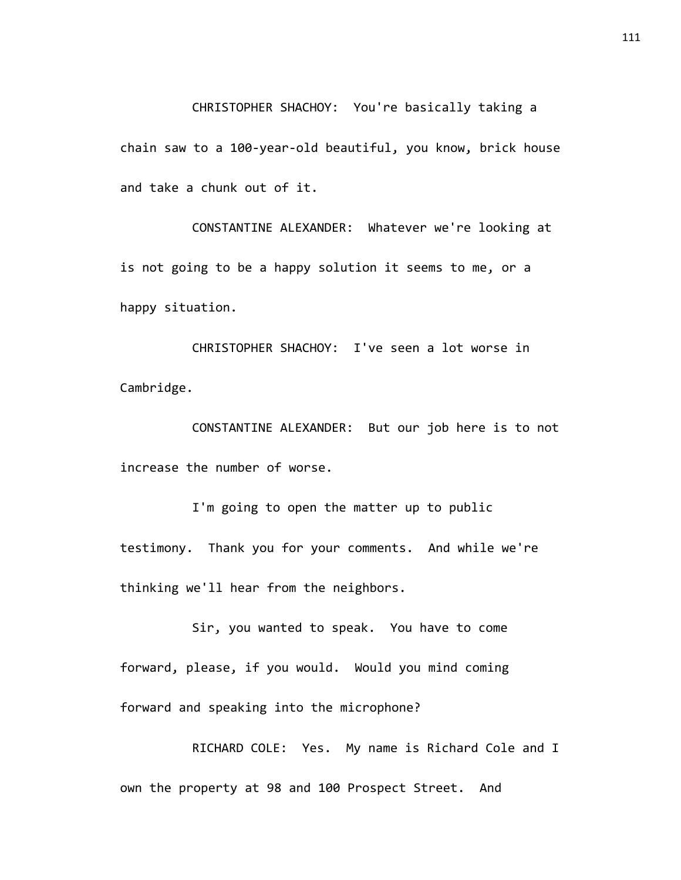CHRISTOPHER SHACHOY: You're basically taking a chain saw to a 100-year-old beautiful, you know, brick house and take a chunk out of it.

CONSTANTINE ALEXANDER: Whatever we're looking at is not going to be a happy solution it seems to me, or a happy situation.

CHRISTOPHER SHACHOY: I've seen a lot worse in Cambridge.

CONSTANTINE ALEXANDER: But our job here is to not increase the number of worse.

I'm going to open the matter up to public testimony. Thank you for your comments. And while we're thinking we'll hear from the neighbors.

Sir, you wanted to speak. You have to come forward, please, if you would. Would you mind coming forward and speaking into the microphone?

RICHARD COLE: Yes. My name is Richard Cole and I own the property at 98 and 100 Prospect Street. And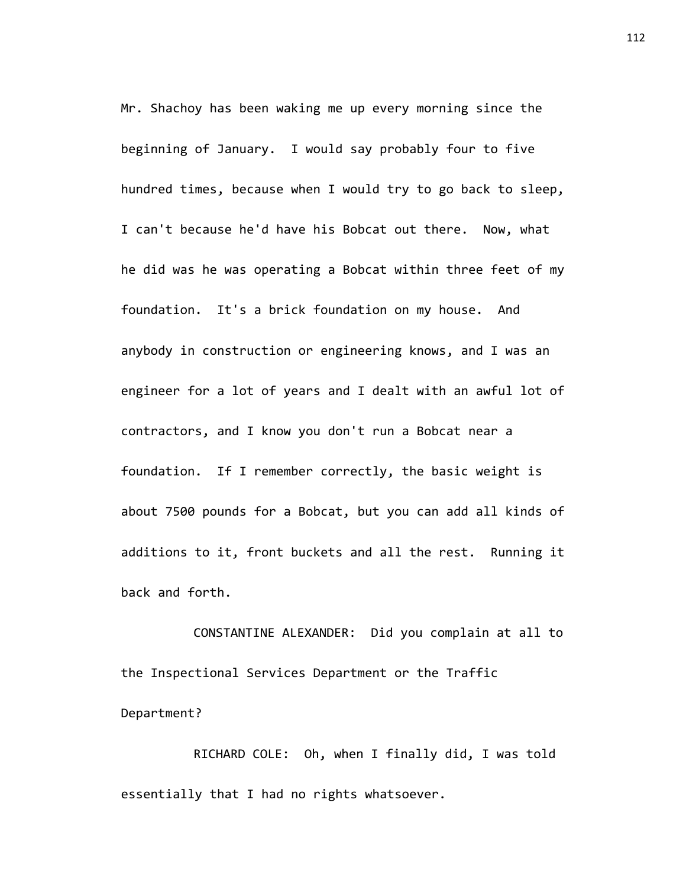Mr. Shachoy has been waking me up every morning since the beginning of January. I would say probably four to five hundred times, because when I would try to go back to sleep, I can't because he'd have his Bobcat out there. Now, what he did was he was operating a Bobcat within three feet of my foundation. It's a brick foundation on my house. And anybody in construction or engineering knows, and I was an engineer for a lot of years and I dealt with an awful lot of contractors, and I know you don't run a Bobcat near a foundation. If I remember correctly, the basic weight is about 7500 pounds for a Bobcat, but you can add all kinds of additions to it, front buckets and all the rest. Running it back and forth.

CONSTANTINE ALEXANDER: Did you complain at all to the Inspectional Services Department or the Traffic Department?

RICHARD COLE: Oh, when I finally did, I was told essentially that I had no rights whatsoever.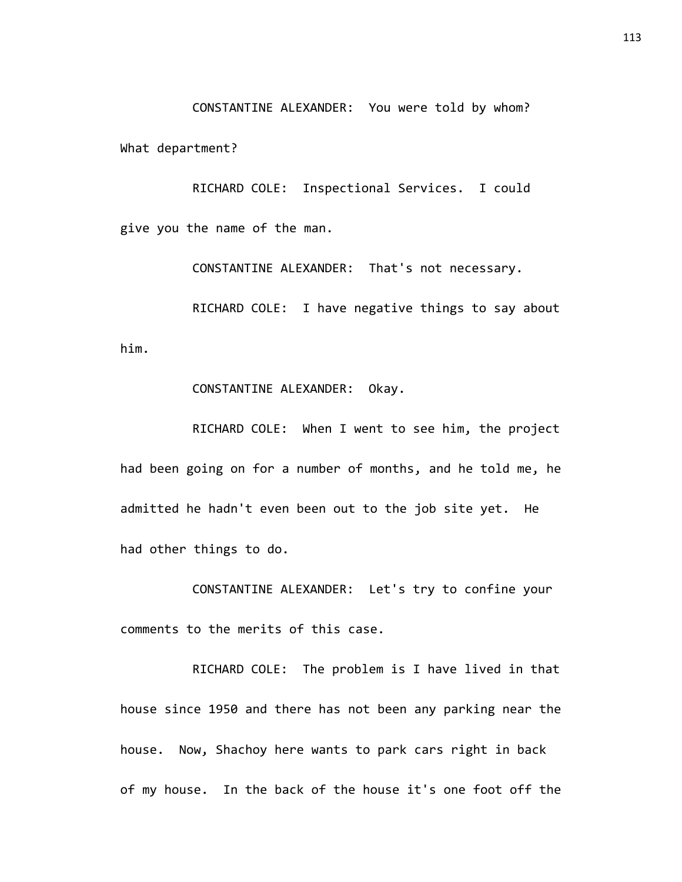CONSTANTINE ALEXANDER: You were told by whom? What department?

RICHARD COLE: Inspectional Services. I could give you the name of the man.

CONSTANTINE ALEXANDER: That's not necessary.

RICHARD COLE: I have negative things to say about him.

CONSTANTINE ALEXANDER: Okay.

RICHARD COLE: When I went to see him, the project had been going on for a number of months, and he told me, he admitted he hadn't even been out to the job site yet. He had other things to do.

CONSTANTINE ALEXANDER: Let's try to confine your comments to the merits of this case.

RICHARD COLE: The problem is I have lived in that house since 1950 and there has not been any parking near the house. Now, Shachoy here wants to park cars right in back of my house. In the back of the house it's one foot off the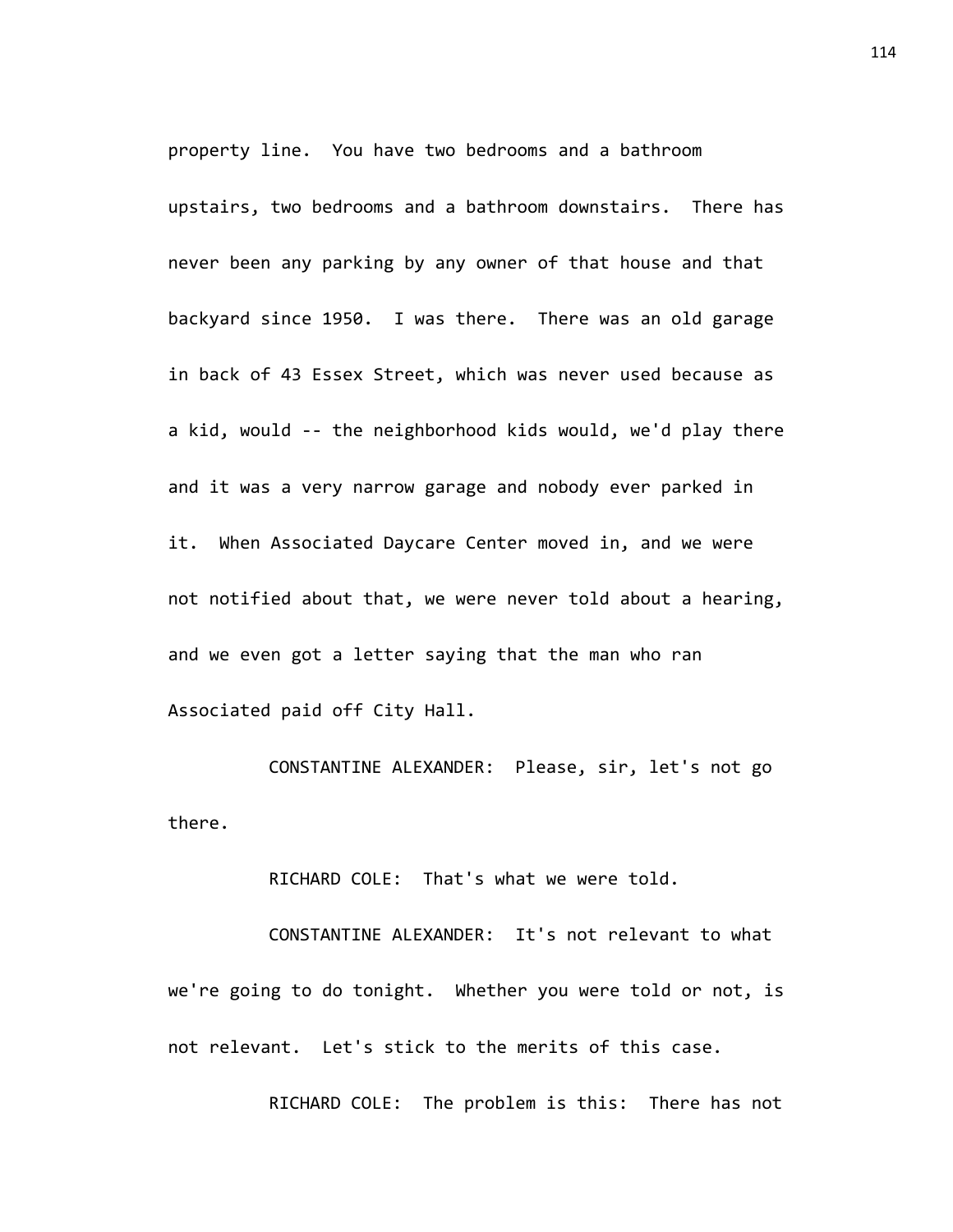property line. You have two bedrooms and a bathroom upstairs, two bedrooms and a bathroom downstairs. There has never been any parking by any owner of that house and that backyard since 1950. I was there. There was an old garage in back of 43 Essex Street, which was never used because as a kid, would -- the neighborhood kids would, we'd play there and it was a very narrow garage and nobody ever parked in it. When Associated Daycare Center moved in, and we were not notified about that, we were never told about a hearing, and we even got a letter saying that the man who ran Associated paid off City Hall.

CONSTANTINE ALEXANDER: Please, sir, let's not go there.

RICHARD COLE: That's what we were told.

CONSTANTINE ALEXANDER: It's not relevant to what we're going to do tonight. Whether you were told or not, is not relevant. Let's stick to the merits of this case.

RICHARD COLE: The problem is this: There has not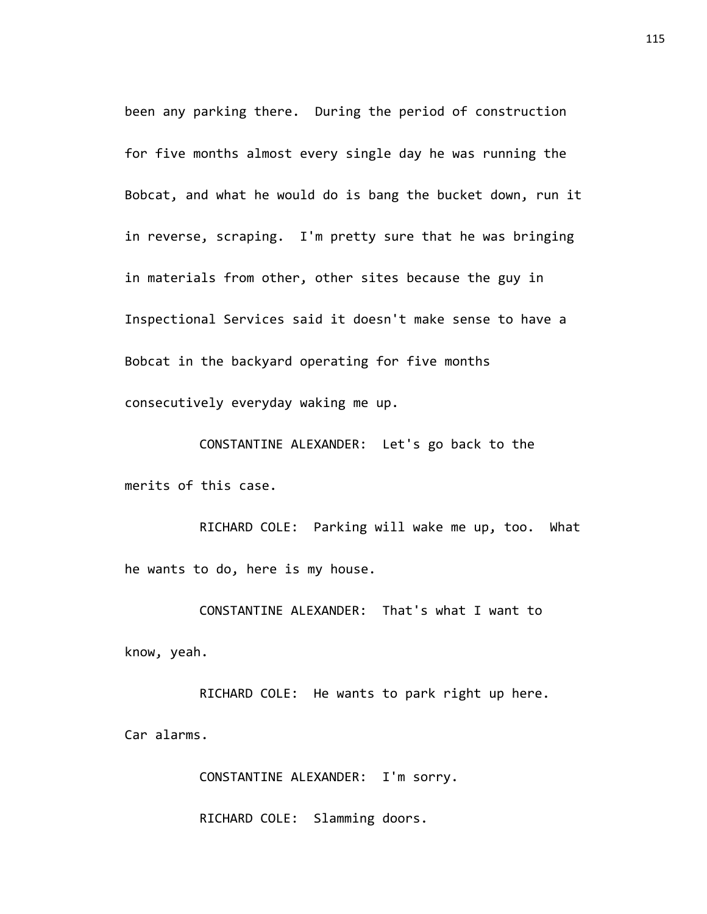been any parking there. During the period of construction for five months almost every single day he was running the Bobcat, and what he would do is bang the bucket down, run it in reverse, scraping. I'm pretty sure that he was bringing in materials from other, other sites because the guy in Inspectional Services said it doesn't make sense to have a Bobcat in the backyard operating for five months consecutively everyday waking me up.

CONSTANTINE ALEXANDER: Let's go back to the merits of this case.

RICHARD COLE: Parking will wake me up, too. What he wants to do, here is my house.

CONSTANTINE ALEXANDER: That's what I want to know, yeah.

RICHARD COLE: He wants to park right up here. Car alarms.

CONSTANTINE ALEXANDER: I'm sorry.

RICHARD COLE: Slamming doors.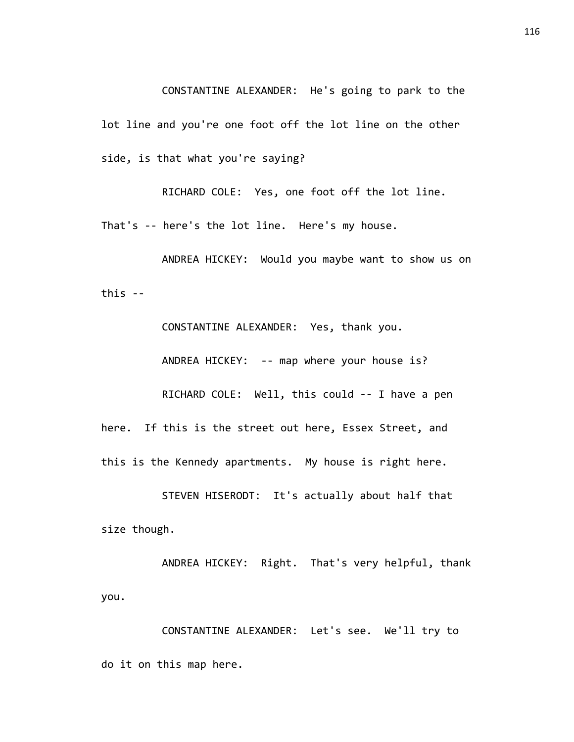CONSTANTINE ALEXANDER: He's going to park to the lot line and you're one foot off the lot line on the other side, is that what you're saying?

RICHARD COLE: Yes, one foot off the lot line. That's -- here's the lot line. Here's my house.

ANDREA HICKEY: Would you maybe want to show us on this --

CONSTANTINE ALEXANDER: Yes, thank you.

ANDREA HICKEY: -- map where your house is?

RICHARD COLE: Well, this could -- I have a pen here. If this is the street out here, Essex Street, and this is the Kennedy apartments. My house is right here.

STEVEN HISERODT: It's actually about half that size though.

ANDREA HICKEY: Right. That's very helpful, thank you.

CONSTANTINE ALEXANDER: Let's see. We'll try to do it on this map here.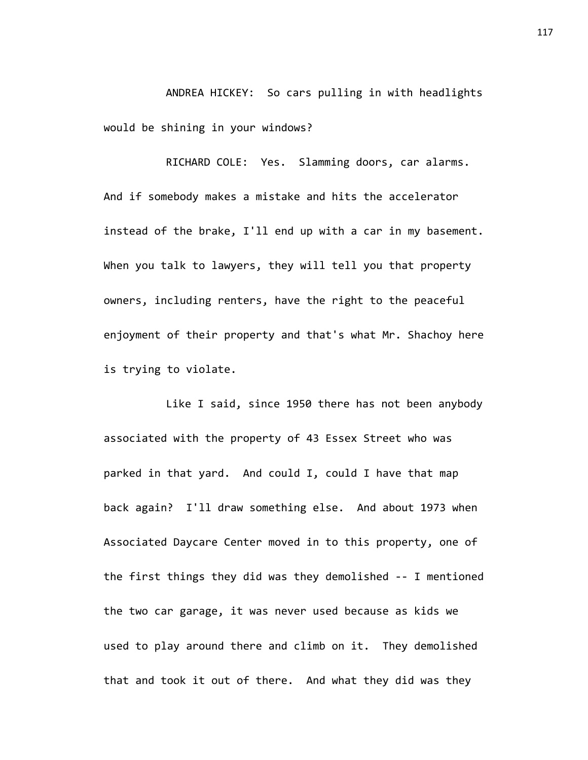ANDREA HICKEY: So cars pulling in with headlights would be shining in your windows?

RICHARD COLE: Yes. Slamming doors, car alarms. And if somebody makes a mistake and hits the accelerator instead of the brake, I'll end up with a car in my basement. When you talk to lawyers, they will tell you that property owners, including renters, have the right to the peaceful enjoyment of their property and that's what Mr. Shachoy here is trying to violate.

Like I said, since 1950 there has not been anybody associated with the property of 43 Essex Street who was parked in that yard. And could I, could I have that map back again? I'll draw something else. And about 1973 when Associated Daycare Center moved in to this property, one of the first things they did was they demolished -- I mentioned the two car garage, it was never used because as kids we used to play around there and climb on it. They demolished that and took it out of there. And what they did was they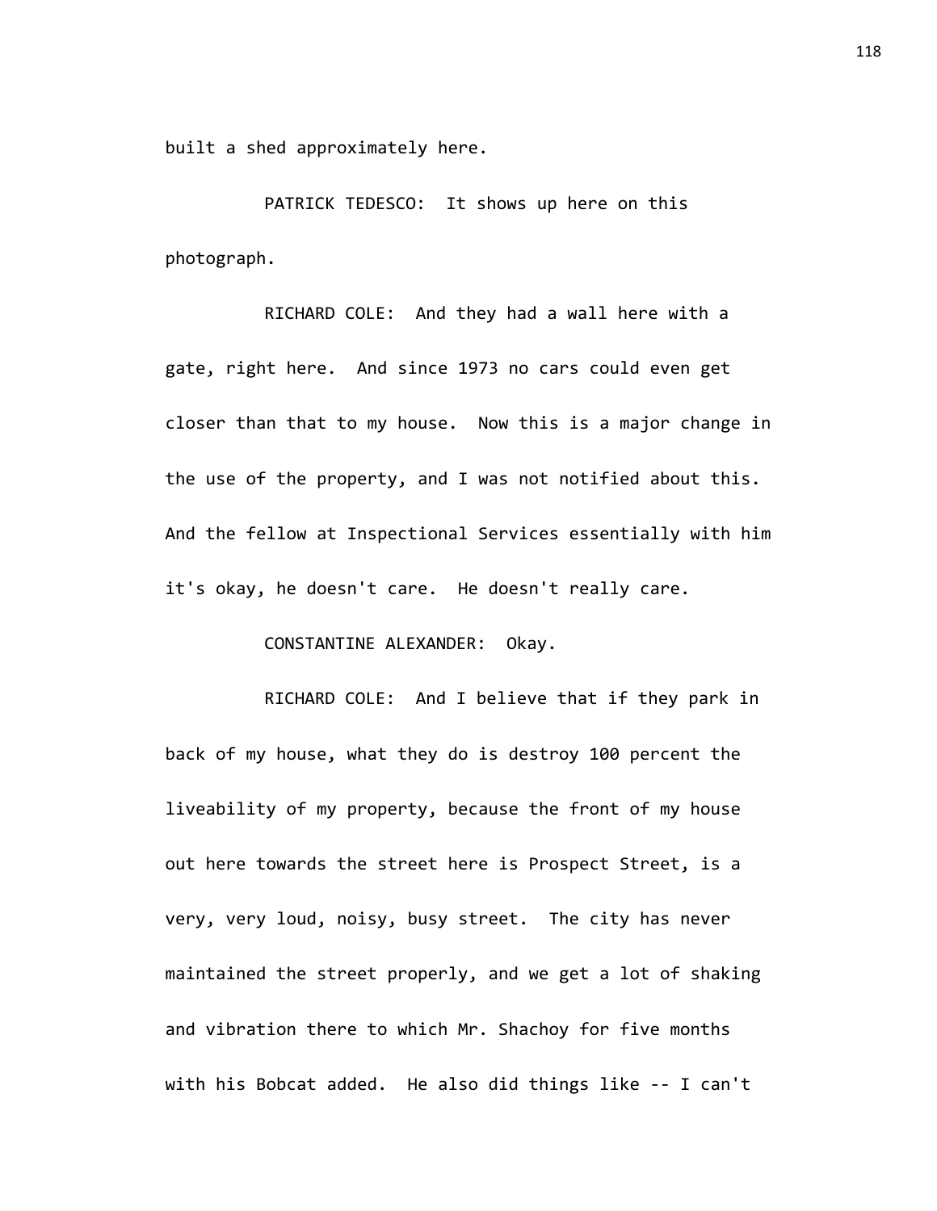built a shed approximately here.

PATRICK TEDESCO: It shows up here on this photograph.

RICHARD COLE: And they had a wall here with a gate, right here. And since 1973 no cars could even get closer than that to my house. Now this is a major change in the use of the property, and I was not notified about this. And the fellow at Inspectional Services essentially with him it's okay, he doesn't care. He doesn't really care.

CONSTANTINE ALEXANDER: Okay.

RICHARD COLE: And I believe that if they park in back of my house, what they do is destroy 100 percent the liveability of my property, because the front of my house out here towards the street here is Prospect Street, is a very, very loud, noisy, busy street. The city has never maintained the street properly, and we get a lot of shaking and vibration there to which Mr. Shachoy for five months with his Bobcat added. He also did things like -- I can't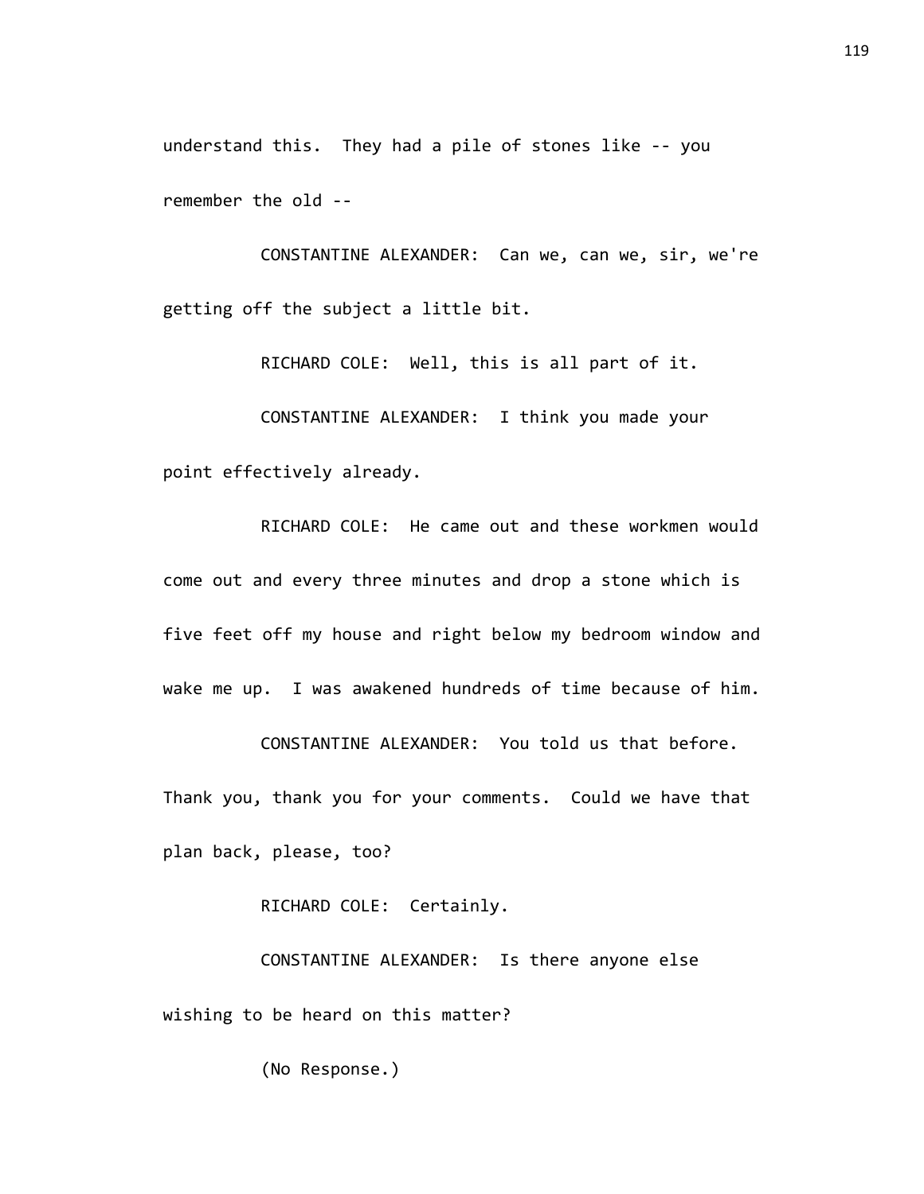understand this. They had a pile of stones like -- you remember the old --

CONSTANTINE ALEXANDER: Can we, can we, sir, we're getting off the subject a little bit.

RICHARD COLE: Well, this is all part of it.

CONSTANTINE ALEXANDER: I think you made your point effectively already.

RICHARD COLE: He came out and these workmen would come out and every three minutes and drop a stone which is five feet off my house and right below my bedroom window and wake me up. I was awakened hundreds of time because of him.

CONSTANTINE ALEXANDER: You told us that before. Thank you, thank you for your comments. Could we have that plan back, please, too?

RICHARD COLE: Certainly.

CONSTANTINE ALEXANDER: Is there anyone else wishing to be heard on this matter?

(No Response.)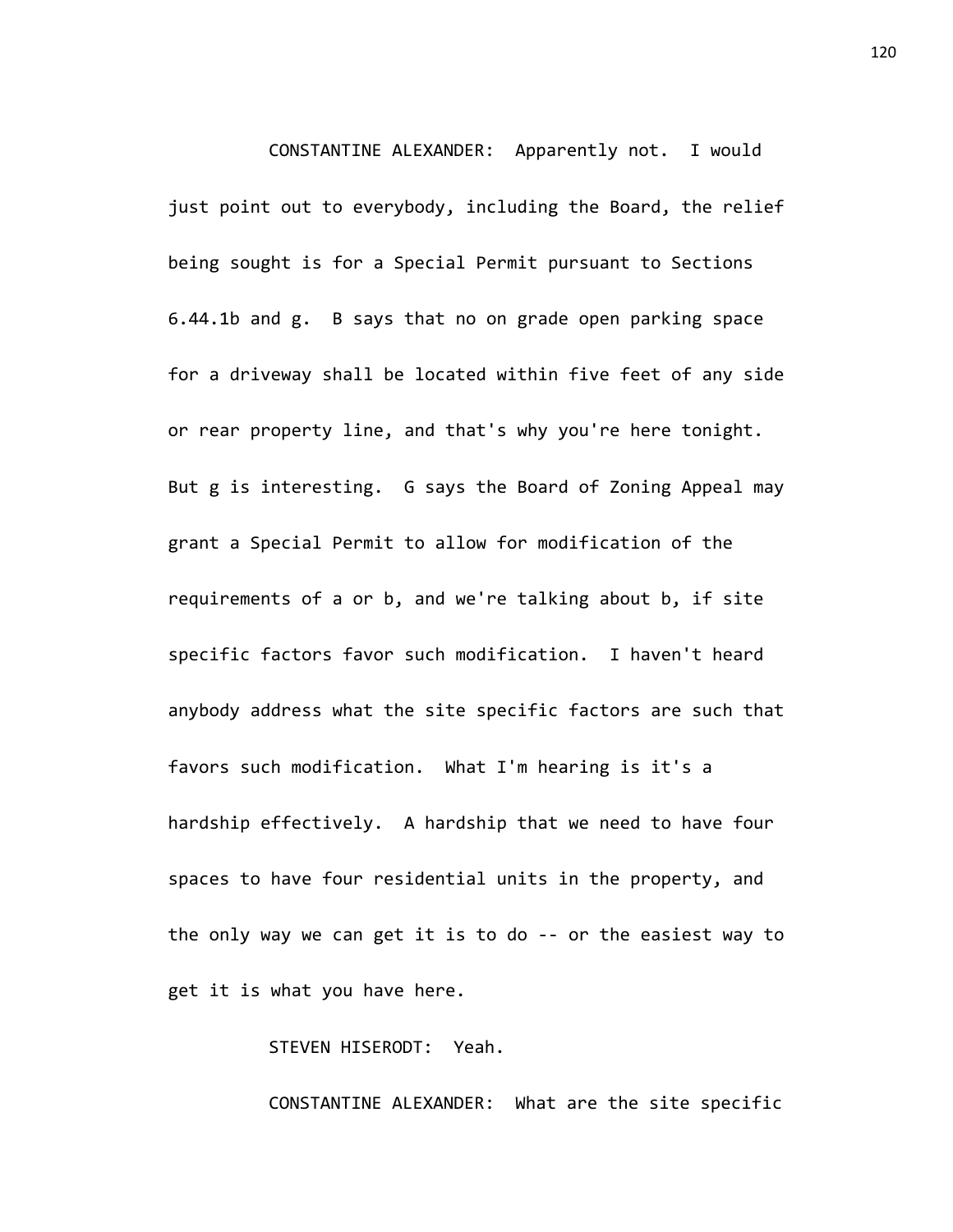CONSTANTINE ALEXANDER: Apparently not. I would just point out to everybody, including the Board, the relief being sought is for a Special Permit pursuant to Sections 6.44.1b and g. B says that no on grade open parking space for a driveway shall be located within five feet of any side or rear property line, and that's why you're here tonight. But g is interesting. G says the Board of Zoning Appeal may grant a Special Permit to allow for modification of the requirements of a or b, and we're talking about b, if site specific factors favor such modification. I haven't heard anybody address what the site specific factors are such that favors such modification. What I'm hearing is it's a hardship effectively. A hardship that we need to have four spaces to have four residential units in the property, and the only way we can get it is to do -- or the easiest way to get it is what you have here.

STEVEN HISERODT: Yeah.

CONSTANTINE ALEXANDER: What are the site specific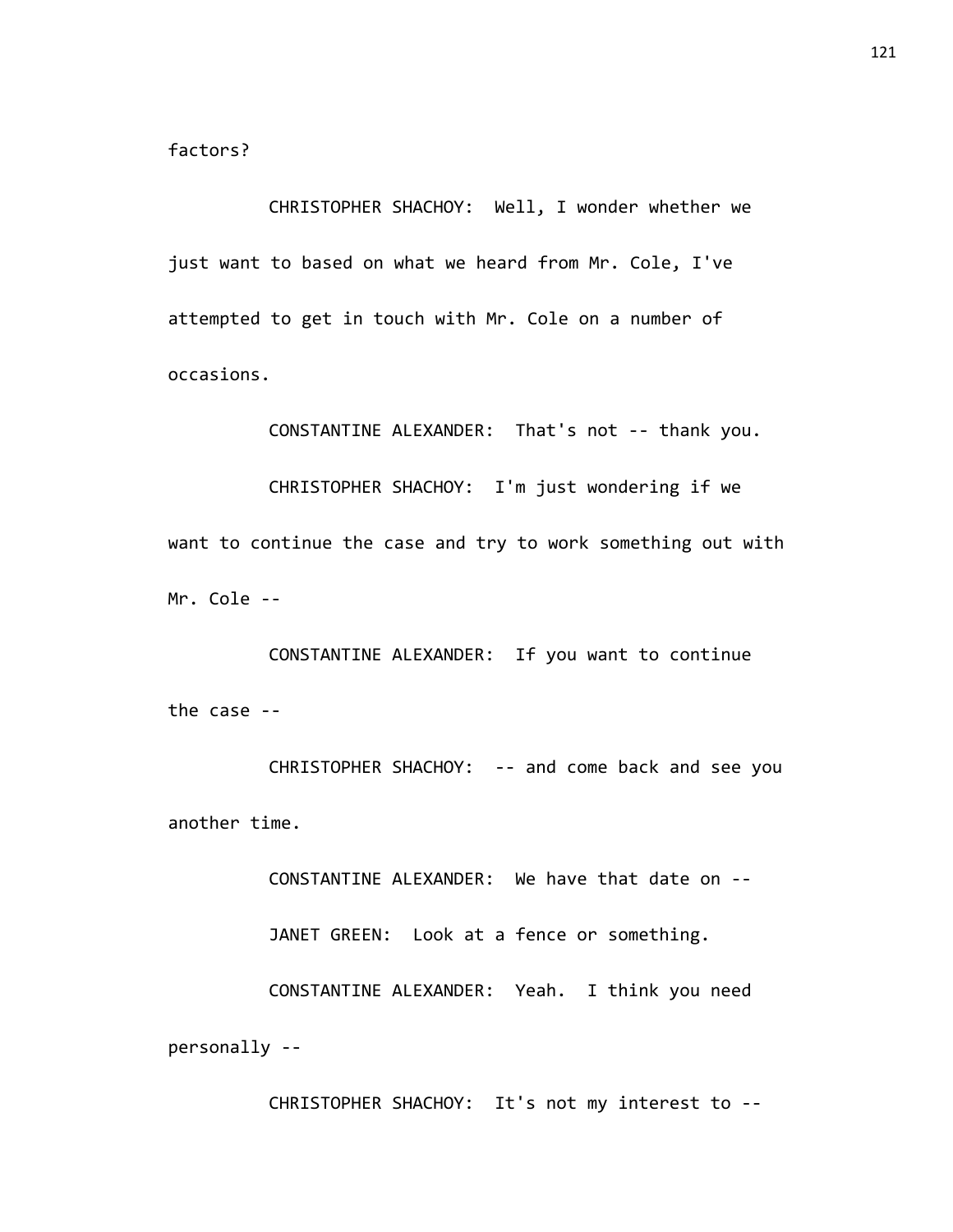factors?

CHRISTOPHER SHACHOY: Well, I wonder whether we just want to based on what we heard from Mr. Cole, I've attempted to get in touch with Mr. Cole on a number of occasions.

CONSTANTINE ALEXANDER: That's not -- thank you.

CHRISTOPHER SHACHOY: I'm just wondering if we want to continue the case and try to work something out with Mr. Cole --

CONSTANTINE ALEXANDER: If you want to continue the case --

CHRISTOPHER SHACHOY: -- and come back and see you another time.

CONSTANTINE ALEXANDER: We have that date on --

JANET GREEN: Look at a fence or something.

CONSTANTINE ALEXANDER: Yeah. I think you need personally --

CHRISTOPHER SHACHOY: It's not my interest to --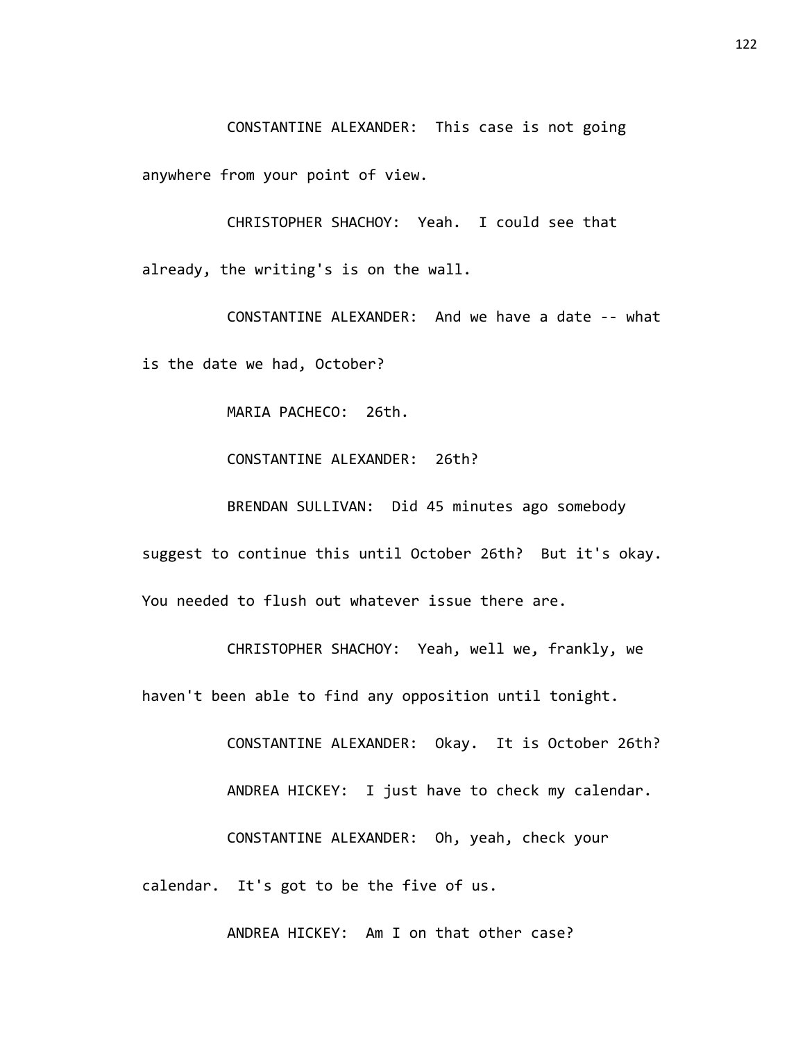CONSTANTINE ALEXANDER: This case is not going anywhere from your point of view.

CHRISTOPHER SHACHOY: Yeah. I could see that already, the writing's is on the wall.

CONSTANTINE ALEXANDER: And we have a date -- what is the date we had, October?

MARIA PACHECO: 26th.

CONSTANTINE ALEXANDER: 26th?

BRENDAN SULLIVAN: Did 45 minutes ago somebody suggest to continue this until October 26th? But it's okay. You needed to flush out whatever issue there are.

CHRISTOPHER SHACHOY: Yeah, well we, frankly, we haven't been able to find any opposition until tonight.

CONSTANTINE ALEXANDER: Okay. It is October 26th?

ANDREA HICKEY: I just have to check my calendar.

CONSTANTINE ALEXANDER: Oh, yeah, check your calendar. It's got to be the five of us.

ANDREA HICKEY: Am I on that other case?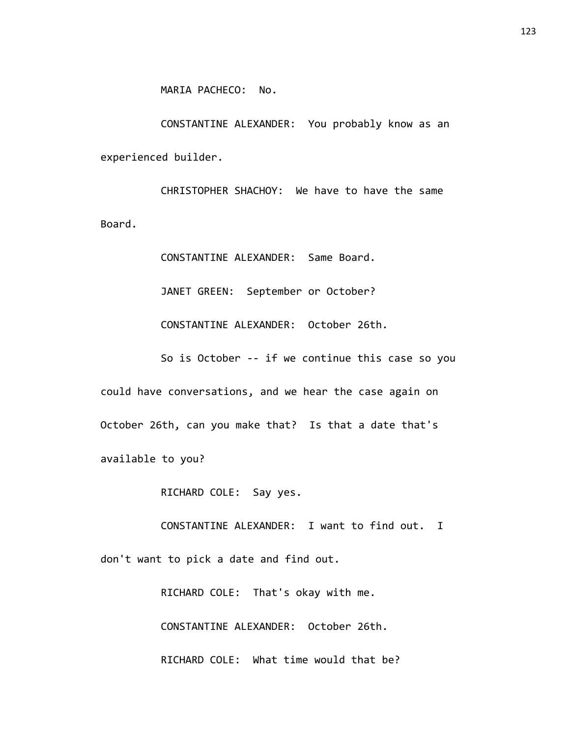MARIA PACHECO: No.

CONSTANTINE ALEXANDER: You probably know as an experienced builder.

CHRISTOPHER SHACHOY: We have to have the same Board.

CONSTANTINE ALEXANDER: Same Board.

JANET GREEN: September or October?

CONSTANTINE ALEXANDER: October 26th.

So is October -- if we continue this case so you could have conversations, and we hear the case again on October 26th, can you make that? Is that a date that's available to you?

RICHARD COLE: Say yes.

CONSTANTINE ALEXANDER: I want to find out. I don't want to pick a date and find out.

RICHARD COLE: That's okay with me.

CONSTANTINE ALEXANDER: October 26th.

RICHARD COLE: What time would that be?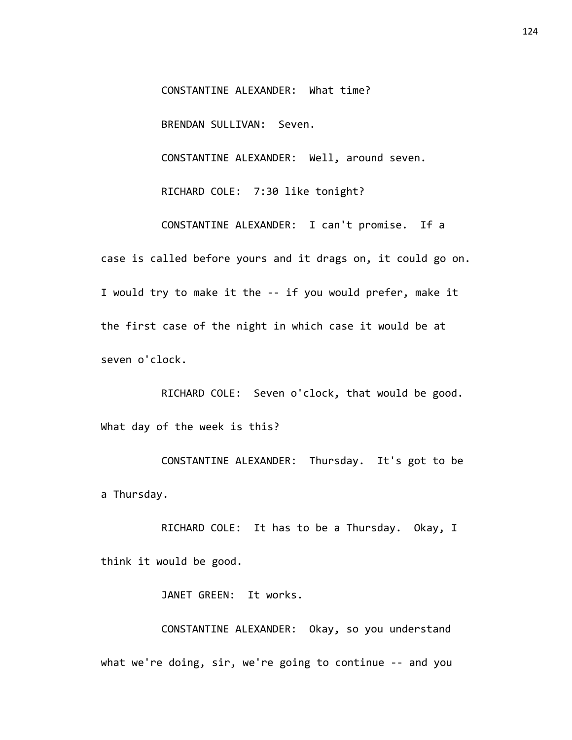CONSTANTINE ALEXANDER: What time?

BRENDAN SULLIVAN: Seven.

CONSTANTINE ALEXANDER: Well, around seven.

RICHARD COLE: 7:30 like tonight?

CONSTANTINE ALEXANDER: I can't promise. If a case is called before yours and it drags on, it could go on. I would try to make it the -- if you would prefer, make it the first case of the night in which case it would be at seven o'clock.

RICHARD COLE: Seven o'clock, that would be good. What day of the week is this?

CONSTANTINE ALEXANDER: Thursday. It's got to be a Thursday.

RICHARD COLE: It has to be a Thursday. Okay, I think it would be good.

JANET GREEN: It works.

CONSTANTINE ALEXANDER: Okay, so you understand what we're doing, sir, we're going to continue -- and you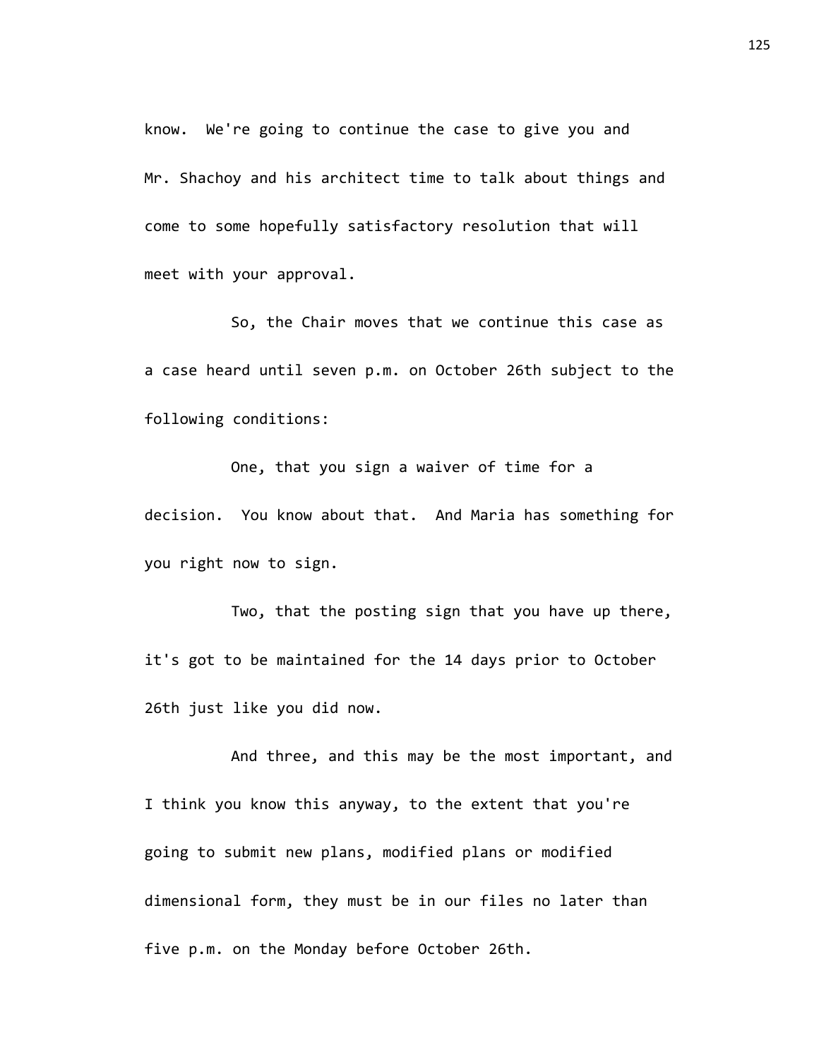know. We're going to continue the case to give you and Mr. Shachoy and his architect time to talk about things and come to some hopefully satisfactory resolution that will meet with your approval.

So, the Chair moves that we continue this case as a case heard until seven p.m. on October 26th subject to the following conditions:

One, that you sign a waiver of time for a decision. You know about that. And Maria has something for you right now to sign.

Two, that the posting sign that you have up there, it's got to be maintained for the 14 days prior to October 26th just like you did now.

And three, and this may be the most important, and I think you know this anyway, to the extent that you're going to submit new plans, modified plans or modified dimensional form, they must be in our files no later than five p.m. on the Monday before October 26th.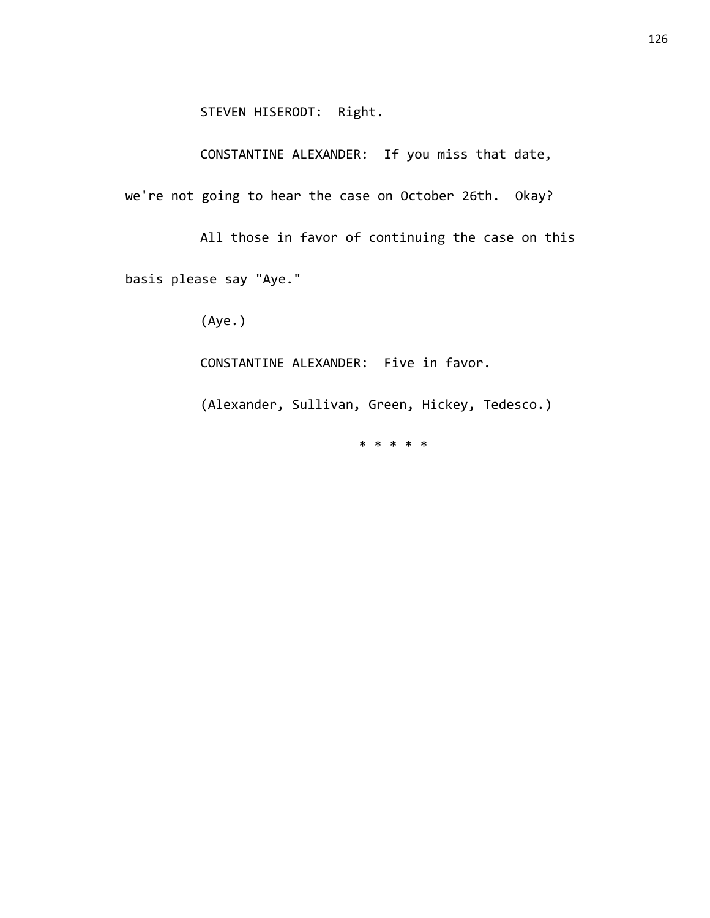STEVEN HISERODT: Right.

CONSTANTINE ALEXANDER: If you miss that date, we're not going to hear the case on October 26th. Okay?

All those in favor of continuing the case on this basis please say "Aye."

(Aye.)

CONSTANTINE ALEXANDER: Five in favor.

(Alexander, Sullivan, Green, Hickey, Tedesco.)

* * * * *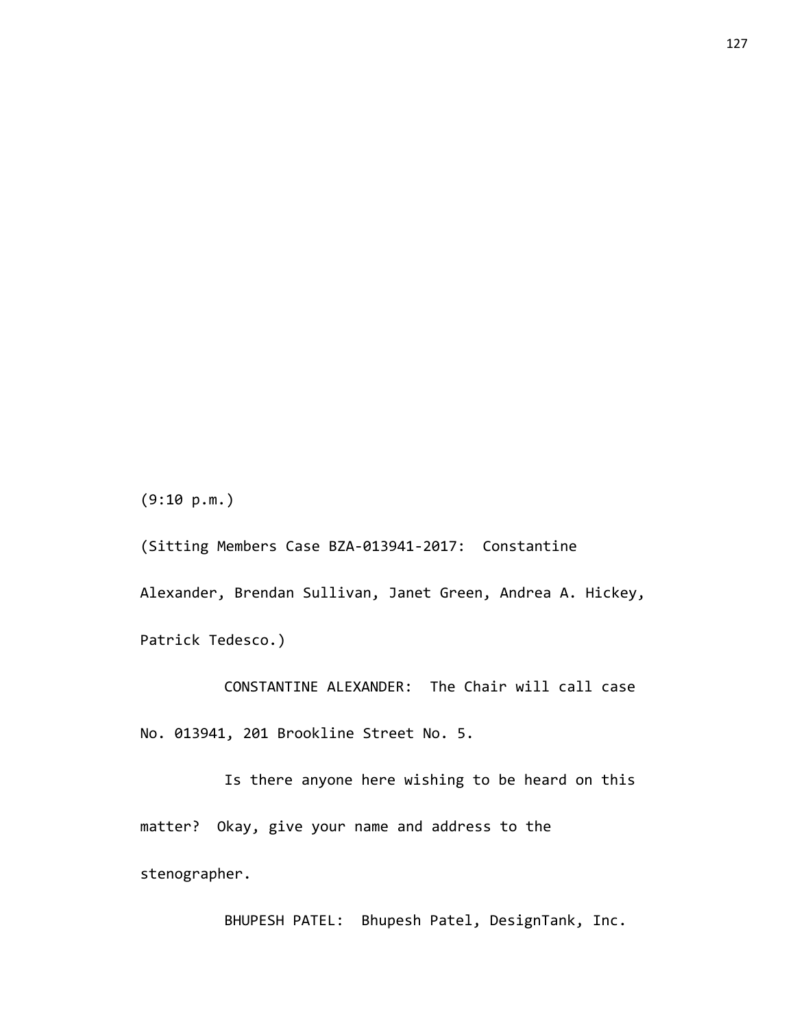(9:10 p.m.)

(Sitting Members Case BZA-013941-2017: Constantine Alexander, Brendan Sullivan, Janet Green, Andrea A. Hickey, Patrick Tedesco.)

CONSTANTINE ALEXANDER: The Chair will call case No. 013941, 201 Brookline Street No. 5.

Is there anyone here wishing to be heard on this matter? Okay, give your name and address to the stenographer.

BHUPESH PATEL: Bhupesh Patel, DesignTank, Inc.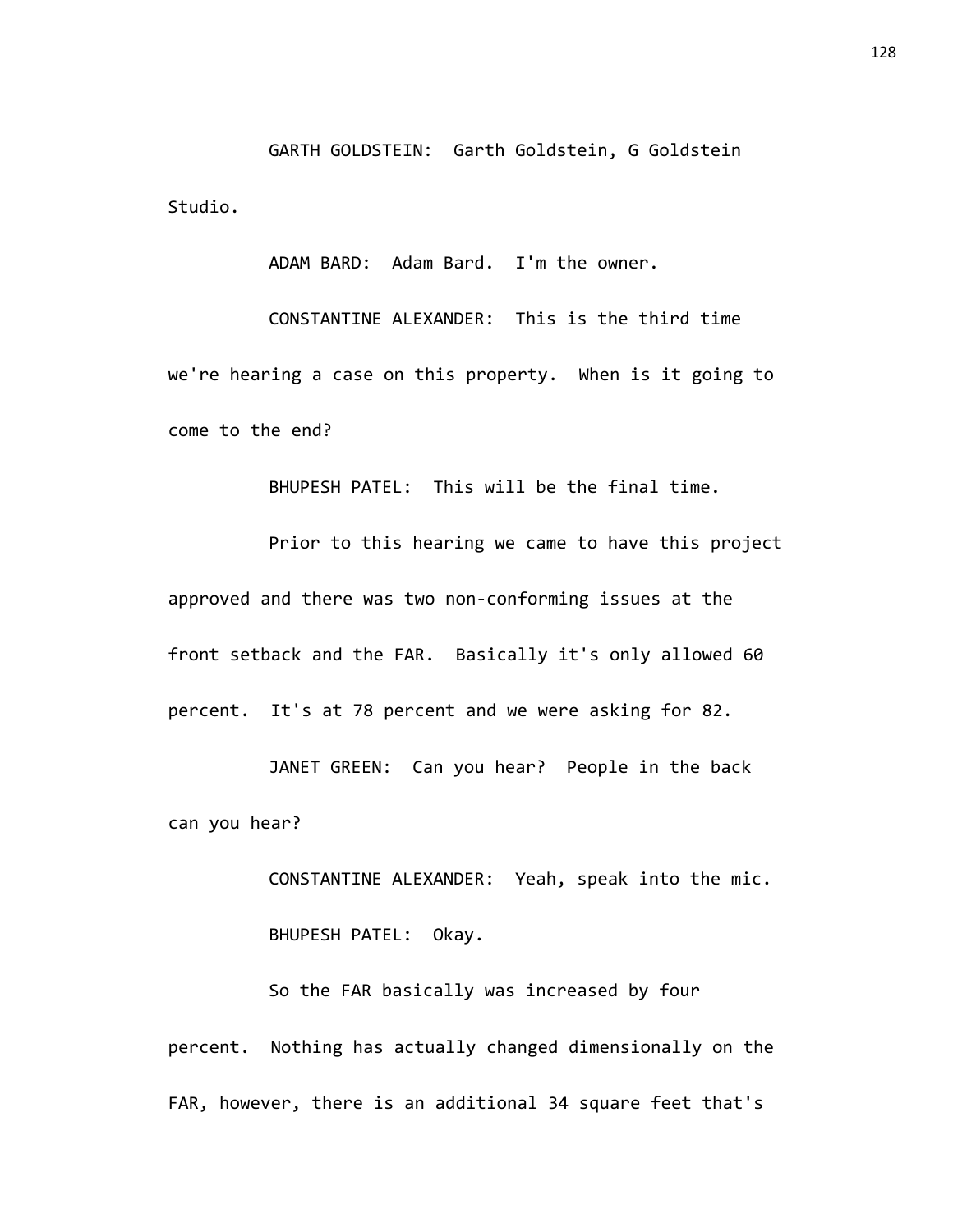GARTH GOLDSTEIN: Garth Goldstein, G Goldstein Studio.

ADAM BARD: Adam Bard. I'm the owner.

CONSTANTINE ALEXANDER: This is the third time we're hearing a case on this property. When is it going to come to the end?

BHUPESH PATEL: This will be the final time.

Prior to this hearing we came to have this project approved and there was two non-conforming issues at the front setback and the FAR. Basically it's only allowed 60 percent. It's at 78 percent and we were asking for 82.

JANET GREEN: Can you hear? People in the back can you hear?

CONSTANTINE ALEXANDER: Yeah, speak into the mic.

BHUPESH PATEL: Okay.

So the FAR basically was increased by four percent. Nothing has actually changed dimensionally on the FAR, however, there is an additional 34 square feet that's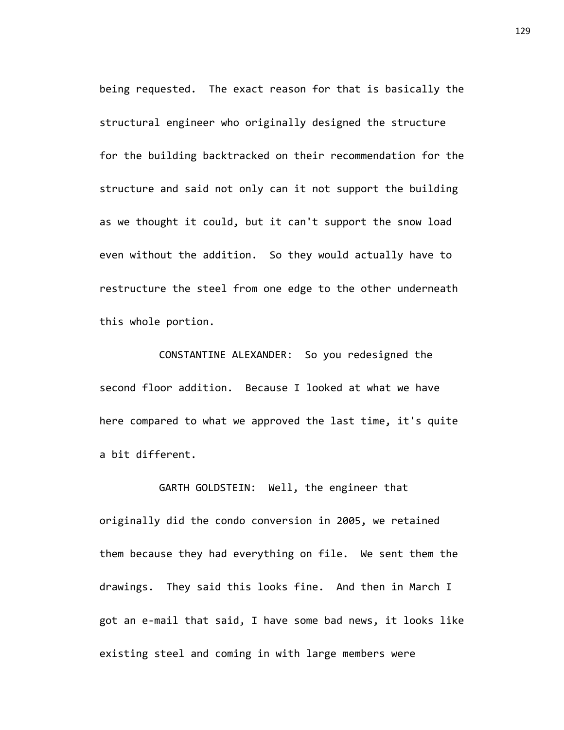being requested. The exact reason for that is basically the structural engineer who originally designed the structure for the building backtracked on their recommendation for the structure and said not only can it not support the building as we thought it could, but it can't support the snow load even without the addition. So they would actually have to restructure the steel from one edge to the other underneath this whole portion.

CONSTANTINE ALEXANDER: So you redesigned the second floor addition. Because I looked at what we have here compared to what we approved the last time, it's quite a bit different.

GARTH GOLDSTEIN: Well, the engineer that originally did the condo conversion in 2005, we retained them because they had everything on file. We sent them the drawings. They said this looks fine. And then in March I got an e-mail that said, I have some bad news, it looks like existing steel and coming in with large members were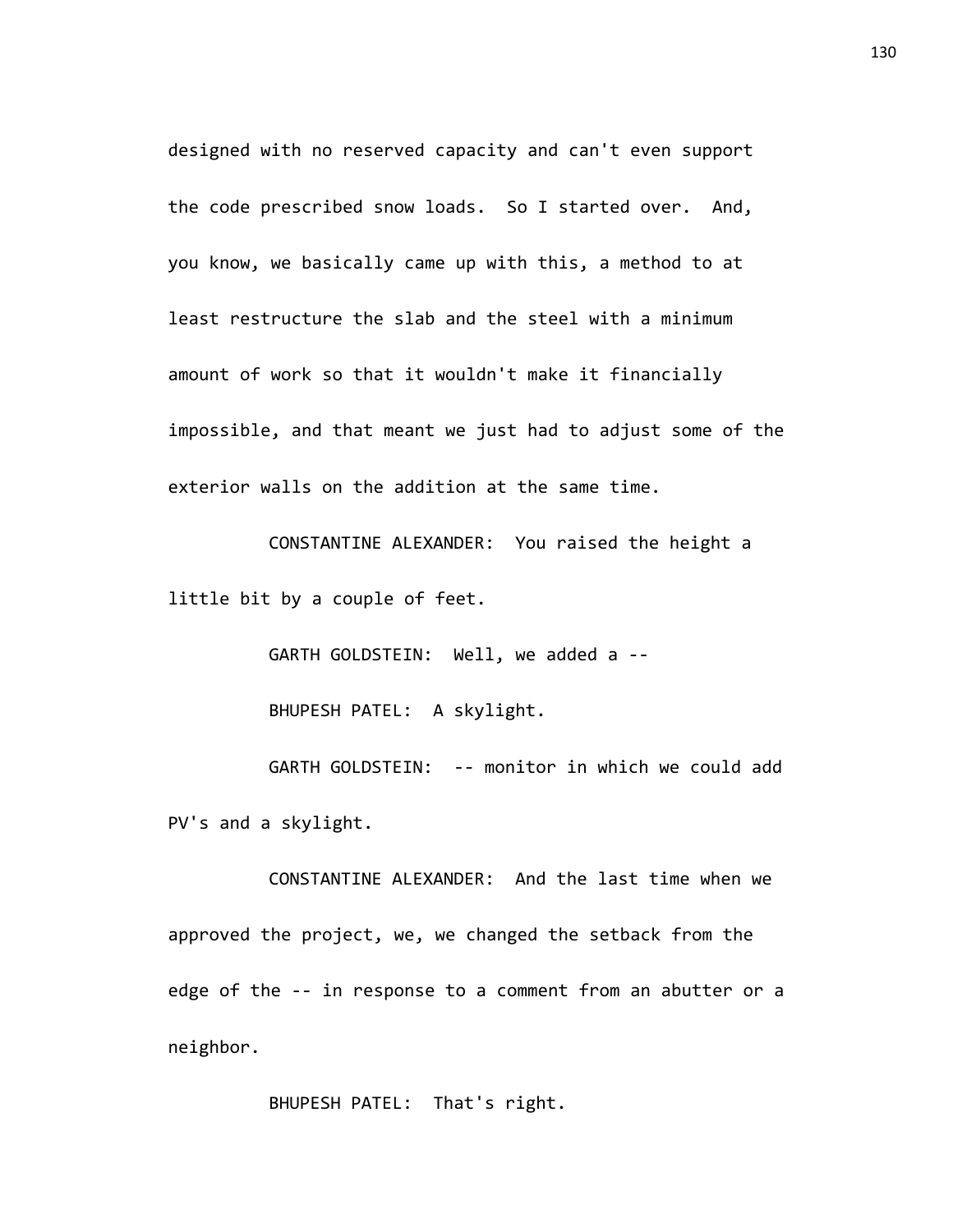designed with no reserved capacity and can't even support the code prescribed snow loads. So I started over. And, you know, we basically came up with this, a method to at least restructure the slab and the steel with a minimum amount of work so that it wouldn't make it financially impossible, and that meant we just had to adjust some of the exterior walls on the addition at the same time.

CONSTANTINE ALEXANDER: You raised the height a little bit by a couple of feet.

GARTH GOLDSTEIN: Well, we added a --

BHUPESH PATEL: A skylight.

GARTH GOLDSTEIN: -- monitor in which we could add PV's and a skylight.

CONSTANTINE ALEXANDER: And the last time when we approved the project, we, we changed the setback from the edge of the -- in response to a comment from an abutter or a neighbor.

BHUPESH PATEL: That's right.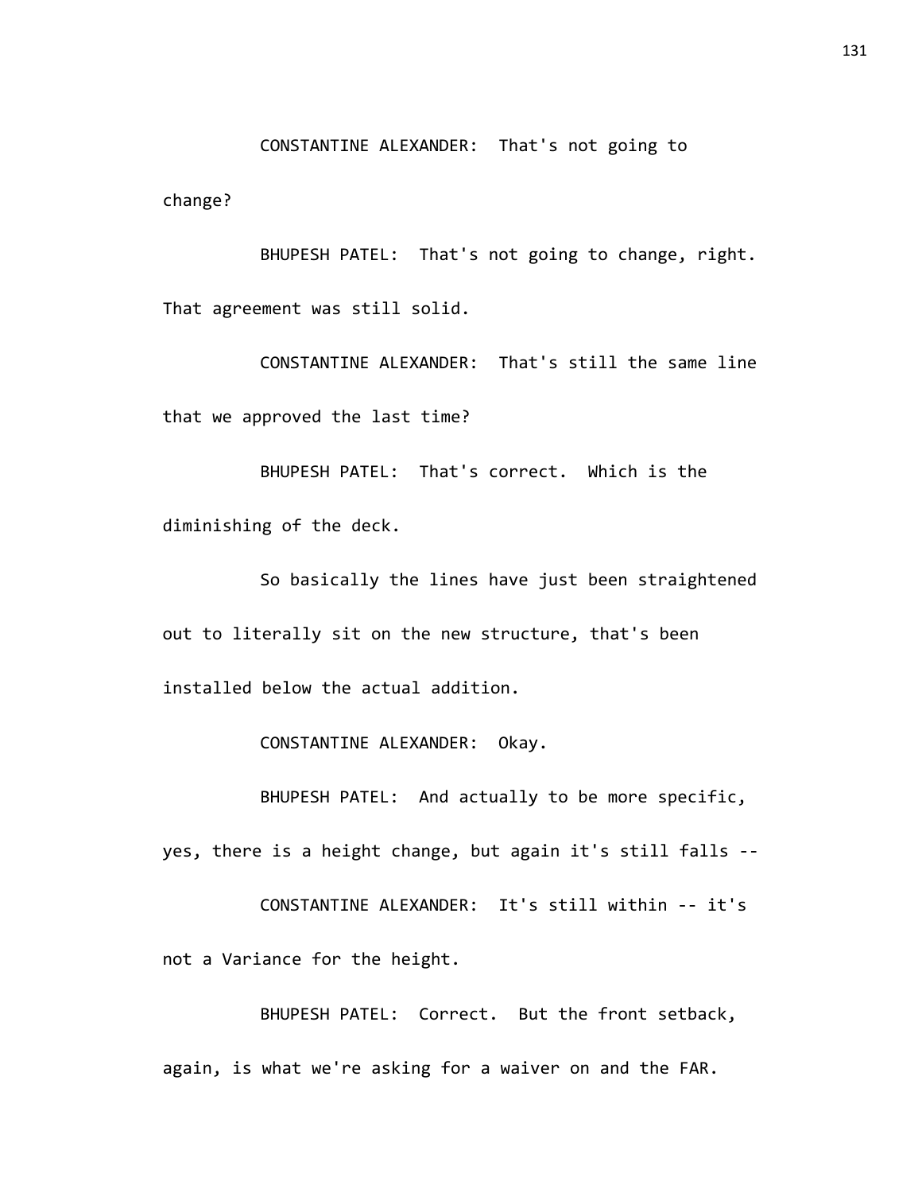CONSTANTINE ALEXANDER: That's not going to change?

BHUPESH PATEL: That's not going to change, right. That agreement was still solid.

CONSTANTINE ALEXANDER: That's still the same line that we approved the last time?

BHUPESH PATEL: That's correct. Which is the diminishing of the deck.

So basically the lines have just been straightened out to literally sit on the new structure, that's been installed below the actual addition.

CONSTANTINE ALEXANDER: Okay.

BHUPESH PATEL: And actually to be more specific, yes, there is a height change, but again it's still falls --

CONSTANTINE ALEXANDER: It's still within -- it's not a Variance for the height.

BHUPESH PATEL: Correct. But the front setback, again, is what we're asking for a waiver on and the FAR.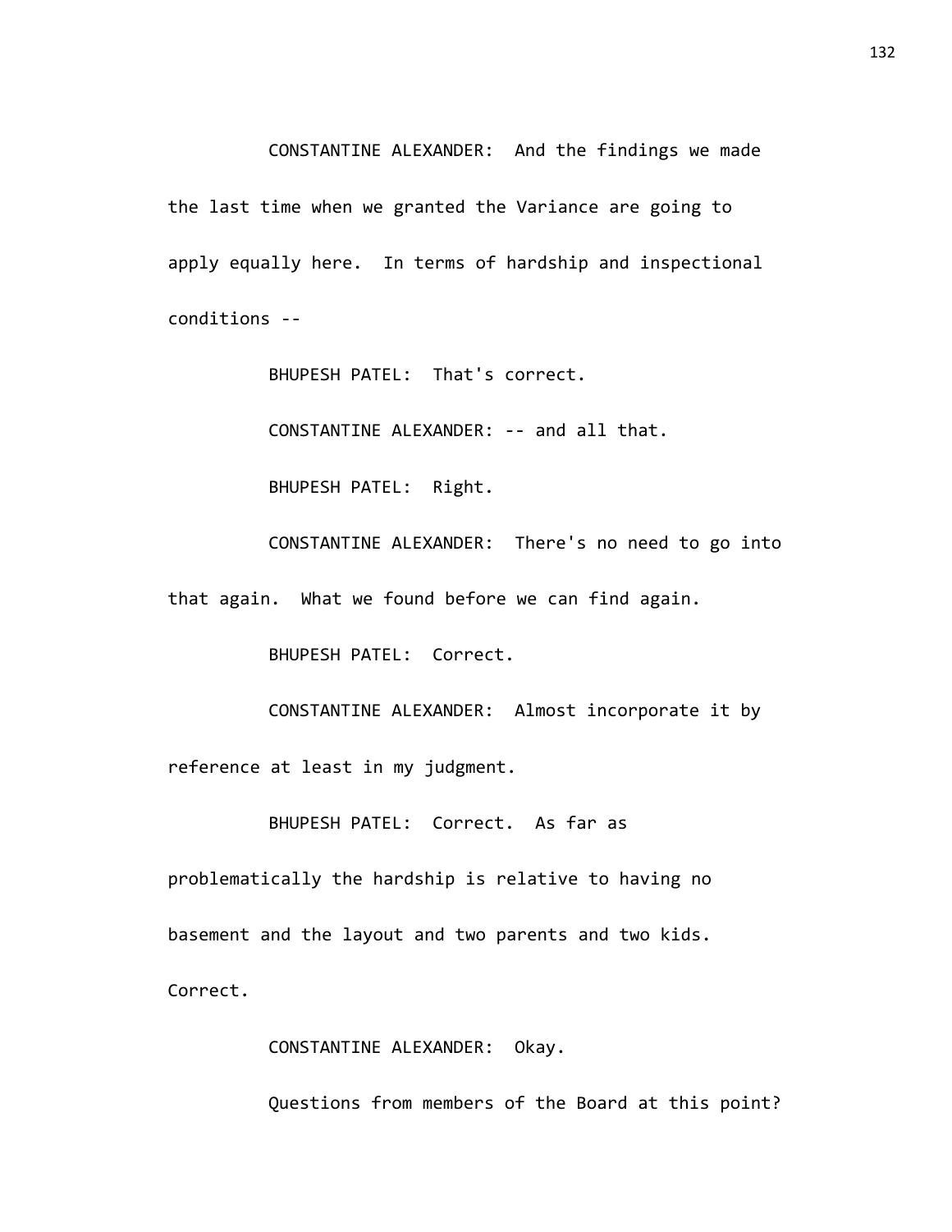CONSTANTINE ALEXANDER: And the findings we made the last time when we granted the Variance are going to apply equally here. In terms of hardship and inspectional conditions --

BHUPESH PATEL: That's correct.

CONSTANTINE ALEXANDER: -- and all that.

BHUPESH PATEL: Right.

CONSTANTINE ALEXANDER: There's no need to go into that again. What we found before we can find again.

BHUPESH PATEL: Correct.

CONSTANTINE ALEXANDER: Almost incorporate it by reference at least in my judgment.

BHUPESH PATEL: Correct. As far as problematically the hardship is relative to having no basement and the layout and two parents and two kids. Correct.

CONSTANTINE ALEXANDER: Okay.

Questions from members of the Board at this point?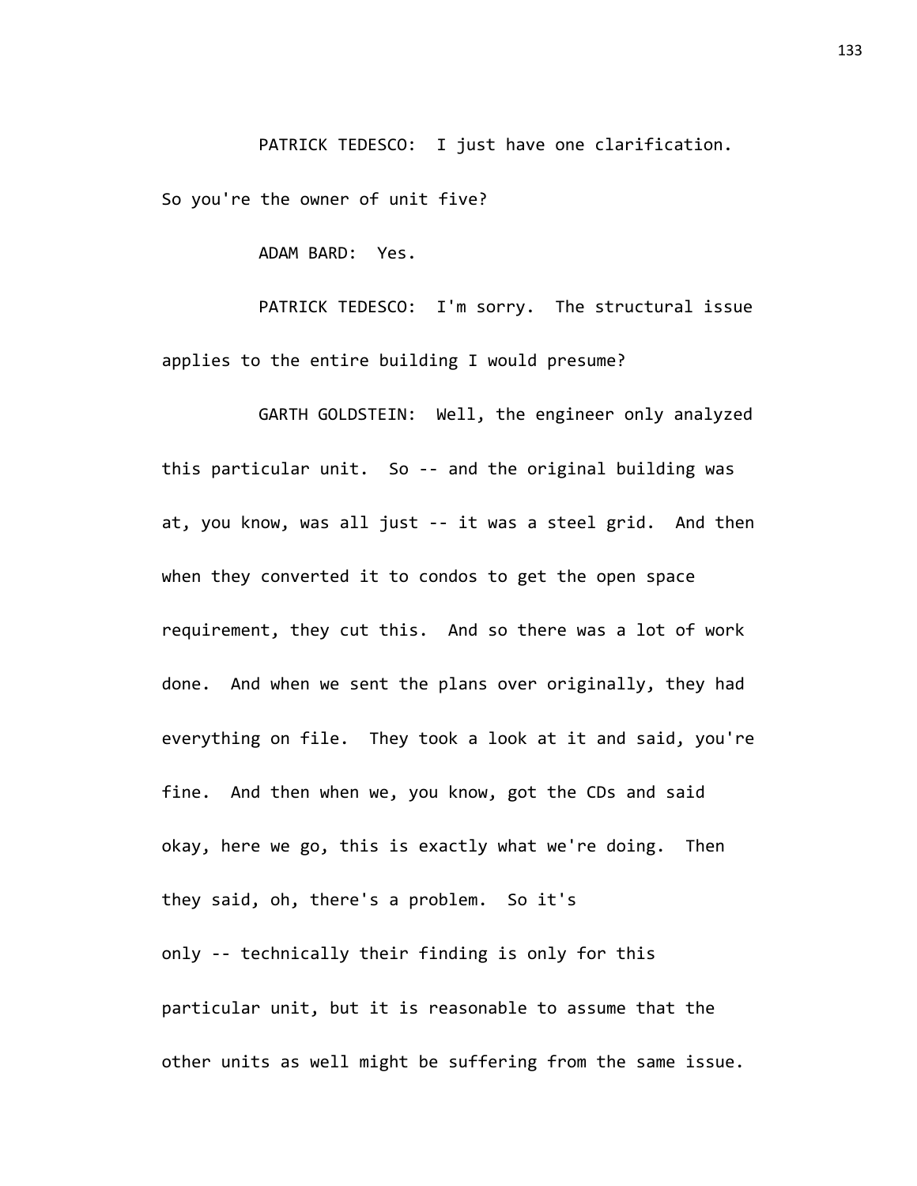PATRICK TEDESCO: I just have one clarification. So you're the owner of unit five?

ADAM BARD: Yes.

PATRICK TEDESCO: I'm sorry. The structural issue applies to the entire building I would presume?

GARTH GOLDSTEIN: Well, the engineer only analyzed this particular unit. So -- and the original building was at, you know, was all just -- it was a steel grid. And then when they converted it to condos to get the open space requirement, they cut this. And so there was a lot of work done. And when we sent the plans over originally, they had everything on file. They took a look at it and said, you're fine. And then when we, you know, got the CDs and said okay, here we go, this is exactly what we're doing. Then they said, oh, there's a problem. So it's only -- technically their finding is only for this particular unit, but it is reasonable to assume that the other units as well might be suffering from the same issue.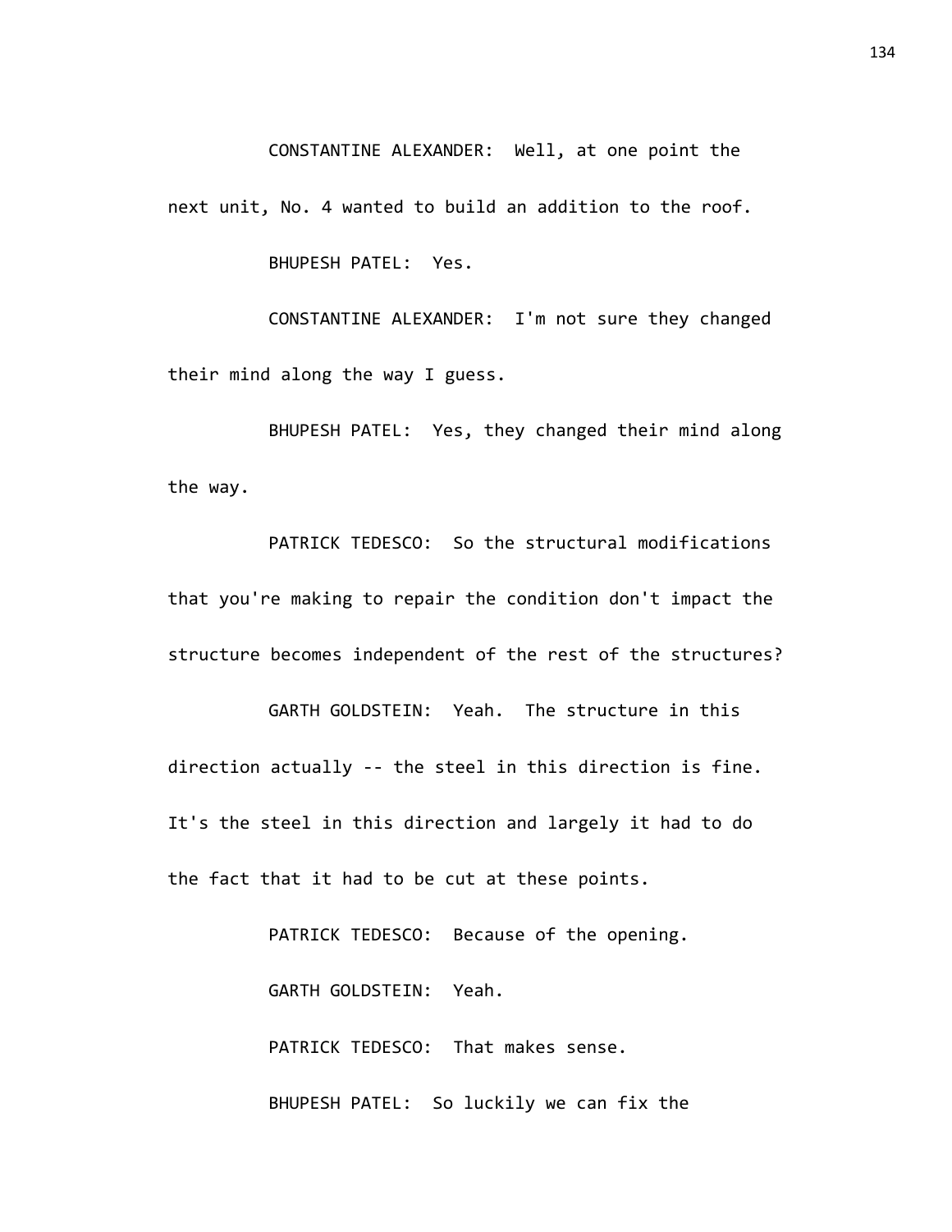CONSTANTINE ALEXANDER: Well, at one point the next unit, No. 4 wanted to build an addition to the roof.

BHUPESH PATEL: Yes.

CONSTANTINE ALEXANDER: I'm not sure they changed their mind along the way I guess.

BHUPESH PATEL: Yes, they changed their mind along the way.

PATRICK TEDESCO: So the structural modifications that you're making to repair the condition don't impact the structure becomes independent of the rest of the structures?

GARTH GOLDSTEIN: Yeah. The structure in this direction actually -- the steel in this direction is fine. It's the steel in this direction and largely it had to do the fact that it had to be cut at these points.

PATRICK TEDESCO: Because of the opening.

GARTH GOLDSTEIN: Yeah.

PATRICK TEDESCO: That makes sense.

BHUPESH PATEL: So luckily we can fix the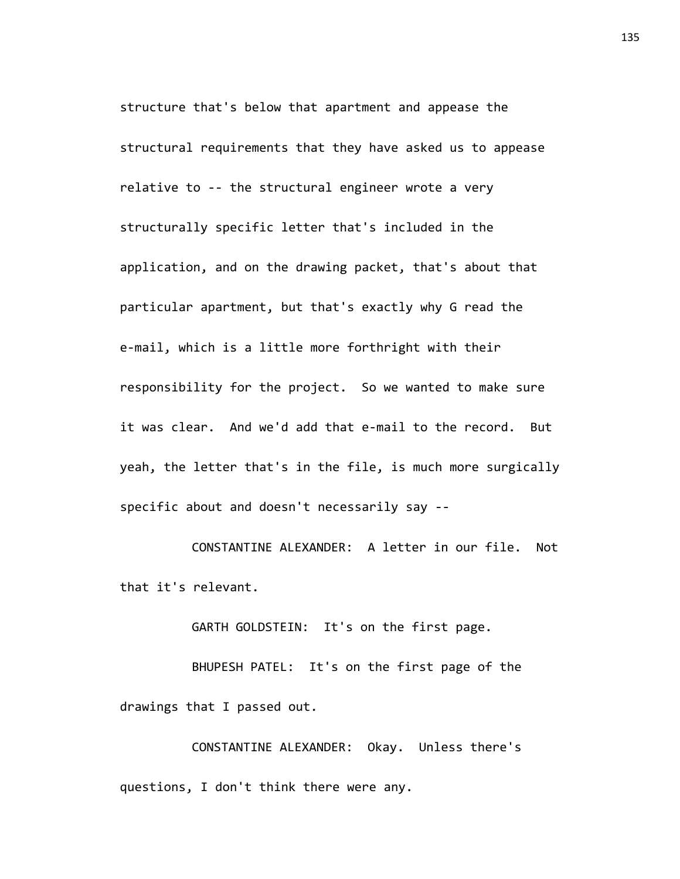structure that's below that apartment and appease the structural requirements that they have asked us to appease relative to -- the structural engineer wrote a very structurally specific letter that's included in the application, and on the drawing packet, that's about that particular apartment, but that's exactly why G read the e-mail, which is a little more forthright with their responsibility for the project. So we wanted to make sure it was clear. And we'd add that e-mail to the record. But yeah, the letter that's in the file, is much more surgically specific about and doesn't necessarily say --

CONSTANTINE ALEXANDER: A letter in our file. Not that it's relevant.

GARTH GOLDSTEIN: It's on the first page.

BHUPESH PATEL: It's on the first page of the drawings that I passed out.

CONSTANTINE ALEXANDER: Okay. Unless there's questions, I don't think there were any.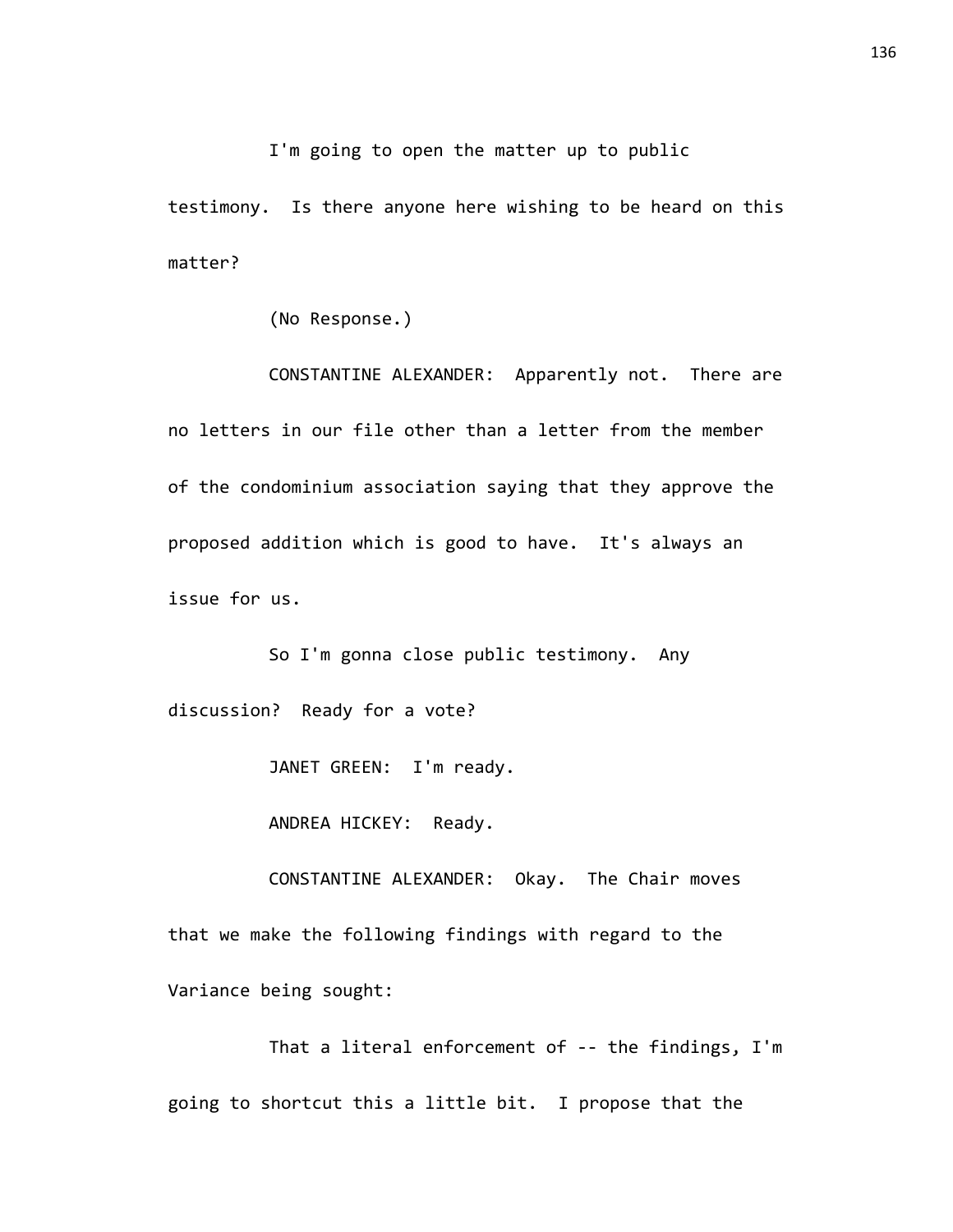I'm going to open the matter up to public testimony. Is there anyone here wishing to be heard on this matter?

(No Response.)

CONSTANTINE ALEXANDER: Apparently not. There are no letters in our file other than a letter from the member of the condominium association saying that they approve the proposed addition which is good to have. It's always an issue for us.

So I'm gonna close public testimony. Any discussion? Ready for a vote?

JANET GREEN: I'm ready.

ANDREA HICKEY: Ready.

CONSTANTINE ALEXANDER: Okay. The Chair moves that we make the following findings with regard to the Variance being sought:

That a literal enforcement of -- the findings, I'm going to shortcut this a little bit. I propose that the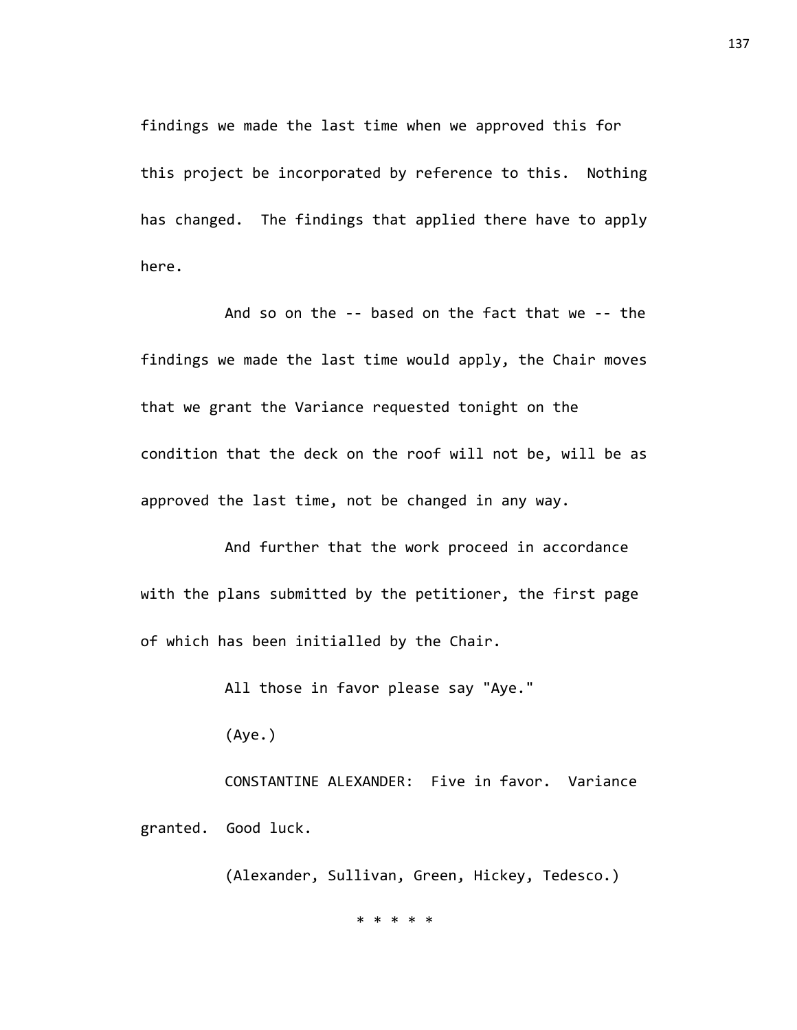findings we made the last time when we approved this for this project be incorporated by reference to this. Nothing has changed. The findings that applied there have to apply here.

And so on the -- based on the fact that we -- the findings we made the last time would apply, the Chair moves that we grant the Variance requested tonight on the condition that the deck on the roof will not be, will be as approved the last time, not be changed in any way.

And further that the work proceed in accordance with the plans submitted by the petitioner, the first page of which has been initialled by the Chair.

All those in favor please say "Aye."

(Aye.)

CONSTANTINE ALEXANDER: Five in favor. Variance granted. Good luck.

(Alexander, Sullivan, Green, Hickey, Tedesco.)

* * * * *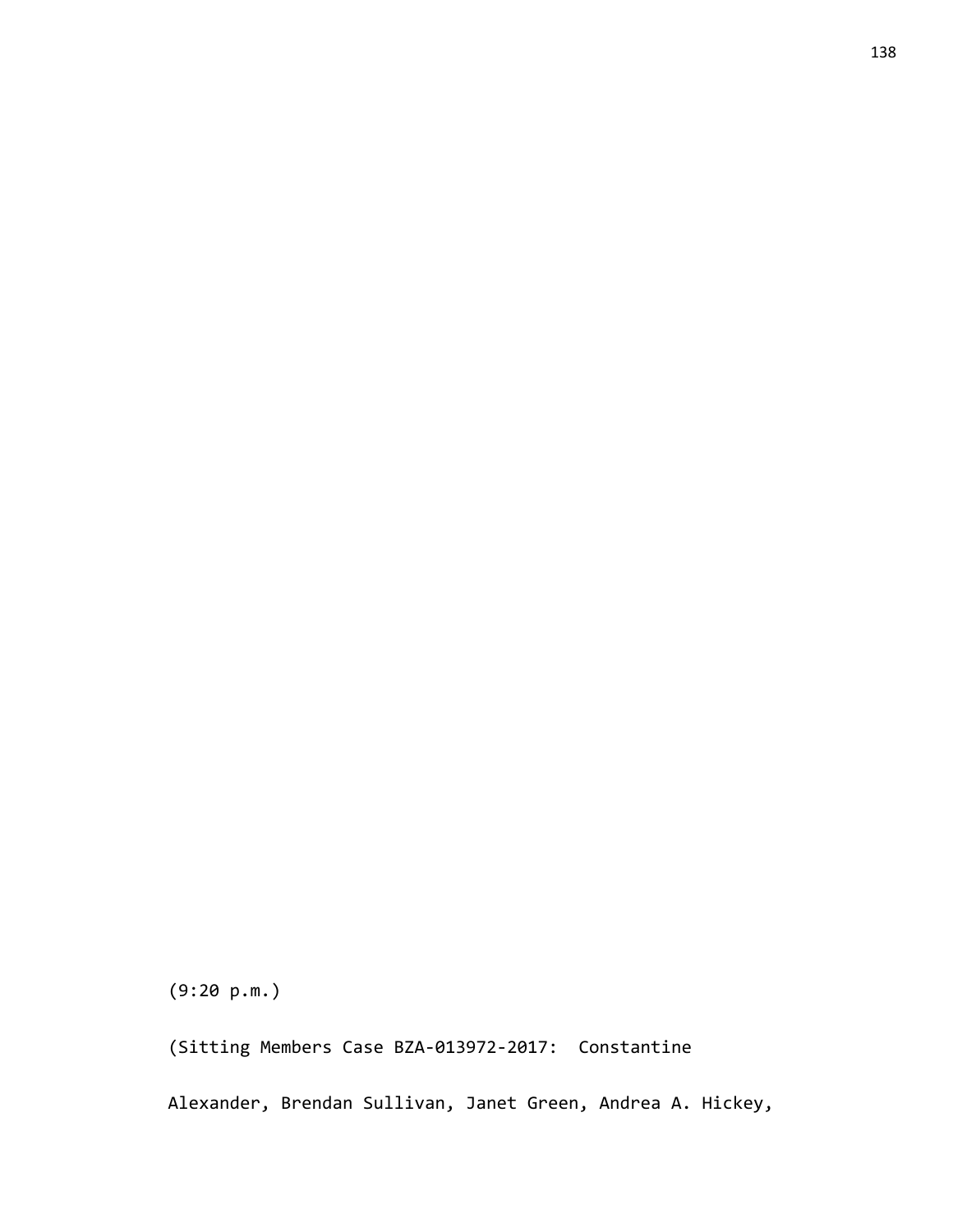(9:20 p.m.)

(Sitting Members Case BZA-013972-2017: Constantine Alexander, Brendan Sullivan, Janet Green, Andrea A. Hickey,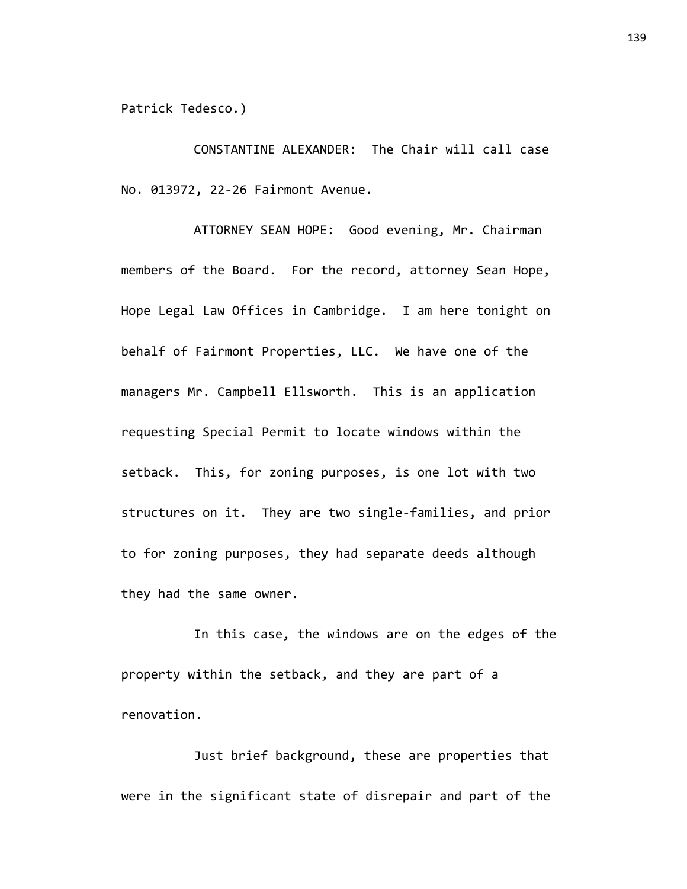Patrick Tedesco.)

CONSTANTINE ALEXANDER: The Chair will call case No. 013972, 22-26 Fairmont Avenue.

ATTORNEY SEAN HOPE: Good evening, Mr. Chairman members of the Board. For the record, attorney Sean Hope, Hope Legal Law Offices in Cambridge. I am here tonight on behalf of Fairmont Properties, LLC. We have one of the managers Mr. Campbell Ellsworth. This is an application requesting Special Permit to locate windows within the setback. This, for zoning purposes, is one lot with two structures on it. They are two single-families, and prior to for zoning purposes, they had separate deeds although they had the same owner.

In this case, the windows are on the edges of the property within the setback, and they are part of a renovation.

Just brief background, these are properties that were in the significant state of disrepair and part of the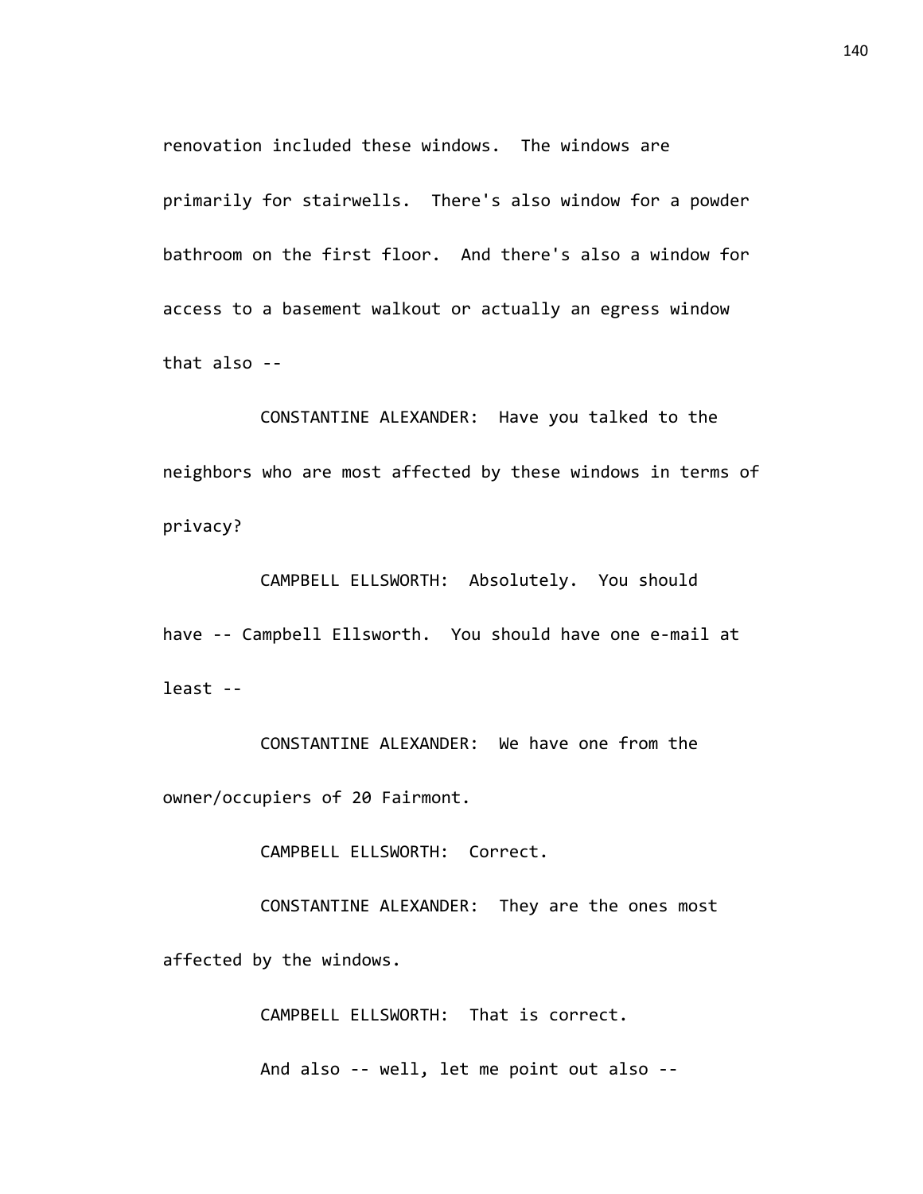renovation included these windows. The windows are primarily for stairwells. There's also window for a powder bathroom on the first floor. And there's also a window for access to a basement walkout or actually an egress window that also --

CONSTANTINE ALEXANDER: Have you talked to the neighbors who are most affected by these windows in terms of privacy?

CAMPBELL ELLSWORTH: Absolutely. You should have -- Campbell Ellsworth. You should have one e-mail at least --

CONSTANTINE ALEXANDER: We have one from the owner/occupiers of 20 Fairmont.

CAMPBELL ELLSWORTH: Correct.

CONSTANTINE ALEXANDER: They are the ones most affected by the windows.

CAMPBELL ELLSWORTH: That is correct.

And also -- well, let me point out also --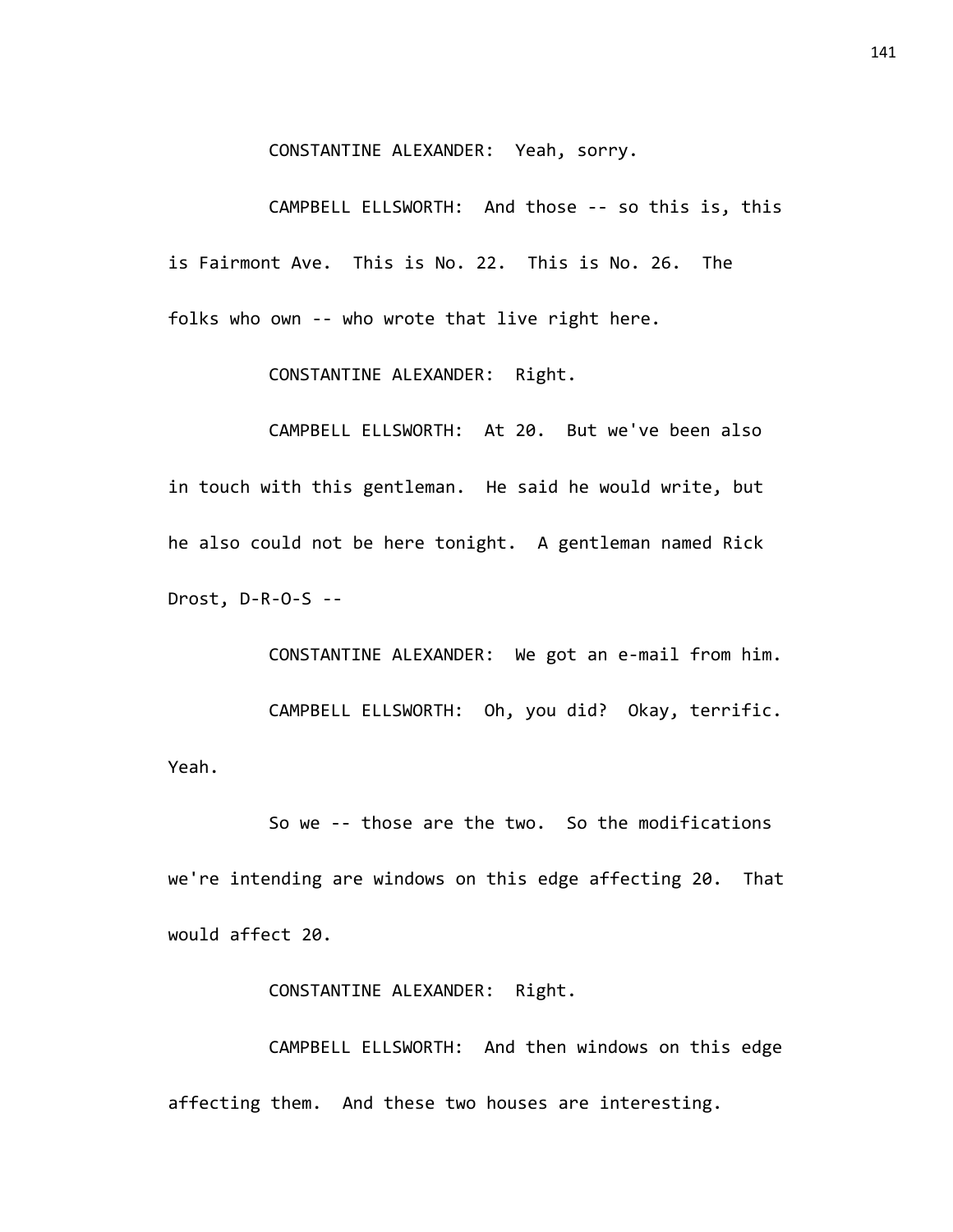CONSTANTINE ALEXANDER: Yeah, sorry.

CAMPBELL ELLSWORTH: And those -- so this is, this is Fairmont Ave. This is No. 22. This is No. 26. The folks who own -- who wrote that live right here.

CONSTANTINE ALEXANDER: Right.

CAMPBELL ELLSWORTH: At 20. But we've been also in touch with this gentleman. He said he would write, but he also could not be here tonight. A gentleman named Rick Drost, D-R-O-S --

CONSTANTINE ALEXANDER: We got an e-mail from him.

CAMPBELL ELLSWORTH: Oh, you did? Okay, terrific. Yeah.

So we -- those are the two. So the modifications we're intending are windows on this edge affecting 20. That would affect 20.

CONSTANTINE ALEXANDER: Right.

CAMPBELL ELLSWORTH: And then windows on this edge affecting them. And these two houses are interesting.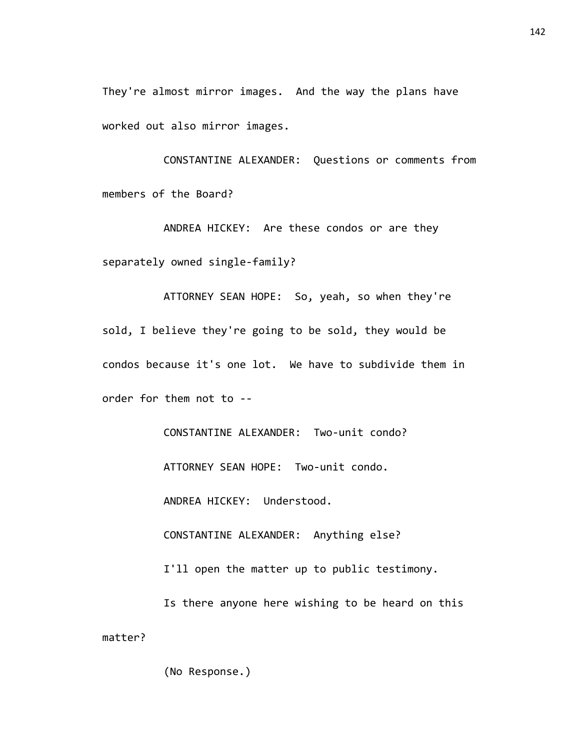They're almost mirror images. And the way the plans have worked out also mirror images.

CONSTANTINE ALEXANDER: Questions or comments from members of the Board?

ANDREA HICKEY: Are these condos or are they separately owned single-family?

ATTORNEY SEAN HOPE: So, yeah, so when they're sold, I believe they're going to be sold, they would be condos because it's one lot. We have to subdivide them in order for them not to --

CONSTANTINE ALEXANDER: Two-unit condo?

ATTORNEY SEAN HOPE: Two-unit condo.

ANDREA HICKEY: Understood.

CONSTANTINE ALEXANDER: Anything else?

I'll open the matter up to public testimony.

Is there anyone here wishing to be heard on this matter?

(No Response.)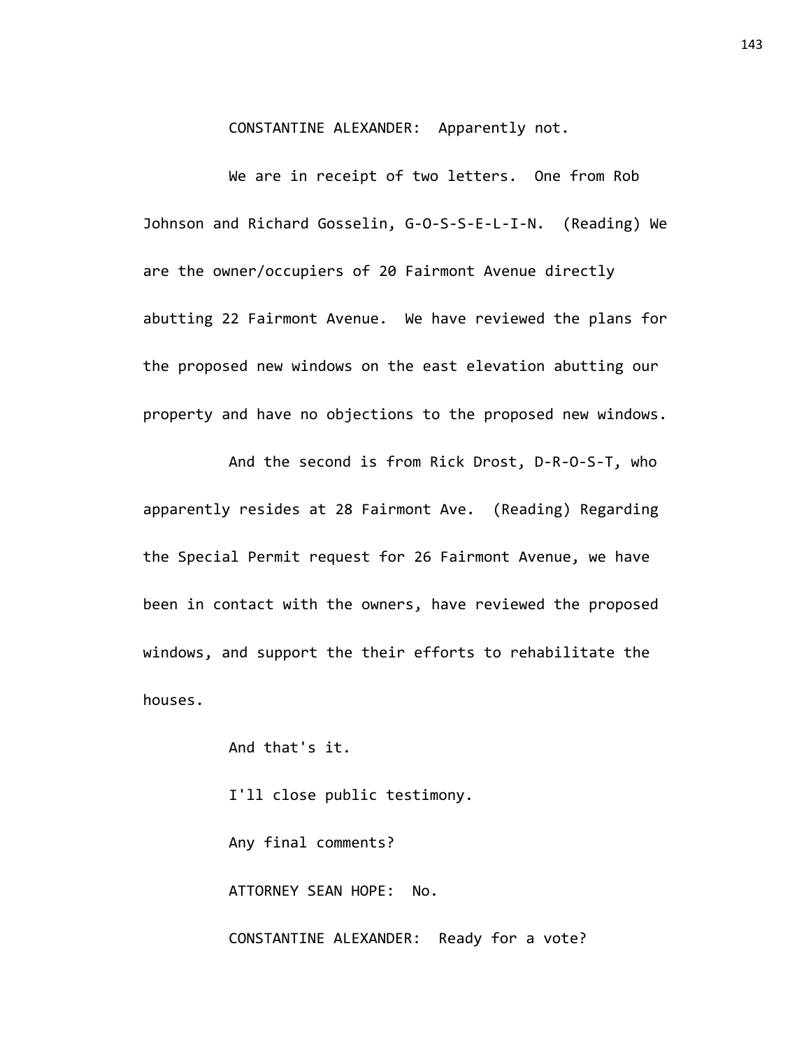CONSTANTINE ALEXANDER: Apparently not.

We are in receipt of two letters. One from Rob Johnson and Richard Gosselin, G-O-S-S-E-L-I-N. (Reading) We are the owner/occupiers of 20 Fairmont Avenue directly abutting 22 Fairmont Avenue. We have reviewed the plans for the proposed new windows on the east elevation abutting our property and have no objections to the proposed new windows.

And the second is from Rick Drost, D-R-O-S-T, who apparently resides at 28 Fairmont Ave. (Reading) Regarding the Special Permit request for 26 Fairmont Avenue, we have been in contact with the owners, have reviewed the proposed windows, and support the their efforts to rehabilitate the houses.

And that's it.

I'll close public testimony.

Any final comments?

ATTORNEY SEAN HOPE: No.

CONSTANTINE ALEXANDER: Ready for a vote?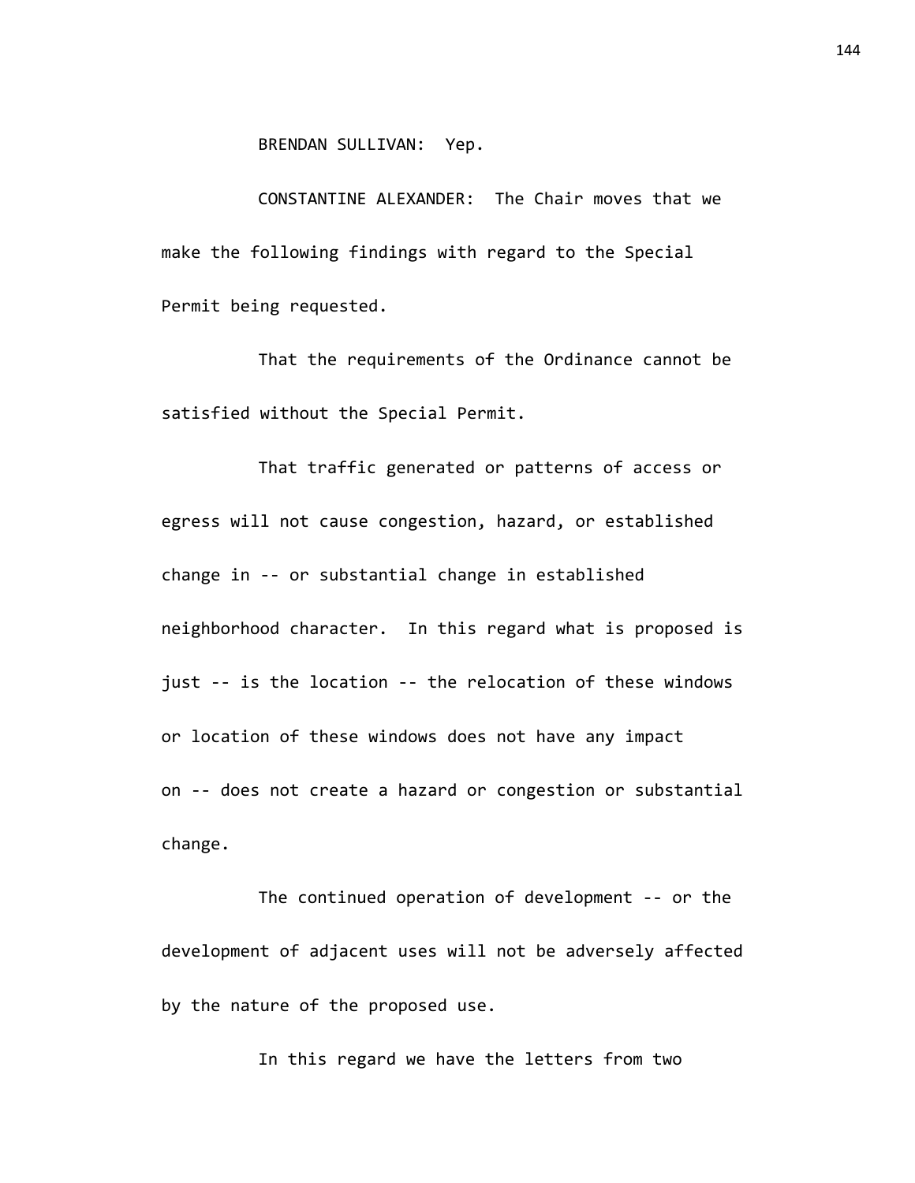BRENDAN SULLIVAN: Yep.

CONSTANTINE ALEXANDER: The Chair moves that we make the following findings with regard to the Special Permit being requested.

That the requirements of the Ordinance cannot be satisfied without the Special Permit.

That traffic generated or patterns of access or egress will not cause congestion, hazard, or established change in -- or substantial change in established neighborhood character. In this regard what is proposed is just -- is the location -- the relocation of these windows or location of these windows does not have any impact on -- does not create a hazard or congestion or substantial change.

The continued operation of development -- or the development of adjacent uses will not be adversely affected by the nature of the proposed use.

In this regard we have the letters from two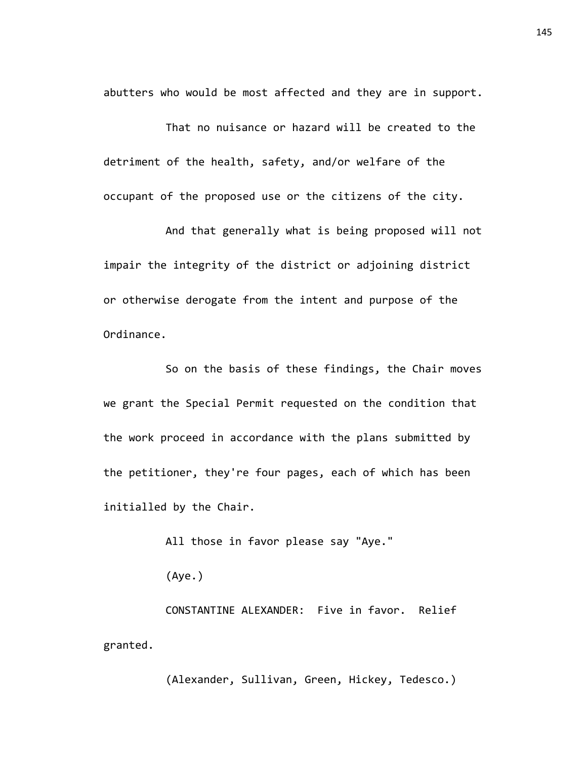abutters who would be most affected and they are in support.

That no nuisance or hazard will be created to the detriment of the health, safety, and/or welfare of the occupant of the proposed use or the citizens of the city.

And that generally what is being proposed will not impair the integrity of the district or adjoining district or otherwise derogate from the intent and purpose of the Ordinance.

So on the basis of these findings, the Chair moves we grant the Special Permit requested on the condition that the work proceed in accordance with the plans submitted by the petitioner, they're four pages, each of which has been initialled by the Chair.

All those in favor please say "Aye."

(Aye.)

CONSTANTINE ALEXANDER: Five in favor. Relief granted.

(Alexander, Sullivan, Green, Hickey, Tedesco.)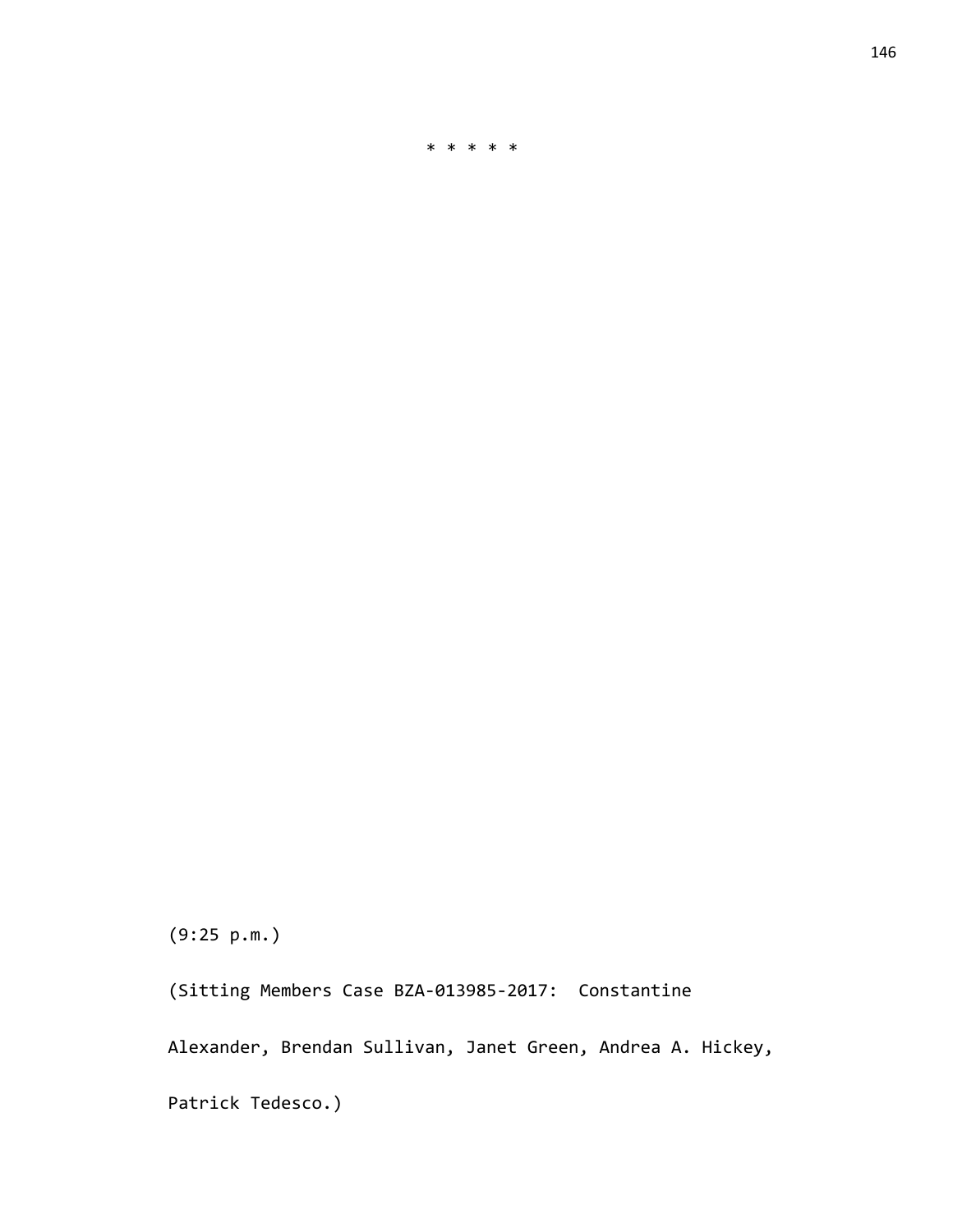* * * * *

(9:25 p.m.)

(Sitting Members Case BZA-013985-2017: Constantine Alexander, Brendan Sullivan, Janet Green, Andrea A. Hickey, Patrick Tedesco.)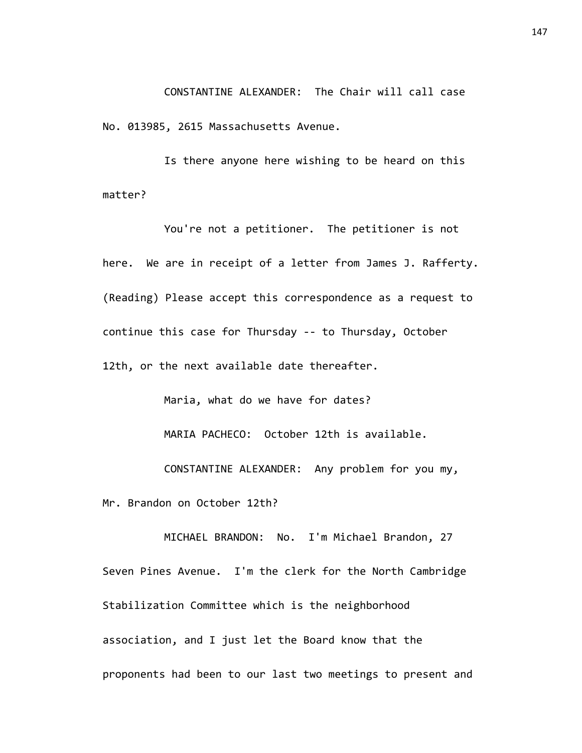CONSTANTINE ALEXANDER: The Chair will call case No. 013985, 2615 Massachusetts Avenue.

Is there anyone here wishing to be heard on this matter?

You're not a petitioner. The petitioner is not here. We are in receipt of a letter from James J. Rafferty. (Reading) Please accept this correspondence as a request to continue this case for Thursday -- to Thursday, October 12th, or the next available date thereafter.

Maria, what do we have for dates?

MARIA PACHECO: October 12th is available.

CONSTANTINE ALEXANDER: Any problem for you my, Mr. Brandon on October 12th?

MICHAEL BRANDON: No. I'm Michael Brandon, 27 Seven Pines Avenue. I'm the clerk for the North Cambridge Stabilization Committee which is the neighborhood association, and I just let the Board know that the proponents had been to our last two meetings to present and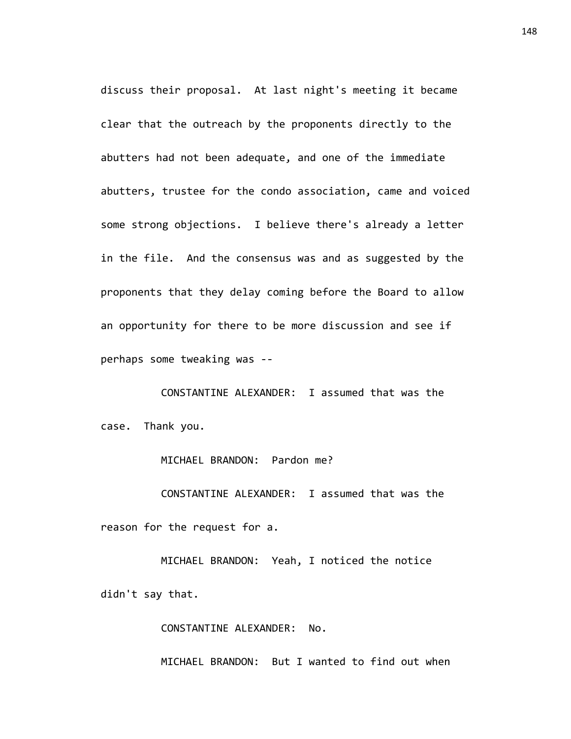discuss their proposal. At last night's meeting it became clear that the outreach by the proponents directly to the abutters had not been adequate, and one of the immediate abutters, trustee for the condo association, came and voiced some strong objections. I believe there's already a letter in the file. And the consensus was and as suggested by the proponents that they delay coming before the Board to allow an opportunity for there to be more discussion and see if perhaps some tweaking was --

CONSTANTINE ALEXANDER: I assumed that was the case. Thank you.

MICHAEL BRANDON: Pardon me?

CONSTANTINE ALEXANDER: I assumed that was the reason for the request for a.

MICHAEL BRANDON: Yeah, I noticed the notice didn't say that.

CONSTANTINE ALEXANDER: No.

MICHAEL BRANDON: But I wanted to find out when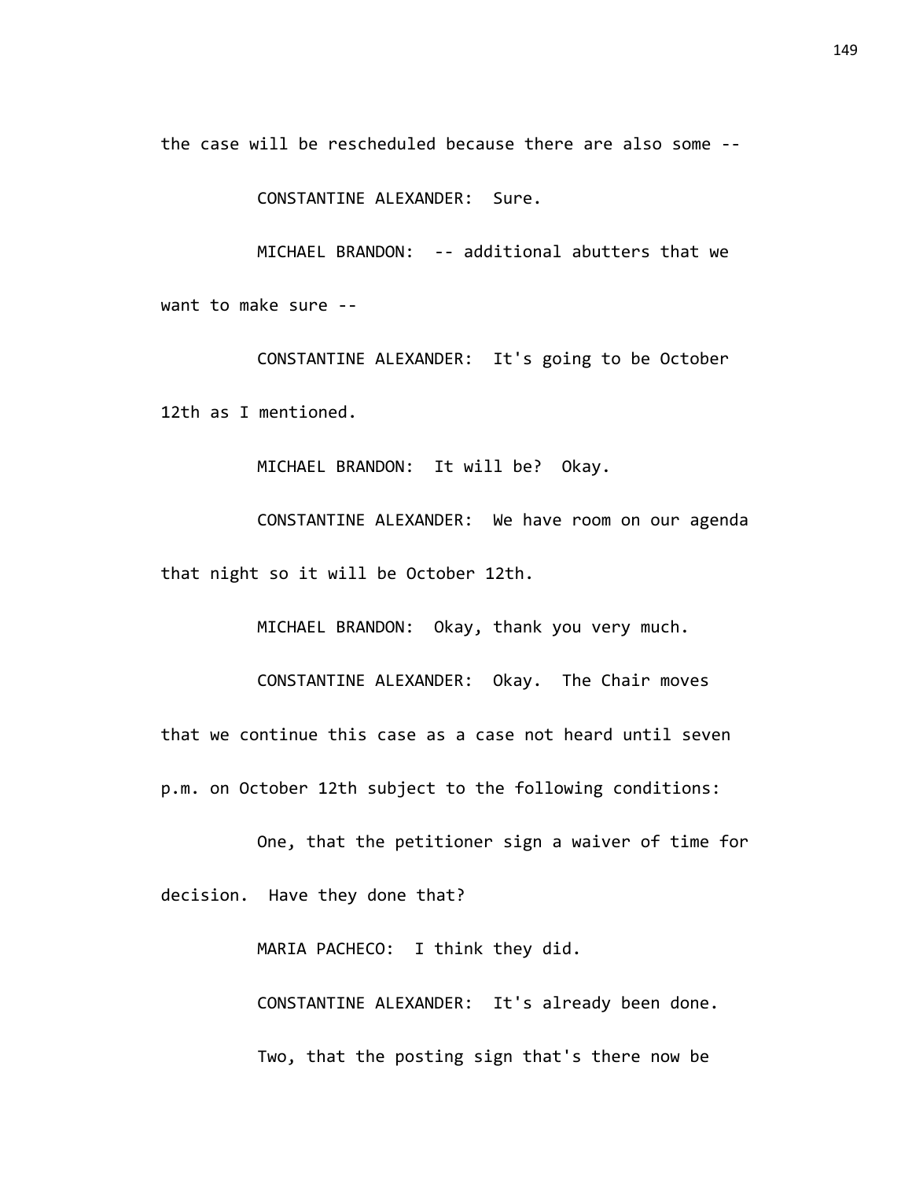the case will be rescheduled because there are also some --

CONSTANTINE ALEXANDER: Sure.

MICHAEL BRANDON: -- additional abutters that we want to make sure --

CONSTANTINE ALEXANDER: It's going to be October 12th as I mentioned.

MICHAEL BRANDON: It will be? Okay.

CONSTANTINE ALEXANDER: We have room on our agenda that night so it will be October 12th.

MICHAEL BRANDON: Okay, thank you very much.

CONSTANTINE ALEXANDER: Okay. The Chair moves that we continue this case as a case not heard until seven p.m. on October 12th subject to the following conditions:

One, that the petitioner sign a waiver of time for decision. Have they done that?

MARIA PACHECO: I think they did.

CONSTANTINE ALEXANDER: It's already been done.

Two, that the posting sign that's there now be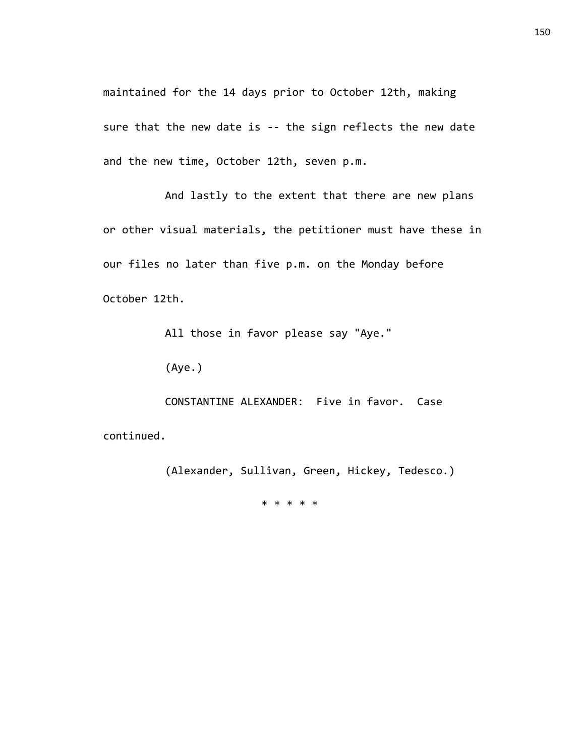maintained for the 14 days prior to October 12th, making sure that the new date is -- the sign reflects the new date and the new time, October 12th, seven p.m.

And lastly to the extent that there are new plans or other visual materials, the petitioner must have these in our files no later than five p.m. on the Monday before October 12th.

All those in favor please say "Aye."

(Aye.)

CONSTANTINE ALEXANDER: Five in favor. Case continued.

(Alexander, Sullivan, Green, Hickey, Tedesco.)

* * * * *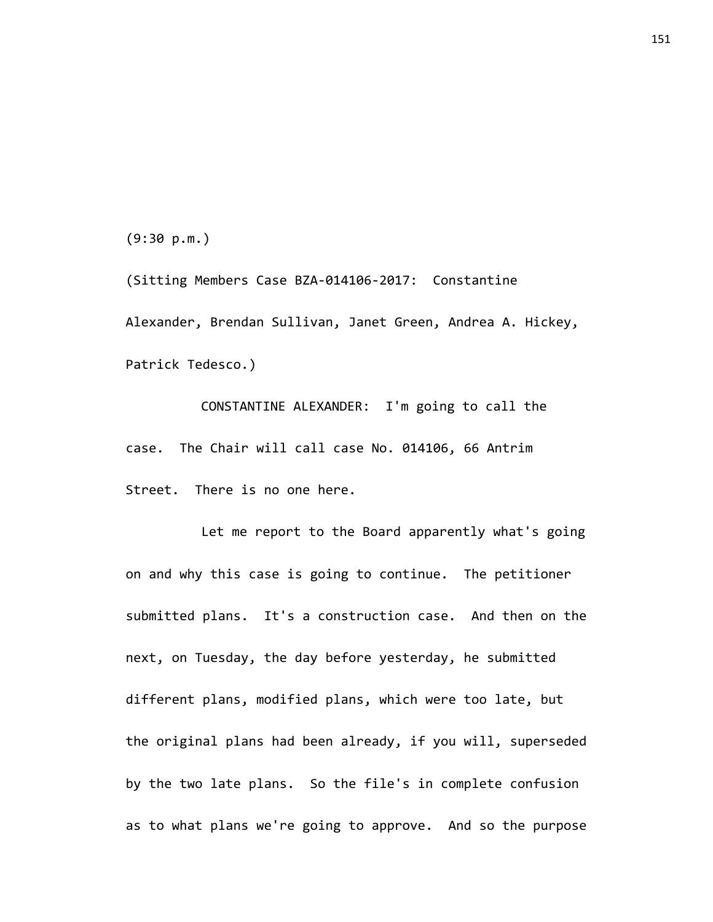(9:30 p.m.)

(Sitting Members Case BZA-014106-2017: Constantine Alexander, Brendan Sullivan, Janet Green, Andrea A. Hickey, Patrick Tedesco.)

CONSTANTINE ALEXANDER: I'm going to call the case. The Chair will call case No. 014106, 66 Antrim Street. There is no one here.

Let me report to the Board apparently what's going on and why this case is going to continue. The petitioner submitted plans. It's a construction case. And then on the next, on Tuesday, the day before yesterday, he submitted different plans, modified plans, which were too late, but the original plans had been already, if you will, superseded by the two late plans. So the file's in complete confusion as to what plans we're going to approve. And so the purpose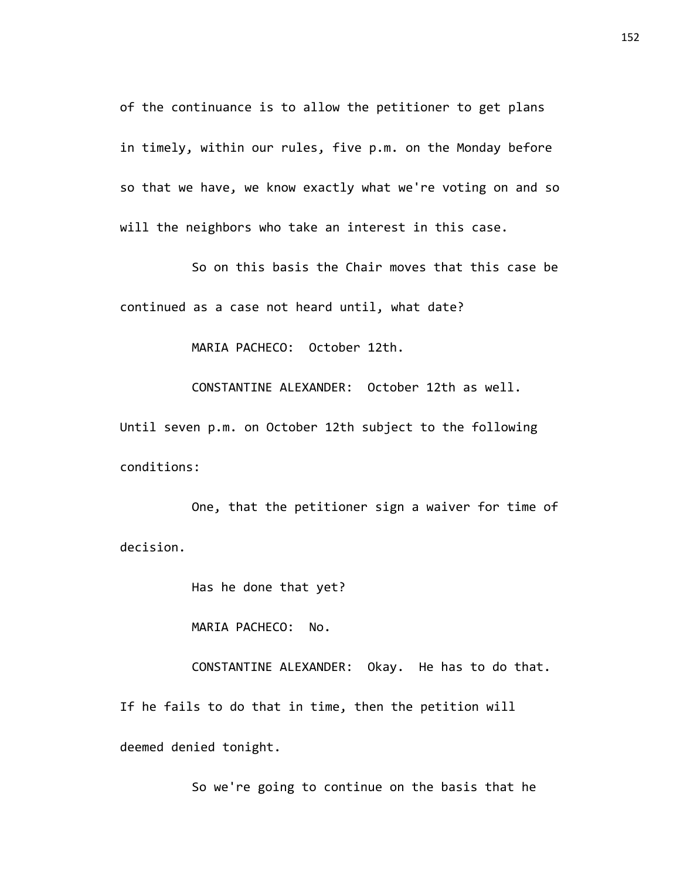of the continuance is to allow the petitioner to get plans in timely, within our rules, five p.m. on the Monday before so that we have, we know exactly what we're voting on and so will the neighbors who take an interest in this case.

So on this basis the Chair moves that this case be continued as a case not heard until, what date?

MARIA PACHECO: October 12th.

CONSTANTINE ALEXANDER: October 12th as well. Until seven p.m. on October 12th subject to the following conditions:

One, that the petitioner sign a waiver for time of decision.

Has he done that yet?

MARIA PACHECO: No.

CONSTANTINE ALEXANDER: Okay. He has to do that. If he fails to do that in time, then the petition will deemed denied tonight.

So we're going to continue on the basis that he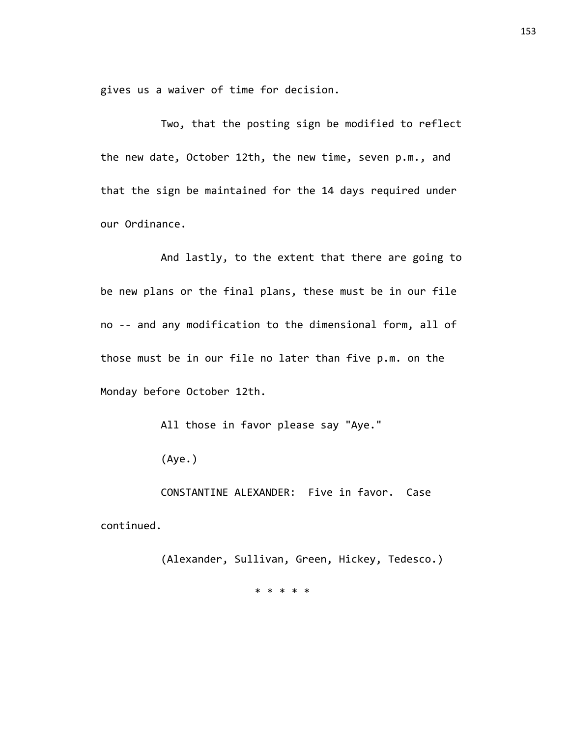gives us a waiver of time for decision.

Two, that the posting sign be modified to reflect the new date, October 12th, the new time, seven p.m., and that the sign be maintained for the 14 days required under our Ordinance.

And lastly, to the extent that there are going to be new plans or the final plans, these must be in our file no -- and any modification to the dimensional form, all of those must be in our file no later than five p.m. on the Monday before October 12th.

All those in favor please say "Aye."

(Aye.)

CONSTANTINE ALEXANDER: Five in favor. Case continued.

(Alexander, Sullivan, Green, Hickey, Tedesco.)

* * * * *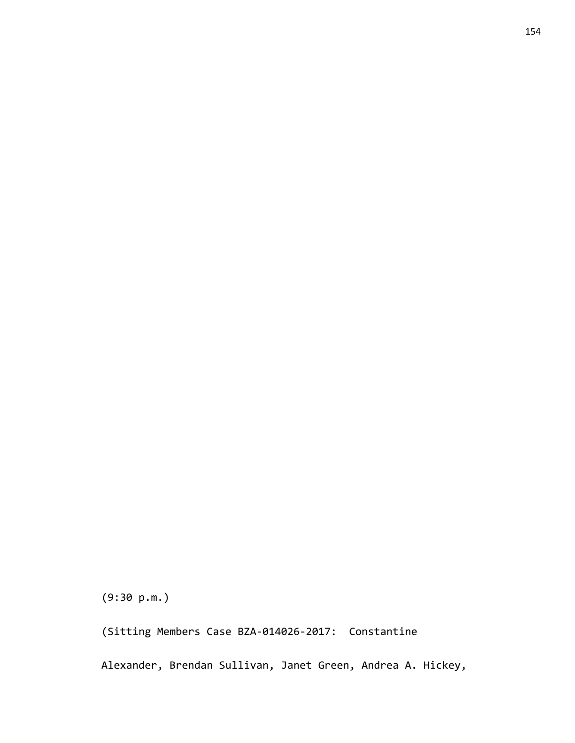(9:30 p.m.)

(Sitting Members Case BZA-014026-2017: Constantine Alexander, Brendan Sullivan, Janet Green, Andrea A. Hickey,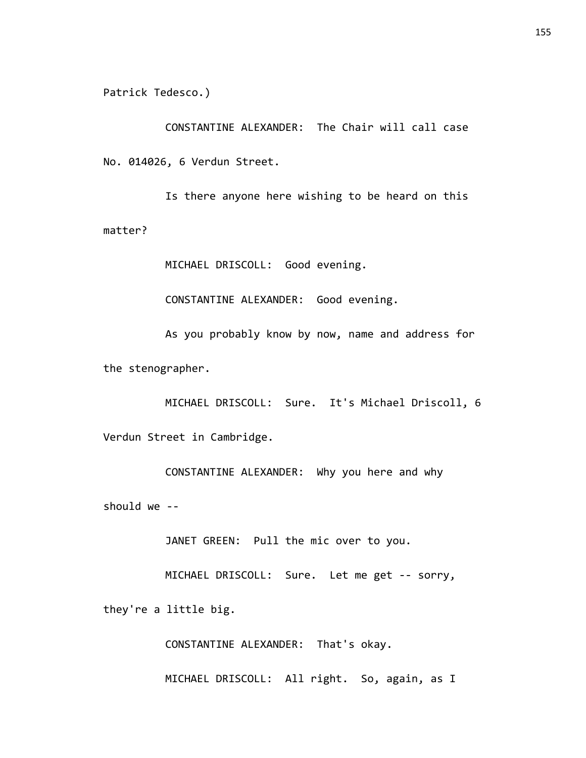Patrick Tedesco.)

CONSTANTINE ALEXANDER: The Chair will call case No. 014026, 6 Verdun Street.

Is there anyone here wishing to be heard on this matter?

MICHAEL DRISCOLL: Good evening.

CONSTANTINE ALEXANDER: Good evening.

As you probably know by now, name and address for the stenographer.

MICHAEL DRISCOLL: Sure. It's Michael Driscoll, 6 Verdun Street in Cambridge.

CONSTANTINE ALEXANDER: Why you here and why should we --

JANET GREEN: Pull the mic over to you.

MICHAEL DRISCOLL: Sure. Let me get -- sorry, they're a little big.

CONSTANTINE ALEXANDER: That's okay.

MICHAEL DRISCOLL: All right. So, again, as I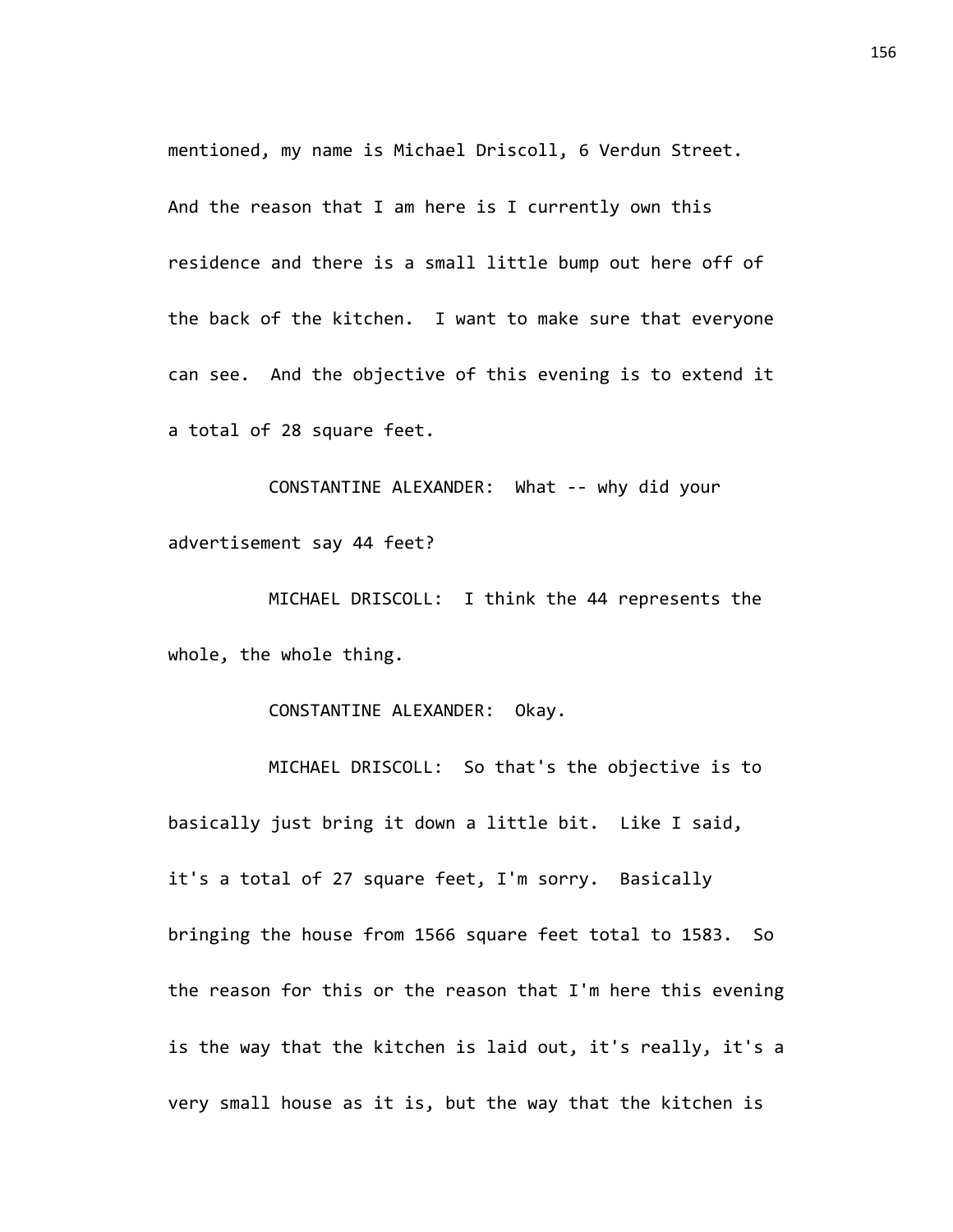mentioned, my name is Michael Driscoll, 6 Verdun Street. And the reason that I am here is I currently own this residence and there is a small little bump out here off of the back of the kitchen. I want to make sure that everyone can see. And the objective of this evening is to extend it a total of 28 square feet.

CONSTANTINE ALEXANDER: What -- why did your advertisement say 44 feet?

MICHAEL DRISCOLL: I think the 44 represents the whole, the whole thing.

CONSTANTINE ALEXANDER: Okay.

MICHAEL DRISCOLL: So that's the objective is to basically just bring it down a little bit. Like I said, it's a total of 27 square feet, I'm sorry. Basically bringing the house from 1566 square feet total to 1583. So the reason for this or the reason that I'm here this evening is the way that the kitchen is laid out, it's really, it's a very small house as it is, but the way that the kitchen is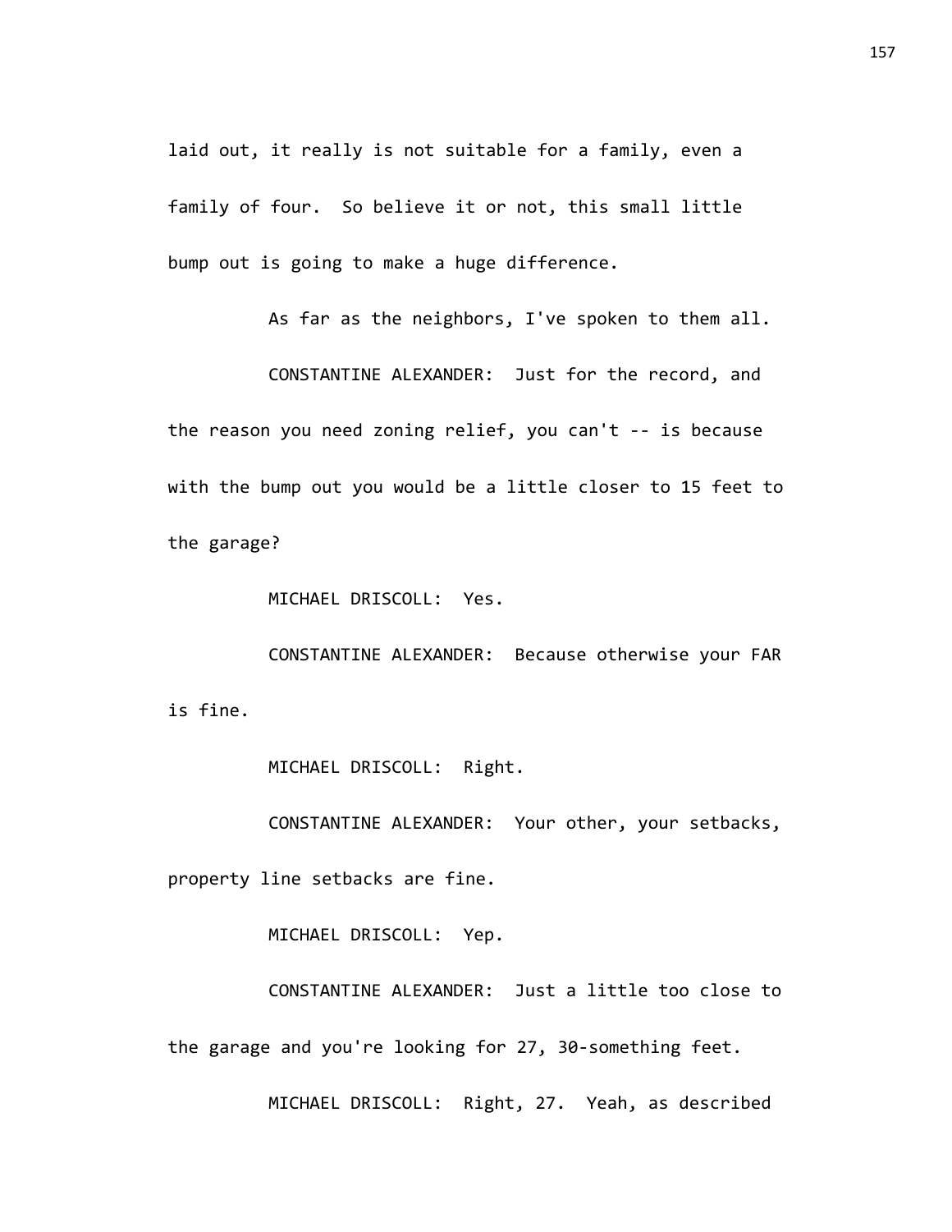laid out, it really is not suitable for a family, even a family of four. So believe it or not, this small little bump out is going to make a huge difference.

As far as the neighbors, I've spoken to them all.

CONSTANTINE ALEXANDER: Just for the record, and the reason you need zoning relief, you can't -- is because with the bump out you would be a little closer to 15 feet to the garage?

MICHAEL DRISCOLL: Yes.

CONSTANTINE ALEXANDER: Because otherwise your FAR is fine.

MICHAEL DRISCOLL: Right.

CONSTANTINE ALEXANDER: Your other, your setbacks, property line setbacks are fine.

MICHAEL DRISCOLL: Yep.

CONSTANTINE ALEXANDER: Just a little too close to the garage and you're looking for 27, 30-something feet.

MICHAEL DRISCOLL: Right, 27. Yeah, as described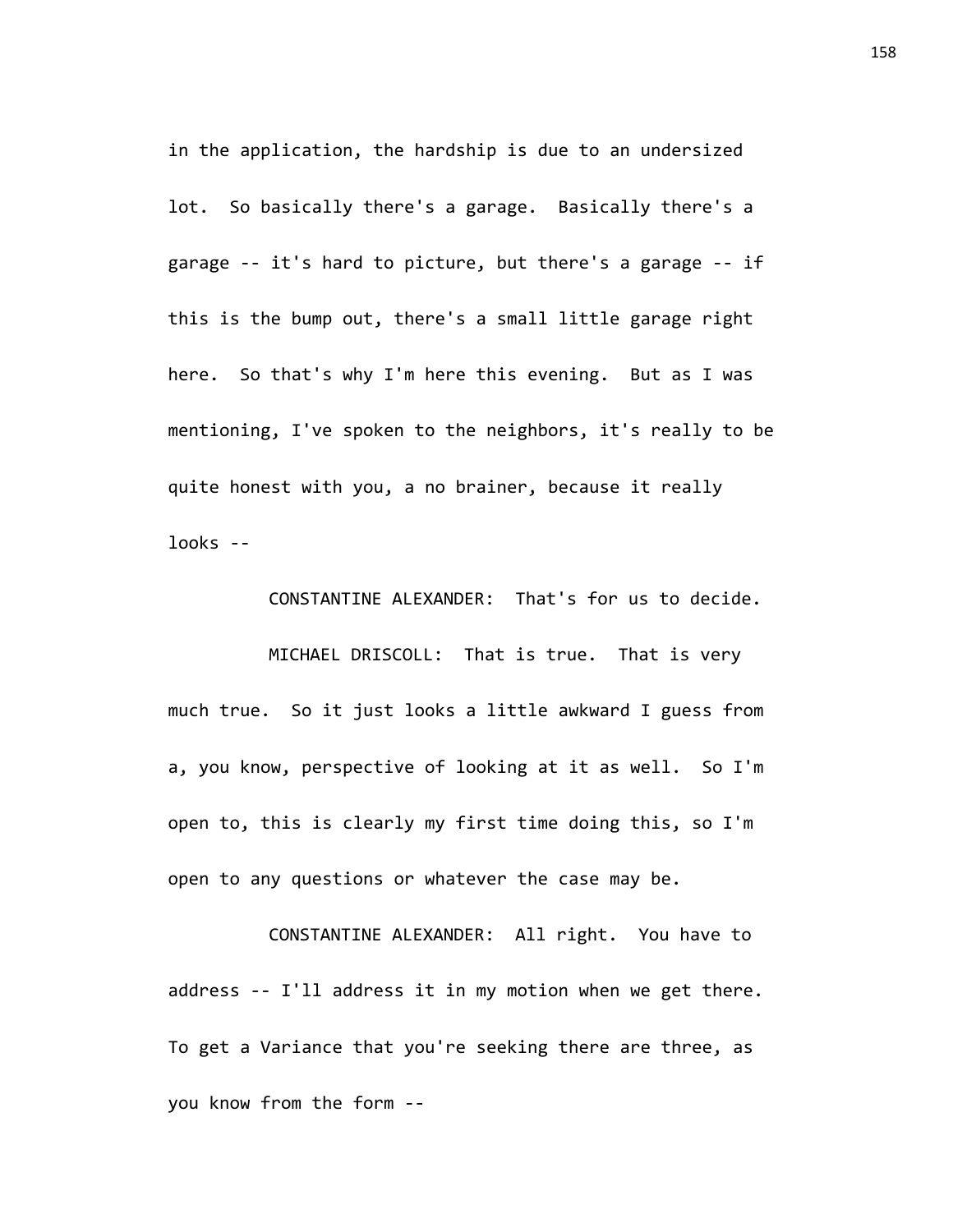in the application, the hardship is due to an undersized lot. So basically there's a garage. Basically there's a garage -- it's hard to picture, but there's a garage -- if this is the bump out, there's a small little garage right here. So that's why I'm here this evening. But as I was mentioning, I've spoken to the neighbors, it's really to be quite honest with you, a no brainer, because it really looks --

CONSTANTINE ALEXANDER: That's for us to decide.

MICHAEL DRISCOLL: That is true. That is very much true. So it just looks a little awkward I guess from a, you know, perspective of looking at it as well. So I'm open to, this is clearly my first time doing this, so I'm open to any questions or whatever the case may be.

CONSTANTINE ALEXANDER: All right. You have to address -- I'll address it in my motion when we get there. To get a Variance that you're seeking there are three, as you know from the form --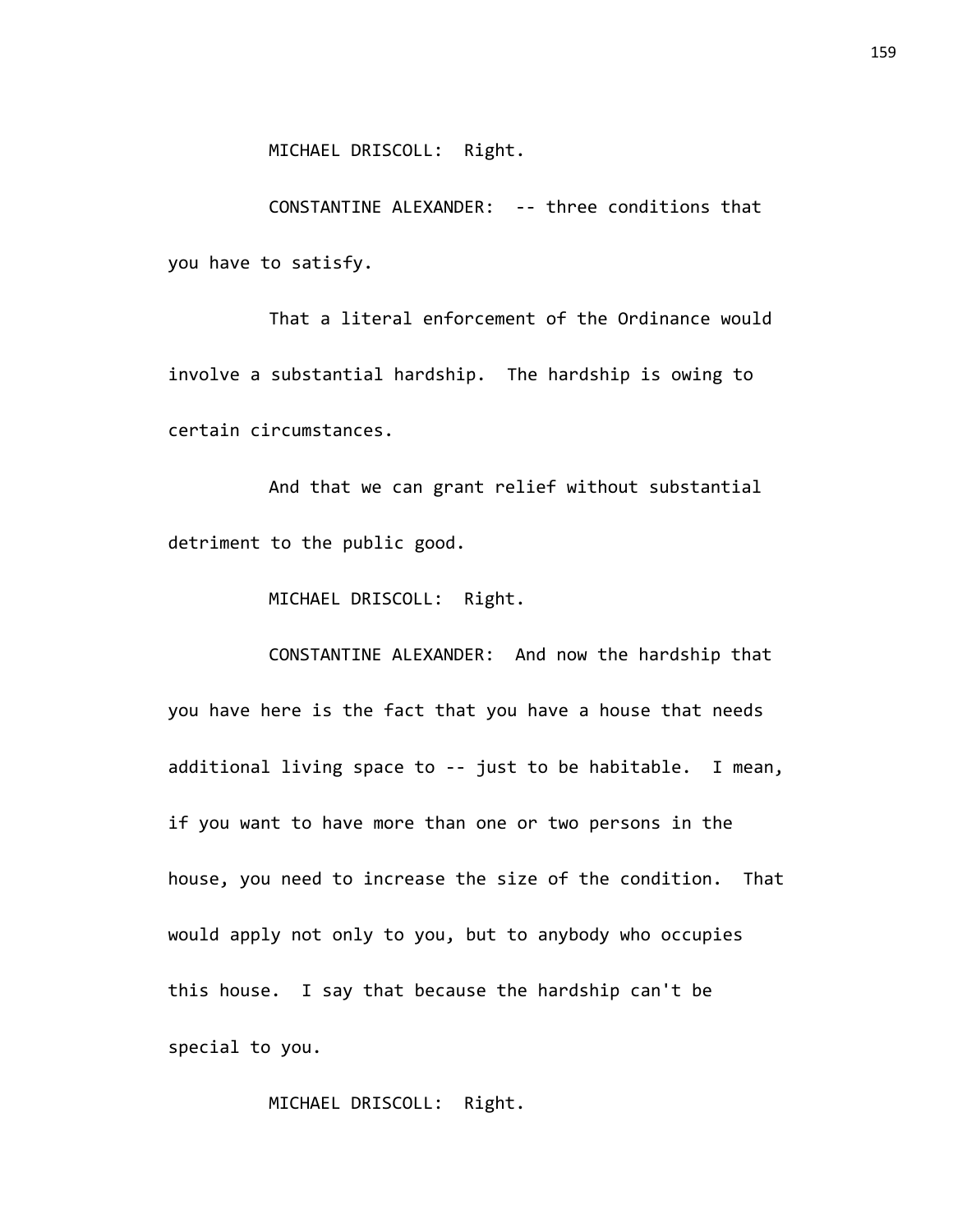MICHAEL DRISCOLL: Right.

CONSTANTINE ALEXANDER: -- three conditions that you have to satisfy.

That a literal enforcement of the Ordinance would involve a substantial hardship. The hardship is owing to certain circumstances.

And that we can grant relief without substantial detriment to the public good.

MICHAEL DRISCOLL: Right.

CONSTANTINE ALEXANDER: And now the hardship that you have here is the fact that you have a house that needs additional living space to -- just to be habitable. I mean, if you want to have more than one or two persons in the house, you need to increase the size of the condition. That would apply not only to you, but to anybody who occupies this house. I say that because the hardship can't be special to you.

MICHAEL DRISCOLL: Right.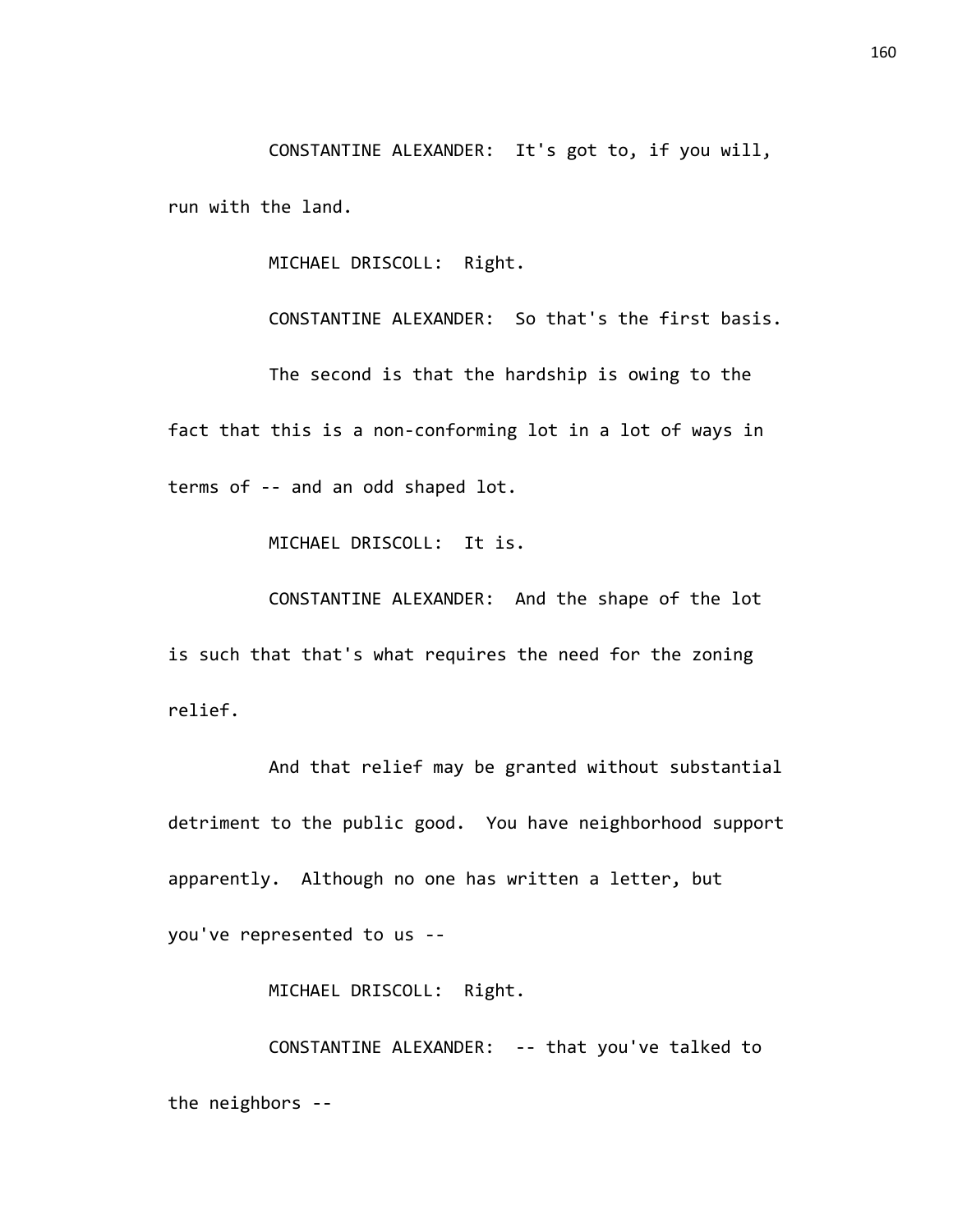CONSTANTINE ALEXANDER: It's got to, if you will, run with the land.

MICHAEL DRISCOLL: Right.

CONSTANTINE ALEXANDER: So that's the first basis.

The second is that the hardship is owing to the fact that this is a non-conforming lot in a lot of ways in terms of -- and an odd shaped lot.

MICHAEL DRISCOLL: It is.

CONSTANTINE ALEXANDER: And the shape of the lot is such that that's what requires the need for the zoning relief.

And that relief may be granted without substantial detriment to the public good. You have neighborhood support apparently. Although no one has written a letter, but you've represented to us --

MICHAEL DRISCOLL: Right.

CONSTANTINE ALEXANDER: -- that you've talked to the neighbors --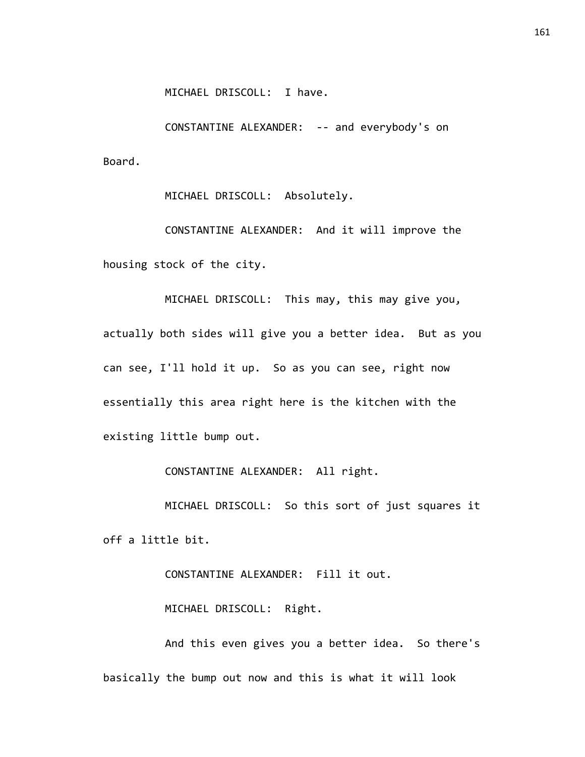MICHAEL DRISCOLL: I have.

CONSTANTINE ALEXANDER: -- and everybody's on Board.

MICHAEL DRISCOLL: Absolutely.

CONSTANTINE ALEXANDER: And it will improve the housing stock of the city.

MICHAEL DRISCOLL: This may, this may give you, actually both sides will give you a better idea. But as you can see, I'll hold it up. So as you can see, right now essentially this area right here is the kitchen with the existing little bump out.

CONSTANTINE ALEXANDER: All right.

MICHAEL DRISCOLL: So this sort of just squares it off a little bit.

CONSTANTINE ALEXANDER: Fill it out.

MICHAEL DRISCOLL: Right.

And this even gives you a better idea. So there's basically the bump out now and this is what it will look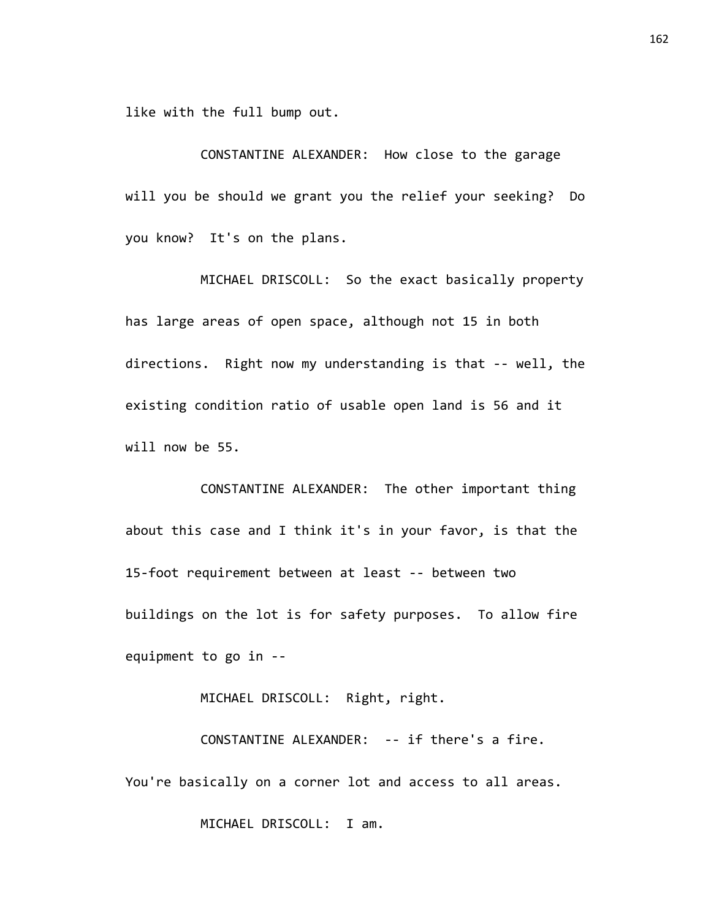like with the full bump out.

CONSTANTINE ALEXANDER: How close to the garage will you be should we grant you the relief your seeking? Do you know? It's on the plans.

MICHAEL DRISCOLL: So the exact basically property has large areas of open space, although not 15 in both directions. Right now my understanding is that -- well, the existing condition ratio of usable open land is 56 and it will now be 55.

CONSTANTINE ALEXANDER: The other important thing about this case and I think it's in your favor, is that the 15-foot requirement between at least -- between two buildings on the lot is for safety purposes. To allow fire equipment to go in --

MICHAEL DRISCOLL: Right, right.

CONSTANTINE ALEXANDER: -- if there's a fire. You're basically on a corner lot and access to all areas.

MICHAEL DRISCOLL: I am.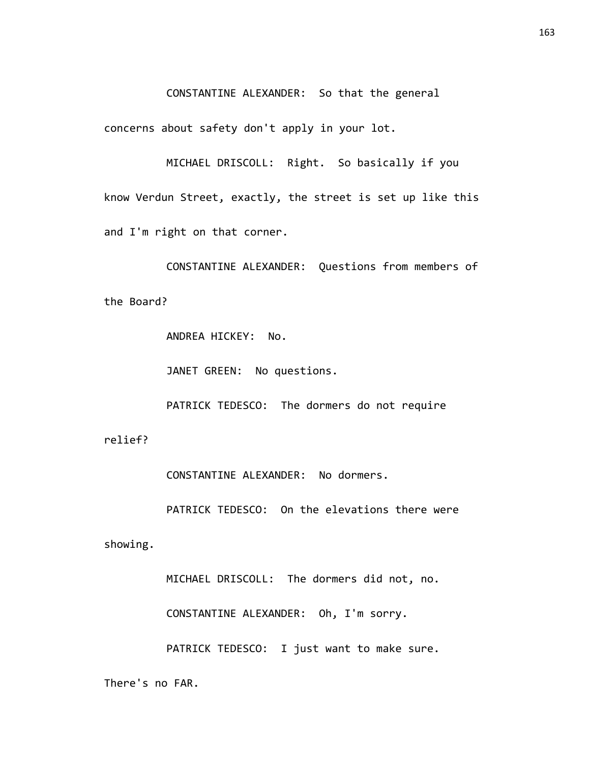CONSTANTINE ALEXANDER: So that the general concerns about safety don't apply in your lot.

MICHAEL DRISCOLL: Right. So basically if you know Verdun Street, exactly, the street is set up like this and I'm right on that corner.

CONSTANTINE ALEXANDER: Questions from members of the Board?

ANDREA HICKEY: No.

JANET GREEN: No questions.

PATRICK TEDESCO: The dormers do not require relief?

CONSTANTINE ALEXANDER: No dormers.

PATRICK TEDESCO: On the elevations there were showing.

MICHAEL DRISCOLL: The dormers did not, no.

CONSTANTINE ALEXANDER: Oh, I'm sorry.

PATRICK TEDESCO: I just want to make sure. There's no FAR.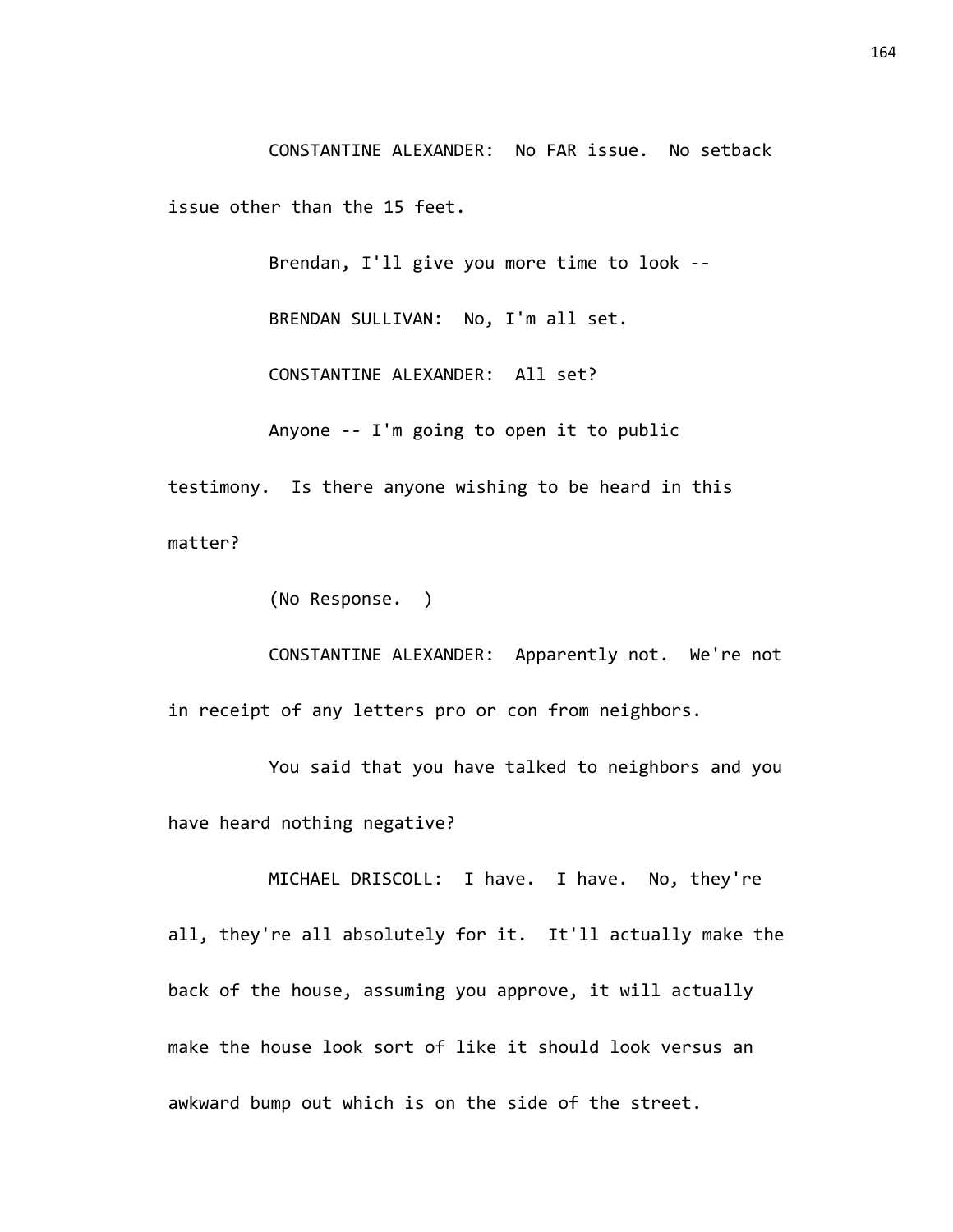CONSTANTINE ALEXANDER: No FAR issue. No setback issue other than the 15 feet.

Brendan, I'll give you more time to look --

BRENDAN SULLIVAN: No, I'm all set.

CONSTANTINE ALEXANDER: All set?

Anyone -- I'm going to open it to public testimony. Is there anyone wishing to be heard in this matter?

(No Response. )

CONSTANTINE ALEXANDER: Apparently not. We're not in receipt of any letters pro or con from neighbors.

You said that you have talked to neighbors and you have heard nothing negative?

MICHAEL DRISCOLL: I have. I have. No, they're all, they're all absolutely for it. It'll actually make the back of the house, assuming you approve, it will actually make the house look sort of like it should look versus an awkward bump out which is on the side of the street.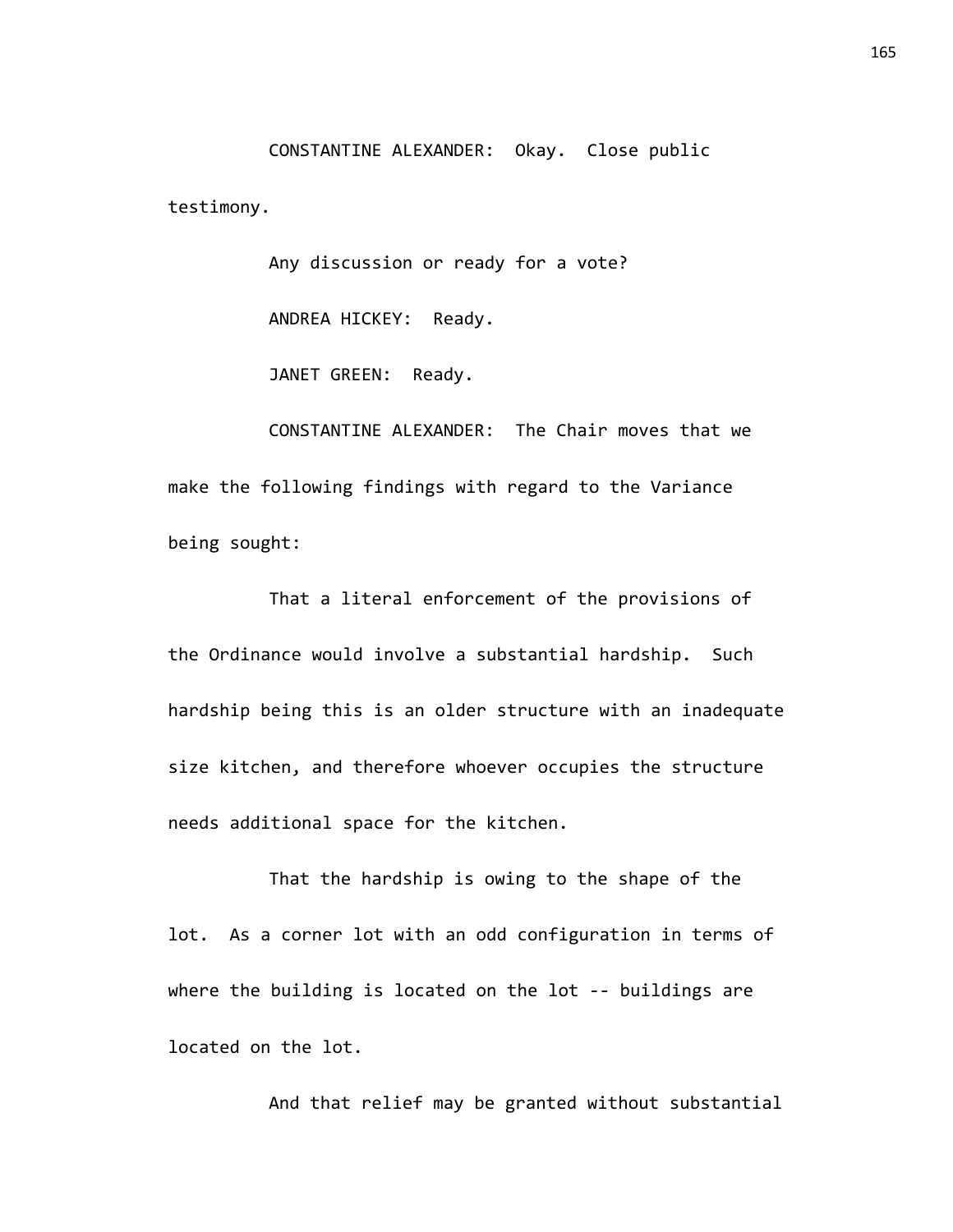CONSTANTINE ALEXANDER: Okay. Close public testimony.

Any discussion or ready for a vote?

ANDREA HICKEY: Ready.

JANET GREEN: Ready.

CONSTANTINE ALEXANDER: The Chair moves that we make the following findings with regard to the Variance being sought:

That a literal enforcement of the provisions of the Ordinance would involve a substantial hardship. Such hardship being this is an older structure with an inadequate size kitchen, and therefore whoever occupies the structure needs additional space for the kitchen.

That the hardship is owing to the shape of the lot. As a corner lot with an odd configuration in terms of where the building is located on the lot -- buildings are located on the lot.

And that relief may be granted without substantial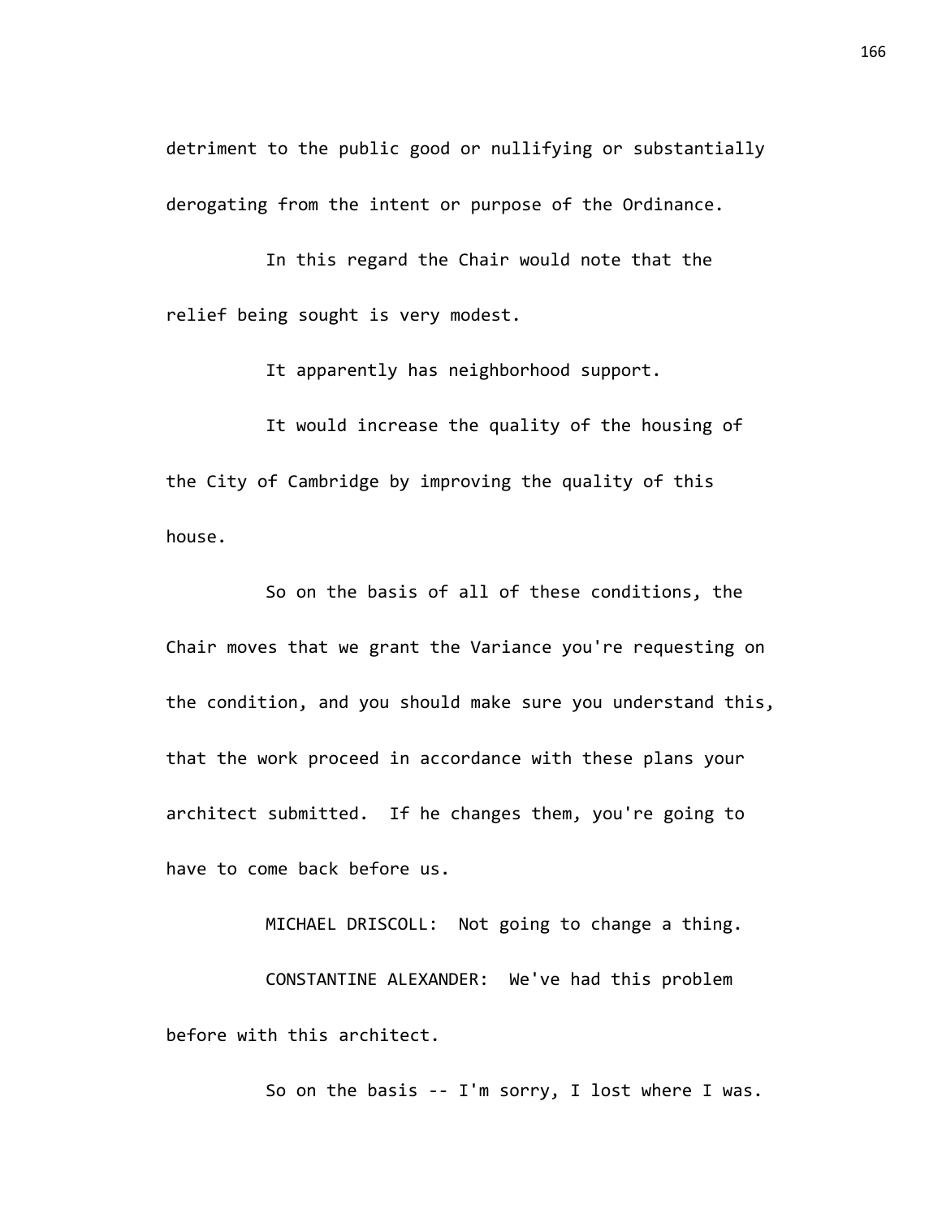detriment to the public good or nullifying or substantially derogating from the intent or purpose of the Ordinance.

In this regard the Chair would note that the relief being sought is very modest.

It apparently has neighborhood support.

It would increase the quality of the housing of the City of Cambridge by improving the quality of this house.

So on the basis of all of these conditions, the Chair moves that we grant the Variance you're requesting on the condition, and you should make sure you understand this, that the work proceed in accordance with these plans your architect submitted. If he changes them, you're going to have to come back before us.

MICHAEL DRISCOLL: Not going to change a thing.

CONSTANTINE ALEXANDER: We've had this problem before with this architect.

So on the basis -- I'm sorry, I lost where I was.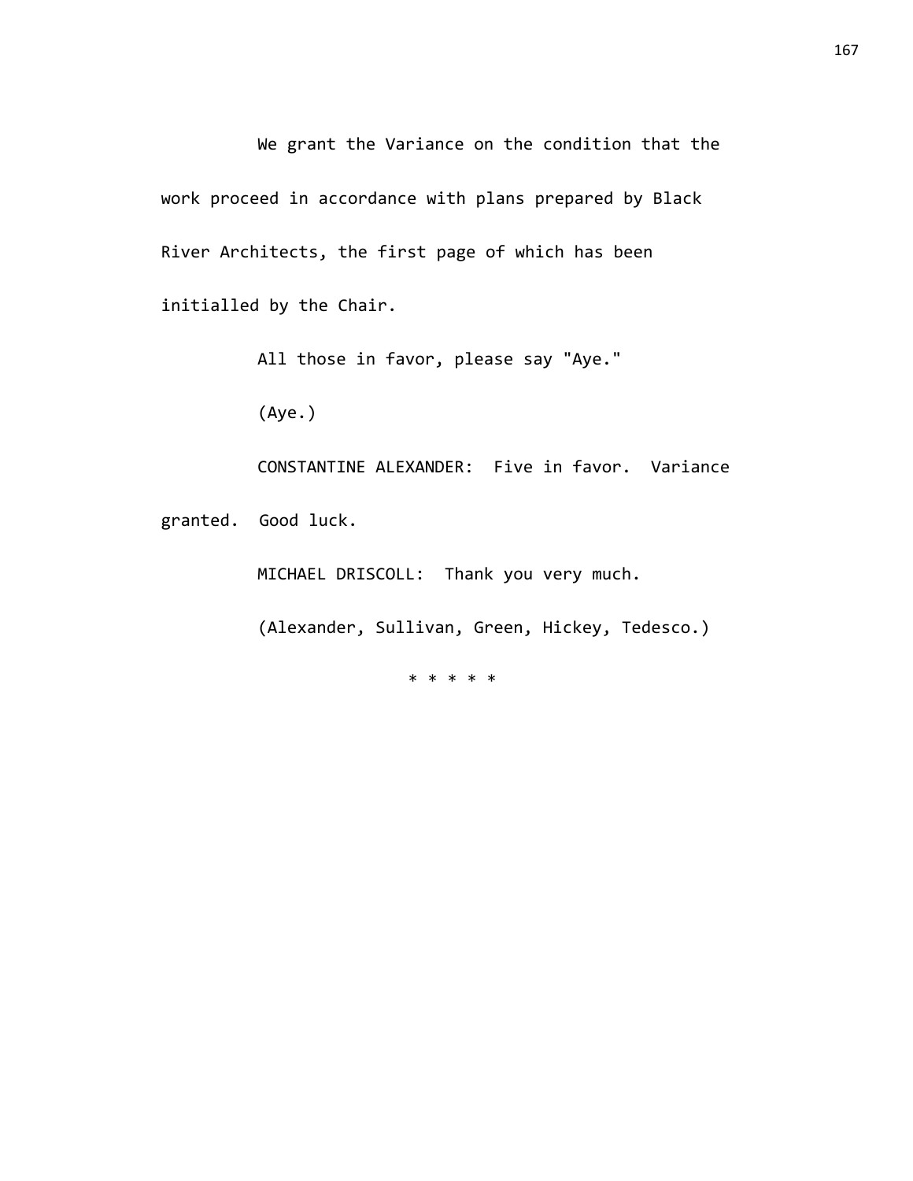We grant the Variance on the condition that the work proceed in accordance with plans prepared by Black River Architects, the first page of which has been initialled by the Chair.

All those in favor, please say "Aye."

(Aye.)

CONSTANTINE ALEXANDER: Five in favor. Variance granted. Good luck.

MICHAEL DRISCOLL: Thank you very much.

(Alexander, Sullivan, Green, Hickey, Tedesco.)

* * * * *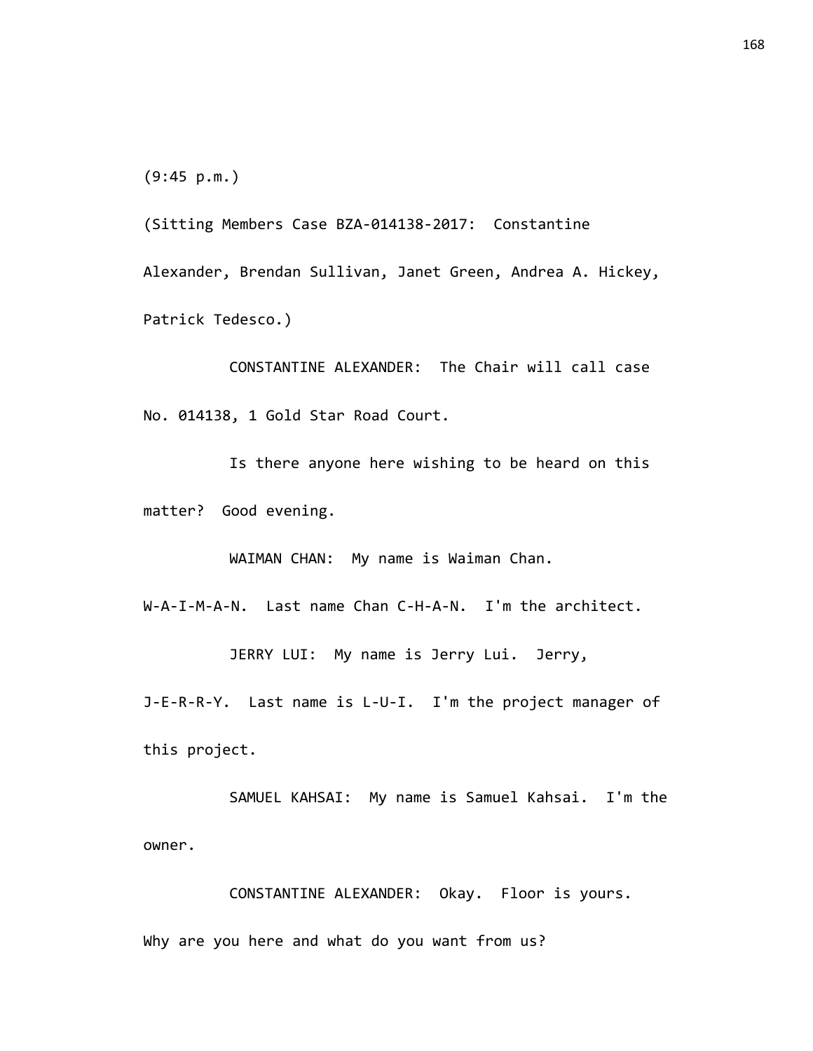(9:45 p.m.)

(Sitting Members Case BZA-014138-2017: Constantine Alexander, Brendan Sullivan, Janet Green, Andrea A. Hickey, Patrick Tedesco.)

CONSTANTINE ALEXANDER: The Chair will call case No. 014138, 1 Gold Star Road Court.

Is there anyone here wishing to be heard on this matter? Good evening.

WAIMAN CHAN: My name is Waiman Chan. W-A-I-M-A-N. Last name Chan C-H-A-N. I'm the architect.

JERRY LUI: My name is Jerry Lui. Jerry, J-E-R-R-Y. Last name is L-U-I. I'm the project manager of this project.

SAMUEL KAHSAI: My name is Samuel Kahsai. I'm the owner.

CONSTANTINE ALEXANDER: Okay. Floor is yours. Why are you here and what do you want from us?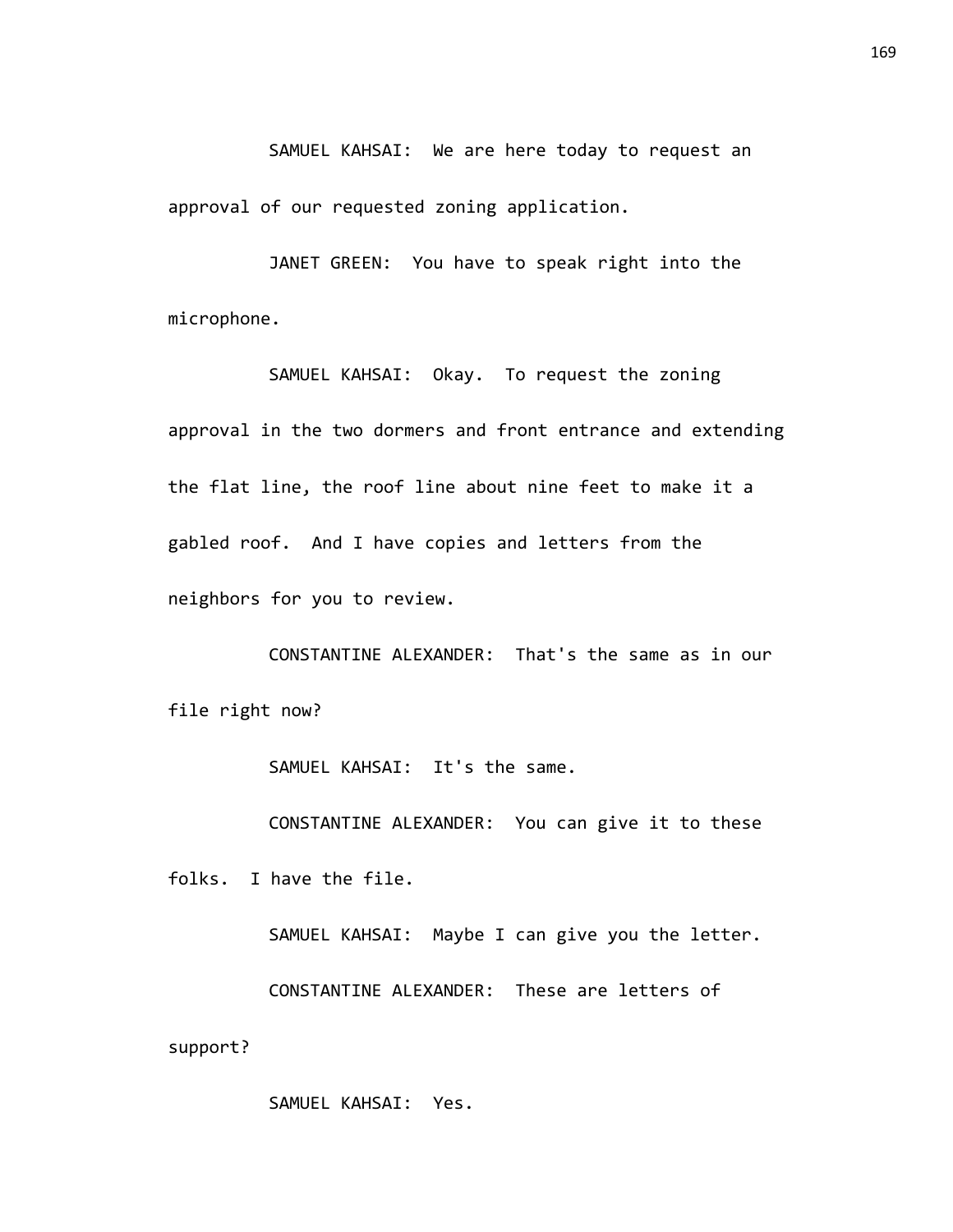SAMUEL KAHSAI: We are here today to request an approval of our requested zoning application.

JANET GREEN: You have to speak right into the microphone.

SAMUEL KAHSAI: Okay. To request the zoning approval in the two dormers and front entrance and extending the flat line, the roof line about nine feet to make it a gabled roof. And I have copies and letters from the neighbors for you to review.

CONSTANTINE ALEXANDER: That's the same as in our file right now?

SAMUEL KAHSAI: It's the same.

CONSTANTINE ALEXANDER: You can give it to these folks. I have the file.

SAMUEL KAHSAI: Maybe I can give you the letter.

CONSTANTINE ALEXANDER: These are letters of support?

SAMUEL KAHSAI: Yes.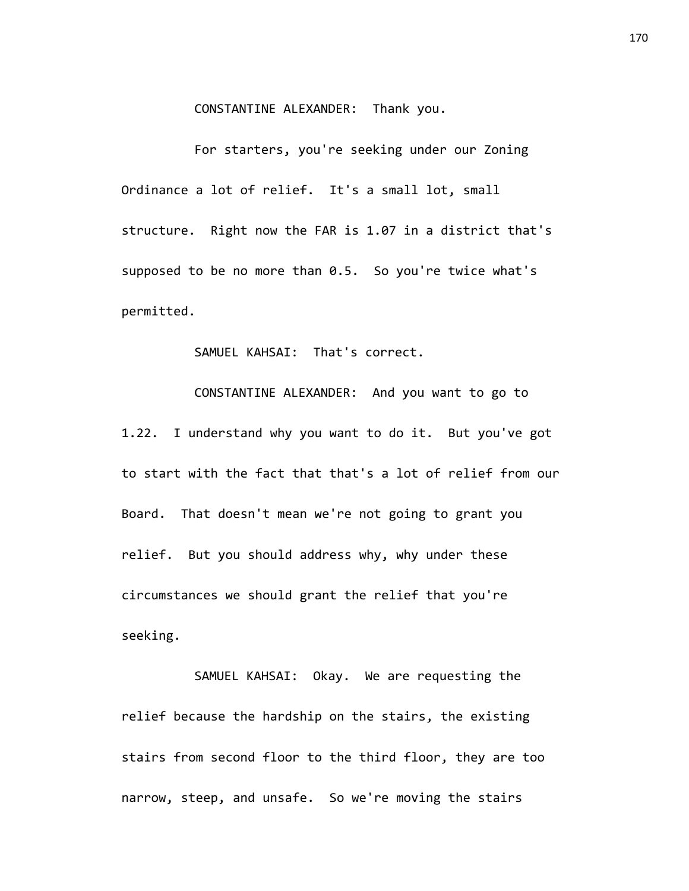CONSTANTINE ALEXANDER: Thank you.

For starters, you're seeking under our Zoning Ordinance a lot of relief. It's a small lot, small structure. Right now the FAR is 1.07 in a district that's supposed to be no more than 0.5. So you're twice what's permitted.

SAMUEL KAHSAI: That's correct.

CONSTANTINE ALEXANDER: And you want to go to 1.22. I understand why you want to do it. But you've got to start with the fact that that's a lot of relief from our Board. That doesn't mean we're not going to grant you relief. But you should address why, why under these circumstances we should grant the relief that you're seeking.

SAMUEL KAHSAI: Okay. We are requesting the relief because the hardship on the stairs, the existing stairs from second floor to the third floor, they are too narrow, steep, and unsafe. So we're moving the stairs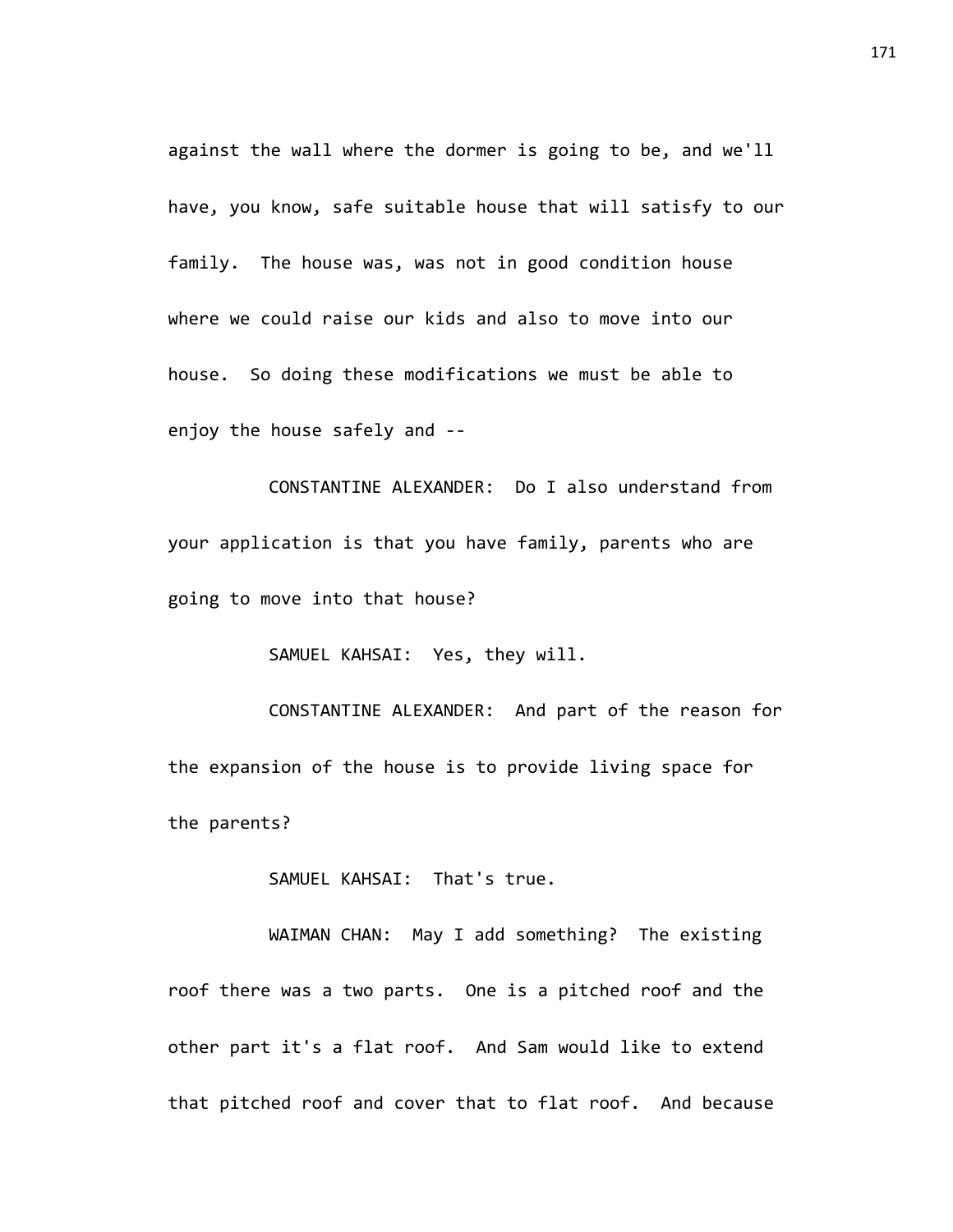against the wall where the dormer is going to be, and we'll have, you know, safe suitable house that will satisfy to our family. The house was, was not in good condition house where we could raise our kids and also to move into our house. So doing these modifications we must be able to enjoy the house safely and --

CONSTANTINE ALEXANDER: Do I also understand from your application is that you have family, parents who are going to move into that house?

SAMUEL KAHSAI: Yes, they will.

CONSTANTINE ALEXANDER: And part of the reason for the expansion of the house is to provide living space for the parents?

SAMUEL KAHSAI: That's true.

WAIMAN CHAN: May I add something? The existing roof there was a two parts. One is a pitched roof and the other part it's a flat roof. And Sam would like to extend that pitched roof and cover that to flat roof. And because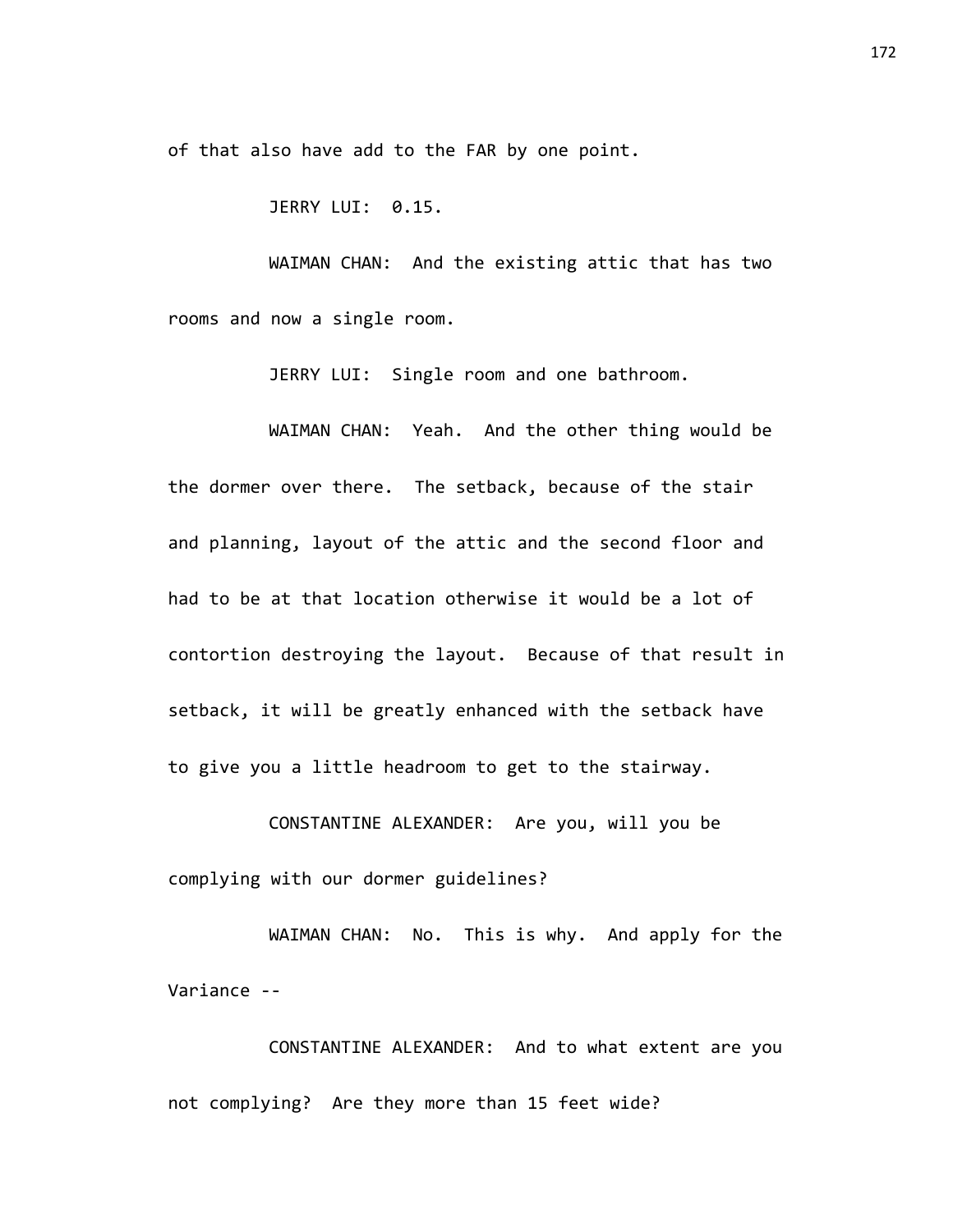of that also have add to the FAR by one point.

JERRY LUI: 0.15.

WAIMAN CHAN: And the existing attic that has two rooms and now a single room.

JERRY LUI: Single room and one bathroom.

WAIMAN CHAN: Yeah. And the other thing would be the dormer over there. The setback, because of the stair and planning, layout of the attic and the second floor and had to be at that location otherwise it would be a lot of contortion destroying the layout. Because of that result in setback, it will be greatly enhanced with the setback have to give you a little headroom to get to the stairway.

CONSTANTINE ALEXANDER: Are you, will you be complying with our dormer guidelines?

WAIMAN CHAN: No. This is why. And apply for the Variance --

CONSTANTINE ALEXANDER: And to what extent are you not complying? Are they more than 15 feet wide?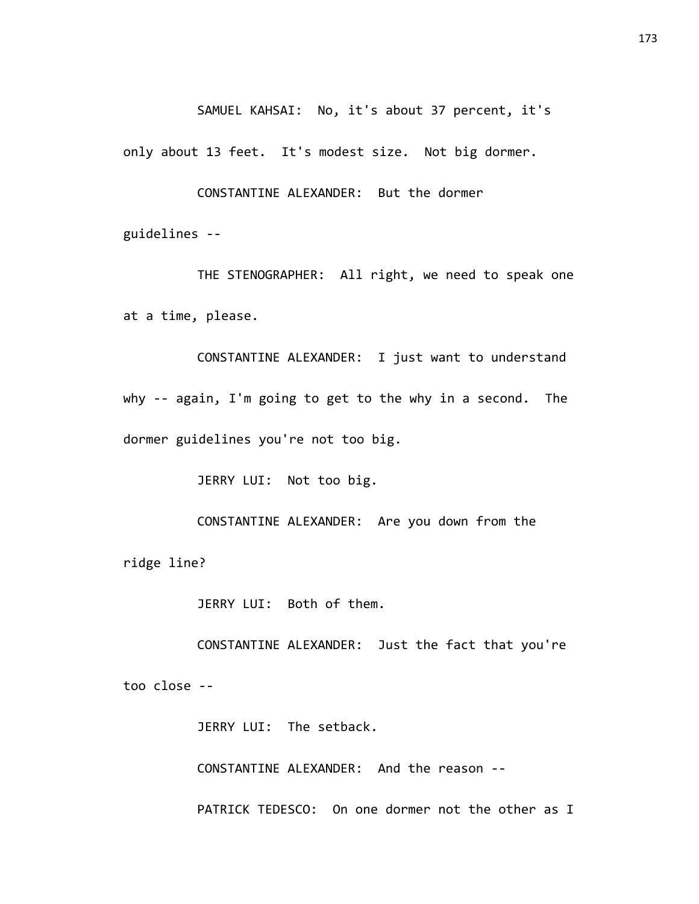SAMUEL KAHSAI: No, it's about 37 percent, it's only about 13 feet. It's modest size. Not big dormer.

CONSTANTINE ALEXANDER: But the dormer guidelines --

THE STENOGRAPHER: All right, we need to speak one at a time, please.

CONSTANTINE ALEXANDER: I just want to understand why -- again, I'm going to get to the why in a second. The dormer guidelines you're not too big.

JERRY LUI: Not too big.

CONSTANTINE ALEXANDER: Are you down from the ridge line?

JERRY LUI: Both of them.

CONSTANTINE ALEXANDER: Just the fact that you're too close --

JERRY LUI: The setback.

CONSTANTINE ALEXANDER: And the reason --

PATRICK TEDESCO: On one dormer not the other as I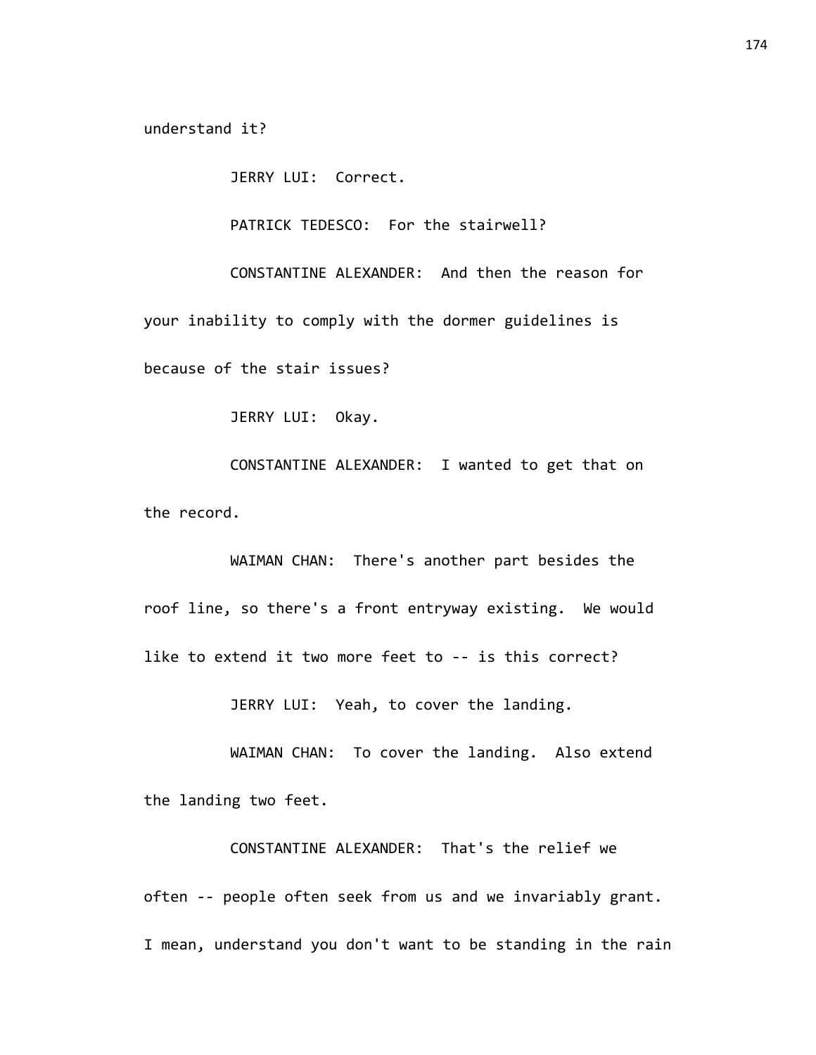understand it?

JERRY LUI: Correct.

PATRICK TEDESCO: For the stairwell?

CONSTANTINE ALEXANDER: And then the reason for your inability to comply with the dormer guidelines is because of the stair issues?

JERRY LUI: Okay.

CONSTANTINE ALEXANDER: I wanted to get that on the record.

WAIMAN CHAN: There's another part besides the roof line, so there's a front entryway existing. We would like to extend it two more feet to -- is this correct?

JERRY LUI: Yeah, to cover the landing.

WAIMAN CHAN: To cover the landing. Also extend the landing two feet.

CONSTANTINE ALEXANDER: That's the relief we often -- people often seek from us and we invariably grant. I mean, understand you don't want to be standing in the rain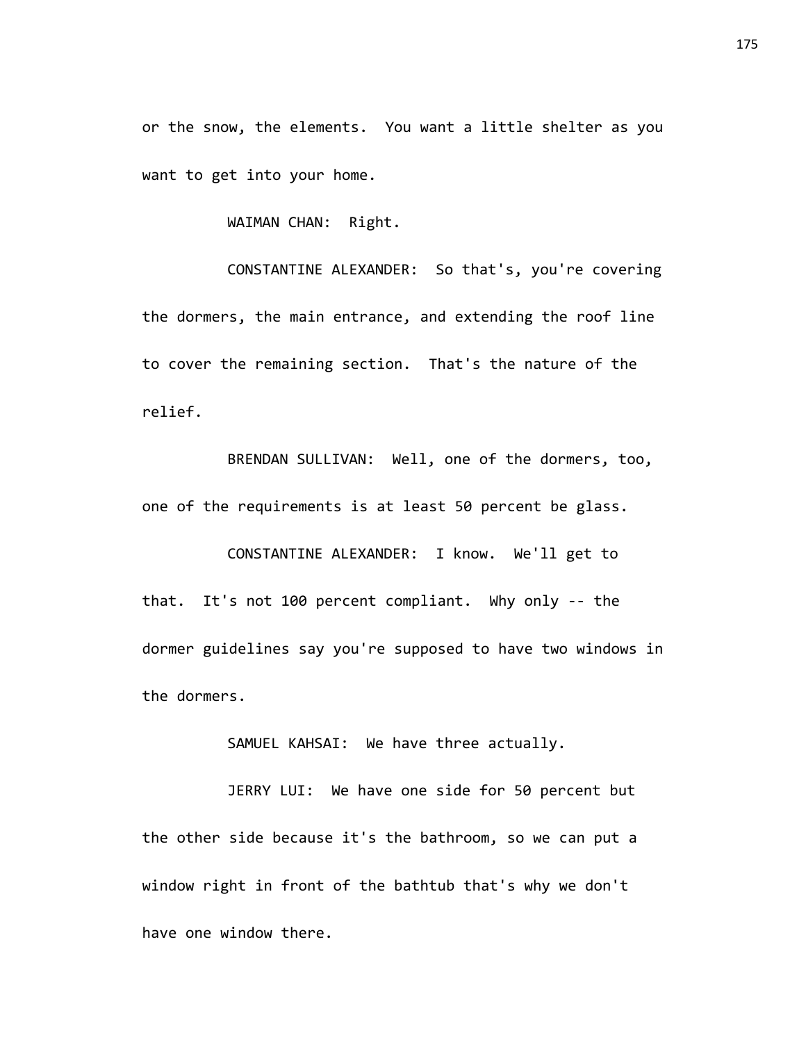or the snow, the elements. You want a little shelter as you want to get into your home.

WAIMAN CHAN: Right.

CONSTANTINE ALEXANDER: So that's, you're covering the dormers, the main entrance, and extending the roof line to cover the remaining section. That's the nature of the relief.

BRENDAN SULLIVAN: Well, one of the dormers, too, one of the requirements is at least 50 percent be glass.

CONSTANTINE ALEXANDER: I know. We'll get to that. It's not 100 percent compliant. Why only -- the dormer guidelines say you're supposed to have two windows in the dormers.

SAMUEL KAHSAI: We have three actually.

JERRY LUI: We have one side for 50 percent but the other side because it's the bathroom, so we can put a window right in front of the bathtub that's why we don't have one window there.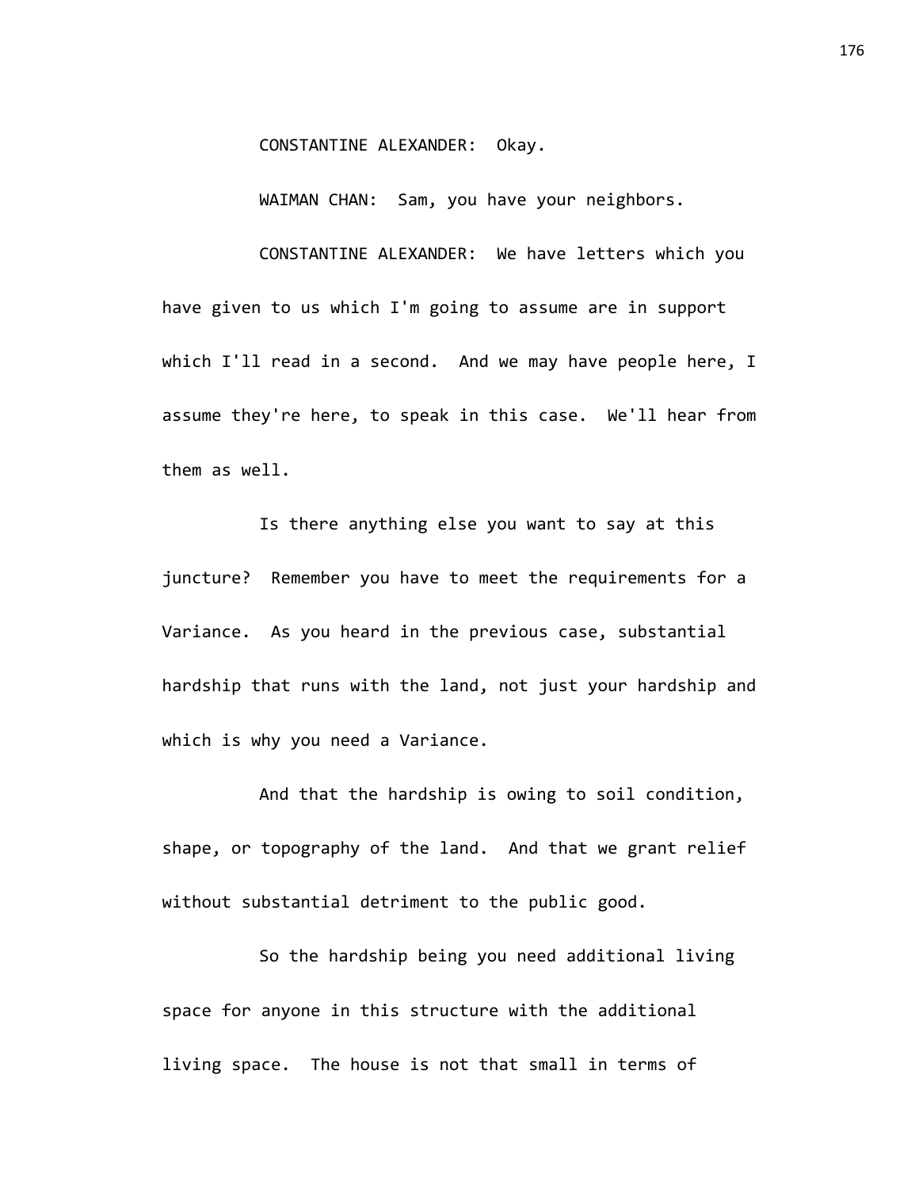CONSTANTINE ALEXANDER: Okay.

WAIMAN CHAN: Sam, you have your neighbors.

CONSTANTINE ALEXANDER: We have letters which you have given to us which I'm going to assume are in support which I'll read in a second. And we may have people here, I assume they're here, to speak in this case. We'll hear from them as well.

Is there anything else you want to say at this juncture? Remember you have to meet the requirements for a Variance. As you heard in the previous case, substantial hardship that runs with the land, not just your hardship and which is why you need a Variance.

And that the hardship is owing to soil condition, shape, or topography of the land. And that we grant relief without substantial detriment to the public good.

So the hardship being you need additional living space for anyone in this structure with the additional living space. The house is not that small in terms of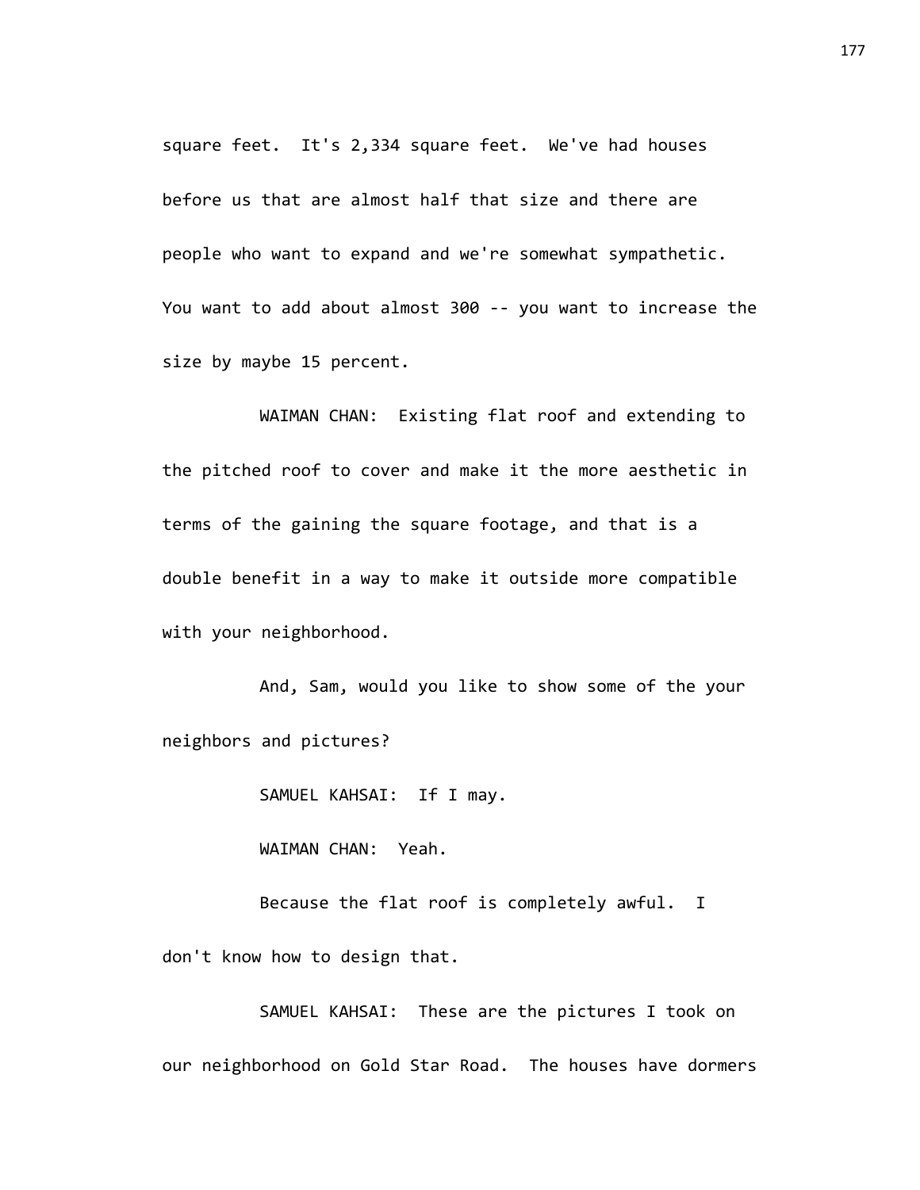square feet. It's 2,334 square feet. We've had houses before us that are almost half that size and there are people who want to expand and we're somewhat sympathetic. You want to add about almost 300 -- you want to increase the size by maybe 15 percent.

WAIMAN CHAN: Existing flat roof and extending to the pitched roof to cover and make it the more aesthetic in terms of the gaining the square footage, and that is a double benefit in a way to make it outside more compatible with your neighborhood.

And, Sam, would you like to show some of the your neighbors and pictures?

SAMUEL KAHSAI: If I may.

WAIMAN CHAN: Yeah.

Because the flat roof is completely awful. I don't know how to design that.

SAMUEL KAHSAI: These are the pictures I took on our neighborhood on Gold Star Road. The houses have dormers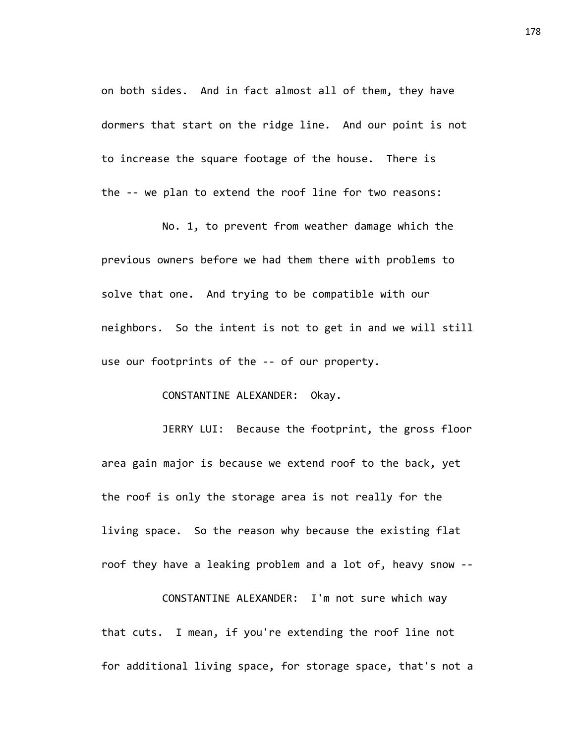on both sides. And in fact almost all of them, they have dormers that start on the ridge line. And our point is not to increase the square footage of the house. There is the -- we plan to extend the roof line for two reasons:

No. 1, to prevent from weather damage which the previous owners before we had them there with problems to solve that one. And trying to be compatible with our neighbors. So the intent is not to get in and we will still use our footprints of the -- of our property.

CONSTANTINE ALEXANDER: Okay.

JERRY LUI: Because the footprint, the gross floor area gain major is because we extend roof to the back, yet the roof is only the storage area is not really for the living space. So the reason why because the existing flat roof they have a leaking problem and a lot of, heavy snow --

CONSTANTINE ALEXANDER: I'm not sure which way that cuts. I mean, if you're extending the roof line not for additional living space, for storage space, that's not a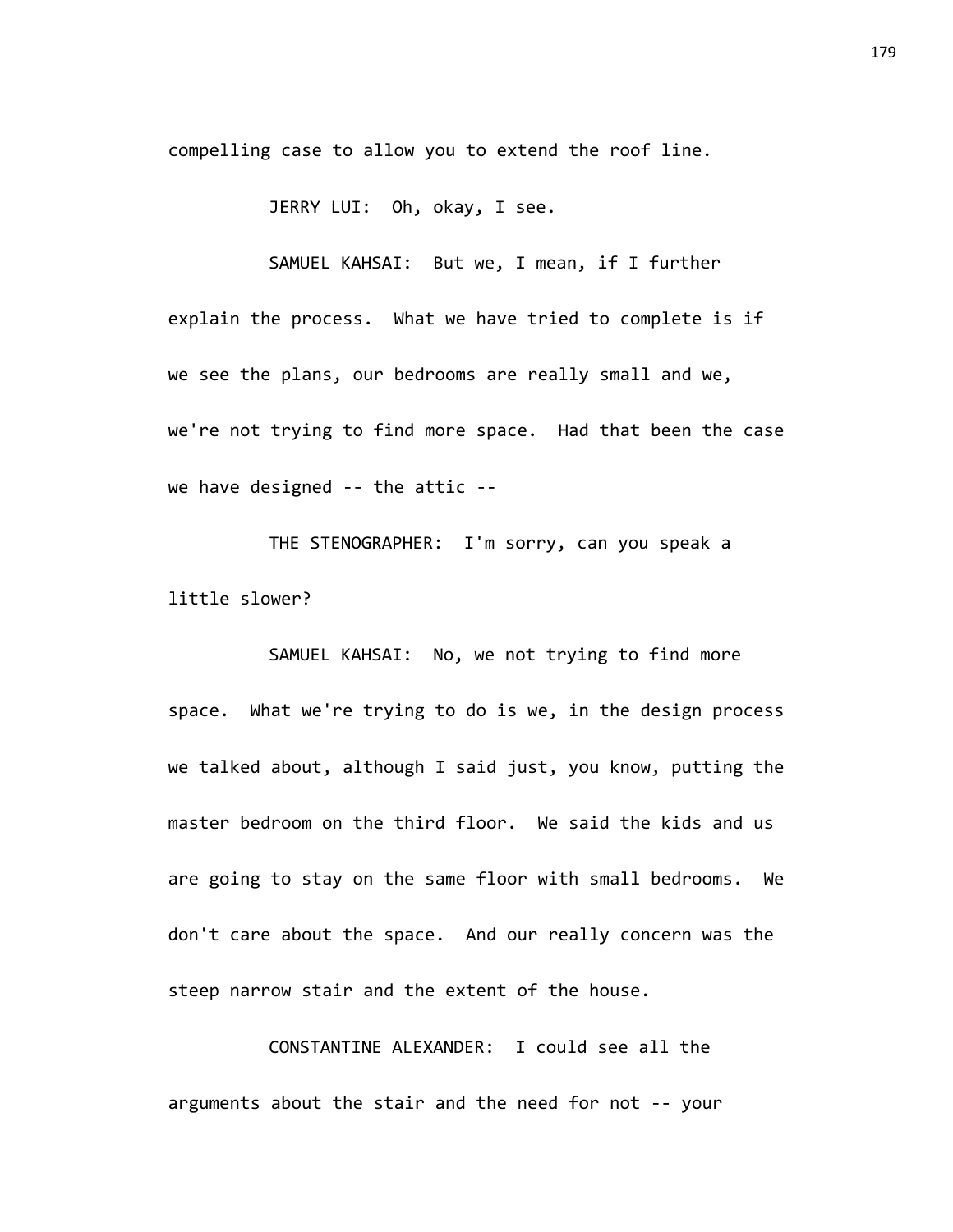compelling case to allow you to extend the roof line.

JERRY LUI: Oh, okay, I see.

SAMUEL KAHSAI: But we, I mean, if I further explain the process. What we have tried to complete is if we see the plans, our bedrooms are really small and we, we're not trying to find more space. Had that been the case we have designed -- the attic --

THE STENOGRAPHER: I'm sorry, can you speak a little slower?

SAMUEL KAHSAI: No, we not trying to find more space. What we're trying to do is we, in the design process we talked about, although I said just, you know, putting the master bedroom on the third floor. We said the kids and us are going to stay on the same floor with small bedrooms. We don't care about the space. And our really concern was the steep narrow stair and the extent of the house.

CONSTANTINE ALEXANDER: I could see all the arguments about the stair and the need for not -- your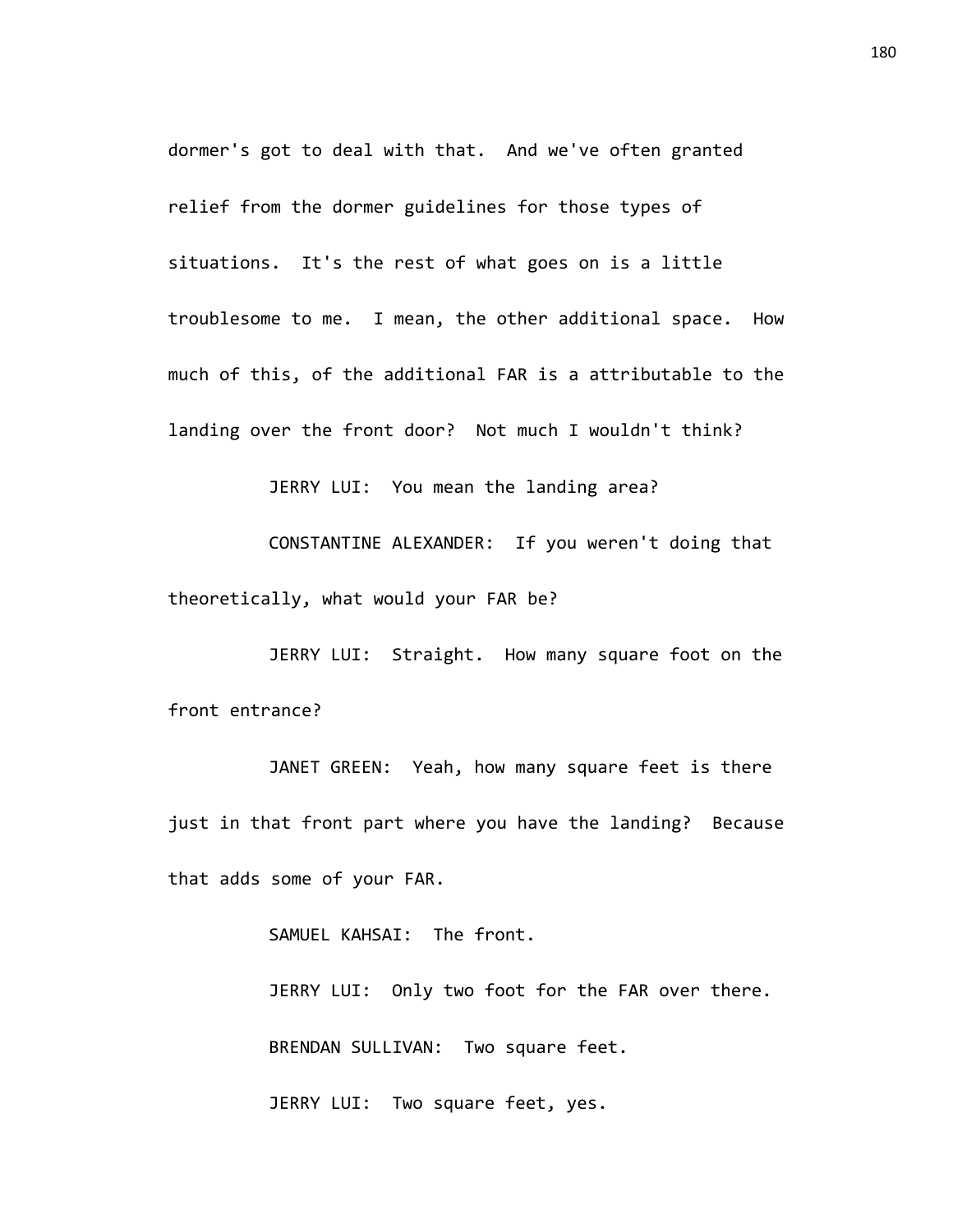dormer's got to deal with that. And we've often granted relief from the dormer guidelines for those types of situations. It's the rest of what goes on is a little troublesome to me. I mean, the other additional space. How much of this, of the additional FAR is a attributable to the landing over the front door? Not much I wouldn't think?

JERRY LUI: You mean the landing area?

CONSTANTINE ALEXANDER: If you weren't doing that theoretically, what would your FAR be?

JERRY LUI: Straight. How many square foot on the front entrance?

JANET GREEN: Yeah, how many square feet is there just in that front part where you have the landing? Because that adds some of your FAR.

SAMUEL KAHSAI: The front.

JERRY LUI: Only two foot for the FAR over there.

BRENDAN SULLIVAN: Two square feet.

JERRY LUI: Two square feet, yes.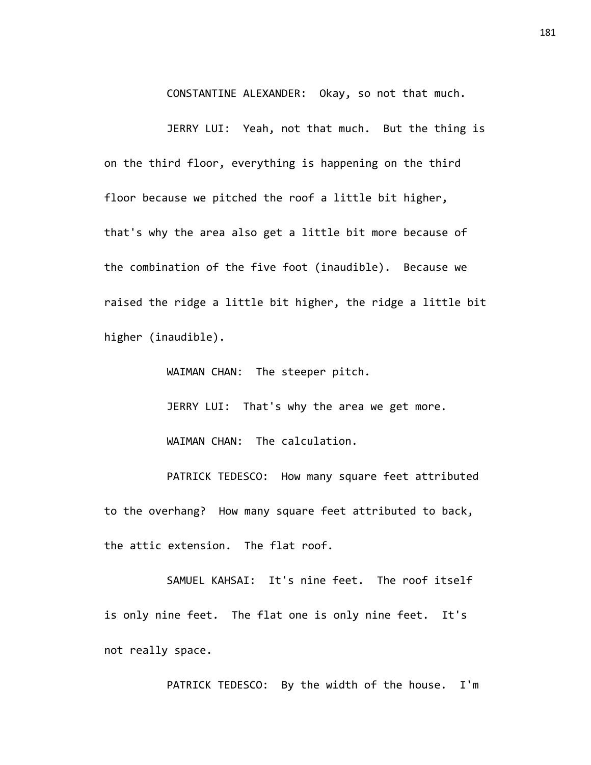CONSTANTINE ALEXANDER: Okay, so not that much.

JERRY LUI: Yeah, not that much. But the thing is on the third floor, everything is happening on the third floor because we pitched the roof a little bit higher, that's why the area also get a little bit more because of the combination of the five foot (inaudible). Because we raised the ridge a little bit higher, the ridge a little bit higher (inaudible).

WAIMAN CHAN: The steeper pitch.

JERRY LUI: That's why the area we get more.

WAIMAN CHAN: The calculation.

PATRICK TEDESCO: How many square feet attributed to the overhang? How many square feet attributed to back, the attic extension. The flat roof.

SAMUEL KAHSAI: It's nine feet. The roof itself is only nine feet. The flat one is only nine feet. It's not really space.

PATRICK TEDESCO: By the width of the house. I'm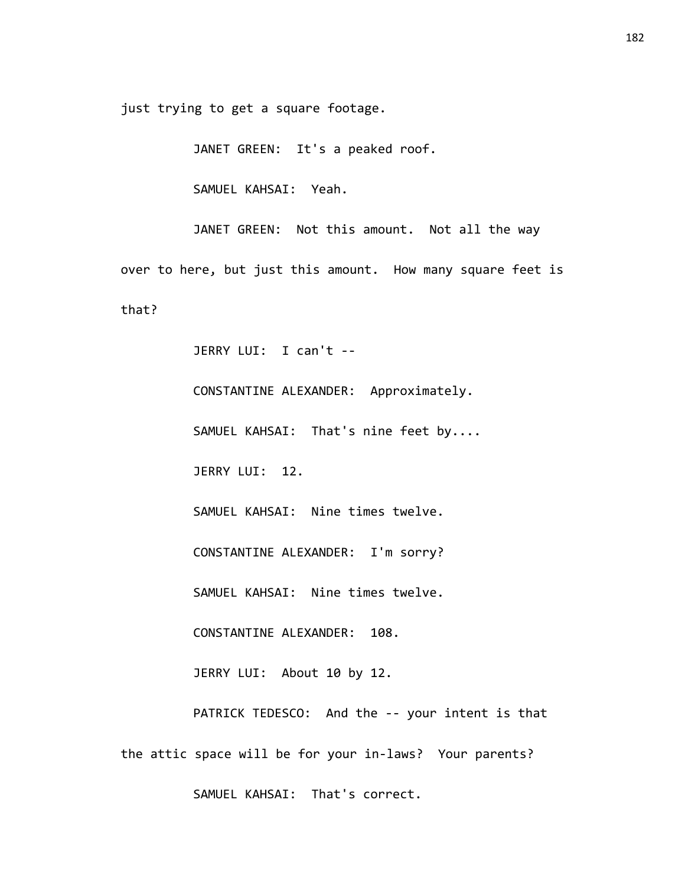just trying to get a square footage.

JANET GREEN: It's a peaked roof.

SAMUEL KAHSAI: Yeah.

JANET GREEN: Not this amount. Not all the way over to here, but just this amount. How many square feet is that?

JERRY LUI: I can't --

CONSTANTINE ALEXANDER: Approximately.

SAMUEL KAHSAI: That's nine feet by....

JERRY LUI: 12.

SAMUEL KAHSAI: Nine times twelve.

CONSTANTINE ALEXANDER: I'm sorry?

SAMUEL KAHSAI: Nine times twelve.

CONSTANTINE ALEXANDER: 108.

JERRY LUI: About 10 by 12.

PATRICK TEDESCO: And the -- your intent is that the attic space will be for your in-laws? Your parents?

SAMUEL KAHSAI: That's correct.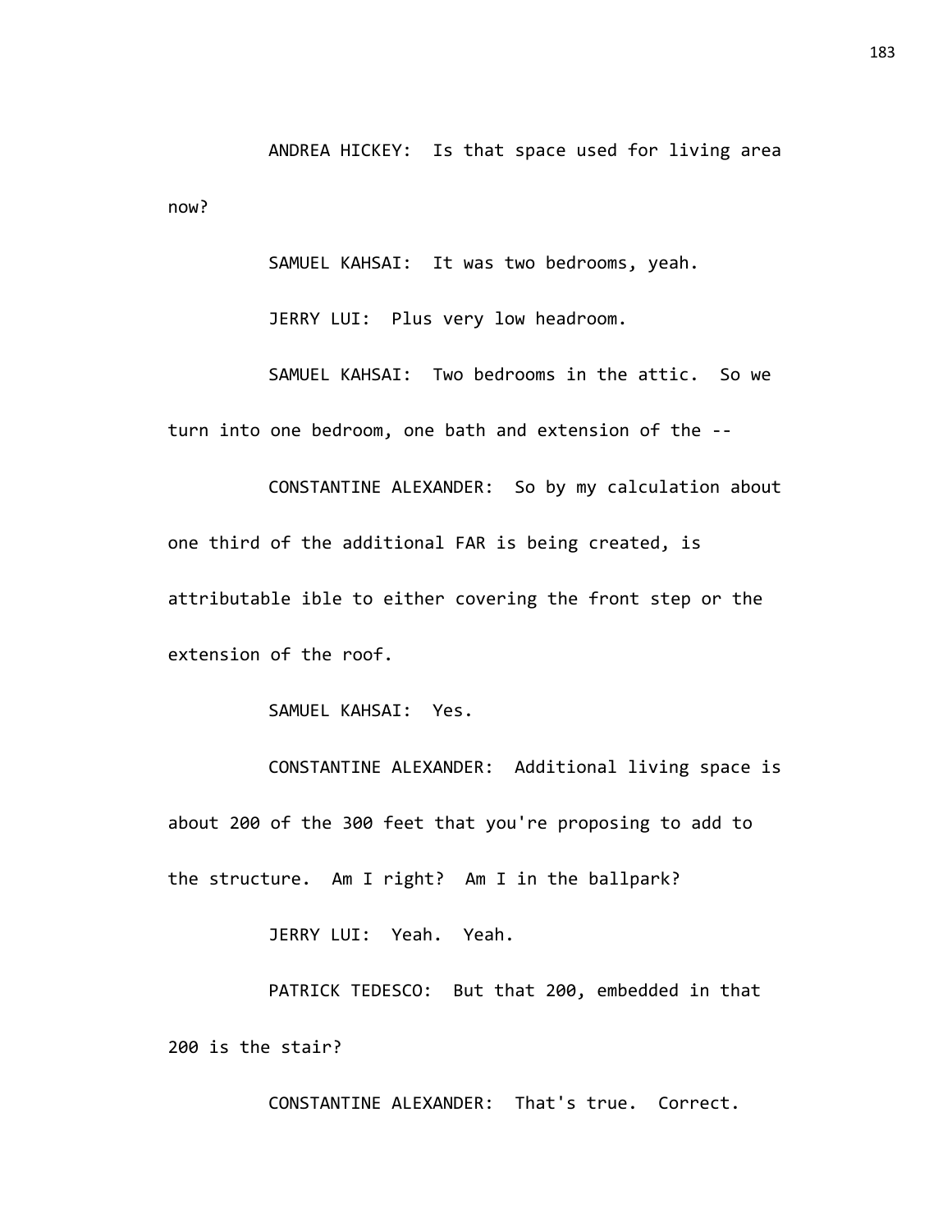ANDREA HICKEY: Is that space used for living area now?

SAMUEL KAHSAI: It was two bedrooms, yeah.

JERRY LUI: Plus very low headroom.

SAMUEL KAHSAI: Two bedrooms in the attic. So we turn into one bedroom, one bath and extension of the --

CONSTANTINE ALEXANDER: So by my calculation about one third of the additional FAR is being created, is attributable ible to either covering the front step or the extension of the roof.

SAMUEL KAHSAI: Yes.

CONSTANTINE ALEXANDER: Additional living space is about 200 of the 300 feet that you're proposing to add to the structure. Am I right? Am I in the ballpark?

JERRY LUI: Yeah. Yeah.

PATRICK TEDESCO: But that 200, embedded in that 200 is the stair?

CONSTANTINE ALEXANDER: That's true. Correct.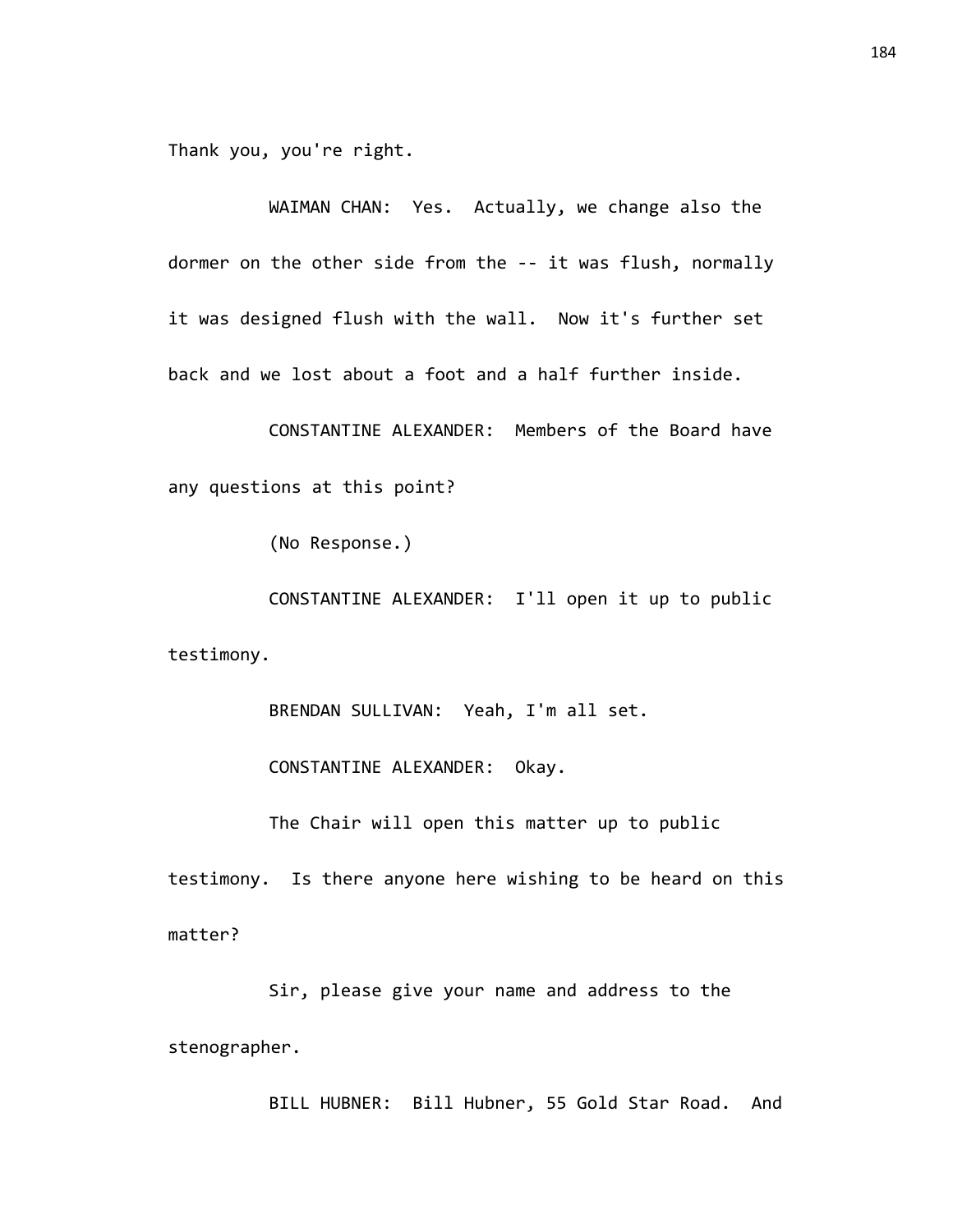Thank you, you're right.

WAIMAN CHAN: Yes. Actually, we change also the dormer on the other side from the -- it was flush, normally it was designed flush with the wall. Now it's further set back and we lost about a foot and a half further inside.

CONSTANTINE ALEXANDER: Members of the Board have any questions at this point?

(No Response.)

CONSTANTINE ALEXANDER: I'll open it up to public testimony.

BRENDAN SULLIVAN: Yeah, I'm all set.

CONSTANTINE ALEXANDER: Okay.

The Chair will open this matter up to public testimony. Is there anyone here wishing to be heard on this matter?

Sir, please give your name and address to the stenographer.

BILL HUBNER: Bill Hubner, 55 Gold Star Road. And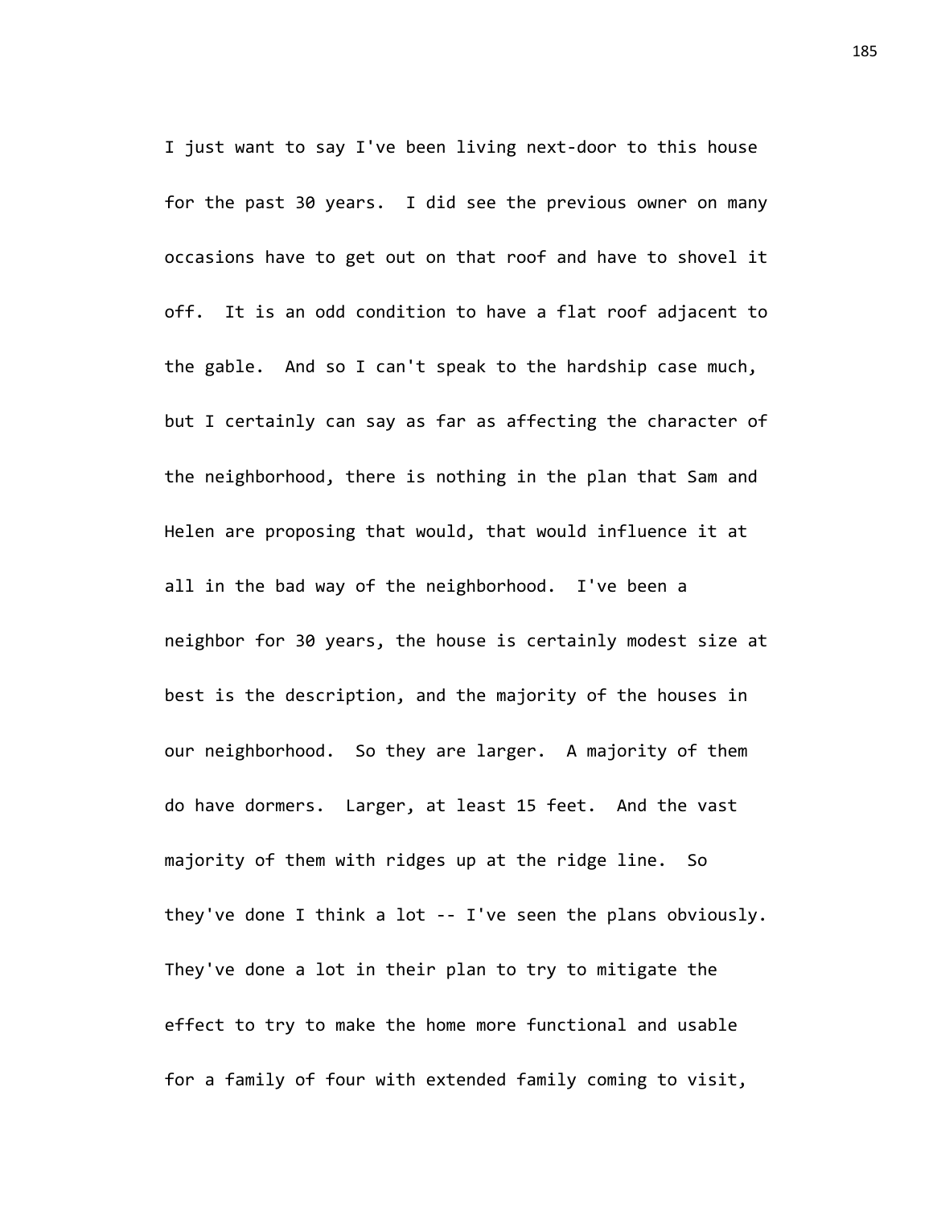I just want to say I've been living next-door to this house for the past 30 years. I did see the previous owner on many occasions have to get out on that roof and have to shovel it off. It is an odd condition to have a flat roof adjacent to the gable. And so I can't speak to the hardship case much, but I certainly can say as far as affecting the character of the neighborhood, there is nothing in the plan that Sam and Helen are proposing that would, that would influence it at all in the bad way of the neighborhood. I've been a neighbor for 30 years, the house is certainly modest size at best is the description, and the majority of the houses in our neighborhood. So they are larger. A majority of them do have dormers. Larger, at least 15 feet. And the vast majority of them with ridges up at the ridge line. So they've done I think a lot -- I've seen the plans obviously. They've done a lot in their plan to try to mitigate the effect to try to make the home more functional and usable for a family of four with extended family coming to visit,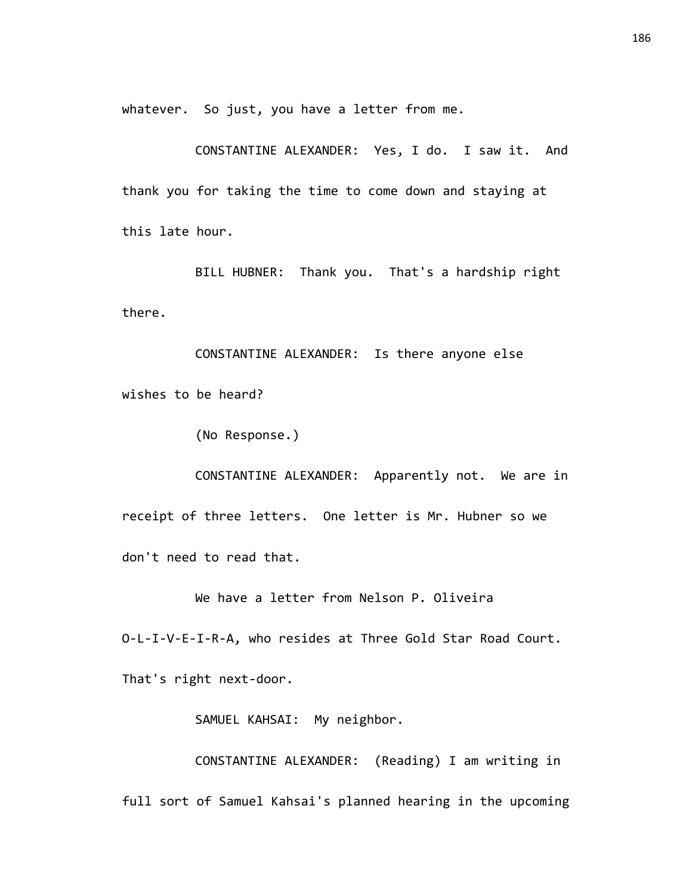whatever. So just, you have a letter from me.

CONSTANTINE ALEXANDER: Yes, I do. I saw it. And thank you for taking the time to come down and staying at this late hour.

BILL HUBNER: Thank you. That's a hardship right there.

CONSTANTINE ALEXANDER: Is there anyone else wishes to be heard?

(No Response.)

CONSTANTINE ALEXANDER: Apparently not. We are in receipt of three letters. One letter is Mr. Hubner so we don't need to read that.

We have a letter from Nelson P. Oliveira O-L-I-V-E-I-R-A, who resides at Three Gold Star Road Court. That's right next-door.

SAMUEL KAHSAI: My neighbor.

CONSTANTINE ALEXANDER: (Reading) I am writing in full sort of Samuel Kahsai's planned hearing in the upcoming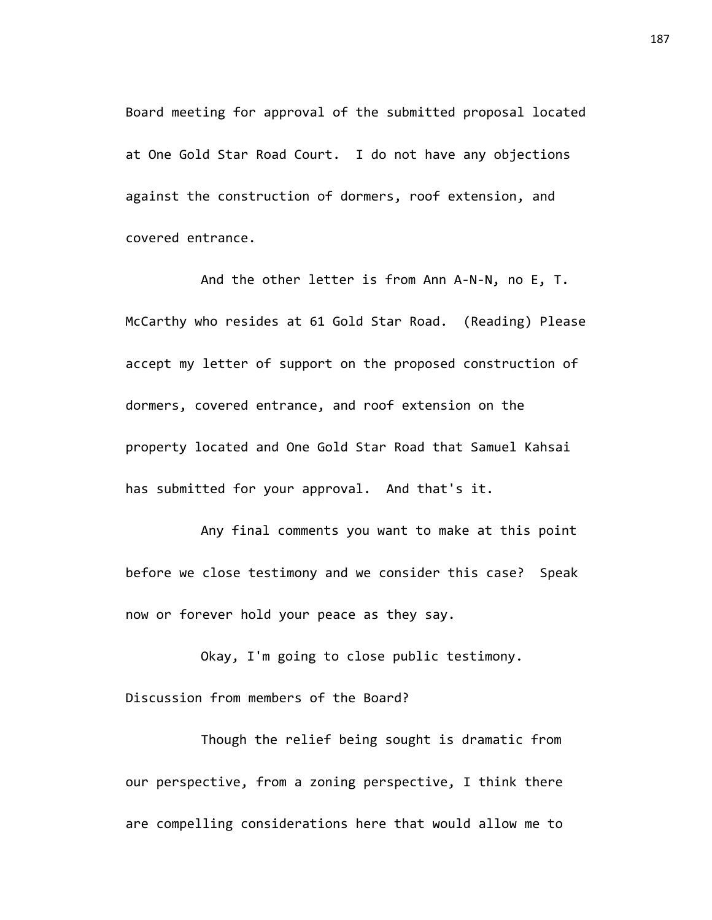Board meeting for approval of the submitted proposal located at One Gold Star Road Court. I do not have any objections against the construction of dormers, roof extension, and covered entrance.

And the other letter is from Ann A-N-N, no E, T. McCarthy who resides at 61 Gold Star Road. (Reading) Please accept my letter of support on the proposed construction of dormers, covered entrance, and roof extension on the property located and One Gold Star Road that Samuel Kahsai has submitted for your approval. And that's it.

Any final comments you want to make at this point before we close testimony and we consider this case? Speak now or forever hold your peace as they say.

Okay, I'm going to close public testimony. Discussion from members of the Board?

Though the relief being sought is dramatic from our perspective, from a zoning perspective, I think there are compelling considerations here that would allow me to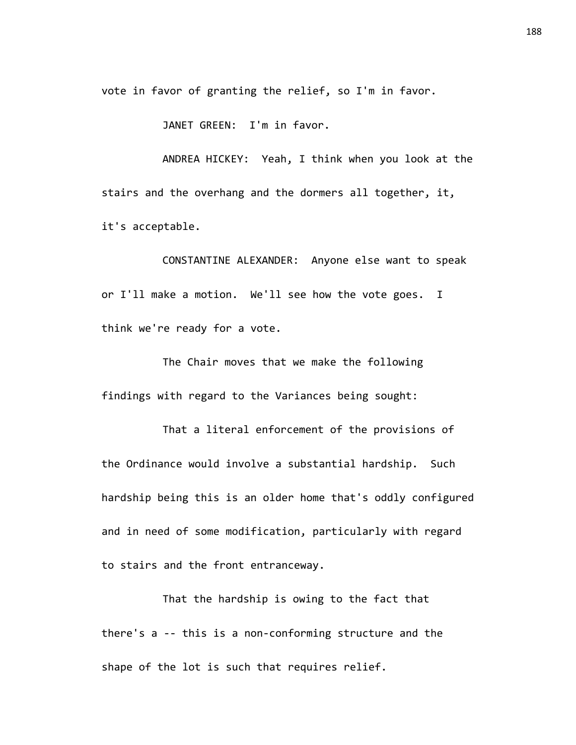vote in favor of granting the relief, so I'm in favor.

JANET GREEN: I'm in favor.

ANDREA HICKEY: Yeah, I think when you look at the stairs and the overhang and the dormers all together, it, it's acceptable.

CONSTANTINE ALEXANDER: Anyone else want to speak or I'll make a motion. We'll see how the vote goes. I think we're ready for a vote.

The Chair moves that we make the following findings with regard to the Variances being sought:

That a literal enforcement of the provisions of the Ordinance would involve a substantial hardship. Such hardship being this is an older home that's oddly configured and in need of some modification, particularly with regard to stairs and the front entranceway.

That the hardship is owing to the fact that there's a -- this is a non-conforming structure and the shape of the lot is such that requires relief.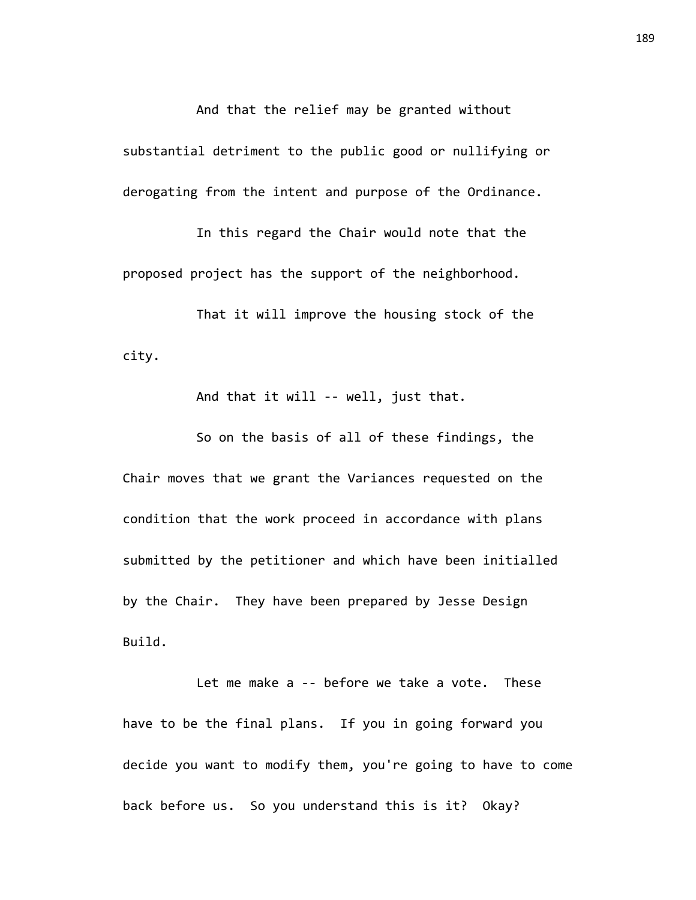And that the relief may be granted without substantial detriment to the public good or nullifying or derogating from the intent and purpose of the Ordinance.

In this regard the Chair would note that the proposed project has the support of the neighborhood.

That it will improve the housing stock of the city.

And that it will -- well, just that.

So on the basis of all of these findings, the Chair moves that we grant the Variances requested on the condition that the work proceed in accordance with plans submitted by the petitioner and which have been initialled by the Chair. They have been prepared by Jesse Design Build.

Let me make a -- before we take a vote. These have to be the final plans. If you in going forward you decide you want to modify them, you're going to have to come back before us. So you understand this is it? Okay?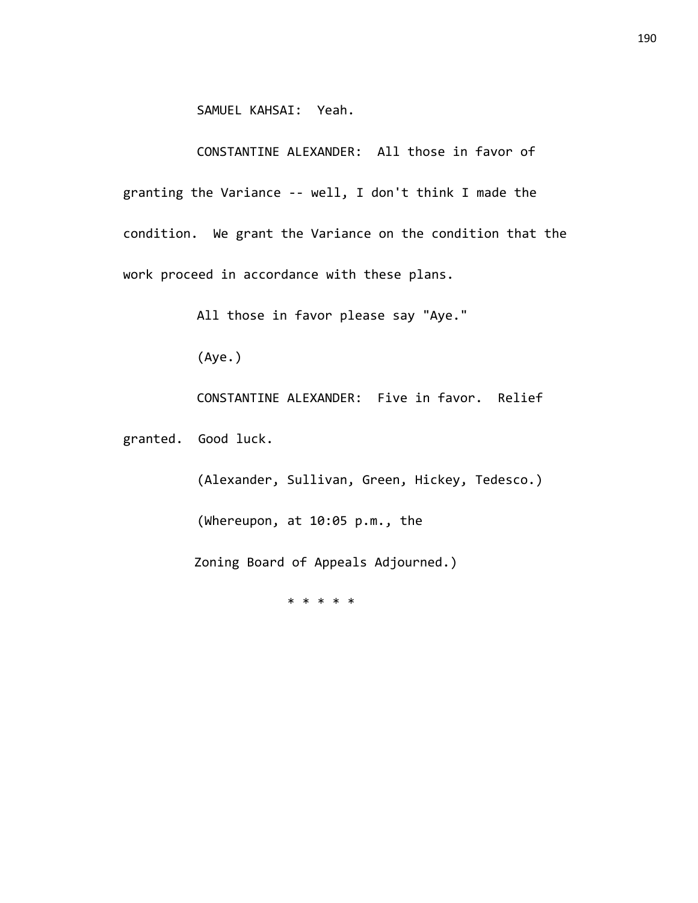SAMUEL KAHSAI: Yeah.

CONSTANTINE ALEXANDER: All those in favor of granting the Variance -- well, I don't think I made the condition. We grant the Variance on the condition that the work proceed in accordance with these plans.

All those in favor please say "Aye."

(Aye.)

CONSTANTINE ALEXANDER: Five in favor. Relief granted. Good luck.

(Alexander, Sullivan, Green, Hickey, Tedesco.)

(Whereupon, at 10:05 p.m., the Zoning Board of Appeals Adjourned.)

\* \* \* \* \*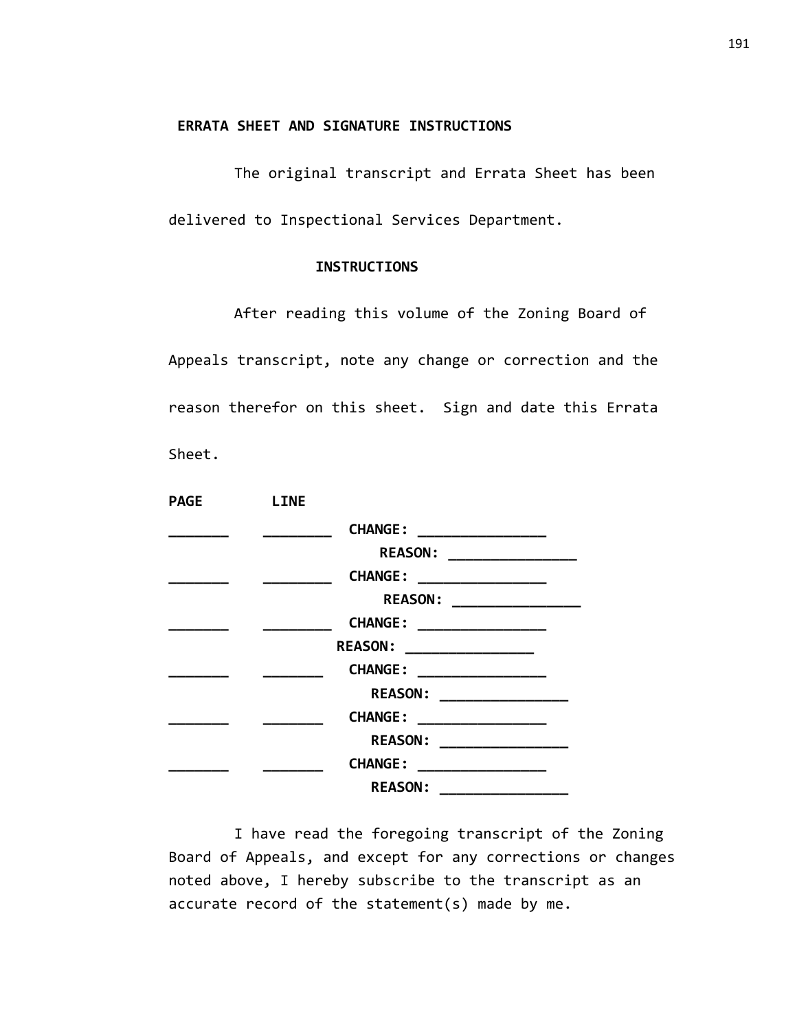**ERRATA SHEET AND SIGNATURE INSTRUCTIONS**

The original transcript and Errata Sheet has been delivered to Inspectional Services Department.

**INSTRUCTIONS**

After reading this volume of the Zoning Board of Appeals transcript, note any change or correction and the reason therefor on this sheet. Sign and date this Errata Sheet.

**PAGE** **LINE**

_______ ________ **CHANGE:** _______________
**REASON:** _______________
_______ ________ **CHANGE:** _______________
**REASON:** _______________
_______ ________ **CHANGE:** _______________
**REASON:** _______________
_______ _______ **CHANGE:** _______________
**REASON:** _______________
_______ _______ **CHANGE:** _______________
**REASON:** _______________
_______ _______ **CHANGE:** _______________
**REASON:** _______________

I have read the foregoing transcript of the Zoning Board of Appeals, and except for any corrections or changes noted above, I hereby subscribe to the transcript as an accurate record of the statement(s) made by me.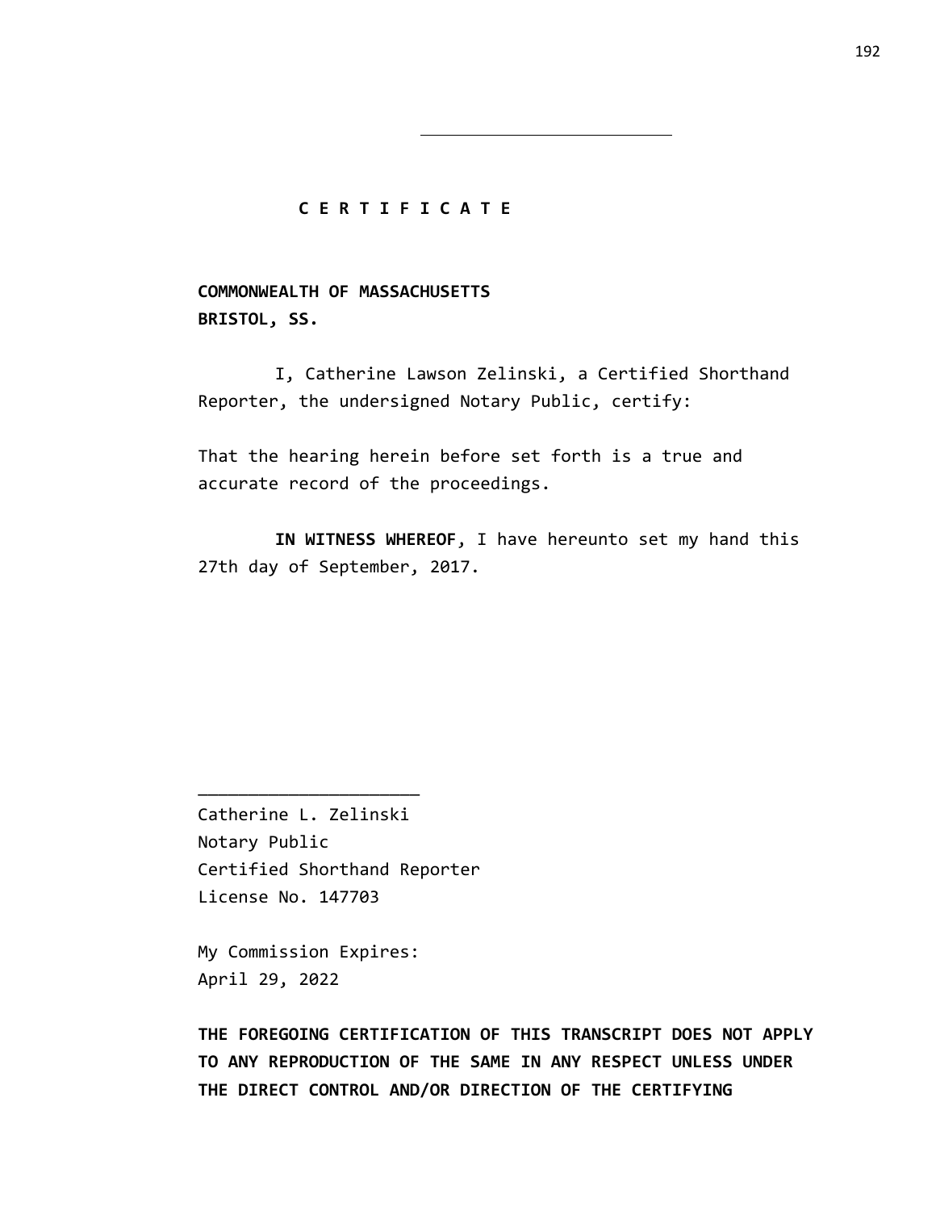---

**C E R T I F I C A T E**

**COMMONWEALTH OF MASSACHUSETTS**
**BRISTOL, SS.**

I, Catherine Lawson Zelinski, a Certified Shorthand Reporter, the undersigned Notary Public, certify:

That the hearing herein before set forth is a true and accurate record of the proceedings.

**IN WITNESS WHEREOF**, I have hereunto set my hand this 27th day of September, 2017.

______________________

Catherine L. Zelinski
Notary Public
Certified Shorthand Reporter
License No. 147703

My Commission Expires:
April 29, 2022

**THE FOREGOING CERTIFICATION OF THIS TRANSCRIPT DOES NOT APPLY TO ANY REPRODUCTION OF THE SAME IN ANY RESPECT UNLESS UNDER THE DIRECT CONTROL AND/OR DIRECTION OF THE CERTIFYING**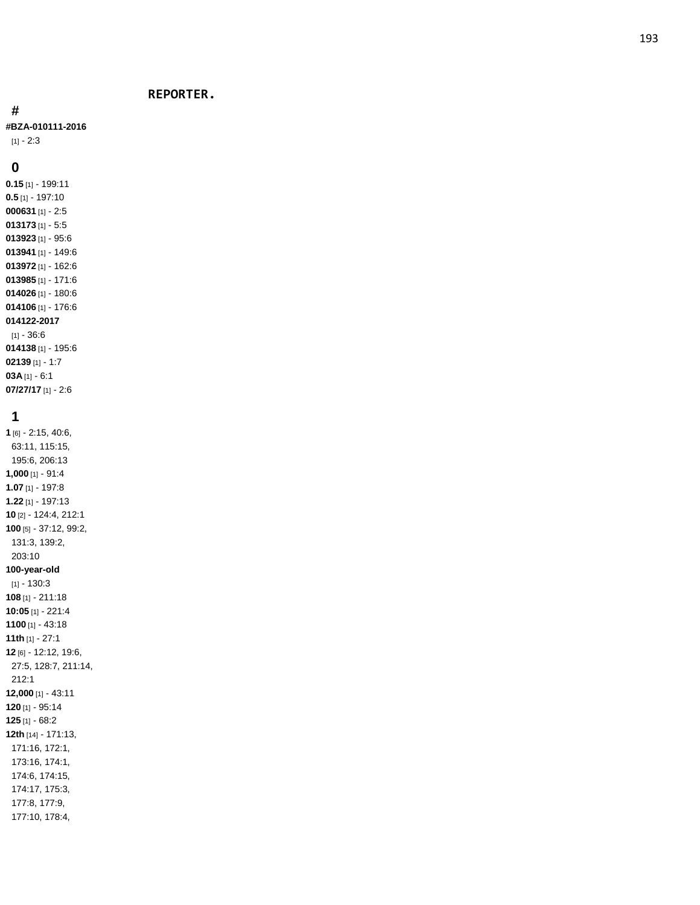**REPORTER.**

## #

**#BZA-010111-2016** [1] - 2:3

## 0

**0.15** [1] - 199:11
**0.5** [1] - 197:10
**000631** [1] - 2:5
**013173** [1] - 5:5
**013923** [1] - 95:6
**013941** [1] - 149:6
**013972** [1] - 162:6
**013985** [1] - 171:6
**014026** [1] - 180:6
**014106** [1] - 176:6
**014122-2017** [1] - 36:6
**014138** [1] - 195:6
**02139** [1] - 1:7
**03A** [1] - 6:1
**07/27/17** [1] - 2:6

## 1

**1** [6] - 2:15, 40:6, 63:11, 115:15, 195:6, 206:13
**1,000** [1] - 91:4
**1.07** [1] - 197:8
**1.22** [1] - 197:13
**10** [2] - 124:4, 212:1
**100** [5] - 37:12, 99:2, 131:3, 139:2, 203:10
**100-year-old** [1] - 130:3
**108** [1] - 211:18
**10:05** [1] - 221:4
**1100** [1] - 43:18
**11th** [1] - 27:1
**12** [6] - 12:12, 19:6, 27:5, 128:7, 211:14, 212:1
**12,000** [1] - 43:11
**120** [1] - 95:14
**125** [1] - 68:2
**12th** [14] - 171:13, 171:16, 172:1, 173:16, 174:1, 174:6, 174:15, 174:17, 175:3, 177:8, 177:9, 177:10, 178:4,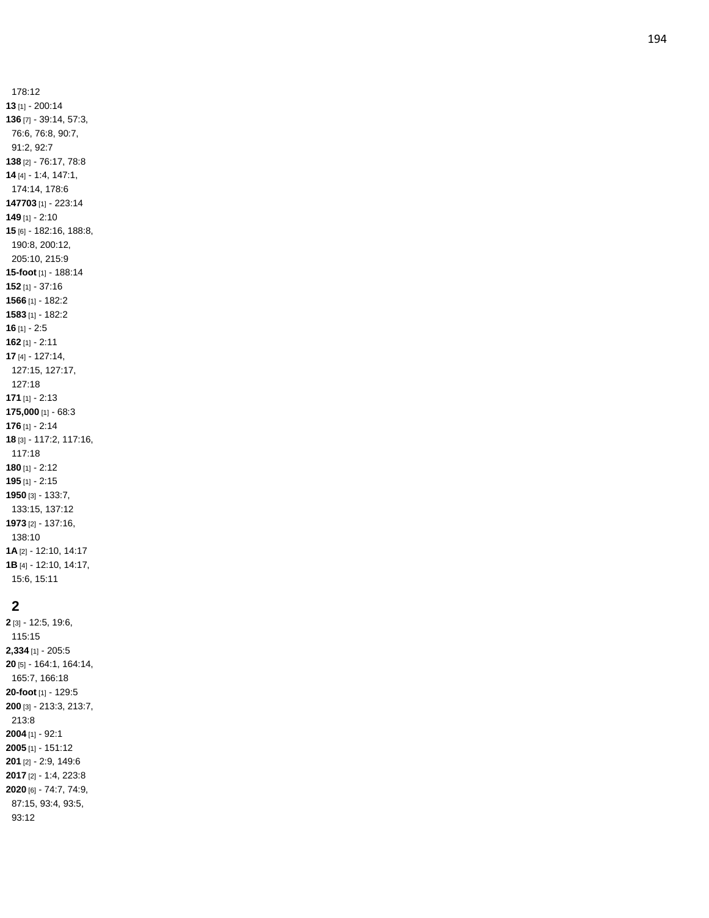178:12
**13** [1] - 200:14
**136** [7] - 39:14, 57:3, 76:6, 76:8, 90:7, 91:2, 92:7
**138** [2] - 76:17, 78:8
**14** [4] - 1:4, 147:1, 174:14, 178:6
**147703** [1] - 223:14
**149** [1] - 2:10
**15** [6] - 182:16, 188:8, 190:8, 200:12, 205:10, 215:9
**15-foot** [1] - 188:14
**152** [1] - 37:16
**1566** [1] - 182:2
**1583** [1] - 182:2
**16** [1] - 2:5
**162** [1] - 2:11
**17** [4] - 127:14, 127:15, 127:17, 127:18
**171** [1] - 2:13
**175,000** [1] - 68:3
**176** [1] - 2:14
**18** [3] - 117:2, 117:16, 117:18
**180** [1] - 2:12
**195** [1] - 2:15
**1950** [3] - 133:7, 133:15, 137:12
**1973** [2] - 137:16, 138:10
**1A** [2] - 12:10, 14:17
**1B** [4] - 12:10, 14:17, 15:6, 15:11

## 2

**2** [3] - 12:5, 19:6, 115:15
**2,334** [1] - 205:5
**20** [5] - 164:1, 164:14, 165:7, 166:18
**20-foot** [1] - 129:5
**200** [3] - 213:3, 213:7, 213:8
**2004** [1] - 92:1
**2005** [1] - 151:12
**201** [2] - 2:9, 149:6
**2017** [2] - 1:4, 223:8
**2020** [6] - 74:7, 74:9, 87:15, 93:4, 93:5, 93:12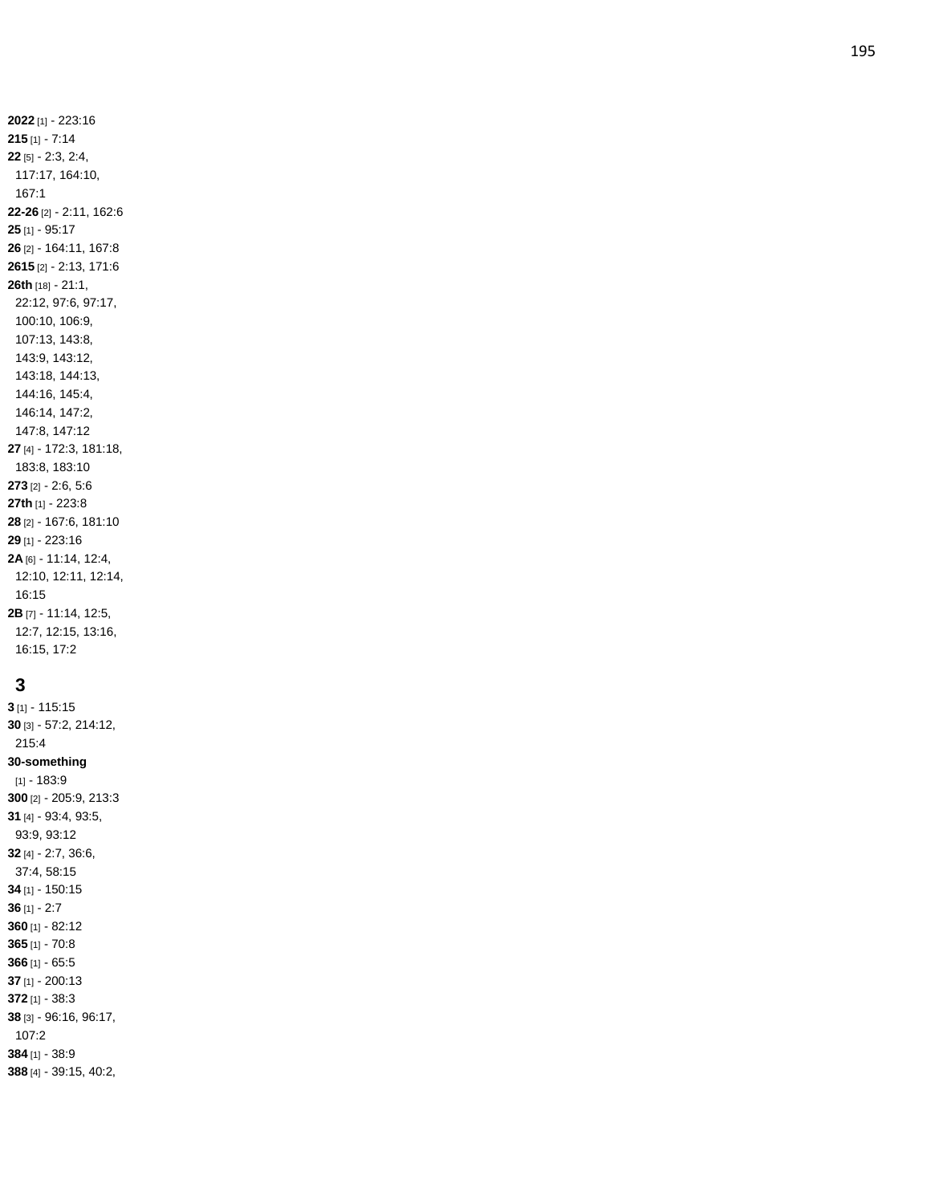**2022** [1] - 223:16
**215** [1] - 7:14
**22** [5] - 2:3, 2:4, 117:17, 164:10, 167:1
**22-26** [2] - 2:11, 162:6
**25** [1] - 95:17
**26** [2] - 164:11, 167:8
**2615** [2] - 2:13, 171:6
**26th** [18] - 21:1, 22:12, 97:6, 97:17, 100:10, 106:9, 107:13, 143:8, 143:9, 143:12, 143:18, 144:13, 144:16, 145:4, 146:14, 147:2, 147:8, 147:12
**27** [4] - 172:3, 181:18, 183:8, 183:10
**273** [2] - 2:6, 5:6
**27th** [1] - 223:8
**28** [2] - 167:6, 181:10
**29** [1] - 223:16
**2A** [6] - 11:14, 12:4, 12:10, 12:11, 12:14, 16:15
**2B** [7] - 11:14, 12:5, 12:7, 12:15, 13:16, 16:15, 17:2

## 3

**3** [1] - 115:15
**30** [3] - 57:2, 214:12, 215:4
**30-something** [1] - 183:9
**300** [2] - 205:9, 213:3
**31** [4] - 93:4, 93:5, 93:9, 93:12
**32** [4] - 2:7, 36:6, 37:4, 58:15
**34** [1] - 150:15
**36** [1] - 2:7
**360** [1] - 82:12
**365** [1] - 70:8
**366** [1] - 65:5
**37** [1] - 200:13
**372** [1] - 38:3
**38** [3] - 96:16, 96:17, 107:2
**384** [1] - 38:9
**388** [4] - 39:15, 40:2,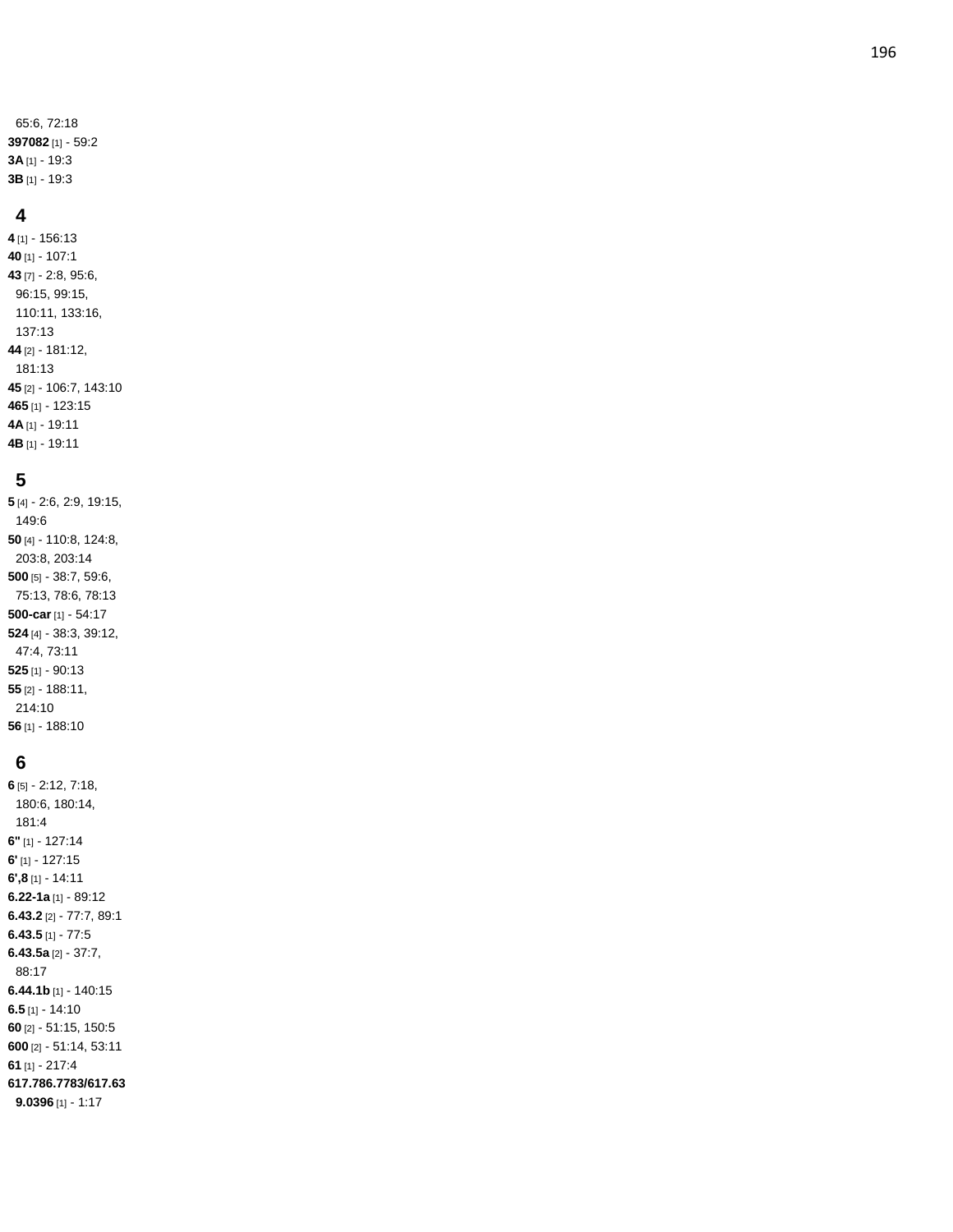65:6, 72:18
**397082** [1] - 59:2
**3A** [1] - 19:3
**3B** [1] - 19:3

## 4

**4** [1] - 156:13
**40** [1] - 107:1
**43** [7] - 2:8, 95:6, 96:15, 99:15, 110:11, 133:16, 137:13
**44** [2] - 181:12, 181:13
**45** [2] - 106:7, 143:10
**465** [1] - 123:15
**4A** [1] - 19:11
**4B** [1] - 19:11

## 5

**5** [4] - 2:6, 2:9, 19:15, 149:6
**50** [4] - 110:8, 124:8, 203:8, 203:14
**500** [5] - 38:7, 59:6, 75:13, 78:6, 78:13
**500-car** [1] - 54:17
**524** [4] - 38:3, 39:12, 47:4, 73:11
**525** [1] - 90:13
**55** [2] - 188:11, 214:10
**56** [1] - 188:10

## 6

**6** [5] - 2:12, 7:18, 180:6, 180:14, 181:4
**6"** [1] - 127:14
**6'** [1] - 127:15
**6',8** [1] - 14:11
**6.22-1a** [1] - 89:12
**6.43.2** [2] - 77:7, 89:1
**6.43.5** [1] - 77:5
**6.43.5a** [2] - 37:7, 88:17
**6.44.1b** [1] - 140:15
**6.5** [1] - 14:10
**60** [2] - 51:15, 150:5
**600** [2] - 51:14, 53:11
**61** [1] - 217:4
**617.786.7783/617.639.0396** [1] - 1:17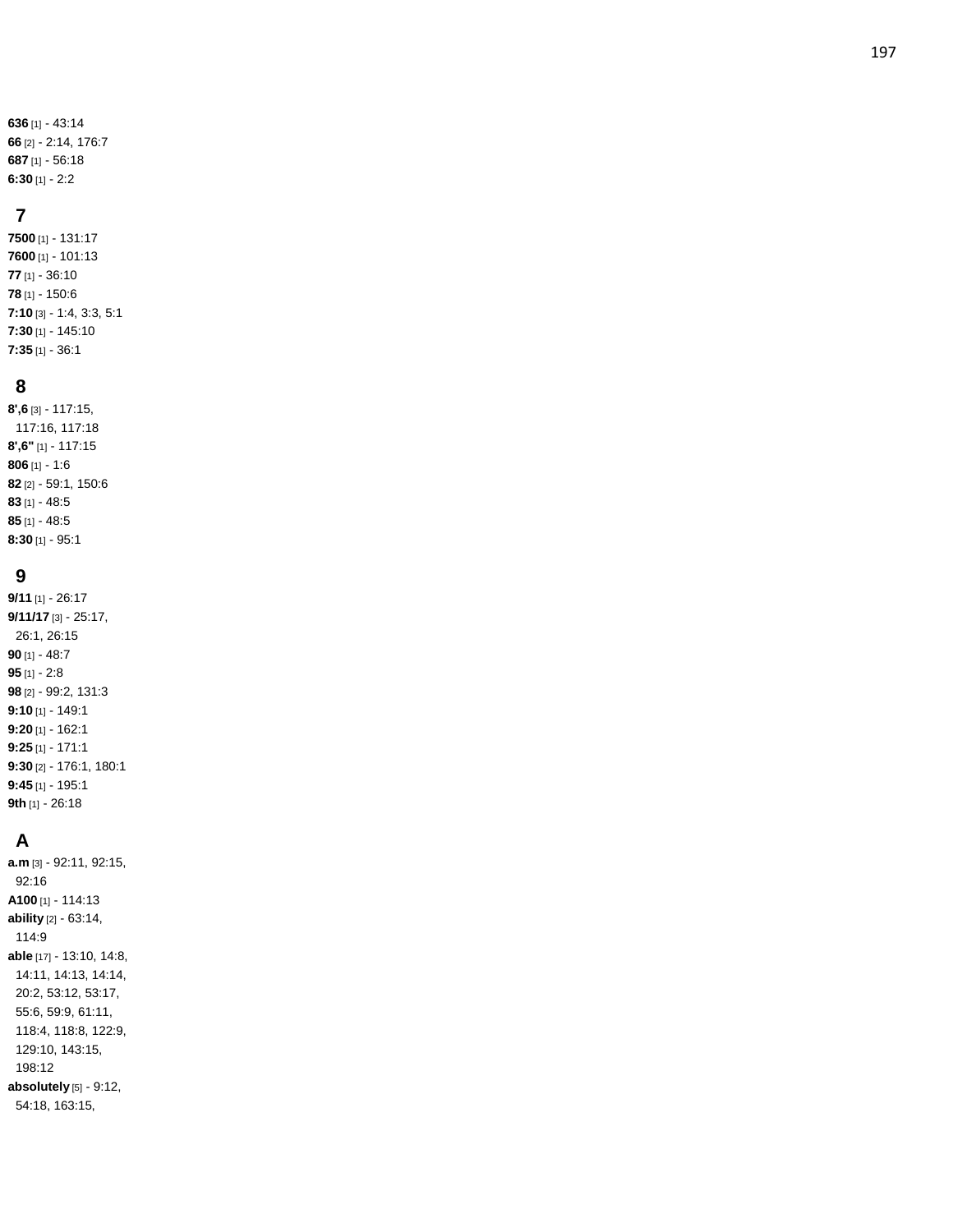**636** [1] - 43:14
**66** [2] - 2:14, 176:7
**687** [1] - 56:18
**6:30** [1] - 2:2

## 7

**7500** [1] - 131:17
**7600** [1] - 101:13
**77** [1] - 36:10
**78** [1] - 150:6
**7:10** [3] - 1:4, 3:3, 5:1
**7:30** [1] - 145:10
**7:35** [1] - 36:1

## 8

**8',6** [3] - 117:15, 117:16, 117:18
**8',6"** [1] - 117:15
**806** [1] - 1:6
**82** [2] - 59:1, 150:6
**83** [1] - 48:5
**85** [1] - 48:5
**8:30** [1] - 95:1

## 9

**9/11** [1] - 26:17
**9/11/17** [3] - 25:17, 26:1, 26:15
**90** [1] - 48:7
**95** [1] - 2:8
**98** [2] - 99:2, 131:3
**9:10** [1] - 149:1
**9:20** [1] - 162:1
**9:25** [1] - 171:1
**9:30** [2] - 176:1, 180:1
**9:45** [1] - 195:1
**9th** [1] - 26:18

## A

**a.m** [3] - 92:11, 92:15, 92:16
**A100** [1] - 114:13
**ability** [2] - 63:14, 114:9
**able** [17] - 13:10, 14:8, 14:11, 14:13, 14:14, 20:2, 53:12, 53:17, 55:6, 59:9, 61:11, 118:4, 118:8, 122:9, 129:10, 143:15, 198:12
**absolutely** [5] - 9:12, 54:18, 163:15,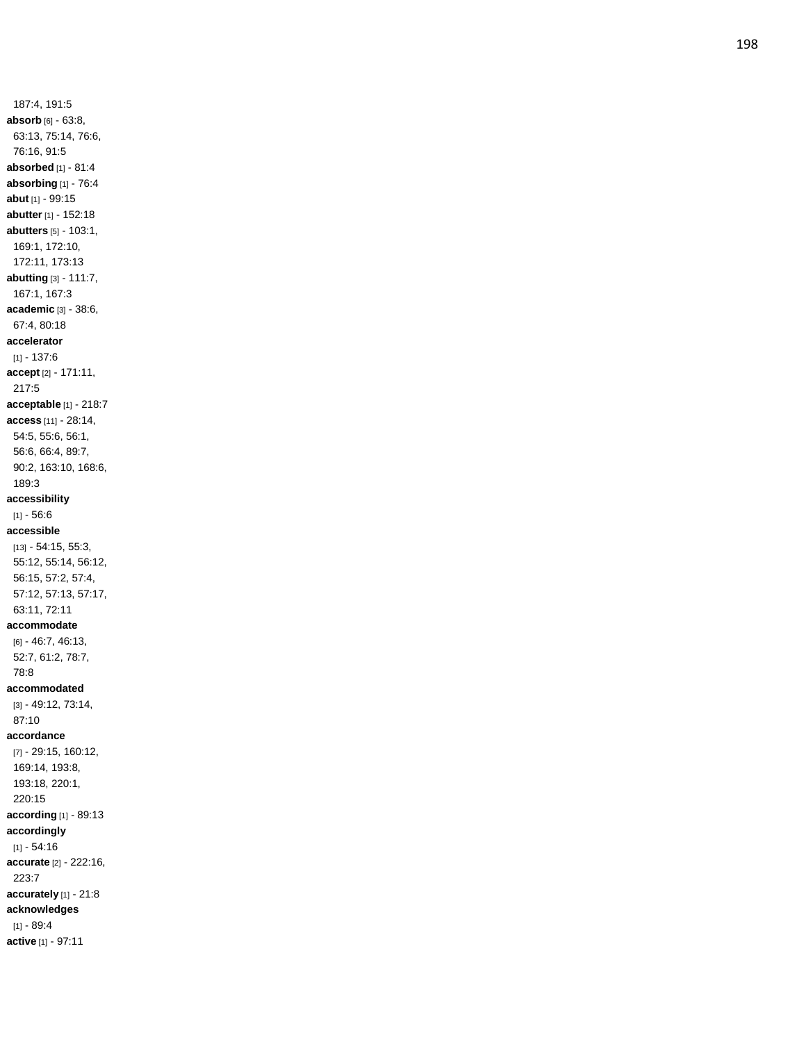187:4, 191:5

**absorb** [6] - 63:8, 63:13, 75:14, 76:6, 76:16, 91:5

**absorbed** [1] - 81:4

**absorbing** [1] - 76:4

**abut** [1] - 99:15

**abutter** [1] - 152:18

**abutters** [5] - 103:1, 169:1, 172:10, 172:11, 173:13

**abutting** [3] - 111:7, 167:1, 167:3

**academic** [3] - 38:6, 67:4, 80:18

**accelerator** [1] - 137:6

**accept** [2] - 171:11, 217:5

**acceptable** [1] - 218:7

**access** [11] - 28:14, 54:5, 55:6, 56:1, 56:6, 66:4, 89:7, 90:2, 163:10, 168:6, 189:3

**accessibility** [1] - 56:6

**accessible** [13] - 54:15, 55:3, 55:12, 55:14, 56:12, 56:15, 57:2, 57:4, 57:12, 57:13, 57:17, 63:11, 72:11

**accommodate** [6] - 46:7, 46:13, 52:7, 61:2, 78:7, 78:8

**accommodated** [3] - 49:12, 73:14, 87:10

**accordance** [7] - 29:15, 160:12, 169:14, 193:8, 193:18, 220:1, 220:15

**according** [1] - 89:13

**accordingly** [1] - 54:16

**accurate** [2] - 222:16, 223:7

**accurately** [1] - 21:8

**acknowledges** [1] - 89:4

**active** [1] - 97:11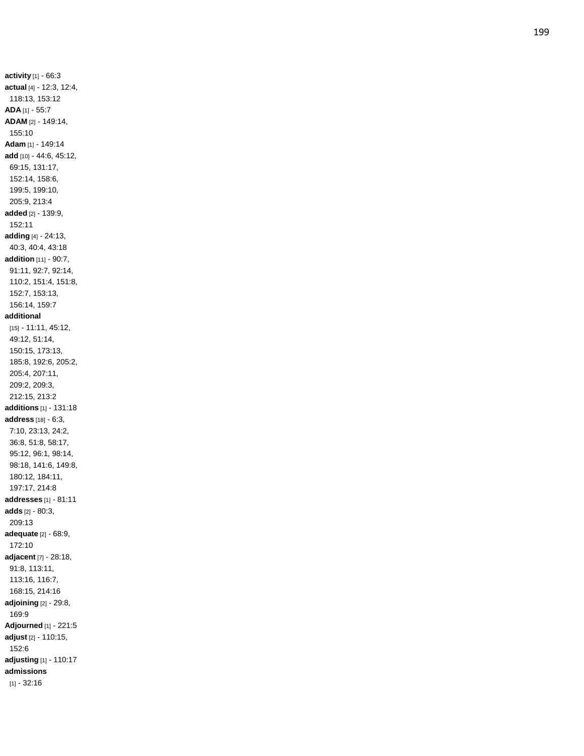**activity** [1] - 66:3
**actual** [4] - 12:3, 12:4, 118:13, 153:12
**ADA** [1] - 55:7
**ADAM** [2] - 149:14, 155:10
**Adam** [1] - 149:14
**add** [10] - 44:6, 45:12, 69:15, 131:17, 152:14, 158:6, 199:5, 199:10, 205:9, 213:4
**added** [2] - 139:9, 152:11
**adding** [4] - 24:13, 40:3, 40:4, 43:18
**addition** [11] - 90:7, 91:11, 92:7, 92:14, 110:2, 151:4, 151:8, 152:7, 153:13, 156:14, 159:7
**additional** [15] - 11:11, 45:12, 49:12, 51:14, 150:15, 173:13, 185:8, 192:6, 205:2, 205:4, 207:11, 209:2, 209:3, 212:15, 213:2
**additions** [1] - 131:18
**address** [18] - 6:3, 7:10, 23:13, 24:2, 36:8, 51:8, 58:17, 95:12, 96:1, 98:14, 98:18, 141:6, 149:8, 180:12, 184:11, 197:17, 214:8
**addresses** [1] - 81:11
**adds** [2] - 80:3, 209:13
**adequate** [2] - 68:9, 172:10
**adjacent** [7] - 28:18, 91:8, 113:11, 113:16, 116:7, 168:15, 214:16
**adjoining** [2] - 29:8, 169:9
**Adjourned** [1] - 221:5
**adjust** [2] - 110:15, 152:6
**adjusting** [1] - 110:17
**admissions** [1] - 32:16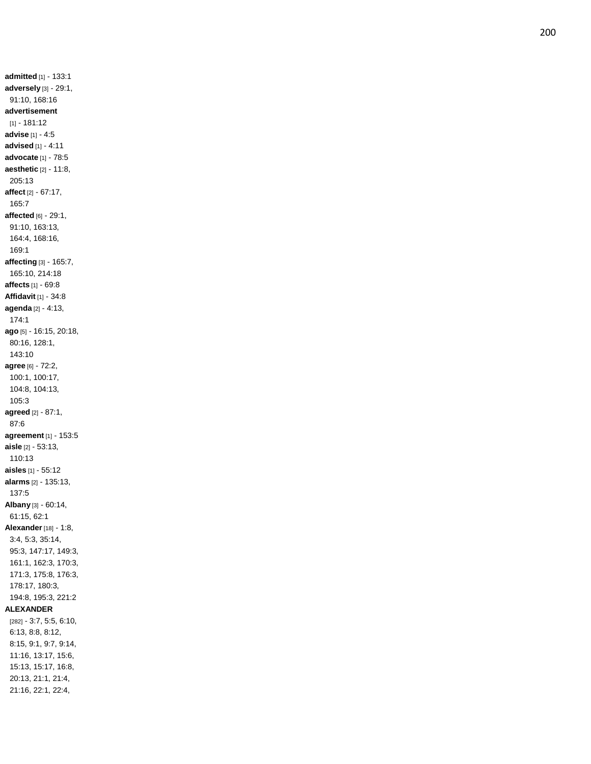**admitted** [1] - 133:1
**adversely** [3] - 29:1, 91:10, 168:16
**advertisement** [1] - 181:12
**advise** [1] - 4:5
**advised** [1] - 4:11
**advocate** [1] - 78:5
**aesthetic** [2] - 11:8, 205:13
**affect** [2] - 67:17, 165:7
**affected** [6] - 29:1, 91:10, 163:13, 164:4, 168:16, 169:1
**affecting** [3] - 165:7, 165:10, 214:18
**affects** [1] - 69:8
**Affidavit** [1] - 34:8
**agenda** [2] - 4:13, 174:1
**ago** [5] - 16:15, 20:18, 80:16, 128:1, 143:10
**agree** [6] - 72:2, 100:1, 100:17, 104:8, 104:13, 105:3
**agreed** [2] - 87:1, 87:6
**agreement** [1] - 153:5
**aisle** [2] - 53:13, 110:13
**aisles** [1] - 55:12
**alarms** [2] - 135:13, 137:5
**Albany** [3] - 60:14, 61:15, 62:1
**Alexander** [18] - 1:8, 3:4, 5:3, 35:14, 95:3, 147:17, 149:3, 161:1, 162:3, 170:3, 171:3, 175:8, 176:3, 178:17, 180:3, 194:8, 195:3, 221:2
**ALEXANDER** [282] - 3:7, 5:5, 6:10, 6:13, 8:8, 8:12, 8:15, 9:1, 9:7, 9:14, 11:16, 13:17, 15:6, 15:13, 15:17, 16:8, 20:13, 21:1, 21:4, 21:16, 22:1, 22:4,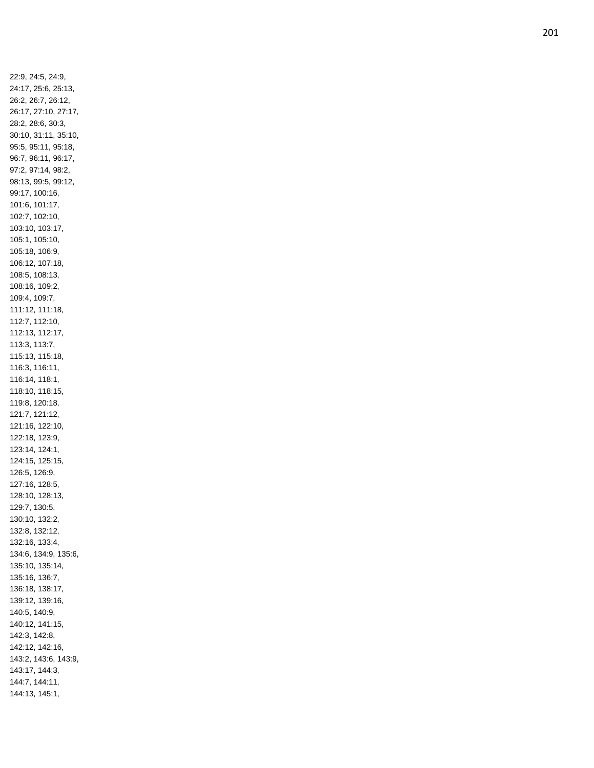22:9, 24:5, 24:9,
24:17, 25:6, 25:13,
26:2, 26:7, 26:12,
26:17, 27:10, 27:17,
28:2, 28:6, 30:3,
30:10, 31:11, 35:10,
95:5, 95:11, 95:18,
96:7, 96:11, 96:17,
97:2, 97:14, 98:2,
98:13, 99:5, 99:12,
99:17, 100:16,
101:6, 101:17,
102:7, 102:10,
103:10, 103:17,
105:1, 105:10,
105:18, 106:9,
106:12, 107:18,
108:5, 108:13,
108:16, 109:2,
109:4, 109:7,
111:12, 111:18,
112:7, 112:10,
112:13, 112:17,
113:3, 113:7,
115:13, 115:18,
116:3, 116:11,
116:14, 118:1,
118:10, 118:15,
119:8, 120:18,
121:7, 121:12,
121:16, 122:10,
122:18, 123:9,
123:14, 124:1,
124:15, 125:15,
126:5, 126:9,
127:16, 128:5,
128:10, 128:13,
129:7, 130:5,
130:10, 132:2,
132:8, 132:12,
132:16, 133:4,
134:6, 134:9, 135:6,
135:10, 135:14,
135:16, 136:7,
136:18, 138:17,
139:12, 139:16,
140:5, 140:9,
140:12, 141:15,
142:3, 142:8,
142:12, 142:16,
143:2, 143:6, 143:9,
143:17, 144:3,
144:7, 144:11,
144:13, 145:1,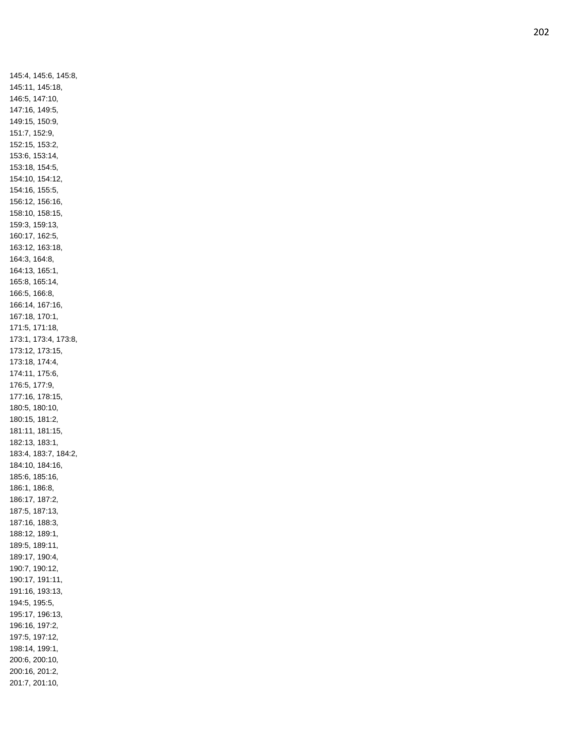145:4, 145:6, 145:8,
145:11, 145:18,
146:5, 147:10,
147:16, 149:5,
149:15, 150:9,
151:7, 152:9,
152:15, 153:2,
153:6, 153:14,
153:18, 154:5,
154:10, 154:12,
154:16, 155:5,
156:12, 156:16,
158:10, 158:15,
159:3, 159:13,
160:17, 162:5,
163:12, 163:18,
164:3, 164:8,
164:13, 165:1,
165:8, 165:14,
166:5, 166:8,
166:14, 167:16,
167:18, 170:1,
171:5, 171:18,
173:1, 173:4, 173:8,
173:12, 173:15,
173:18, 174:4,
174:11, 175:6,
176:5, 177:9,
177:16, 178:15,
180:5, 180:10,
180:15, 181:2,
181:11, 181:15,
182:13, 183:1,
183:4, 183:7, 184:2,
184:10, 184:16,
185:6, 185:16,
186:1, 186:8,
186:17, 187:2,
187:5, 187:13,
187:16, 188:3,
188:12, 189:1,
189:5, 189:11,
189:17, 190:4,
190:7, 190:12,
190:17, 191:11,
191:16, 193:13,
194:5, 195:5,
195:17, 196:13,
196:16, 197:2,
197:5, 197:12,
198:14, 199:1,
200:6, 200:10,
200:16, 201:2,
201:7, 201:10,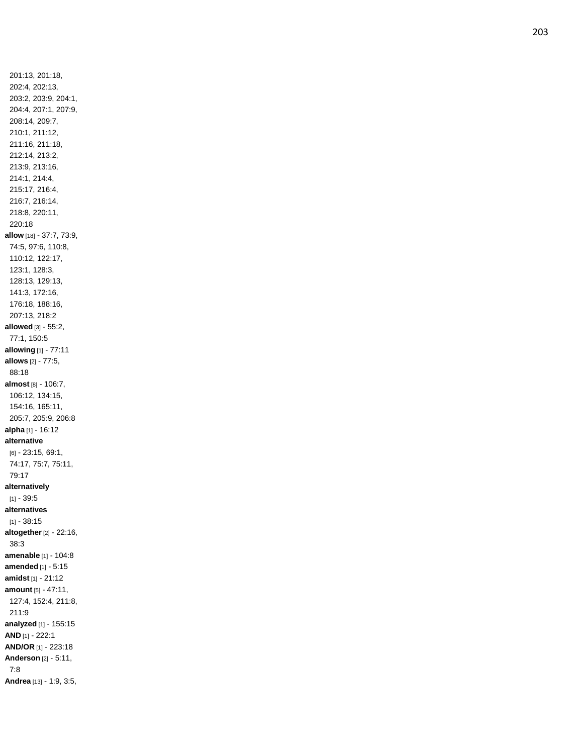201:13, 201:18, 202:4, 202:13, 203:2, 203:9, 204:1, 204:4, 207:1, 207:9, 208:14, 209:7, 210:1, 211:12, 211:16, 211:18, 212:14, 213:2, 213:9, 213:16, 214:1, 214:4, 215:17, 216:4, 216:7, 216:14, 218:8, 220:11, 220:18

**allow** [18] - 37:7, 73:9, 74:5, 97:6, 110:8, 110:12, 122:17, 123:1, 128:3, 128:13, 129:13, 141:3, 172:16, 176:18, 188:16, 207:13, 218:2

**allowed** [3] - 55:2, 77:1, 150:5

**allowing** [1] - 77:11

**allows** [2] - 77:5, 88:18

**almost** [8] - 106:7, 106:12, 134:15, 154:16, 165:11, 205:7, 205:9, 206:8

**alpha** [1] - 16:12

**alternative** [6] - 23:15, 69:1, 74:17, 75:7, 75:11, 79:17

**alternatively** [1] - 39:5

**alternatives** [1] - 38:15

**altogether** [2] - 22:16, 38:3

**amenable** [1] - 104:8

**amended** [1] - 5:15

**amidst** [1] - 21:12

**amount** [5] - 47:11, 127:4, 152:4, 211:8, 211:9

**analyzed** [1] - 155:15

**AND** [1] - 222:1

**AND/OR** [1] - 223:18

**Anderson** [2] - 5:11, 7:8

**Andrea** [13] - 1:9, 3:5,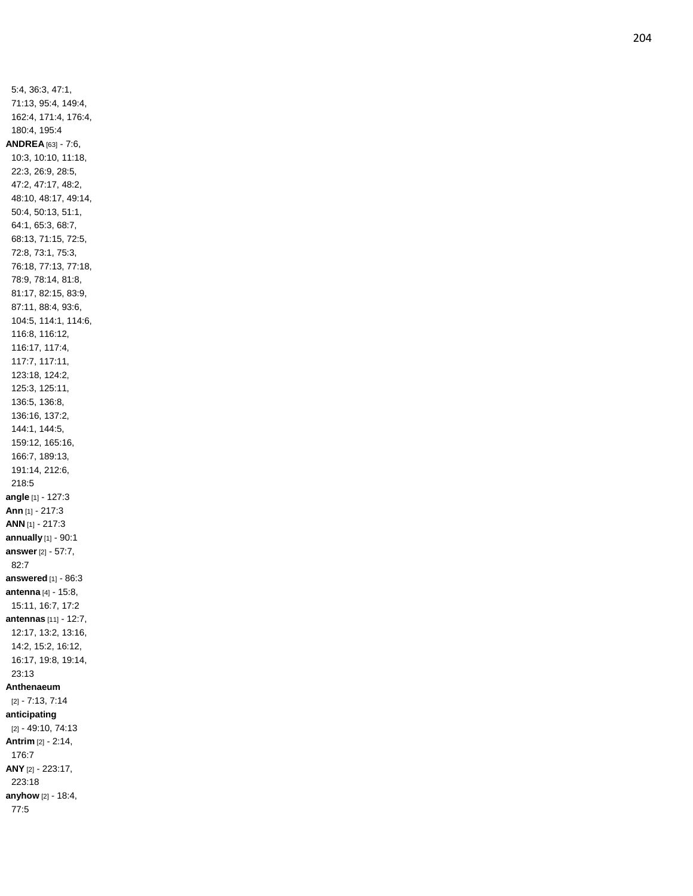5:4, 36:3, 47:1, 71:13, 95:4, 149:4, 162:4, 171:4, 176:4, 180:4, 195:4

**ANDREA** [63] - 7:6, 10:3, 10:10, 11:18, 22:3, 26:9, 28:5, 47:2, 47:17, 48:2, 48:10, 48:17, 49:14, 50:4, 50:13, 51:1, 64:1, 65:3, 68:7, 68:13, 71:15, 72:5, 72:8, 73:1, 75:3, 76:18, 77:13, 77:18, 78:9, 78:14, 81:8, 81:17, 82:15, 83:9, 87:11, 88:4, 93:6, 104:5, 114:1, 114:6, 116:8, 116:12, 116:17, 117:4, 117:7, 117:11, 123:18, 124:2, 125:3, 125:11, 136:5, 136:8, 136:16, 137:2, 144:1, 144:5, 159:12, 165:16, 166:7, 189:13, 191:14, 212:6, 218:5

**angle** [1] - 127:3

**Ann** [1] - 217:3

**ANN** [1] - 217:3

**annually** [1] - 90:1

**answer** [2] - 57:7, 82:7

**answered** [1] - 86:3

**antenna** [4] - 15:8, 15:11, 16:7, 17:2

**antennas** [11] - 12:7, 12:17, 13:2, 13:16, 14:2, 15:2, 16:12, 16:17, 19:8, 19:14, 23:13

**Anthenaeum** [2] - 7:13, 7:14

**anticipating** [2] - 49:10, 74:13

**Antrim** [2] - 2:14, 176:7

**ANY** [2] - 223:17, 223:18

**anyhow** [2] - 18:4, 77:5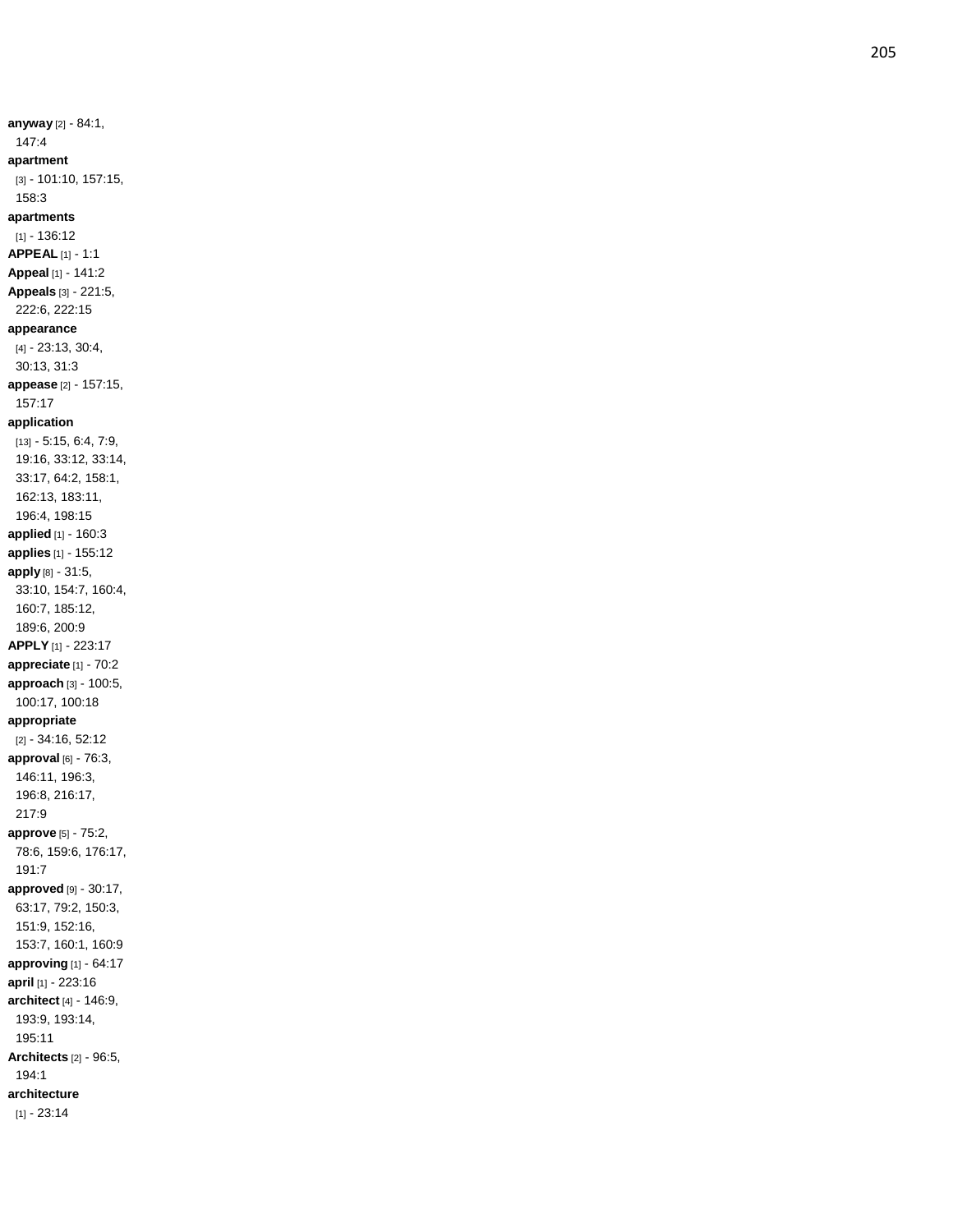**anyway** [2] - 84:1, 147:4
**apartment** [3] - 101:10, 157:15, 158:3
**apartments** [1] - 136:12
**APPEAL** [1] - 1:1
**Appeal** [1] - 141:2
**Appeals** [3] - 221:5, 222:6, 222:15
**appearance** [4] - 23:13, 30:4, 30:13, 31:3
**appease** [2] - 157:15, 157:17
**application** [13] - 5:15, 6:4, 7:9, 19:16, 33:12, 33:14, 33:17, 64:2, 158:1, 162:13, 183:11, 196:4, 198:15
**applied** [1] - 160:3
**applies** [1] - 155:12
**apply** [8] - 31:5, 33:10, 154:7, 160:4, 160:7, 185:12, 189:6, 200:9
**APPLY** [1] - 223:17
**appreciate** [1] - 70:2
**approach** [3] - 100:5, 100:17, 100:18
**appropriate** [2] - 34:16, 52:12
**approval** [6] - 76:3, 146:11, 196:3, 196:8, 216:17, 217:9
**approve** [5] - 75:2, 78:6, 159:6, 176:17, 191:7
**approved** [9] - 30:17, 63:17, 79:2, 150:3, 151:9, 152:16, 153:7, 160:1, 160:9
**approving** [1] - 64:17
**april** [1] - 223:16
**architect** [4] - 146:9, 193:9, 193:14, 195:11
**Architects** [2] - 96:5, 194:1
**architecture** [1] - 23:14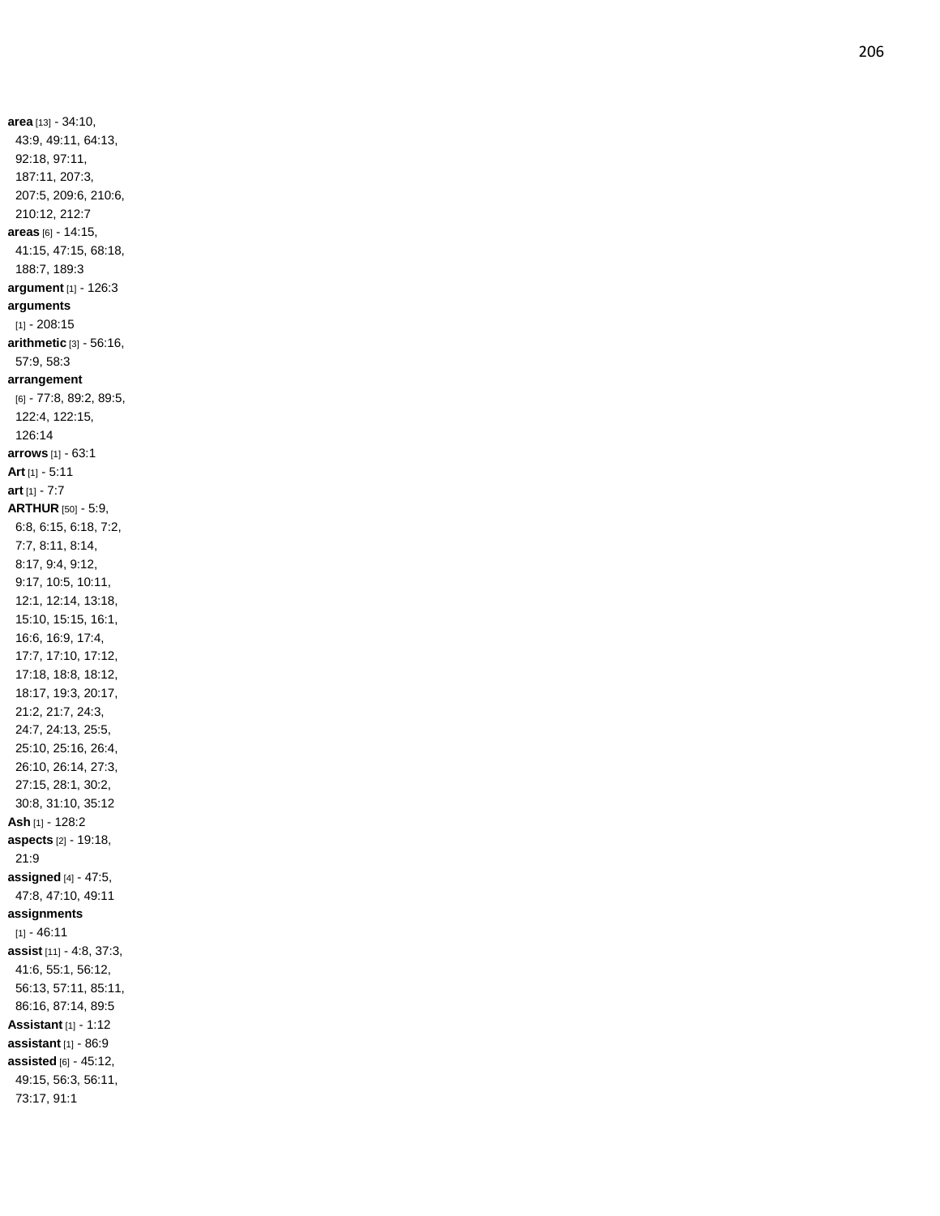**area** [13] - 34:10, 43:9, 49:11, 64:13, 92:18, 97:11, 187:11, 207:3, 207:5, 209:6, 210:6, 210:12, 212:7

**areas** [6] - 14:15, 41:15, 47:15, 68:18, 188:7, 189:3

**argument** [1] - 126:3

**arguments** [1] - 208:15

**arithmetic** [3] - 56:16, 57:9, 58:3

**arrangement** [6] - 77:8, 89:2, 89:5, 122:4, 122:15, 126:14

**arrows** [1] - 63:1

**Art** [1] - 5:11

**art** [1] - 7:7

**ARTHUR** [50] - 5:9, 6:8, 6:15, 6:18, 7:2, 7:7, 8:11, 8:14, 8:17, 9:4, 9:12, 9:17, 10:5, 10:11, 12:1, 12:14, 13:18, 15:10, 15:15, 16:1, 16:6, 16:9, 17:4, 17:7, 17:10, 17:12, 17:18, 18:8, 18:12, 18:17, 19:3, 20:17, 21:2, 21:7, 24:3, 24:7, 24:13, 25:5, 25:10, 25:16, 26:4, 26:10, 26:14, 27:3, 27:15, 28:1, 30:2, 30:8, 31:10, 35:12

**Ash** [1] - 128:2

**aspects** [2] - 19:18, 21:9

**assigned** [4] - 47:5, 47:8, 47:10, 49:11

**assignments** [1] - 46:11

**assist** [11] - 4:8, 37:3, 41:6, 55:1, 56:12, 56:13, 57:11, 85:11, 86:16, 87:14, 89:5

**Assistant** [1] - 1:12

**assistant** [1] - 86:9

**assisted** [6] - 45:12, 49:15, 56:3, 56:11, 73:17, 91:1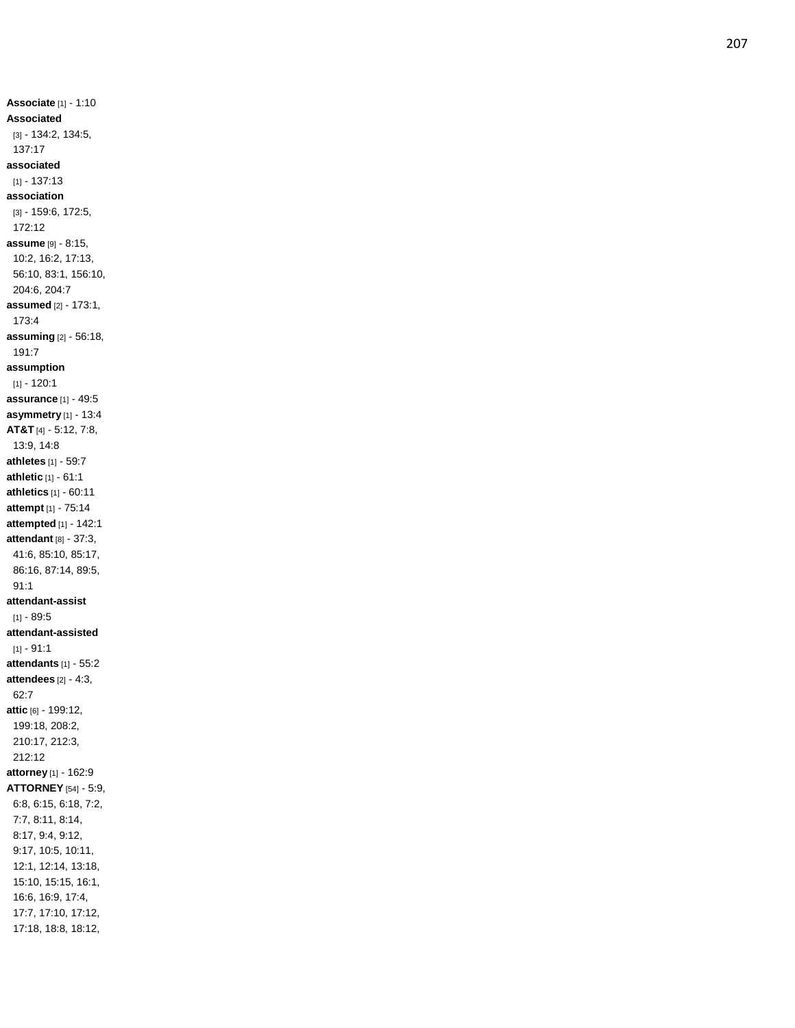**Associate** [1] - 1:10
**Associated** [3] - 134:2, 134:5, 137:17
**associated** [1] - 137:13
**association** [3] - 159:6, 172:5, 172:12
**assume** [9] - 8:15, 10:2, 16:2, 17:13, 56:10, 83:1, 156:10, 204:6, 204:7
**assumed** [2] - 173:1, 173:4
**assuming** [2] - 56:18, 191:7
**assumption** [1] - 120:1
**assurance** [1] - 49:5
**asymmetry** [1] - 13:4
**AT&T** [4] - 5:12, 7:8, 13:9, 14:8
**athletes** [1] - 59:7
**athletic** [1] - 61:1
**athletics** [1] - 60:11
**attempt** [1] - 75:14
**attempted** [1] - 142:1
**attendant** [8] - 37:3, 41:6, 85:10, 85:17, 86:16, 87:14, 89:5, 91:1
**attendant-assist** [1] - 89:5
**attendant-assisted** [1] - 91:1
**attendants** [1] - 55:2
**attendees** [2] - 4:3, 62:7
**attic** [6] - 199:12, 199:18, 208:2, 210:17, 212:3, 212:12
**attorney** [1] - 162:9
**ATTORNEY** [54] - 5:9, 6:8, 6:15, 6:18, 7:2, 7:7, 8:11, 8:14, 8:17, 9:4, 9:12, 9:17, 10:5, 10:11, 12:1, 12:14, 13:18, 15:10, 15:15, 16:1, 16:6, 16:9, 17:4, 17:7, 17:10, 17:12, 17:18, 18:8, 18:12,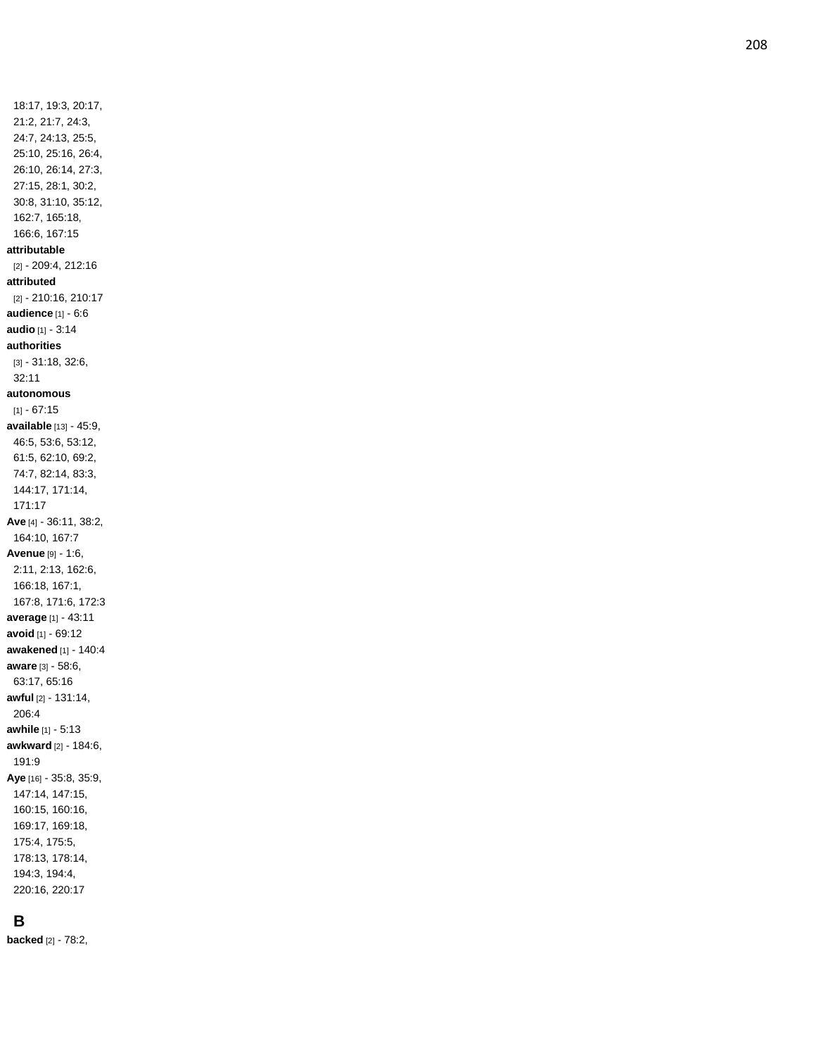18:17, 19:3, 20:17, 21:2, 21:7, 24:3, 24:7, 24:13, 25:5, 25:10, 25:16, 26:4, 26:10, 26:14, 27:3, 27:15, 28:1, 30:2, 30:8, 31:10, 35:12, 162:7, 165:18, 166:6, 167:15

**attributable** [2] - 209:4, 212:16

**attributed** [2] - 210:16, 210:17

**audience** [1] - 6:6

**audio** [1] - 3:14

**authorities** [3] - 31:18, 32:6, 32:11

**autonomous** [1] - 67:15

**available** [13] - 45:9, 46:5, 53:6, 53:12, 61:5, 62:10, 69:2, 74:7, 82:14, 83:3, 144:17, 171:14, 171:17

**Ave** [4] - 36:11, 38:2, 164:10, 167:7

**Avenue** [9] - 1:6, 2:11, 2:13, 162:6, 166:18, 167:1, 167:8, 171:6, 172:3

**average** [1] - 43:11

**avoid** [1] - 69:12

**awakened** [1] - 140:4

**aware** [3] - 58:6, 63:17, 65:16

**awful** [2] - 131:14, 206:4

**awhile** [1] - 5:13

**awkward** [2] - 184:6, 191:9

**Aye** [16] - 35:8, 35:9, 147:14, 147:15, 160:15, 160:16, 169:17, 169:18, 175:4, 175:5, 178:13, 178:14, 194:3, 194:4, 220:16, 220:17

## B

**backed** [2] - 78:2,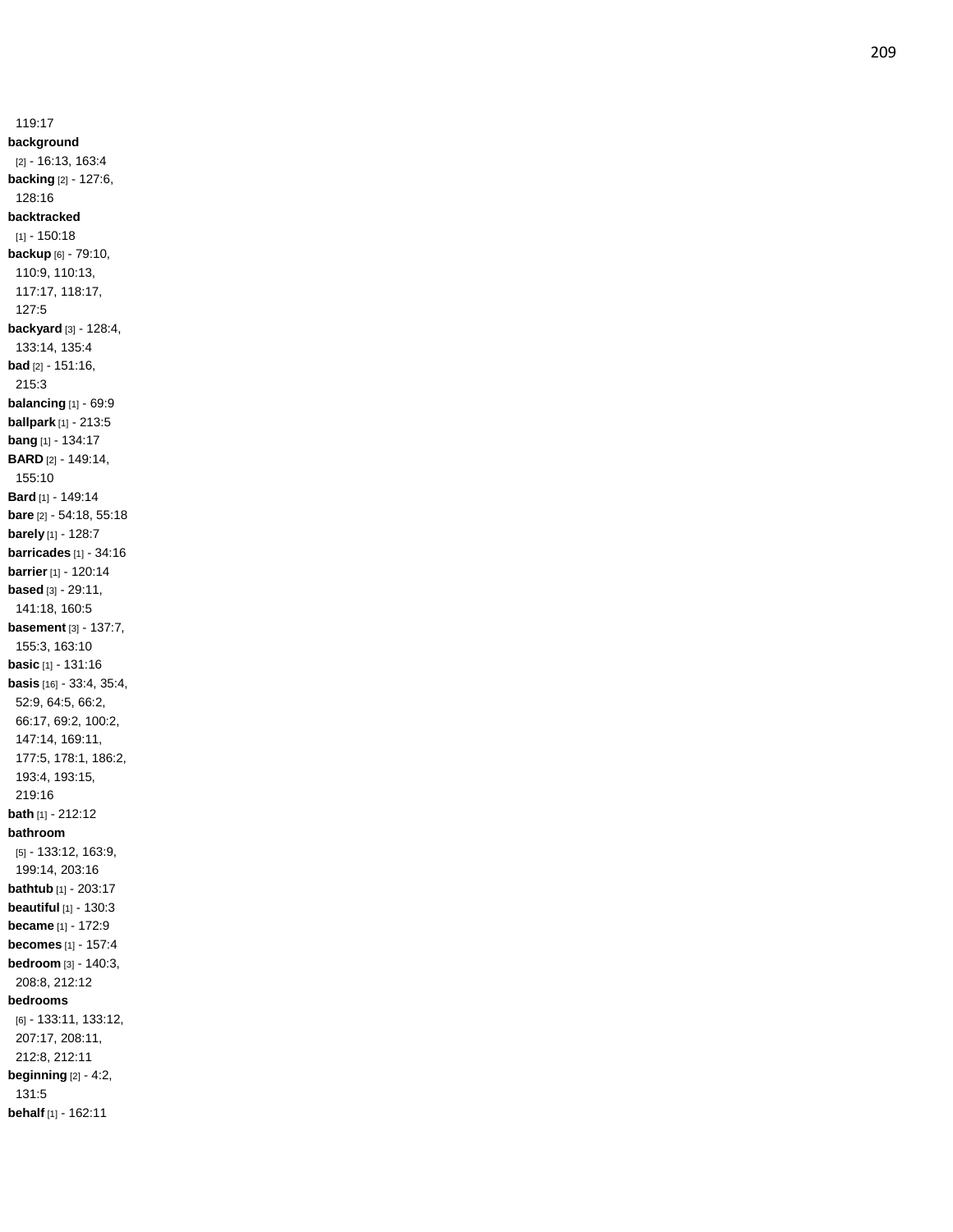119:17

**background** [2] - 16:13, 163:4

**backing** [2] - 127:6, 128:16

**backtracked** [1] - 150:18

**backup** [6] - 79:10, 110:9, 110:13, 117:17, 118:17, 127:5

**backyard** [3] - 128:4, 133:14, 135:4

**bad** [2] - 151:16, 215:3

**balancing** [1] - 69:9

**ballpark** [1] - 213:5

**bang** [1] - 134:17

**BARD** [2] - 149:14, 155:10

**Bard** [1] - 149:14

**bare** [2] - 54:18, 55:18

**barely** [1] - 128:7

**barricades** [1] - 34:16

**barrier** [1] - 120:14

**based** [3] - 29:11, 141:18, 160:5

**basement** [3] - 137:7, 155:3, 163:10

**basic** [1] - 131:16

**basis** [16] - 33:4, 35:4, 52:9, 64:5, 66:2, 66:17, 69:2, 100:2, 147:14, 169:11, 177:5, 178:1, 186:2, 193:4, 193:15, 219:16

**bath** [1] - 212:12

**bathroom** [5] - 133:12, 163:9, 199:14, 203:16

**bathtub** [1] - 203:17

**beautiful** [1] - 130:3

**became** [1] - 172:9

**becomes** [1] - 157:4

**bedroom** [3] - 140:3, 208:8, 212:12

**bedrooms** [6] - 133:11, 133:12, 207:17, 208:11, 212:8, 212:11

**beginning** [2] - 4:2, 131:5

**behalf** [1] - 162:11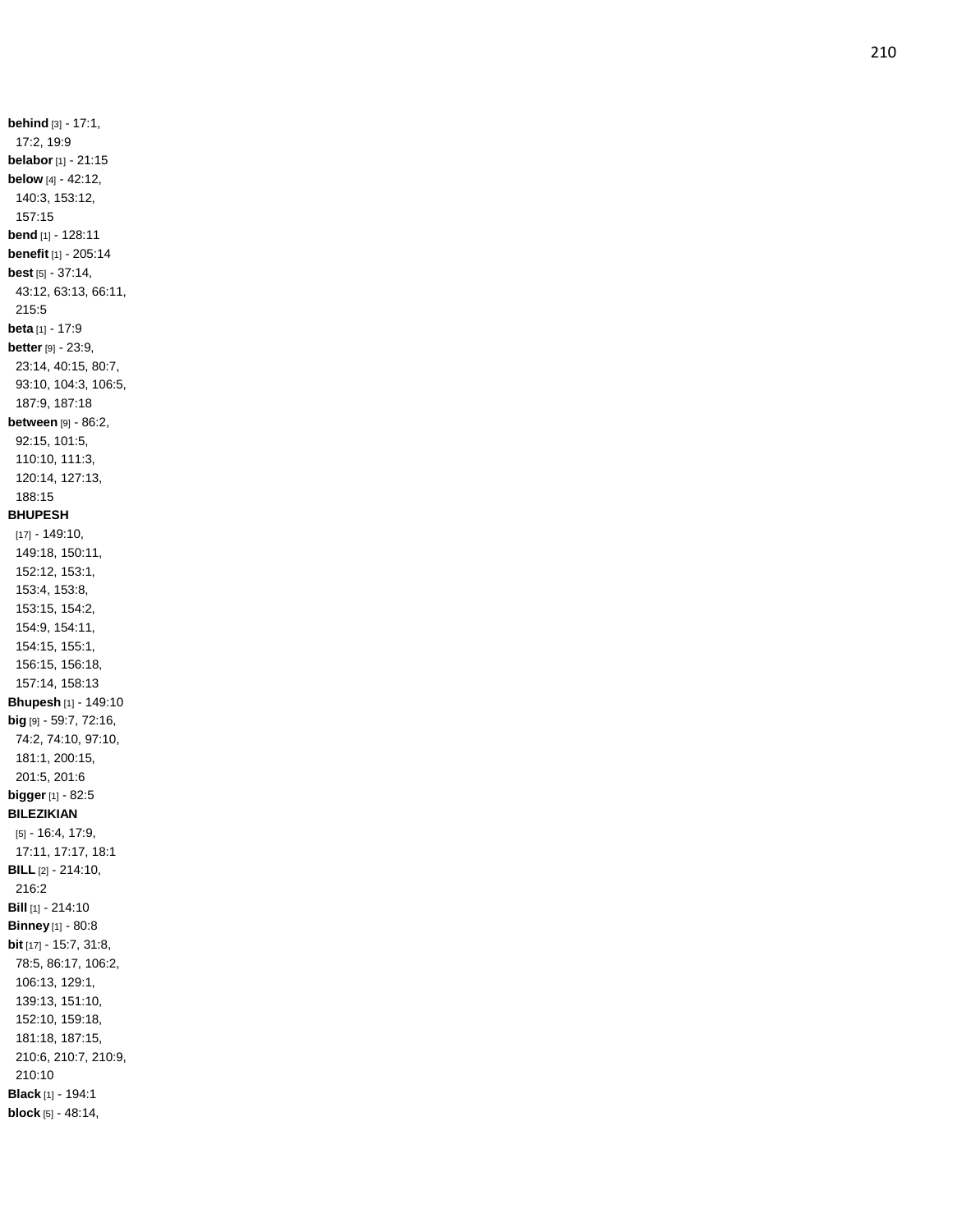**behind** [3] - 17:1, 17:2, 19:9
**belabor** [1] - 21:15
**below** [4] - 42:12, 140:3, 153:12, 157:15
**bend** [1] - 128:11
**benefit** [1] - 205:14
**best** [5] - 37:14, 43:12, 63:13, 66:11, 215:5
**beta** [1] - 17:9
**better** [9] - 23:9, 23:14, 40:15, 80:7, 93:10, 104:3, 106:5, 187:9, 187:18
**between** [9] - 86:2, 92:15, 101:5, 110:10, 111:3, 120:14, 127:13, 188:15
**BHUPESH** [17] - 149:10, 149:18, 150:11, 152:12, 153:1, 153:4, 153:8, 153:15, 154:2, 154:9, 154:11, 154:15, 155:1, 156:15, 156:18, 157:14, 158:13
**Bhupesh** [1] - 149:10
**big** [9] - 59:7, 72:16, 74:2, 74:10, 97:10, 181:1, 200:15, 201:5, 201:6
**bigger** [1] - 82:5
**BILEZIKIAN** [5] - 16:4, 17:9, 17:11, 17:17, 18:1
**BILL** [2] - 214:10, 216:2
**Bill** [1] - 214:10
**Binney** [1] - 80:8
**bit** [17] - 15:7, 31:8, 78:5, 86:17, 106:2, 106:13, 129:1, 139:13, 151:10, 152:10, 159:18, 181:18, 187:15, 210:6, 210:7, 210:9, 210:10
**Black** [1] - 194:1
**block** [5] - 48:14,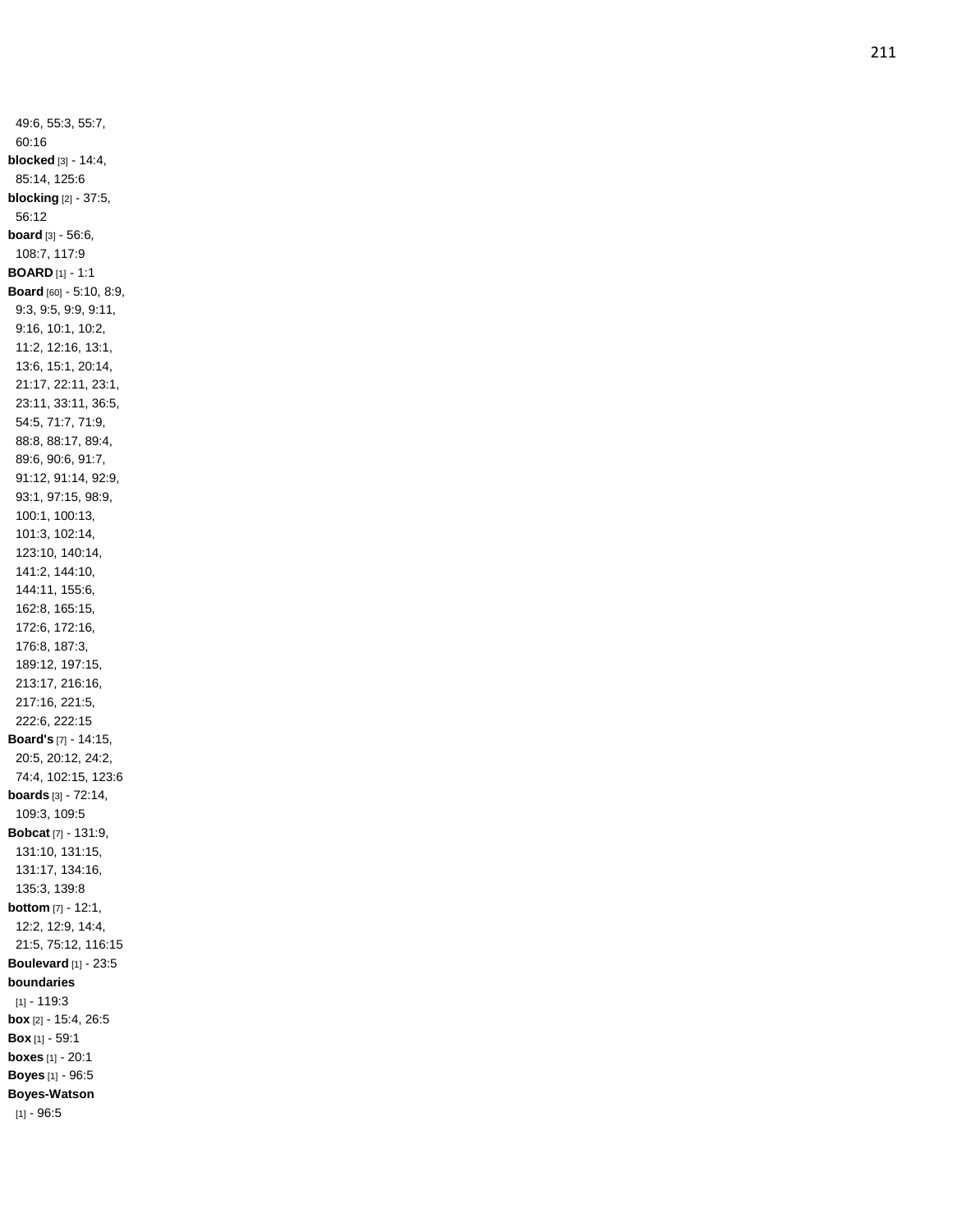49:6, 55:3, 55:7, 60:16

**blocked** [3] - 14:4, 85:14, 125:6

**blocking** [2] - 37:5, 56:12

**board** [3] - 56:6, 108:7, 117:9

**BOARD** [1] - 1:1

**Board** [60] - 5:10, 8:9, 9:3, 9:5, 9:9, 9:11, 9:16, 10:1, 10:2, 11:2, 12:16, 13:1, 13:6, 15:1, 20:14, 21:17, 22:11, 23:1, 23:11, 33:11, 36:5, 54:5, 71:7, 71:9, 88:8, 88:17, 89:4, 89:6, 90:6, 91:7, 91:12, 91:14, 92:9, 93:1, 97:15, 98:9, 100:1, 100:13, 101:3, 102:14, 123:10, 140:14, 141:2, 144:10, 144:11, 155:6, 162:8, 165:15, 172:6, 172:16, 176:8, 187:3, 189:12, 197:15, 213:17, 216:16, 217:16, 221:5, 222:6, 222:15

**Board's** [7] - 14:15, 20:5, 20:12, 24:2, 74:4, 102:15, 123:6

**boards** [3] - 72:14, 109:3, 109:5

**Bobcat** [7] - 131:9, 131:10, 131:15, 131:17, 134:16, 135:3, 139:8

**bottom** [7] - 12:1, 12:2, 12:9, 14:4, 21:5, 75:12, 116:15

**Boulevard** [1] - 23:5

**boundaries** [1] - 119:3

**box** [2] - 15:4, 26:5

**Box** [1] - 59:1

**boxes** [1] - 20:1

**Boyes** [1] - 96:5

**Boyes-Watson** [1] - 96:5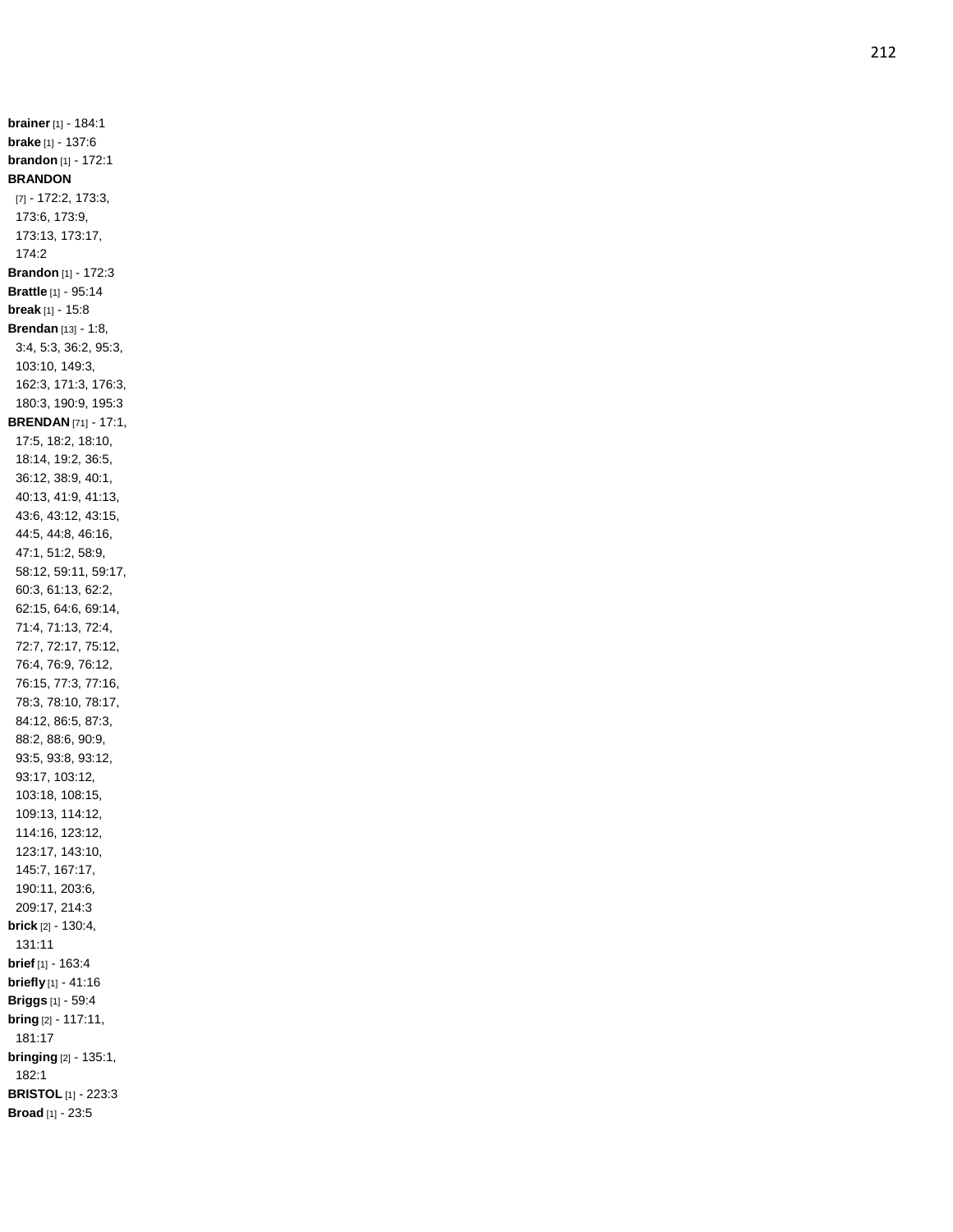**brainer** [1] - 184:1
**brake** [1] - 137:6
**brandon** [1] - 172:1
**BRANDON** [7] - 172:2, 173:3, 173:6, 173:9, 173:13, 173:17, 174:2
**Brandon** [1] - 172:3
**Brattle** [1] - 95:14
**break** [1] - 15:8
**Brendan** [13] - 1:8, 3:4, 5:3, 36:2, 95:3, 103:10, 149:3, 162:3, 171:3, 176:3, 180:3, 190:9, 195:3
**BRENDAN** [71] - 17:1, 17:5, 18:2, 18:10, 18:14, 19:2, 36:5, 36:12, 38:9, 40:1, 40:13, 41:9, 41:13, 43:6, 43:12, 43:15, 44:5, 44:8, 46:16, 47:1, 51:2, 58:9, 58:12, 59:11, 59:17, 60:3, 61:13, 62:2, 62:15, 64:6, 69:14, 71:4, 71:13, 72:4, 72:7, 72:17, 75:12, 76:4, 76:9, 76:12, 76:15, 77:3, 77:16, 78:3, 78:10, 78:17, 84:12, 86:5, 87:3, 88:2, 88:6, 90:9, 93:5, 93:8, 93:12, 93:17, 103:12, 103:18, 108:15, 109:13, 114:12, 114:16, 123:12, 123:17, 143:10, 145:7, 167:17, 190:11, 203:6, 209:17, 214:3
**brick** [2] - 130:4, 131:11
**brief** [1] - 163:4
**briefly** [1] - 41:16
**Briggs** [1] - 59:4
**bring** [2] - 117:11, 181:17
**bringing** [2] - 135:1, 182:1
**BRISTOL** [1] - 223:3
**Broad** [1] - 23:5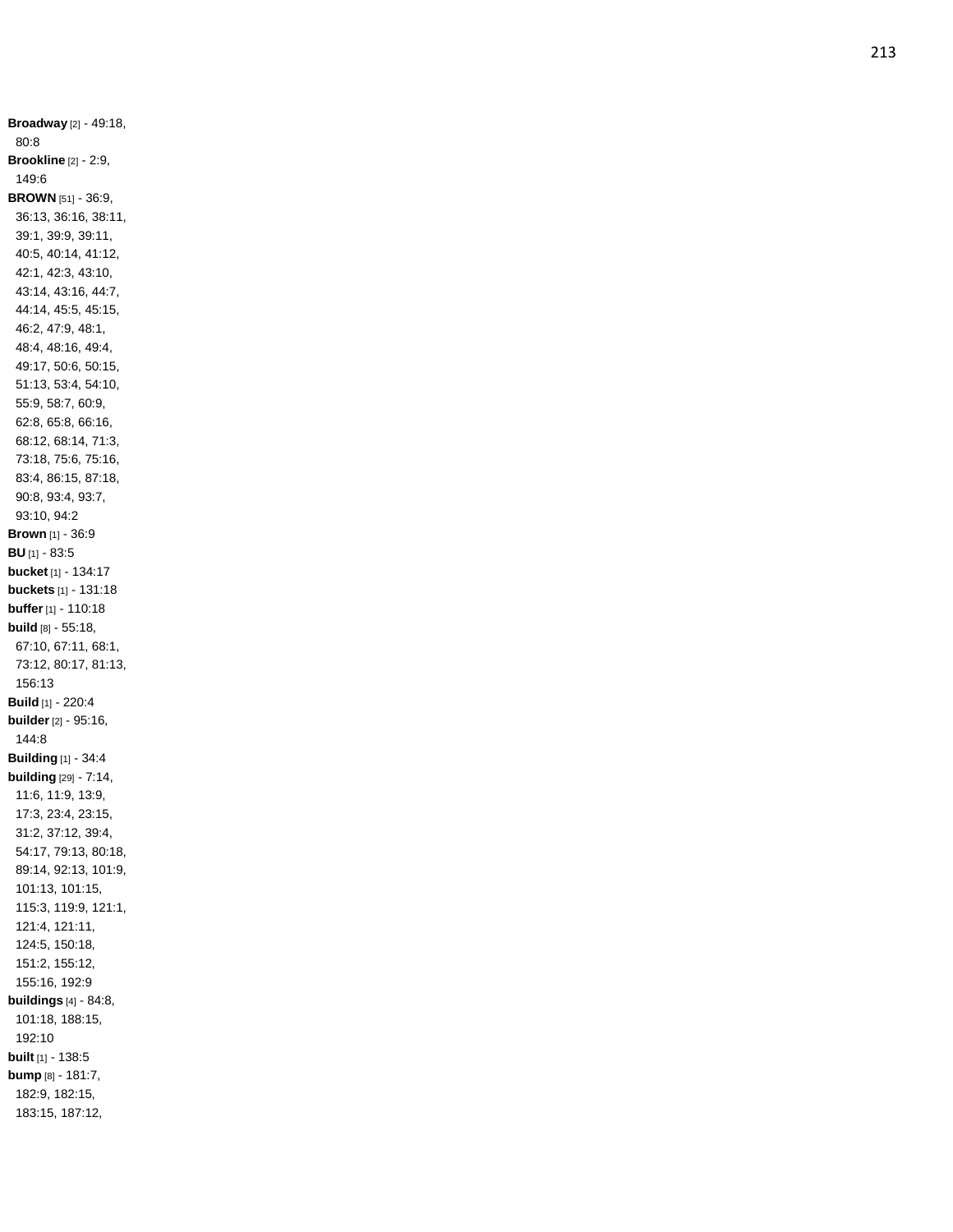**Broadway** [2] - 49:18, 80:8
**Brookline** [2] - 2:9, 149:6
**BROWN** [51] - 36:9, 36:13, 36:16, 38:11, 39:1, 39:9, 39:11, 40:5, 40:14, 41:12, 42:1, 42:3, 43:10, 43:14, 43:16, 44:7, 44:14, 45:5, 45:15, 46:2, 47:9, 48:1, 48:4, 48:16, 49:4, 49:17, 50:6, 50:15, 51:13, 53:4, 54:10, 55:9, 58:7, 60:9, 62:8, 65:8, 66:16, 68:12, 68:14, 71:3, 73:18, 75:6, 75:16, 83:4, 86:15, 87:18, 90:8, 93:4, 93:7, 93:10, 94:2
**Brown** [1] - 36:9
**BU** [1] - 83:5
**bucket** [1] - 134:17
**buckets** [1] - 131:18
**buffer** [1] - 110:18
**build** [8] - 55:18, 67:10, 67:11, 68:1, 73:12, 80:17, 81:13, 156:13
**Build** [1] - 220:4
**builder** [2] - 95:16, 144:8
**Building** [1] - 34:4
**building** [29] - 7:14, 11:6, 11:9, 13:9, 17:3, 23:4, 23:15, 31:2, 37:12, 39:4, 54:17, 79:13, 80:18, 89:14, 92:13, 101:9, 101:13, 101:15, 115:3, 119:9, 121:1, 121:4, 121:11, 124:5, 150:18, 151:2, 155:12, 155:16, 192:9
**buildings** [4] - 84:8, 101:18, 188:15, 192:10
**built** [1] - 138:5
**bump** [8] - 181:7, 182:9, 182:15, 183:15, 187:12,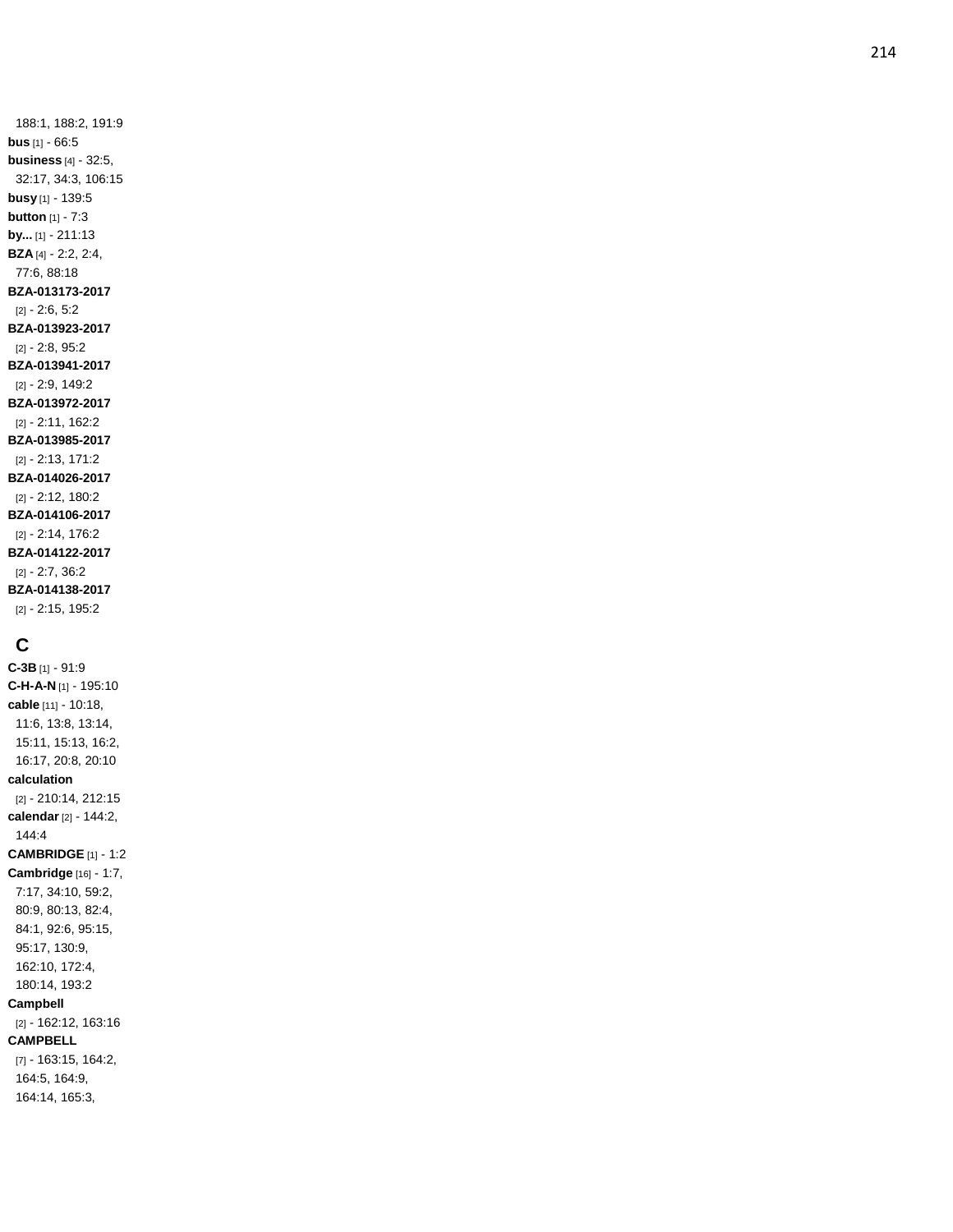188:1, 188:2, 191:9

**bus** [1] - 66:5

**business** [4] - 32:5, 32:17, 34:3, 106:15

**busy** [1] - 139:5

**button** [1] - 7:3

**by...** [1] - 211:13

**BZA** [4] - 2:2, 2:4, 77:6, 88:18

**BZA-013173-2017** [2] - 2:6, 5:2

**BZA-013923-2017** [2] - 2:8, 95:2

**BZA-013941-2017** [2] - 2:9, 149:2

**BZA-013972-2017** [2] - 2:11, 162:2

**BZA-013985-2017** [2] - 2:13, 171:2

**BZA-014026-2017** [2] - 2:12, 180:2

**BZA-014106-2017** [2] - 2:14, 176:2

**BZA-014122-2017** [2] - 2:7, 36:2

**BZA-014138-2017** [2] - 2:15, 195:2

## C

**C-3B** [1] - 91:9

**C-H-A-N** [1] - 195:10

**cable** [11] - 10:18, 11:6, 13:8, 13:14, 15:11, 15:13, 16:2, 16:17, 20:8, 20:10

**calculation** [2] - 210:14, 212:15

**calendar** [2] - 144:2, 144:4

**CAMBRIDGE** [1] - 1:2

**Cambridge** [16] - 1:7, 7:17, 34:10, 59:2, 80:9, 80:13, 82:4, 84:1, 92:6, 95:15, 95:17, 130:9, 162:10, 172:4, 180:14, 193:2

**Campbell** [2] - 162:12, 163:16

**CAMPBELL** [7] - 163:15, 164:2, 164:5, 164:9, 164:14, 165:3,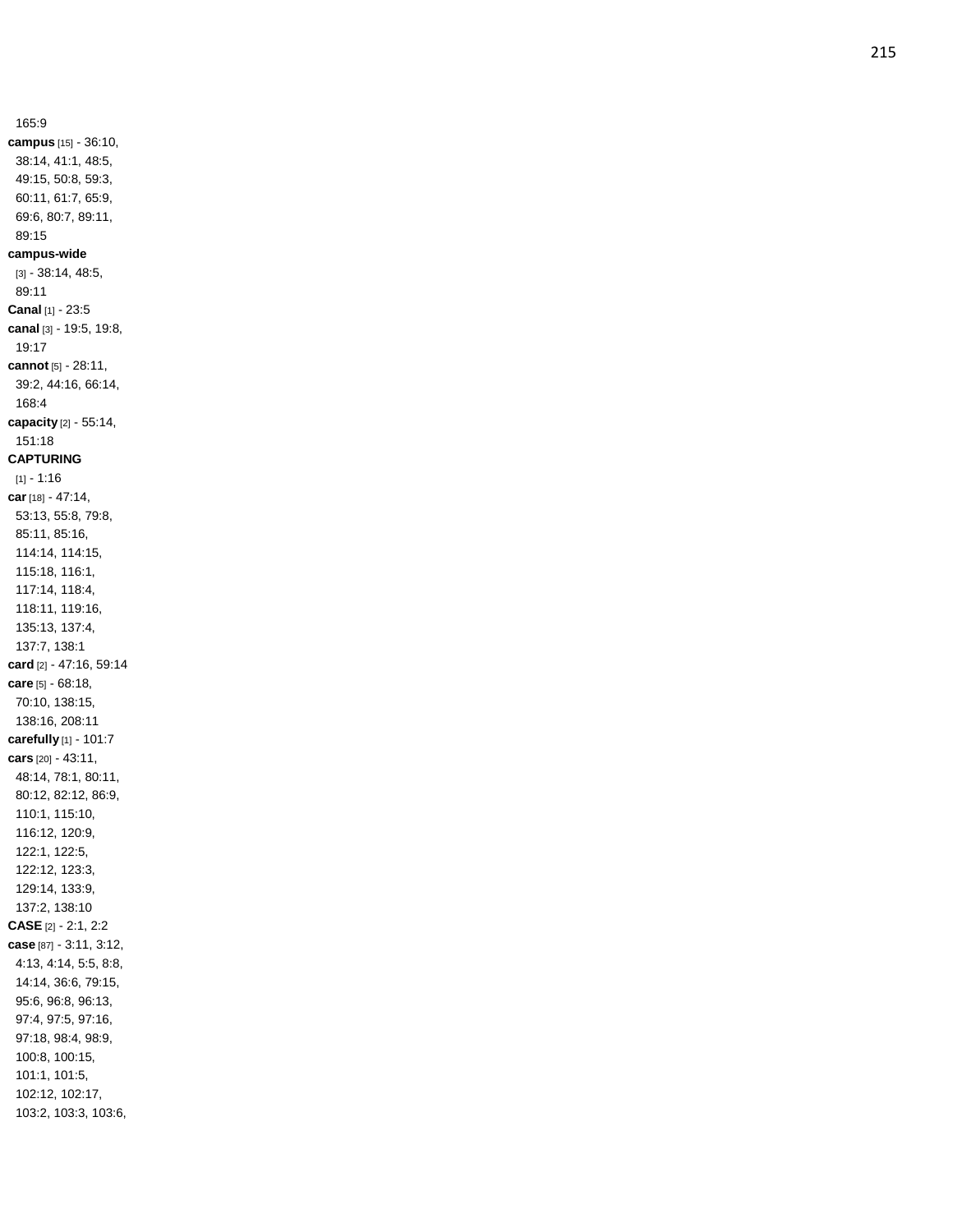165:9

**campus** [15] - 36:10, 38:14, 41:1, 48:5, 49:15, 50:8, 59:3, 60:11, 61:7, 65:9, 69:6, 80:7, 89:11, 89:15

**campus-wide** [3] - 38:14, 48:5, 89:11

**Canal** [1] - 23:5

**canal** [3] - 19:5, 19:8, 19:17

**cannot** [5] - 28:11, 39:2, 44:16, 66:14, 168:4

**capacity** [2] - 55:14, 151:18

**CAPTURING** [1] - 1:16

**car** [18] - 47:14, 53:13, 55:8, 79:8, 85:11, 85:16, 114:14, 114:15, 115:18, 116:1, 117:14, 118:4, 118:11, 119:16, 135:13, 137:4, 137:7, 138:1

**card** [2] - 47:16, 59:14

**care** [5] - 68:18, 70:10, 138:15, 138:16, 208:11

**carefully** [1] - 101:7

**cars** [20] - 43:11, 48:14, 78:1, 80:11, 80:12, 82:12, 86:9, 110:1, 115:10, 116:12, 120:9, 122:1, 122:5, 122:12, 123:3, 129:14, 133:9, 137:2, 138:10

**CASE** [2] - 2:1, 2:2

**case** [87] - 3:11, 3:12, 4:13, 4:14, 5:5, 8:8, 14:14, 36:6, 79:15, 95:6, 96:8, 96:13, 97:4, 97:5, 97:16, 97:18, 98:4, 98:9, 100:8, 100:15, 101:1, 101:5, 102:12, 102:17, 103:2, 103:3, 103:6,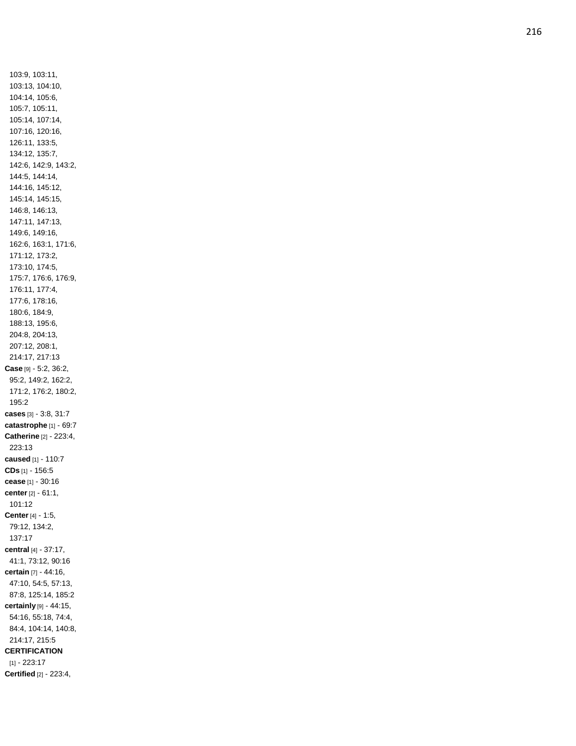103:9, 103:11, 103:13, 104:10, 104:14, 105:6, 105:7, 105:11, 105:14, 107:14, 107:16, 120:16, 126:11, 133:5, 134:12, 135:7, 142:6, 142:9, 143:2, 144:5, 144:14, 144:16, 145:12, 145:14, 145:15, 146:8, 146:13, 147:11, 147:13, 149:6, 149:16, 162:6, 163:1, 171:6, 171:12, 173:2, 173:10, 174:5, 175:7, 176:6, 176:9, 176:11, 177:4, 177:6, 178:16, 180:6, 184:9, 188:13, 195:6, 204:8, 204:13, 207:12, 208:1, 214:17, 217:13

**Case** [9] - 5:2, 36:2, 95:2, 149:2, 162:2, 171:2, 176:2, 180:2, 195:2

**cases** [3] - 3:8, 31:7

**catastrophe** [1] - 69:7

**Catherine** [2] - 223:4, 223:13

**caused** [1] - 110:7

**CDs** [1] - 156:5

**cease** [1] - 30:16

**center** [2] - 61:1, 101:12

**Center** [4] - 1:5, 79:12, 134:2, 137:17

**central** [4] - 37:17, 41:1, 73:12, 90:16

**certain** [7] - 44:16, 47:10, 54:5, 57:13, 87:8, 125:14, 185:2

**certainly** [9] - 44:15, 54:16, 55:18, 74:4, 84:4, 104:14, 140:8, 214:17, 215:5

**CERTIFICATION** [1] - 223:17

**Certified** [2] - 223:4,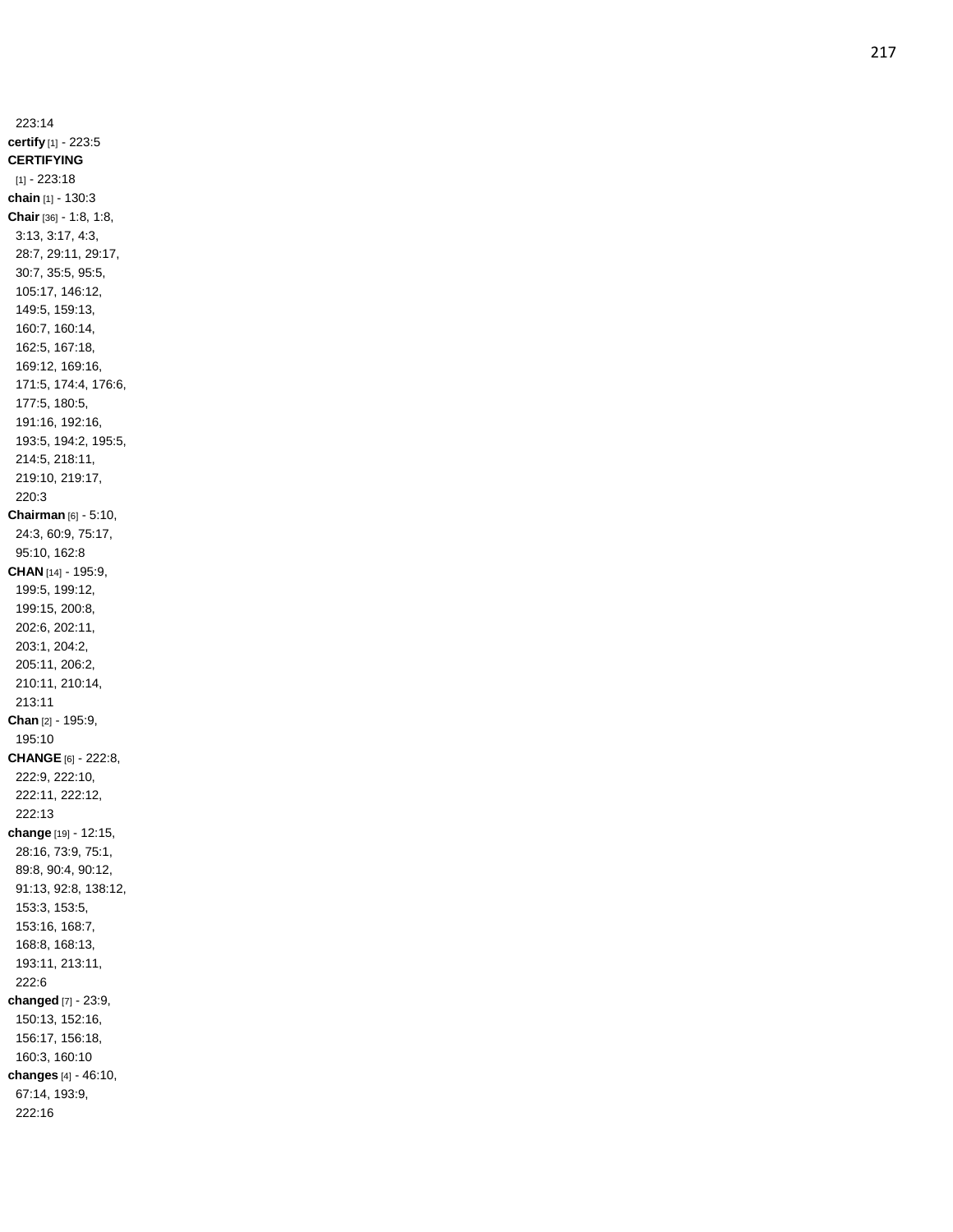223:14
**certify** [1] - 223:5
**CERTIFYING**
[1] - 223:18
**chain** [1] - 130:3
**Chair** [36] - 1:8, 1:8, 3:13, 3:17, 4:3, 28:7, 29:11, 29:17, 30:7, 35:5, 95:5, 105:17, 146:12, 149:5, 159:13, 160:7, 160:14, 162:5, 167:18, 169:12, 169:16, 171:5, 174:4, 176:6, 177:5, 180:5, 191:16, 192:16, 193:5, 194:2, 195:5, 214:5, 218:11, 219:10, 219:17, 220:3
**Chairman** [6] - 5:10, 24:3, 60:9, 75:17, 95:10, 162:8
**CHAN** [14] - 195:9, 199:5, 199:12, 199:15, 200:8, 202:6, 202:11, 203:1, 204:2, 205:11, 206:2, 210:11, 210:14, 213:11
**Chan** [2] - 195:9, 195:10
**CHANGE** [6] - 222:8, 222:9, 222:10, 222:11, 222:12, 222:13
**change** [19] - 12:15, 28:16, 73:9, 75:1, 89:8, 90:4, 90:12, 91:13, 92:8, 138:12, 153:3, 153:5, 153:16, 168:7, 168:8, 168:13, 193:11, 213:11, 222:6
**changed** [7] - 23:9, 150:13, 152:16, 156:17, 156:18, 160:3, 160:10
**changes** [4] - 46:10, 67:14, 193:9, 222:16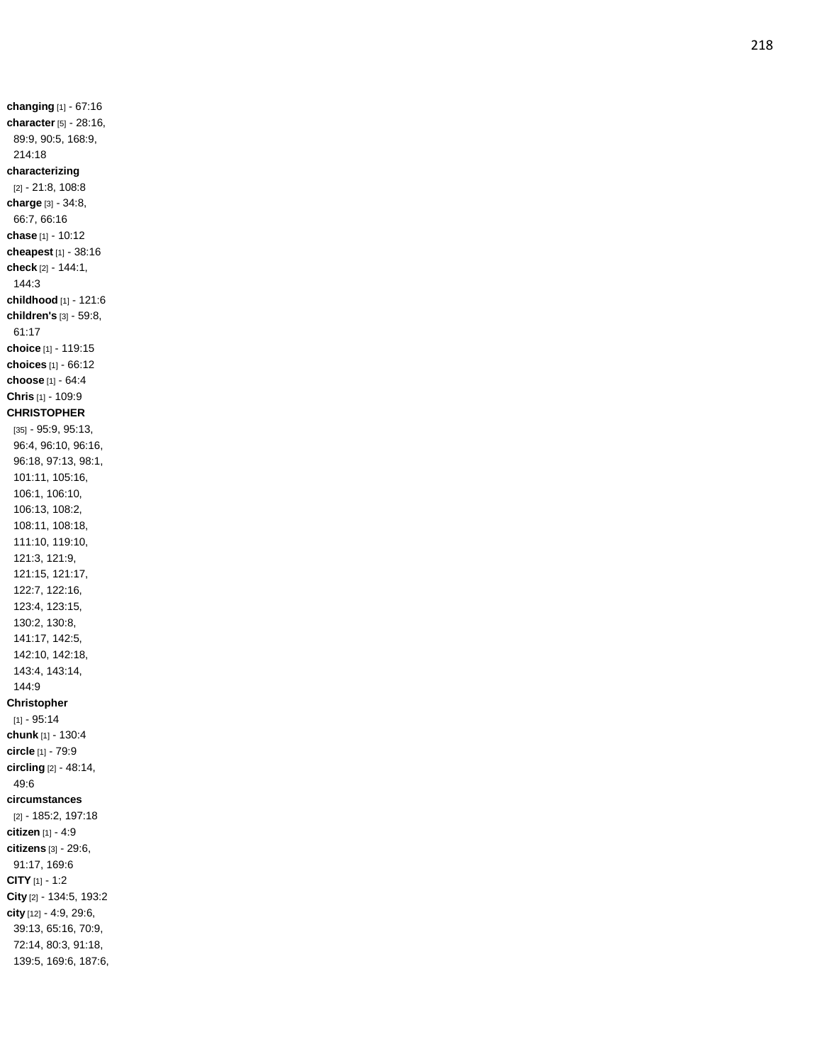**changing** [1] - 67:16
**character** [5] - 28:16, 89:9, 90:5, 168:9, 214:18
**characterizing** [2] - 21:8, 108:8
**charge** [3] - 34:8, 66:7, 66:16
**chase** [1] - 10:12
**cheapest** [1] - 38:16
**check** [2] - 144:1, 144:3
**childhood** [1] - 121:6
**children's** [3] - 59:8, 61:17
**choice** [1] - 119:15
**choices** [1] - 66:12
**choose** [1] - 64:4
**Chris** [1] - 109:9
**CHRISTOPHER** [35] - 95:9, 95:13, 96:4, 96:10, 96:16, 96:18, 97:13, 98:1, 101:11, 105:16, 106:1, 106:10, 106:13, 108:2, 108:11, 108:18, 111:10, 119:10, 121:3, 121:9, 121:15, 121:17, 122:7, 122:16, 123:4, 123:15, 130:2, 130:8, 141:17, 142:5, 142:10, 142:18, 143:4, 143:14, 144:9
**Christopher** [1] - 95:14
**chunk** [1] - 130:4
**circle** [1] - 79:9
**circling** [2] - 48:14, 49:6
**circumstances** [2] - 185:2, 197:18
**citizen** [1] - 4:9
**citizens** [3] - 29:6, 91:17, 169:6
**CITY** [1] - 1:2
**City** [2] - 134:5, 193:2
**city** [12] - 4:9, 29:6, 39:13, 65:16, 70:9, 72:14, 80:3, 91:18, 139:5, 169:6, 187:6,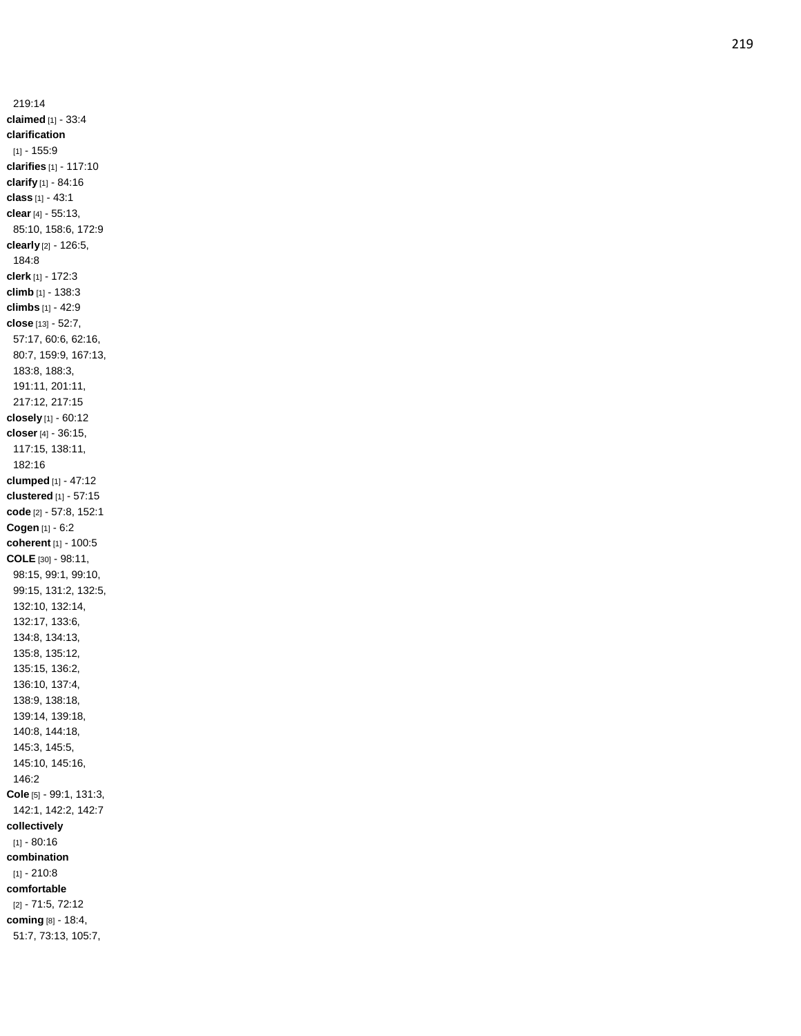219:14

**claimed** [1] - 33:4

**clarification** [1] - 155:9

**clarifies** [1] - 117:10

**clarify** [1] - 84:16

**class** [1] - 43:1

**clear** [4] - 55:13, 85:10, 158:6, 172:9

**clearly** [2] - 126:5, 184:8

**clerk** [1] - 172:3

**climb** [1] - 138:3

**climbs** [1] - 42:9

**close** [13] - 52:7, 57:17, 60:6, 62:16, 80:7, 159:9, 167:13, 183:8, 188:3, 191:11, 201:11, 217:12, 217:15

**closely** [1] - 60:12

**closer** [4] - 36:15, 117:15, 138:11, 182:16

**clumped** [1] - 47:12

**clustered** [1] - 57:15

**code** [2] - 57:8, 152:1

**Cogen** [1] - 6:2

**coherent** [1] - 100:5

**COLE** [30] - 98:11, 98:15, 99:1, 99:10, 99:15, 131:2, 132:5, 132:10, 132:14, 132:17, 133:6, 134:8, 134:13, 135:8, 135:12, 135:15, 136:2, 136:10, 137:4, 138:9, 138:18, 139:14, 139:18, 140:8, 144:18, 145:3, 145:5, 145:10, 145:16, 146:2

**Cole** [5] - 99:1, 131:3, 142:1, 142:2, 142:7

**collectively** [1] - 80:16

**combination** [1] - 210:8

**comfortable** [2] - 71:5, 72:12

**coming** [8] - 18:4, 51:7, 73:13, 105:7,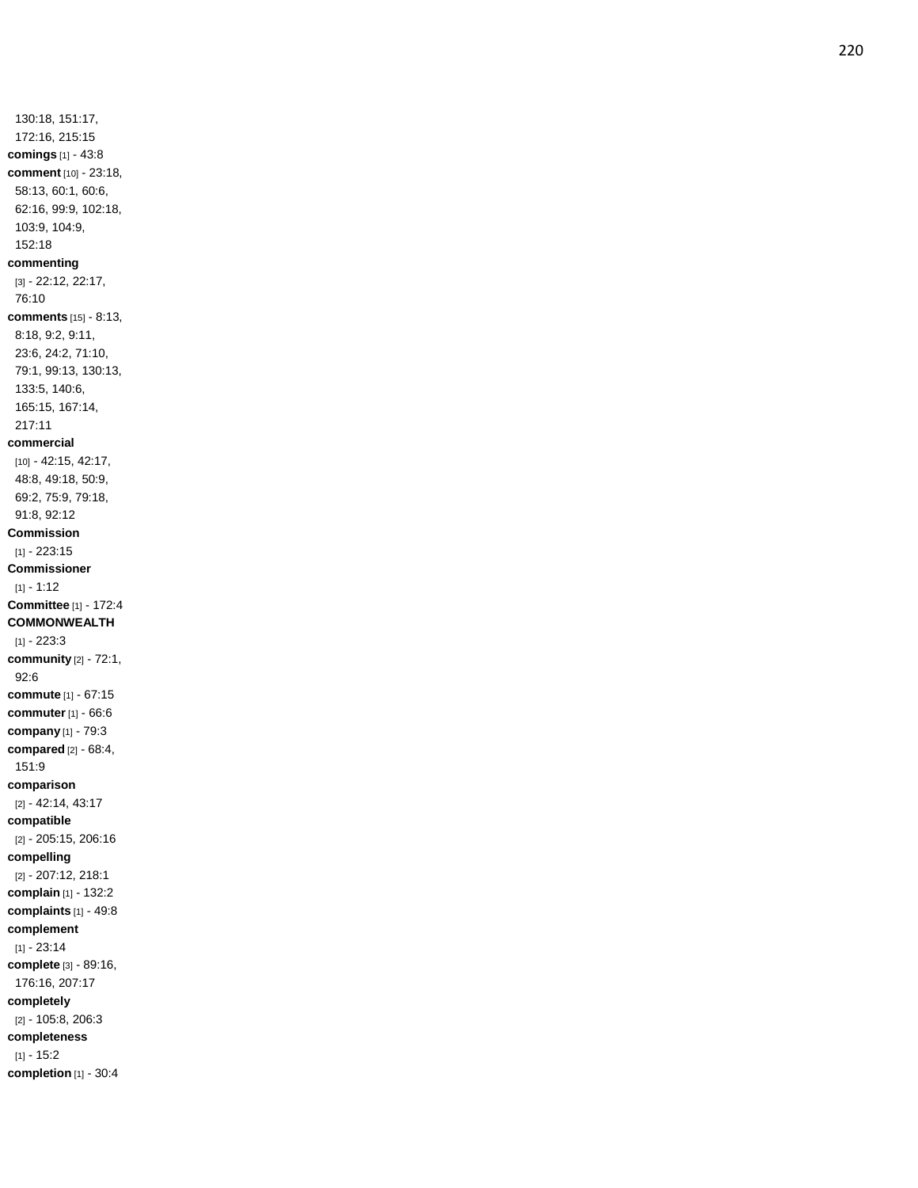130:18, 151:17, 172:16, 215:15

**comings** [1] - 43:8

**comment** [10] - 23:18, 58:13, 60:1, 60:6, 62:16, 99:9, 102:18, 103:9, 104:9, 152:18

**commenting** [3] - 22:12, 22:17, 76:10

**comments** [15] - 8:13, 8:18, 9:2, 9:11, 23:6, 24:2, 71:10, 79:1, 99:13, 130:13, 133:5, 140:6, 165:15, 167:14, 217:11

**commercial** [10] - 42:15, 42:17, 48:8, 49:18, 50:9, 69:2, 75:9, 79:18, 91:8, 92:12

**Commission** [1] - 223:15

**Commissioner** [1] - 1:12

**Committee** [1] - 172:4

**COMMONWEALTH** [1] - 223:3

**community** [2] - 72:1, 92:6

**commute** [1] - 67:15

**commuter** [1] - 66:6

**company** [1] - 79:3

**compared** [2] - 68:4, 151:9

**comparison** [2] - 42:14, 43:17

**compatible** [2] - 205:15, 206:16

**compelling** [2] - 207:12, 218:1

**complain** [1] - 132:2

**complaints** [1] - 49:8

**complement** [1] - 23:14

**complete** [3] - 89:16, 176:16, 207:17

**completely** [2] - 105:8, 206:3

**completeness** [1] - 15:2

**completion** [1] - 30:4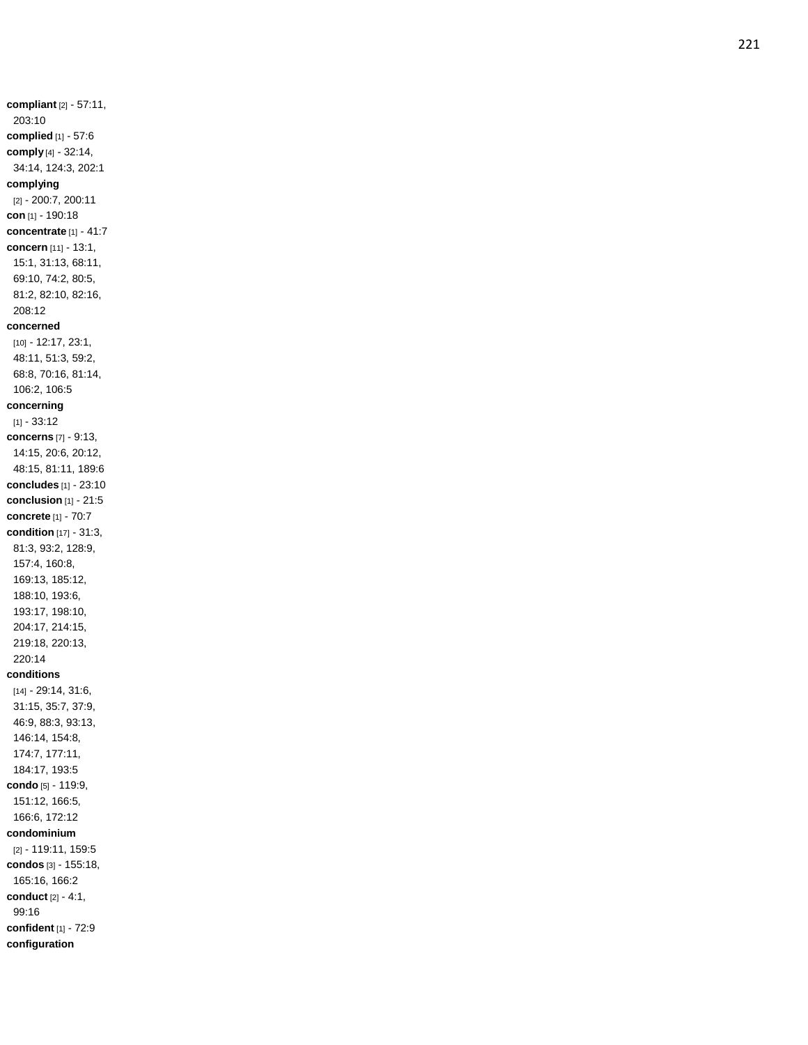**compliant** [2] - 57:11, 203:10
**complied** [1] - 57:6
**comply** [4] - 32:14, 34:14, 124:3, 202:1
**complying** [2] - 200:7, 200:11
**con** [1] - 190:18
**concentrate** [1] - 41:7
**concern** [11] - 13:1, 15:1, 31:13, 68:11, 69:10, 74:2, 80:5, 81:2, 82:10, 82:16, 208:12
**concerned** [10] - 12:17, 23:1, 48:11, 51:3, 59:2, 68:8, 70:16, 81:14, 106:2, 106:5
**concerning** [1] - 33:12
**concerns** [7] - 9:13, 14:15, 20:6, 20:12, 48:15, 81:11, 189:6
**concludes** [1] - 23:10
**conclusion** [1] - 21:5
**concrete** [1] - 70:7
**condition** [17] - 31:3, 81:3, 93:2, 128:9, 157:4, 160:8, 169:13, 185:12, 188:10, 193:6, 193:17, 198:10, 204:17, 214:15, 219:18, 220:13, 220:14
**conditions** [14] - 29:14, 31:6, 31:15, 35:7, 37:9, 46:9, 88:3, 93:13, 146:14, 154:8, 174:7, 177:11, 184:17, 193:5
**condo** [5] - 119:9, 151:12, 166:5, 166:6, 172:12
**condominium** [2] - 119:11, 159:5
**condos** [3] - 155:18, 165:16, 166:2
**conduct** [2] - 4:1, 99:16
**confident** [1] - 72:9
**configuration**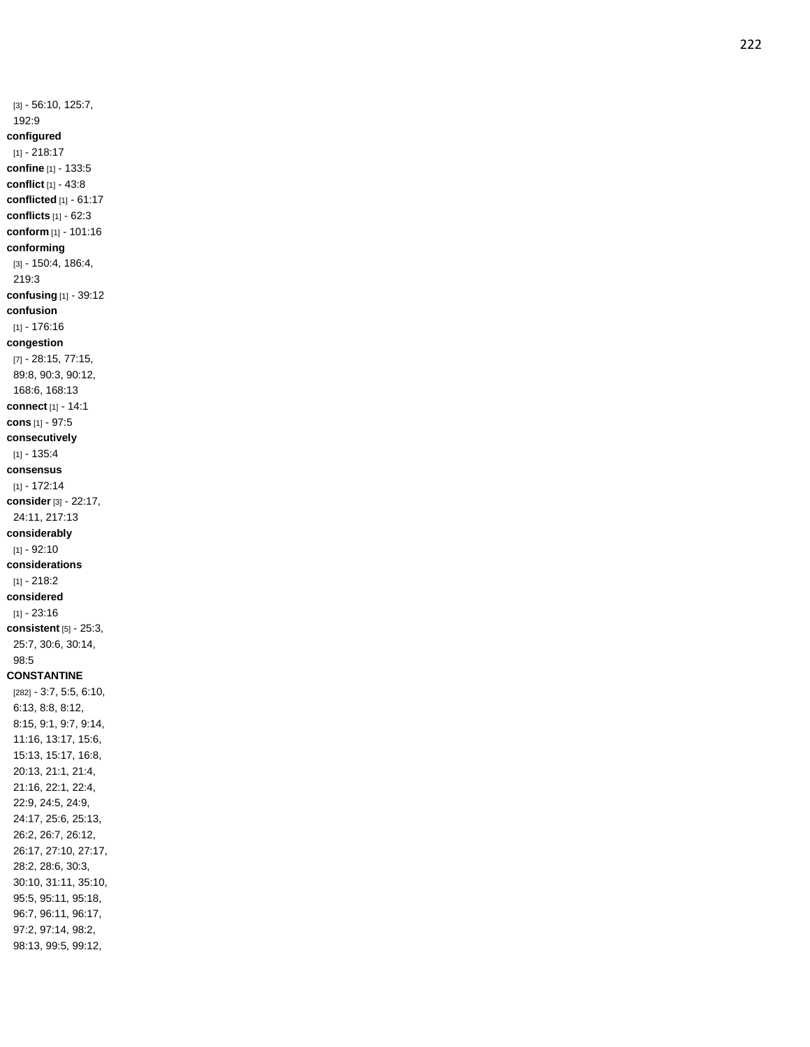[3] - 56:10, 125:7, 192:9

**configured** [1] - 218:17

**confine** [1] - 133:5

**conflict** [1] - 43:8

**conflicted** [1] - 61:17

**conflicts** [1] - 62:3

**conform** [1] - 101:16

**conforming** [3] - 150:4, 186:4, 219:3

**confusing** [1] - 39:12

**confusion** [1] - 176:16

**congestion** [7] - 28:15, 77:15, 89:8, 90:3, 90:12, 168:6, 168:13

**connect** [1] - 14:1

**cons** [1] - 97:5

**consecutively** [1] - 135:4

**consensus** [1] - 172:14

**consider** [3] - 22:17, 24:11, 217:13

**considerably** [1] - 92:10

**considerations** [1] - 218:2

**considered** [1] - 23:16

**consistent** [5] - 25:3, 25:7, 30:6, 30:14, 98:5

**CONSTANTINE** [282] - 3:7, 5:5, 6:10, 6:13, 8:8, 8:12, 8:15, 9:1, 9:7, 9:14, 11:16, 13:17, 15:6, 15:13, 15:17, 16:8, 20:13, 21:1, 21:4, 21:16, 22:1, 22:4, 22:9, 24:5, 24:9, 24:17, 25:6, 25:13, 26:2, 26:7, 26:12, 26:17, 27:10, 27:17, 28:2, 28:6, 30:3, 30:10, 31:11, 35:10, 95:5, 95:11, 95:18, 96:7, 96:11, 96:17, 97:2, 97:14, 98:2, 98:13, 99:5, 99:12,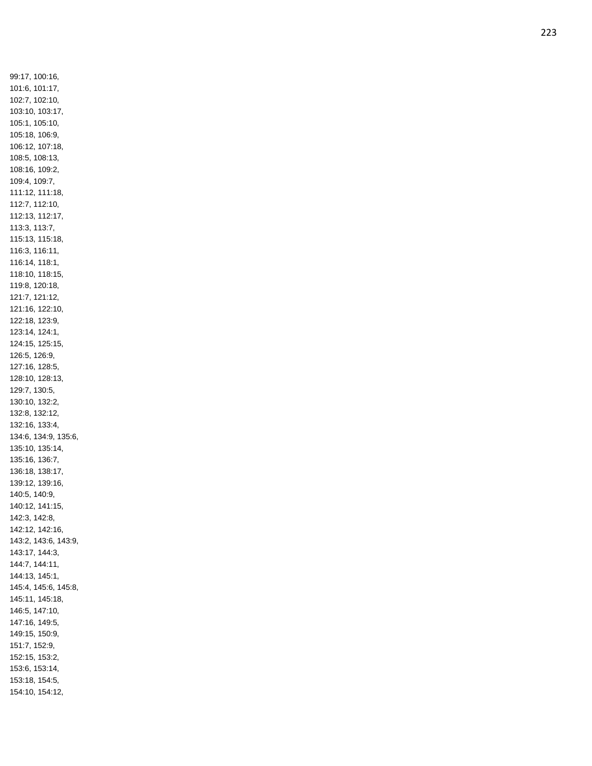99:17, 100:16,
101:6, 101:17,
102:7, 102:10,
103:10, 103:17,
105:1, 105:10,
105:18, 106:9,
106:12, 107:18,
108:5, 108:13,
108:16, 109:2,
109:4, 109:7,
111:12, 111:18,
112:7, 112:10,
112:13, 112:17,
113:3, 113:7,
115:13, 115:18,
116:3, 116:11,
116:14, 118:1,
118:10, 118:15,
119:8, 120:18,
121:7, 121:12,
121:16, 122:10,
122:18, 123:9,
123:14, 124:1,
124:15, 125:15,
126:5, 126:9,
127:16, 128:5,
128:10, 128:13,
129:7, 130:5,
130:10, 132:2,
132:8, 132:12,
132:16, 133:4,
134:6, 134:9, 135:6,
135:10, 135:14,
135:16, 136:7,
136:18, 138:17,
139:12, 139:16,
140:5, 140:9,
140:12, 141:15,
142:3, 142:8,
142:12, 142:16,
143:2, 143:6, 143:9,
143:17, 144:3,
144:7, 144:11,
144:13, 145:1,
145:4, 145:6, 145:8,
145:11, 145:18,
146:5, 147:10,
147:16, 149:5,
149:15, 150:9,
151:7, 152:9,
152:15, 153:2,
153:6, 153:14,
153:18, 154:5,
154:10, 154:12,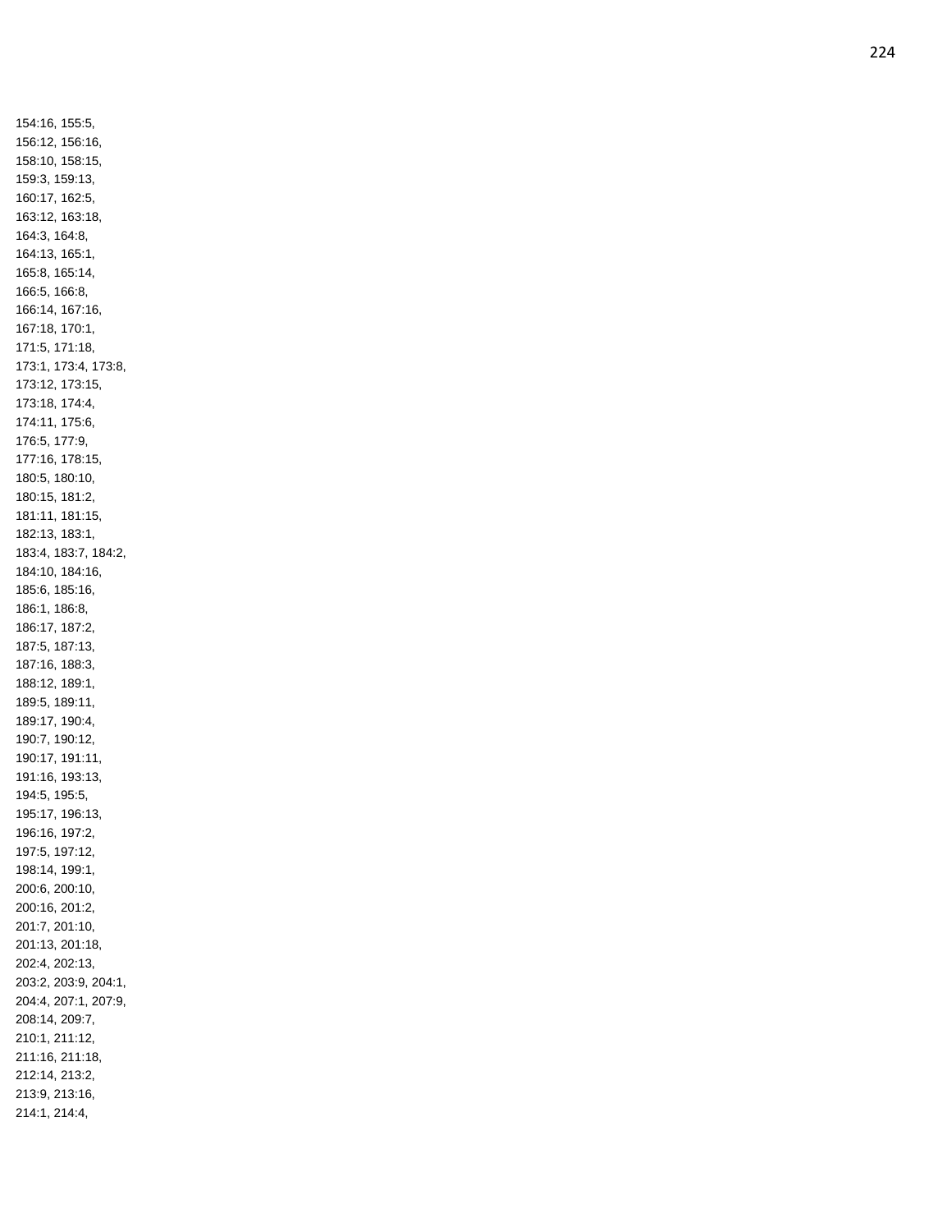154:16, 155:5,
156:12, 156:16,
158:10, 158:15,
159:3, 159:13,
160:17, 162:5,
163:12, 163:18,
164:3, 164:8,
164:13, 165:1,
165:8, 165:14,
166:5, 166:8,
166:14, 167:16,
167:18, 170:1,
171:5, 171:18,
173:1, 173:4, 173:8,
173:12, 173:15,
173:18, 174:4,
174:11, 175:6,
176:5, 177:9,
177:16, 178:15,
180:5, 180:10,
180:15, 181:2,
181:11, 181:15,
182:13, 183:1,
183:4, 183:7, 184:2,
184:10, 184:16,
185:6, 185:16,
186:1, 186:8,
186:17, 187:2,
187:5, 187:13,
187:16, 188:3,
188:12, 189:1,
189:5, 189:11,
189:17, 190:4,
190:7, 190:12,
190:17, 191:11,
191:16, 193:13,
194:5, 195:5,
195:17, 196:13,
196:16, 197:2,
197:5, 197:12,
198:14, 199:1,
200:6, 200:10,
200:16, 201:2,
201:7, 201:10,
201:13, 201:18,
202:4, 202:13,
203:2, 203:9, 204:1,
204:4, 207:1, 207:9,
208:14, 209:7,
210:1, 211:12,
211:16, 211:18,
212:14, 213:2,
213:9, 213:16,
214:1, 214:4,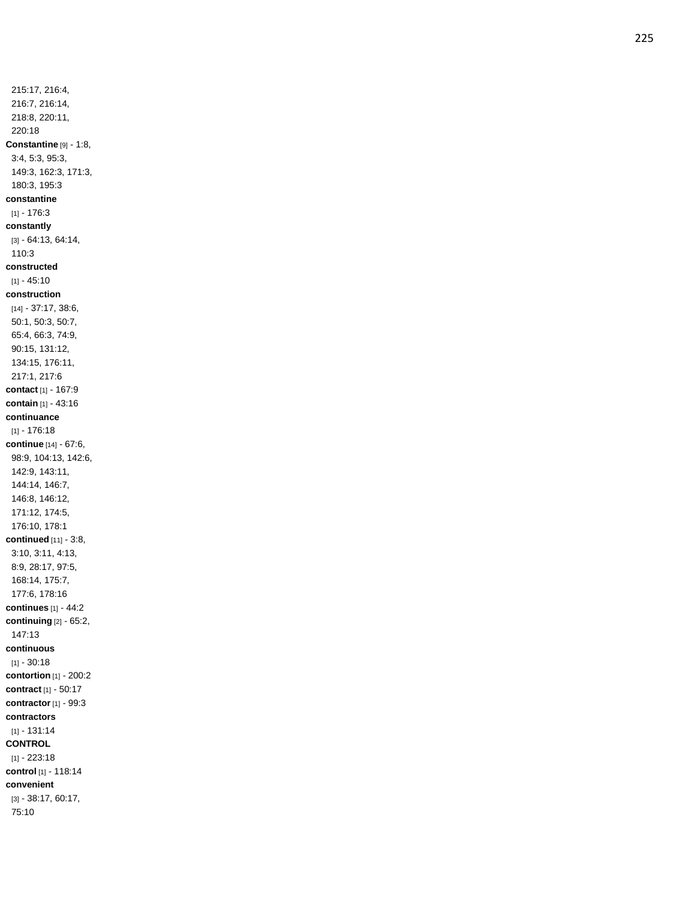215:17, 216:4, 216:7, 216:14, 218:8, 220:11, 220:18

**Constantine** [9] - 1:8, 3:4, 5:3, 95:3, 149:3, 162:3, 171:3, 180:3, 195:3

**constantine** [1] - 176:3

**constantly** [3] - 64:13, 64:14, 110:3

**constructed** [1] - 45:10

**construction** [14] - 37:17, 38:6, 50:1, 50:3, 50:7, 65:4, 66:3, 74:9, 90:15, 131:12, 134:15, 176:11, 217:1, 217:6

**contact** [1] - 167:9

**contain** [1] - 43:16

**continuance** [1] - 176:18

**continue** [14] - 67:6, 98:9, 104:13, 142:6, 142:9, 143:11, 144:14, 146:7, 146:8, 146:12, 171:12, 174:5, 176:10, 178:1

**continued** [11] - 3:8, 3:10, 3:11, 4:13, 8:9, 28:17, 97:5, 168:14, 175:7, 177:6, 178:16

**continues** [1] - 44:2

**continuing** [2] - 65:2, 147:13

**continuous** [1] - 30:18

**contortion** [1] - 200:2

**contract** [1] - 50:17

**contractor** [1] - 99:3

**contractors** [1] - 131:14

**CONTROL** [1] - 223:18

**control** [1] - 118:14

**convenient** [3] - 38:17, 60:17, 75:10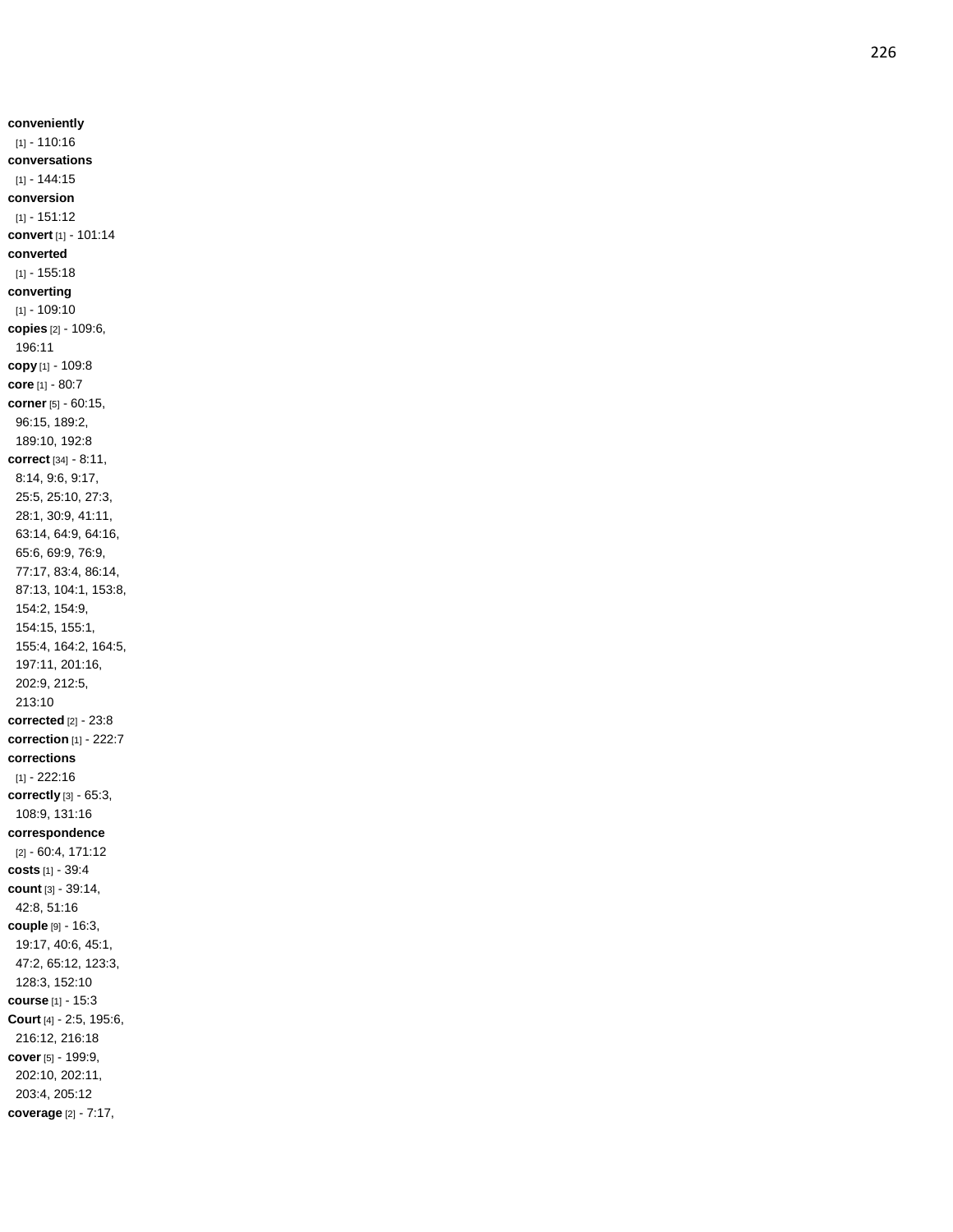**conveniently** [1] - 110:16
**conversations** [1] - 144:15
**conversion** [1] - 151:12
**convert** [1] - 101:14
**converted** [1] - 155:18
**converting** [1] - 109:10
**copies** [2] - 109:6, 196:11
**copy** [1] - 109:8
**core** [1] - 80:7
**corner** [5] - 60:15, 96:15, 189:2, 189:10, 192:8
**correct** [34] - 8:11, 8:14, 9:6, 9:17, 25:5, 25:10, 27:3, 28:1, 30:9, 41:11, 63:14, 64:9, 64:16, 65:6, 69:9, 76:9, 77:17, 83:4, 86:14, 87:13, 104:1, 153:8, 154:2, 154:9, 154:15, 155:1, 155:4, 164:2, 164:5, 197:11, 201:16, 202:9, 212:5, 213:10
**corrected** [2] - 23:8
**correction** [1] - 222:7
**corrections** [1] - 222:16
**correctly** [3] - 65:3, 108:9, 131:16
**correspondence** [2] - 60:4, 171:12
**costs** [1] - 39:4
**count** [3] - 39:14, 42:8, 51:16
**couple** [9] - 16:3, 19:17, 40:6, 45:1, 47:2, 65:12, 123:3, 128:3, 152:10
**course** [1] - 15:3
**Court** [4] - 2:5, 195:6, 216:12, 216:18
**cover** [5] - 199:9, 202:10, 202:11, 203:4, 205:12
**coverage** [2] - 7:17,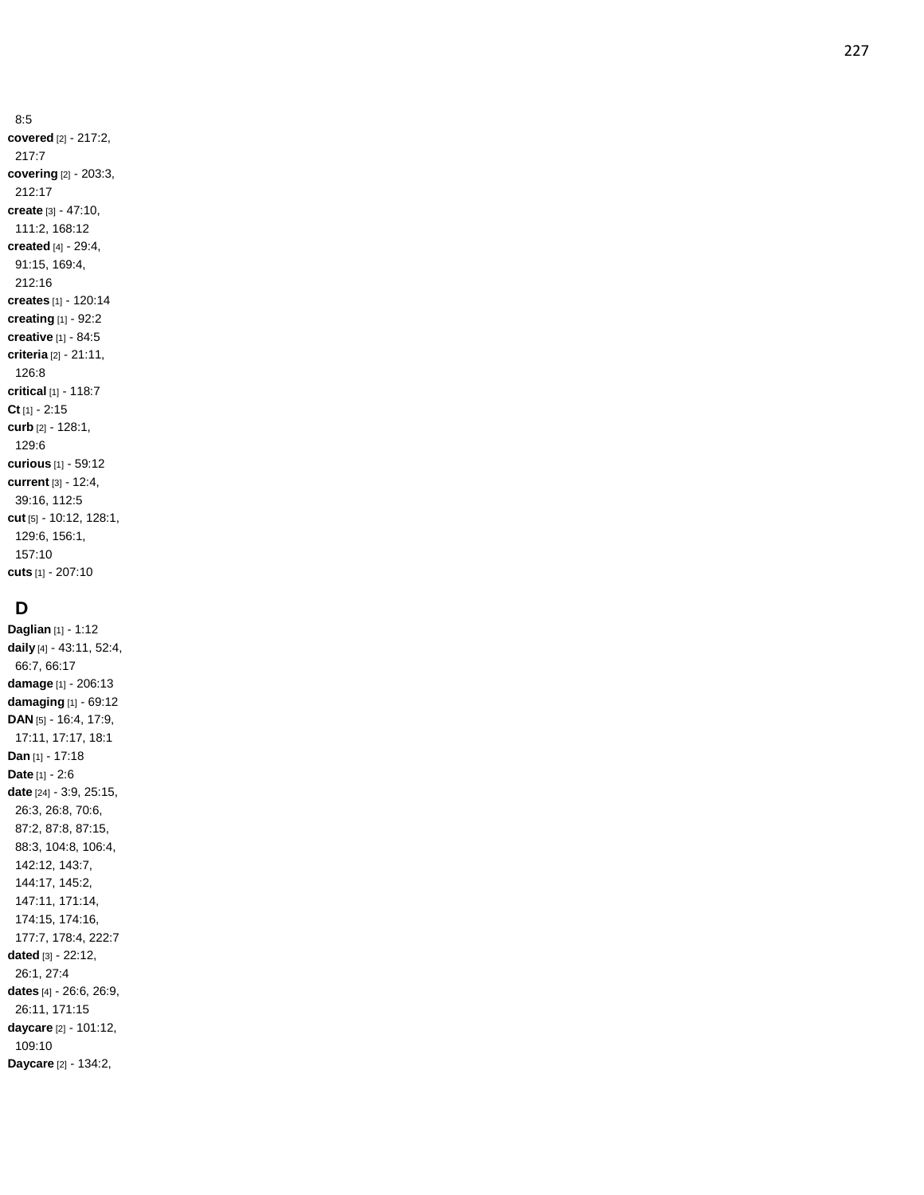8:5

**covered** [2] - 217:2, 217:7

**covering** [2] - 203:3, 212:17

**create** [3] - 47:10, 111:2, 168:12

**created** [4] - 29:4, 91:15, 169:4, 212:16

**creates** [1] - 120:14

**creating** [1] - 92:2

**creative** [1] - 84:5

**criteria** [2] - 21:11, 126:8

**critical** [1] - 118:7

**Ct** [1] - 2:15

**curb** [2] - 128:1, 129:6

**curious** [1] - 59:12

**current** [3] - 12:4, 39:16, 112:5

**cut** [5] - 10:12, 128:1, 129:6, 156:1, 157:10

**cuts** [1] - 207:10

## D

**Daglian** [1] - 1:12

**daily** [4] - 43:11, 52:4, 66:7, 66:17

**damage** [1] - 206:13

**damaging** [1] - 69:12

**DAN** [5] - 16:4, 17:9, 17:11, 17:17, 18:1

**Dan** [1] - 17:18

**Date** [1] - 2:6

**date** [24] - 3:9, 25:15, 26:3, 26:8, 70:6, 87:2, 87:8, 87:15, 88:3, 104:8, 106:4, 142:12, 143:7, 144:17, 145:2, 147:11, 171:14, 174:15, 174:16, 177:7, 178:4, 222:7

**dated** [3] - 22:12, 26:1, 27:4

**dates** [4] - 26:6, 26:9, 26:11, 171:15

**daycare** [2] - 101:12, 109:10

**Daycare** [2] - 134:2,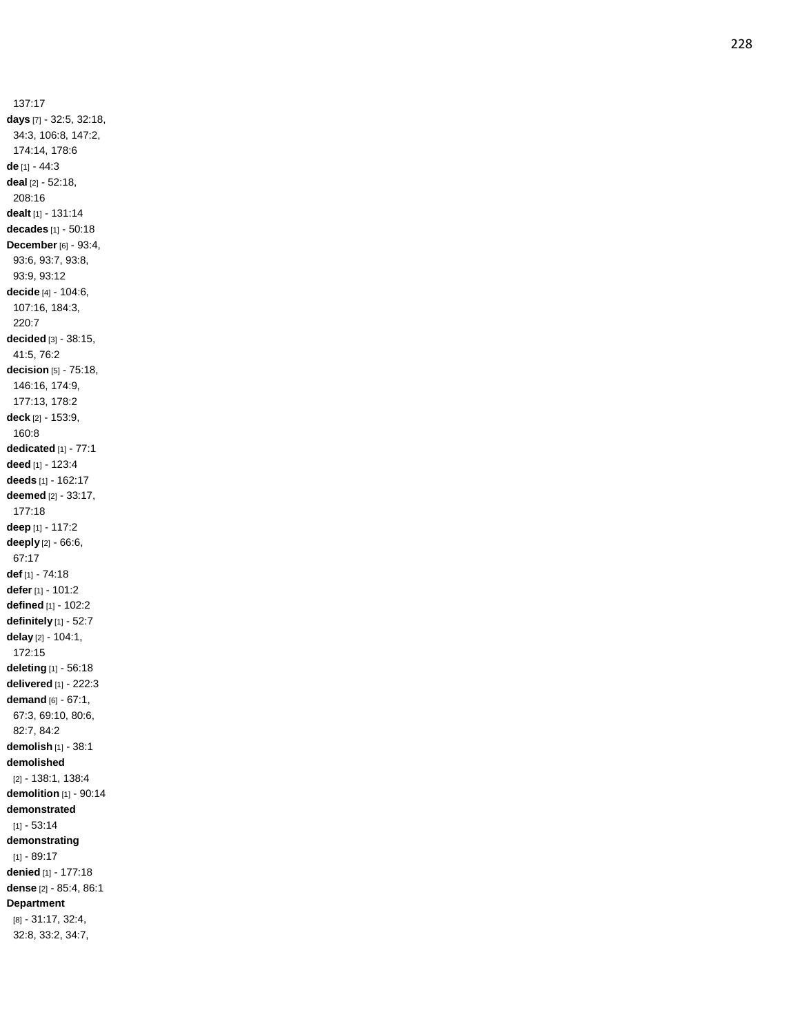137:17

**days** [7] - 32:5, 32:18, 34:3, 106:8, 147:2, 174:14, 178:6

**de** [1] - 44:3

**deal** [2] - 52:18, 208:16

**dealt** [1] - 131:14

**decades** [1] - 50:18

**December** [6] - 93:4, 93:6, 93:7, 93:8, 93:9, 93:12

**decide** [4] - 104:6, 107:16, 184:3, 220:7

**decided** [3] - 38:15, 41:5, 76:2

**decision** [5] - 75:18, 146:16, 174:9, 177:13, 178:2

**deck** [2] - 153:9, 160:8

**dedicated** [1] - 77:1

**deed** [1] - 123:4

**deeds** [1] - 162:17

**deemed** [2] - 33:17, 177:18

**deep** [1] - 117:2

**deeply** [2] - 66:6, 67:17

**def** [1] - 74:18

**defer** [1] - 101:2

**defined** [1] - 102:2

**definitely** [1] - 52:7

**delay** [2] - 104:1, 172:15

**deleting** [1] - 56:18

**delivered** [1] - 222:3

**demand** [6] - 67:1, 67:3, 69:10, 80:6, 82:7, 84:2

**demolish** [1] - 38:1

**demolished** [2] - 138:1, 138:4

**demolition** [1] - 90:14

**demonstrated** [1] - 53:14

**demonstrating** [1] - 89:17

**denied** [1] - 177:18

**dense** [2] - 85:4, 86:1

**Department** [8] - 31:17, 32:4, 32:8, 33:2, 34:7,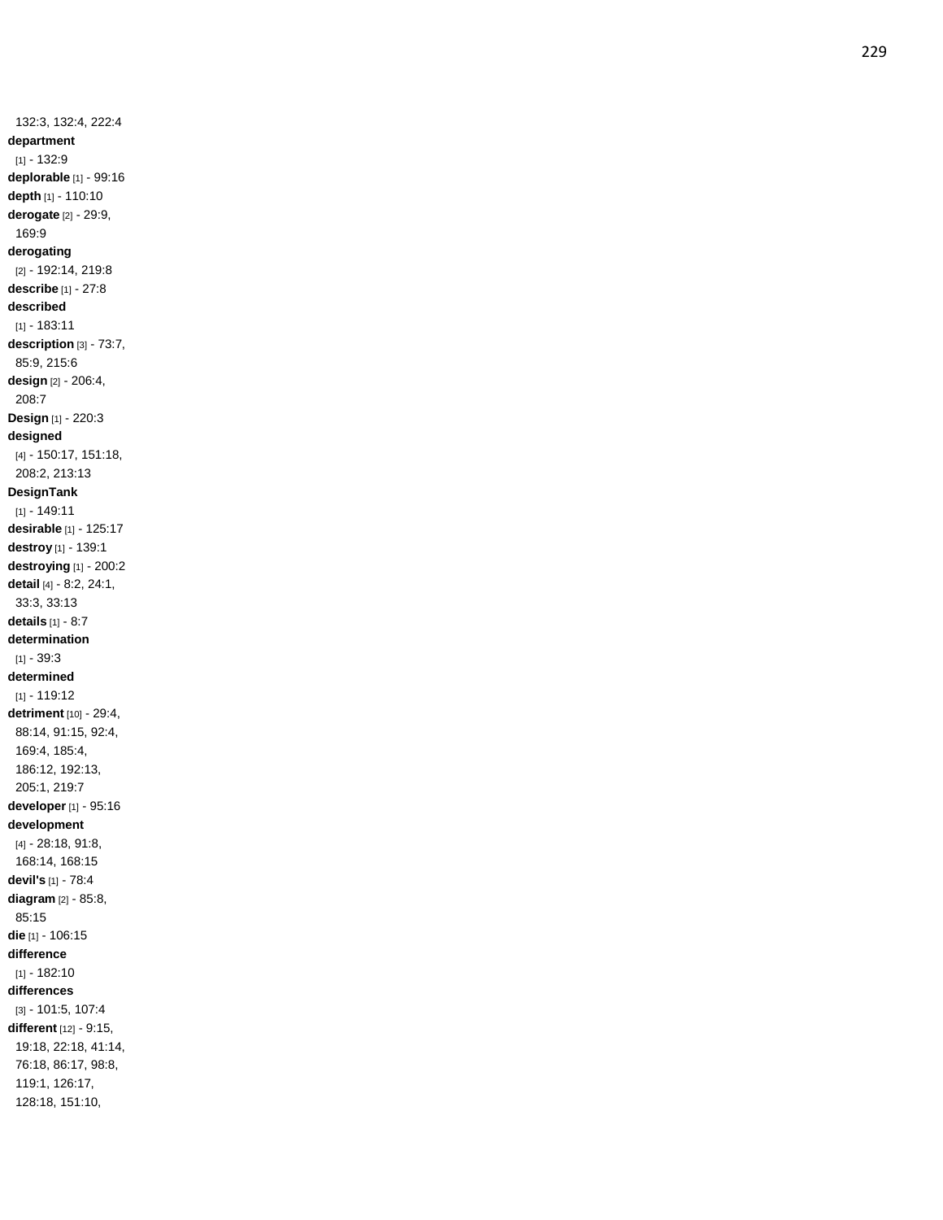132:3, 132:4, 222:4

**department** [1] - 132:9

**deplorable** [1] - 99:16

**depth** [1] - 110:10

**derogate** [2] - 29:9, 169:9

**derogating** [2] - 192:14, 219:8

**describe** [1] - 27:8

**described** [1] - 183:11

**description** [3] - 73:7, 85:9, 215:6

**design** [2] - 206:4, 208:7

**Design** [1] - 220:3

**designed** [4] - 150:17, 151:18, 208:2, 213:13

**DesignTank** [1] - 149:11

**desirable** [1] - 125:17

**destroy** [1] - 139:1

**destroying** [1] - 200:2

**detail** [4] - 8:2, 24:1, 33:3, 33:13

**details** [1] - 8:7

**determination** [1] - 39:3

**determined** [1] - 119:12

**detriment** [10] - 29:4, 88:14, 91:15, 92:4, 169:4, 185:4, 186:12, 192:13, 205:1, 219:7

**developer** [1] - 95:16

**development** [4] - 28:18, 91:8, 168:14, 168:15

**devil's** [1] - 78:4

**diagram** [2] - 85:8, 85:15

**die** [1] - 106:15

**difference** [1] - 182:10

**differences** [3] - 101:5, 107:4

**different** [12] - 9:15, 19:18, 22:18, 41:14, 76:18, 86:17, 98:8, 119:1, 126:17, 128:18, 151:10,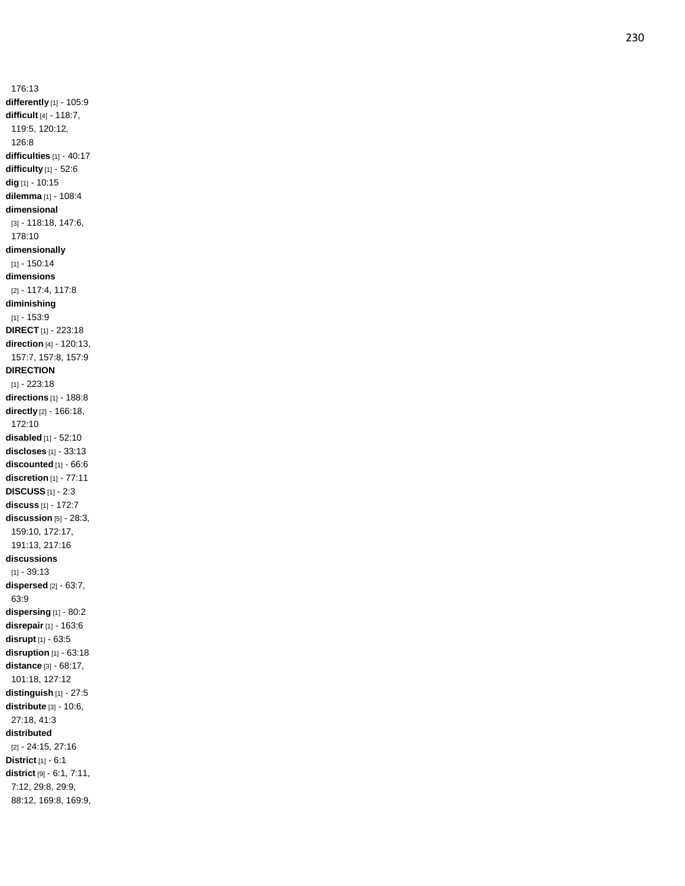176:13

**differently** [1] - 105:9

**difficult** [4] - 118:7, 119:5, 120:12, 126:8

**difficulties** [1] - 40:17

**difficulty** [1] - 52:6

**dig** [1] - 10:15

**dilemma** [1] - 108:4

**dimensional** [3] - 118:18, 147:6, 178:10

**dimensionally** [1] - 150:14

**dimensions** [2] - 117:4, 117:8

**diminishing** [1] - 153:9

**DIRECT** [1] - 223:18

**direction** [4] - 120:13, 157:7, 157:8, 157:9

**DIRECTION** [1] - 223:18

**directions** [1] - 188:8

**directly** [2] - 166:18, 172:10

**disabled** [1] - 52:10

**discloses** [1] - 33:13

**discounted** [1] - 66:6

**discretion** [1] - 77:11

**DISCUSS** [1] - 2:3

**discuss** [1] - 172:7

**discussion** [5] - 28:3, 159:10, 172:17, 191:13, 217:16

**discussions** [1] - 39:13

**dispersed** [2] - 63:7, 63:9

**dispersing** [1] - 80:2

**disrepair** [1] - 163:6

**disrupt** [1] - 63:5

**disruption** [1] - 63:18

**distance** [3] - 68:17, 101:18, 127:12

**distinguish** [1] - 27:5

**distribute** [3] - 10:6, 27:18, 41:3

**distributed** [2] - 24:15, 27:16

**District** [1] - 6:1

**district** [9] - 6:1, 7:11, 7:12, 29:8, 29:9, 88:12, 169:8, 169:9,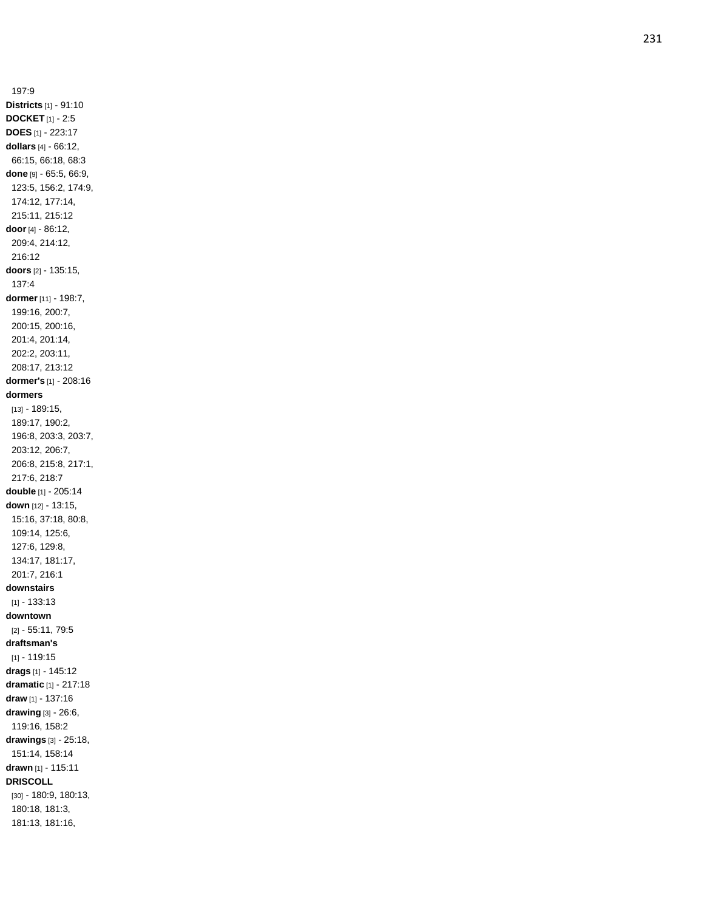197:9

**Districts** [1] - 91:10

**DOCKET** [1] - 2:5

**DOES** [1] - 223:17

**dollars** [4] - 66:12, 66:15, 66:18, 68:3

**done** [9] - 65:5, 66:9, 123:5, 156:2, 174:9, 174:12, 177:14, 215:11, 215:12

**door** [4] - 86:12, 209:4, 214:12, 216:12

**doors** [2] - 135:15, 137:4

**dormer** [11] - 198:7, 199:16, 200:7, 200:15, 200:16, 201:4, 201:14, 202:2, 203:11, 208:17, 213:12

**dormer's** [1] - 208:16

**dormers** [13] - 189:15, 189:17, 190:2, 196:8, 203:3, 203:7, 203:12, 206:7, 206:8, 215:8, 217:1, 217:6, 218:7

**double** [1] - 205:14

**down** [12] - 13:15, 15:16, 37:18, 80:8, 109:14, 125:6, 127:6, 129:8, 134:17, 181:17, 201:7, 216:1

**downstairs** [1] - 133:13

**downtown** [2] - 55:11, 79:5

**draftsman's** [1] - 119:15

**drags** [1] - 145:12

**dramatic** [1] - 217:18

**draw** [1] - 137:16

**drawing** [3] - 26:6, 119:16, 158:2

**drawings** [3] - 25:18, 151:14, 158:14

**drawn** [1] - 115:11

**DRISCOLL** [30] - 180:9, 180:13, 180:18, 181:3, 181:13, 181:16,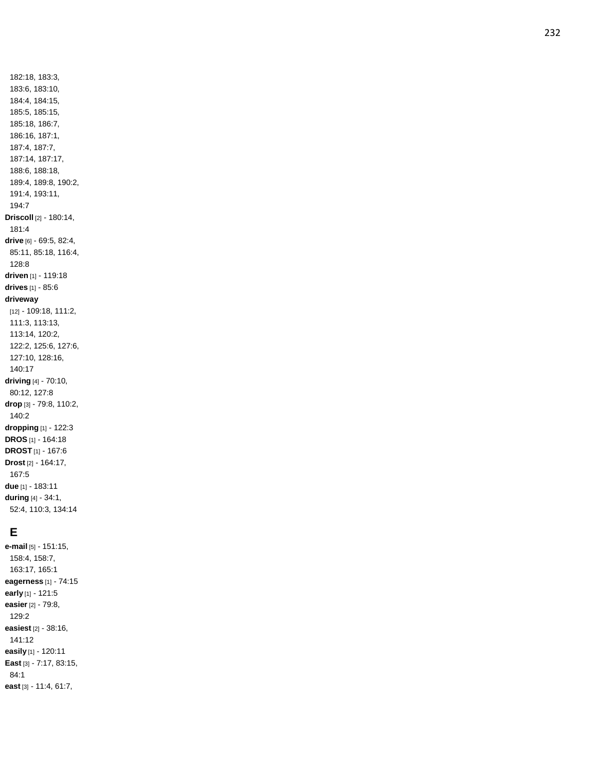182:18, 183:3, 183:6, 183:10, 184:4, 184:15, 185:5, 185:15, 185:18, 186:7, 186:16, 187:1, 187:4, 187:7, 187:14, 187:17, 188:6, 188:18, 189:4, 189:8, 190:2, 191:4, 193:11, 194:7

**Driscoll** [2] - 180:14, 181:4

**drive** [6] - 69:5, 82:4, 85:11, 85:18, 116:4, 128:8

**driven** [1] - 119:18

**drives** [1] - 85:6

**driveway** [12] - 109:18, 111:2, 111:3, 113:13, 113:14, 120:2, 122:2, 125:6, 127:6, 127:10, 128:16, 140:17

**driving** [4] - 70:10, 80:12, 127:8

**drop** [3] - 79:8, 110:2, 140:2

**dropping** [1] - 122:3

**DROS** [1] - 164:18

**DROST** [1] - 167:6

**Drost** [2] - 164:17, 167:5

**due** [1] - 183:11

**during** [4] - 34:1, 52:4, 110:3, 134:14

## E

**e-mail** [5] - 151:15, 158:4, 158:7, 163:17, 165:1

**eagerness** [1] - 74:15

**early** [1] - 121:5

**easier** [2] - 79:8, 129:2

**easiest** [2] - 38:16, 141:12

**easily** [1] - 120:11

**East** [3] - 7:17, 83:15, 84:1

**east** [3] - 11:4, 61:7,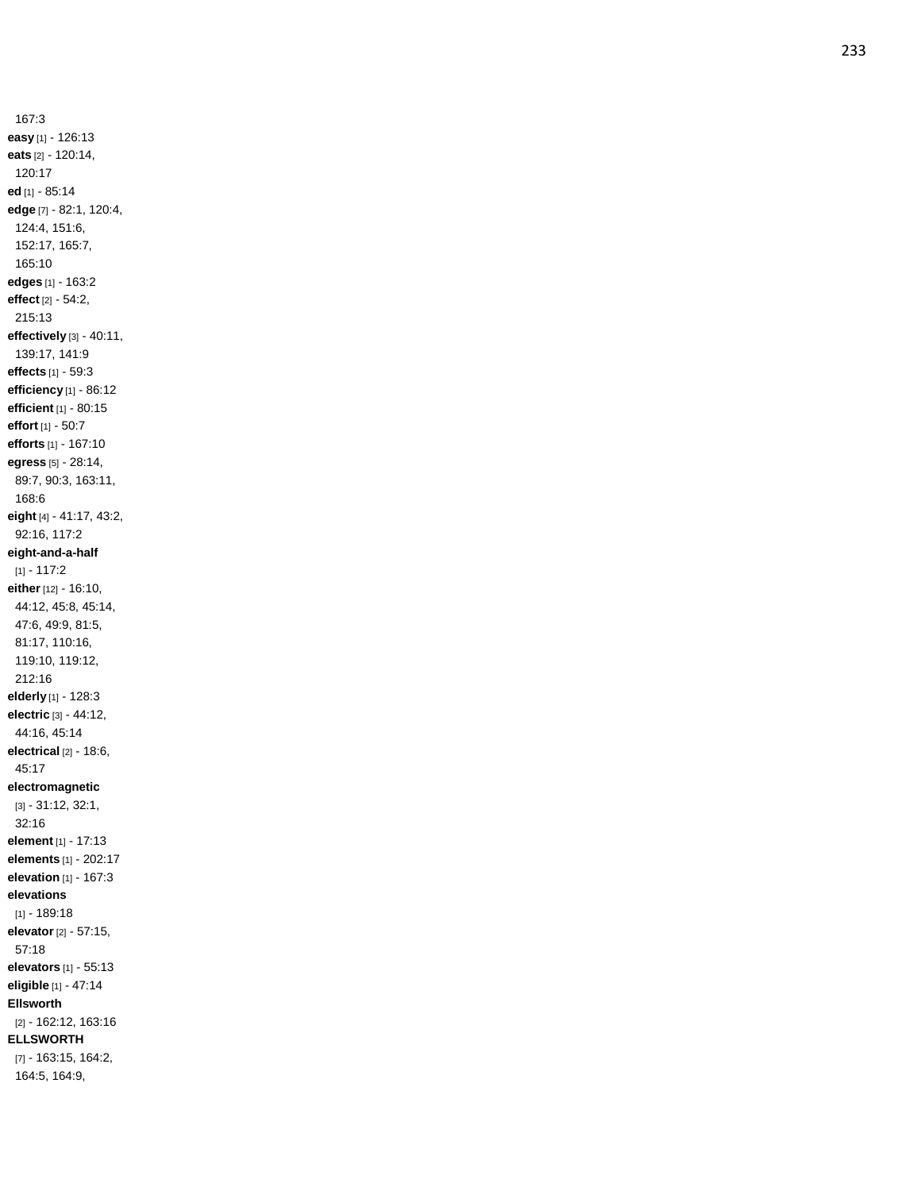167:3

**easy** [1] - 126:13

**eats** [2] - 120:14, 120:17

**ed** [1] - 85:14

**edge** [7] - 82:1, 120:4, 124:4, 151:6, 152:17, 165:7, 165:10

**edges** [1] - 163:2

**effect** [2] - 54:2, 215:13

**effectively** [3] - 40:11, 139:17, 141:9

**effects** [1] - 59:3

**efficiency** [1] - 86:12

**efficient** [1] - 80:15

**effort** [1] - 50:7

**efforts** [1] - 167:10

**egress** [5] - 28:14, 89:7, 90:3, 163:11, 168:6

**eight** [4] - 41:17, 43:2, 92:16, 117:2

**eight-and-a-half** [1] - 117:2

**either** [12] - 16:10, 44:12, 45:8, 45:14, 47:6, 49:9, 81:5, 81:17, 110:16, 119:10, 119:12, 212:16

**elderly** [1] - 128:3

**electric** [3] - 44:12, 44:16, 45:14

**electrical** [2] - 18:6, 45:17

**electromagnetic** [3] - 31:12, 32:1, 32:16

**element** [1] - 17:13

**elements** [1] - 202:17

**elevation** [1] - 167:3

**elevations** [1] - 189:18

**elevator** [2] - 57:15, 57:18

**elevators** [1] - 55:13

**eligible** [1] - 47:14

**Ellsworth** [2] - 162:12, 163:16

**ELLSWORTH** [7] - 163:15, 164:2, 164:5, 164:9,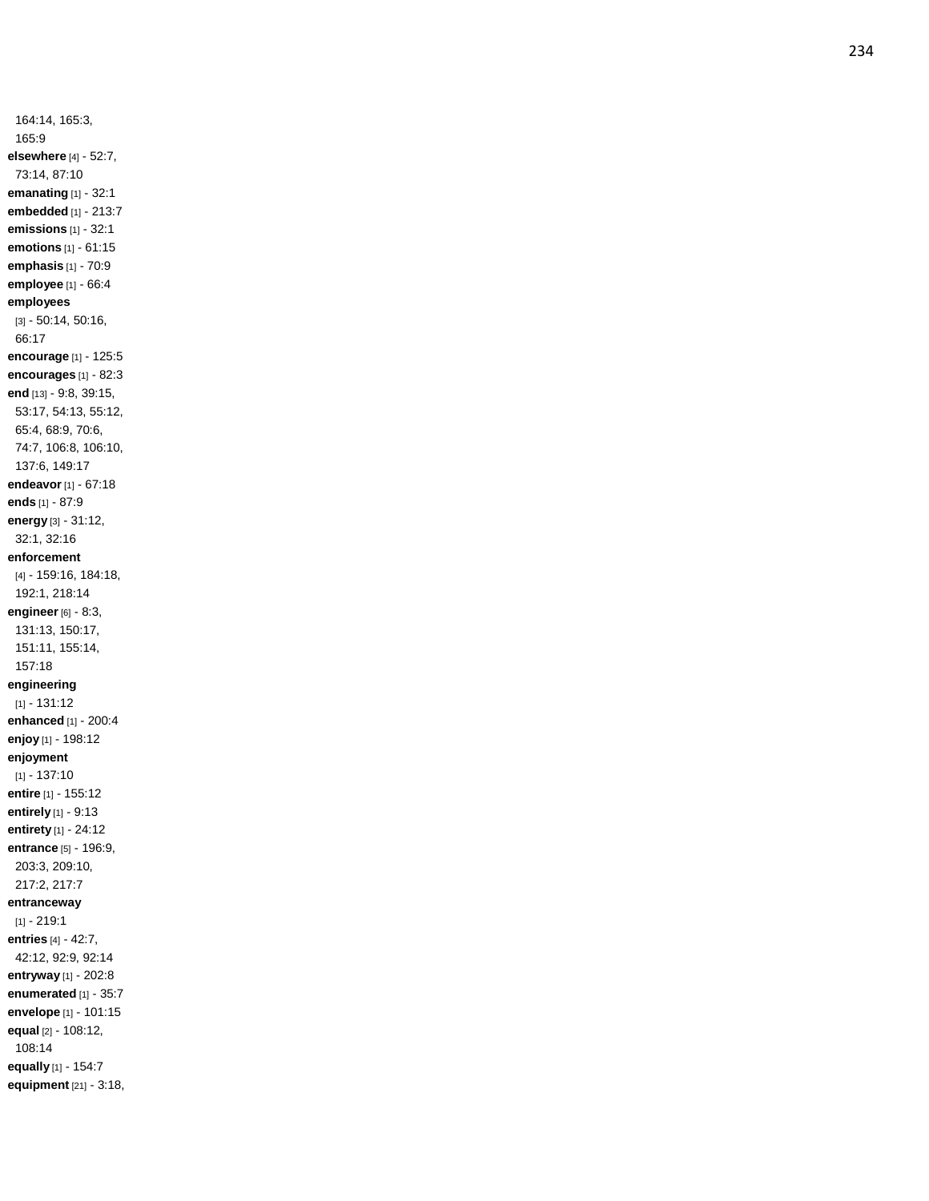164:14, 165:3, 165:9

**elsewhere** [4] - 52:7, 73:14, 87:10

**emanating** [1] - 32:1

**embedded** [1] - 213:7

**emissions** [1] - 32:1

**emotions** [1] - 61:15

**emphasis** [1] - 70:9

**employee** [1] - 66:4

**employees** [3] - 50:14, 50:16, 66:17

**encourage** [1] - 125:5

**encourages** [1] - 82:3

**end** [13] - 9:8, 39:15, 53:17, 54:13, 55:12, 65:4, 68:9, 70:6, 74:7, 106:8, 106:10, 137:6, 149:17

**endeavor** [1] - 67:18

**ends** [1] - 87:9

**energy** [3] - 31:12, 32:1, 32:16

**enforcement** [4] - 159:16, 184:18, 192:1, 218:14

**engineer** [6] - 8:3, 131:13, 150:17, 151:11, 155:14, 157:18

**engineering** [1] - 131:12

**enhanced** [1] - 200:4

**enjoy** [1] - 198:12

**enjoyment** [1] - 137:10

**entire** [1] - 155:12

**entirely** [1] - 9:13

**entirety** [1] - 24:12

**entrance** [5] - 196:9, 203:3, 209:10, 217:2, 217:7

**entranceway** [1] - 219:1

**entries** [4] - 42:7, 42:12, 92:9, 92:14

**entryway** [1] - 202:8

**enumerated** [1] - 35:7

**envelope** [1] - 101:15

**equal** [2] - 108:12, 108:14

**equally** [1] - 154:7

**equipment** [21] - 3:18,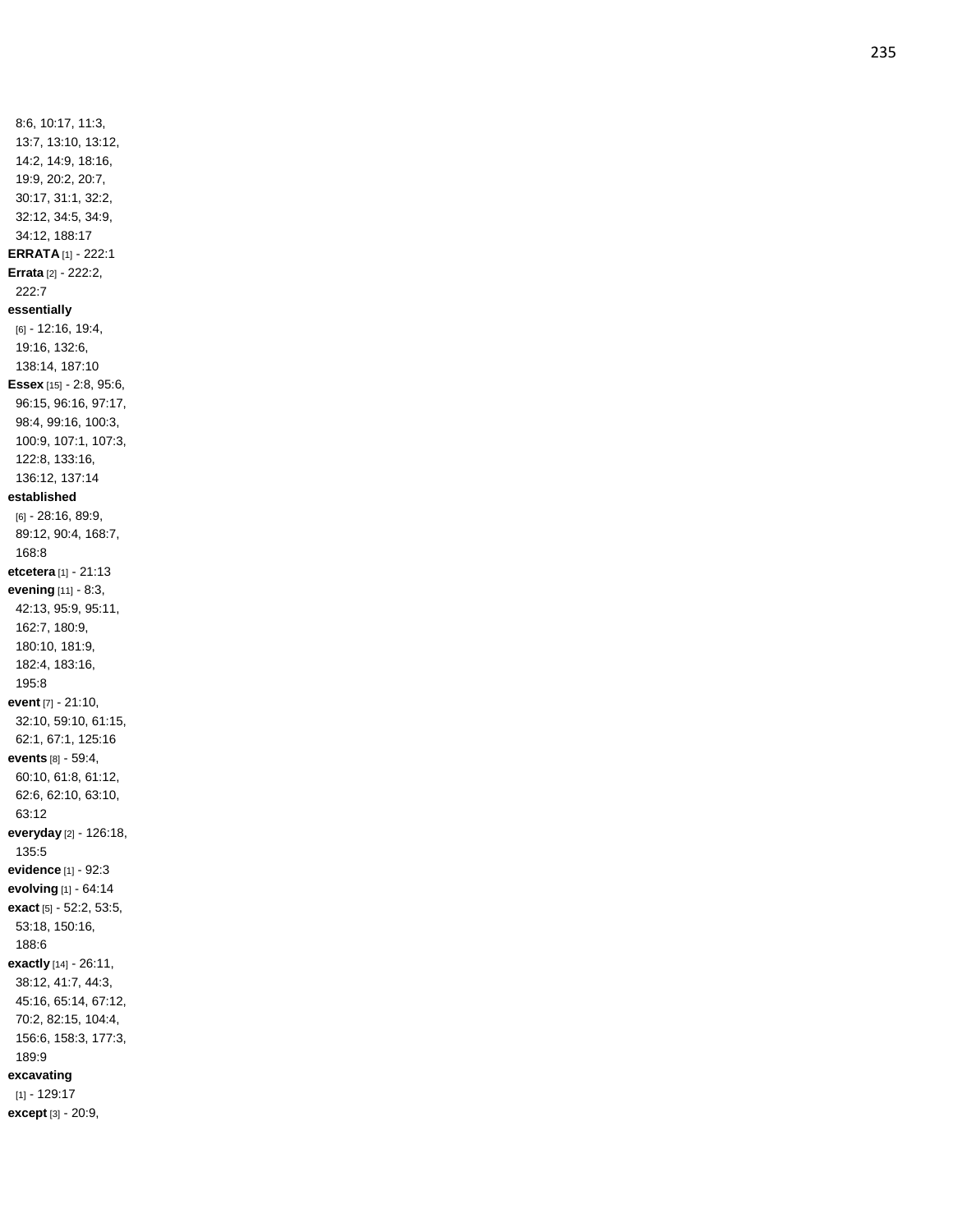8:6, 10:17, 11:3, 13:7, 13:10, 13:12, 14:2, 14:9, 18:16, 19:9, 20:2, 20:7, 30:17, 31:1, 32:2, 32:12, 34:5, 34:9, 34:12, 188:17

**ERRATA** [1] - 222:1

**Errata** [2] - 222:2, 222:7

**essentially** [6] - 12:16, 19:4, 19:16, 132:6, 138:14, 187:10

**Essex** [15] - 2:8, 95:6, 96:15, 96:16, 97:17, 98:4, 99:16, 100:3, 100:9, 107:1, 107:3, 122:8, 133:16, 136:12, 137:14

**established** [6] - 28:16, 89:9, 89:12, 90:4, 168:7, 168:8

**etcetera** [1] - 21:13

**evening** [11] - 8:3, 42:13, 95:9, 95:11, 162:7, 180:9, 180:10, 181:9, 182:4, 183:16, 195:8

**event** [7] - 21:10, 32:10, 59:10, 61:15, 62:1, 67:1, 125:16

**events** [8] - 59:4, 60:10, 61:8, 61:12, 62:6, 62:10, 63:10, 63:12

**everyday** [2] - 126:18, 135:5

**evidence** [1] - 92:3

**evolving** [1] - 64:14

**exact** [5] - 52:2, 53:5, 53:18, 150:16, 188:6

**exactly** [14] - 26:11, 38:12, 41:7, 44:3, 45:16, 65:14, 67:12, 70:2, 82:15, 104:4, 156:6, 158:3, 177:3, 189:9

**excavating** [1] - 129:17

**except** [3] - 20:9,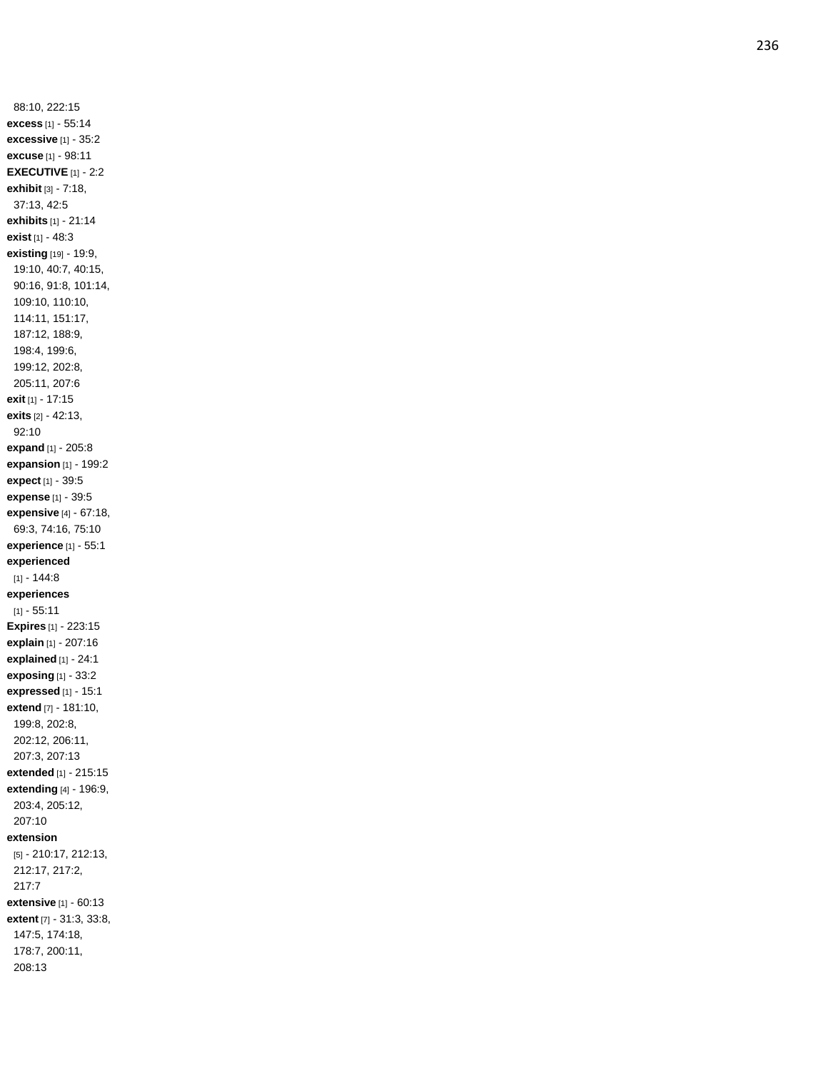88:10, 222:15
**excess** [1] - 55:14
**excessive** [1] - 35:2
**excuse** [1] - 98:11
**EXECUTIVE** [1] - 2:2
**exhibit** [3] - 7:18, 37:13, 42:5
**exhibits** [1] - 21:14
**exist** [1] - 48:3
**existing** [19] - 19:9, 19:10, 40:7, 40:15, 90:16, 91:8, 101:14, 109:10, 110:10, 114:11, 151:17, 187:12, 188:9, 198:4, 199:6, 199:12, 202:8, 205:11, 207:6
**exit** [1] - 17:15
**exits** [2] - 42:13, 92:10
**expand** [1] - 205:8
**expansion** [1] - 199:2
**expect** [1] - 39:5
**expense** [1] - 39:5
**expensive** [4] - 67:18, 69:3, 74:16, 75:10
**experience** [1] - 55:1
**experienced** [1] - 144:8
**experiences** [1] - 55:11
**Expires** [1] - 223:15
**explain** [1] - 207:16
**explained** [1] - 24:1
**exposing** [1] - 33:2
**expressed** [1] - 15:1
**extend** [7] - 181:10, 199:8, 202:8, 202:12, 206:11, 207:3, 207:13
**extended** [1] - 215:15
**extending** [4] - 196:9, 203:4, 205:12, 207:10
**extension** [5] - 210:17, 212:13, 212:17, 217:2, 217:7
**extensive** [1] - 60:13
**extent** [7] - 31:3, 33:8, 147:5, 174:18, 178:7, 200:11, 208:13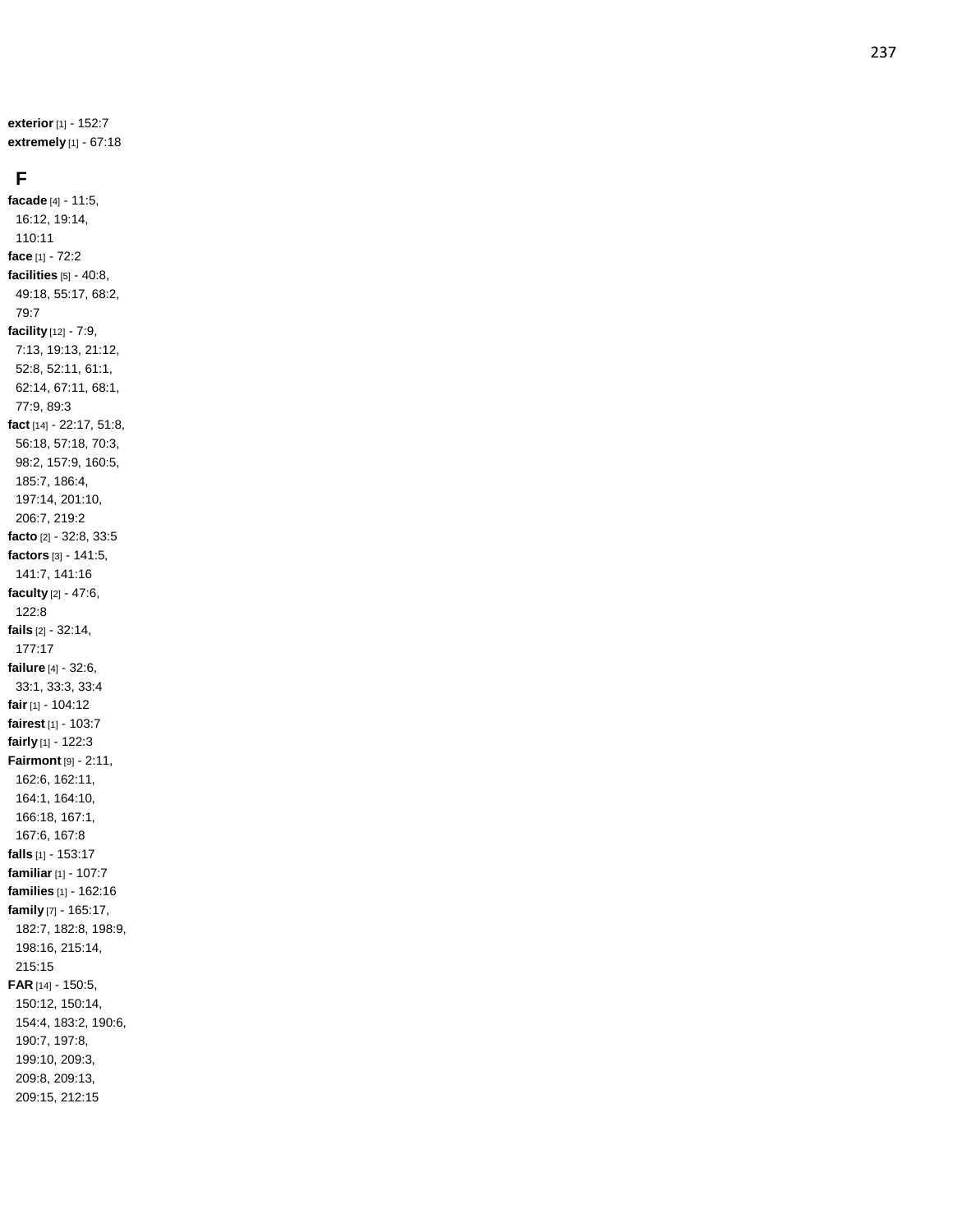**exterior** [1] - 152:7
**extremely** [1] - 67:18

## F

**facade** [4] - 11:5, 16:12, 19:14, 110:11
**face** [1] - 72:2
**facilities** [5] - 40:8, 49:18, 55:17, 68:2, 79:7
**facility** [12] - 7:9, 7:13, 19:13, 21:12, 52:8, 52:11, 61:1, 62:14, 67:11, 68:1, 77:9, 89:3
**fact** [14] - 22:17, 51:8, 56:18, 57:18, 70:3, 98:2, 157:9, 160:5, 185:7, 186:4, 197:14, 201:10, 206:7, 219:2
**facto** [2] - 32:8, 33:5
**factors** [3] - 141:5, 141:7, 141:16
**faculty** [2] - 47:6, 122:8
**fails** [2] - 32:14, 177:17
**failure** [4] - 32:6, 33:1, 33:3, 33:4
**fair** [1] - 104:12
**fairest** [1] - 103:7
**fairly** [1] - 122:3
**Fairmont** [9] - 2:11, 162:6, 162:11, 164:1, 164:10, 166:18, 167:1, 167:6, 167:8
**falls** [1] - 153:17
**familiar** [1] - 107:7
**families** [1] - 162:16
**family** [7] - 165:17, 182:7, 182:8, 198:9, 198:16, 215:14, 215:15
**FAR** [14] - 150:5, 150:12, 150:14, 154:4, 183:2, 190:6, 190:7, 197:8, 199:10, 209:3, 209:8, 209:13, 209:15, 212:15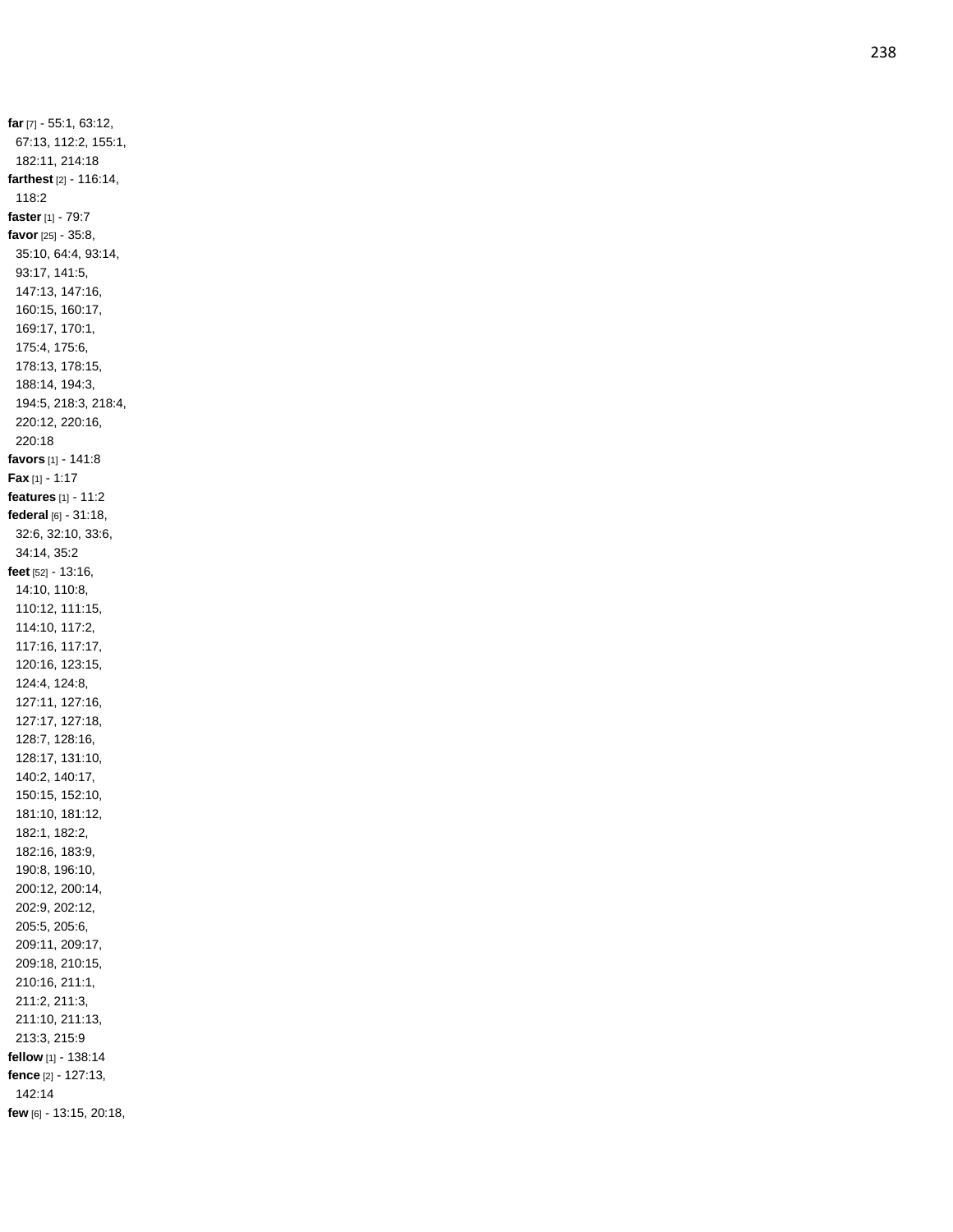**far** [7] - 55:1, 63:12, 67:13, 112:2, 155:1, 182:11, 214:18

**farthest** [2] - 116:14, 118:2

**faster** [1] - 79:7

**favor** [25] - 35:8, 35:10, 64:4, 93:14, 93:17, 141:5, 147:13, 147:16, 160:15, 160:17, 169:17, 170:1, 175:4, 175:6, 178:13, 178:15, 188:14, 194:3, 194:5, 218:3, 218:4, 220:12, 220:16, 220:18

**favors** [1] - 141:8

**Fax** [1] - 1:17

**features** [1] - 11:2

**federal** [6] - 31:18, 32:6, 32:10, 33:6, 34:14, 35:2

**feet** [52] - 13:16, 14:10, 110:8, 110:12, 111:15, 114:10, 117:2, 117:16, 117:17, 120:16, 123:15, 124:4, 124:8, 127:11, 127:16, 127:17, 127:18, 128:7, 128:16, 128:17, 131:10, 140:2, 140:17, 150:15, 152:10, 181:10, 181:12, 182:1, 182:2, 182:16, 183:9, 190:8, 196:10, 200:12, 200:14, 202:9, 202:12, 205:5, 205:6, 209:11, 209:17, 209:18, 210:15, 210:16, 211:1, 211:2, 211:3, 211:10, 211:13, 213:3, 215:9

**fellow** [1] - 138:14

**fence** [2] - 127:13, 142:14

**few** [6] - 13:15, 20:18,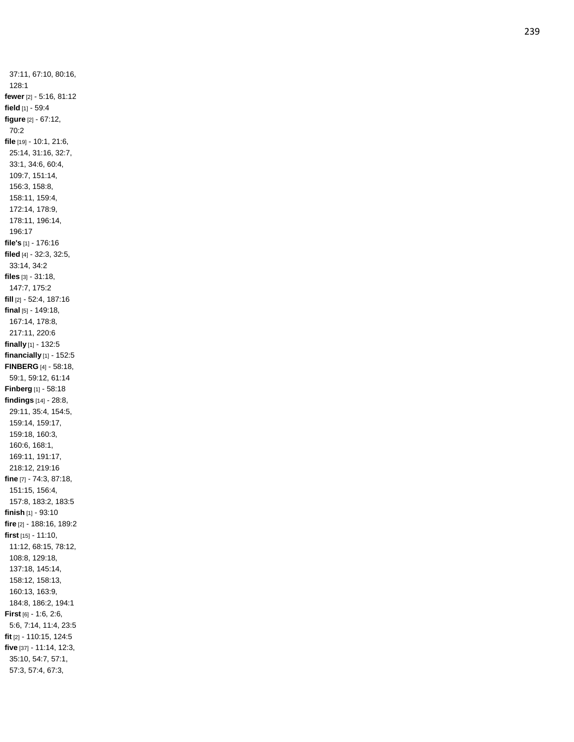37:11, 67:10, 80:16, 128:1

**fewer** [2] - 5:16, 81:12

**field** [1] - 59:4

**figure** [2] - 67:12, 70:2

**file** [19] - 10:1, 21:6, 25:14, 31:16, 32:7, 33:1, 34:6, 60:4, 109:7, 151:14, 156:3, 158:8, 158:11, 159:4, 172:14, 178:9, 178:11, 196:14, 196:17

**file's** [1] - 176:16

**filed** [4] - 32:3, 32:5, 33:14, 34:2

**files** [3] - 31:18, 147:7, 175:2

**fill** [2] - 52:4, 187:16

**final** [5] - 149:18, 167:14, 178:8, 217:11, 220:6

**finally** [1] - 132:5

**financially** [1] - 152:5

**FINBERG** [4] - 58:18, 59:1, 59:12, 61:14

**Finberg** [1] - 58:18

**findings** [14] - 28:8, 29:11, 35:4, 154:5, 159:14, 159:17, 159:18, 160:3, 160:6, 168:1, 169:11, 191:17, 218:12, 219:16

**fine** [7] - 74:3, 87:18, 151:15, 156:4, 157:8, 183:2, 183:5

**finish** [1] - 93:10

**fire** [2] - 188:16, 189:2

**first** [15] - 11:10, 11:12, 68:15, 78:12, 108:8, 129:18, 137:18, 145:14, 158:12, 158:13, 160:13, 163:9, 184:8, 186:2, 194:1

**First** [6] - 1:6, 2:6, 5:6, 7:14, 11:4, 23:5

**fit** [2] - 110:15, 124:5

**five** [37] - 11:14, 12:3, 35:10, 54:7, 57:1, 57:3, 57:4, 67:3,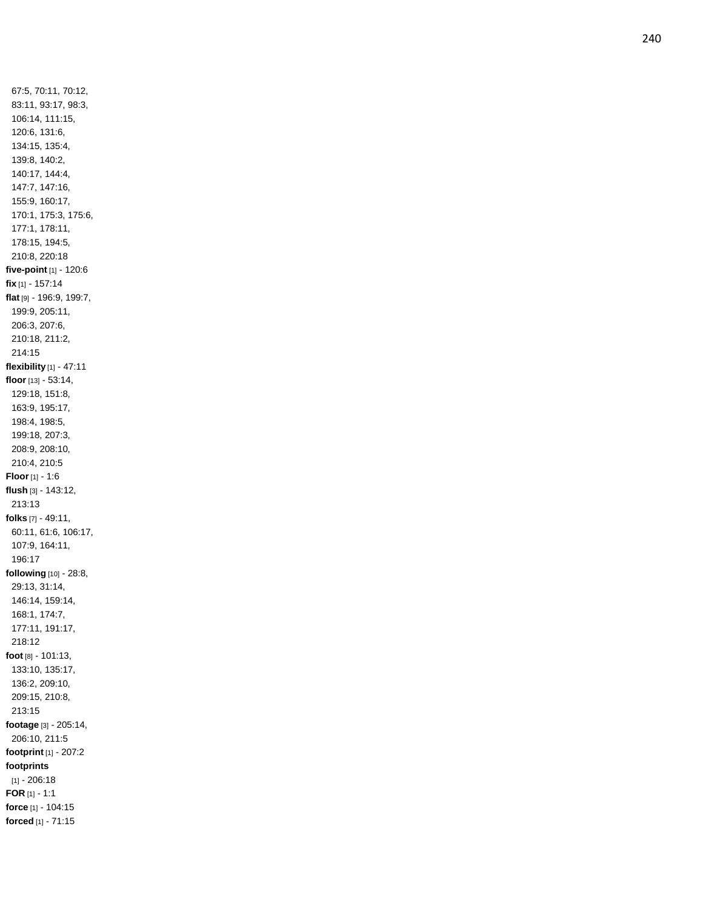67:5, 70:11, 70:12, 83:11, 93:17, 98:3, 106:14, 111:15, 120:6, 131:6, 134:15, 135:4, 139:8, 140:2, 140:17, 144:4, 147:7, 147:16, 155:9, 160:17, 170:1, 175:3, 175:6, 177:1, 178:11, 178:15, 194:5, 210:8, 220:18

**five-point** [1] - 120:6

**fix** [1] - 157:14

**flat** [9] - 196:9, 199:7, 199:9, 205:11, 206:3, 207:6, 210:18, 211:2, 214:15

**flexibility** [1] - 47:11

**floor** [13] - 53:14, 129:18, 151:8, 163:9, 195:17, 198:4, 198:5, 199:18, 207:3, 208:9, 208:10, 210:4, 210:5

**Floor** [1] - 1:6

**flush** [3] - 143:12, 213:13

**folks** [7] - 49:11, 60:11, 61:6, 106:17, 107:9, 164:11, 196:17

**following** [10] - 28:8, 29:13, 31:14, 146:14, 159:14, 168:1, 174:7, 177:11, 191:17, 218:12

**foot** [8] - 101:13, 133:10, 135:17, 136:2, 209:10, 209:15, 210:8, 213:15

**footage** [3] - 205:14, 206:10, 211:5

**footprint** [1] - 207:2

**footprints** [1] - 206:18

**FOR** [1] - 1:1

**force** [1] - 104:15

**forced** [1] - 71:15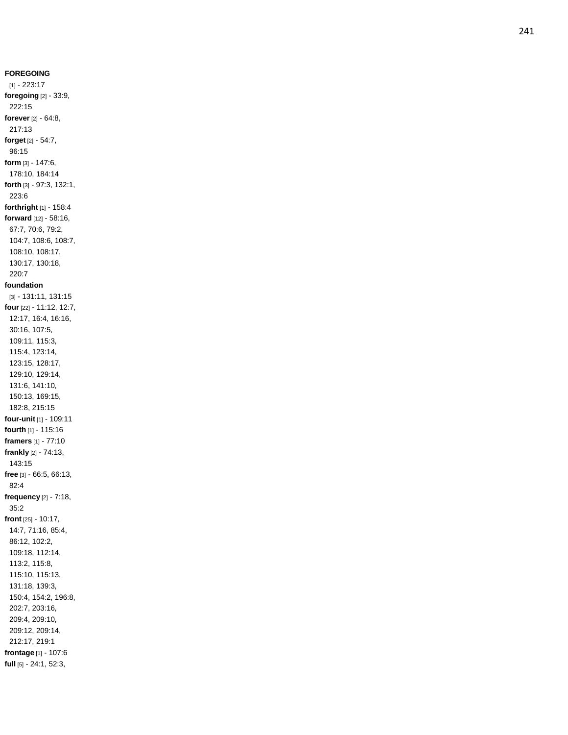**FOREGOING** [1] - 223:17
**foregoing** [2] - 33:9, 222:15
**forever** [2] - 64:8, 217:13
**forget** [2] - 54:7, 96:15
**form** [3] - 147:6, 178:10, 184:14
**forth** [3] - 97:3, 132:1, 223:6
**forthright** [1] - 158:4
**forward** [12] - 58:16, 67:7, 70:6, 79:2, 104:7, 108:6, 108:7, 108:10, 108:17, 130:17, 130:18, 220:7
**foundation** [3] - 131:11, 131:15
**four** [22] - 11:12, 12:7, 12:17, 16:4, 16:16, 30:16, 107:5, 109:11, 115:3, 115:4, 123:14, 123:15, 128:17, 129:10, 129:14, 131:6, 141:10, 150:13, 169:15, 182:8, 215:15
**four-unit** [1] - 109:11
**fourth** [1] - 115:16
**framers** [1] - 77:10
**frankly** [2] - 74:13, 143:15
**free** [3] - 66:5, 66:13, 82:4
**frequency** [2] - 7:18, 35:2
**front** [25] - 10:17, 14:7, 71:16, 85:4, 86:12, 102:2, 109:18, 112:14, 113:2, 115:8, 115:10, 115:13, 131:18, 139:3, 150:4, 154:2, 196:8, 202:7, 203:16, 209:4, 209:10, 209:12, 209:14, 212:17, 219:1
**frontage** [1] - 107:6
**full** [5] - 24:1, 52:3,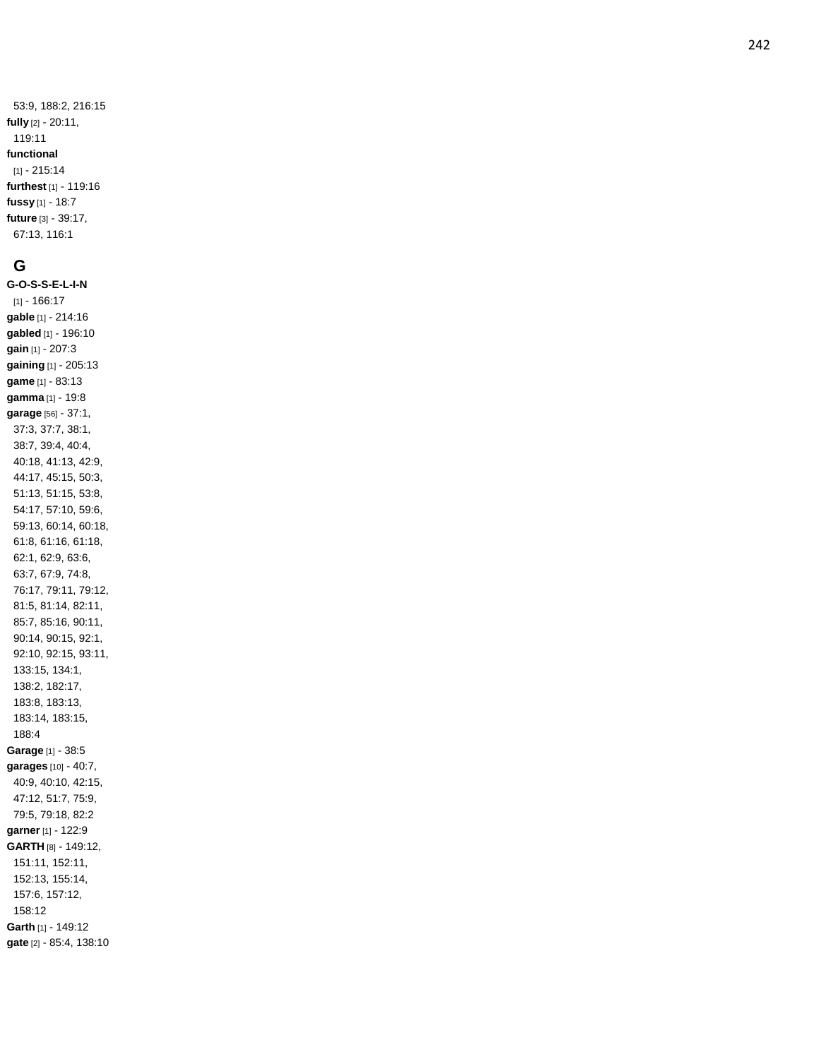53:9, 188:2, 216:15

**fully** [2] - 20:11, 119:11

**functional** [1] - 215:14

**furthest** [1] - 119:16

**fussy** [1] - 18:7

**future** [3] - 39:17, 67:13, 116:1

## G

**G-O-S-S-E-L-I-N** [1] - 166:17

**gable** [1] - 214:16

**gabled** [1] - 196:10

**gain** [1] - 207:3

**gaining** [1] - 205:13

**game** [1] - 83:13

**gamma** [1] - 19:8

**garage** [56] - 37:1, 37:3, 37:7, 38:1, 38:7, 39:4, 40:4, 40:18, 41:13, 42:9, 44:17, 45:15, 50:3, 51:13, 51:15, 53:8, 54:17, 57:10, 59:6, 59:13, 60:14, 60:18, 61:8, 61:16, 61:18, 62:1, 62:9, 63:6, 63:7, 67:9, 74:8, 76:17, 79:11, 79:12, 81:5, 81:14, 82:11, 85:7, 85:16, 90:11, 90:14, 90:15, 92:1, 92:10, 92:15, 93:11, 133:15, 134:1, 138:2, 182:17, 183:8, 183:13, 183:14, 183:15, 188:4

**Garage** [1] - 38:5

**garages** [10] - 40:7, 40:9, 40:10, 42:15, 47:12, 51:7, 75:9, 79:5, 79:18, 82:2

**garner** [1] - 122:9

**GARTH** [8] - 149:12, 151:11, 152:11, 152:13, 155:14, 157:6, 157:12, 158:12

**Garth** [1] - 149:12

**gate** [2] - 85:4, 138:10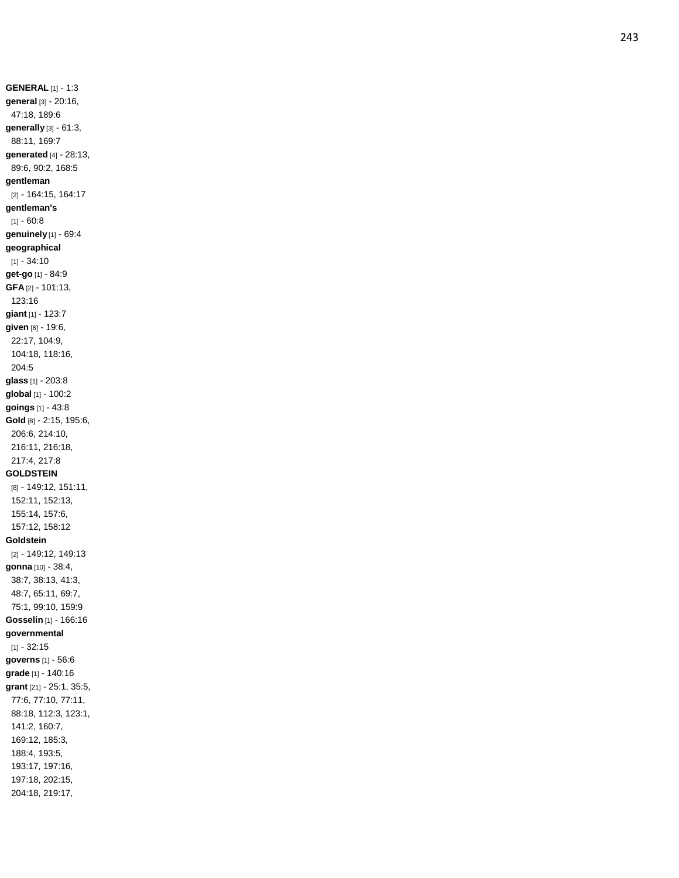**GENERAL** [1] - 1:3
**general** [3] - 20:16, 47:18, 189:6
**generally** [3] - 61:3, 88:11, 169:7
**generated** [4] - 28:13, 89:6, 90:2, 168:5
**gentleman** [2] - 164:15, 164:17
**gentleman's** [1] - 60:8
**genuinely** [1] - 69:4
**geographical** [1] - 34:10
**get-go** [1] - 84:9
**GFA** [2] - 101:13, 123:16
**giant** [1] - 123:7
**given** [6] - 19:6, 22:17, 104:9, 104:18, 118:16, 204:5
**glass** [1] - 203:8
**global** [1] - 100:2
**goings** [1] - 43:8
**Gold** [8] - 2:15, 195:6, 206:6, 214:10, 216:11, 216:18, 217:4, 217:8
**GOLDSTEIN** [8] - 149:12, 151:11, 152:11, 152:13, 155:14, 157:6, 157:12, 158:12
**Goldstein** [2] - 149:12, 149:13
**gonna** [10] - 38:4, 38:7, 38:13, 41:3, 48:7, 65:11, 69:7, 75:1, 99:10, 159:9
**Gosselin** [1] - 166:16
**governmental** [1] - 32:15
**governs** [1] - 56:6
**grade** [1] - 140:16
**grant** [21] - 25:1, 35:5, 77:6, 77:10, 77:11, 88:18, 112:3, 123:1, 141:2, 160:7, 169:12, 185:3, 188:4, 193:5, 193:17, 197:16, 197:18, 202:15, 204:18, 219:17,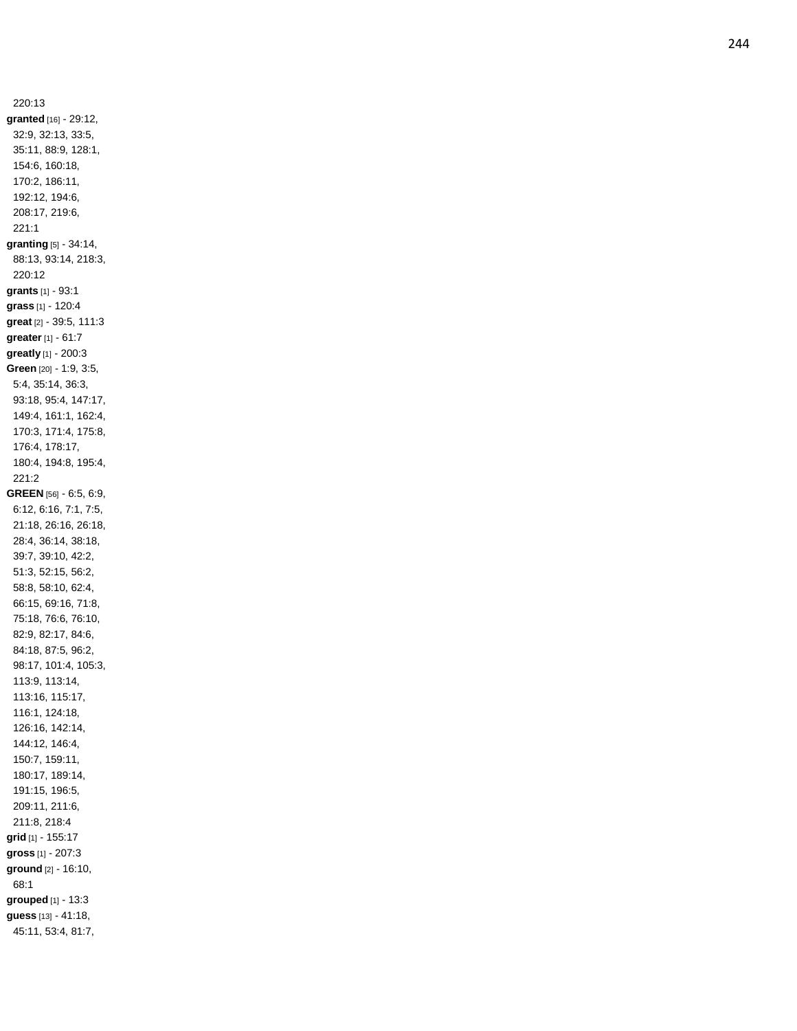220:13

**granted** [16] - 29:12, 32:9, 32:13, 33:5, 35:11, 88:9, 128:1, 154:6, 160:18, 170:2, 186:11, 192:12, 194:6, 208:17, 219:6, 221:1

**granting** [5] - 34:14, 88:13, 93:14, 218:3, 220:12

**grants** [1] - 93:1

**grass** [1] - 120:4

**great** [2] - 39:5, 111:3

**greater** [1] - 61:7

**greatly** [1] - 200:3

**Green** [20] - 1:9, 3:5, 5:4, 35:14, 36:3, 93:18, 95:4, 147:17, 149:4, 161:1, 162:4, 170:3, 171:4, 175:8, 176:4, 178:17, 180:4, 194:8, 195:4, 221:2

**GREEN** [56] - 6:5, 6:9, 6:12, 6:16, 7:1, 7:5, 21:18, 26:16, 26:18, 28:4, 36:14, 38:18, 39:7, 39:10, 42:2, 51:3, 52:15, 56:2, 58:8, 58:10, 62:4, 66:15, 69:16, 71:8, 75:18, 76:6, 76:10, 82:9, 82:17, 84:6, 84:18, 87:5, 96:2, 98:17, 101:4, 105:3, 113:9, 113:14, 113:16, 115:17, 116:1, 124:18, 126:16, 142:14, 144:12, 146:4, 150:7, 159:11, 180:17, 189:14, 191:15, 196:5, 209:11, 211:6, 211:8, 218:4

**grid** [1] - 155:17

**gross** [1] - 207:3

**ground** [2] - 16:10, 68:1

**grouped** [1] - 13:3

**guess** [13] - 41:18, 45:11, 53:4, 81:7,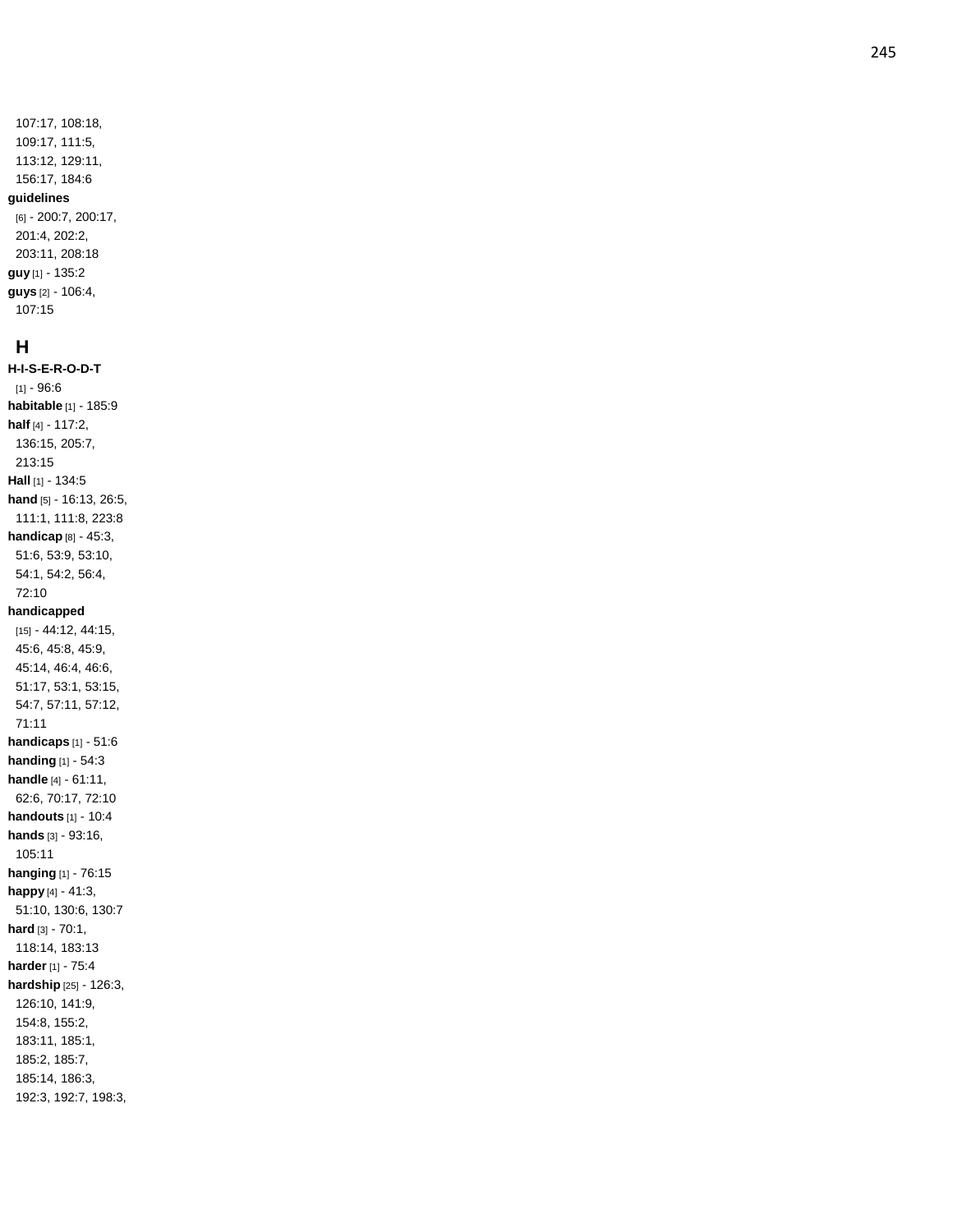107:17, 108:18, 109:17, 111:5, 113:12, 129:11, 156:17, 184:6

**guidelines** [6] - 200:7, 200:17, 201:4, 202:2, 203:11, 208:18

**guy** [1] - 135:2

**guys** [2] - 106:4, 107:15

## H

**H-I-S-E-R-O-D-T** [1] - 96:6

**habitable** [1] - 185:9

**half** [4] - 117:2, 136:15, 205:7, 213:15

**Hall** [1] - 134:5

**hand** [5] - 16:13, 26:5, 111:1, 111:8, 223:8

**handicap** [8] - 45:3, 51:6, 53:9, 53:10, 54:1, 54:2, 56:4, 72:10

**handicapped** [15] - 44:12, 44:15, 45:6, 45:8, 45:9, 45:14, 46:4, 46:6, 51:17, 53:1, 53:15, 54:7, 57:11, 57:12, 71:11

**handicaps** [1] - 51:6

**handing** [1] - 54:3

**handle** [4] - 61:11, 62:6, 70:17, 72:10

**handouts** [1] - 10:4

**hands** [3] - 93:16, 105:11

**hanging** [1] - 76:15

**happy** [4] - 41:3, 51:10, 130:6, 130:7

**hard** [3] - 70:1, 118:14, 183:13

**harder** [1] - 75:4

**hardship** [25] - 126:3, 126:10, 141:9, 154:8, 155:2, 183:11, 185:1, 185:2, 185:7, 185:14, 186:3, 192:3, 192:7, 198:3,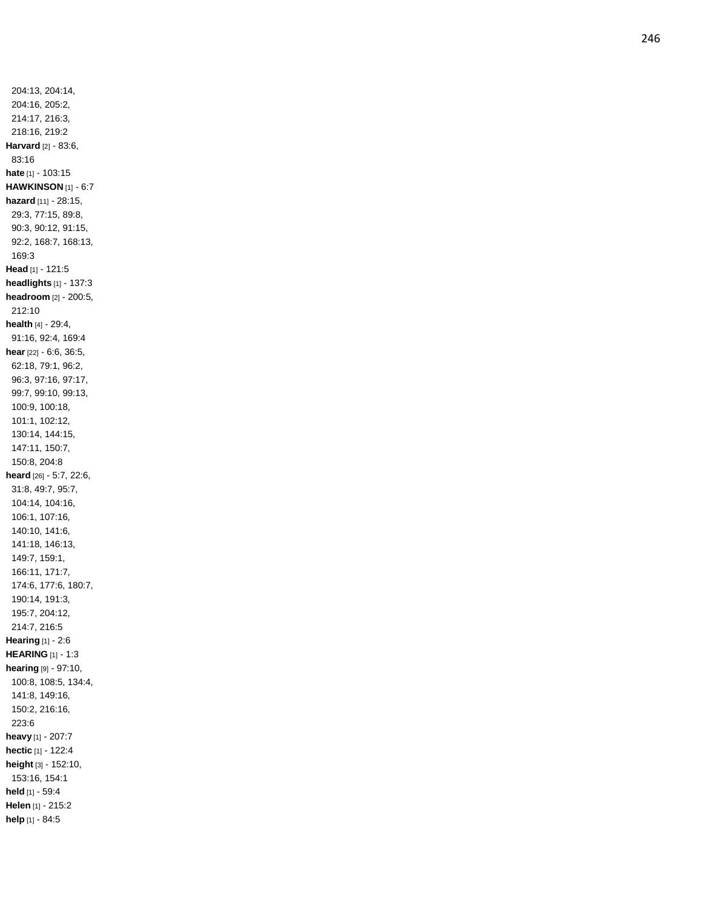204:13, 204:14,
204:16, 205:2,
214:17, 216:3,
218:16, 219:2

**Harvard** [2] - 83:6,
83:16

**hate** [1] - 103:15

**HAWKINSON** [1] - 6:7

**hazard** [11] - 28:15,
29:3, 77:15, 89:8,
90:3, 90:12, 91:15,
92:2, 168:7, 168:13,
169:3

**Head** [1] - 121:5

**headlights** [1] - 137:3

**headroom** [2] - 200:5,
212:10

**health** [4] - 29:4,
91:16, 92:4, 169:4

**hear** [22] - 6:6, 36:5,
62:18, 79:1, 96:2,
96:3, 97:16, 97:17,
99:7, 99:10, 99:13,
100:9, 100:18,
101:1, 102:12,
130:14, 144:15,
147:11, 150:7,
150:8, 204:8

**heard** [26] - 5:7, 22:6,
31:8, 49:7, 95:7,
104:14, 104:16,
106:1, 107:16,
140:10, 141:6,
141:18, 146:13,
149:7, 159:1,
166:11, 171:7,
174:6, 177:6, 180:7,
190:14, 191:3,
195:7, 204:12,
214:7, 216:5

**Hearing** [1] - 2:6

**HEARING** [1] - 1:3

**hearing** [9] - 97:10,
100:8, 108:5, 134:4,
141:8, 149:16,
150:2, 216:16,
223:6

**heavy** [1] - 207:7

**hectic** [1] - 122:4

**height** [3] - 152:10,
153:16, 154:1

**held** [1] - 59:4

**Helen** [1] - 215:2

**help** [1] - 84:5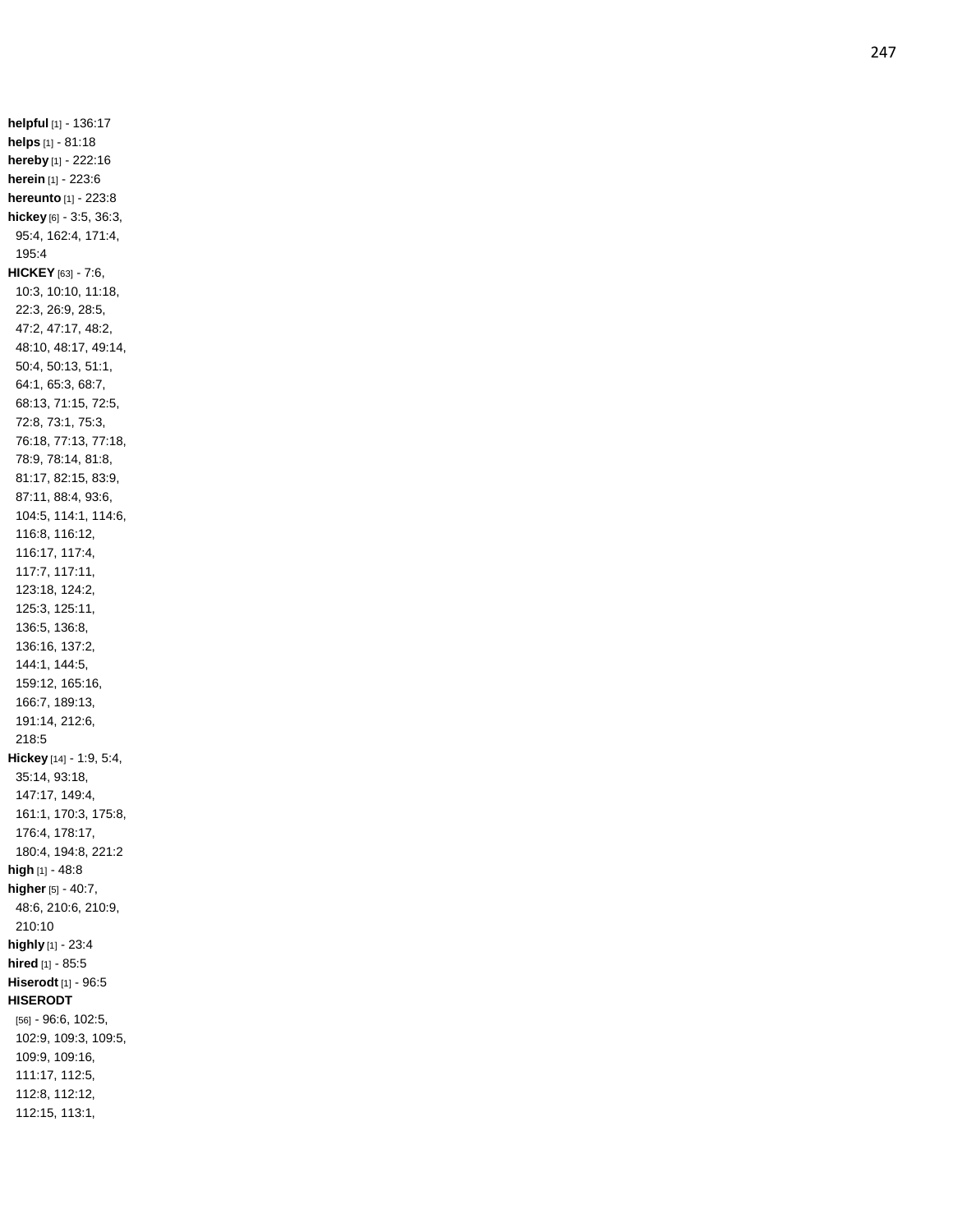**helpful** [1] - 136:17
**helps** [1] - 81:18
**hereby** [1] - 222:16
**herein** [1] - 223:6
**hereunto** [1] - 223:8
**hickey** [6] - 3:5, 36:3, 95:4, 162:4, 171:4, 195:4
**HICKEY** [63] - 7:6, 10:3, 10:10, 11:18, 22:3, 26:9, 28:5, 47:2, 47:17, 48:2, 48:10, 48:17, 49:14, 50:4, 50:13, 51:1, 64:1, 65:3, 68:7, 68:13, 71:15, 72:5, 72:8, 73:1, 75:3, 76:18, 77:13, 77:18, 78:9, 78:14, 81:8, 81:17, 82:15, 83:9, 87:11, 88:4, 93:6, 104:5, 114:1, 114:6, 116:8, 116:12, 116:17, 117:4, 117:7, 117:11, 123:18, 124:2, 125:3, 125:11, 136:5, 136:8, 136:16, 137:2, 144:1, 144:5, 159:12, 165:16, 166:7, 189:13, 191:14, 212:6, 218:5
**Hickey** [14] - 1:9, 5:4, 35:14, 93:18, 147:17, 149:4, 161:1, 170:3, 175:8, 176:4, 178:17, 180:4, 194:8, 221:2
**high** [1] - 48:8
**higher** [5] - 40:7, 48:6, 210:6, 210:9, 210:10
**highly** [1] - 23:4
**hired** [1] - 85:5
**Hiserodt** [1] - 96:5
**HISERODT** [56] - 96:6, 102:5, 102:9, 109:3, 109:5, 109:9, 109:16, 111:17, 112:5, 112:8, 112:12, 112:15, 113:1,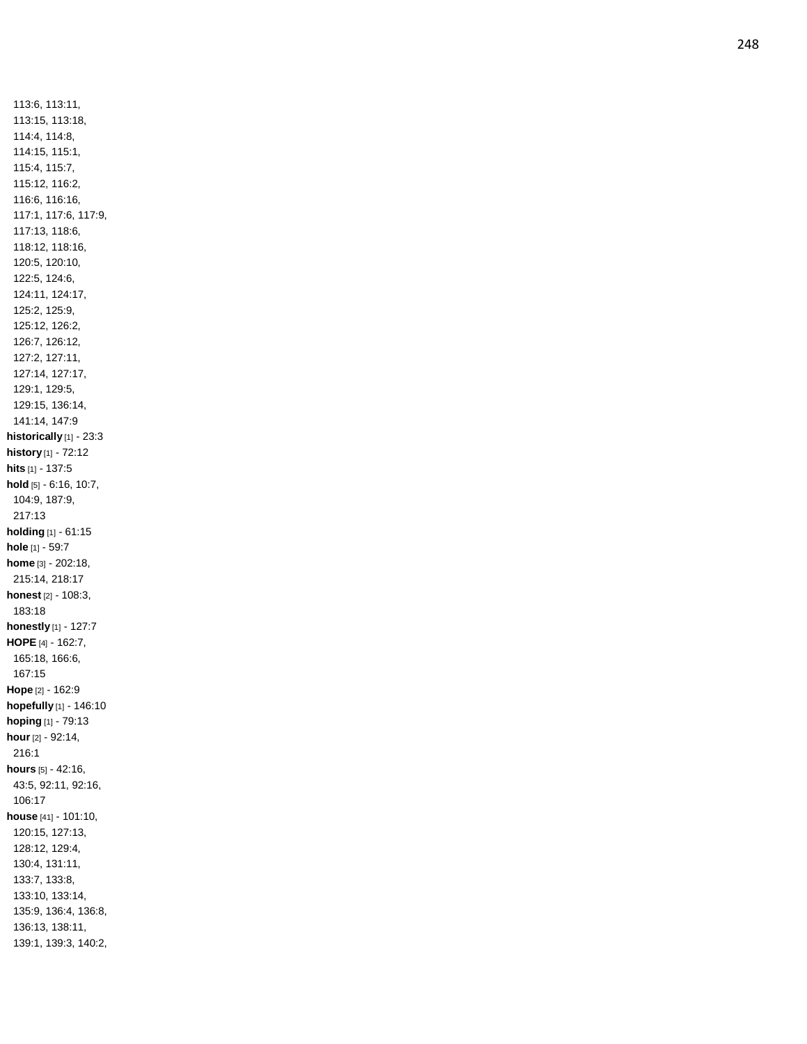113:6, 113:11,
113:15, 113:18,
114:4, 114:8,
114:15, 115:1,
115:4, 115:7,
115:12, 116:2,
116:6, 116:16,
117:1, 117:6, 117:9,
117:13, 118:6,
118:12, 118:16,
120:5, 120:10,
122:5, 124:6,
124:11, 124:17,
125:2, 125:9,
125:12, 126:2,
126:7, 126:12,
127:2, 127:11,
127:14, 127:17,
129:1, 129:5,
129:15, 136:14,
141:14, 147:9

**historically** [1] - 23:3

**history** [1] - 72:12

**hits** [1] - 137:5

**hold** [5] - 6:16, 10:7, 104:9, 187:9, 217:13

**holding** [1] - 61:15

**hole** [1] - 59:7

**home** [3] - 202:18, 215:14, 218:17

**honest** [2] - 108:3, 183:18

**honestly** [1] - 127:7

**HOPE** [4] - 162:7, 165:18, 166:6, 167:15

**Hope** [2] - 162:9

**hopefully** [1] - 146:10

**hoping** [1] - 79:13

**hour** [2] - 92:14, 216:1

**hours** [5] - 42:16, 43:5, 92:11, 92:16, 106:17

**house** [41] - 101:10, 120:15, 127:13, 128:12, 129:4, 130:4, 131:11, 133:7, 133:8, 133:10, 133:14, 135:9, 136:4, 136:8, 136:13, 138:11, 139:1, 139:3, 140:2,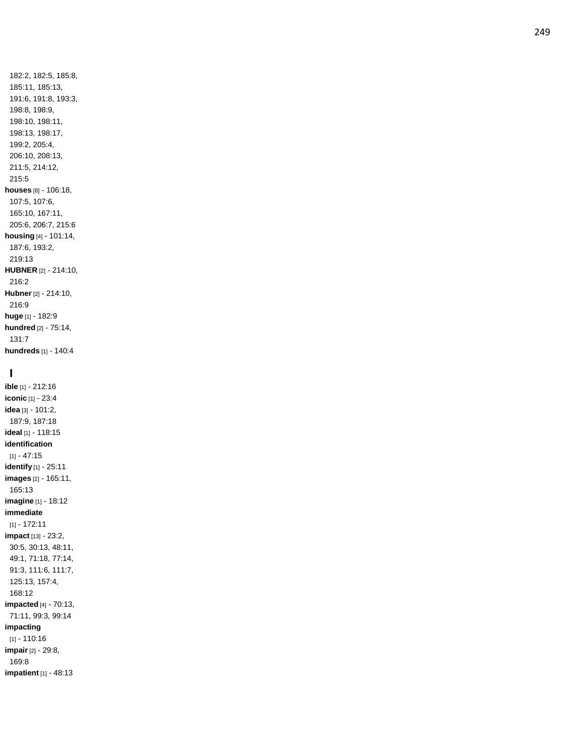182:2, 182:5, 185:8, 185:11, 185:13, 191:6, 191:8, 193:3, 198:8, 198:9, 198:10, 198:11, 198:13, 198:17, 199:2, 205:4, 206:10, 208:13, 211:5, 214:12, 215:5

**houses** [8] - 106:18, 107:5, 107:6, 165:10, 167:11, 205:6, 206:7, 215:6

**housing** [4] - 101:14, 187:6, 193:2, 219:13

**HUBNER** [2] - 214:10, 216:2

**Hubner** [2] - 214:10, 216:9

**huge** [1] - 182:9

**hundred** [2] - 75:14, 131:7

**hundreds** [1] - 140:4

## I

**ible** [1] - 212:16

**iconic** [1] - 23:4

**idea** [3] - 101:2, 187:9, 187:18

**ideal** [1] - 118:15

**identification** [1] - 47:15

**identify** [1] - 25:11

**images** [2] - 165:11, 165:13

**imagine** [1] - 18:12

**immediate** [1] - 172:11

**impact** [13] - 23:2, 30:5, 30:13, 48:11, 49:1, 71:18, 77:14, 91:3, 111:6, 111:7, 125:13, 157:4, 168:12

**impacted** [4] - 70:13, 71:11, 99:3, 99:14

**impacting** [1] - 110:16

**impair** [2] - 29:8, 169:8

**impatient** [1] - 48:13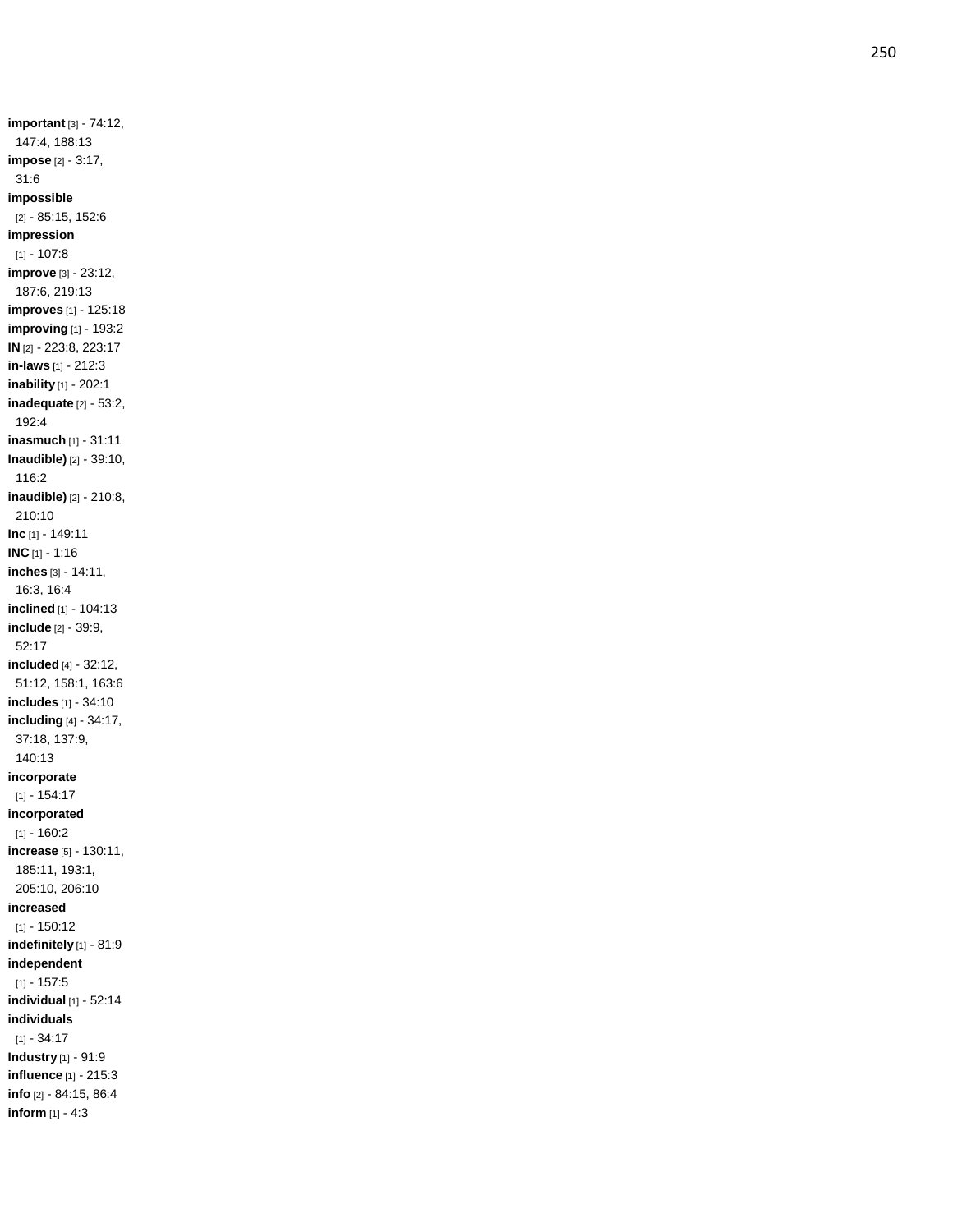**important** [3] - 74:12, 147:4, 188:13
**impose** [2] - 3:17, 31:6
**impossible** [2] - 85:15, 152:6
**impression** [1] - 107:8
**improve** [3] - 23:12, 187:6, 219:13
**improves** [1] - 125:18
**improving** [1] - 193:2
**IN** [2] - 223:8, 223:17
**in-laws** [1] - 212:3
**inability** [1] - 202:1
**inadequate** [2] - 53:2, 192:4
**inasmuch** [1] - 31:11
**Inaudible)** [2] - 39:10, 116:2
**inaudible)** [2] - 210:8, 210:10
**Inc** [1] - 149:11
**INC** [1] - 1:16
**inches** [3] - 14:11, 16:3, 16:4
**inclined** [1] - 104:13
**include** [2] - 39:9, 52:17
**included** [4] - 32:12, 51:12, 158:1, 163:6
**includes** [1] - 34:10
**including** [4] - 34:17, 37:18, 137:9, 140:13
**incorporate** [1] - 154:17
**incorporated** [1] - 160:2
**increase** [5] - 130:11, 185:11, 193:1, 205:10, 206:10
**increased** [1] - 150:12
**indefinitely** [1] - 81:9
**independent** [1] - 157:5
**individual** [1] - 52:14
**individuals** [1] - 34:17
**Industry** [1] - 91:9
**influence** [1] - 215:3
**info** [2] - 84:15, 86:4
**inform** [1] - 4:3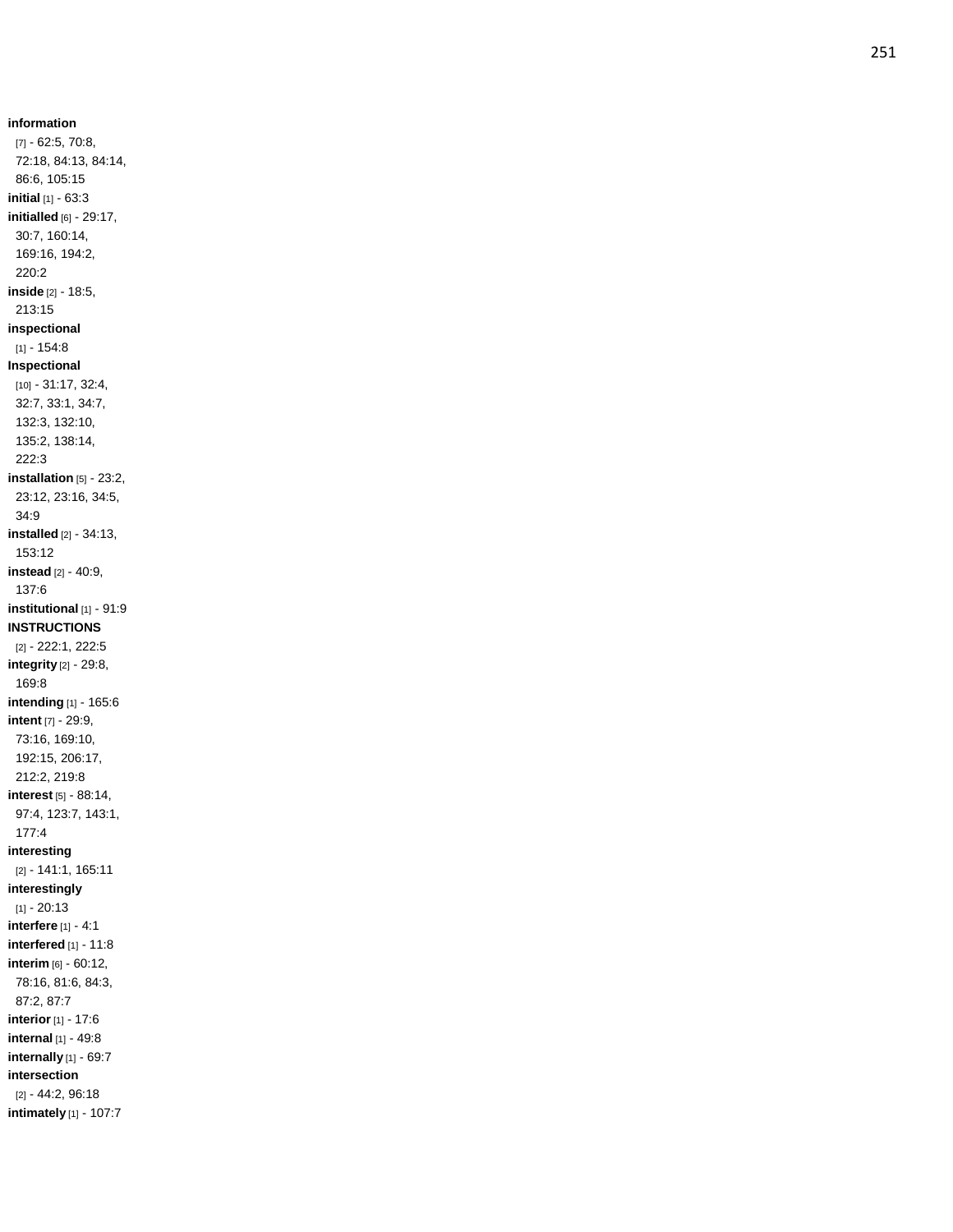**information** [7] - 62:5, 70:8, 72:18, 84:13, 84:14, 86:6, 105:15
**initial** [1] - 63:3
**initialled** [6] - 29:17, 30:7, 160:14, 169:16, 194:2, 220:2
**inside** [2] - 18:5, 213:15
**inspectional** [1] - 154:8
**Inspectional** [10] - 31:17, 32:4, 32:7, 33:1, 34:7, 132:3, 132:10, 135:2, 138:14, 222:3
**installation** [5] - 23:2, 23:12, 23:16, 34:5, 34:9
**installed** [2] - 34:13, 153:12
**instead** [2] - 40:9, 137:6
**institutional** [1] - 91:9
**INSTRUCTIONS** [2] - 222:1, 222:5
**integrity** [2] - 29:8, 169:8
**intending** [1] - 165:6
**intent** [7] - 29:9, 73:16, 169:10, 192:15, 206:17, 212:2, 219:8
**interest** [5] - 88:14, 97:4, 123:7, 143:1, 177:4
**interesting** [2] - 141:1, 165:11
**interestingly** [1] - 20:13
**interfere** [1] - 4:1
**interfered** [1] - 11:8
**interim** [6] - 60:12, 78:16, 81:6, 84:3, 87:2, 87:7
**interior** [1] - 17:6
**internal** [1] - 49:8
**internally** [1] - 69:7
**intersection** [2] - 44:2, 96:18
**intimately** [1] - 107:7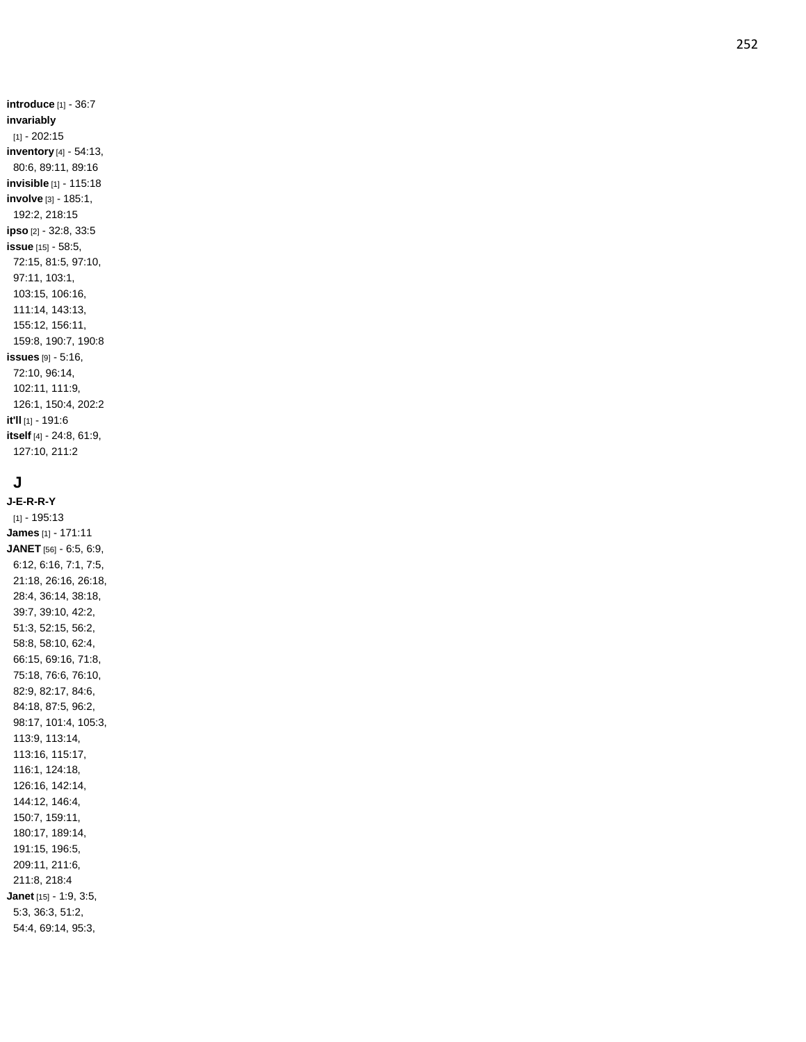**introduce** [1] - 36:7
**invariably** [1] - 202:15
**inventory** [4] - 54:13, 80:6, 89:11, 89:16
**invisible** [1] - 115:18
**involve** [3] - 185:1, 192:2, 218:15
**ipso** [2] - 32:8, 33:5
**issue** [15] - 58:5, 72:15, 81:5, 97:10, 97:11, 103:1, 103:15, 106:16, 111:14, 143:13, 155:12, 156:11, 159:8, 190:7, 190:8
**issues** [9] - 5:16, 72:10, 96:14, 102:11, 111:9, 126:1, 150:4, 202:2
**it'll** [1] - 191:6
**itself** [4] - 24:8, 61:9, 127:10, 211:2

## J

**J-E-R-R-Y** [1] - 195:13
**James** [1] - 171:11
**JANET** [56] - 6:5, 6:9, 6:12, 6:16, 7:1, 7:5, 21:18, 26:16, 26:18, 28:4, 36:14, 38:18, 39:7, 39:10, 42:2, 51:3, 52:15, 56:2, 58:8, 58:10, 62:4, 66:15, 69:16, 71:8, 75:18, 76:6, 76:10, 82:9, 82:17, 84:6, 84:18, 87:5, 96:2, 98:17, 101:4, 105:3, 113:9, 113:14, 113:16, 115:17, 116:1, 124:18, 126:16, 142:14, 144:12, 146:4, 150:7, 159:11, 180:17, 189:14, 191:15, 196:5, 209:11, 211:6, 211:8, 218:4
**Janet** [15] - 1:9, 3:5, 5:3, 36:3, 51:2, 54:4, 69:14, 95:3,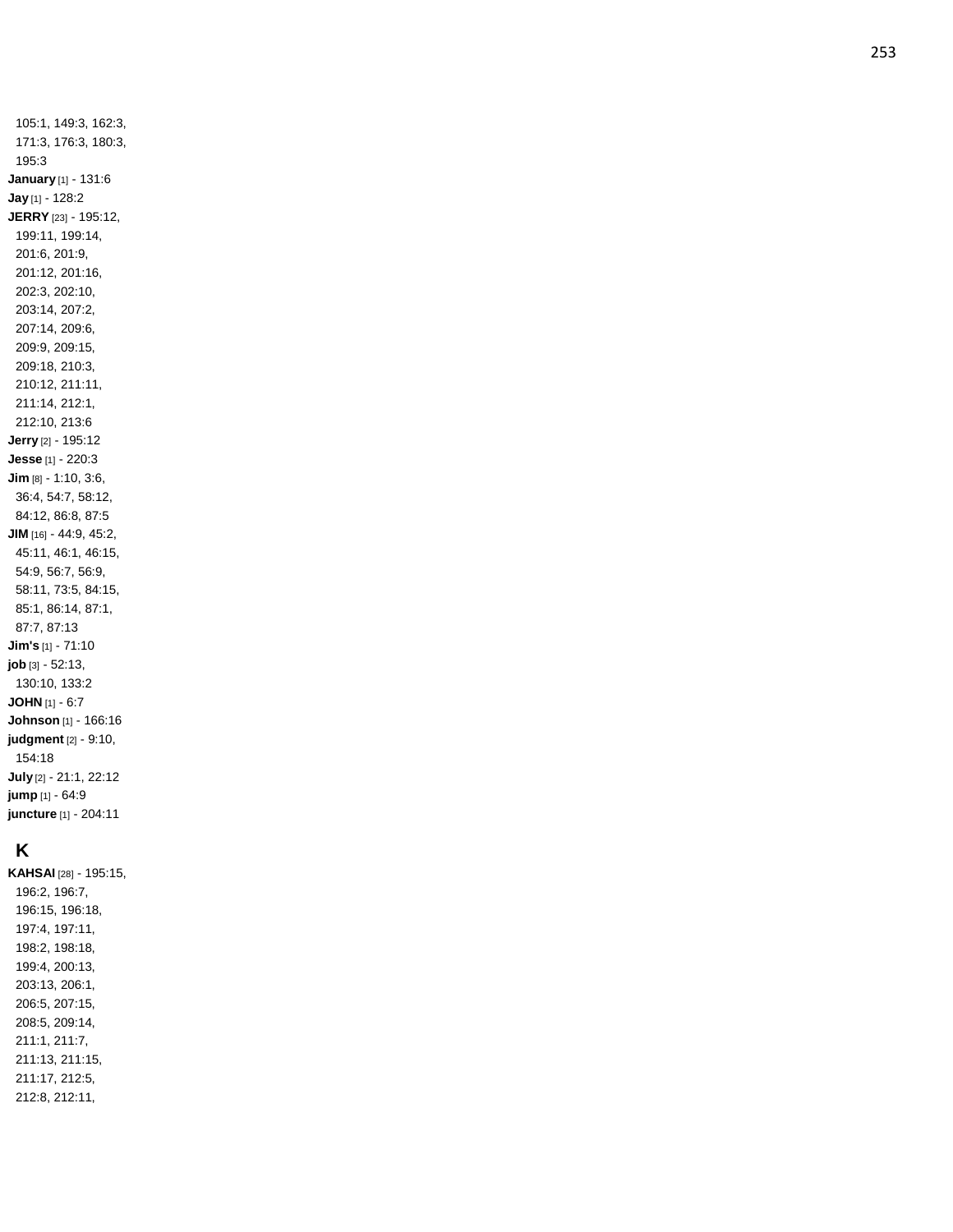105:1, 149:3, 162:3, 171:3, 176:3, 180:3, 195:3

**January** [1] - 131:6

**Jay** [1] - 128:2

**JERRY** [23] - 195:12, 199:11, 199:14, 201:6, 201:9, 201:12, 201:16, 202:3, 202:10, 203:14, 207:2, 207:14, 209:6, 209:9, 209:15, 209:18, 210:3, 210:12, 211:11, 211:14, 212:1, 212:10, 213:6

**Jerry** [2] - 195:12

**Jesse** [1] - 220:3

**Jim** [8] - 1:10, 3:6, 36:4, 54:7, 58:12, 84:12, 86:8, 87:5

**JIM** [16] - 44:9, 45:2, 45:11, 46:1, 46:15, 54:9, 56:7, 56:9, 58:11, 73:5, 84:15, 85:1, 86:14, 87:1, 87:7, 87:13

**Jim's** [1] - 71:10

**job** [3] - 52:13, 130:10, 133:2

**JOHN** [1] - 6:7

**Johnson** [1] - 166:16

**judgment** [2] - 9:10, 154:18

**July** [2] - 21:1, 22:12

**jump** [1] - 64:9

**juncture** [1] - 204:11

## K

**KAHSAI** [28] - 195:15, 196:2, 196:7, 196:15, 196:18, 197:4, 197:11, 198:2, 198:18, 199:4, 200:13, 203:13, 206:1, 206:5, 207:15, 208:5, 209:14, 211:1, 211:7, 211:13, 211:15, 211:17, 212:5, 212:8, 212:11,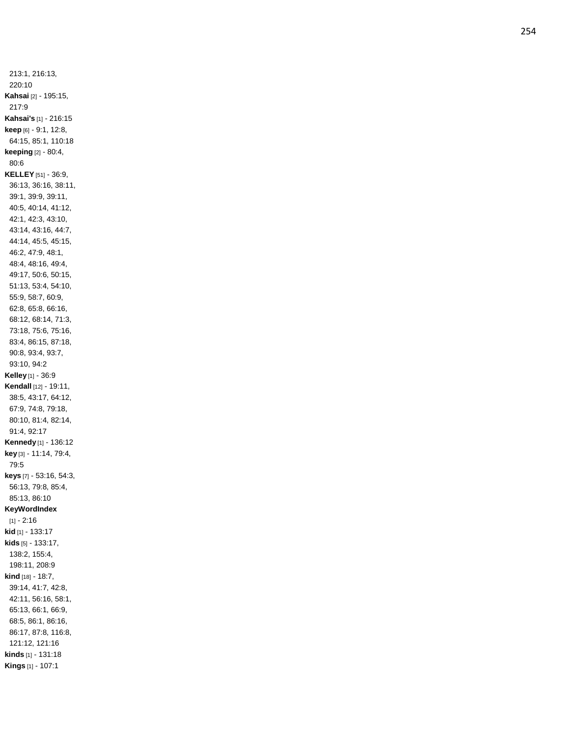213:1, 216:13, 220:10

**Kahsai** [2] - 195:15, 217:9

**Kahsai's** [1] - 216:15

**keep** [6] - 9:1, 12:8, 64:15, 85:1, 110:18

**keeping** [2] - 80:4, 80:6

**KELLEY** [51] - 36:9, 36:13, 36:16, 38:11, 39:1, 39:9, 39:11, 40:5, 40:14, 41:12, 42:1, 42:3, 43:10, 43:14, 43:16, 44:7, 44:14, 45:5, 45:15, 46:2, 47:9, 48:1, 48:4, 48:16, 49:4, 49:17, 50:6, 50:15, 51:13, 53:4, 54:10, 55:9, 58:7, 60:9, 62:8, 65:8, 66:16, 68:12, 68:14, 71:3, 73:18, 75:6, 75:16, 83:4, 86:15, 87:18, 90:8, 93:4, 93:7, 93:10, 94:2

**Kelley** [1] - 36:9

**Kendall** [12] - 19:11, 38:5, 43:17, 64:12, 67:9, 74:8, 79:18, 80:10, 81:4, 82:14, 91:4, 92:17

**Kennedy** [1] - 136:12

**key** [3] - 11:14, 79:4, 79:5

**keys** [7] - 53:16, 54:3, 56:13, 79:8, 85:4, 85:13, 86:10

**KeyWordIndex** [1] - 2:16

**kid** [1] - 133:17

**kids** [5] - 133:17, 138:2, 155:4, 198:11, 208:9

**kind** [18] - 18:7, 39:14, 41:7, 42:8, 42:11, 56:16, 58:1, 65:13, 66:1, 66:9, 68:5, 86:1, 86:16, 86:17, 87:8, 116:8, 121:12, 121:16

**kinds** [1] - 131:18

**Kings** [1] - 107:1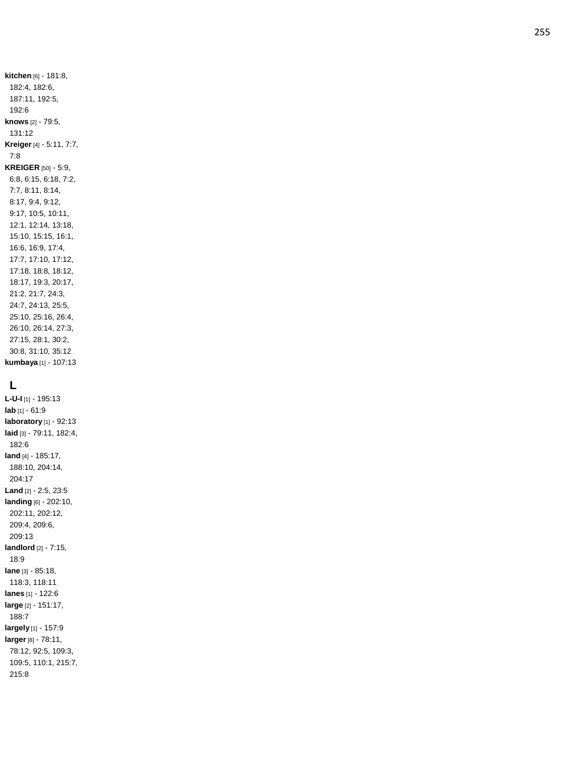**kitchen** [6] - 181:8, 182:4, 182:6, 187:11, 192:5, 192:6

**knows** [2] - 79:5, 131:12

**Kreiger** [4] - 5:11, 7:7, 7:8

**KREIGER** [50] - 5:9, 6:8, 6:15, 6:18, 7:2, 7:7, 8:11, 8:14, 8:17, 9:4, 9:12, 9:17, 10:5, 10:11, 12:1, 12:14, 13:18, 15:10, 15:15, 16:1, 16:6, 16:9, 17:4, 17:7, 17:10, 17:12, 17:18, 18:8, 18:12, 18:17, 19:3, 20:17, 21:2, 21:7, 24:3, 24:7, 24:13, 25:5, 25:10, 25:16, 26:4, 26:10, 26:14, 27:3, 27:15, 28:1, 30:2, 30:8, 31:10, 35:12

**kumbaya** [1] - 107:13

## L

**L-U-I** [1] - 195:13

**lab** [1] - 61:9

**laboratory** [1] - 92:13

**laid** [3] - 79:11, 182:4, 182:6

**land** [4] - 185:17, 188:10, 204:14, 204:17

**Land** [2] - 2:5, 23:5

**landing** [6] - 202:10, 202:11, 202:12, 209:4, 209:6, 209:13

**landlord** [2] - 7:15, 18:9

**lane** [3] - 85:18, 118:3, 118:11

**lanes** [1] - 122:6

**large** [2] - 151:17, 188:7

**largely** [1] - 157:9

**larger** [8] - 78:11, 78:12, 92:5, 109:3, 109:5, 110:1, 215:7, 215:8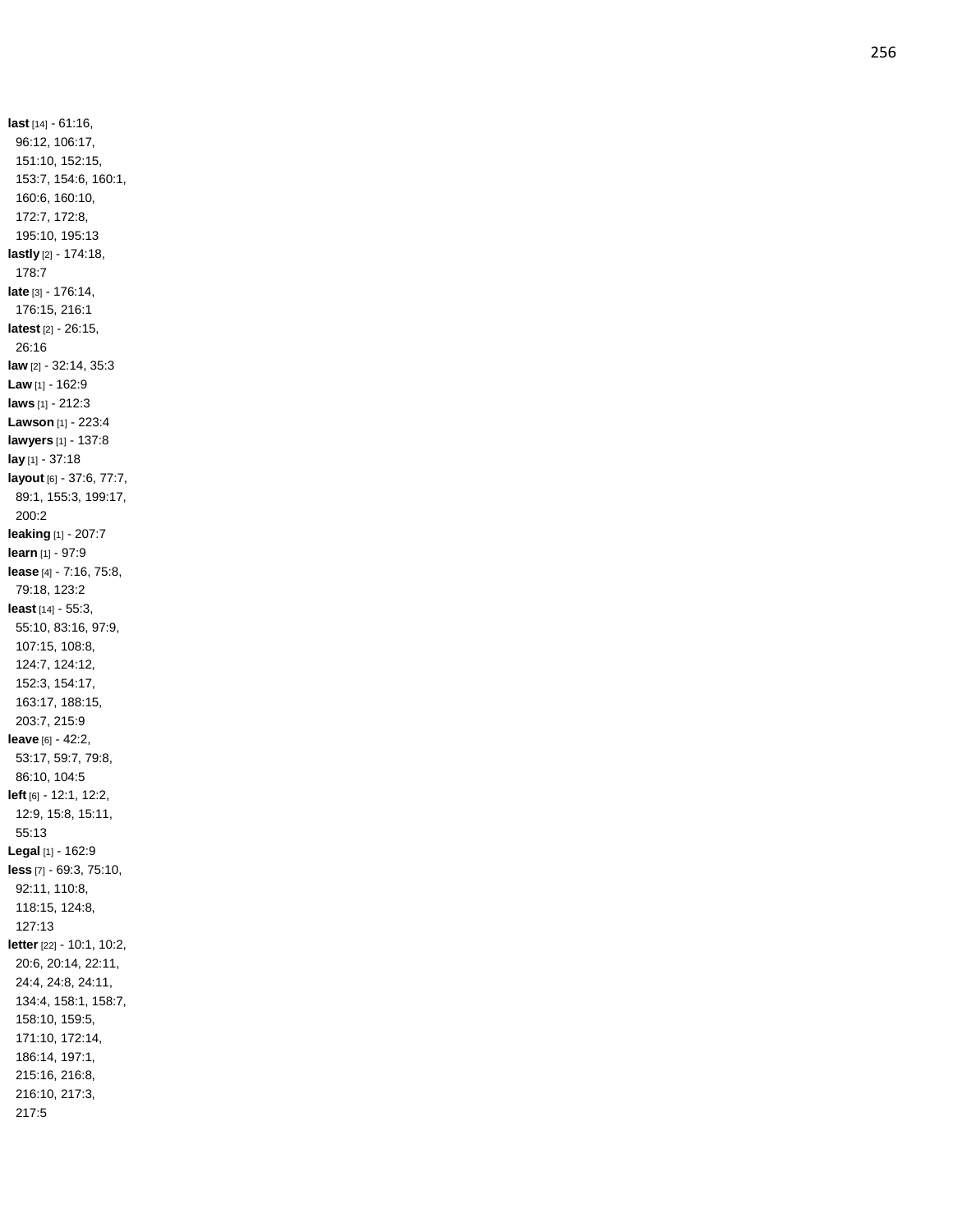**last** [14] - 61:16, 96:12, 106:17, 151:10, 152:15, 153:7, 154:6, 160:1, 160:6, 160:10, 172:7, 172:8, 195:10, 195:13

**lastly** [2] - 174:18, 178:7

**late** [3] - 176:14, 176:15, 216:1

**latest** [2] - 26:15, 26:16

**law** [2] - 32:14, 35:3

**Law** [1] - 162:9

**laws** [1] - 212:3

**Lawson** [1] - 223:4

**lawyers** [1] - 137:8

**lay** [1] - 37:18

**layout** [6] - 37:6, 77:7, 89:1, 155:3, 199:17, 200:2

**leaking** [1] - 207:7

**learn** [1] - 97:9

**lease** [4] - 7:16, 75:8, 79:18, 123:2

**least** [14] - 55:3, 55:10, 83:16, 97:9, 107:15, 108:8, 124:7, 124:12, 152:3, 154:17, 163:17, 188:15, 203:7, 215:9

**leave** [6] - 42:2, 53:17, 59:7, 79:8, 86:10, 104:5

**left** [6] - 12:1, 12:2, 12:9, 15:8, 15:11, 55:13

**Legal** [1] - 162:9

**less** [7] - 69:3, 75:10, 92:11, 110:8, 118:15, 124:8, 127:13

**letter** [22] - 10:1, 10:2, 20:6, 20:14, 22:11, 24:4, 24:8, 24:11, 134:4, 158:1, 158:7, 158:10, 159:5, 171:10, 172:14, 186:14, 197:1, 215:16, 216:8, 216:10, 217:3, 217:5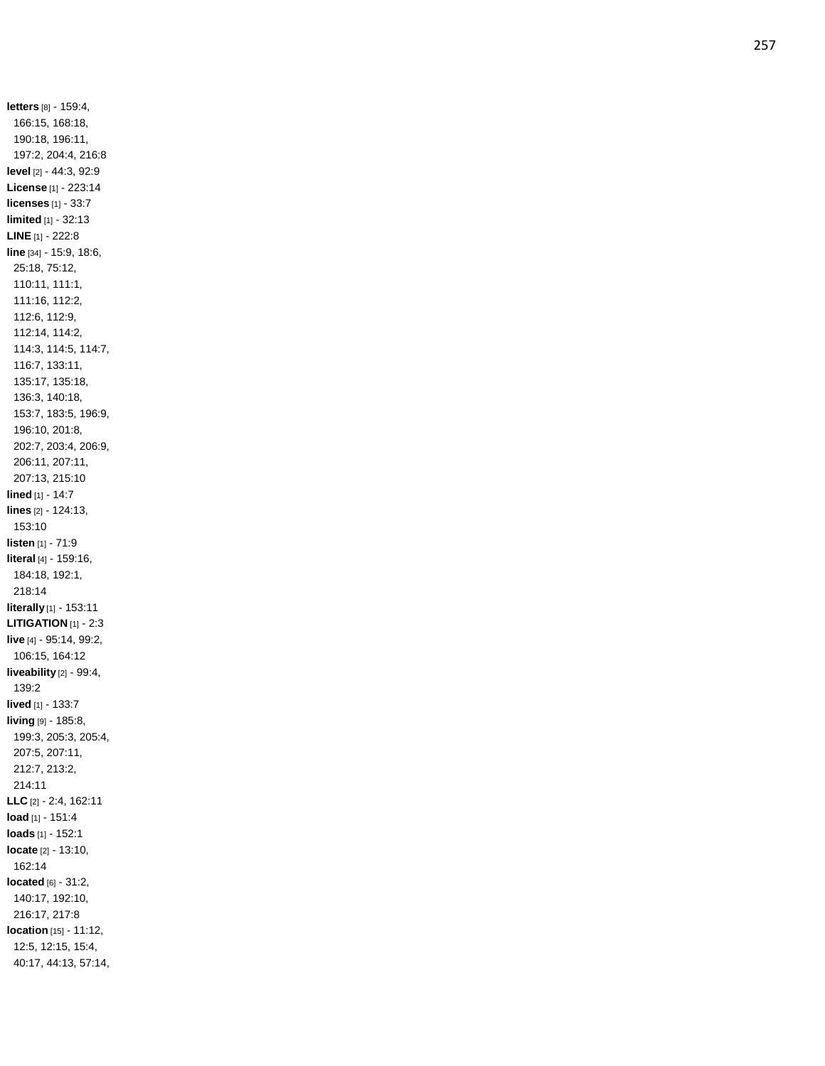**letters** [8] - 159:4, 166:15, 168:18, 190:18, 196:11, 197:2, 204:4, 216:8
**level** [2] - 44:3, 92:9
**License** [1] - 223:14
**licenses** [1] - 33:7
**limited** [1] - 32:13
**LINE** [1] - 222:8
**line** [34] - 15:9, 18:6, 25:18, 75:12, 110:11, 111:1, 111:16, 112:2, 112:6, 112:9, 112:14, 114:2, 114:3, 114:5, 114:7, 116:7, 133:11, 135:17, 135:18, 136:3, 140:18, 153:7, 183:5, 196:9, 196:10, 201:8, 202:7, 203:4, 206:9, 206:11, 207:11, 207:13, 215:10
**lined** [1] - 14:7
**lines** [2] - 124:13, 153:10
**listen** [1] - 71:9
**literal** [4] - 159:16, 184:18, 192:1, 218:14
**literally** [1] - 153:11
**LITIGATION** [1] - 2:3
**live** [4] - 95:14, 99:2, 106:15, 164:12
**liveability** [2] - 99:4, 139:2
**lived** [1] - 133:7
**living** [9] - 185:8, 199:3, 205:3, 205:4, 207:5, 207:11, 212:7, 213:2, 214:11
**LLC** [2] - 2:4, 162:11
**load** [1] - 151:4
**loads** [1] - 152:1
**locate** [2] - 13:10, 162:14
**located** [6] - 31:2, 140:17, 192:10, 216:17, 217:8
**location** [15] - 11:12, 12:5, 12:15, 15:4, 40:17, 44:13, 57:14,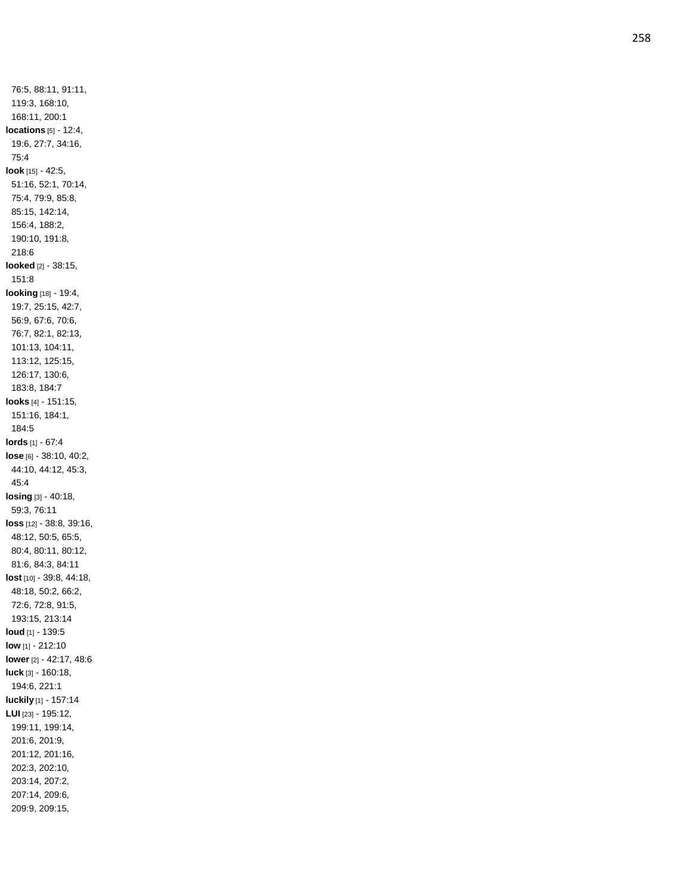76:5, 88:11, 91:11, 119:3, 168:10, 168:11, 200:1

**locations** [5] - 12:4, 19:6, 27:7, 34:16, 75:4

**look** [15] - 42:5, 51:16, 52:1, 70:14, 75:4, 79:9, 85:8, 85:15, 142:14, 156:4, 188:2, 190:10, 191:8, 218:6

**looked** [2] - 38:15, 151:8

**looking** [18] - 19:4, 19:7, 25:15, 42:7, 56:9, 67:6, 70:6, 76:7, 82:1, 82:13, 101:13, 104:11, 113:12, 125:15, 126:17, 130:6, 183:8, 184:7

**looks** [4] - 151:15, 151:16, 184:1, 184:5

**lords** [1] - 67:4

**lose** [6] - 38:10, 40:2, 44:10, 44:12, 45:3, 45:4

**losing** [3] - 40:18, 59:3, 76:11

**loss** [12] - 38:8, 39:16, 48:12, 50:5, 65:5, 80:4, 80:11, 80:12, 81:6, 84:3, 84:11

**lost** [10] - 39:8, 44:18, 48:18, 50:2, 66:2, 72:6, 72:8, 91:5, 193:15, 213:14

**loud** [1] - 139:5

**low** [1] - 212:10

**lower** [2] - 42:17, 48:6

**luck** [3] - 160:18, 194:6, 221:1

**luckily** [1] - 157:14

**LUI** [23] - 195:12, 199:11, 199:14, 201:6, 201:9, 201:12, 201:16, 202:3, 202:10, 203:14, 207:2, 207:14, 209:6, 209:9, 209:15,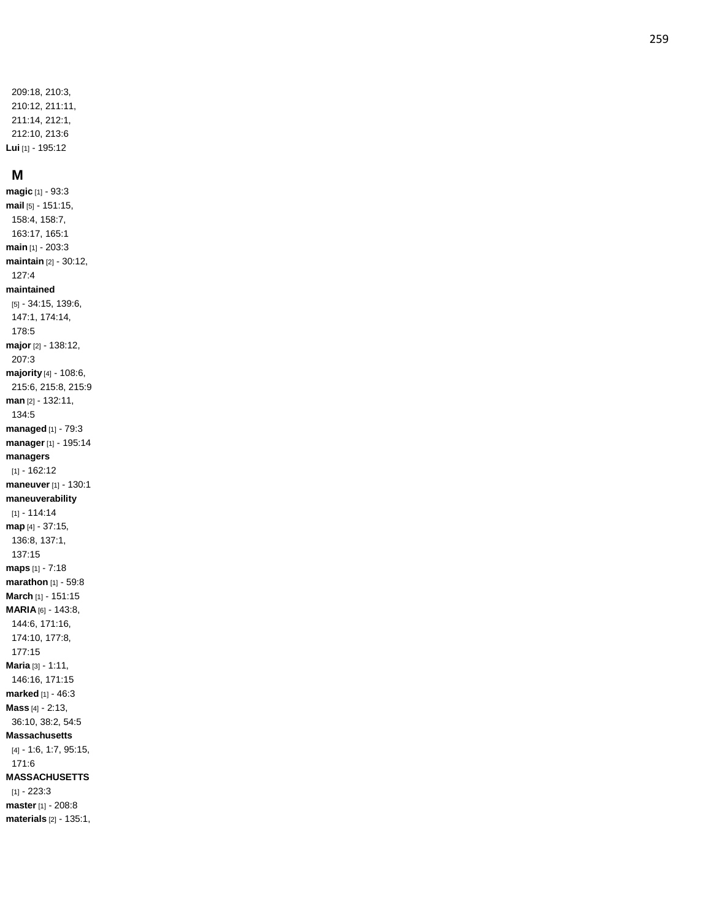209:18, 210:3, 210:12, 211:11, 211:14, 212:1, 212:10, 213:6

**Lui** [1] - 195:12

## M

**magic** [1] - 93:3

**mail** [5] - 151:15, 158:4, 158:7, 163:17, 165:1

**main** [1] - 203:3

**maintain** [2] - 30:12, 127:4

**maintained** [5] - 34:15, 139:6, 147:1, 174:14, 178:5

**major** [2] - 138:12, 207:3

**majority** [4] - 108:6, 215:6, 215:8, 215:9

**man** [2] - 132:11, 134:5

**managed** [1] - 79:3

**manager** [1] - 195:14

**managers** [1] - 162:12

**maneuver** [1] - 130:1

**maneuverability** [1] - 114:14

**map** [4] - 37:15, 136:8, 137:1, 137:15

**maps** [1] - 7:18

**marathon** [1] - 59:8

**March** [1] - 151:15

**MARIA** [6] - 143:8, 144:6, 171:16, 174:10, 177:8, 177:15

**Maria** [3] - 1:11, 146:16, 171:15

**marked** [1] - 46:3

**Mass** [4] - 2:13, 36:10, 38:2, 54:5

**Massachusetts** [4] - 1:6, 1:7, 95:15, 171:6

**MASSACHUSETTS** [1] - 223:3

**master** [1] - 208:8

**materials** [2] - 135:1,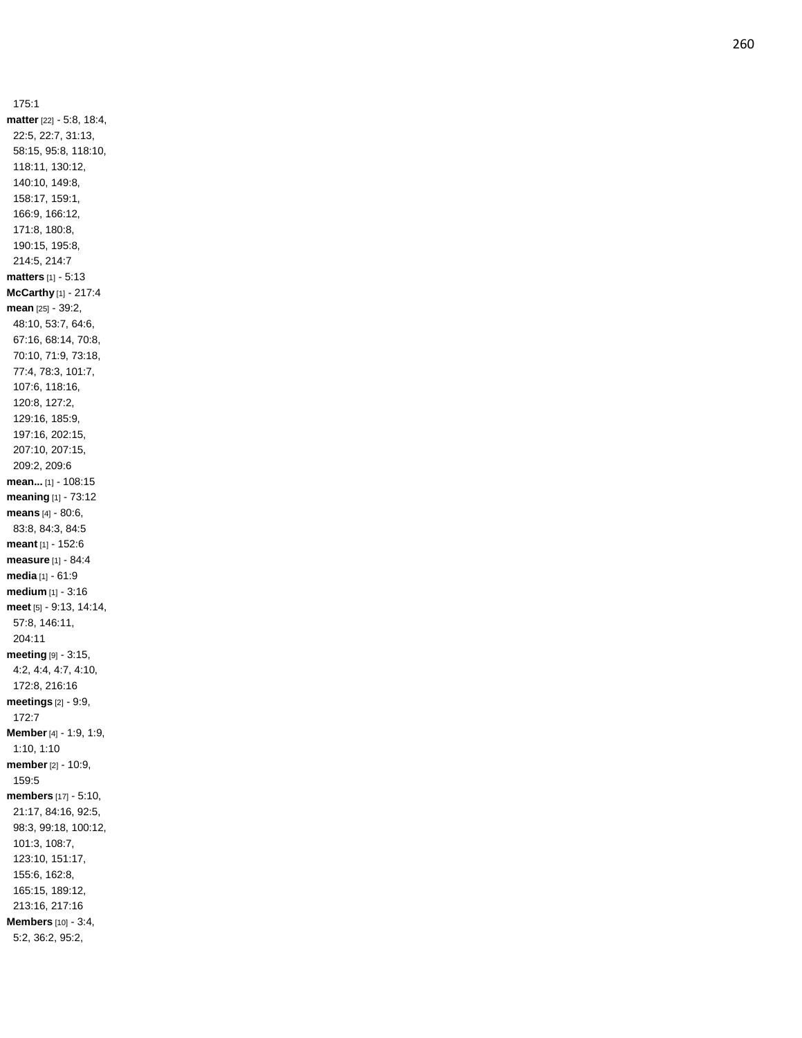175:1

**matter** [22] - 5:8, 18:4, 22:5, 22:7, 31:13, 58:15, 95:8, 118:10, 118:11, 130:12, 140:10, 149:8, 158:17, 159:1, 166:9, 166:12, 171:8, 180:8, 190:15, 195:8, 214:5, 214:7

**matters** [1] - 5:13

**McCarthy** [1] - 217:4

**mean** [25] - 39:2, 48:10, 53:7, 64:6, 67:16, 68:14, 70:8, 70:10, 71:9, 73:18, 77:4, 78:3, 101:7, 107:6, 118:16, 120:8, 127:2, 129:16, 185:9, 197:16, 202:15, 207:10, 207:15, 209:2, 209:6

**mean...** [1] - 108:15

**meaning** [1] - 73:12

**means** [4] - 80:6, 83:8, 84:3, 84:5

**meant** [1] - 152:6

**measure** [1] - 84:4

**media** [1] - 61:9

**medium** [1] - 3:16

**meet** [5] - 9:13, 14:14, 57:8, 146:11, 204:11

**meeting** [9] - 3:15, 4:2, 4:4, 4:7, 4:10, 172:8, 216:16

**meetings** [2] - 9:9, 172:7

**Member** [4] - 1:9, 1:9, 1:10, 1:10

**member** [2] - 10:9, 159:5

**members** [17] - 5:10, 21:17, 84:16, 92:5, 98:3, 99:18, 100:12, 101:3, 108:7, 123:10, 151:17, 155:6, 162:8, 165:15, 189:12, 213:16, 217:16

**Members** [10] - 3:4, 5:2, 36:2, 95:2,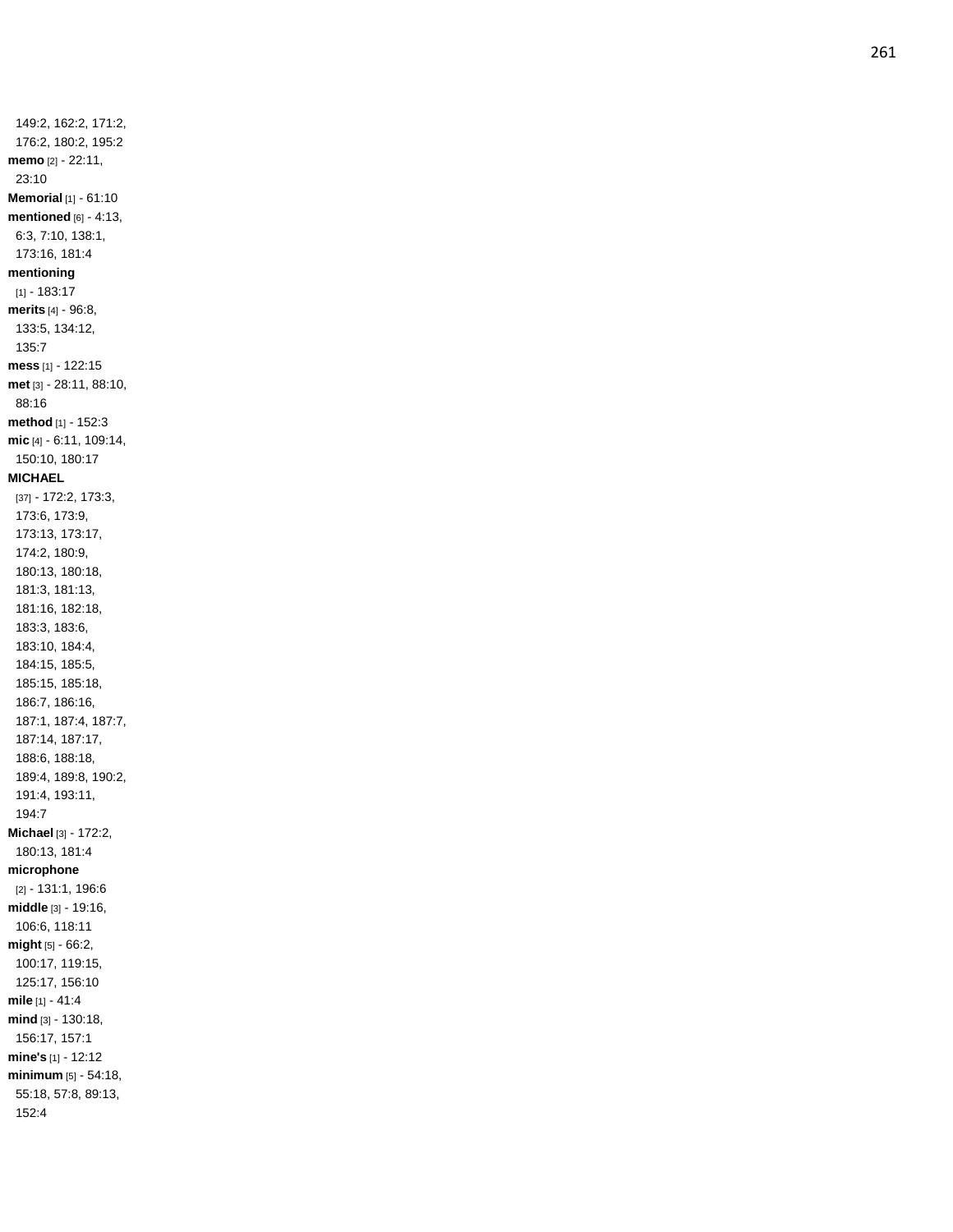149:2, 162:2, 171:2, 176:2, 180:2, 195:2

**memo** [2] - 22:11, 23:10

**Memorial** [1] - 61:10

**mentioned** [6] - 4:13, 6:3, 7:10, 138:1, 173:16, 181:4

**mentioning** [1] - 183:17

**merits** [4] - 96:8, 133:5, 134:12, 135:7

**mess** [1] - 122:15

**met** [3] - 28:11, 88:10, 88:16

**method** [1] - 152:3

**mic** [4] - 6:11, 109:14, 150:10, 180:17

**MICHAEL** [37] - 172:2, 173:3, 173:6, 173:9, 173:13, 173:17, 174:2, 180:9, 180:13, 180:18, 181:3, 181:13, 181:16, 182:18, 183:3, 183:6, 183:10, 184:4, 184:15, 185:5, 185:15, 185:18, 186:7, 186:16, 187:1, 187:4, 187:7, 187:14, 187:17, 188:6, 188:18, 189:4, 189:8, 190:2, 191:4, 193:11, 194:7

**Michael** [3] - 172:2, 180:13, 181:4

**microphone** [2] - 131:1, 196:6

**middle** [3] - 19:16, 106:6, 118:11

**might** [5] - 66:2, 100:17, 119:15, 125:17, 156:10

**mile** [1] - 41:4

**mind** [3] - 130:18, 156:17, 157:1

**mine's** [1] - 12:12

**minimum** [5] - 54:18, 55:18, 57:8, 89:13, 152:4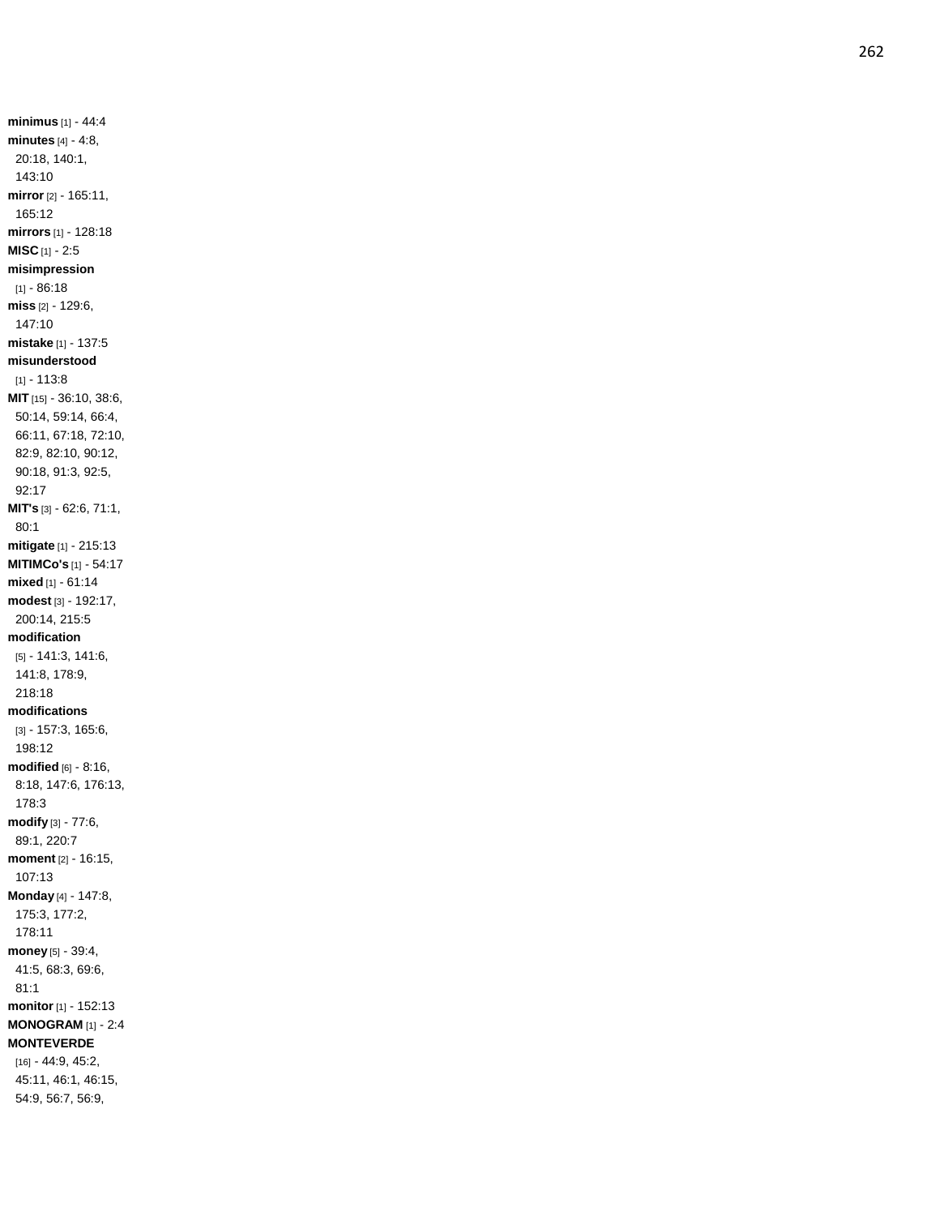**minimus** [1] - 44:4

**minutes** [4] - 4:8, 20:18, 140:1, 143:10

**mirror** [2] - 165:11, 165:12

**mirrors** [1] - 128:18

**MISC** [1] - 2:5

**misimpression** [1] - 86:18

**miss** [2] - 129:6, 147:10

**mistake** [1] - 137:5

**misunderstood** [1] - 113:8

**MIT** [15] - 36:10, 38:6, 50:14, 59:14, 66:4, 66:11, 67:18, 72:10, 82:9, 82:10, 90:12, 90:18, 91:3, 92:5, 92:17

**MIT's** [3] - 62:6, 71:1, 80:1

**mitigate** [1] - 215:13

**MITIMCo's** [1] - 54:17

**mixed** [1] - 61:14

**modest** [3] - 192:17, 200:14, 215:5

**modification** [5] - 141:3, 141:6, 141:8, 178:9, 218:18

**modifications** [3] - 157:3, 165:6, 198:12

**modified** [6] - 8:16, 8:18, 147:6, 176:13, 178:3

**modify** [3] - 77:6, 89:1, 220:7

**moment** [2] - 16:15, 107:13

**Monday** [4] - 147:8, 175:3, 177:2, 178:11

**money** [5] - 39:4, 41:5, 68:3, 69:6, 81:1

**monitor** [1] - 152:13

**MONOGRAM** [1] - 2:4

**MONTEVERDE** [16] - 44:9, 45:2, 45:11, 46:1, 46:15, 54:9, 56:7, 56:9,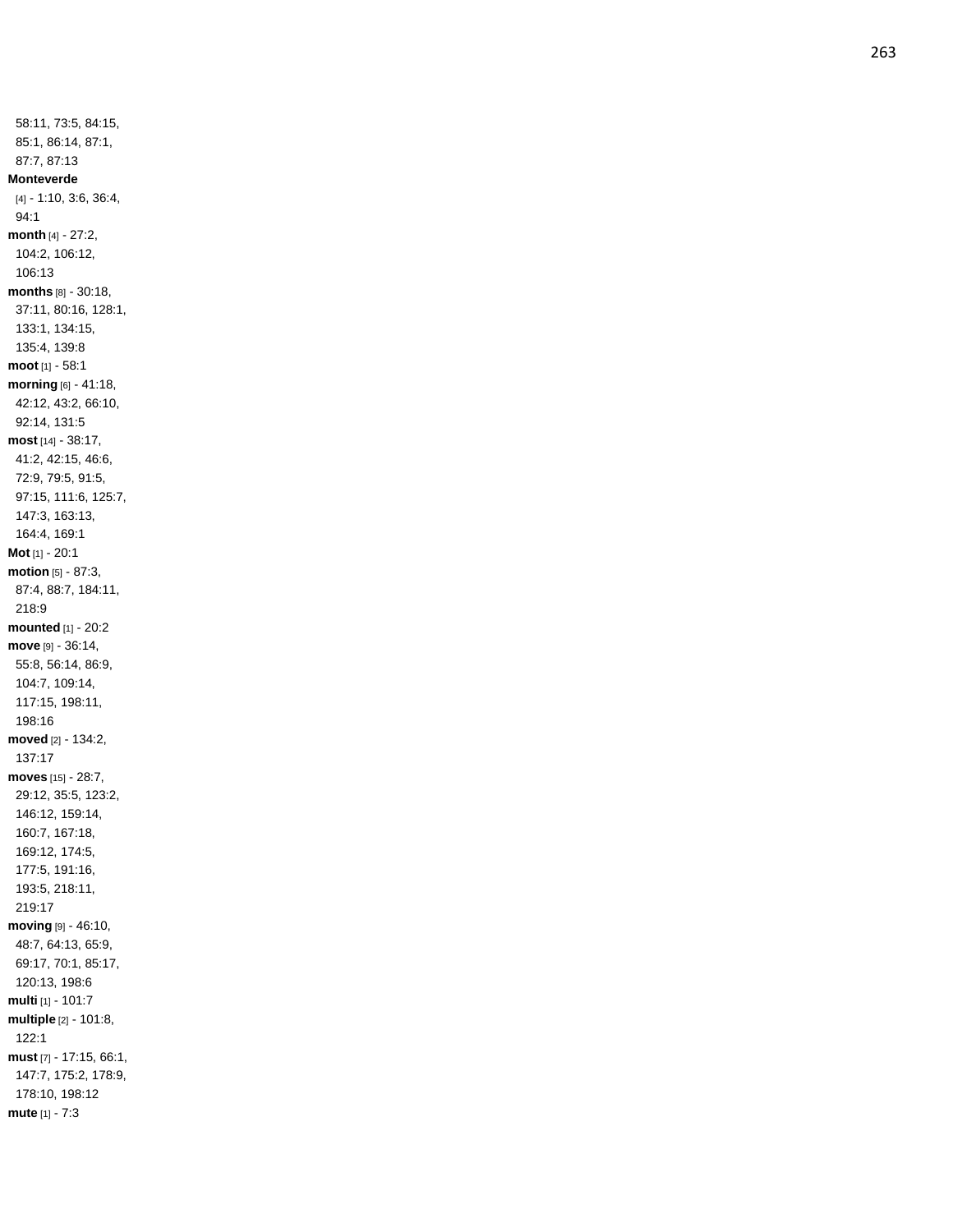58:11, 73:5, 84:15, 85:1, 86:14, 87:1, 87:7, 87:13

**Monteverde** [4] - 1:10, 3:6, 36:4, 94:1

**month** [4] - 27:2, 104:2, 106:12, 106:13

**months** [8] - 30:18, 37:11, 80:16, 128:1, 133:1, 134:15, 135:4, 139:8

**moot** [1] - 58:1

**morning** [6] - 41:18, 42:12, 43:2, 66:10, 92:14, 131:5

**most** [14] - 38:17, 41:2, 42:15, 46:6, 72:9, 79:5, 91:5, 97:15, 111:6, 125:7, 147:3, 163:13, 164:4, 169:1

**Mot** [1] - 20:1

**motion** [5] - 87:3, 87:4, 88:7, 184:11, 218:9

**mounted** [1] - 20:2

**move** [9] - 36:14, 55:8, 56:14, 86:9, 104:7, 109:14, 117:15, 198:11, 198:16

**moved** [2] - 134:2, 137:17

**moves** [15] - 28:7, 29:12, 35:5, 123:2, 146:12, 159:14, 160:7, 167:18, 169:12, 174:5, 177:5, 191:16, 193:5, 218:11, 219:17

**moving** [9] - 46:10, 48:7, 64:13, 65:9, 69:17, 70:1, 85:17, 120:13, 198:6

**multi** [1] - 101:7

**multiple** [2] - 101:8, 122:1

**must** [7] - 17:15, 66:1, 147:7, 175:2, 178:9, 178:10, 198:12

**mute** [1] - 7:3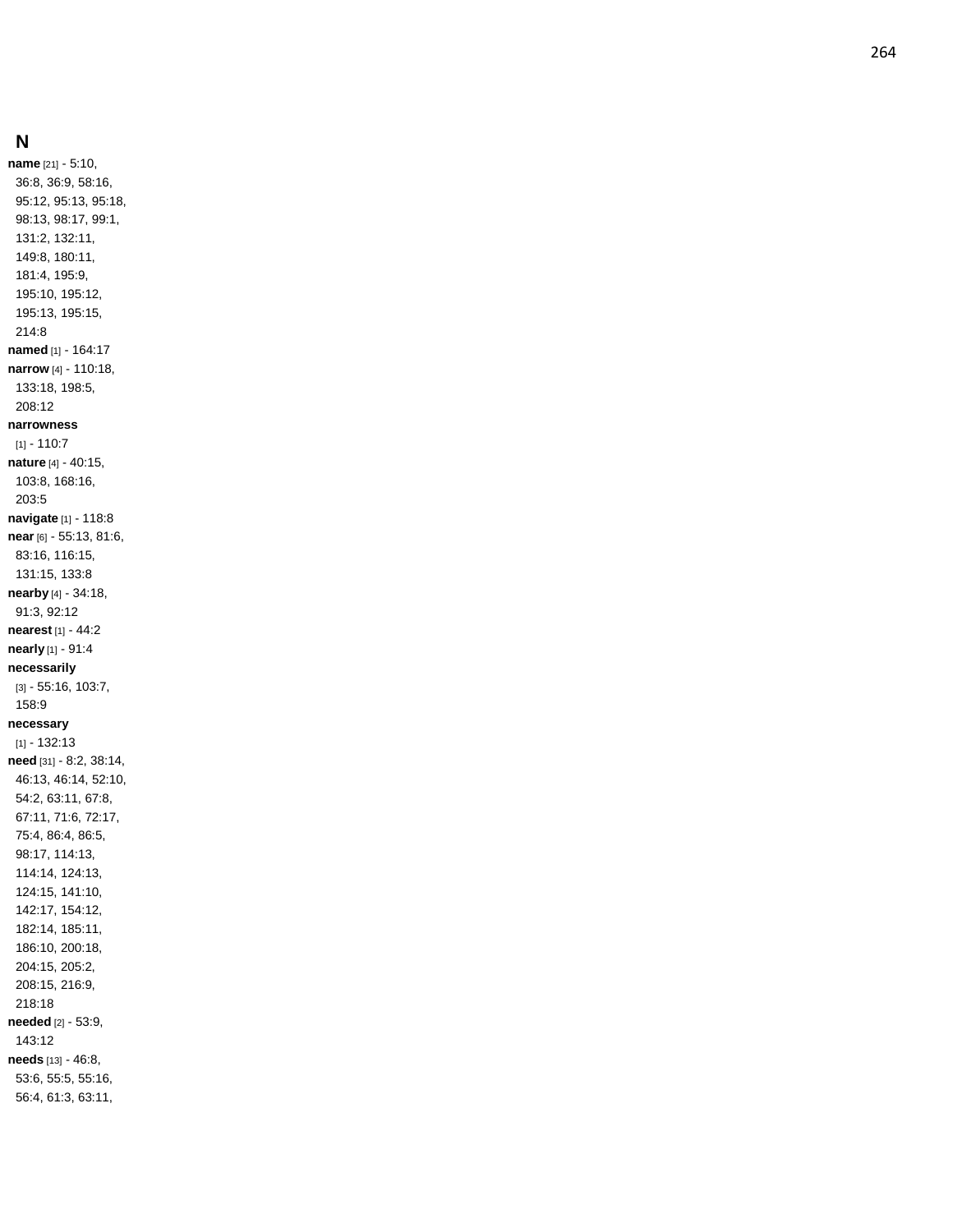## N

**name** [21] - 5:10, 36:8, 36:9, 58:16, 95:12, 95:13, 95:18, 98:13, 98:17, 99:1, 131:2, 132:11, 149:8, 180:11, 181:4, 195:9, 195:10, 195:12, 195:13, 195:15, 214:8

**named** [1] - 164:17

**narrow** [4] - 110:18, 133:18, 198:5, 208:12

**narrowness** [1] - 110:7

**nature** [4] - 40:15, 103:8, 168:16, 203:5

**navigate** [1] - 118:8

**near** [6] - 55:13, 81:6, 83:16, 116:15, 131:15, 133:8

**nearby** [4] - 34:18, 91:3, 92:12

**nearest** [1] - 44:2

**nearly** [1] - 91:4

**necessarily** [3] - 55:16, 103:7, 158:9

**necessary** [1] - 132:13

**need** [31] - 8:2, 38:14, 46:13, 46:14, 52:10, 54:2, 63:11, 67:8, 67:11, 71:6, 72:17, 75:4, 86:4, 86:5, 98:17, 114:13, 114:14, 124:13, 124:15, 141:10, 142:17, 154:12, 182:14, 185:11, 186:10, 200:18, 204:15, 205:2, 208:15, 216:9, 218:18

**needed** [2] - 53:9, 143:12

**needs** [13] - 46:8, 53:6, 55:5, 55:16, 56:4, 61:3, 63:11,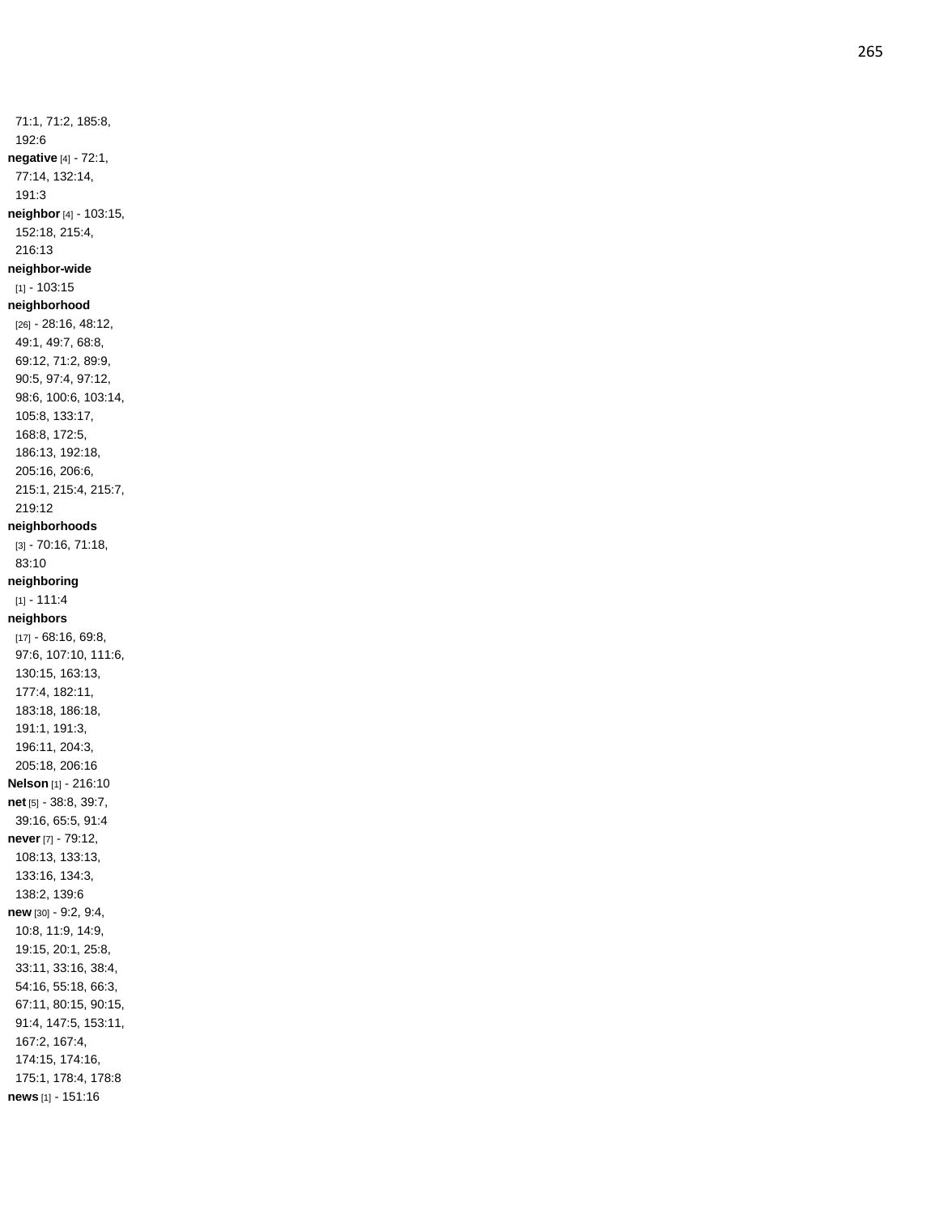71:1, 71:2, 185:8, 192:6

**negative** [4] - 72:1, 77:14, 132:14, 191:3

**neighbor** [4] - 103:15, 152:18, 215:4, 216:13

**neighbor-wide** [1] - 103:15

**neighborhood** [26] - 28:16, 48:12, 49:1, 49:7, 68:8, 69:12, 71:2, 89:9, 90:5, 97:4, 97:12, 98:6, 100:6, 103:14, 105:8, 133:17, 168:8, 172:5, 186:13, 192:18, 205:16, 206:6, 215:1, 215:4, 215:7, 219:12

**neighborhoods** [3] - 70:16, 71:18, 83:10

**neighboring** [1] - 111:4

**neighbors** [17] - 68:16, 69:8, 97:6, 107:10, 111:6, 130:15, 163:13, 177:4, 182:11, 183:18, 186:18, 191:1, 191:3, 196:11, 204:3, 205:18, 206:16

**Nelson** [1] - 216:10

**net** [5] - 38:8, 39:7, 39:16, 65:5, 91:4

**never** [7] - 79:12, 108:13, 133:13, 133:16, 134:3, 138:2, 139:6

**new** [30] - 9:2, 9:4, 10:8, 11:9, 14:9, 19:15, 20:1, 25:8, 33:11, 33:16, 38:4, 54:16, 55:18, 66:3, 67:11, 80:15, 90:15, 91:4, 147:5, 153:11, 167:2, 167:4, 174:15, 174:16, 175:1, 178:4, 178:8

**news** [1] - 151:16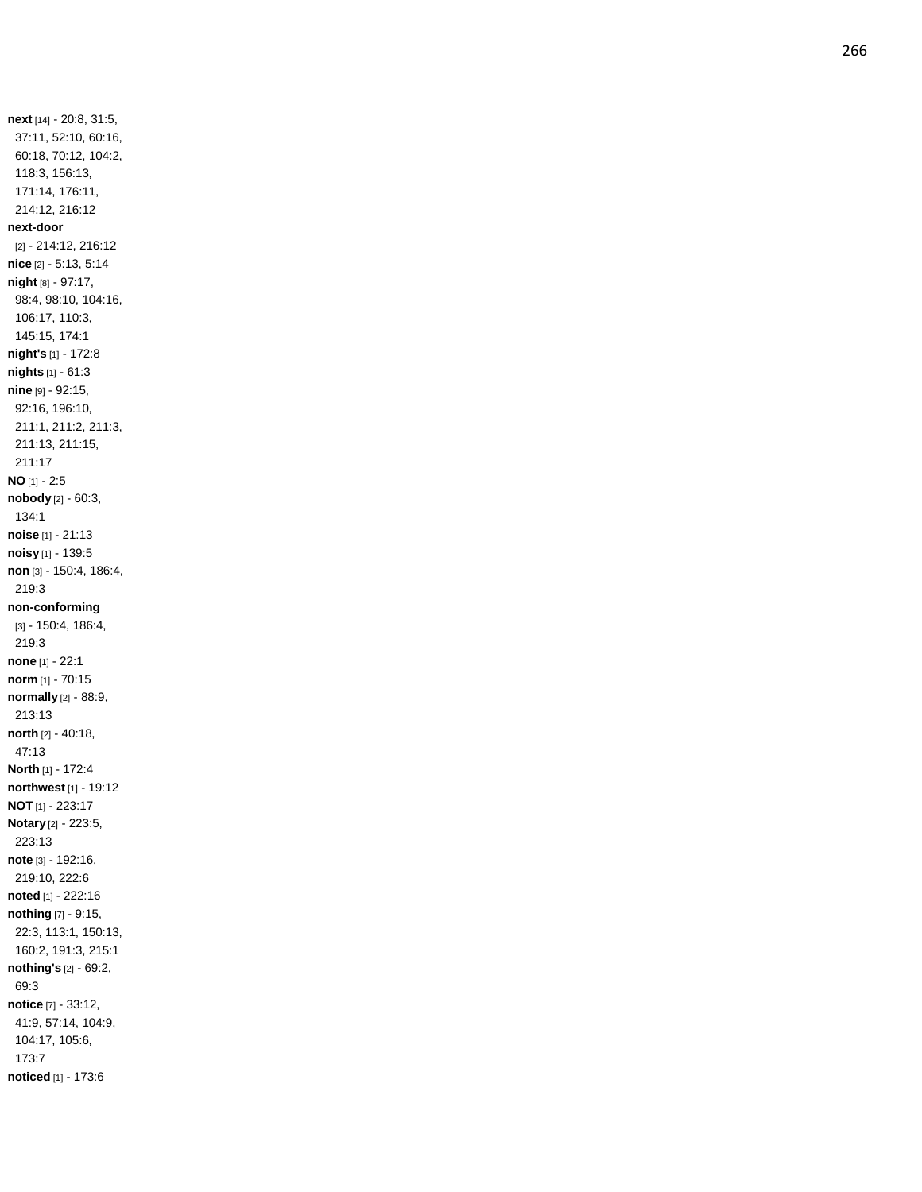**next** [14] - 20:8, 31:5, 37:11, 52:10, 60:16, 60:18, 70:12, 104:2, 118:3, 156:13, 171:14, 176:11, 214:12, 216:12
**next-door** [2] - 214:12, 216:12
**nice** [2] - 5:13, 5:14
**night** [8] - 97:17, 98:4, 98:10, 104:16, 106:17, 110:3, 145:15, 174:1
**night's** [1] - 172:8
**nights** [1] - 61:3
**nine** [9] - 92:15, 92:16, 196:10, 211:1, 211:2, 211:3, 211:13, 211:15, 211:17
**NO** [1] - 2:5
**nobody** [2] - 60:3, 134:1
**noise** [1] - 21:13
**noisy** [1] - 139:5
**non** [3] - 150:4, 186:4, 219:3
**non-conforming** [3] - 150:4, 186:4, 219:3
**none** [1] - 22:1
**norm** [1] - 70:15
**normally** [2] - 88:9, 213:13
**north** [2] - 40:18, 47:13
**North** [1] - 172:4
**northwest** [1] - 19:12
**NOT** [1] - 223:17
**Notary** [2] - 223:5, 223:13
**note** [3] - 192:16, 219:10, 222:6
**noted** [1] - 222:16
**nothing** [7] - 9:15, 22:3, 113:1, 150:13, 160:2, 191:3, 215:1
**nothing's** [2] - 69:2, 69:3
**notice** [7] - 33:12, 41:9, 57:14, 104:9, 104:17, 105:6, 173:7
**noticed** [1] - 173:6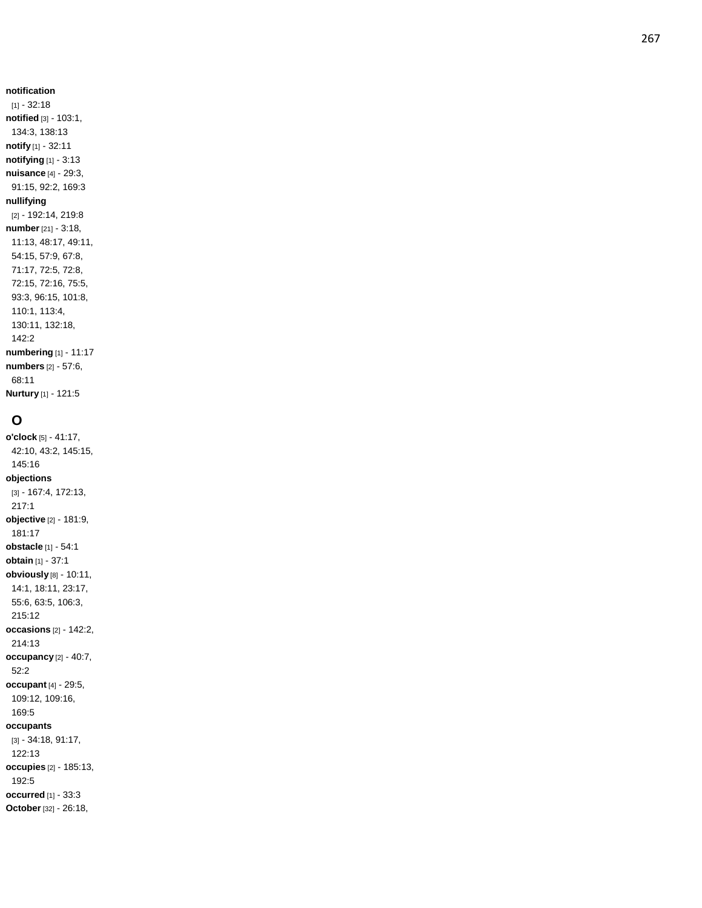**notification** [1] - 32:18
**notified** [3] - 103:1, 134:3, 138:13
**notify** [1] - 32:11
**notifying** [1] - 3:13
**nuisance** [4] - 29:3, 91:15, 92:2, 169:3
**nullifying** [2] - 192:14, 219:8
**number** [21] - 3:18, 11:13, 48:17, 49:11, 54:15, 57:9, 67:8, 71:17, 72:5, 72:8, 72:15, 72:16, 75:5, 93:3, 96:15, 101:8, 110:1, 113:4, 130:11, 132:18, 142:2
**numbering** [1] - 11:17
**numbers** [2] - 57:6, 68:11
**Nurtury** [1] - 121:5

## O

**o'clock** [5] - 41:17, 42:10, 43:2, 145:15, 145:16
**objections** [3] - 167:4, 172:13, 217:1
**objective** [2] - 181:9, 181:17
**obstacle** [1] - 54:1
**obtain** [1] - 37:1
**obviously** [8] - 10:11, 14:1, 18:11, 23:17, 55:6, 63:5, 106:3, 215:12
**occasions** [2] - 142:2, 214:13
**occupancy** [2] - 40:7, 52:2
**occupant** [4] - 29:5, 109:12, 109:16, 169:5
**occupants** [3] - 34:18, 91:17, 122:13
**occupies** [2] - 185:13, 192:5
**occurred** [1] - 33:3
**October** [32] - 26:18,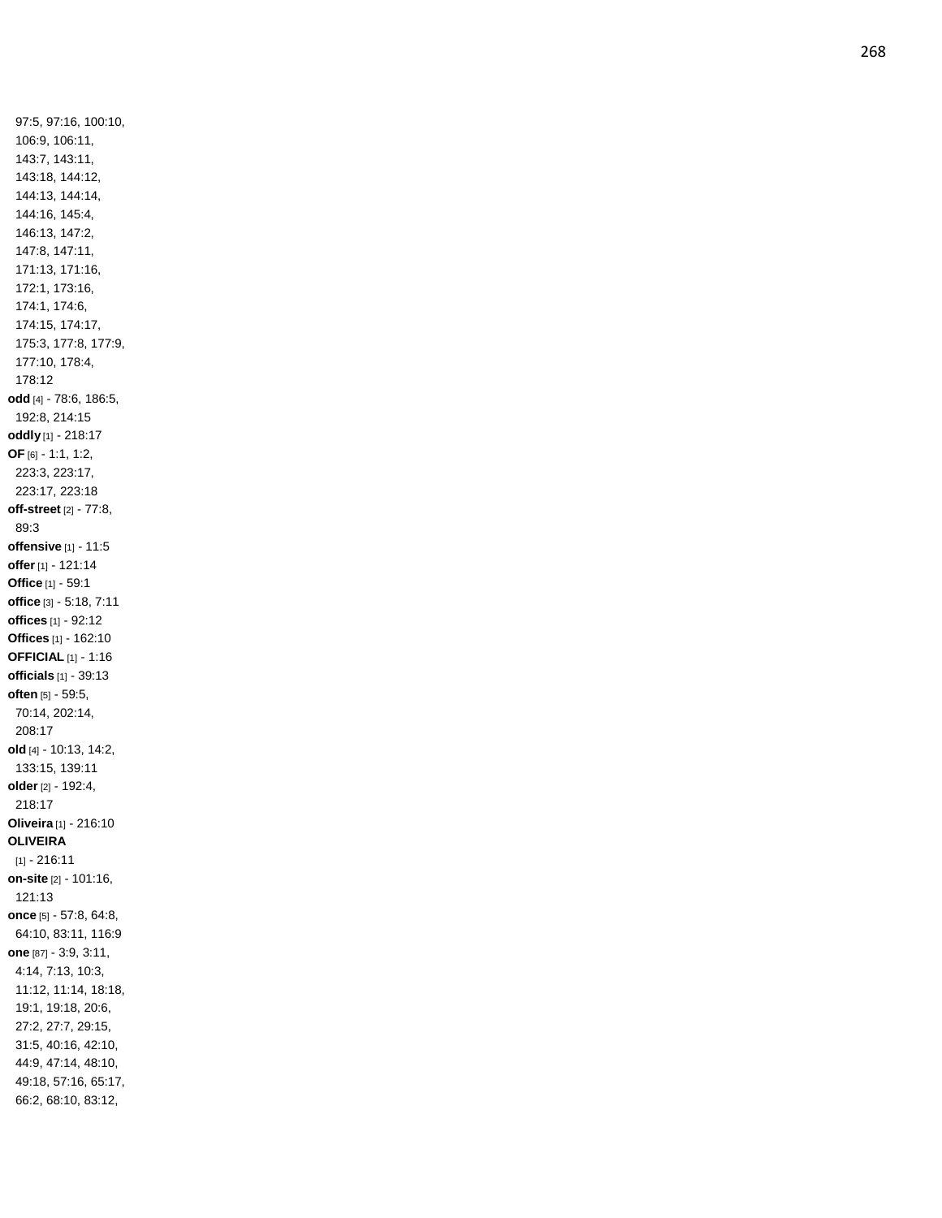97:5, 97:16, 100:10, 106:9, 106:11, 143:7, 143:11, 143:18, 144:12, 144:13, 144:14, 144:16, 145:4, 146:13, 147:2, 147:8, 147:11, 171:13, 171:16, 172:1, 173:16, 174:1, 174:6, 174:15, 174:17, 175:3, 177:8, 177:9, 177:10, 178:4, 178:12

**odd** [4] - 78:6, 186:5, 192:8, 214:15

**oddly** [1] - 218:17

**OF** [6] - 1:1, 1:2, 223:3, 223:17, 223:17, 223:18

**off-street** [2] - 77:8, 89:3

**offensive** [1] - 11:5

**offer** [1] - 121:14

**Office** [1] - 59:1

**office** [3] - 5:18, 7:11

**offices** [1] - 92:12

**Offices** [1] - 162:10

**OFFICIAL** [1] - 1:16

**officials** [1] - 39:13

**often** [5] - 59:5, 70:14, 202:14, 208:17

**old** [4] - 10:13, 14:2, 133:15, 139:11

**older** [2] - 192:4, 218:17

**Oliveira** [1] - 216:10

**OLIVEIRA** [1] - 216:11

**on-site** [2] - 101:16, 121:13

**once** [5] - 57:8, 64:8, 64:10, 83:11, 116:9

**one** [87] - 3:9, 3:11, 4:14, 7:13, 10:3, 11:12, 11:14, 18:18, 19:1, 19:18, 20:6, 27:2, 27:7, 29:15, 31:5, 40:16, 42:10, 44:9, 47:14, 48:10, 49:18, 57:16, 65:17, 66:2, 68:10, 83:12,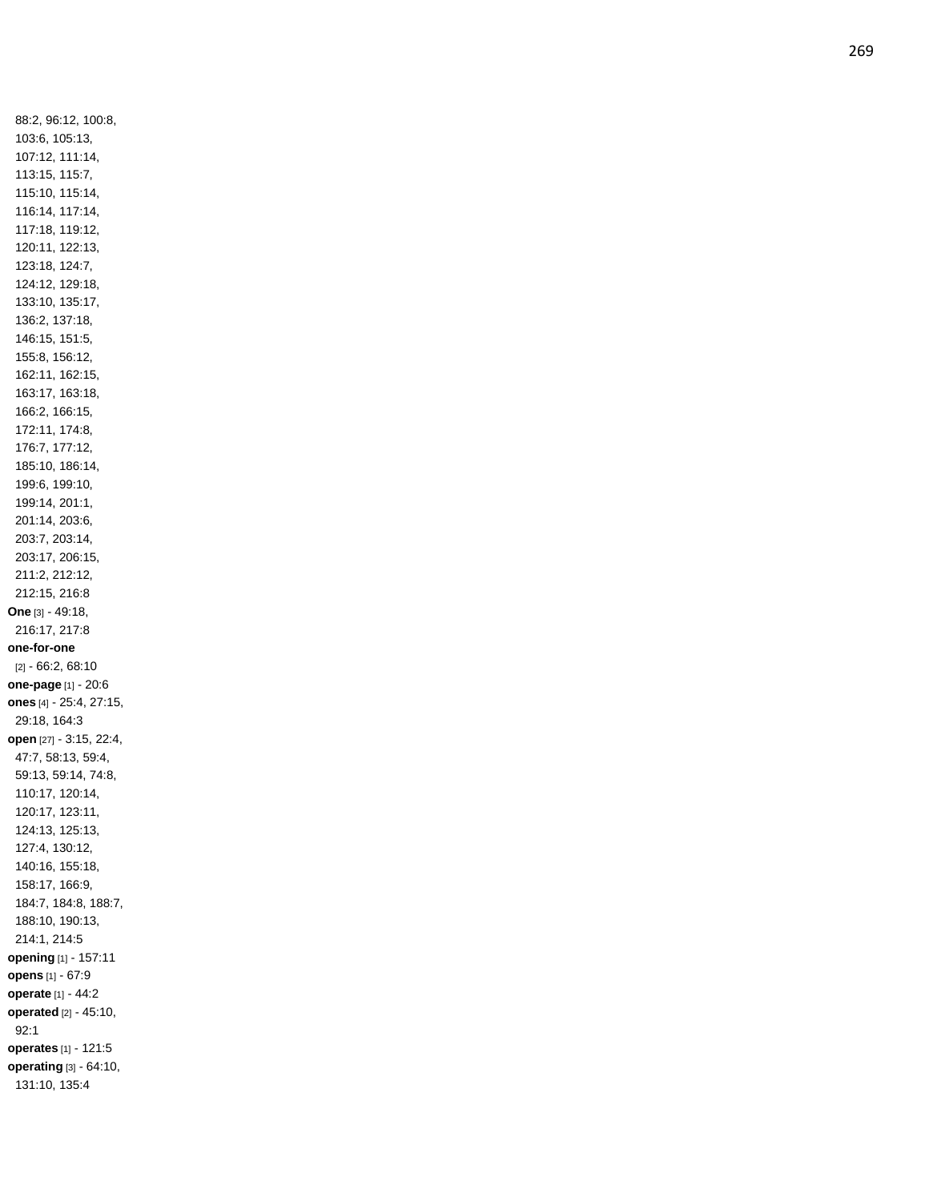88:2, 96:12, 100:8, 103:6, 105:13, 107:12, 111:14, 113:15, 115:7, 115:10, 115:14, 116:14, 117:14, 117:18, 119:12, 120:11, 122:13, 123:18, 124:7, 124:12, 129:18, 133:10, 135:17, 136:2, 137:18, 146:15, 151:5, 155:8, 156:12, 162:11, 162:15, 163:17, 163:18, 166:2, 166:15, 172:11, 174:8, 176:7, 177:12, 185:10, 186:14, 199:6, 199:10, 199:14, 201:1, 201:14, 203:6, 203:7, 203:14, 203:17, 206:15, 211:2, 212:12, 212:15, 216:8

**One** [3] - 49:18, 216:17, 217:8

**one-for-one** [2] - 66:2, 68:10

**one-page** [1] - 20:6

**ones** [4] - 25:4, 27:15, 29:18, 164:3

**open** [27] - 3:15, 22:4, 47:7, 58:13, 59:4, 59:13, 59:14, 74:8, 110:17, 120:14, 120:17, 123:11, 124:13, 125:13, 127:4, 130:12, 140:16, 155:18, 158:17, 166:9, 184:7, 184:8, 188:7, 188:10, 190:13, 214:1, 214:5

**opening** [1] - 157:11

**opens** [1] - 67:9

**operate** [1] - 44:2

**operated** [2] - 45:10, 92:1

**operates** [1] - 121:5

**operating** [3] - 64:10, 131:10, 135:4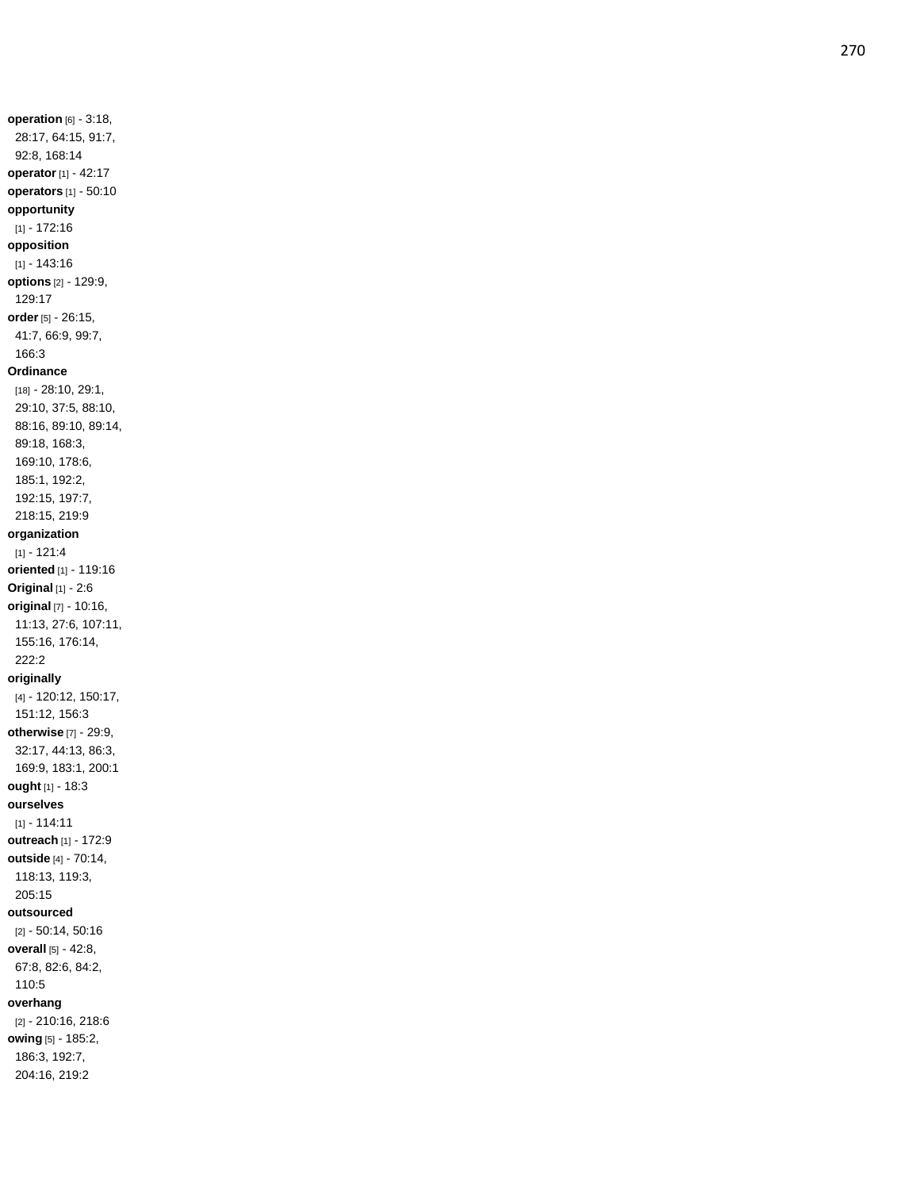**operation** [6] - 3:18, 28:17, 64:15, 91:7, 92:8, 168:14
**operator** [1] - 42:17
**operators** [1] - 50:10
**opportunity** [1] - 172:16
**opposition** [1] - 143:16
**options** [2] - 129:9, 129:17
**order** [5] - 26:15, 41:7, 66:9, 99:7, 166:3
**Ordinance** [18] - 28:10, 29:1, 29:10, 37:5, 88:10, 88:16, 89:10, 89:14, 89:18, 168:3, 169:10, 178:6, 185:1, 192:2, 192:15, 197:7, 218:15, 219:9
**organization** [1] - 121:4
**oriented** [1] - 119:16
**Original** [1] - 2:6
**original** [7] - 10:16, 11:13, 27:6, 107:11, 155:16, 176:14, 222:2
**originally** [4] - 120:12, 150:17, 151:12, 156:3
**otherwise** [7] - 29:9, 32:17, 44:13, 86:3, 169:9, 183:1, 200:1
**ought** [1] - 18:3
**ourselves** [1] - 114:11
**outreach** [1] - 172:9
**outside** [4] - 70:14, 118:13, 119:3, 205:15
**outsourced** [2] - 50:14, 50:16
**overall** [5] - 42:8, 67:8, 82:6, 84:2, 110:5
**overhang** [2] - 210:16, 218:6
**owing** [5] - 185:2, 186:3, 192:7, 204:16, 219:2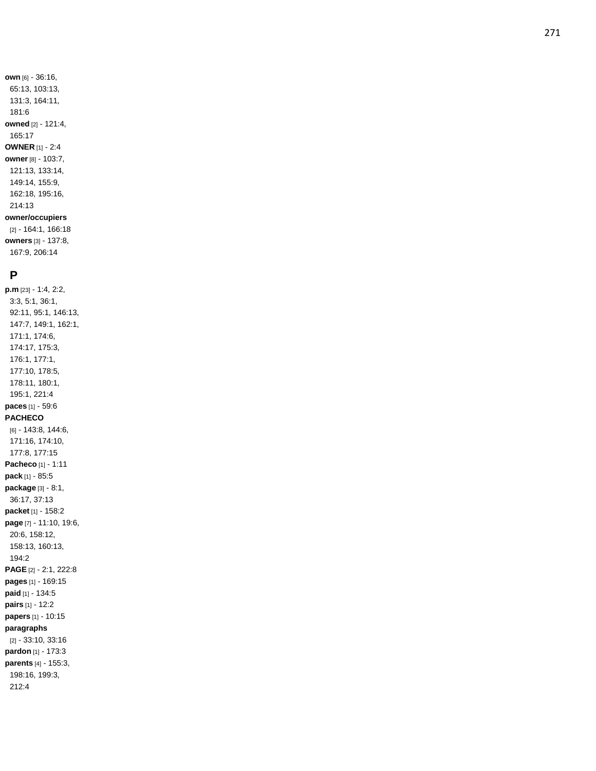**own** [6] - 36:16, 65:13, 103:13, 131:3, 164:11, 181:6
**owned** [2] - 121:4, 165:17
**OWNER** [1] - 2:4
**owner** [8] - 103:7, 121:13, 133:14, 149:14, 155:9, 162:18, 195:16, 214:13
**owner/occupiers** [2] - 164:1, 166:18
**owners** [3] - 137:8, 167:9, 206:14

## P

**p.m** [23] - 1:4, 2:2, 3:3, 5:1, 36:1, 92:11, 95:1, 146:13, 147:7, 149:1, 162:1, 171:1, 174:6, 174:17, 175:3, 176:1, 177:1, 177:10, 178:5, 178:11, 180:1, 195:1, 221:4
**paces** [1] - 59:6
**PACHECO** [6] - 143:8, 144:6, 171:16, 174:10, 177:8, 177:15
**Pacheco** [1] - 1:11
**pack** [1] - 85:5
**package** [3] - 8:1, 36:17, 37:13
**packet** [1] - 158:2
**page** [7] - 11:10, 19:6, 20:6, 158:12, 158:13, 160:13, 194:2
**PAGE** [2] - 2:1, 222:8
**pages** [1] - 169:15
**paid** [1] - 134:5
**pairs** [1] - 12:2
**papers** [1] - 10:15
**paragraphs** [2] - 33:10, 33:16
**pardon** [1] - 173:3
**parents** [4] - 155:3, 198:16, 199:3, 212:4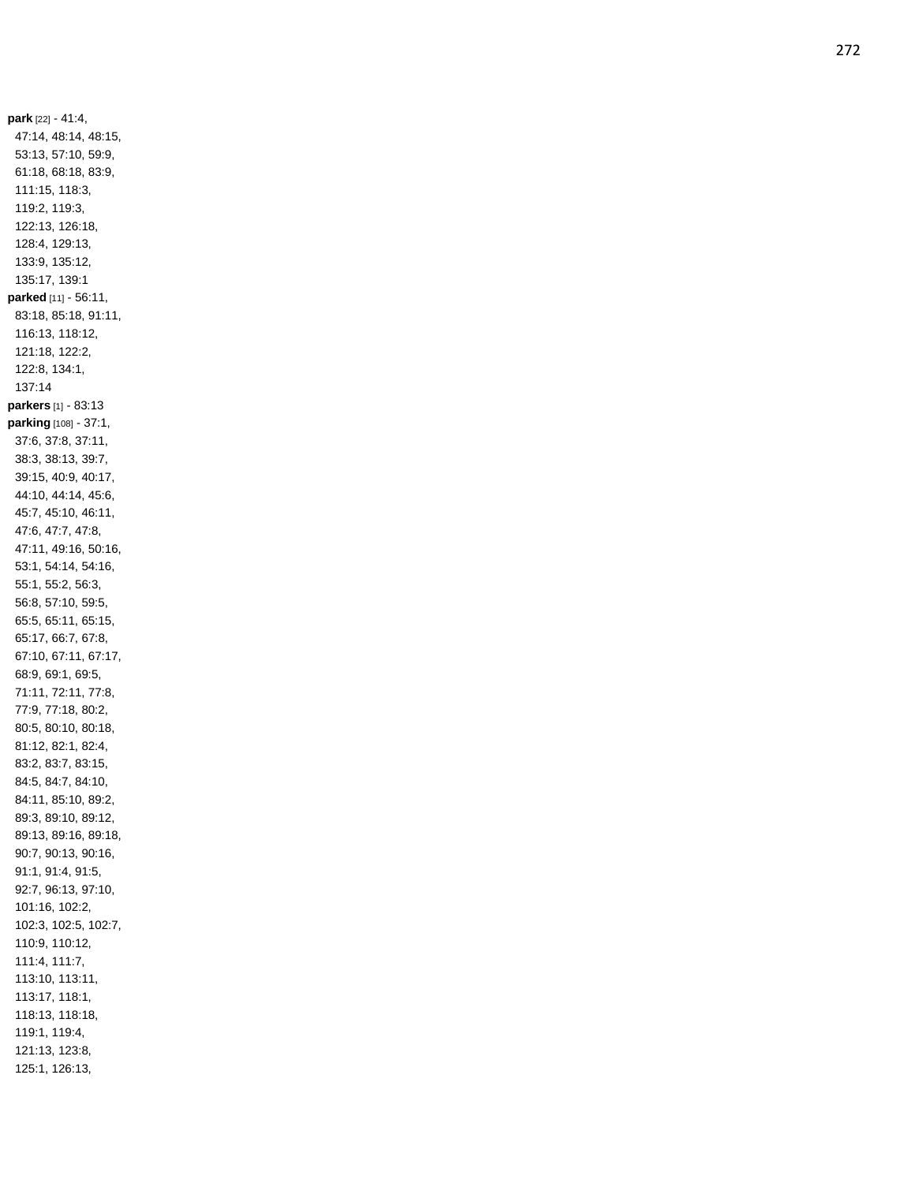**park** [22] - 41:4, 47:14, 48:14, 48:15, 53:13, 57:10, 59:9, 61:18, 68:18, 83:9, 111:15, 118:3, 119:2, 119:3, 122:13, 126:18, 128:4, 129:13, 133:9, 135:12, 135:17, 139:1

**parked** [11] - 56:11, 83:18, 85:18, 91:11, 116:13, 118:12, 121:18, 122:2, 122:8, 134:1, 137:14

**parkers** [1] - 83:13

**parking** [108] - 37:1, 37:6, 37:8, 37:11, 38:3, 38:13, 39:7, 39:15, 40:9, 40:17, 44:10, 44:14, 45:6, 45:7, 45:10, 46:11, 47:6, 47:7, 47:8, 47:11, 49:16, 50:16, 53:1, 54:14, 54:16, 55:1, 55:2, 56:3, 56:8, 57:10, 59:5, 65:5, 65:11, 65:15, 65:17, 66:7, 67:8, 67:10, 67:11, 67:17, 68:9, 69:1, 69:5, 71:11, 72:11, 77:8, 77:9, 77:18, 80:2, 80:5, 80:10, 80:18, 81:12, 82:1, 82:4, 83:2, 83:7, 83:15, 84:5, 84:7, 84:10, 84:11, 85:10, 89:2, 89:3, 89:10, 89:12, 89:13, 89:16, 89:18, 90:7, 90:13, 90:16, 91:1, 91:4, 91:5, 92:7, 96:13, 97:10, 101:16, 102:2, 102:3, 102:5, 102:7, 110:9, 110:12, 111:4, 111:7, 113:10, 113:11, 113:17, 118:1, 118:13, 118:18, 119:1, 119:4, 121:13, 123:8, 125:1, 126:13,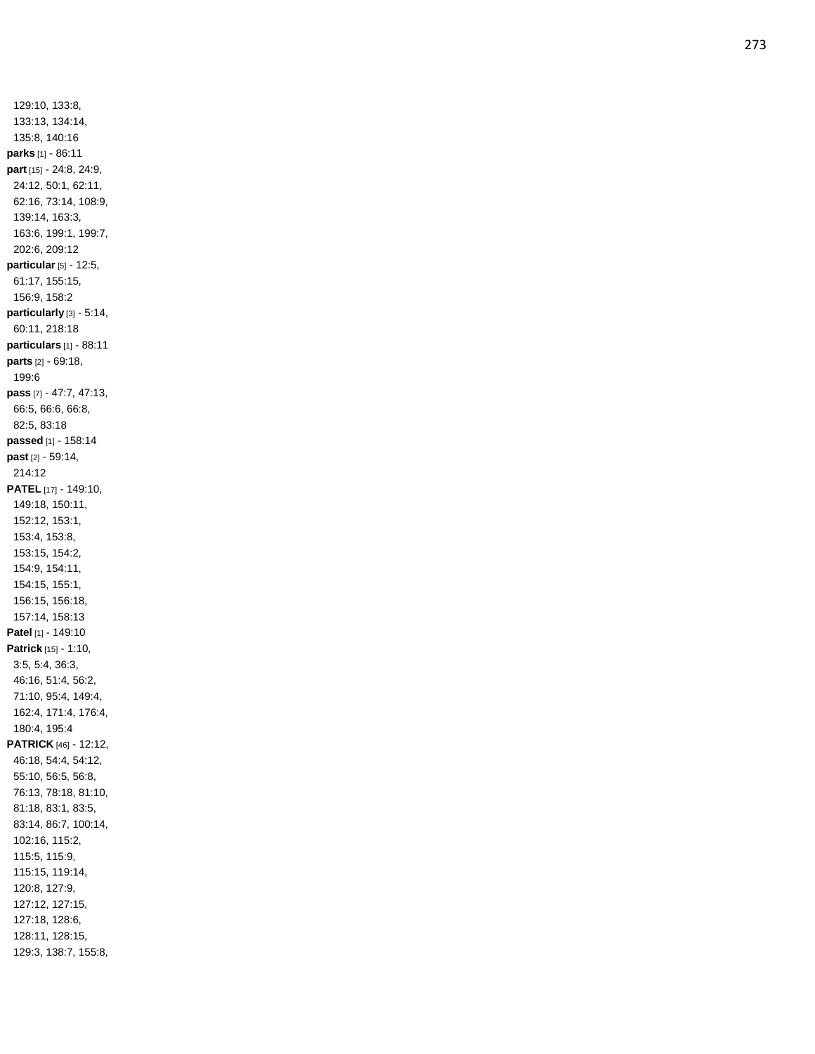129:10, 133:8,
133:13, 134:14,
135:8, 140:16

**parks** [1] - 86:11

**part** [15] - 24:8, 24:9,
24:12, 50:1, 62:11,
62:16, 73:14, 108:9,
139:14, 163:3,
163:6, 199:1, 199:7,
202:6, 209:12

**particular** [5] - 12:5,
61:17, 155:15,
156:9, 158:2

**particularly** [3] - 5:14,
60:11, 218:18

**particulars** [1] - 88:11

**parts** [2] - 69:18,
199:6

**pass** [7] - 47:7, 47:13,
66:5, 66:6, 66:8,
82:5, 83:18

**passed** [1] - 158:14

**past** [2] - 59:14,
214:12

**PATEL** [17] - 149:10,
149:18, 150:11,
152:12, 153:1,
153:4, 153:8,
153:15, 154:2,
154:9, 154:11,
154:15, 155:1,
156:15, 156:18,
157:14, 158:13

**Patel** [1] - 149:10

**Patrick** [15] - 1:10,
3:5, 5:4, 36:3,
46:16, 51:4, 56:2,
71:10, 95:4, 149:4,
162:4, 171:4, 176:4,
180:4, 195:4

**PATRICK** [46] - 12:12,
46:18, 54:4, 54:12,
55:10, 56:5, 56:8,
76:13, 78:18, 81:10,
81:18, 83:1, 83:5,
83:14, 86:7, 100:14,
102:16, 115:2,
115:5, 115:9,
115:15, 119:14,
120:8, 127:9,
127:12, 127:15,
127:18, 128:6,
128:11, 128:15,
129:3, 138:7, 155:8,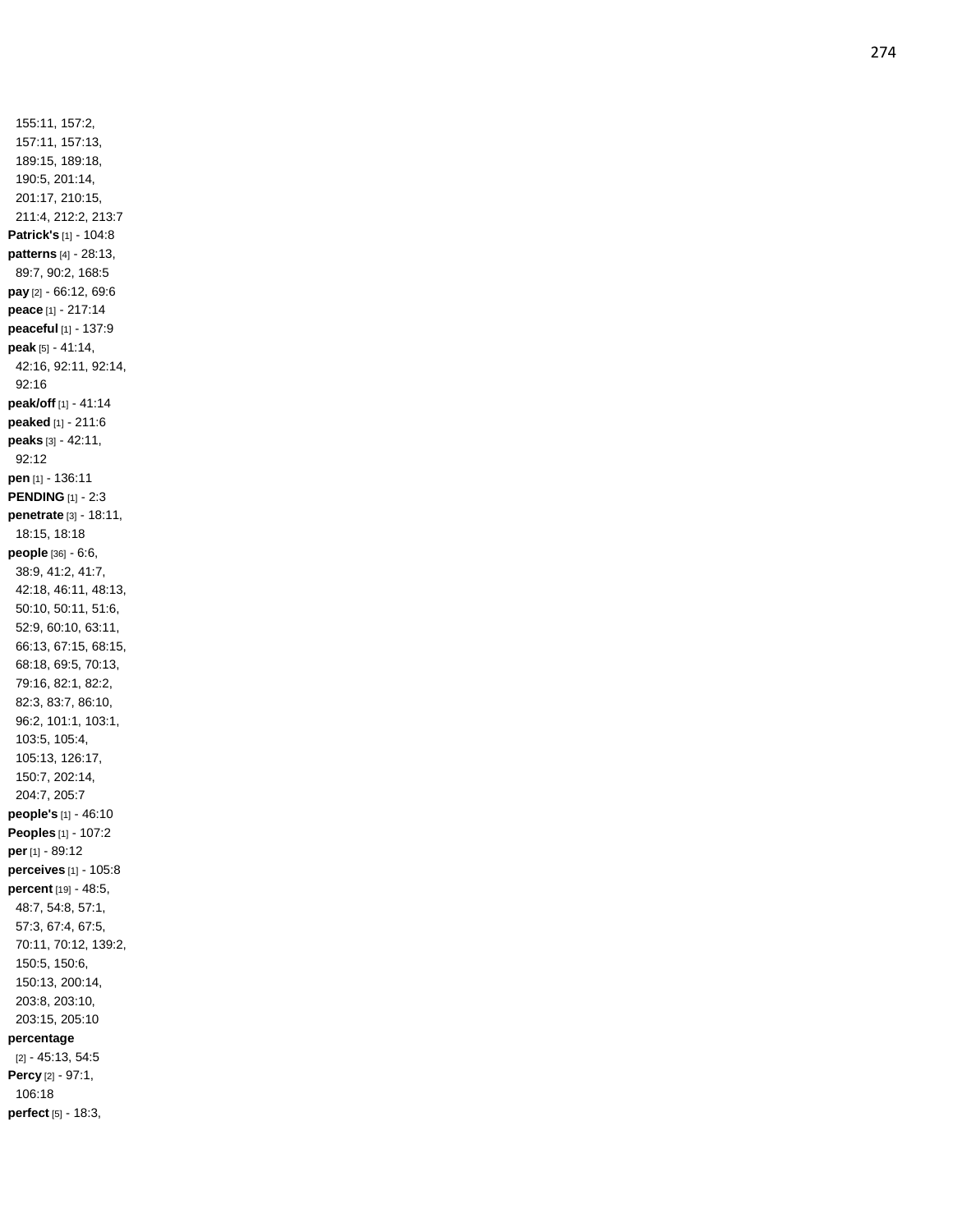155:11, 157:2, 157:11, 157:13, 189:15, 189:18, 190:5, 201:14, 201:17, 210:15, 211:4, 212:2, 213:7

**Patrick's** [1] - 104:8

**patterns** [4] - 28:13, 89:7, 90:2, 168:5

**pay** [2] - 66:12, 69:6

**peace** [1] - 217:14

**peaceful** [1] - 137:9

**peak** [5] - 41:14, 42:16, 92:11, 92:14, 92:16

**peak/off** [1] - 41:14

**peaked** [1] - 211:6

**peaks** [3] - 42:11, 92:12

**pen** [1] - 136:11

**PENDING** [1] - 2:3

**penetrate** [3] - 18:11, 18:15, 18:18

**people** [36] - 6:6, 38:9, 41:2, 41:7, 42:18, 46:11, 48:13, 50:10, 50:11, 51:6, 52:9, 60:10, 63:11, 66:13, 67:15, 68:15, 68:18, 69:5, 70:13, 79:16, 82:1, 82:2, 82:3, 83:7, 86:10, 96:2, 101:1, 103:1, 103:5, 105:4, 105:13, 126:17, 150:7, 202:14, 204:7, 205:7

**people's** [1] - 46:10

**Peoples** [1] - 107:2

**per** [1] - 89:12

**perceives** [1] - 105:8

**percent** [19] - 48:5, 48:7, 54:8, 57:1, 57:3, 67:4, 67:5, 70:11, 70:12, 139:2, 150:5, 150:6, 150:13, 200:14, 203:8, 203:10, 203:15, 205:10

**percentage** [2] - 45:13, 54:5

**Percy** [2] - 97:1, 106:18

**perfect** [5] - 18:3,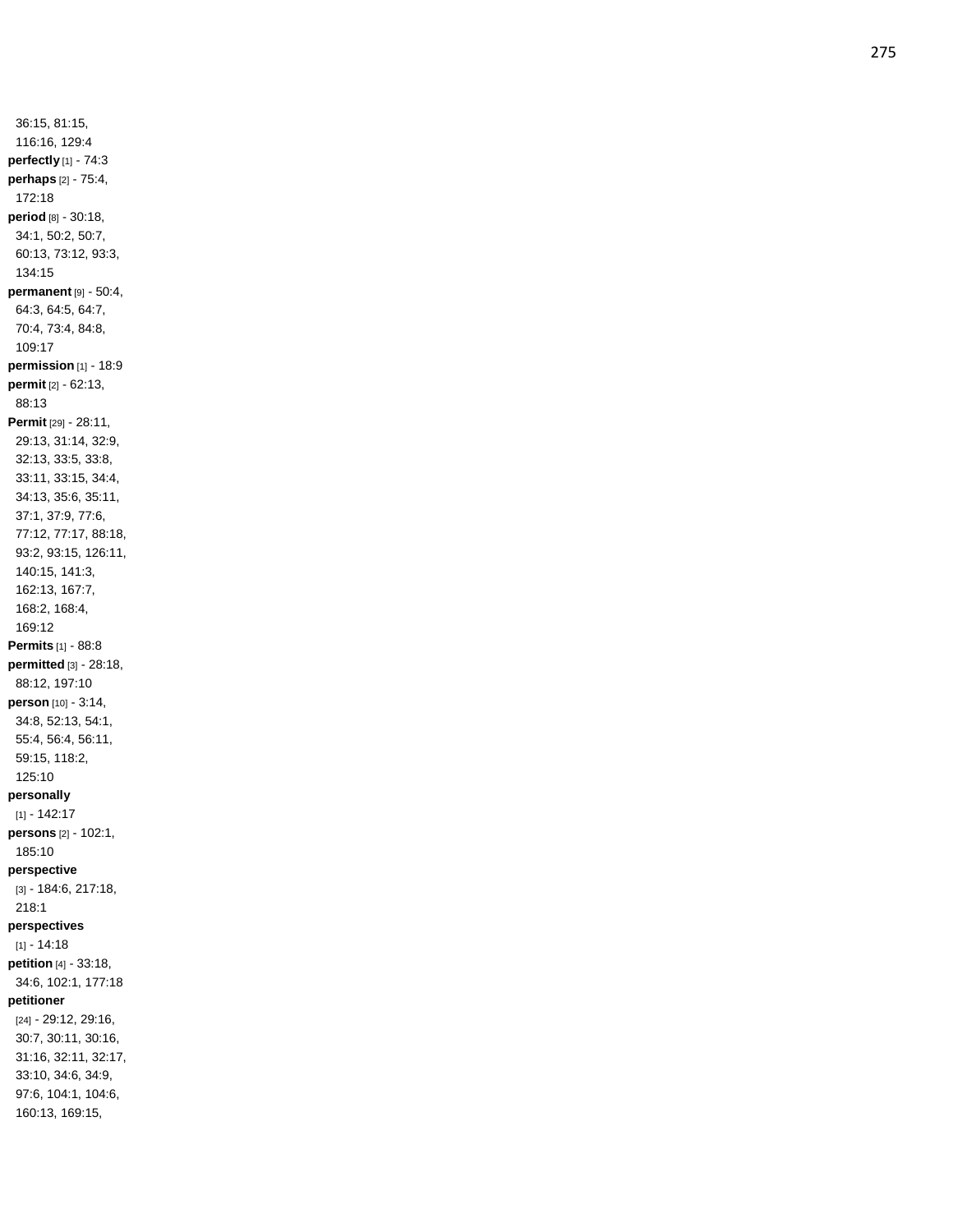36:15, 81:15, 116:16, 129:4
**perfectly** [1] - 74:3
**perhaps** [2] - 75:4, 172:18
**period** [8] - 30:18, 34:1, 50:2, 50:7, 60:13, 73:12, 93:3, 134:15
**permanent** [9] - 50:4, 64:3, 64:5, 64:7, 70:4, 73:4, 84:8, 109:17
**permission** [1] - 18:9
**permit** [2] - 62:13, 88:13
**Permit** [29] - 28:11, 29:13, 31:14, 32:9, 32:13, 33:5, 33:8, 33:11, 33:15, 34:4, 34:13, 35:6, 35:11, 37:1, 37:9, 77:6, 77:12, 77:17, 88:18, 93:2, 93:15, 126:11, 140:15, 141:3, 162:13, 167:7, 168:2, 168:4, 169:12
**Permits** [1] - 88:8
**permitted** [3] - 28:18, 88:12, 197:10
**person** [10] - 3:14, 34:8, 52:13, 54:1, 55:4, 56:4, 56:11, 59:15, 118:2, 125:10
**personally** [1] - 142:17
**persons** [2] - 102:1, 185:10
**perspective** [3] - 184:6, 217:18, 218:1
**perspectives** [1] - 14:18
**petition** [4] - 33:18, 34:6, 102:1, 177:18
**petitioner** [24] - 29:12, 29:16, 30:7, 30:11, 30:16, 31:16, 32:11, 32:17, 33:10, 34:6, 34:9, 97:6, 104:1, 104:6, 160:13, 169:15,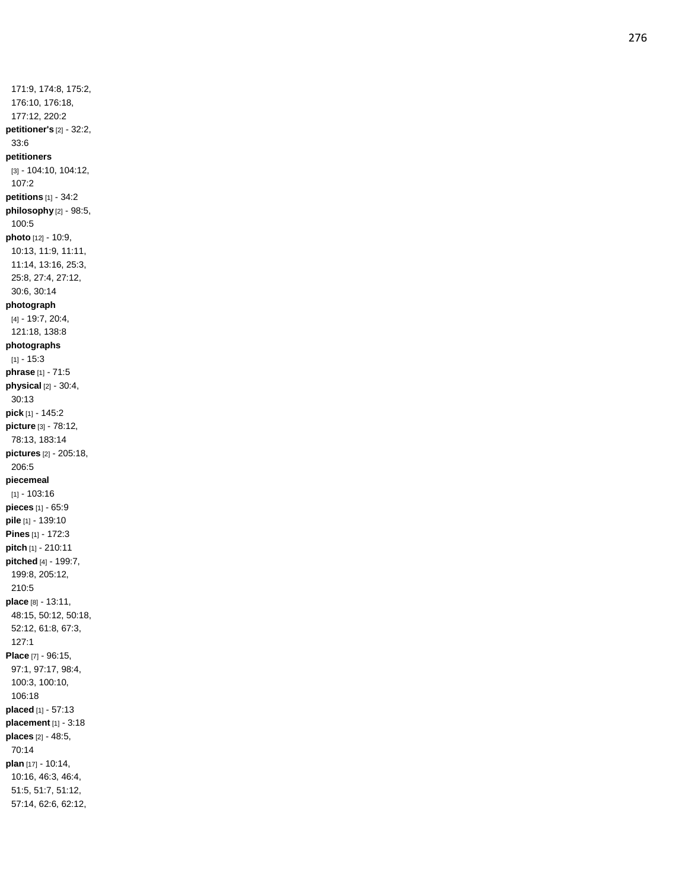171:9, 174:8, 175:2, 176:10, 176:18, 177:12, 220:2

**petitioner's** [2] - 32:2, 33:6

**petitioners** [3] - 104:10, 104:12, 107:2

**petitions** [1] - 34:2

**philosophy** [2] - 98:5, 100:5

**photo** [12] - 10:9, 10:13, 11:9, 11:11, 11:14, 13:16, 25:3, 25:8, 27:4, 27:12, 30:6, 30:14

**photograph** [4] - 19:7, 20:4, 121:18, 138:8

**photographs** [1] - 15:3

**phrase** [1] - 71:5

**physical** [2] - 30:4, 30:13

**pick** [1] - 145:2

**picture** [3] - 78:12, 78:13, 183:14

**pictures** [2] - 205:18, 206:5

**piecemeal** [1] - 103:16

**pieces** [1] - 65:9

**pile** [1] - 139:10

**Pines** [1] - 172:3

**pitch** [1] - 210:11

**pitched** [4] - 199:7, 199:8, 205:12, 210:5

**place** [8] - 13:11, 48:15, 50:12, 50:18, 52:12, 61:8, 67:3, 127:1

**Place** [7] - 96:15, 97:1, 97:17, 98:4, 100:3, 100:10, 106:18

**placed** [1] - 57:13

**placement** [1] - 3:18

**places** [2] - 48:5, 70:14

**plan** [17] - 10:14, 10:16, 46:3, 46:4, 51:5, 51:7, 51:12, 57:14, 62:6, 62:12,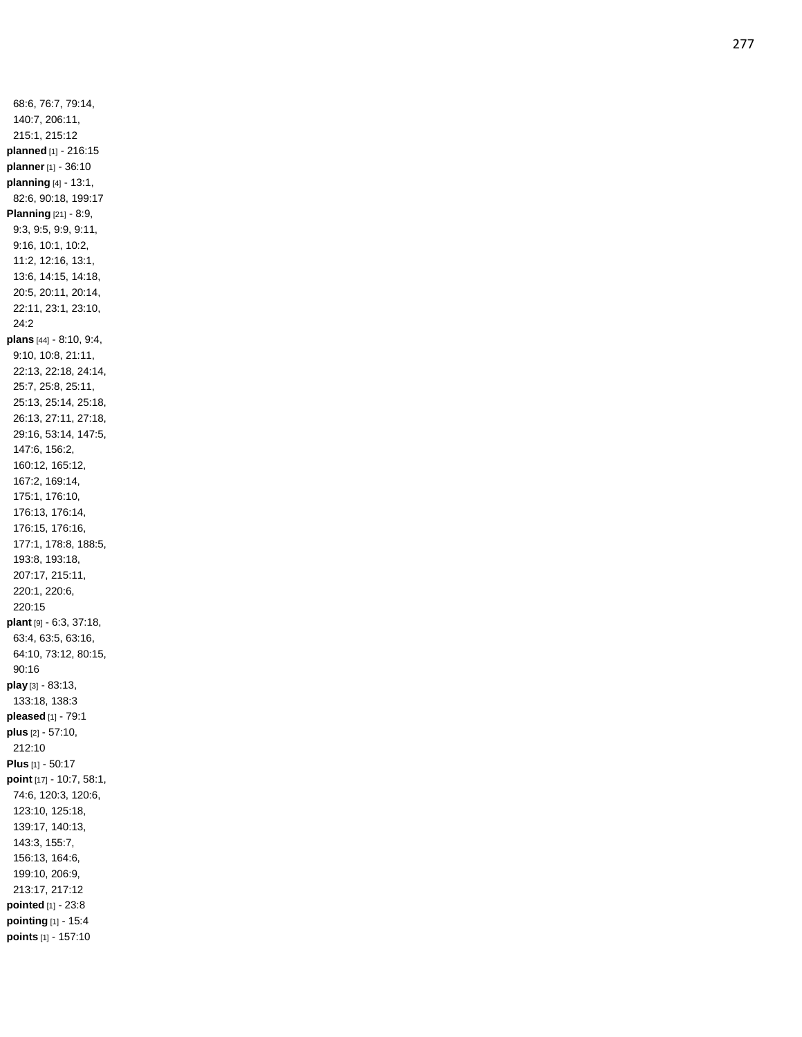68:6, 76:7, 79:14, 140:7, 206:11, 215:1, 215:12

**planned** [1] - 216:15

**planner** [1] - 36:10

**planning** [4] - 13:1, 82:6, 90:18, 199:17

**Planning** [21] - 8:9, 9:3, 9:5, 9:9, 9:11, 9:16, 10:1, 10:2, 11:2, 12:16, 13:1, 13:6, 14:15, 14:18, 20:5, 20:11, 20:14, 22:11, 23:1, 23:10, 24:2

**plans** [44] - 8:10, 9:4, 9:10, 10:8, 21:11, 22:13, 22:18, 24:14, 25:7, 25:8, 25:11, 25:13, 25:14, 25:18, 26:13, 27:11, 27:18, 29:16, 53:14, 147:5, 147:6, 156:2, 160:12, 165:12, 167:2, 169:14, 175:1, 176:10, 176:13, 176:14, 176:15, 176:16, 177:1, 178:8, 188:5, 193:8, 193:18, 207:17, 215:11, 220:1, 220:6, 220:15

**plant** [9] - 6:3, 37:18, 63:4, 63:5, 63:16, 64:10, 73:12, 80:15, 90:16

**play** [3] - 83:13, 133:18, 138:3

**pleased** [1] - 79:1

**plus** [2] - 57:10, 212:10

**Plus** [1] - 50:17

**point** [17] - 10:7, 58:1, 74:6, 120:3, 120:6, 123:10, 125:18, 139:17, 140:13, 143:3, 155:7, 156:13, 164:6, 199:10, 206:9, 213:17, 217:12

**pointed** [1] - 23:8

**pointing** [1] - 15:4

**points** [1] - 157:10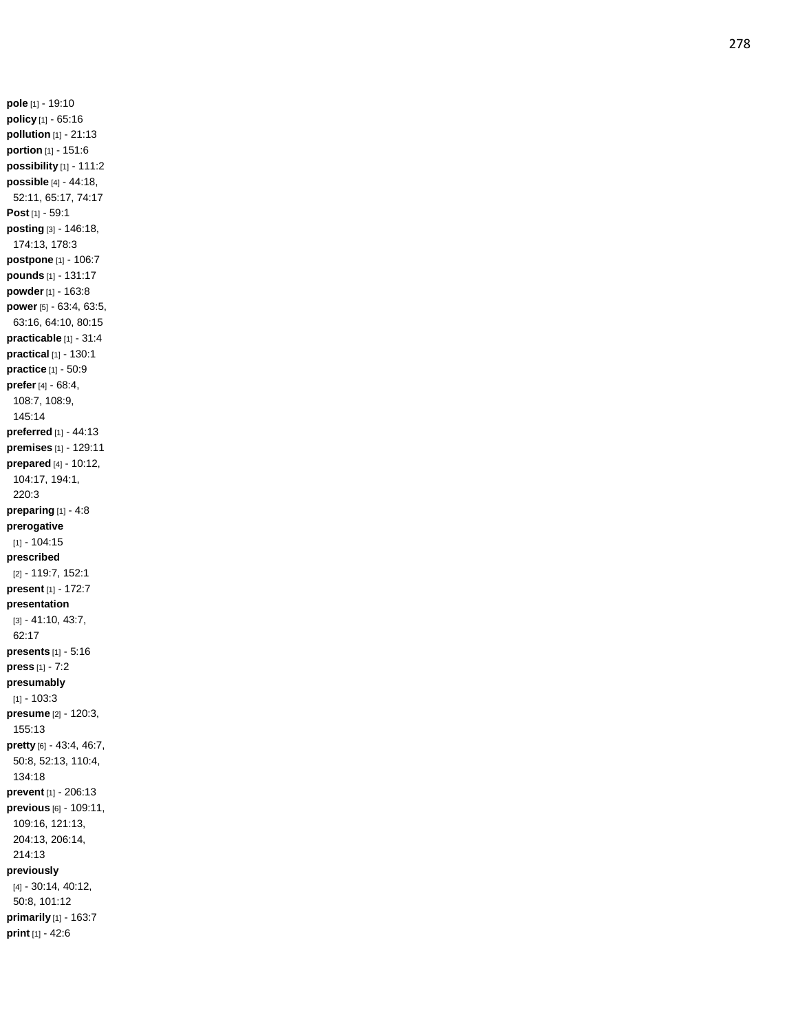**pole** [1] - 19:10
**policy** [1] - 65:16
**pollution** [1] - 21:13
**portion** [1] - 151:6
**possibility** [1] - 111:2
**possible** [4] - 44:18, 52:11, 65:17, 74:17
**Post** [1] - 59:1
**posting** [3] - 146:18, 174:13, 178:3
**postpone** [1] - 106:7
**pounds** [1] - 131:17
**powder** [1] - 163:8
**power** [5] - 63:4, 63:5, 63:16, 64:10, 80:15
**practicable** [1] - 31:4
**practical** [1] - 130:1
**practice** [1] - 50:9
**prefer** [4] - 68:4, 108:7, 108:9, 145:14
**preferred** [1] - 44:13
**premises** [1] - 129:11
**prepared** [4] - 10:12, 104:17, 194:1, 220:3
**preparing** [1] - 4:8
**prerogative** [1] - 104:15
**prescribed** [2] - 119:7, 152:1
**present** [1] - 172:7
**presentation** [3] - 41:10, 43:7, 62:17
**presents** [1] - 5:16
**press** [1] - 7:2
**presumably** [1] - 103:3
**presume** [2] - 120:3, 155:13
**pretty** [6] - 43:4, 46:7, 50:8, 52:13, 110:4, 134:18
**prevent** [1] - 206:13
**previous** [6] - 109:11, 109:16, 121:13, 204:13, 206:14, 214:13
**previously** [4] - 30:14, 40:12, 50:8, 101:12
**primarily** [1] - 163:7
**print** [1] - 42:6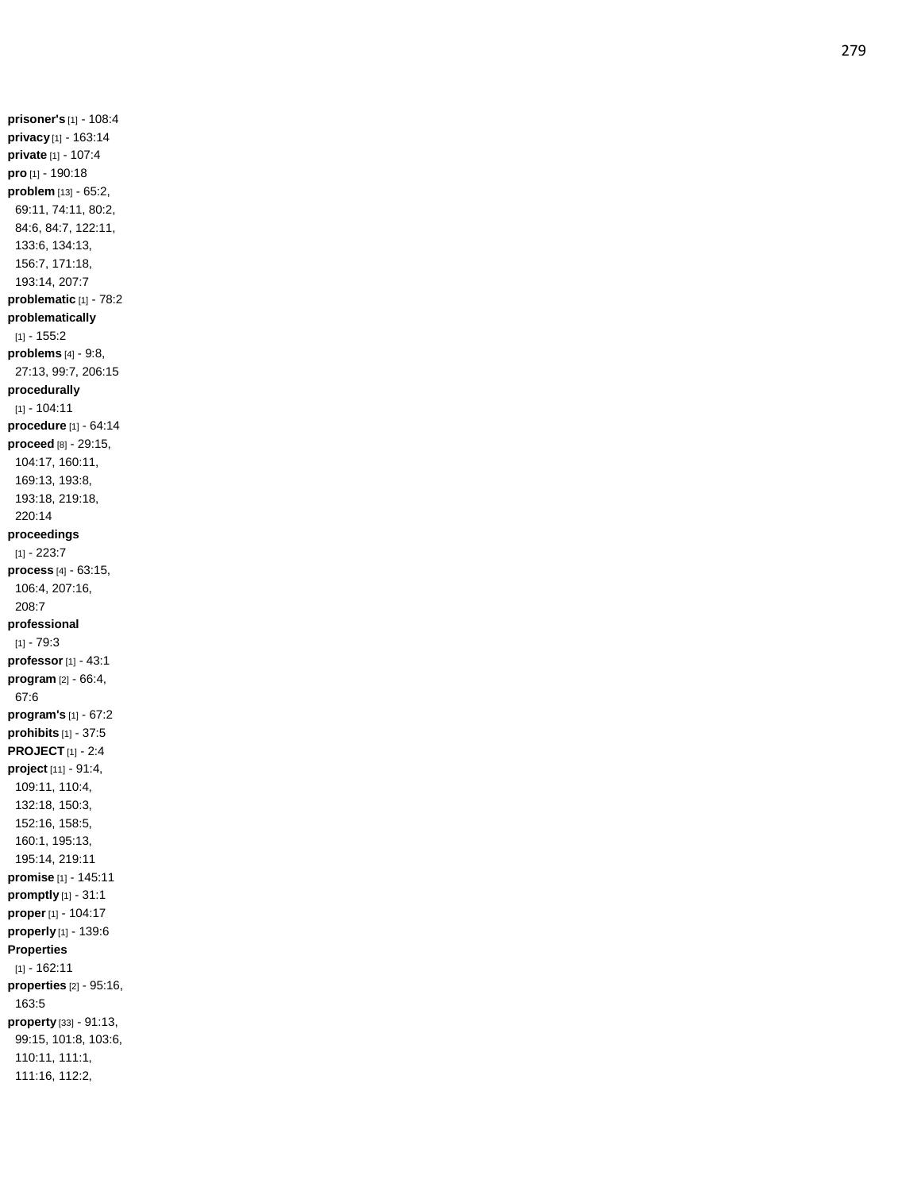**prisoner's** [1] - 108:4
**privacy** [1] - 163:14
**private** [1] - 107:4
**pro** [1] - 190:18
**problem** [13] - 65:2, 69:11, 74:11, 80:2, 84:6, 84:7, 122:11, 133:6, 134:13, 156:7, 171:18, 193:14, 207:7
**problematic** [1] - 78:2
**problematically** [1] - 155:2
**problems** [4] - 9:8, 27:13, 99:7, 206:15
**procedurally** [1] - 104:11
**procedure** [1] - 64:14
**proceed** [8] - 29:15, 104:17, 160:11, 169:13, 193:8, 193:18, 219:18, 220:14
**proceedings** [1] - 223:7
**process** [4] - 63:15, 106:4, 207:16, 208:7
**professional** [1] - 79:3
**professor** [1] - 43:1
**program** [2] - 66:4, 67:6
**program's** [1] - 67:2
**prohibits** [1] - 37:5
**PROJECT** [1] - 2:4
**project** [11] - 91:4, 109:11, 110:4, 132:18, 150:3, 152:16, 158:5, 160:1, 195:13, 195:14, 219:11
**promise** [1] - 145:11
**promptly** [1] - 31:1
**proper** [1] - 104:17
**properly** [1] - 139:6
**Properties** [1] - 162:11
**properties** [2] - 95:16, 163:5
**property** [33] - 91:13, 99:15, 101:8, 103:6, 110:11, 111:1, 111:16, 112:2,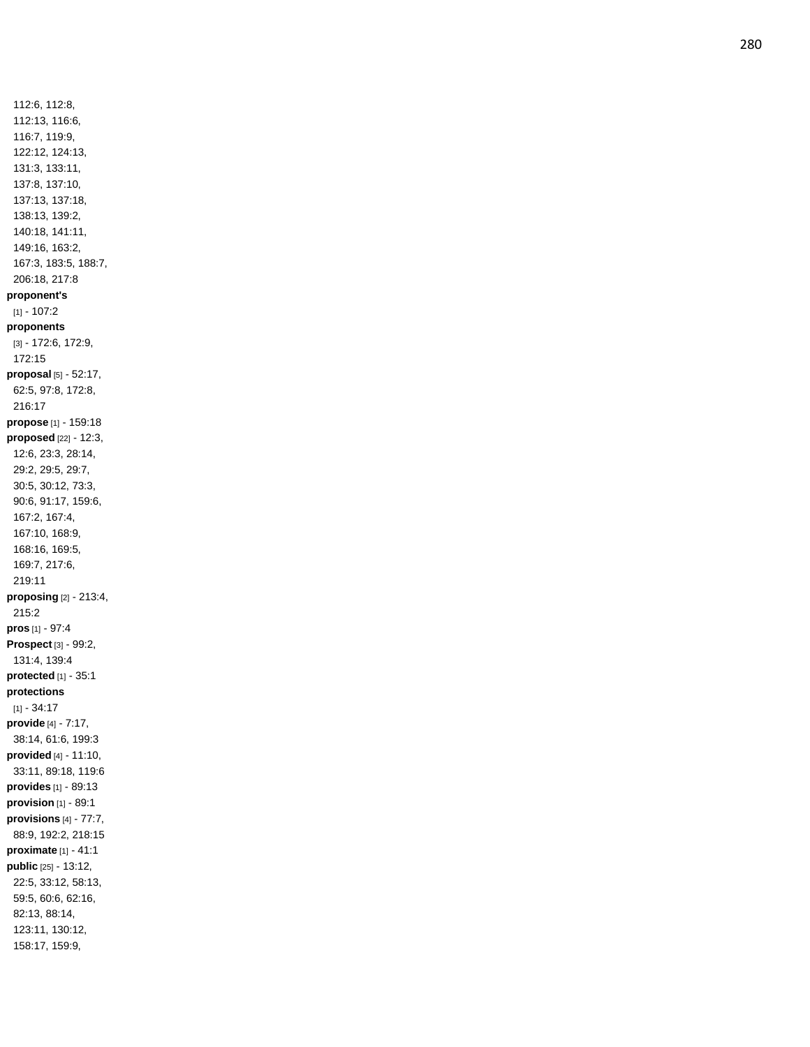112:6, 112:8,
112:13, 116:6,
116:7, 119:9,
122:12, 124:13,
131:3, 133:11,
137:8, 137:10,
137:13, 137:18,
138:13, 139:2,
140:18, 141:11,
149:16, 163:2,
167:3, 183:5, 188:7,
206:18, 217:8

**proponent's** [1] - 107:2

**proponents** [3] - 172:6, 172:9, 172:15

**proposal** [5] - 52:17, 62:5, 97:8, 172:8, 216:17

**propose** [1] - 159:18

**proposed** [22] - 12:3, 12:6, 23:3, 28:14, 29:2, 29:5, 29:7, 30:5, 30:12, 73:3, 90:6, 91:17, 159:6, 167:2, 167:4, 167:10, 168:9, 168:16, 169:5, 169:7, 217:6, 219:11

**proposing** [2] - 213:4, 215:2

**pros** [1] - 97:4

**Prospect** [3] - 99:2, 131:4, 139:4

**protected** [1] - 35:1

**protections** [1] - 34:17

**provide** [4] - 7:17, 38:14, 61:6, 199:3

**provided** [4] - 11:10, 33:11, 89:18, 119:6

**provides** [1] - 89:13

**provision** [1] - 89:1

**provisions** [4] - 77:7, 88:9, 192:2, 218:15

**proximate** [1] - 41:1

**public** [25] - 13:12, 22:5, 33:12, 58:13, 59:5, 60:6, 62:16, 82:13, 88:14, 123:11, 130:12, 158:17, 159:9,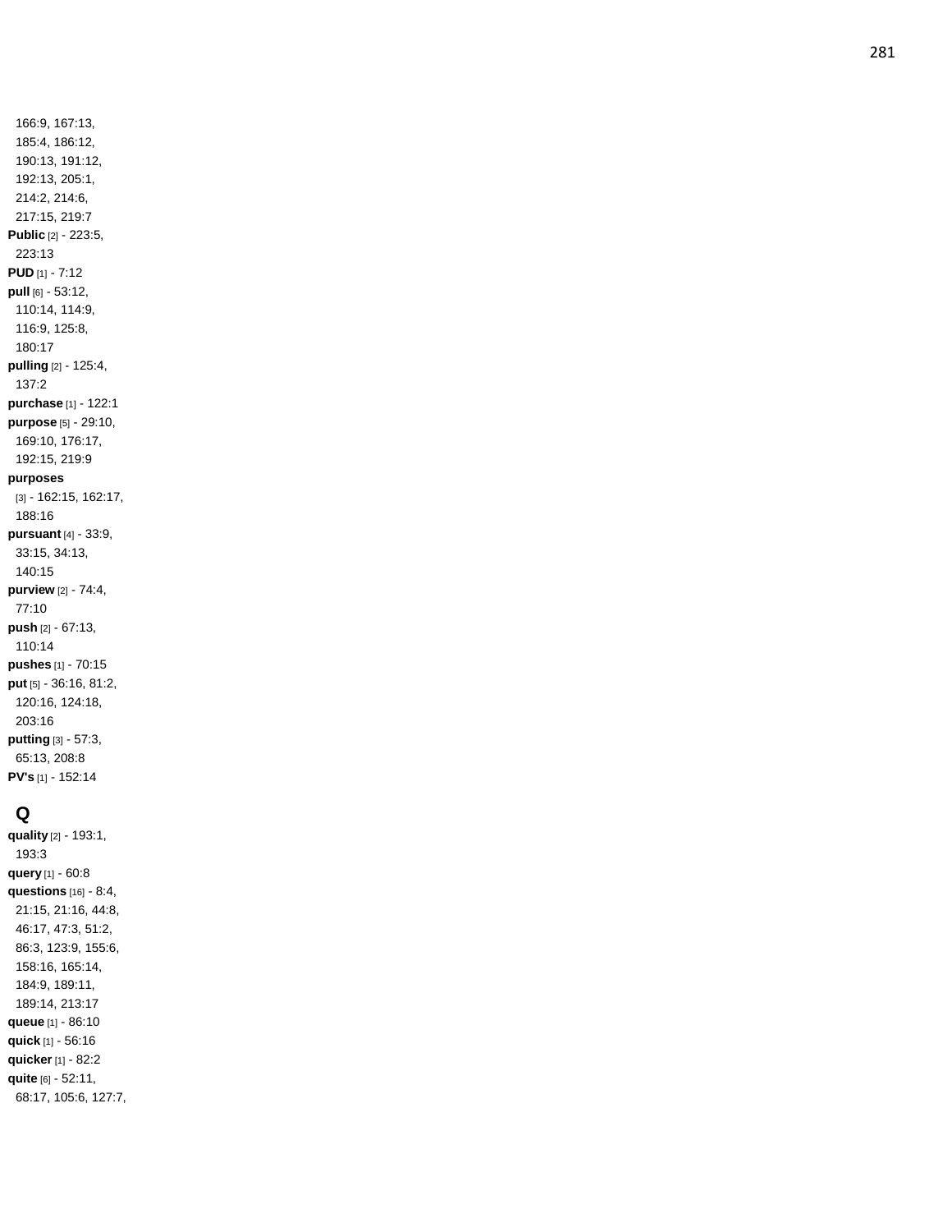166:9, 167:13, 185:4, 186:12, 190:13, 191:12, 192:13, 205:1, 214:2, 214:6, 217:15, 219:7

**Public** [2] - 223:5, 223:13

**PUD** [1] - 7:12

**pull** [6] - 53:12, 110:14, 114:9, 116:9, 125:8, 180:17

**pulling** [2] - 125:4, 137:2

**purchase** [1] - 122:1

**purpose** [5] - 29:10, 169:10, 176:17, 192:15, 219:9

**purposes** [3] - 162:15, 162:17, 188:16

**pursuant** [4] - 33:9, 33:15, 34:13, 140:15

**purview** [2] - 74:4, 77:10

**push** [2] - 67:13, 110:14

**pushes** [1] - 70:15

**put** [5] - 36:16, 81:2, 120:16, 124:18, 203:16

**putting** [3] - 57:3, 65:13, 208:8

**PV's** [1] - 152:14

## Q

**quality** [2] - 193:1, 193:3

**query** [1] - 60:8

**questions** [16] - 8:4, 21:15, 21:16, 44:8, 46:17, 47:3, 51:2, 86:3, 123:9, 155:6, 158:16, 165:14, 184:9, 189:11, 189:14, 213:17

**queue** [1] - 86:10

**quick** [1] - 56:16

**quicker** [1] - 82:2

**quite** [6] - 52:11, 68:17, 105:6, 127:7,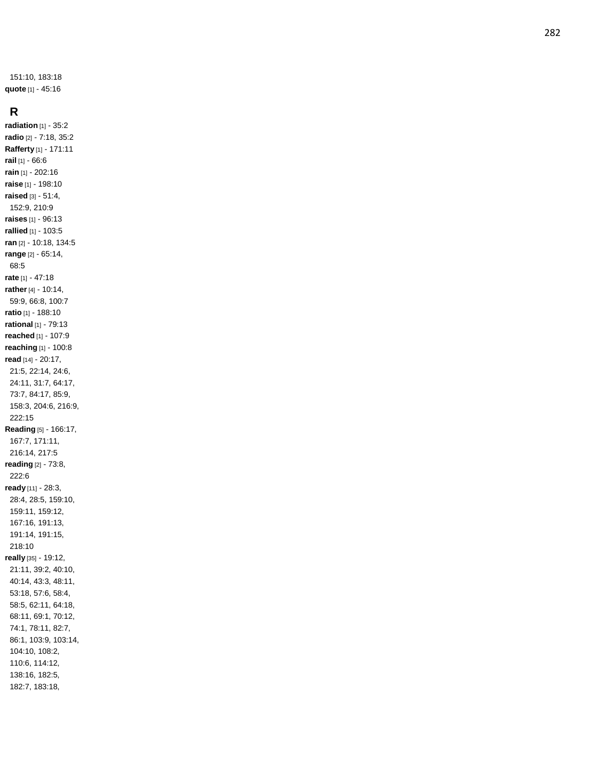151:10, 183:18
**quote** [1] - 45:16

## R

**radiation** [1] - 35:2
**radio** [2] - 7:18, 35:2
**Rafferty** [1] - 171:11
**rail** [1] - 66:6
**rain** [1] - 202:16
**raise** [1] - 198:10
**raised** [3] - 51:4, 152:9, 210:9
**raises** [1] - 96:13
**rallied** [1] - 103:5
**ran** [2] - 10:18, 134:5
**range** [2] - 65:14, 68:5
**rate** [1] - 47:18
**rather** [4] - 10:14, 59:9, 66:8, 100:7
**ratio** [1] - 188:10
**rational** [1] - 79:13
**reached** [1] - 107:9
**reaching** [1] - 100:8
**read** [14] - 20:17, 21:5, 22:14, 24:6, 24:11, 31:7, 64:17, 73:7, 84:17, 85:9, 158:3, 204:6, 216:9, 222:15
**Reading** [5] - 166:17, 167:7, 171:11, 216:14, 217:5
**reading** [2] - 73:8, 222:6
**ready** [11] - 28:3, 28:4, 28:5, 159:10, 159:11, 159:12, 167:16, 191:13, 191:14, 191:15, 218:10
**really** [35] - 19:12, 21:11, 39:2, 40:10, 40:14, 43:3, 48:11, 53:18, 57:6, 58:4, 58:5, 62:11, 64:18, 68:11, 69:1, 70:12, 74:1, 78:11, 82:7, 86:1, 103:9, 103:14, 104:10, 108:2, 110:6, 114:12, 138:16, 182:5, 182:7, 183:18,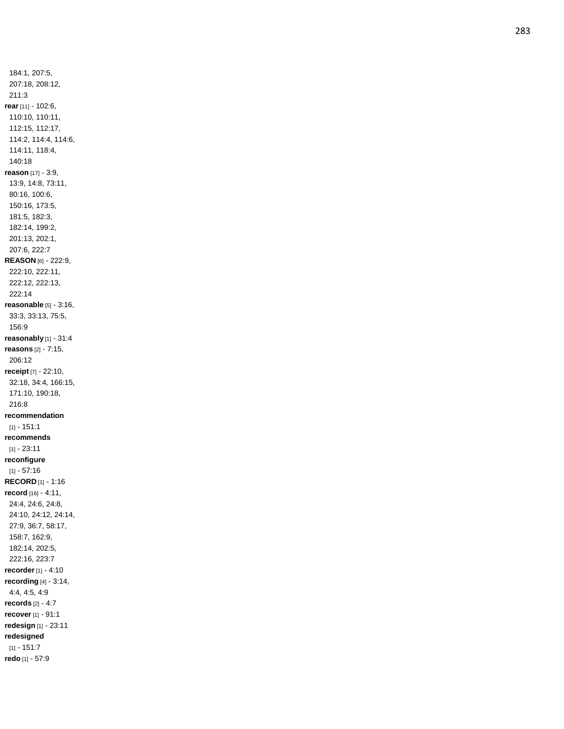184:1, 207:5, 207:18, 208:12, 211:3

**rear** [11] - 102:6, 110:10, 110:11, 112:15, 112:17, 114:2, 114:4, 114:6, 114:11, 118:4, 140:18

**reason** [17] - 3:9, 13:9, 14:8, 73:11, 80:16, 100:6, 150:16, 173:5, 181:5, 182:3, 182:14, 199:2, 201:13, 202:1, 207:6, 222:7

**REASON** [6] - 222:9, 222:10, 222:11, 222:12, 222:13, 222:14

**reasonable** [5] - 3:16, 33:3, 33:13, 75:5, 156:9

**reasonably** [1] - 31:4

**reasons** [2] - 7:15, 206:12

**receipt** [7] - 22:10, 32:18, 34:4, 166:15, 171:10, 190:18, 216:8

**recommendation** [1] - 151:1

**recommends** [1] - 23:11

**reconfigure** [1] - 57:16

**RECORD** [1] - 1:16

**record** [16] - 4:11, 24:4, 24:6, 24:8, 24:10, 24:12, 24:14, 27:9, 36:7, 58:17, 158:7, 162:9, 182:14, 202:5, 222:16, 223:7

**recorder** [1] - 4:10

**recording** [4] - 3:14, 4:4, 4:5, 4:9

**records** [2] - 4:7

**recover** [1] - 91:1

**redesign** [1] - 23:11

**redesigned** [1] - 151:7

**redo** [1] - 57:9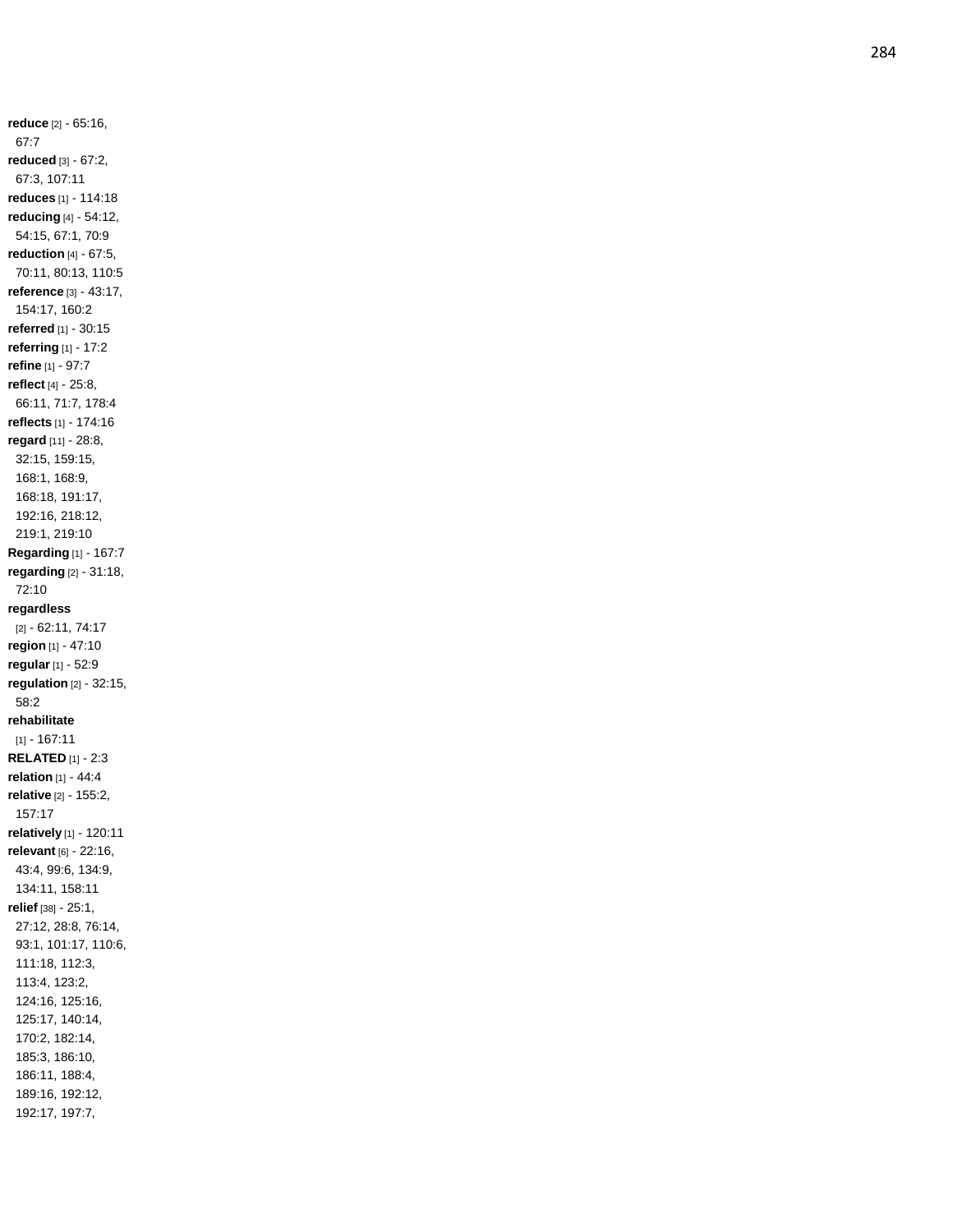**reduce** [2] - 65:16, 67:7
**reduced** [3] - 67:2, 67:3, 107:11
**reduces** [1] - 114:18
**reducing** [4] - 54:12, 54:15, 67:1, 70:9
**reduction** [4] - 67:5, 70:11, 80:13, 110:5
**reference** [3] - 43:17, 154:17, 160:2
**referred** [1] - 30:15
**referring** [1] - 17:2
**refine** [1] - 97:7
**reflect** [4] - 25:8, 66:11, 71:7, 178:4
**reflects** [1] - 174:16
**regard** [11] - 28:8, 32:15, 159:15, 168:1, 168:9, 168:18, 191:17, 192:16, 218:12, 219:1, 219:10
**Regarding** [1] - 167:7
**regarding** [2] - 31:18, 72:10
**regardless** [2] - 62:11, 74:17
**region** [1] - 47:10
**regular** [1] - 52:9
**regulation** [2] - 32:15, 58:2
**rehabilitate** [1] - 167:11
**RELATED** [1] - 2:3
**relation** [1] - 44:4
**relative** [2] - 155:2, 157:17
**relatively** [1] - 120:11
**relevant** [6] - 22:16, 43:4, 99:6, 134:9, 134:11, 158:11
**relief** [38] - 25:1, 27:12, 28:8, 76:14, 93:1, 101:17, 110:6, 111:18, 112:3, 113:4, 123:2, 124:16, 125:16, 125:17, 140:14, 170:2, 182:14, 185:3, 186:10, 186:11, 188:4, 189:16, 192:12, 192:17, 197:7,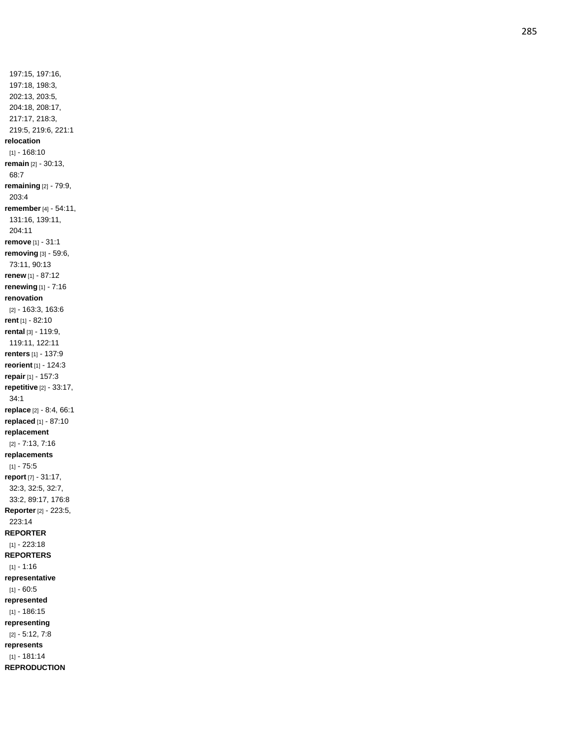197:15, 197:16, 197:18, 198:3, 202:13, 203:5, 204:18, 208:17, 217:17, 218:3, 219:5, 219:6, 221:1

**relocation** [1] - 168:10

**remain** [2] - 30:13, 68:7

**remaining** [2] - 79:9, 203:4

**remember** [4] - 54:11, 131:16, 139:11, 204:11

**remove** [1] - 31:1

**removing** [3] - 59:6, 73:11, 90:13

**renew** [1] - 87:12

**renewing** [1] - 7:16

**renovation** [2] - 163:3, 163:6

**rent** [1] - 82:10

**rental** [3] - 119:9, 119:11, 122:11

**renters** [1] - 137:9

**reorient** [1] - 124:3

**repair** [1] - 157:3

**repetitive** [2] - 33:17, 34:1

**replace** [2] - 8:4, 66:1

**replaced** [1] - 87:10

**replacement** [2] - 7:13, 7:16

**replacements** [1] - 75:5

**report** [7] - 31:17, 32:3, 32:5, 32:7, 33:2, 89:17, 176:8

**Reporter** [2] - 223:5, 223:14

**REPORTER** [1] - 223:18

**REPORTERS** [1] - 1:16

**representative** [1] - 60:5

**represented** [1] - 186:15

**representing** [2] - 5:12, 7:8

**represents** [1] - 181:14

**REPRODUCTION**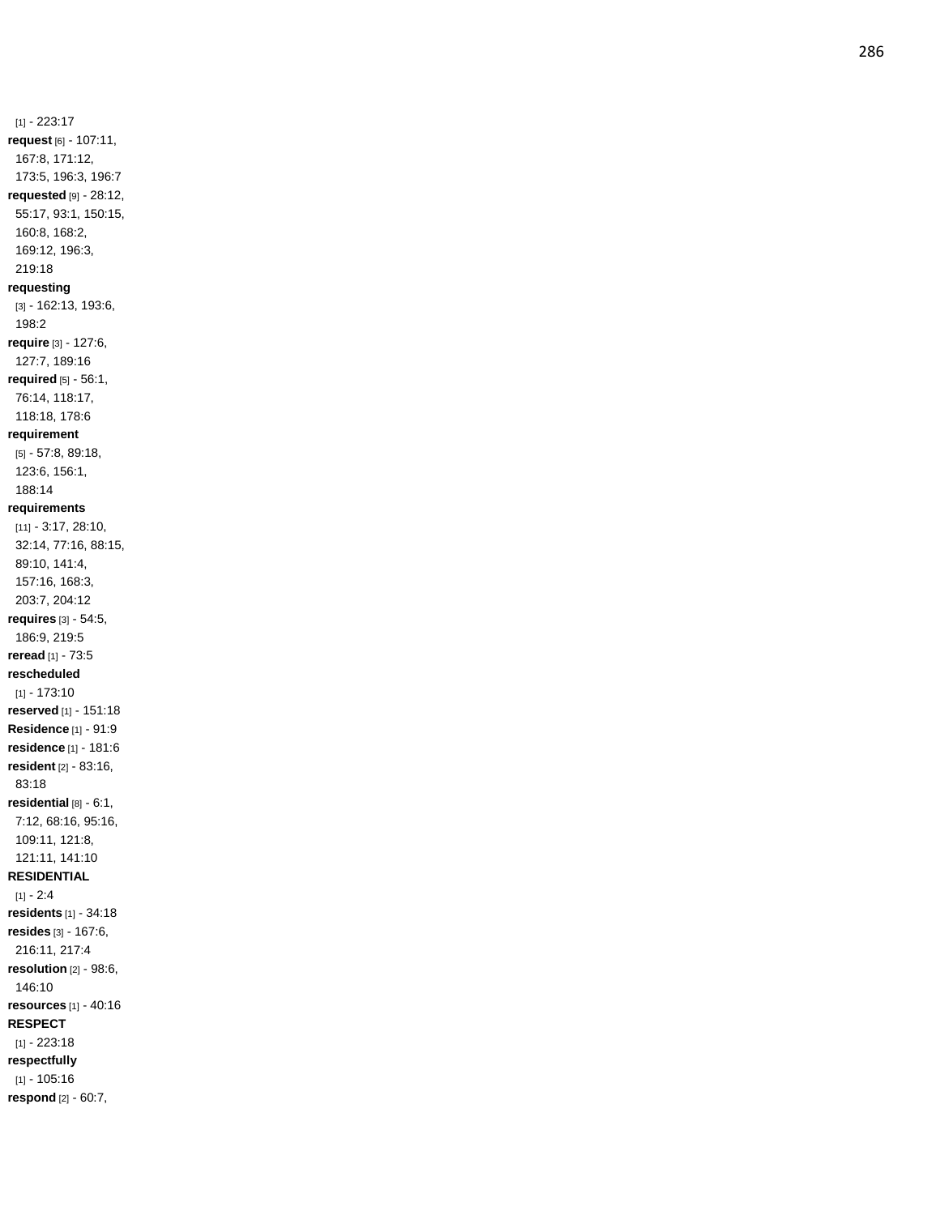[1] - 223:17
**request** [6] - 107:11, 167:8, 171:12, 173:5, 196:3, 196:7
**requested** [9] - 28:12, 55:17, 93:1, 150:15, 160:8, 168:2, 169:12, 196:3, 219:18
**requesting** [3] - 162:13, 193:6, 198:2
**require** [3] - 127:6, 127:7, 189:16
**required** [5] - 56:1, 76:14, 118:17, 118:18, 178:6
**requirement** [5] - 57:8, 89:18, 123:6, 156:1, 188:14
**requirements** [11] - 3:17, 28:10, 32:14, 77:16, 88:15, 89:10, 141:4, 157:16, 168:3, 203:7, 204:12
**requires** [3] - 54:5, 186:9, 219:5
**reread** [1] - 73:5
**rescheduled** [1] - 173:10
**reserved** [1] - 151:18
**Residence** [1] - 91:9
**residence** [1] - 181:6
**resident** [2] - 83:16, 83:18
**residential** [8] - 6:1, 7:12, 68:16, 95:16, 109:11, 121:8, 121:11, 141:10
**RESIDENTIAL** [1] - 2:4
**residents** [1] - 34:18
**resides** [3] - 167:6, 216:11, 217:4
**resolution** [2] - 98:6, 146:10
**resources** [1] - 40:16
**RESPECT** [1] - 223:18
**respectfully** [1] - 105:16
**respond** [2] - 60:7,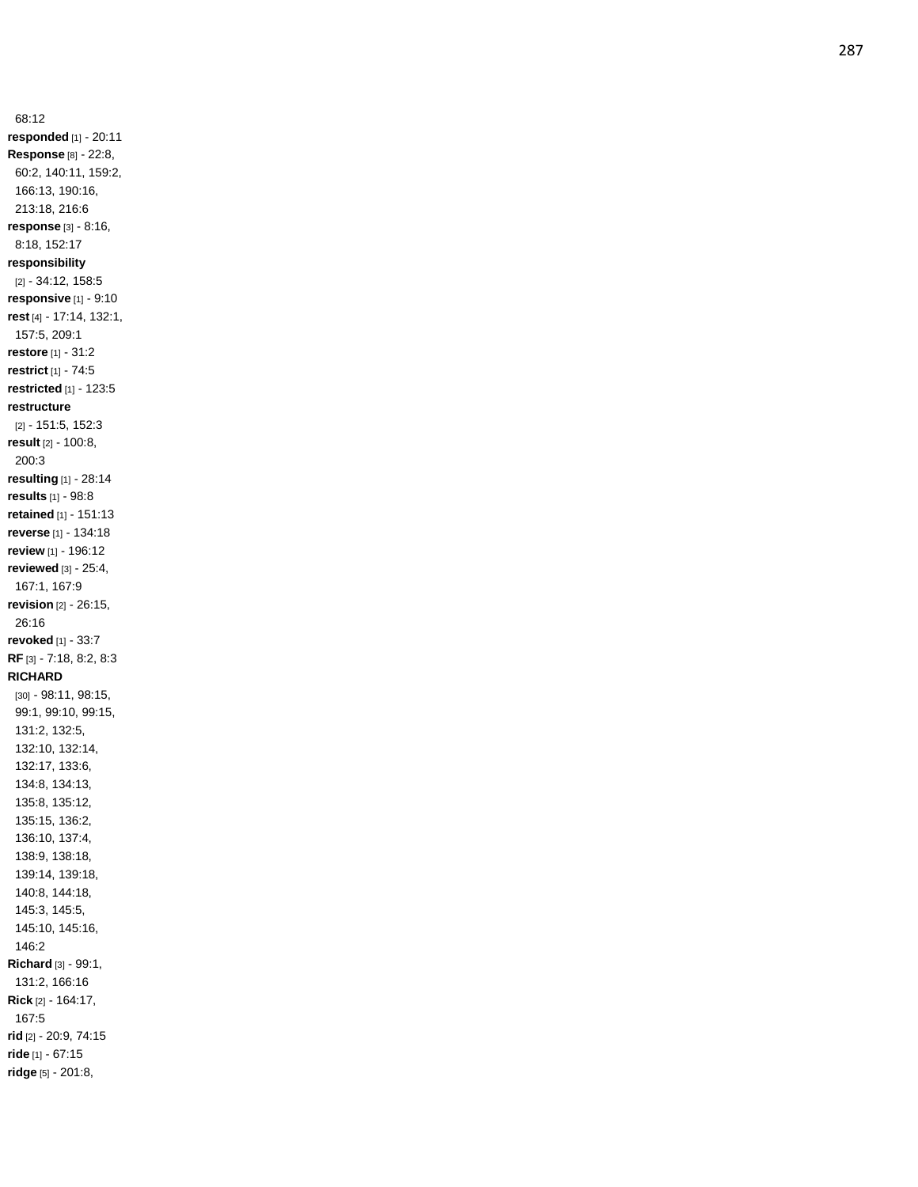68:12

**responded** [1] - 20:11

**Response** [8] - 22:8, 60:2, 140:11, 159:2, 166:13, 190:16, 213:18, 216:6

**response** [3] - 8:16, 8:18, 152:17

**responsibility** [2] - 34:12, 158:5

**responsive** [1] - 9:10

**rest** [4] - 17:14, 132:1, 157:5, 209:1

**restore** [1] - 31:2

**restrict** [1] - 74:5

**restricted** [1] - 123:5

**restructure** [2] - 151:5, 152:3

**result** [2] - 100:8, 200:3

**resulting** [1] - 28:14

**results** [1] - 98:8

**retained** [1] - 151:13

**reverse** [1] - 134:18

**review** [1] - 196:12

**reviewed** [3] - 25:4, 167:1, 167:9

**revision** [2] - 26:15, 26:16

**revoked** [1] - 33:7

**RF** [3] - 7:18, 8:2, 8:3

**RICHARD** [30] - 98:11, 98:15, 99:1, 99:10, 99:15, 131:2, 132:5, 132:10, 132:14, 132:17, 133:6, 134:8, 134:13, 135:8, 135:12, 135:15, 136:2, 136:10, 137:4, 138:9, 138:18, 139:14, 139:18, 140:8, 144:18, 145:3, 145:5, 145:10, 145:16, 146:2

**Richard** [3] - 99:1, 131:2, 166:16

**Rick** [2] - 164:17, 167:5

**rid** [2] - 20:9, 74:15

**ride** [1] - 67:15

**ridge** [5] - 201:8,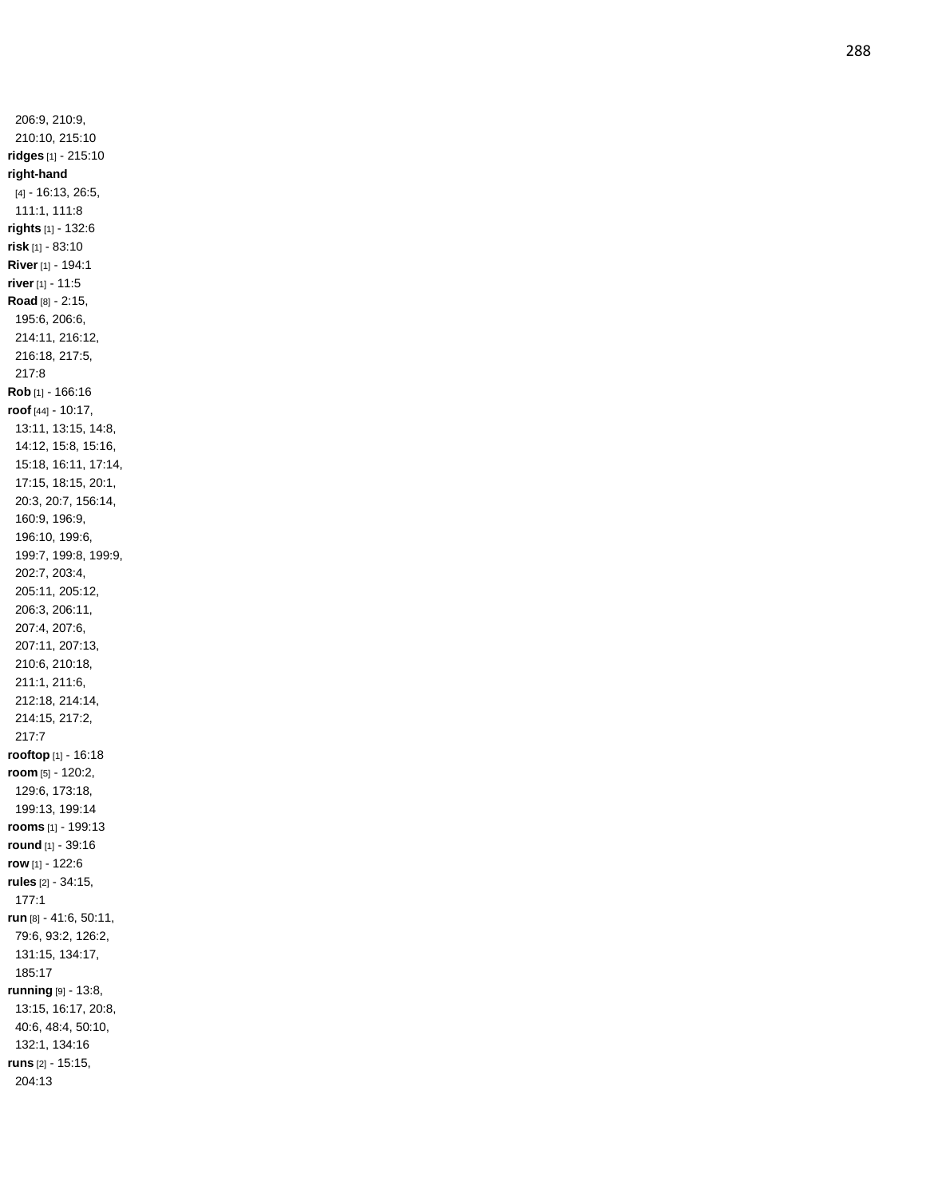206:9, 210:9, 210:10, 215:10

**ridges** [1] - 215:10

**right-hand** [4] - 16:13, 26:5, 111:1, 111:8

**rights** [1] - 132:6

**risk** [1] - 83:10

**River** [1] - 194:1

**river** [1] - 11:5

**Road** [8] - 2:15, 195:6, 206:6, 214:11, 216:12, 216:18, 217:5, 217:8

**Rob** [1] - 166:16

**roof** [44] - 10:17, 13:11, 13:15, 14:8, 14:12, 15:8, 15:16, 15:18, 16:11, 17:14, 17:15, 18:15, 20:1, 20:3, 20:7, 156:14, 160:9, 196:9, 196:10, 199:6, 199:7, 199:8, 199:9, 202:7, 203:4, 205:11, 205:12, 206:3, 206:11, 207:4, 207:6, 207:11, 207:13, 210:6, 210:18, 211:1, 211:6, 212:18, 214:14, 214:15, 217:2, 217:7

**rooftop** [1] - 16:18

**room** [5] - 120:2, 129:6, 173:18, 199:13, 199:14

**rooms** [1] - 199:13

**round** [1] - 39:16

**row** [1] - 122:6

**rules** [2] - 34:15, 177:1

**run** [8] - 41:6, 50:11, 79:6, 93:2, 126:2, 131:15, 134:17, 185:17

**running** [9] - 13:8, 13:15, 16:17, 20:8, 40:6, 48:4, 50:10, 132:1, 134:16

**runs** [2] - 15:15, 204:13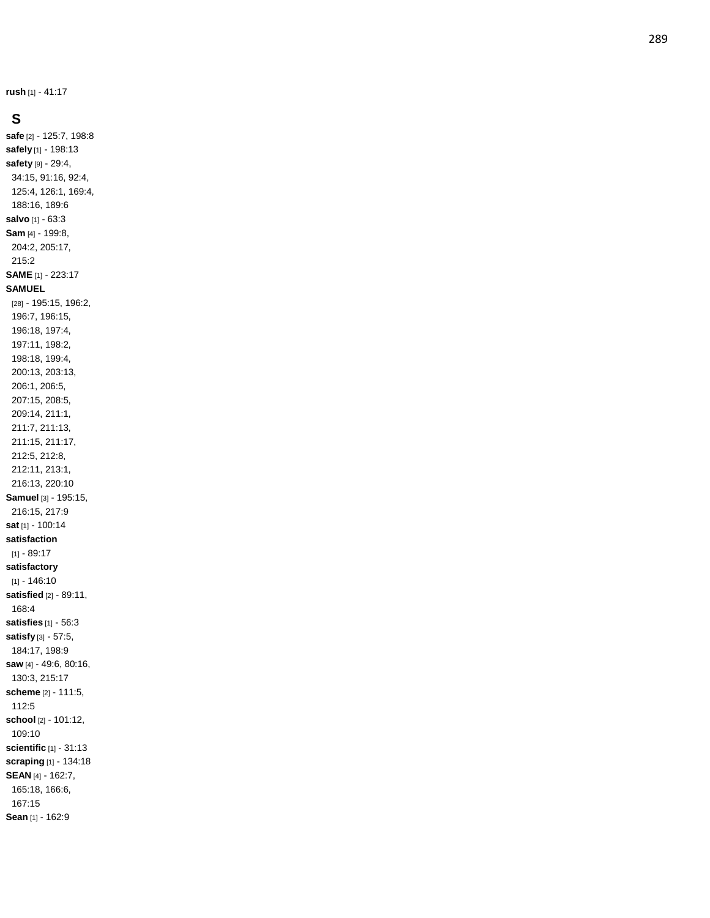**rush** [1] - 41:17

## S

**safe** [2] - 125:7, 198:8
**safely** [1] - 198:13
**safety** [9] - 29:4, 34:15, 91:16, 92:4, 125:4, 126:1, 169:4, 188:16, 189:6
**salvo** [1] - 63:3
**Sam** [4] - 199:8, 204:2, 205:17, 215:2
**SAME** [1] - 223:17
**SAMUEL** [28] - 195:15, 196:2, 196:7, 196:15, 196:18, 197:4, 197:11, 198:2, 198:18, 199:4, 200:13, 203:13, 206:1, 206:5, 207:15, 208:5, 209:14, 211:1, 211:7, 211:13, 211:15, 211:17, 212:5, 212:8, 212:11, 213:1, 216:13, 220:10
**Samuel** [3] - 195:15, 216:15, 217:9
**sat** [1] - 100:14
**satisfaction** [1] - 89:17
**satisfactory** [1] - 146:10
**satisfied** [2] - 89:11, 168:4
**satisfies** [1] - 56:3
**satisfy** [3] - 57:5, 184:17, 198:9
**saw** [4] - 49:6, 80:16, 130:3, 215:17
**scheme** [2] - 111:5, 112:5
**school** [2] - 101:12, 109:10
**scientific** [1] - 31:13
**scraping** [1] - 134:18
**SEAN** [4] - 162:7, 165:18, 166:6, 167:15
**Sean** [1] - 162:9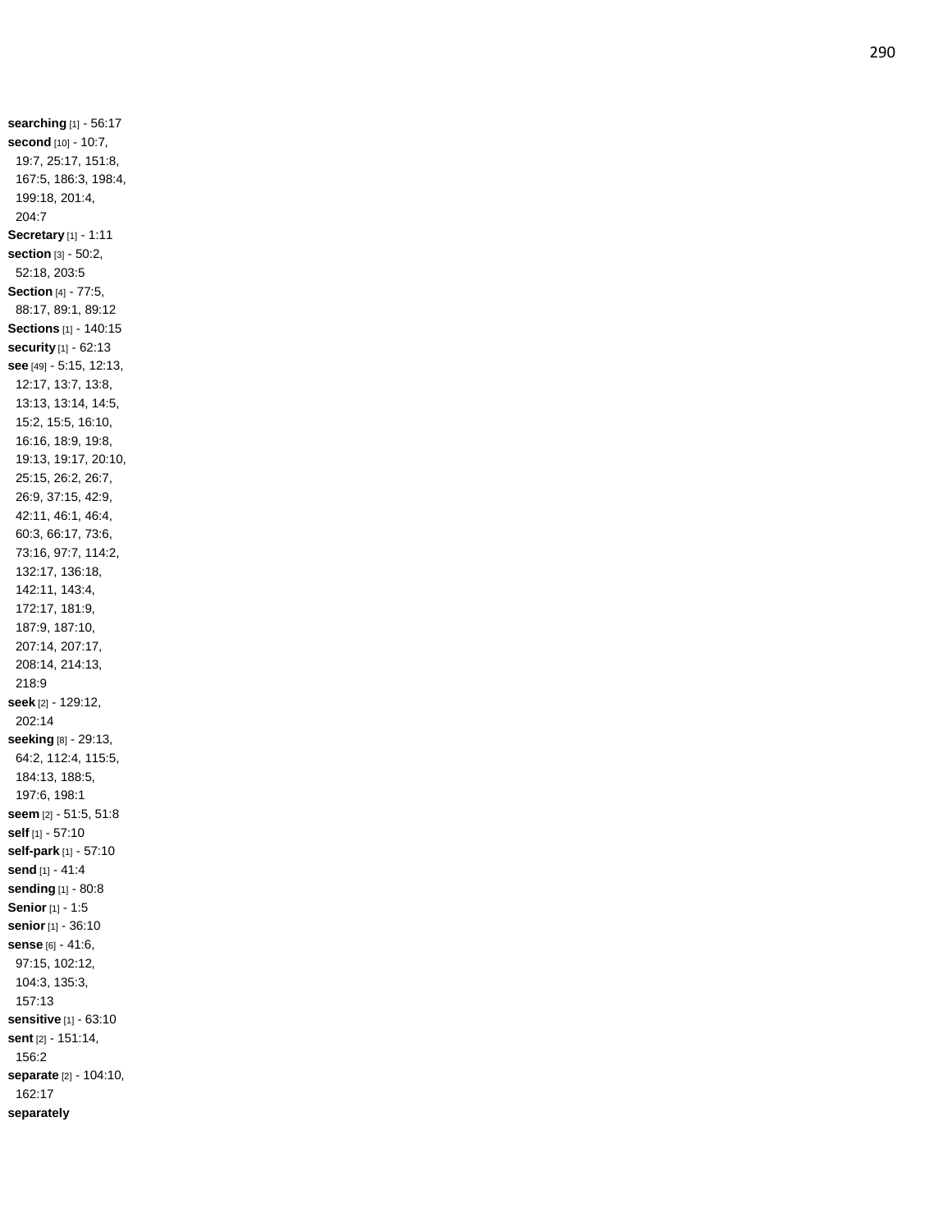**searching** [1] - 56:17
**second** [10] - 10:7, 19:7, 25:17, 151:8, 167:5, 186:3, 198:4, 199:18, 201:4, 204:7
**Secretary** [1] - 1:11
**section** [3] - 50:2, 52:18, 203:5
**Section** [4] - 77:5, 88:17, 89:1, 89:12
**Sections** [1] - 140:15
**security** [1] - 62:13
**see** [49] - 5:15, 12:13, 12:17, 13:7, 13:8, 13:13, 13:14, 14:5, 15:2, 15:5, 16:10, 16:16, 18:9, 19:8, 19:13, 19:17, 20:10, 25:15, 26:2, 26:7, 26:9, 37:15, 42:9, 42:11, 46:1, 46:4, 60:3, 66:17, 73:6, 73:16, 97:7, 114:2, 132:17, 136:18, 142:11, 143:4, 172:17, 181:9, 187:9, 187:10, 207:14, 207:17, 208:14, 214:13, 218:9
**seek** [2] - 129:12, 202:14
**seeking** [8] - 29:13, 64:2, 112:4, 115:5, 184:13, 188:5, 197:6, 198:1
**seem** [2] - 51:5, 51:8
**self** [1] - 57:10
**self-park** [1] - 57:10
**send** [1] - 41:4
**sending** [1] - 80:8
**Senior** [1] - 1:5
**senior** [1] - 36:10
**sense** [6] - 41:6, 97:15, 102:12, 104:3, 135:3, 157:13
**sensitive** [1] - 63:10
**sent** [2] - 151:14, 156:2
**separate** [2] - 104:10, 162:17
**separately**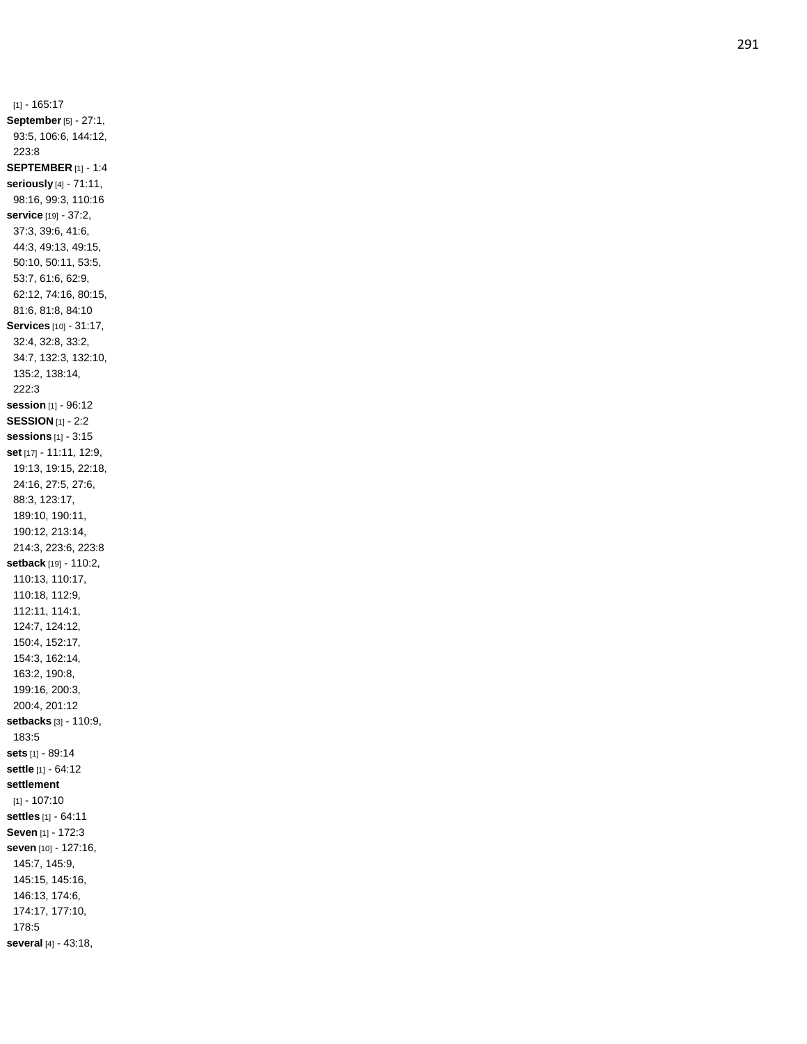[1] - 165:17
**September** [5] - 27:1, 93:5, 106:6, 144:12, 223:8
**SEPTEMBER** [1] - 1:4
**seriously** [4] - 71:11, 98:16, 99:3, 110:16
**service** [19] - 37:2, 37:3, 39:6, 41:6, 44:3, 49:13, 49:15, 50:10, 50:11, 53:5, 53:7, 61:6, 62:9, 62:12, 74:16, 80:15, 81:6, 81:8, 84:10
**Services** [10] - 31:17, 32:4, 32:8, 33:2, 34:7, 132:3, 132:10, 135:2, 138:14, 222:3
**session** [1] - 96:12
**SESSION** [1] - 2:2
**sessions** [1] - 3:15
**set** [17] - 11:11, 12:9, 19:13, 19:15, 22:18, 24:16, 27:5, 27:6, 88:3, 123:17, 189:10, 190:11, 190:12, 213:14, 214:3, 223:6, 223:8
**setback** [19] - 110:2, 110:13, 110:17, 110:18, 112:9, 112:11, 114:1, 124:7, 124:12, 150:4, 152:17, 154:3, 162:14, 163:2, 190:8, 199:16, 200:3, 200:4, 201:12
**setbacks** [3] - 110:9, 183:5
**sets** [1] - 89:14
**settle** [1] - 64:12
**settlement** [1] - 107:10
**settles** [1] - 64:11
**Seven** [1] - 172:3
**seven** [10] - 127:16, 145:7, 145:9, 145:15, 145:16, 146:13, 174:6, 174:17, 177:10, 178:5
**several** [4] - 43:18,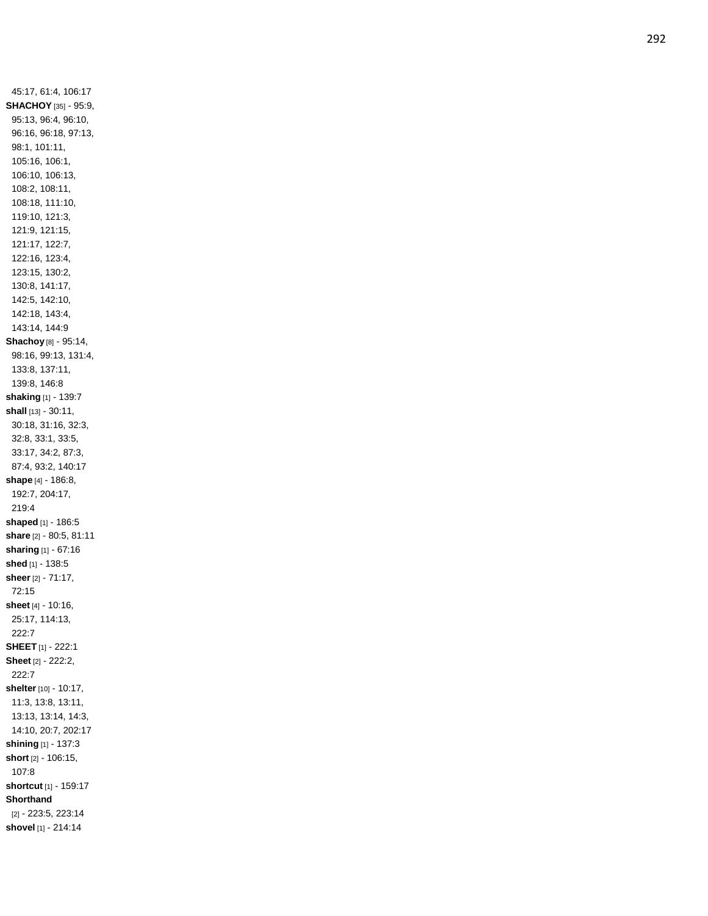45:17, 61:4, 106:17

**SHACHOY** [35] - 95:9, 95:13, 96:4, 96:10, 96:16, 96:18, 97:13, 98:1, 101:11, 105:16, 106:1, 106:10, 106:13, 108:2, 108:11, 108:18, 111:10, 119:10, 121:3, 121:9, 121:15, 121:17, 122:7, 122:16, 123:4, 123:15, 130:2, 130:8, 141:17, 142:5, 142:10, 142:18, 143:4, 143:14, 144:9

**Shachoy** [8] - 95:14, 98:16, 99:13, 131:4, 133:8, 137:11, 139:8, 146:8

**shaking** [1] - 139:7

**shall** [13] - 30:11, 30:18, 31:16, 32:3, 32:8, 33:1, 33:5, 33:17, 34:2, 87:3, 87:4, 93:2, 140:17

**shape** [4] - 186:8, 192:7, 204:17, 219:4

**shaped** [1] - 186:5

**share** [2] - 80:5, 81:11

**sharing** [1] - 67:16

**shed** [1] - 138:5

**sheer** [2] - 71:17, 72:15

**sheet** [4] - 10:16, 25:17, 114:13, 222:7

**SHEET** [1] - 222:1

**Sheet** [2] - 222:2, 222:7

**shelter** [10] - 10:17, 11:3, 13:8, 13:11, 13:13, 13:14, 14:3, 14:10, 20:7, 202:17

**shining** [1] - 137:3

**short** [2] - 106:15, 107:8

**shortcut** [1] - 159:17

**Shorthand** [2] - 223:5, 223:14

**shovel** [1] - 214:14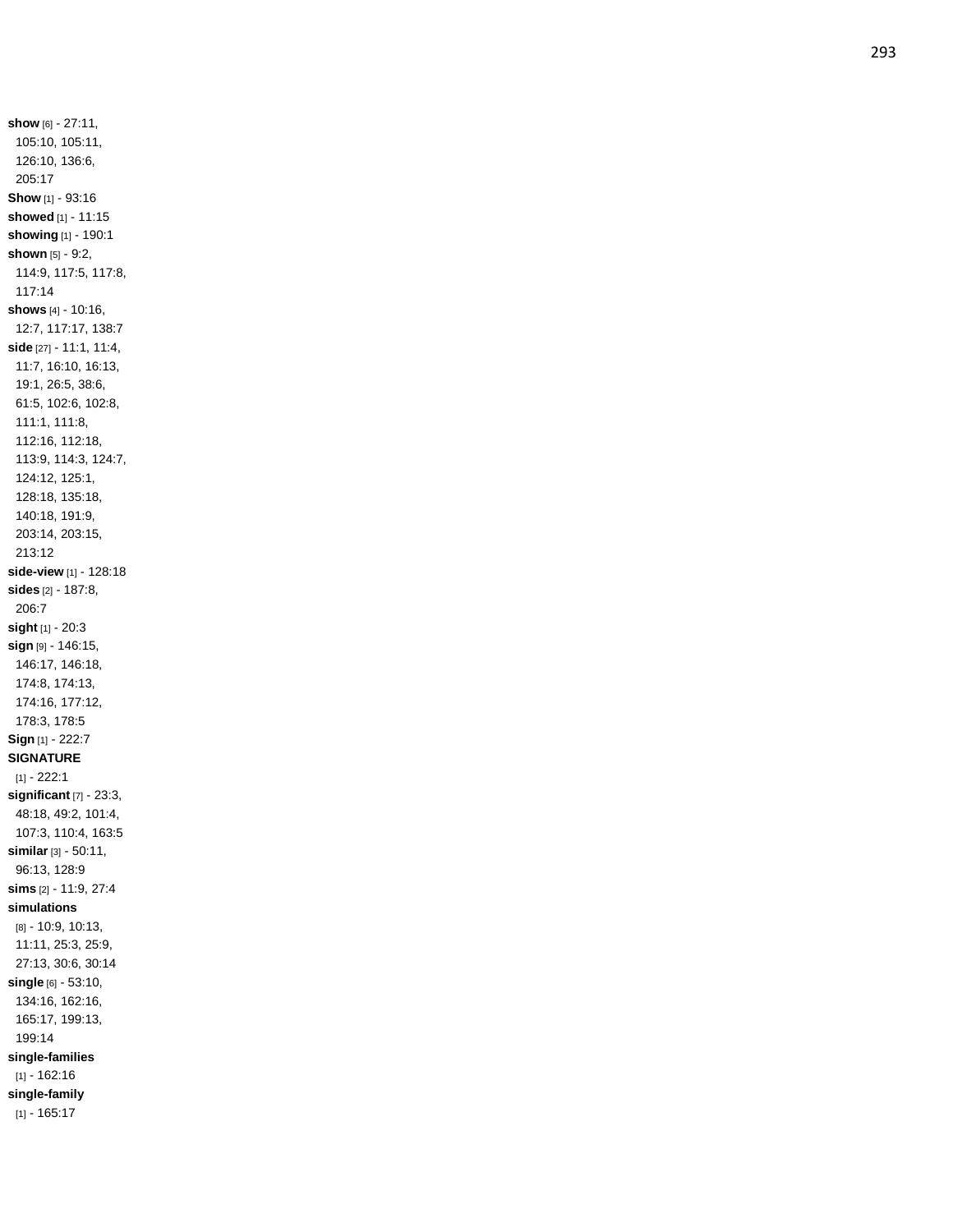**show** [6] - 27:11, 105:10, 105:11, 126:10, 136:6, 205:17

**Show** [1] - 93:16

**showed** [1] - 11:15

**showing** [1] - 190:1

**shown** [5] - 9:2, 114:9, 117:5, 117:8, 117:14

**shows** [4] - 10:16, 12:7, 117:17, 138:7

**side** [27] - 11:1, 11:4, 11:7, 16:10, 16:13, 19:1, 26:5, 38:6, 61:5, 102:6, 102:8, 111:1, 111:8, 112:16, 112:18, 113:9, 114:3, 124:7, 124:12, 125:1, 128:18, 135:18, 140:18, 191:9, 203:14, 203:15, 213:12

**side-view** [1] - 128:18

**sides** [2] - 187:8, 206:7

**sight** [1] - 20:3

**sign** [9] - 146:15, 146:17, 146:18, 174:8, 174:13, 174:16, 177:12, 178:3, 178:5

**Sign** [1] - 222:7

**SIGNATURE** [1] - 222:1

**significant** [7] - 23:3, 48:18, 49:2, 101:4, 107:3, 110:4, 163:5

**similar** [3] - 50:11, 96:13, 128:9

**sims** [2] - 11:9, 27:4

**simulations** [8] - 10:9, 10:13, 11:11, 25:3, 25:9, 27:13, 30:6, 30:14

**single** [6] - 53:10, 134:16, 162:16, 165:17, 199:13, 199:14

**single-families** [1] - 162:16

**single-family** [1] - 165:17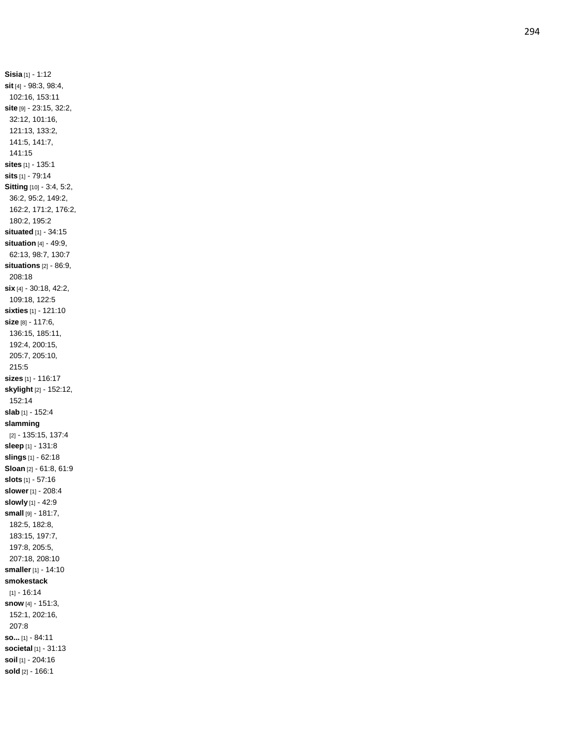**Sisia** [1] - 1:12
**sit** [4] - 98:3, 98:4, 102:16, 153:11
**site** [9] - 23:15, 32:2, 32:12, 101:16, 121:13, 133:2, 141:5, 141:7, 141:15
**sites** [1] - 135:1
**sits** [1] - 79:14
**Sitting** [10] - 3:4, 5:2, 36:2, 95:2, 149:2, 162:2, 171:2, 176:2, 180:2, 195:2
**situated** [1] - 34:15
**situation** [4] - 49:9, 62:13, 98:7, 130:7
**situations** [2] - 86:9, 208:18
**six** [4] - 30:18, 42:2, 109:18, 122:5
**sixties** [1] - 121:10
**size** [8] - 117:6, 136:15, 185:11, 192:4, 200:15, 205:7, 205:10, 215:5
**sizes** [1] - 116:17
**skylight** [2] - 152:12, 152:14
**slab** [1] - 152:4
**slamming** [2] - 135:15, 137:4
**sleep** [1] - 131:8
**slings** [1] - 62:18
**Sloan** [2] - 61:8, 61:9
**slots** [1] - 57:16
**slower** [1] - 208:4
**slowly** [1] - 42:9
**small** [9] - 181:7, 182:5, 182:8, 183:15, 197:7, 197:8, 205:5, 207:18, 208:10
**smaller** [1] - 14:10
**smokestack** [1] - 16:14
**snow** [4] - 151:3, 152:1, 202:16, 207:8
**so...** [1] - 84:11
**societal** [1] - 31:13
**soil** [1] - 204:16
**sold** [2] - 166:1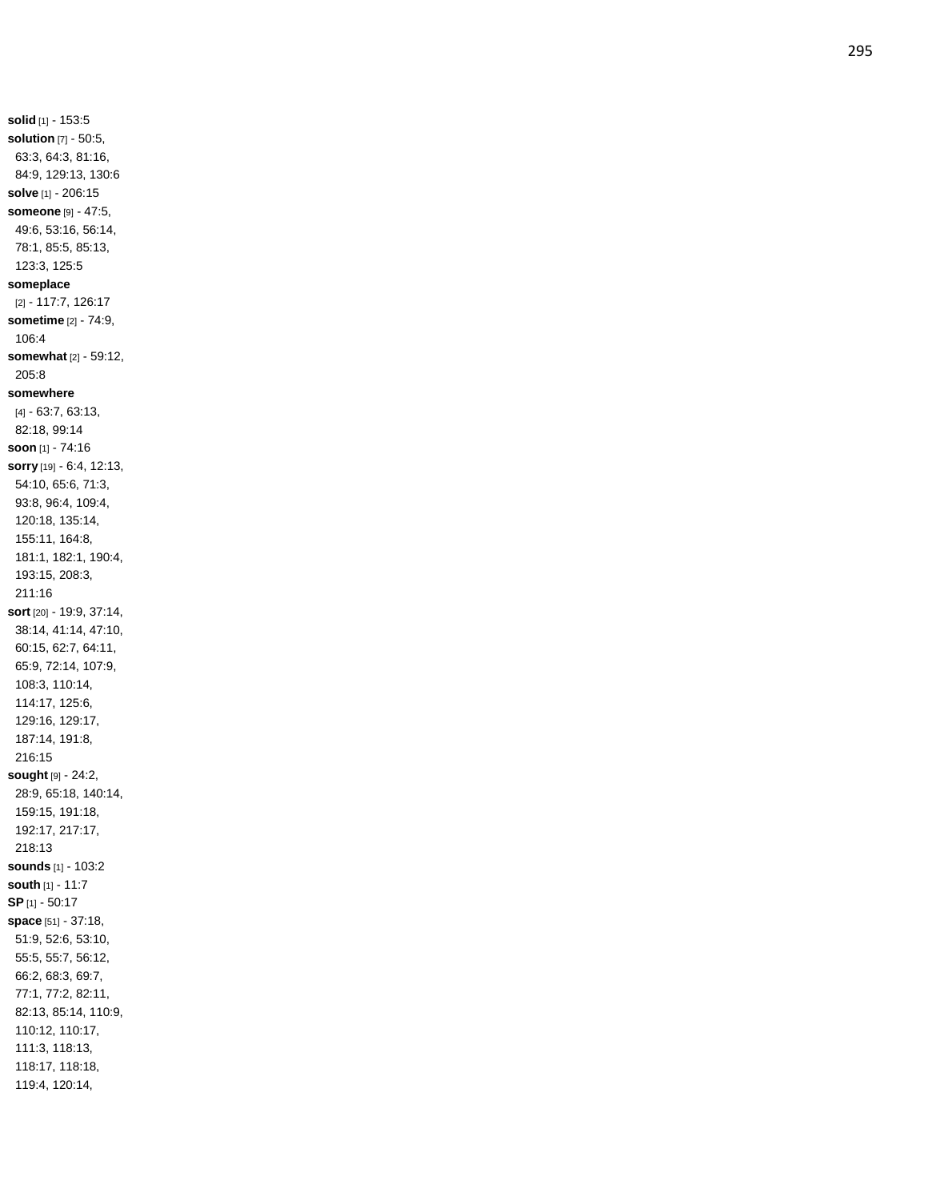**solid** [1] - 153:5
**solution** [7] - 50:5, 63:3, 64:3, 81:16, 84:9, 129:13, 130:6
**solve** [1] - 206:15
**someone** [9] - 47:5, 49:6, 53:16, 56:14, 78:1, 85:5, 85:13, 123:3, 125:5
**someplace** [2] - 117:7, 126:17
**sometime** [2] - 74:9, 106:4
**somewhat** [2] - 59:12, 205:8
**somewhere** [4] - 63:7, 63:13, 82:18, 99:14
**soon** [1] - 74:16
**sorry** [19] - 6:4, 12:13, 54:10, 65:6, 71:3, 93:8, 96:4, 109:4, 120:18, 135:14, 155:11, 164:8, 181:1, 182:1, 190:4, 193:15, 208:3, 211:16
**sort** [20] - 19:9, 37:14, 38:14, 41:14, 47:10, 60:15, 62:7, 64:11, 65:9, 72:14, 107:9, 108:3, 110:14, 114:17, 125:6, 129:16, 129:17, 187:14, 191:8, 216:15
**sought** [9] - 24:2, 28:9, 65:18, 140:14, 159:15, 191:18, 192:17, 217:17, 218:13
**sounds** [1] - 103:2
**south** [1] - 11:7
**SP** [1] - 50:17
**space** [51] - 37:18, 51:9, 52:6, 53:10, 55:5, 55:7, 56:12, 66:2, 68:3, 69:7, 77:1, 77:2, 82:11, 82:13, 85:14, 110:9, 110:12, 110:17, 111:3, 118:13, 118:17, 118:18, 119:4, 120:14,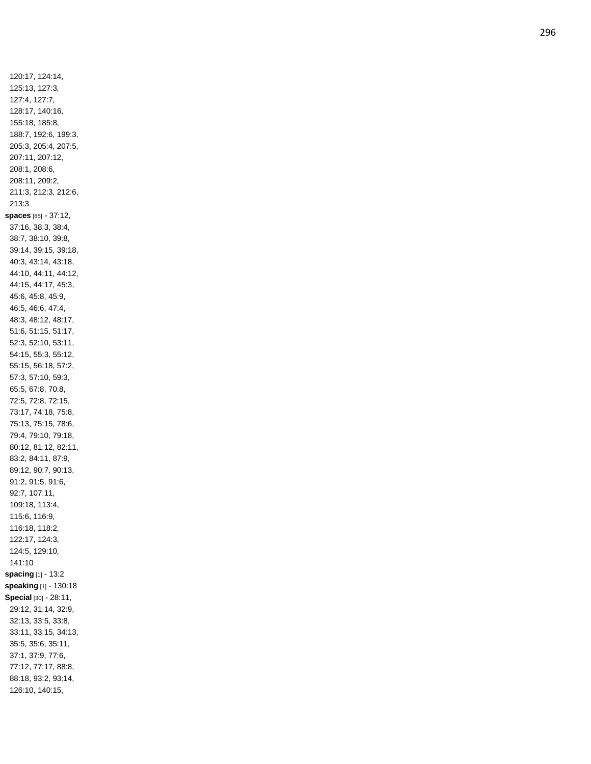120:17, 124:14, 125:13, 127:3, 127:4, 127:7, 128:17, 140:16, 155:18, 185:8, 188:7, 192:6, 199:3, 205:3, 205:4, 207:5, 207:11, 207:12, 208:1, 208:6, 208:11, 209:2, 211:3, 212:3, 212:6, 213:3

**spaces** [85] - 37:12, 37:16, 38:3, 38:4, 38:7, 38:10, 39:8, 39:14, 39:15, 39:18, 40:3, 43:14, 43:18, 44:10, 44:11, 44:12, 44:15, 44:17, 45:3, 45:6, 45:8, 45:9, 46:5, 46:6, 47:4, 48:3, 48:12, 48:17, 51:6, 51:15, 51:17, 52:3, 52:10, 53:11, 54:15, 55:3, 55:12, 55:15, 56:18, 57:2, 57:3, 57:10, 59:3, 65:5, 67:8, 70:8, 72:5, 72:8, 72:15, 73:17, 74:18, 75:8, 75:13, 75:15, 78:6, 79:4, 79:10, 79:18, 80:12, 81:12, 82:11, 83:2, 84:11, 87:9, 89:12, 90:7, 90:13, 91:2, 91:5, 91:6, 92:7, 107:11, 109:18, 113:4, 115:6, 116:9, 116:18, 118:2, 122:17, 124:3, 124:5, 129:10, 141:10

**spacing** [1] - 13:2

**speaking** [1] - 130:18

**Special** [30] - 28:11, 29:12, 31:14, 32:9, 32:13, 33:5, 33:8, 33:11, 33:15, 34:13, 35:5, 35:6, 35:11, 37:1, 37:9, 77:6, 77:12, 77:17, 88:8, 88:18, 93:2, 93:14, 126:10, 140:15,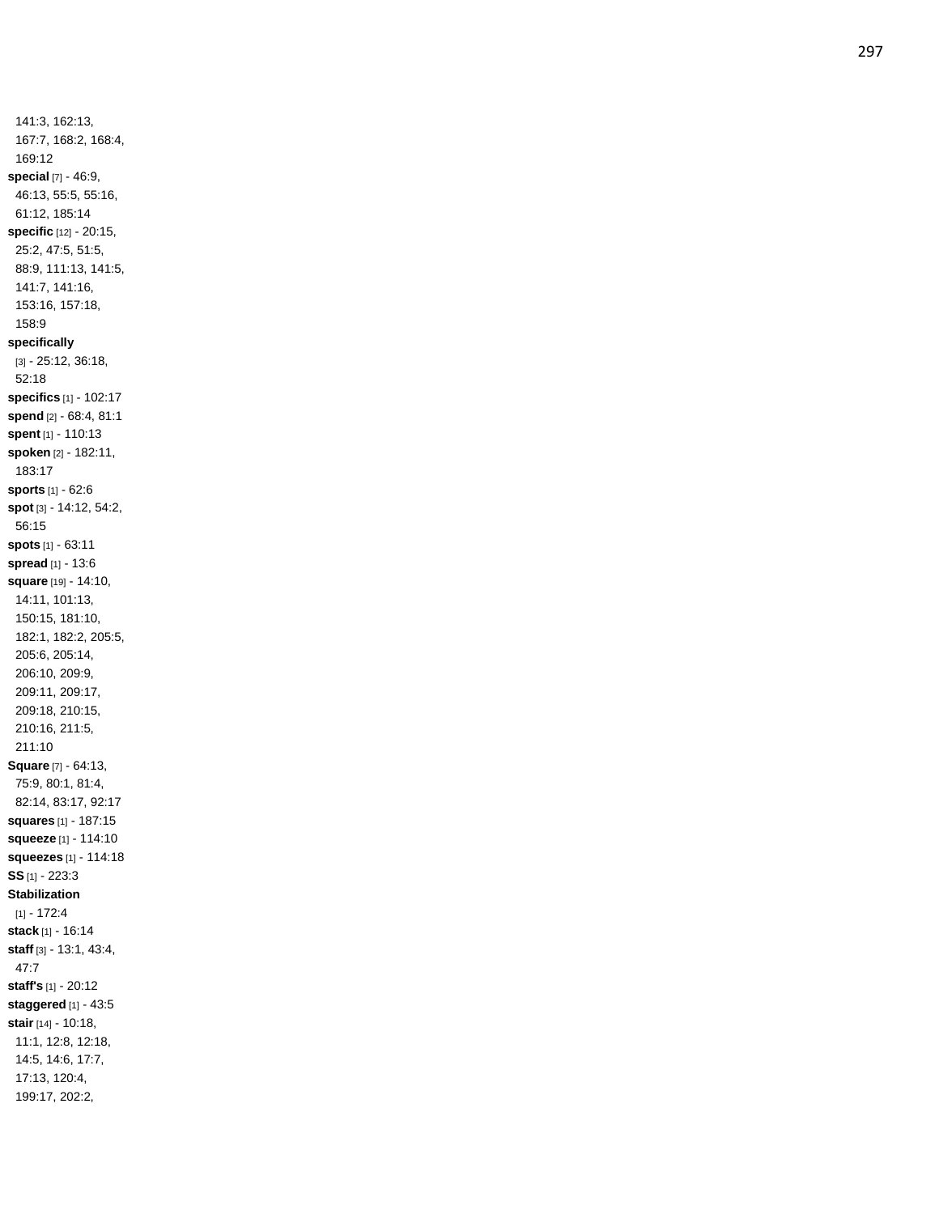141:3, 162:13, 167:7, 168:2, 168:4, 169:12

**special** [7] - 46:9, 46:13, 55:5, 55:16, 61:12, 185:14

**specific** [12] - 20:15, 25:2, 47:5, 51:5, 88:9, 111:13, 141:5, 141:7, 141:16, 153:16, 157:18, 158:9

**specifically** [3] - 25:12, 36:18, 52:18

**specifics** [1] - 102:17

**spend** [2] - 68:4, 81:1

**spent** [1] - 110:13

**spoken** [2] - 182:11, 183:17

**sports** [1] - 62:6

**spot** [3] - 14:12, 54:2, 56:15

**spots** [1] - 63:11

**spread** [1] - 13:6

**square** [19] - 14:10, 14:11, 101:13, 150:15, 181:10, 182:1, 182:2, 205:5, 205:6, 205:14, 206:10, 209:9, 209:11, 209:17, 209:18, 210:15, 210:16, 211:5, 211:10

**Square** [7] - 64:13, 75:9, 80:1, 81:4, 82:14, 83:17, 92:17

**squares** [1] - 187:15

**squeeze** [1] - 114:10

**squeezes** [1] - 114:18

**SS** [1] - 223:3

**Stabilization** [1] - 172:4

**stack** [1] - 16:14

**staff** [3] - 13:1, 43:4, 47:7

**staff's** [1] - 20:12

**staggered** [1] - 43:5

**stair** [14] - 10:18, 11:1, 12:8, 12:18, 14:5, 14:6, 17:7, 17:13, 120:4, 199:17, 202:2,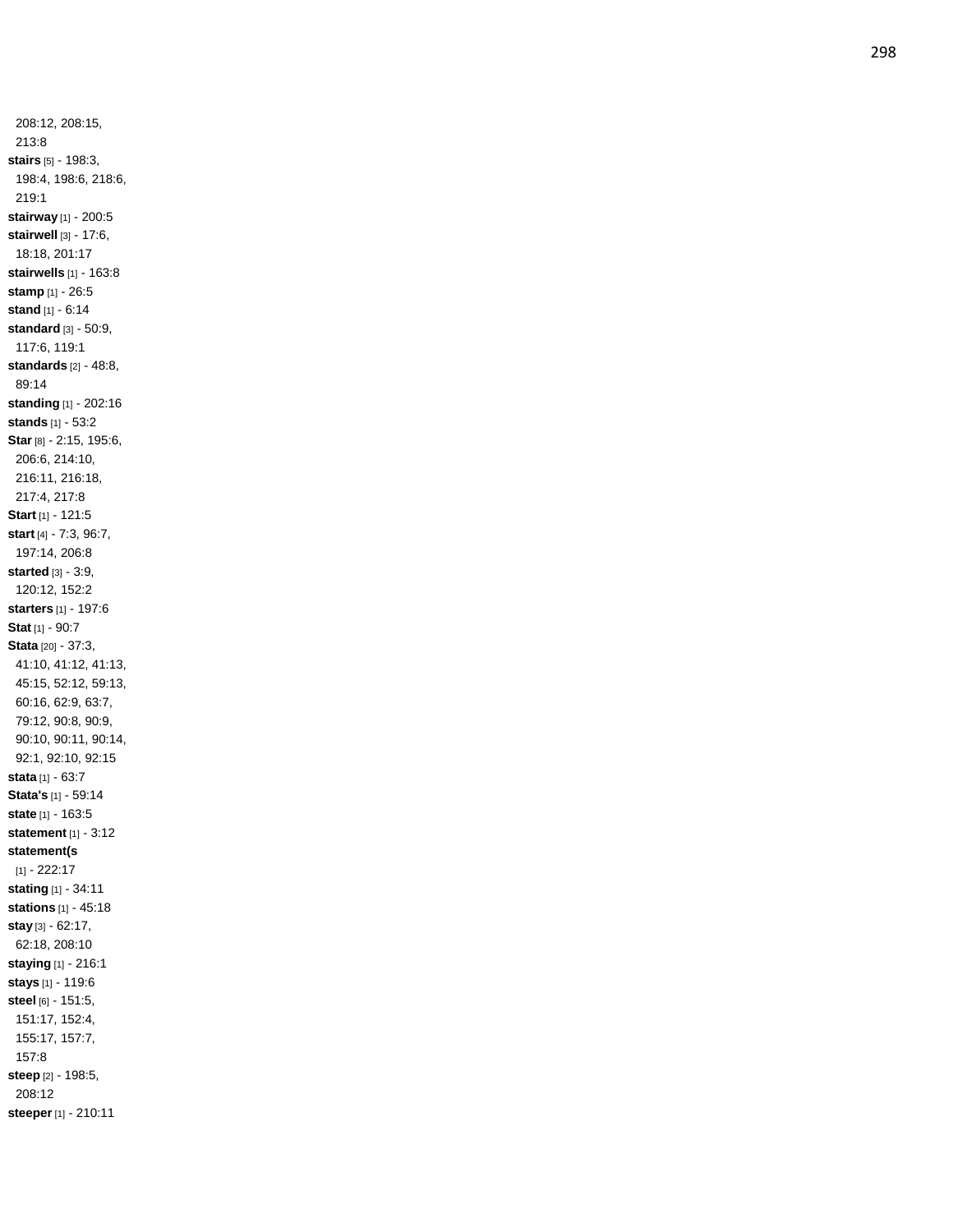208:12, 208:15, 213:8

**stairs** [5] - 198:3, 198:4, 198:6, 218:6, 219:1

**stairway** [1] - 200:5

**stairwell** [3] - 17:6, 18:18, 201:17

**stairwells** [1] - 163:8

**stamp** [1] - 26:5

**stand** [1] - 6:14

**standard** [3] - 50:9, 117:6, 119:1

**standards** [2] - 48:8, 89:14

**standing** [1] - 202:16

**stands** [1] - 53:2

**Star** [8] - 2:15, 195:6, 206:6, 214:10, 216:11, 216:18, 217:4, 217:8

**Start** [1] - 121:5

**start** [4] - 7:3, 96:7, 197:14, 206:8

**started** [3] - 3:9, 120:12, 152:2

**starters** [1] - 197:6

**Stat** [1] - 90:7

**Stata** [20] - 37:3, 41:10, 41:12, 41:13, 45:15, 52:12, 59:13, 60:16, 62:9, 63:7, 79:12, 90:8, 90:9, 90:10, 90:11, 90:14, 92:1, 92:10, 92:15

**stata** [1] - 63:7

**Stata's** [1] - 59:14

**state** [1] - 163:5

**statement** [1] - 3:12

**statement(s** [1] - 222:17

**stating** [1] - 34:11

**stations** [1] - 45:18

**stay** [3] - 62:17, 62:18, 208:10

**staying** [1] - 216:1

**stays** [1] - 119:6

**steel** [6] - 151:5, 151:17, 152:4, 155:17, 157:7, 157:8

**steep** [2] - 198:5, 208:12

**steeper** [1] - 210:11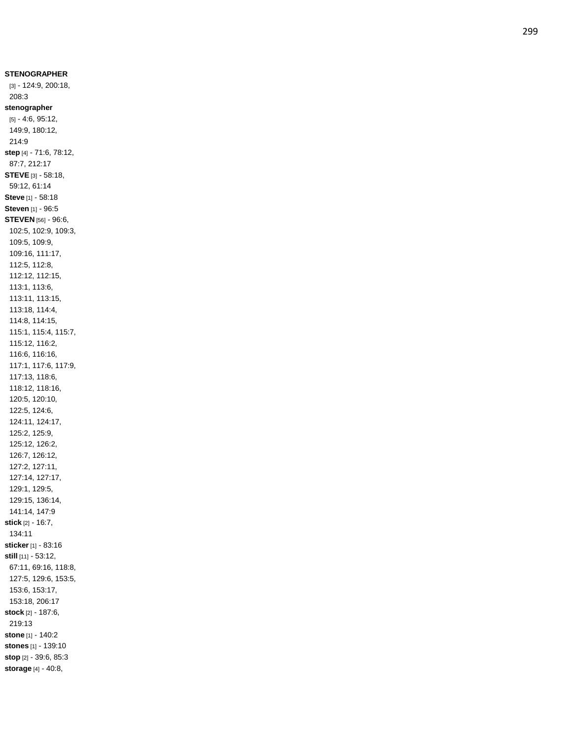**STENOGRAPHER** [3] - 124:9, 200:18, 208:3
**stenographer** [5] - 4:6, 95:12, 149:9, 180:12, 214:9
**step** [4] - 71:6, 78:12, 87:7, 212:17
**STEVE** [3] - 58:18, 59:12, 61:14
**Steve** [1] - 58:18
**Steven** [1] - 96:5
**STEVEN** [56] - 96:6, 102:5, 102:9, 109:3, 109:5, 109:9, 109:16, 111:17, 112:5, 112:8, 112:12, 112:15, 113:1, 113:6, 113:11, 113:15, 113:18, 114:4, 114:8, 114:15, 115:1, 115:4, 115:7, 115:12, 116:2, 116:6, 116:16, 117:1, 117:6, 117:9, 117:13, 118:6, 118:12, 118:16, 120:5, 120:10, 122:5, 124:6, 124:11, 124:17, 125:2, 125:9, 125:12, 126:2, 126:7, 126:12, 127:2, 127:11, 127:14, 127:17, 129:1, 129:5, 129:15, 136:14, 141:14, 147:9
**stick** [2] - 16:7, 134:11
**sticker** [1] - 83:16
**still** [11] - 53:12, 67:11, 69:16, 118:8, 127:5, 129:6, 153:5, 153:6, 153:17, 153:18, 206:17
**stock** [2] - 187:6, 219:13
**stone** [1] - 140:2
**stones** [1] - 139:10
**stop** [2] - 39:6, 85:3
**storage** [4] - 40:8,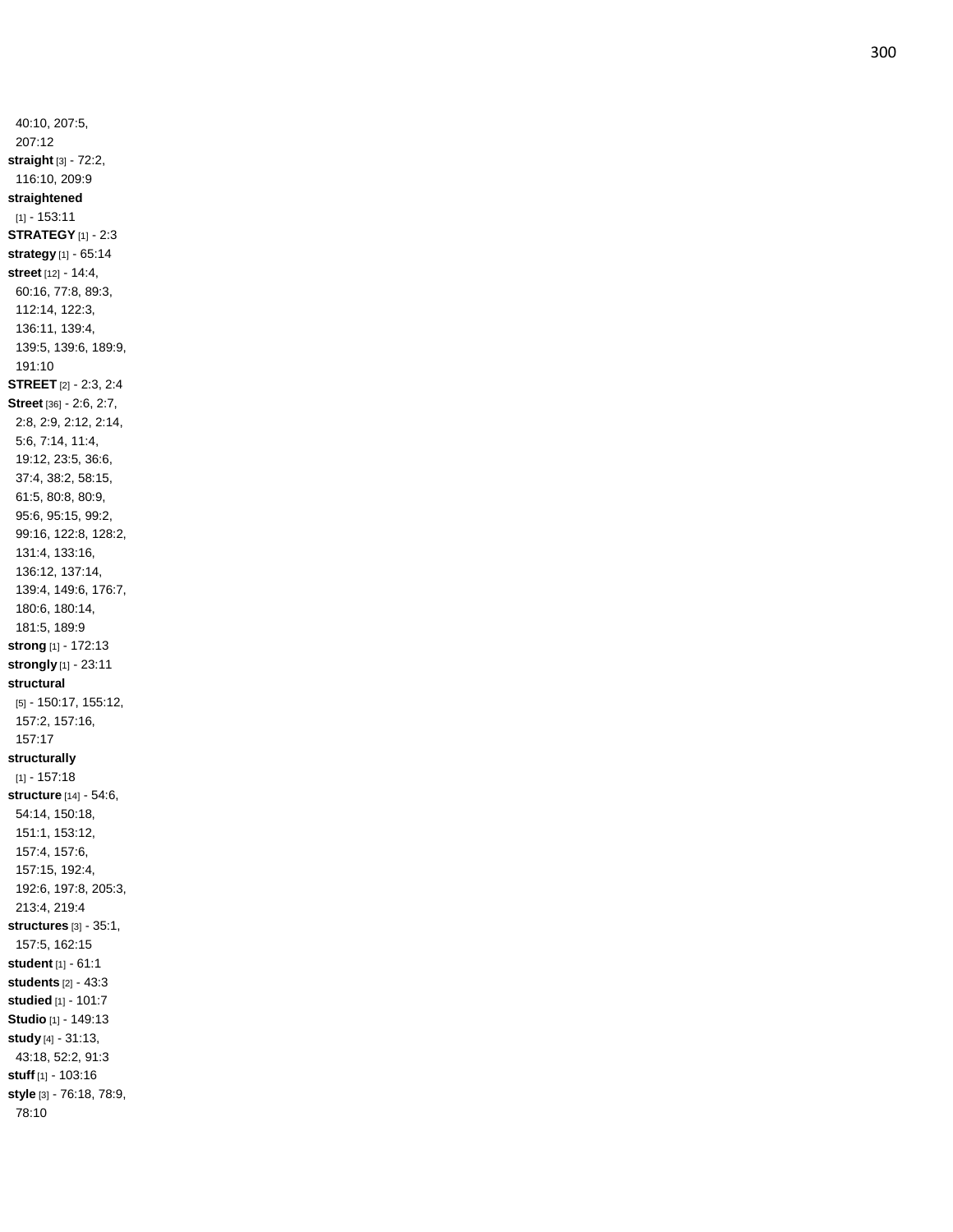40:10, 207:5, 207:12

**straight** [3] - 72:2, 116:10, 209:9

**straightened** [1] - 153:11

**STRATEGY** [1] - 2:3

**strategy** [1] - 65:14

**street** [12] - 14:4, 60:16, 77:8, 89:3, 112:14, 122:3, 136:11, 139:4, 139:5, 139:6, 189:9, 191:10

**STREET** [2] - 2:3, 2:4

**Street** [36] - 2:6, 2:7, 2:8, 2:9, 2:12, 2:14, 5:6, 7:14, 11:4, 19:12, 23:5, 36:6, 37:4, 38:2, 58:15, 61:5, 80:8, 80:9, 95:6, 95:15, 99:2, 99:16, 122:8, 128:2, 131:4, 133:16, 136:12, 137:14, 139:4, 149:6, 176:7, 180:6, 180:14, 181:5, 189:9

**strong** [1] - 172:13

**strongly** [1] - 23:11

**structural** [5] - 150:17, 155:12, 157:2, 157:16, 157:17

**structurally** [1] - 157:18

**structure** [14] - 54:6, 54:14, 150:18, 151:1, 153:12, 157:4, 157:6, 157:15, 192:4, 192:6, 197:8, 205:3, 213:4, 219:4

**structures** [3] - 35:1, 157:5, 162:15

**student** [1] - 61:1

**students** [2] - 43:3

**studied** [1] - 101:7

**Studio** [1] - 149:13

**study** [4] - 31:13, 43:18, 52:2, 91:3

**stuff** [1] - 103:16

**style** [3] - 76:18, 78:9, 78:10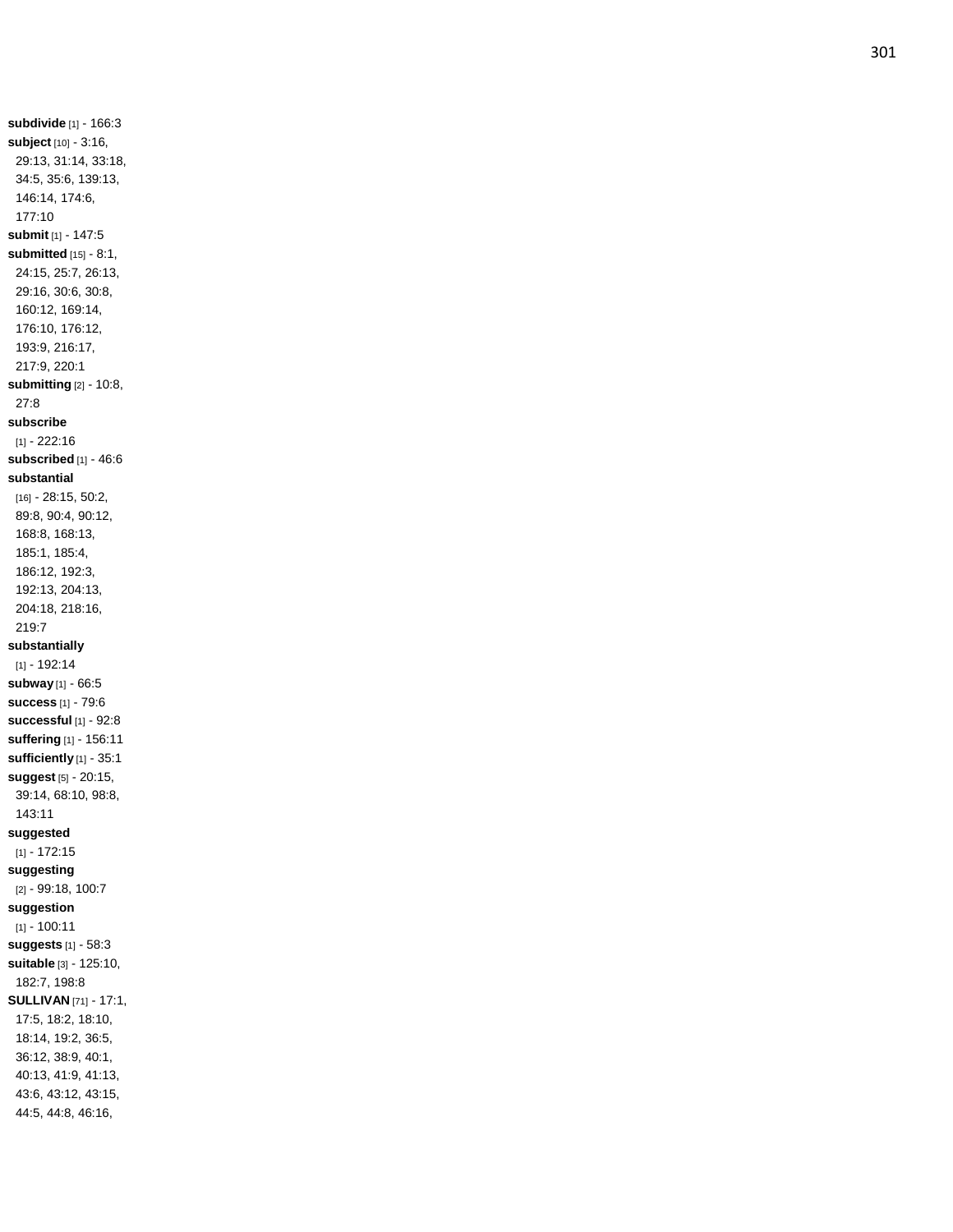**subdivide** [1] - 166:3
**subject** [10] - 3:16, 29:13, 31:14, 33:18, 34:5, 35:6, 139:13, 146:14, 174:6, 177:10
**submit** [1] - 147:5
**submitted** [15] - 8:1, 24:15, 25:7, 26:13, 29:16, 30:6, 30:8, 160:12, 169:14, 176:10, 176:12, 193:9, 216:17, 217:9, 220:1
**submitting** [2] - 10:8, 27:8
**subscribe** [1] - 222:16
**subscribed** [1] - 46:6
**substantial** [16] - 28:15, 50:2, 89:8, 90:4, 90:12, 168:8, 168:13, 185:1, 185:4, 186:12, 192:3, 192:13, 204:13, 204:18, 218:16, 219:7
**substantially** [1] - 192:14
**subway** [1] - 66:5
**success** [1] - 79:6
**successful** [1] - 92:8
**suffering** [1] - 156:11
**sufficiently** [1] - 35:1
**suggest** [5] - 20:15, 39:14, 68:10, 98:8, 143:11
**suggested** [1] - 172:15
**suggesting** [2] - 99:18, 100:7
**suggestion** [1] - 100:11
**suggests** [1] - 58:3
**suitable** [3] - 125:10, 182:7, 198:8
**SULLIVAN** [71] - 17:1, 17:5, 18:2, 18:10, 18:14, 19:2, 36:5, 36:12, 38:9, 40:1, 40:13, 41:9, 41:13, 43:6, 43:12, 43:15, 44:5, 44:8, 46:16,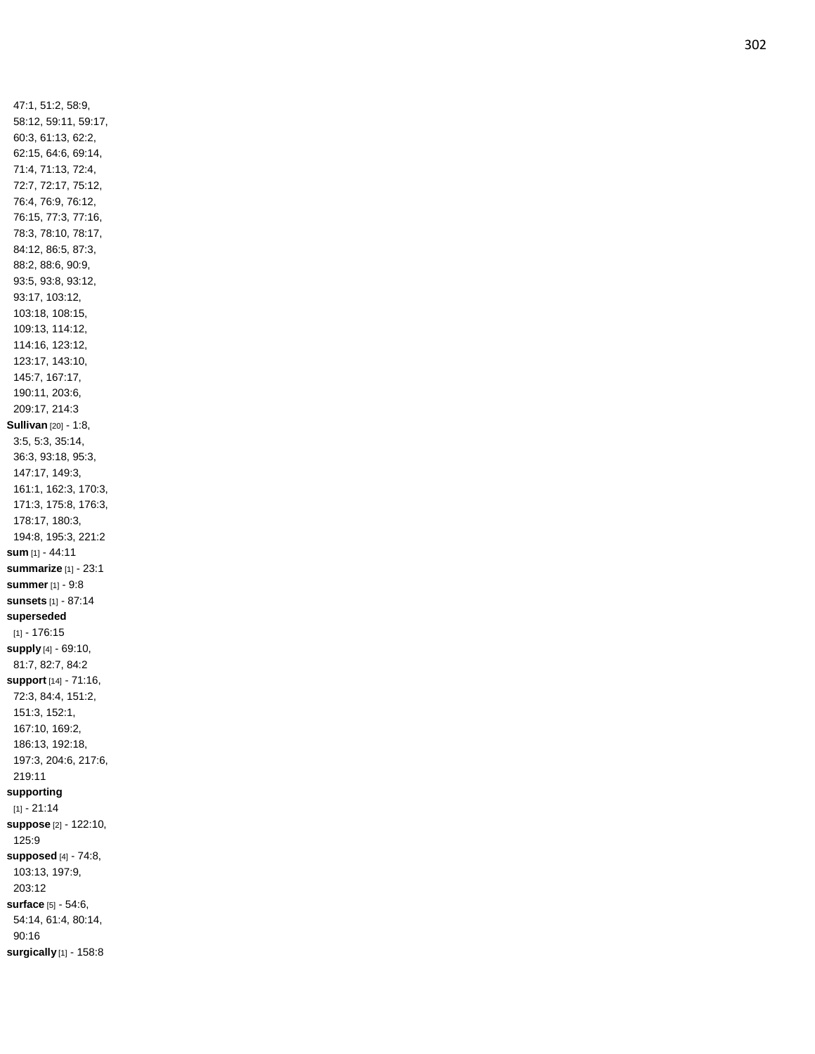47:1, 51:2, 58:9, 58:12, 59:11, 59:17, 60:3, 61:13, 62:2, 62:15, 64:6, 69:14, 71:4, 71:13, 72:4, 72:7, 72:17, 75:12, 76:4, 76:9, 76:12, 76:15, 77:3, 77:16, 78:3, 78:10, 78:17, 84:12, 86:5, 87:3, 88:2, 88:6, 90:9, 93:5, 93:8, 93:12, 93:17, 103:12, 103:18, 108:15, 109:13, 114:12, 114:16, 123:12, 123:17, 143:10, 145:7, 167:17, 190:11, 203:6, 209:17, 214:3

**Sullivan** [20] - 1:8, 3:5, 5:3, 35:14, 36:3, 93:18, 95:3, 147:17, 149:3, 161:1, 162:3, 170:3, 171:3, 175:8, 176:3, 178:17, 180:3, 194:8, 195:3, 221:2

**sum** [1] - 44:11

**summarize** [1] - 23:1

**summer** [1] - 9:8

**sunsets** [1] - 87:14

**superseded** [1] - 176:15

**supply** [4] - 69:10, 81:7, 82:7, 84:2

**support** [14] - 71:16, 72:3, 84:4, 151:2, 151:3, 152:1, 167:10, 169:2, 186:13, 192:18, 197:3, 204:6, 217:6, 219:11

**supporting** [1] - 21:14

**suppose** [2] - 122:10, 125:9

**supposed** [4] - 74:8, 103:13, 197:9, 203:12

**surface** [5] - 54:6, 54:14, 61:4, 80:14, 90:16

**surgically** [1] - 158:8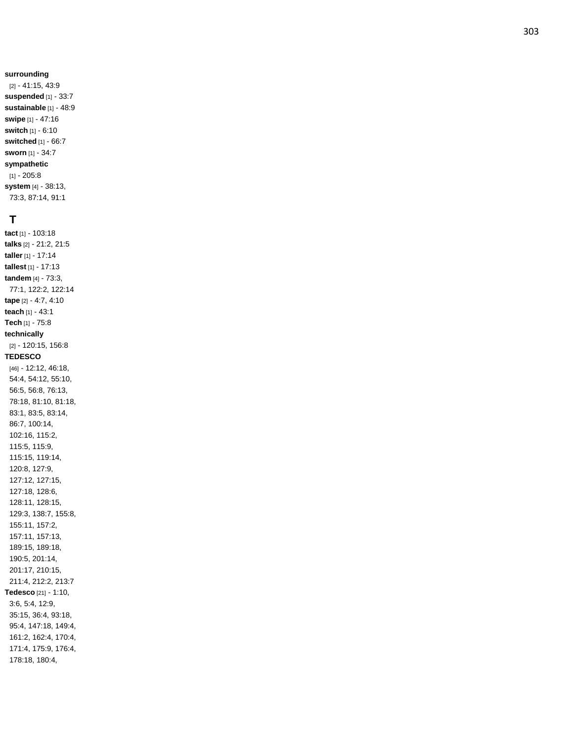**surrounding** [2] - 41:15, 43:9
**suspended** [1] - 33:7
**sustainable** [1] - 48:9
**swipe** [1] - 47:16
**switch** [1] - 6:10
**switched** [1] - 66:7
**sworn** [1] - 34:7
**sympathetic** [1] - 205:8
**system** [4] - 38:13, 73:3, 87:14, 91:1

## T

**tact** [1] - 103:18
**talks** [2] - 21:2, 21:5
**taller** [1] - 17:14
**tallest** [1] - 17:13
**tandem** [4] - 73:3, 77:1, 122:2, 122:14
**tape** [2] - 4:7, 4:10
**teach** [1] - 43:1
**Tech** [1] - 75:8
**technically** [2] - 120:15, 156:8
**TEDESCO** [46] - 12:12, 46:18, 54:4, 54:12, 55:10, 56:5, 56:8, 76:13, 78:18, 81:10, 81:18, 83:1, 83:5, 83:14, 86:7, 100:14, 102:16, 115:2, 115:5, 115:9, 115:15, 119:14, 120:8, 127:9, 127:12, 127:15, 127:18, 128:6, 128:11, 128:15, 129:3, 138:7, 155:8, 155:11, 157:2, 157:11, 157:13, 189:15, 189:18, 190:5, 201:14, 201:17, 210:15, 211:4, 212:2, 213:7
**Tedesco** [21] - 1:10, 3:6, 5:4, 12:9, 35:15, 36:4, 93:18, 95:4, 147:18, 149:4, 161:2, 162:4, 170:4, 171:4, 175:9, 176:4, 178:18, 180:4,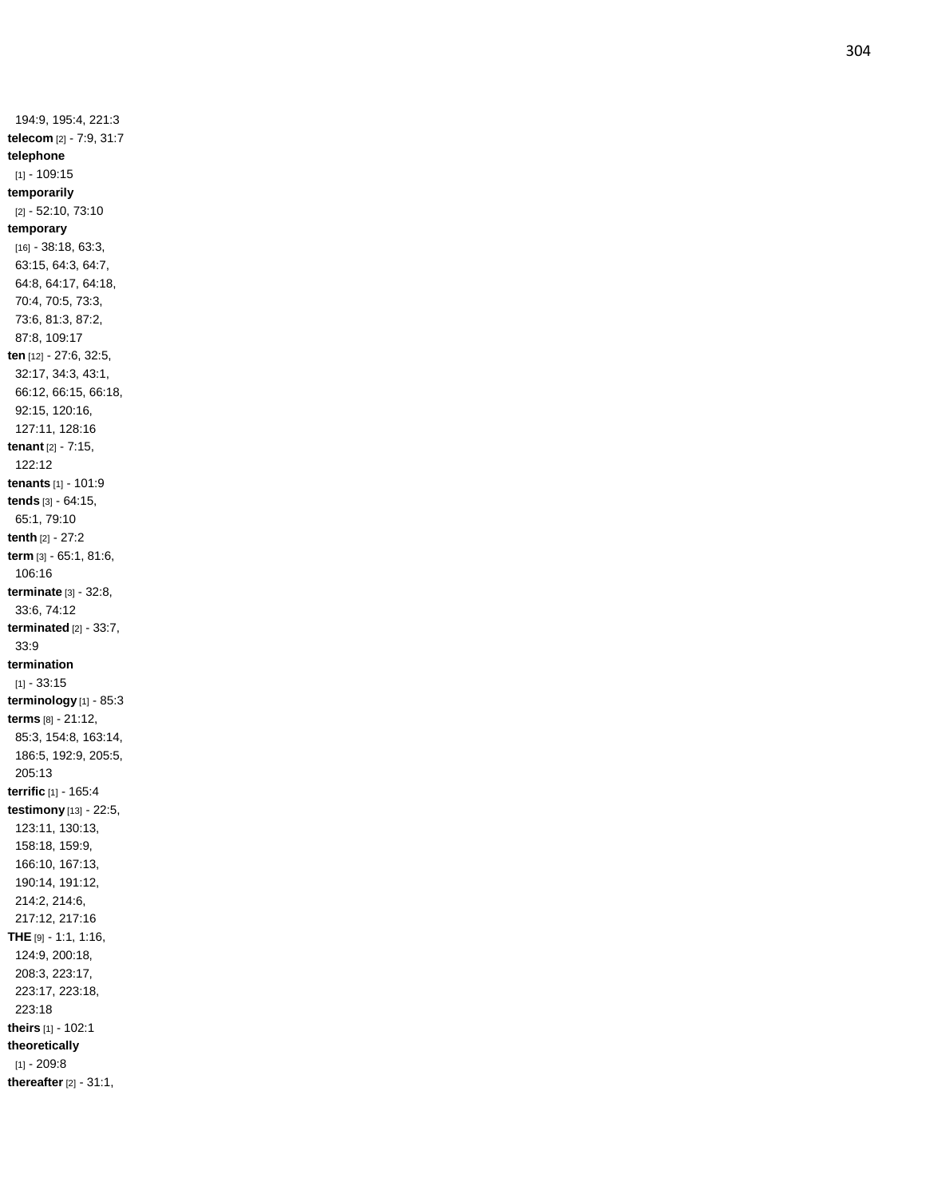194:9, 195:4, 221:3
**telecom** [2] - 7:9, 31:7
**telephone** [1] - 109:15
**temporarily** [2] - 52:10, 73:10
**temporary** [16] - 38:18, 63:3, 63:15, 64:3, 64:7, 64:8, 64:17, 64:18, 70:4, 70:5, 73:3, 73:6, 81:3, 87:2, 87:8, 109:17
**ten** [12] - 27:6, 32:5, 32:17, 34:3, 43:1, 66:12, 66:15, 66:18, 92:15, 120:16, 127:11, 128:16
**tenant** [2] - 7:15, 122:12
**tenants** [1] - 101:9
**tends** [3] - 64:15, 65:1, 79:10
**tenth** [2] - 27:2
**term** [3] - 65:1, 81:6, 106:16
**terminate** [3] - 32:8, 33:6, 74:12
**terminated** [2] - 33:7, 33:9
**termination** [1] - 33:15
**terminology** [1] - 85:3
**terms** [8] - 21:12, 85:3, 154:8, 163:14, 186:5, 192:9, 205:5, 205:13
**terrific** [1] - 165:4
**testimony** [13] - 22:5, 123:11, 130:13, 158:18, 159:9, 166:10, 167:13, 190:14, 191:12, 214:2, 214:6, 217:12, 217:16
**THE** [9] - 1:1, 1:16, 124:9, 200:18, 208:3, 223:17, 223:17, 223:18, 223:18
**theirs** [1] - 102:1
**theoretically** [1] - 209:8
**thereafter** [2] - 31:1,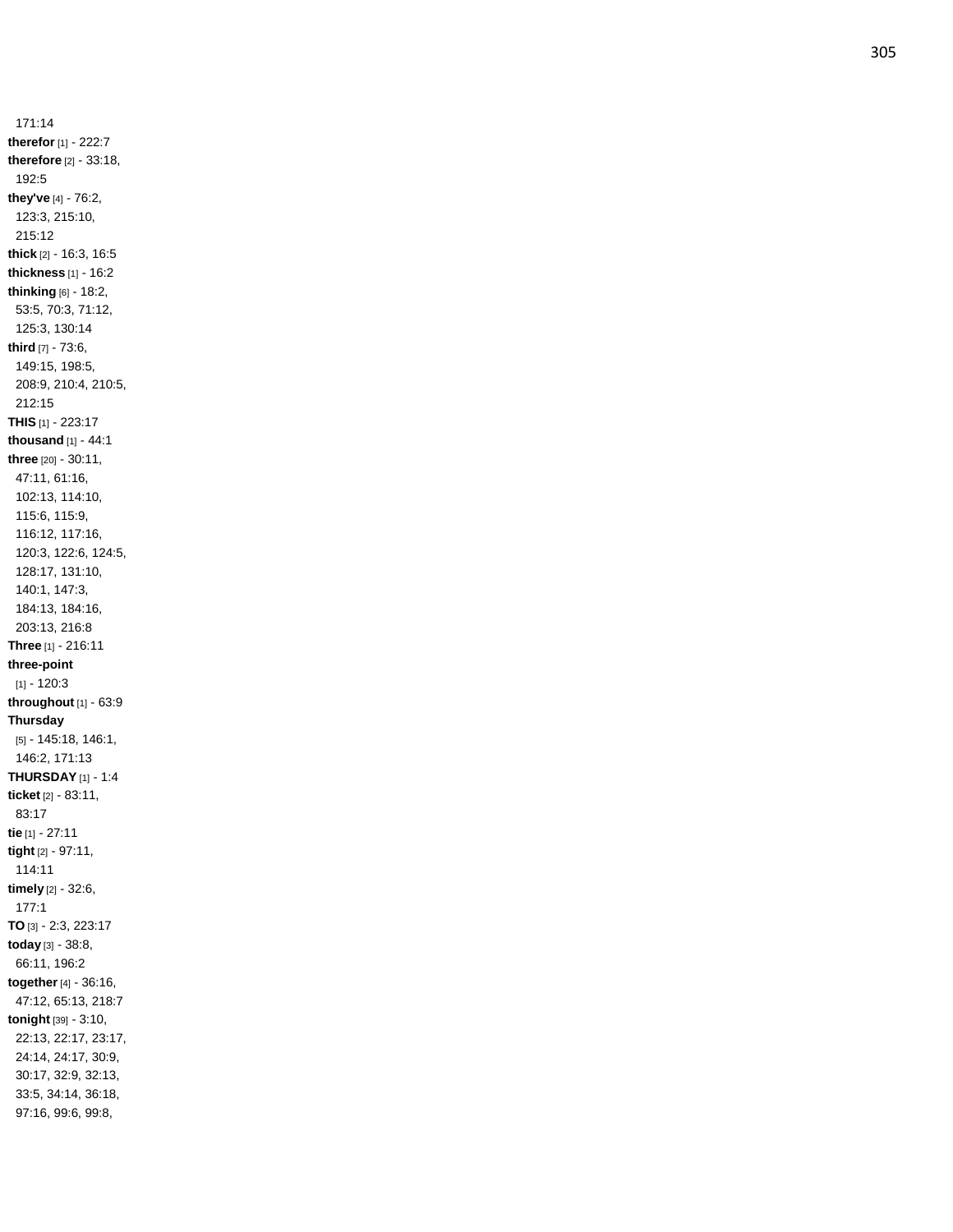171:14

**therefor** [1] - 222:7

**therefore** [2] - 33:18, 192:5

**they've** [4] - 76:2, 123:3, 215:10, 215:12

**thick** [2] - 16:3, 16:5

**thickness** [1] - 16:2

**thinking** [6] - 18:2, 53:5, 70:3, 71:12, 125:3, 130:14

**third** [7] - 73:6, 149:15, 198:5, 208:9, 210:4, 210:5, 212:15

**THIS** [1] - 223:17

**thousand** [1] - 44:1

**three** [20] - 30:11, 47:11, 61:16, 102:13, 114:10, 115:6, 115:9, 116:12, 117:16, 120:3, 122:6, 124:5, 128:17, 131:10, 140:1, 147:3, 184:13, 184:16, 203:13, 216:8

**Three** [1] - 216:11

**three-point** [1] - 120:3

**throughout** [1] - 63:9

**Thursday** [5] - 145:18, 146:1, 146:2, 171:13

**THURSDAY** [1] - 1:4

**ticket** [2] - 83:11, 83:17

**tie** [1] - 27:11

**tight** [2] - 97:11, 114:11

**timely** [2] - 32:6, 177:1

**TO** [3] - 2:3, 223:17

**today** [3] - 38:8, 66:11, 196:2

**together** [4] - 36:16, 47:12, 65:13, 218:7

**tonight** [39] - 3:10, 22:13, 22:17, 23:17, 24:14, 24:17, 30:9, 30:17, 32:9, 32:13, 33:5, 34:14, 36:18, 97:16, 99:6, 99:8,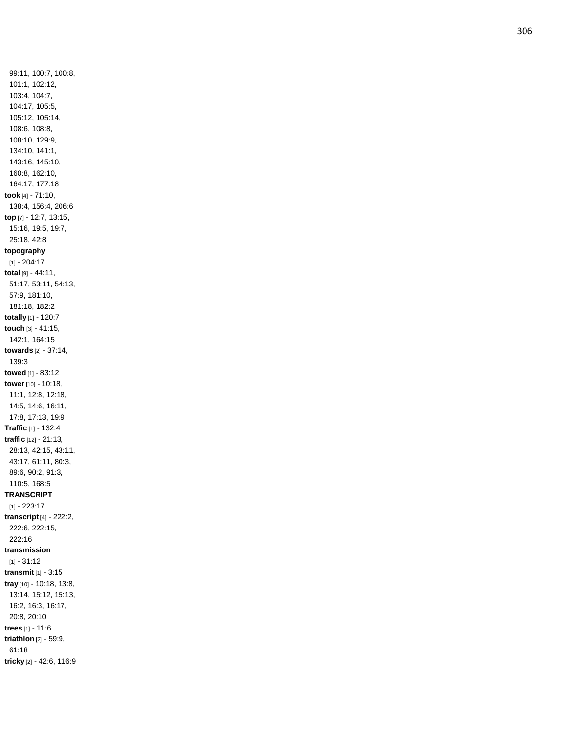99:11, 100:7, 100:8, 101:1, 102:12, 103:4, 104:7, 104:17, 105:5, 105:12, 105:14, 108:6, 108:8, 108:10, 129:9, 134:10, 141:1, 143:16, 145:10, 160:8, 162:10, 164:17, 177:18

**took** [4] - 71:10, 138:4, 156:4, 206:6

**top** [7] - 12:7, 13:15, 15:16, 19:5, 19:7, 25:18, 42:8

**topography** [1] - 204:17

**total** [9] - 44:11, 51:17, 53:11, 54:13, 57:9, 181:10, 181:18, 182:2

**totally** [1] - 120:7

**touch** [3] - 41:15, 142:1, 164:15

**towards** [2] - 37:14, 139:3

**towed** [1] - 83:12

**tower** [10] - 10:18, 11:1, 12:8, 12:18, 14:5, 14:6, 16:11, 17:8, 17:13, 19:9

**Traffic** [1] - 132:4

**traffic** [12] - 21:13, 28:13, 42:15, 43:11, 43:17, 61:11, 80:3, 89:6, 90:2, 91:3, 110:5, 168:5

**TRANSCRIPT** [1] - 223:17

**transcript** [4] - 222:2, 222:6, 222:15, 222:16

**transmission** [1] - 31:12

**transmit** [1] - 3:15

**tray** [10] - 10:18, 13:8, 13:14, 15:12, 15:13, 16:2, 16:3, 16:17, 20:8, 20:10

**trees** [1] - 11:6

**triathlon** [2] - 59:9, 61:18

**tricky** [2] - 42:6, 116:9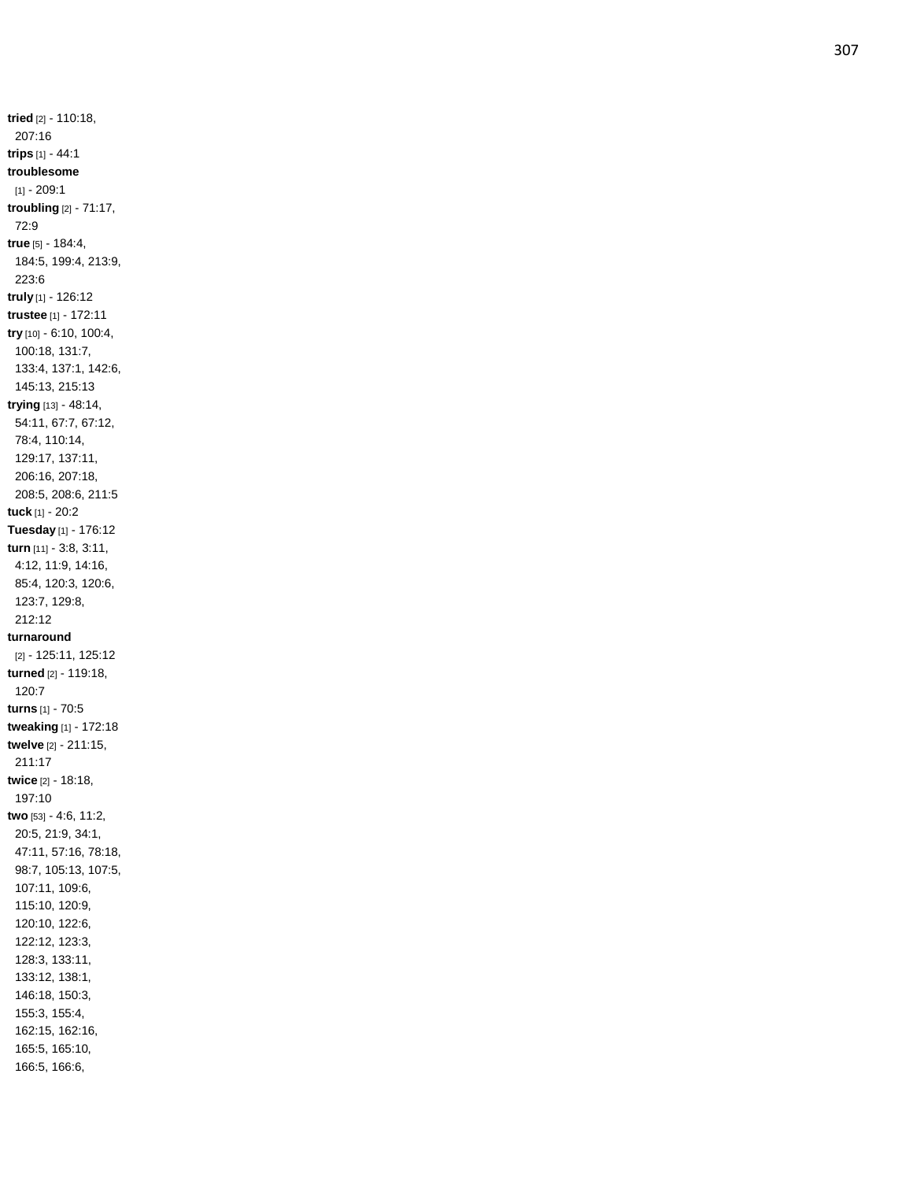**tried** [2] - 110:18, 207:16
**trips** [1] - 44:1
**troublesome** [1] - 209:1
**troubling** [2] - 71:17, 72:9
**true** [5] - 184:4, 184:5, 199:4, 213:9, 223:6
**truly** [1] - 126:12
**trustee** [1] - 172:11
**try** [10] - 6:10, 100:4, 100:18, 131:7, 133:4, 137:1, 142:6, 145:13, 215:13
**trying** [13] - 48:14, 54:11, 67:7, 67:12, 78:4, 110:14, 129:17, 137:11, 206:16, 207:18, 208:5, 208:6, 211:5
**tuck** [1] - 20:2
**Tuesday** [1] - 176:12
**turn** [11] - 3:8, 3:11, 4:12, 11:9, 14:16, 85:4, 120:3, 120:6, 123:7, 129:8, 212:12
**turnaround** [2] - 125:11, 125:12
**turned** [2] - 119:18, 120:7
**turns** [1] - 70:5
**tweaking** [1] - 172:18
**twelve** [2] - 211:15, 211:17
**twice** [2] - 18:18, 197:10
**two** [53] - 4:6, 11:2, 20:5, 21:9, 34:1, 47:11, 57:16, 78:18, 98:7, 105:13, 107:5, 107:11, 109:6, 115:10, 120:9, 120:10, 122:6, 122:12, 123:3, 128:3, 133:11, 133:12, 138:1, 146:18, 150:3, 155:3, 155:4, 162:15, 162:16, 165:5, 165:10, 166:5, 166:6,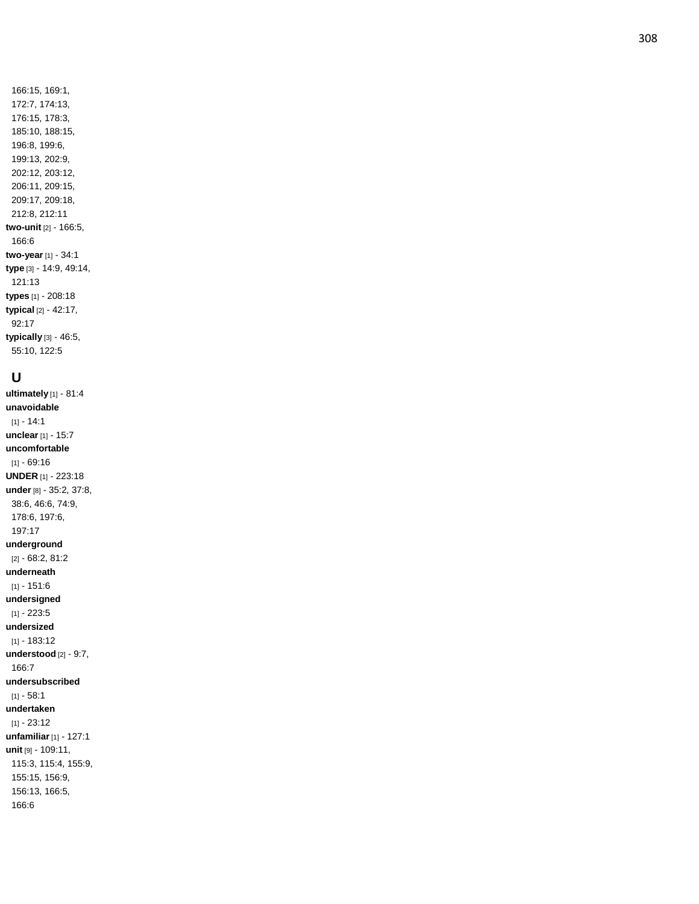166:15, 169:1, 172:7, 174:13, 176:15, 178:3, 185:10, 188:15, 196:8, 199:6, 199:13, 202:9, 202:12, 203:12, 206:11, 209:15, 209:17, 209:18, 212:8, 212:11

**two-unit** [2] - 166:5, 166:6

**two-year** [1] - 34:1

**type** [3] - 14:9, 49:14, 121:13

**types** [1] - 208:18

**typical** [2] - 42:17, 92:17

**typically** [3] - 46:5, 55:10, 122:5

## U

**ultimately** [1] - 81:4

**unavoidable** [1] - 14:1

**unclear** [1] - 15:7

**uncomfortable** [1] - 69:16

**UNDER** [1] - 223:18

**under** [8] - 35:2, 37:8, 38:6, 46:6, 74:9, 178:6, 197:6, 197:17

**underground** [2] - 68:2, 81:2

**underneath** [1] - 151:6

**undersigned** [1] - 223:5

**undersized** [1] - 183:12

**understood** [2] - 9:7, 166:7

**undersubscribed** [1] - 58:1

**undertaken** [1] - 23:12

**unfamiliar** [1] - 127:1

**unit** [9] - 109:11, 115:3, 115:4, 155:9, 155:15, 156:9, 156:13, 166:5, 166:6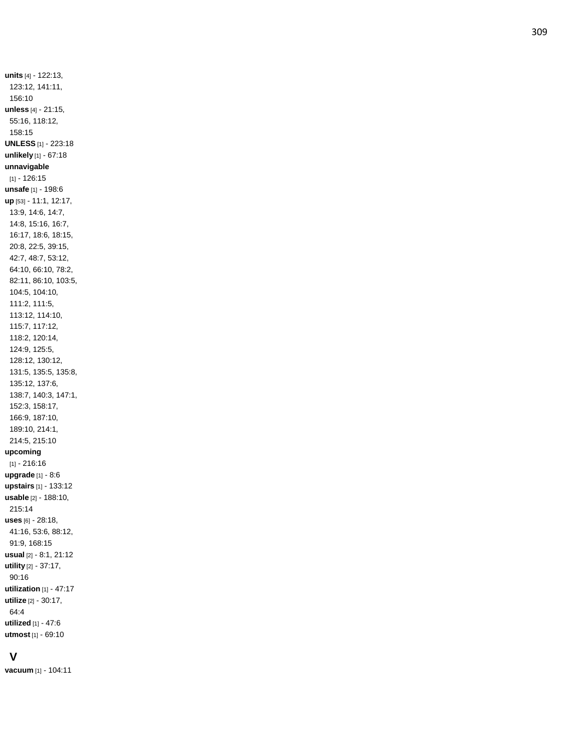**units** [4] - 122:13, 123:12, 141:11, 156:10
**unless** [4] - 21:15, 55:16, 118:12, 158:15
**UNLESS** [1] - 223:18
**unlikely** [1] - 67:18
**unnavigable** [1] - 126:15
**unsafe** [1] - 198:6
**up** [53] - 11:1, 12:17, 13:9, 14:6, 14:7, 14:8, 15:16, 16:7, 16:17, 18:6, 18:15, 20:8, 22:5, 39:15, 42:7, 48:7, 53:12, 64:10, 66:10, 78:2, 82:11, 86:10, 103:5, 104:5, 104:10, 111:2, 111:5, 113:12, 114:10, 115:7, 117:12, 118:2, 120:14, 124:9, 125:5, 128:12, 130:12, 131:5, 135:5, 135:8, 135:12, 137:6, 138:7, 140:3, 147:1, 152:3, 158:17, 166:9, 187:10, 189:10, 214:1, 214:5, 215:10
**upcoming** [1] - 216:16
**upgrade** [1] - 8:6
**upstairs** [1] - 133:12
**usable** [2] - 188:10, 215:14
**uses** [6] - 28:18, 41:16, 53:6, 88:12, 91:9, 168:15
**usual** [2] - 8:1, 21:12
**utility** [2] - 37:17, 90:16
**utilization** [1] - 47:17
**utilize** [2] - 30:17, 64:4
**utilized** [1] - 47:6
**utmost** [1] - 69:10

## V

**vacuum** [1] - 104:11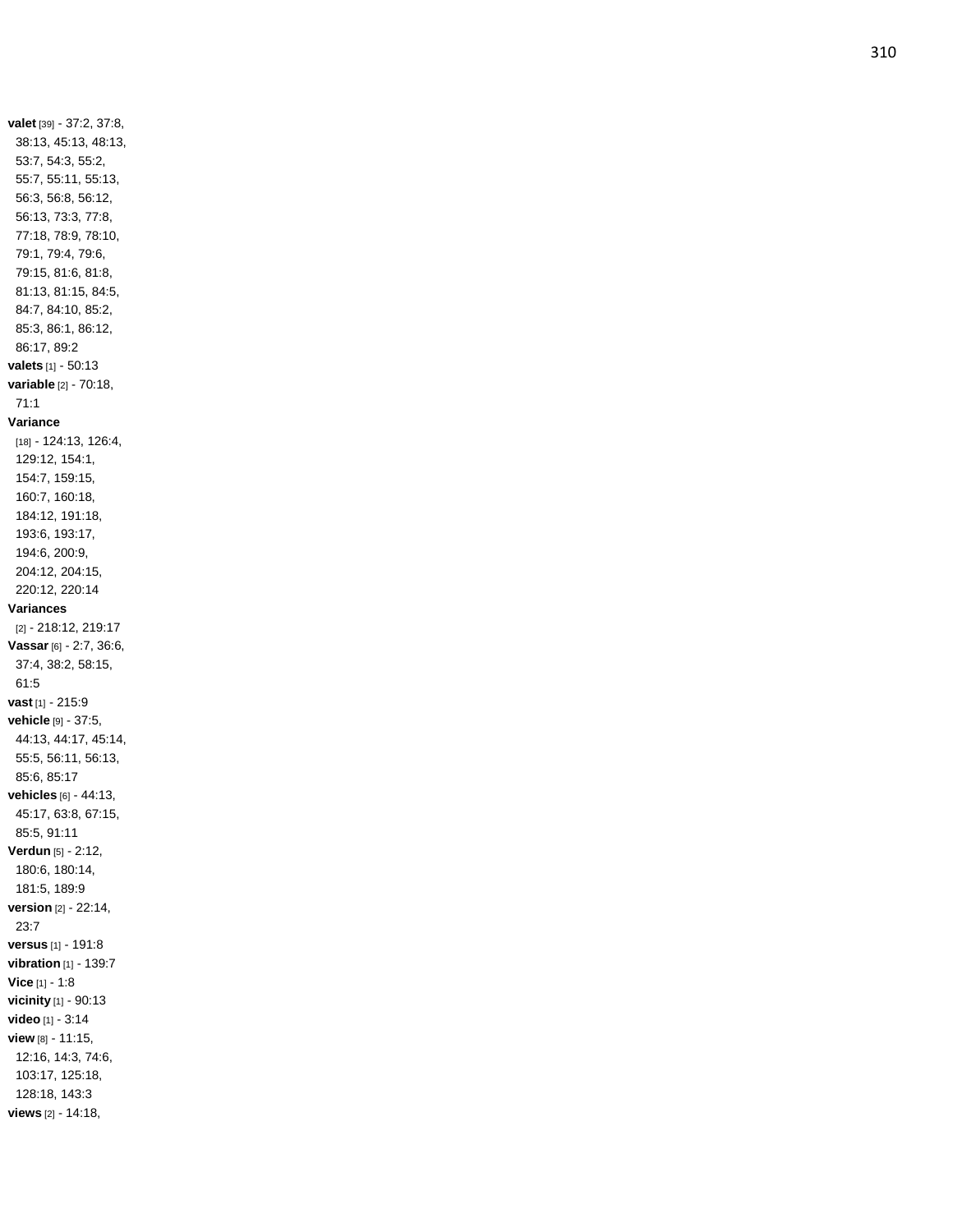**valet** [39] - 37:2, 37:8, 38:13, 45:13, 48:13, 53:7, 54:3, 55:2, 55:7, 55:11, 55:13, 56:3, 56:8, 56:12, 56:13, 73:3, 77:8, 77:18, 78:9, 78:10, 79:1, 79:4, 79:6, 79:15, 81:6, 81:8, 81:13, 81:15, 84:5, 84:7, 84:10, 85:2, 85:3, 86:1, 86:12, 86:17, 89:2

**valets** [1] - 50:13

**variable** [2] - 70:18, 71:1

**Variance** [18] - 124:13, 126:4, 129:12, 154:1, 154:7, 159:15, 160:7, 160:18, 184:12, 191:18, 193:6, 193:17, 194:6, 200:9, 204:12, 204:15, 220:12, 220:14

**Variances** [2] - 218:12, 219:17

**Vassar** [6] - 2:7, 36:6, 37:4, 38:2, 58:15, 61:5

**vast** [1] - 215:9

**vehicle** [9] - 37:5, 44:13, 44:17, 45:14, 55:5, 56:11, 56:13, 85:6, 85:17

**vehicles** [6] - 44:13, 45:17, 63:8, 67:15, 85:5, 91:11

**Verdun** [5] - 2:12, 180:6, 180:14, 181:5, 189:9

**version** [2] - 22:14, 23:7

**versus** [1] - 191:8

**vibration** [1] - 139:7

**Vice** [1] - 1:8

**vicinity** [1] - 90:13

**video** [1] - 3:14

**view** [8] - 11:15, 12:16, 14:3, 74:6, 103:17, 125:18, 128:18, 143:3

**views** [2] - 14:18,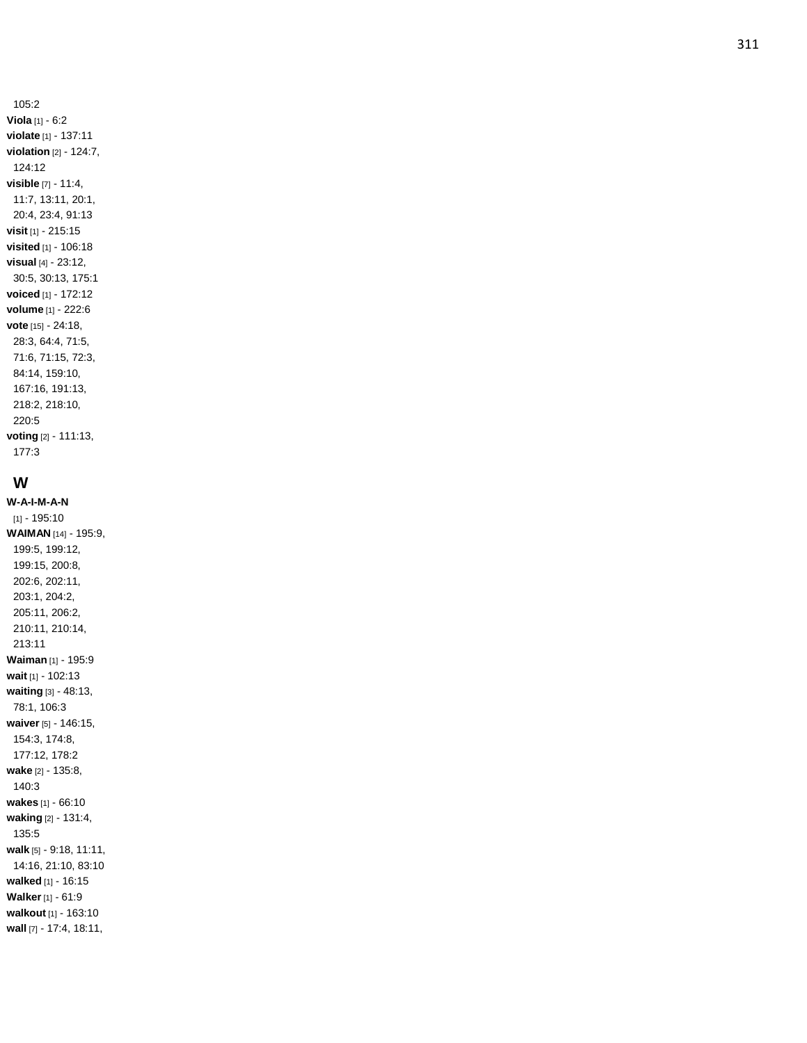105:2

**Viola** [1] - 6:2

**violate** [1] - 137:11

**violation** [2] - 124:7, 124:12

**visible** [7] - 11:4, 11:7, 13:11, 20:1, 20:4, 23:4, 91:13

**visit** [1] - 215:15

**visited** [1] - 106:18

**visual** [4] - 23:12, 30:5, 30:13, 175:1

**voiced** [1] - 172:12

**volume** [1] - 222:6

**vote** [15] - 24:18, 28:3, 64:4, 71:5, 71:6, 71:15, 72:3, 84:14, 159:10, 167:16, 191:13, 218:2, 218:10, 220:5

**voting** [2] - 111:13, 177:3

## W

**W-A-I-M-A-N** [1] - 195:10

**WAIMAN** [14] - 195:9, 199:5, 199:12, 199:15, 200:8, 202:6, 202:11, 203:1, 204:2, 205:11, 206:2, 210:11, 210:14, 213:11

**Waiman** [1] - 195:9

**wait** [1] - 102:13

**waiting** [3] - 48:13, 78:1, 106:3

**waiver** [5] - 146:15, 154:3, 174:8, 177:12, 178:2

**wake** [2] - 135:8, 140:3

**wakes** [1] - 66:10

**waking** [2] - 131:4, 135:5

**walk** [5] - 9:18, 11:11, 14:16, 21:10, 83:10

**walked** [1] - 16:15

**Walker** [1] - 61:9

**walkout** [1] - 163:10

**wall** [7] - 17:4, 18:11,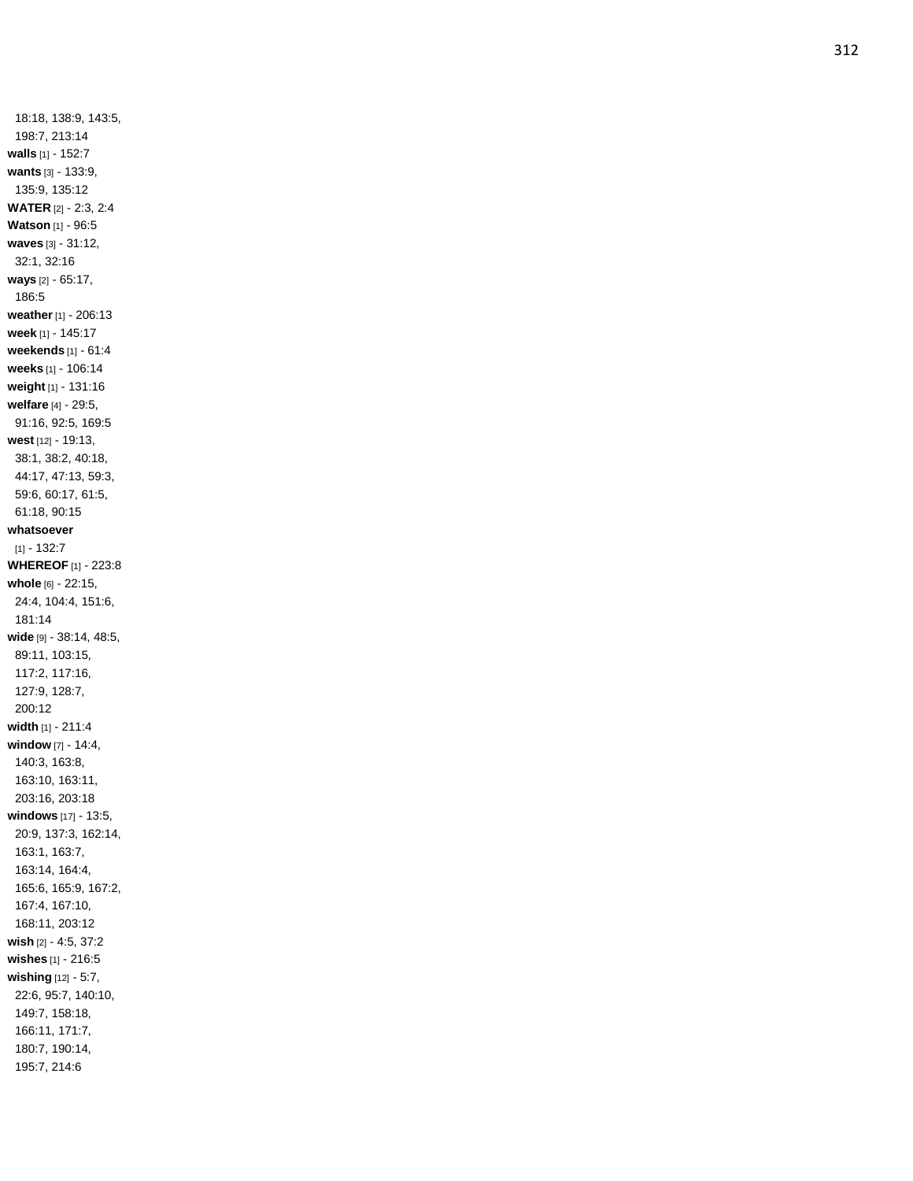18:18, 138:9, 143:5, 198:7, 213:14

**walls** [1] - 152:7

**wants** [3] - 133:9, 135:9, 135:12

**WATER** [2] - 2:3, 2:4

**Watson** [1] - 96:5

**waves** [3] - 31:12, 32:1, 32:16

**ways** [2] - 65:17, 186:5

**weather** [1] - 206:13

**week** [1] - 145:17

**weekends** [1] - 61:4

**weeks** [1] - 106:14

**weight** [1] - 131:16

**welfare** [4] - 29:5, 91:16, 92:5, 169:5

**west** [12] - 19:13, 38:1, 38:2, 40:18, 44:17, 47:13, 59:3, 59:6, 60:17, 61:5, 61:18, 90:15

**whatsoever** [1] - 132:7

**WHEREOF** [1] - 223:8

**whole** [6] - 22:15, 24:4, 104:4, 151:6, 181:14

**wide** [9] - 38:14, 48:5, 89:11, 103:15, 117:2, 117:16, 127:9, 128:7, 200:12

**width** [1] - 211:4

**window** [7] - 14:4, 140:3, 163:8, 163:10, 163:11, 203:16, 203:18

**windows** [17] - 13:5, 20:9, 137:3, 162:14, 163:1, 163:7, 163:14, 164:4, 165:6, 165:9, 167:2, 167:4, 167:10, 168:11, 203:12

**wish** [2] - 4:5, 37:2

**wishes** [1] - 216:5

**wishing** [12] - 5:7, 22:6, 95:7, 140:10, 149:7, 158:18, 166:11, 171:7, 180:7, 190:14, 195:7, 214:6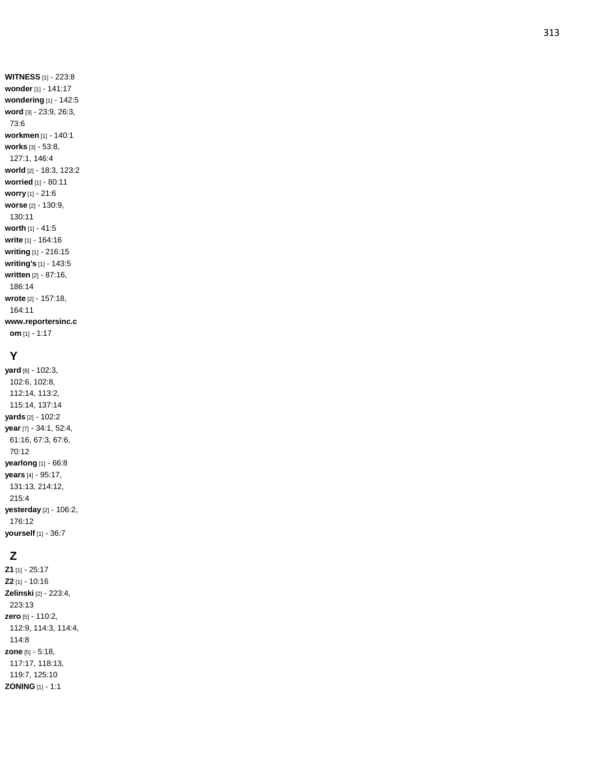**WITNESS** [1] - 223:8
**wonder** [1] - 141:17
**wondering** [1] - 142:5
**word** [3] - 23:9, 26:3, 73:6
**workmen** [1] - 140:1
**works** [3] - 53:8, 127:1, 146:4
**world** [2] - 18:3, 123:2
**worried** [1] - 80:11
**worry** [1] - 21:6
**worse** [2] - 130:9, 130:11
**worth** [1] - 41:5
**write** [1] - 164:16
**writing** [1] - 216:15
**writing's** [1] - 143:5
**written** [2] - 87:16, 186:14
**wrote** [2] - 157:18, 164:11
**www.reportersinc.com** [1] - 1:17

## Y

**yard** [8] - 102:3, 102:6, 102:8, 112:14, 113:2, 115:14, 137:14
**yards** [2] - 102:2
**year** [7] - 34:1, 52:4, 61:16, 67:3, 67:6, 70:12
**yearlong** [1] - 66:8
**years** [4] - 95:17, 131:13, 214:12, 215:4
**yesterday** [2] - 106:2, 176:12
**yourself** [1] - 36:7

## Z

**Z1** [1] - 25:17
**Z2** [1] - 10:16
**Zelinski** [2] - 223:4, 223:13
**zero** [5] - 110:2, 112:9, 114:3, 114:4, 114:8
**zone** [5] - 5:18, 117:17, 118:13, 119:7, 125:10
**ZONING** [1] - 1:1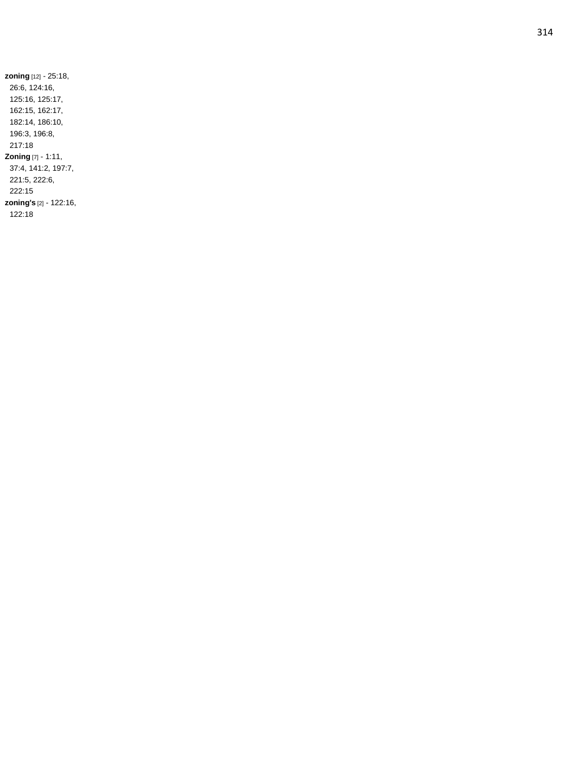**zoning** [12] - 25:18, 26:6, 124:16, 125:16, 125:17, 162:15, 162:17, 182:14, 186:10, 196:3, 196:8, 217:18

**Zoning** [7] - 1:11, 37:4, 141:2, 197:7, 221:5, 222:6, 222:15

**zoning's** [2] - 122:16, 122:18